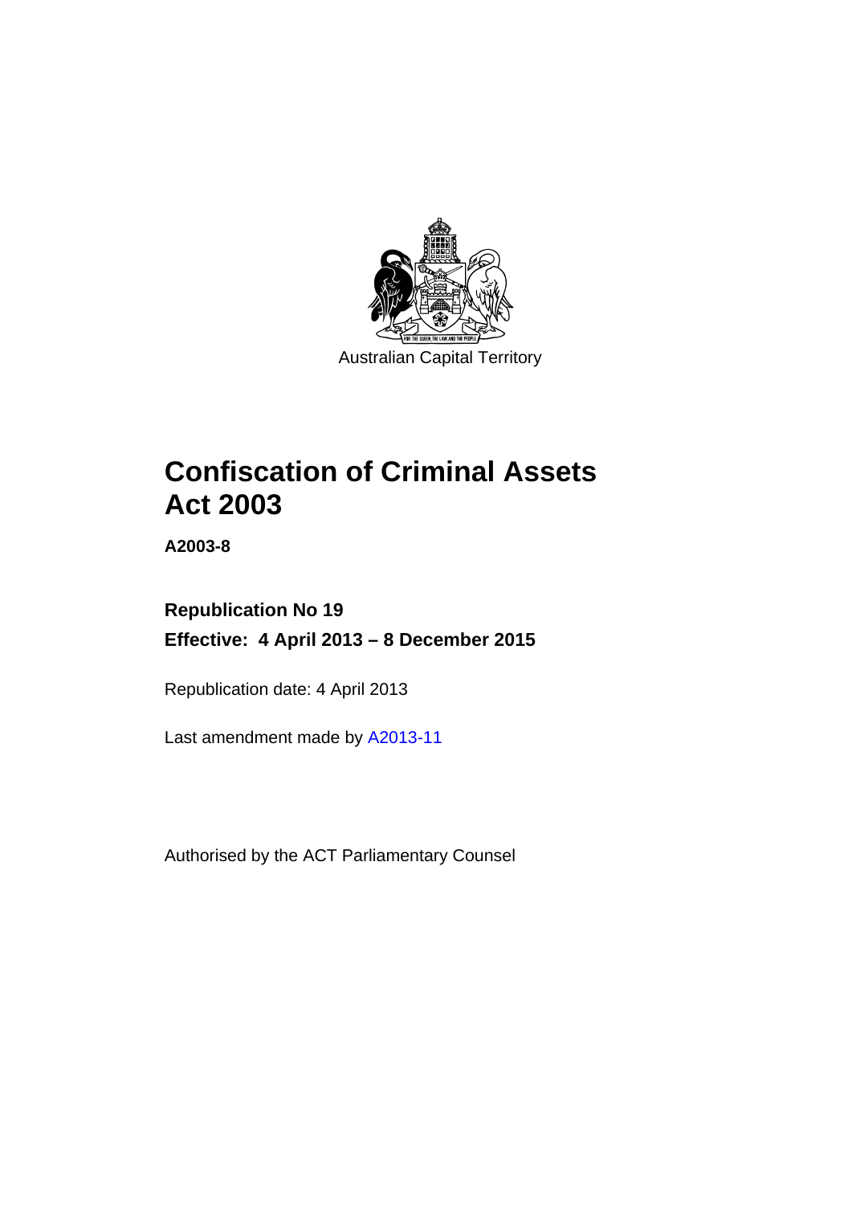Australian Capital Territory

# Confiscation of Criminal Assets Act 2003

**A2003-8**

**Republication No 19**

**Effective: 4 April 2013 – 8 December 2015**

Republication date: 4 April 2013

Last amendment made by A2013-11

Authorised by the ACT Parliamentary Counsel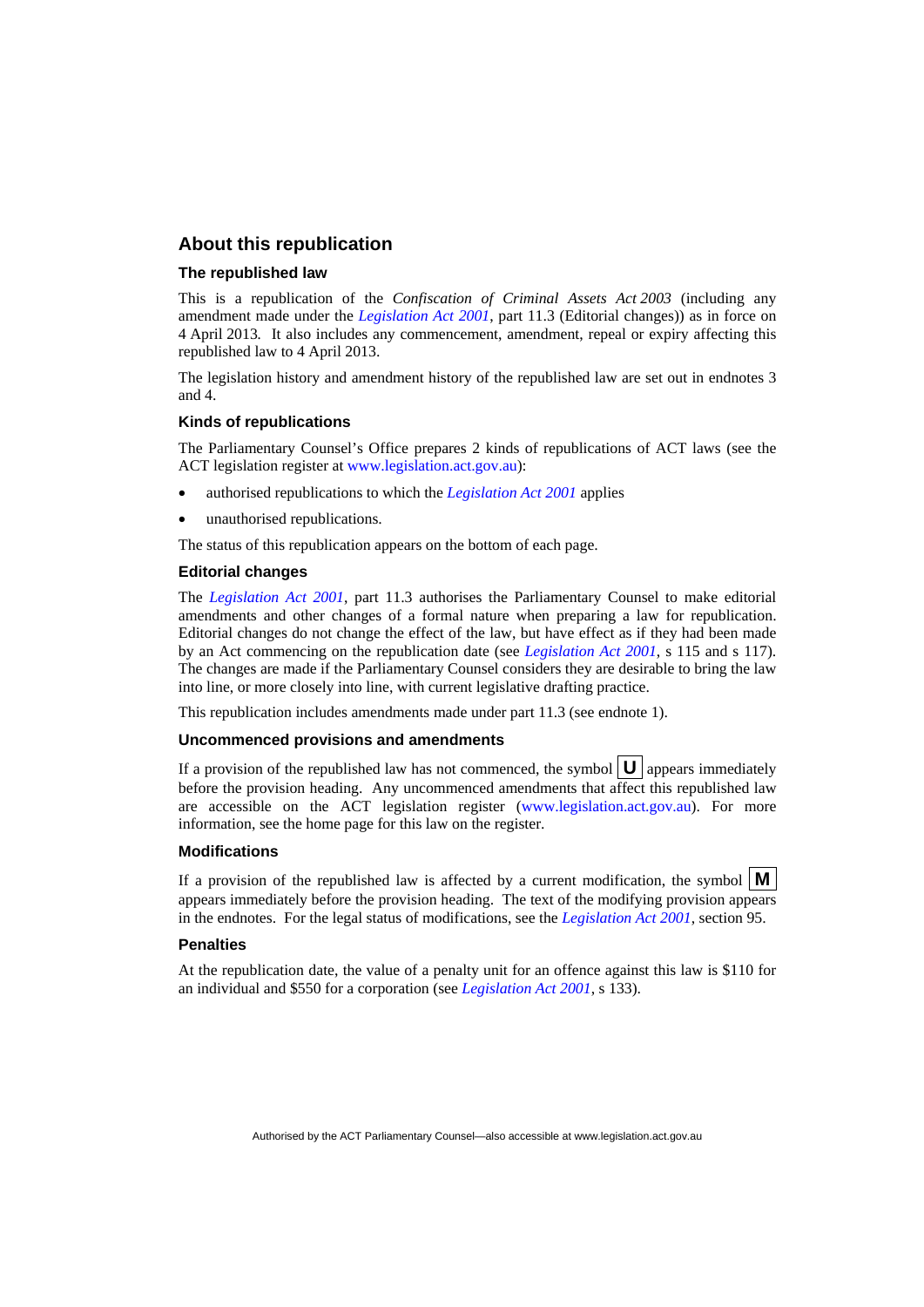## About this republication

### The republished law

This is a republication of the *Confiscation of Criminal Assets Act 2003* (including any amendment made under the *Legislation Act 2001*, part 11.3 (Editorial changes)) as in force on 4 April 2013*.* It also includes any commencement, amendment, repeal or expiry affecting this republished law to 4 April 2013.

The legislation history and amendment history of the republished law are set out in endnotes 3 and 4.

### Kinds of republications

The Parliamentary Counsel's Office prepares 2 kinds of republications of ACT laws (see the ACT legislation register at www.legislation.act.gov.au):

- authorised republications to which the *Legislation Act 2001* applies
- unauthorised republications.

The status of this republication appears on the bottom of each page.

### Editorial changes

The *Legislation Act 2001*, part 11.3 authorises the Parliamentary Counsel to make editorial amendments and other changes of a formal nature when preparing a law for republication. Editorial changes do not change the effect of the law, but have effect as if they had been made by an Act commencing on the republication date (see *Legislation Act 2001*, s 115 and s 117). The changes are made if the Parliamentary Counsel considers they are desirable to bring the law into line, or more closely into line, with current legislative drafting practice.

This republication includes amendments made under part 11.3 (see endnote 1).

### Uncommenced provisions and amendments

If a provision of the republished law has not commenced, the symbol **U** appears immediately before the provision heading. Any uncommenced amendments that affect this republished law are accessible on the ACT legislation register (www.legislation.act.gov.au). For more information, see the home page for this law on the register.

### Modifications

If a provision of the republished law is affected by a current modification, the symbol **M** appears immediately before the provision heading. The text of the modifying provision appears in the endnotes. For the legal status of modifications, see the *Legislation Act 2001*, section 95.

### Penalties

At the republication date, the value of a penalty unit for an offence against this law is $110 for an individual and $550 for a corporation (see *Legislation Act 2001*, s 133).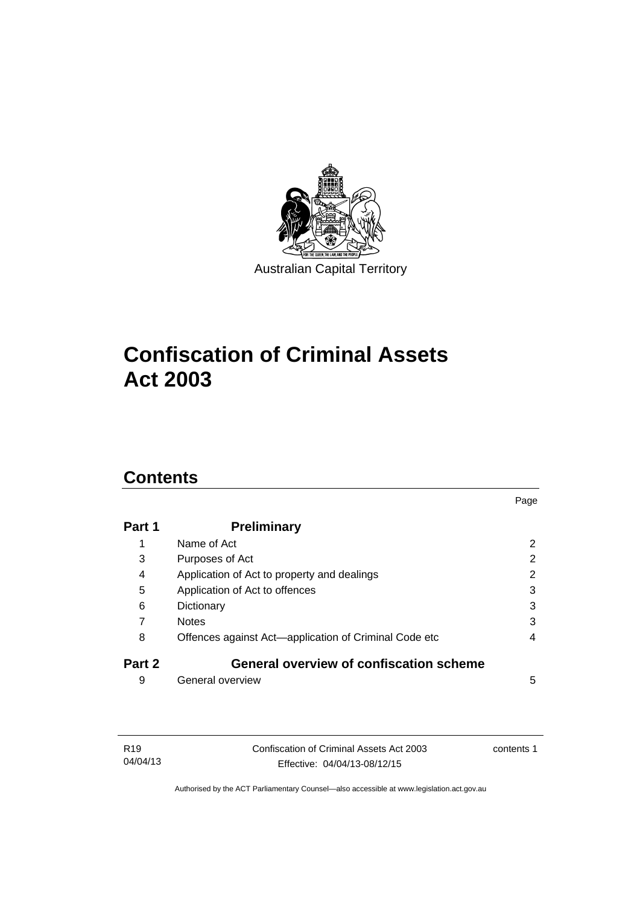Australian Capital Territory

# Confiscation of Criminal Assets Act 2003

## Contents

| | | Page |
|---|---|---|
| **Part 1** | **Preliminary** | |
| 1 | Name of Act | 2 |
| 3 | Purposes of Act | 2 |
| 4 | Application of Act to property and dealings | 2 |
| 5 | Application of Act to offences | 3 |
| 6 | Dictionary | 3 |
| 7 | Notes | 3 |
| 8 | Offences against Act—application of Criminal Code etc | 4 |
| **Part 2** | **General overview of confiscation scheme** | |
| 9 | General overview | 5 |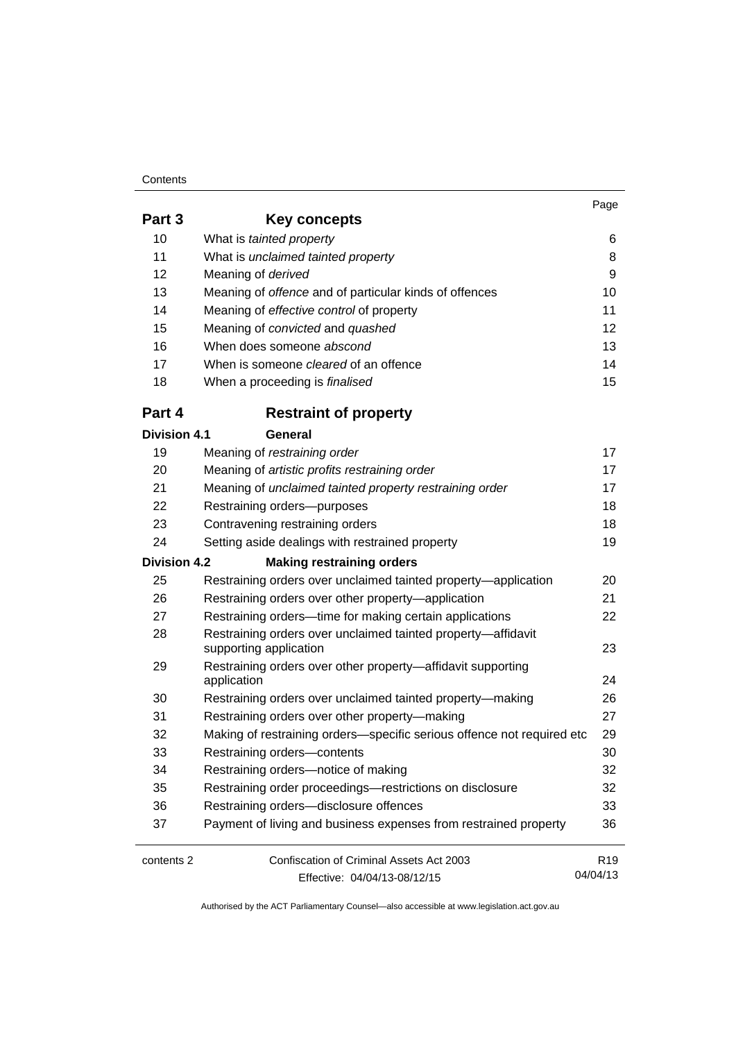| | | Page |
|---|---|---|
| **Part 3** | **Key concepts** | |
| 10 | What is *tainted property* | 6 |
| 11 | What is *unclaimed tainted property* | 8 |
| 12 | Meaning of *derived* | 9 |
| 13 | Meaning of *offence* and of particular kinds of offences | 10 |
| 14 | Meaning of *effective control* of property | 11 |
| 15 | Meaning of *convicted* and *quashed* | 12 |
| 16 | When does someone *abscond* | 13 |
| 17 | When is someone *cleared* of an offence | 14 |
| 18 | When a proceeding is *finalised* | 15 |
| **Part 4** | **Restraint of property** | |
| **Division 4.1** | **General** | |
| 19 | Meaning of *restraining order* | 17 |
| 20 | Meaning of *artistic profits restraining order* | 17 |
| 21 | Meaning of *unclaimed tainted property restraining order* | 17 |
| 22 | Restraining orders—purposes | 18 |
| 23 | Contravening restraining orders | 18 |
| 24 | Setting aside dealings with restrained property | 19 |
| **Division 4.2** | **Making restraining orders** | |
| 25 | Restraining orders over unclaimed tainted property—application | 20 |
| 26 | Restraining orders over other property—application | 21 |
| 27 | Restraining orders—time for making certain applications | 22 |
| 28 | Restraining orders over unclaimed tainted property—affidavit supporting application | 23 |
| 29 | Restraining orders over other property—affidavit supporting application | 24 |
| 30 | Restraining orders over unclaimed tainted property—making | 26 |
| 31 | Restraining orders over other property—making | 27 |
| 32 | Making of restraining orders—specific serious offence not required etc | 29 |
| 33 | Restraining orders—contents | 30 |
| 34 | Restraining orders—notice of making | 32 |
| 35 | Restraining order proceedings—restrictions on disclosure | 32 |
| 36 | Restraining orders—disclosure offences | 33 |
| 37 | Payment of living and business expenses from restrained property | 36 |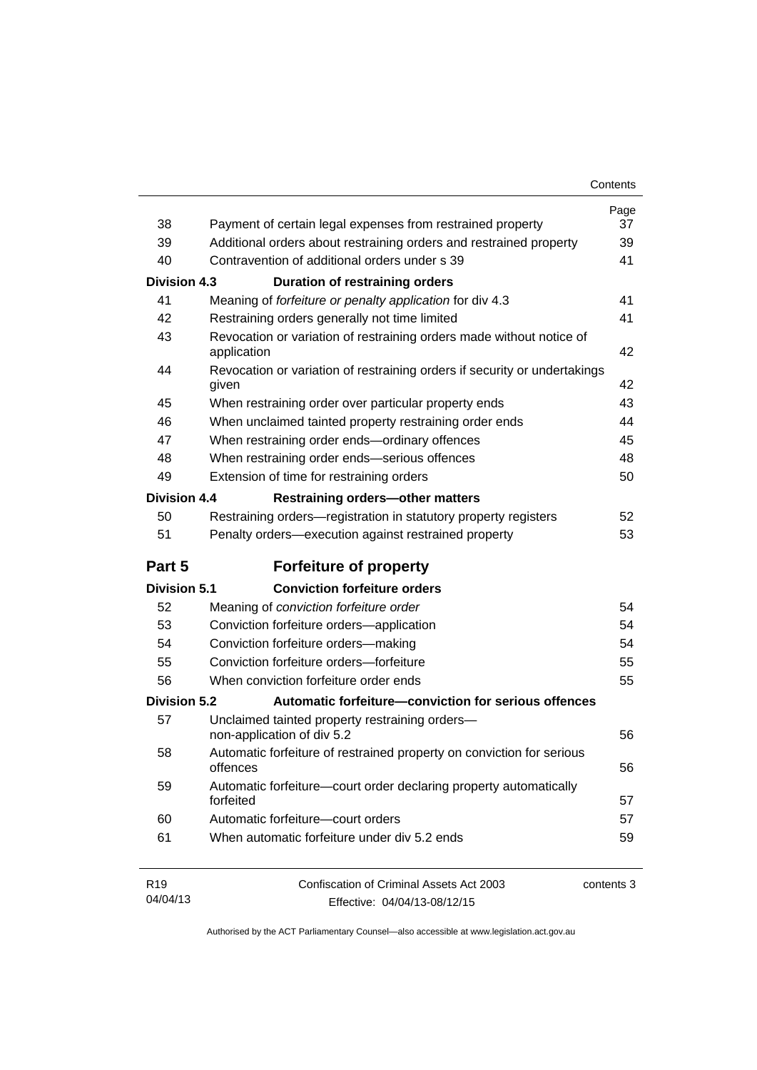| | | Page |
|---|---|---|
| 38 | Payment of certain legal expenses from restrained property | 37 |
| 39 | Additional orders about restraining orders and restrained property | 39 |
| 40 | Contravention of additional orders under s 39 | 41 |
| **Division 4.3** | **Duration of restraining orders** | |
| 41 | Meaning of *forfeiture or penalty application* for div 4.3 | 41 |
| 42 | Restraining orders generally not time limited | 41 |
| 43 | Revocation or variation of restraining orders made without notice of application | 42 |
| 44 | Revocation or variation of restraining orders if security or undertakings given | 42 |
| 45 | When restraining order over particular property ends | 43 |
| 46 | When unclaimed tainted property restraining order ends | 44 |
| 47 | When restraining order ends—ordinary offences | 45 |
| 48 | When restraining order ends—serious offences | 48 |
| 49 | Extension of time for restraining orders | 50 |
| **Division 4.4** | **Restraining orders—other matters** | |
| 50 | Restraining orders—registration in statutory property registers | 52 |
| 51 | Penalty orders—execution against restrained property | 53 |
| **Part 5** | **Forfeiture of property** | |
| **Division 5.1** | **Conviction forfeiture orders** | |
| 52 | Meaning of *conviction forfeiture order* | 54 |
| 53 | Conviction forfeiture orders—application | 54 |
| 54 | Conviction forfeiture orders—making | 54 |
| 55 | Conviction forfeiture orders—forfeiture | 55 |
| 56 | When conviction forfeiture order ends | 55 |
| **Division 5.2** | **Automatic forfeiture—conviction for serious offences** | |
| 57 | Unclaimed tainted property restraining orders—non-application of div 5.2 | 56 |
| 58 | Automatic forfeiture of restrained property on conviction for serious offences | 56 |
| 59 | Automatic forfeiture—court order declaring property automatically forfeited | 57 |
| 60 | Automatic forfeiture—court orders | 57 |
| 61 | When automatic forfeiture under div 5.2 ends | 59 |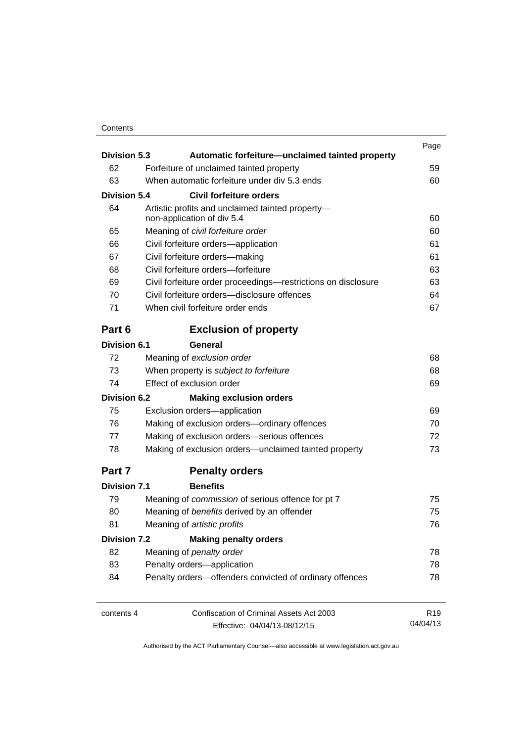| | | Page |
|---|---|---|
| **Division 5.3** | **Automatic forfeiture—unclaimed tainted property** | |
| 62 | Forfeiture of unclaimed tainted property | 59 |
| 63 | When automatic forfeiture under div 5.3 ends | 60 |
| **Division 5.4** | **Civil forfeiture orders** | |
| 64 | Artistic profits and unclaimed tainted property—non-application of div 5.4 | 60 |
| 65 | Meaning of *civil forfeiture order* | 60 |
| 66 | Civil forfeiture orders—application | 61 |
| 67 | Civil forfeiture orders—making | 61 |
| 68 | Civil forfeiture orders—forfeiture | 63 |
| 69 | Civil forfeiture order proceedings—restrictions on disclosure | 63 |
| 70 | Civil forfeiture orders—disclosure offences | 64 |
| 71 | When civil forfeiture order ends | 67 |

## Part 6 Exclusion of property

| | | |
|---|---|---|
| **Division 6.1** | **General** | |
| 72 | Meaning of *exclusion order* | 68 |
| 73 | When property is *subject to forfeiture* | 68 |
| 74 | Effect of exclusion order | 69 |
| **Division 6.2** | **Making exclusion orders** | |
| 75 | Exclusion orders—application | 69 |
| 76 | Making of exclusion orders—ordinary offences | 70 |
| 77 | Making of exclusion orders—serious offences | 72 |
| 78 | Making of exclusion orders—unclaimed tainted property | 73 |

## Part 7 Penalty orders

| | | |
|---|---|---|
| **Division 7.1** | **Benefits** | |
| 79 | Meaning of *commission* of serious offence for pt 7 | 75 |
| 80 | Meaning of *benefits* derived by an offender | 75 |
| 81 | Meaning of *artistic profits* | 76 |
| **Division 7.2** | **Making penalty orders** | |
| 82 | Meaning of *penalty order* | 78 |
| 83 | Penalty orders—application | 78 |
| 84 | Penalty orders—offenders convicted of ordinary offences | 78 |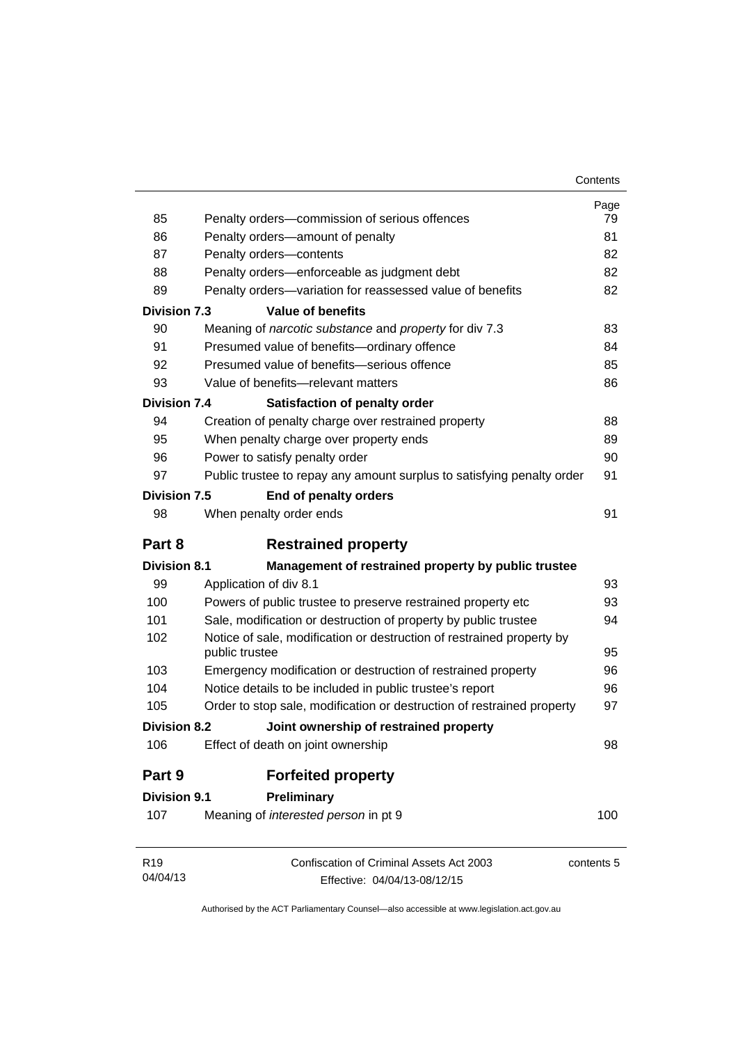| | | Page |
|---|---|---|
| 85 | Penalty orders—commission of serious offences | 79 |
| 86 | Penalty orders—amount of penalty | 81 |
| 87 | Penalty orders—contents | 82 |
| 88 | Penalty orders—enforceable as judgment debt | 82 |
| 89 | Penalty orders—variation for reassessed value of benefits | 82 |
| **Division 7.3** | **Value of benefits** | |
| 90 | Meaning of *narcotic substance* and *property* for div 7.3 | 83 |
| 91 | Presumed value of benefits—ordinary offence | 84 |
| 92 | Presumed value of benefits—serious offence | 85 |
| 93 | Value of benefits—relevant matters | 86 |
| **Division 7.4** | **Satisfaction of penalty order** | |
| 94 | Creation of penalty charge over restrained property | 88 |
| 95 | When penalty charge over property ends | 89 |
| 96 | Power to satisfy penalty order | 90 |
| 97 | Public trustee to repay any amount surplus to satisfying penalty order | 91 |
| **Division 7.5** | **End of penalty orders** | |
| 98 | When penalty order ends | 91 |
| **Part 8** | **Restrained property** | |
| **Division 8.1** | **Management of restrained property by public trustee** | |
| 99 | Application of div 8.1 | 93 |
| 100 | Powers of public trustee to preserve restrained property etc | 93 |
| 101 | Sale, modification or destruction of property by public trustee | 94 |
| 102 | Notice of sale, modification or destruction of restrained property by public trustee | 95 |
| 103 | Emergency modification or destruction of restrained property | 96 |
| 104 | Notice details to be included in public trustee's report | 96 |
| 105 | Order to stop sale, modification or destruction of restrained property | 97 |
| **Division 8.2** | **Joint ownership of restrained property** | |
| 106 | Effect of death on joint ownership | 98 |
| **Part 9** | **Forfeited property** | |
| **Division 9.1** | **Preliminary** | |
| 107 | Meaning of *interested person* in pt 9 | 100 |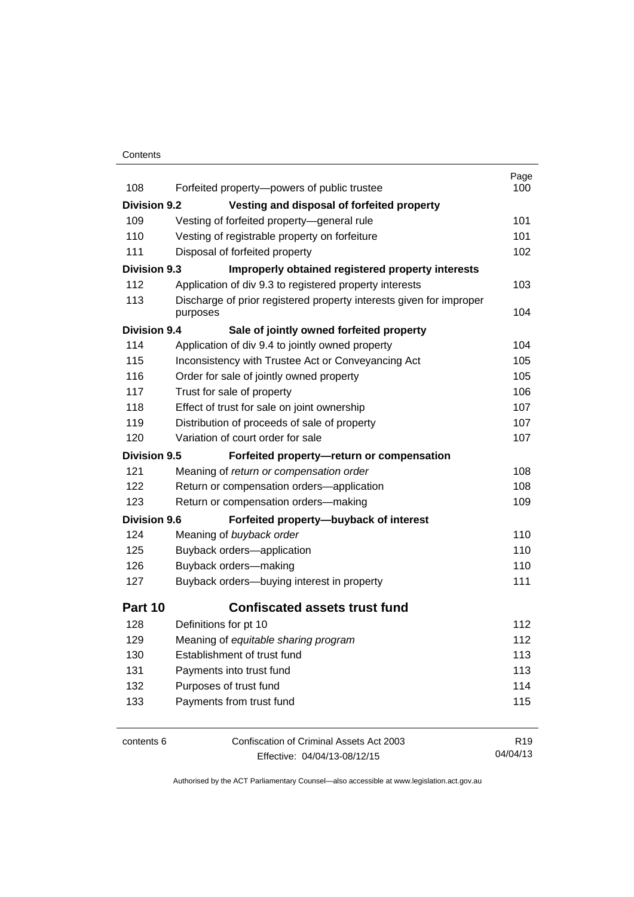| | | Page |
|---|---|---|
| 108 | Forfeited property—powers of public trustee | 100 |
| **Division 9.2** | **Vesting and disposal of forfeited property** | |
| 109 | Vesting of forfeited property—general rule | 101 |
| 110 | Vesting of registrable property on forfeiture | 101 |
| 111 | Disposal of forfeited property | 102 |
| **Division 9.3** | **Improperly obtained registered property interests** | |
| 112 | Application of div 9.3 to registered property interests | 103 |
| 113 | Discharge of prior registered property interests given for improper purposes | 104 |
| **Division 9.4** | **Sale of jointly owned forfeited property** | |
| 114 | Application of div 9.4 to jointly owned property | 104 |
| 115 | Inconsistency with Trustee Act or Conveyancing Act | 105 |
| 116 | Order for sale of jointly owned property | 105 |
| 117 | Trust for sale of property | 106 |
| 118 | Effect of trust for sale on joint ownership | 107 |
| 119 | Distribution of proceeds of sale of property | 107 |
| 120 | Variation of court order for sale | 107 |
| **Division 9.5** | **Forfeited property—return or compensation** | |
| 121 | Meaning of *return or compensation order* | 108 |
| 122 | Return or compensation orders—application | 108 |
| 123 | Return or compensation orders—making | 109 |
| **Division 9.6** | **Forfeited property—buyback of interest** | |
| 124 | Meaning of *buyback order* | 110 |
| 125 | Buyback orders—application | 110 |
| 126 | Buyback orders—making | 110 |
| 127 | Buyback orders—buying interest in property | 111 |
| **Part 10** | **Confiscated assets trust fund** | |
| 128 | Definitions for pt 10 | 112 |
| 129 | Meaning of *equitable sharing program* | 112 |
| 130 | Establishment of trust fund | 113 |
| 131 | Payments into trust fund | 113 |
| 132 | Purposes of trust fund | 114 |
| 133 | Payments from trust fund | 115 |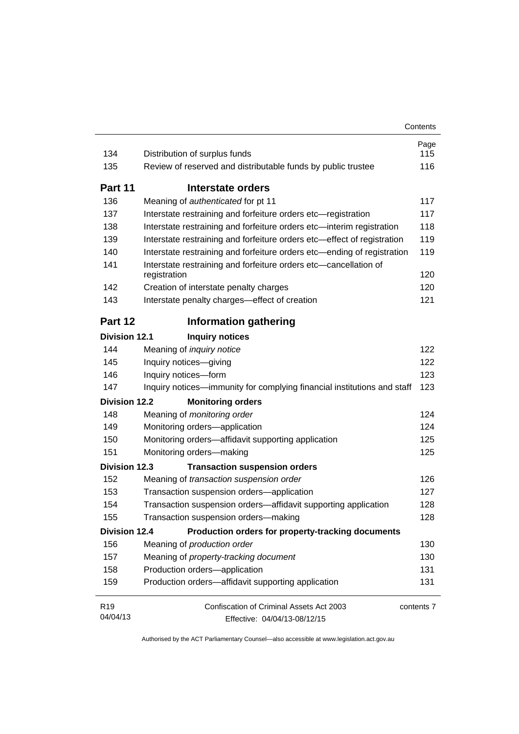| | | Page |
|---|---|---|
| 134 | Distribution of surplus funds | 115 |
| 135 | Review of reserved and distributable funds by public trustee | 116 |
| **Part 11** | **Interstate orders** | |
| 136 | Meaning of *authenticated* for pt 11 | 117 |
| 137 | Interstate restraining and forfeiture orders etc—registration | 117 |
| 138 | Interstate restraining and forfeiture orders etc—interim registration | 118 |
| 139 | Interstate restraining and forfeiture orders etc—effect of registration | 119 |
| 140 | Interstate restraining and forfeiture orders etc—ending of registration | 119 |
| 141 | Interstate restraining and forfeiture orders etc—cancellation of registration | 120 |
| 142 | Creation of interstate penalty charges | 120 |
| 143 | Interstate penalty charges—effect of creation | 121 |
| **Part 12** | **Information gathering** | |
| **Division 12.1** | **Inquiry notices** | |
| 144 | Meaning of *inquiry notice* | 122 |
| 145 | Inquiry notices—giving | 122 |
| 146 | Inquiry notices—form | 123 |
| 147 | Inquiry notices—immunity for complying financial institutions and staff | 123 |
| **Division 12.2** | **Monitoring orders** | |
| 148 | Meaning of *monitoring order* | 124 |
| 149 | Monitoring orders—application | 124 |
| 150 | Monitoring orders—affidavit supporting application | 125 |
| 151 | Monitoring orders—making | 125 |
| **Division 12.3** | **Transaction suspension orders** | |
| 152 | Meaning of *transaction suspension order* | 126 |
| 153 | Transaction suspension orders—application | 127 |
| 154 | Transaction suspension orders—affidavit supporting application | 128 |
| 155 | Transaction suspension orders—making | 128 |
| **Division 12.4** | **Production orders for property-tracking documents** | |
| 156 | Meaning of *production order* | 130 |
| 157 | Meaning of *property-tracking document* | 130 |
| 158 | Production orders—application | 131 |
| 159 | Production orders—affidavit supporting application | 131 |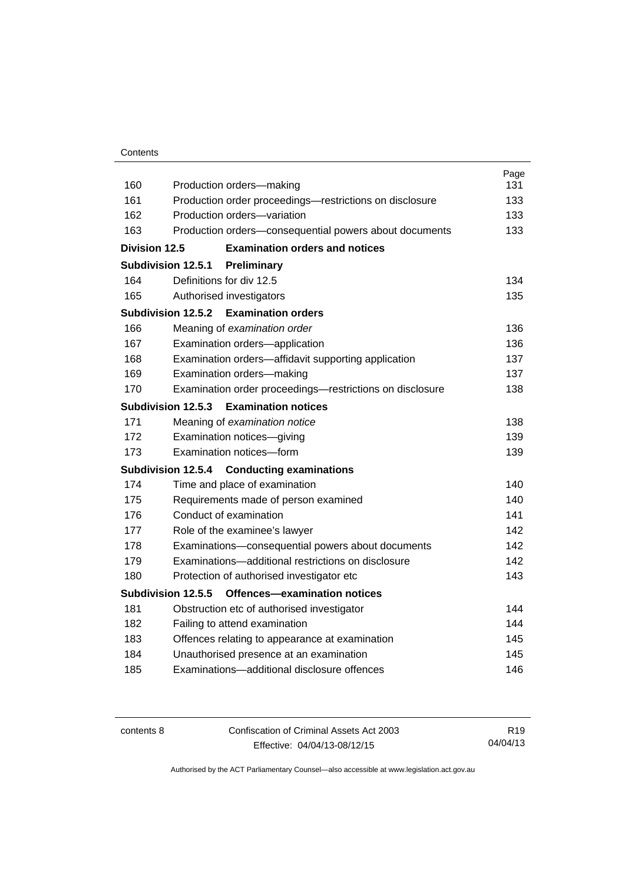| | | Page |
|---|---|---|
| 160 | Production orders—making | 131 |
| 161 | Production order proceedings—restrictions on disclosure | 133 |
| 162 | Production orders—variation | 133 |
| 163 | Production orders—consequential powers about documents | 133 |
| **Division 12.5** | **Examination orders and notices** | |
| **Subdivision 12.5.1** | **Preliminary** | |
| 164 | Definitions for div 12.5 | 134 |
| 165 | Authorised investigators | 135 |
| **Subdivision 12.5.2** | **Examination orders** | |
| 166 | Meaning of *examination order* | 136 |
| 167 | Examination orders—application | 136 |
| 168 | Examination orders—affidavit supporting application | 137 |
| 169 | Examination orders—making | 137 |
| 170 | Examination order proceedings—restrictions on disclosure | 138 |
| **Subdivision 12.5.3** | **Examination notices** | |
| 171 | Meaning of *examination notice* | 138 |
| 172 | Examination notices—giving | 139 |
| 173 | Examination notices—form | 139 |
| **Subdivision 12.5.4** | **Conducting examinations** | |
| 174 | Time and place of examination | 140 |
| 175 | Requirements made of person examined | 140 |
| 176 | Conduct of examination | 141 |
| 177 | Role of the examinee's lawyer | 142 |
| 178 | Examinations—consequential powers about documents | 142 |
| 179 | Examinations—additional restrictions on disclosure | 142 |
| 180 | Protection of authorised investigator etc | 143 |
| **Subdivision 12.5.5** | **Offences—examination notices** | |
| 181 | Obstruction etc of authorised investigator | 144 |
| 182 | Failing to attend examination | 144 |
| 183 | Offences relating to appearance at examination | 145 |
| 184 | Unauthorised presence at an examination | 145 |
| 185 | Examinations—additional disclosure offences | 146 |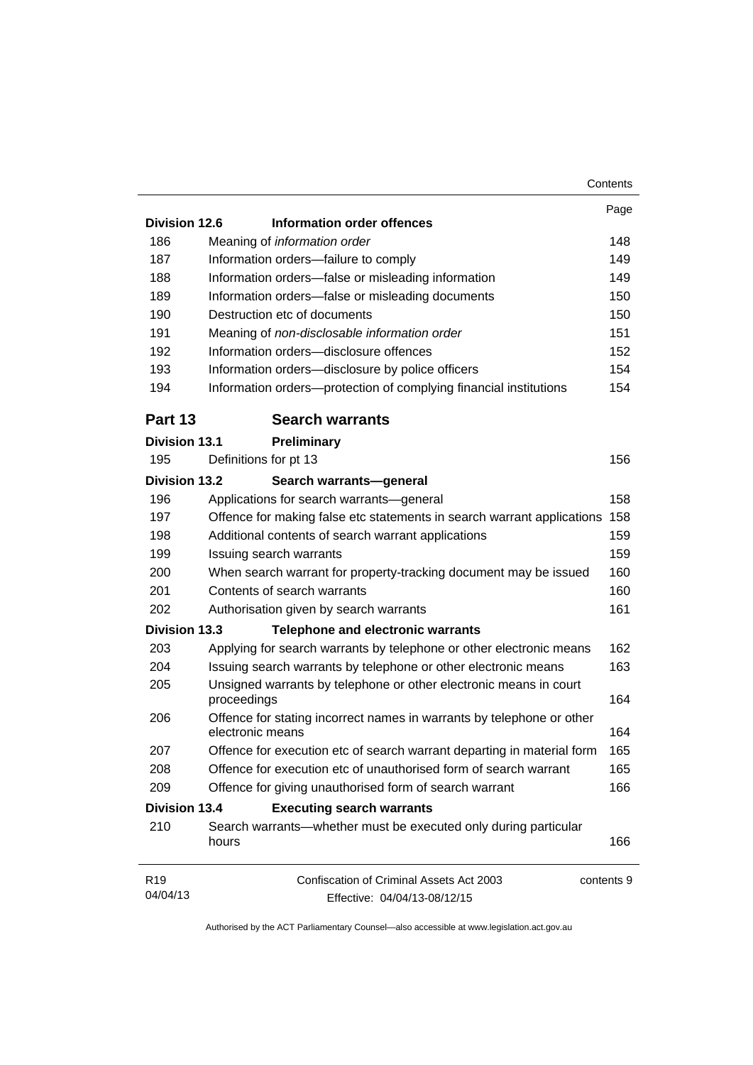| | | Page |
|---|---|---|
| **Division 12.6** | **Information order offences** | |
| 186 | Meaning of *information order* | 148 |
| 187 | Information orders—failure to comply | 149 |
| 188 | Information orders—false or misleading information | 149 |
| 189 | Information orders—false or misleading documents | 150 |
| 190 | Destruction etc of documents | 150 |
| 191 | Meaning of *non-disclosable information order* | 151 |
| 192 | Information orders—disclosure offences | 152 |
| 193 | Information orders—disclosure by police officers | 154 |
| 194 | Information orders—protection of complying financial institutions | 154 |
| **Part 13** | **Search warrants** | |
| **Division 13.1** | **Preliminary** | |
| 195 | Definitions for pt 13 | 156 |
| **Division 13.2** | **Search warrants—general** | |
| 196 | Applications for search warrants—general | 158 |
| 197 | Offence for making false etc statements in search warrant applications | 158 |
| 198 | Additional contents of search warrant applications | 159 |
| 199 | Issuing search warrants | 159 |
| 200 | When search warrant for property-tracking document may be issued | 160 |
| 201 | Contents of search warrants | 160 |
| 202 | Authorisation given by search warrants | 161 |
| **Division 13.3** | **Telephone and electronic warrants** | |
| 203 | Applying for search warrants by telephone or other electronic means | 162 |
| 204 | Issuing search warrants by telephone or other electronic means | 163 |
| 205 | Unsigned warrants by telephone or other electronic means in court proceedings | 164 |
| 206 | Offence for stating incorrect names in warrants by telephone or other electronic means | 164 |
| 207 | Offence for execution etc of search warrant departing in material form | 165 |
| 208 | Offence for execution etc of unauthorised form of search warrant | 165 |
| 209 | Offence for giving unauthorised form of search warrant | 166 |
| **Division 13.4** | **Executing search warrants** | |
| 210 | Search warrants—whether must be executed only during particular hours | 166 |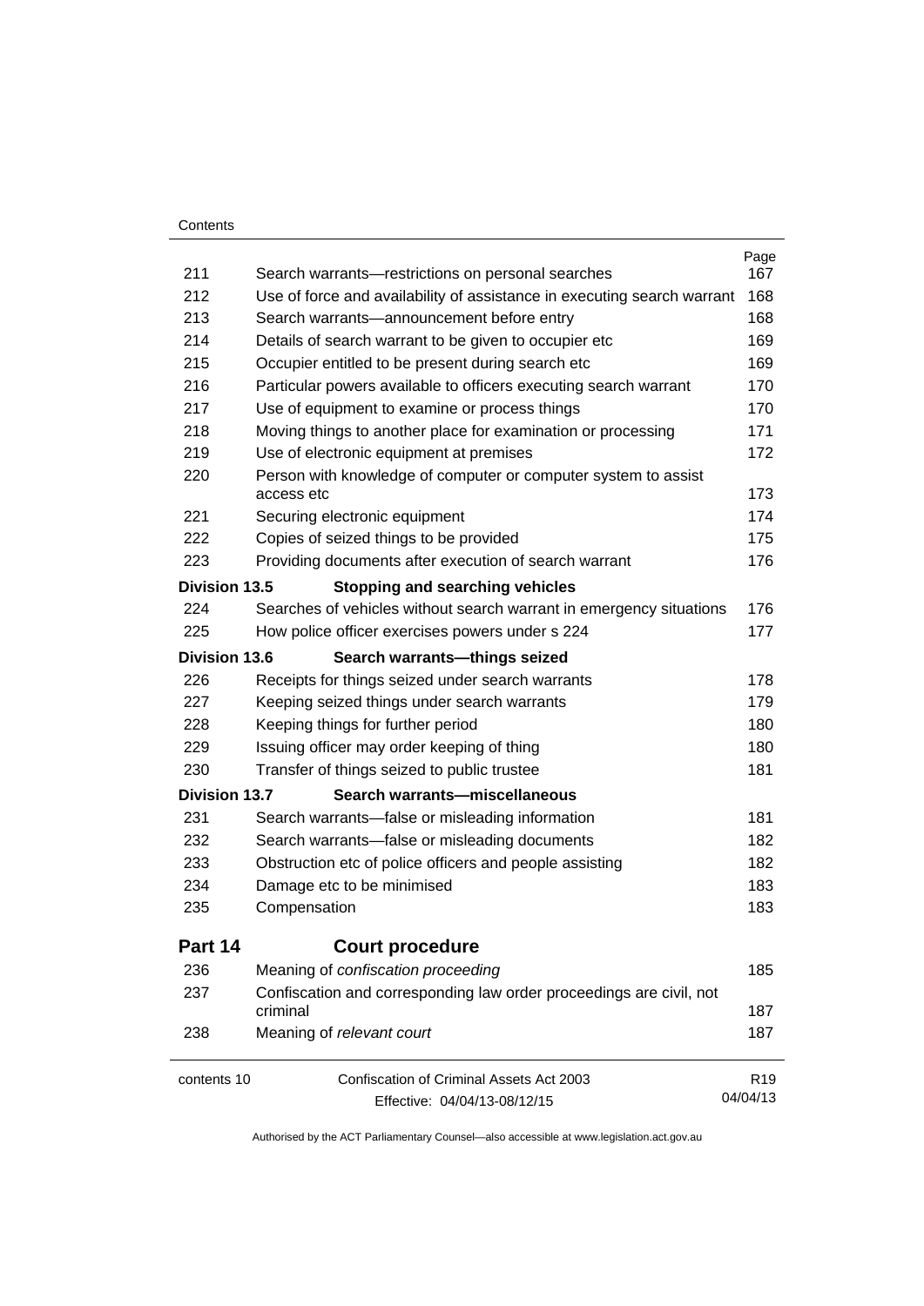| | | Page |
|---|---|---|
| 211 | Search warrants—restrictions on personal searches | 167 |
| 212 | Use of force and availability of assistance in executing search warrant | 168 |
| 213 | Search warrants—announcement before entry | 168 |
| 214 | Details of search warrant to be given to occupier etc | 169 |
| 215 | Occupier entitled to be present during search etc | 169 |
| 216 | Particular powers available to officers executing search warrant | 170 |
| 217 | Use of equipment to examine or process things | 170 |
| 218 | Moving things to another place for examination or processing | 171 |
| 219 | Use of electronic equipment at premises | 172 |
| 220 | Person with knowledge of computer or computer system to assist access etc | 173 |
| 221 | Securing electronic equipment | 174 |
| 222 | Copies of seized things to be provided | 175 |
| 223 | Providing documents after execution of search warrant | 176 |
| **Division 13.5** | **Stopping and searching vehicles** | |
| 224 | Searches of vehicles without search warrant in emergency situations | 176 |
| 225 | How police officer exercises powers under s 224 | 177 |
| **Division 13.6** | **Search warrants—things seized** | |
| 226 | Receipts for things seized under search warrants | 178 |
| 227 | Keeping seized things under search warrants | 179 |
| 228 | Keeping things for further period | 180 |
| 229 | Issuing officer may order keeping of thing | 180 |
| 230 | Transfer of things seized to public trustee | 181 |
| **Division 13.7** | **Search warrants—miscellaneous** | |
| 231 | Search warrants—false or misleading information | 181 |
| 232 | Search warrants—false or misleading documents | 182 |
| 233 | Obstruction etc of police officers and people assisting | 182 |
| 234 | Damage etc to be minimised | 183 |
| 235 | Compensation | 183 |
| **Part 14** | **Court procedure** | |
| 236 | Meaning of *confiscation proceeding* | 185 |
| 237 | Confiscation and corresponding law order proceedings are civil, not criminal | 187 |
| 238 | Meaning of *relevant court* | 187 |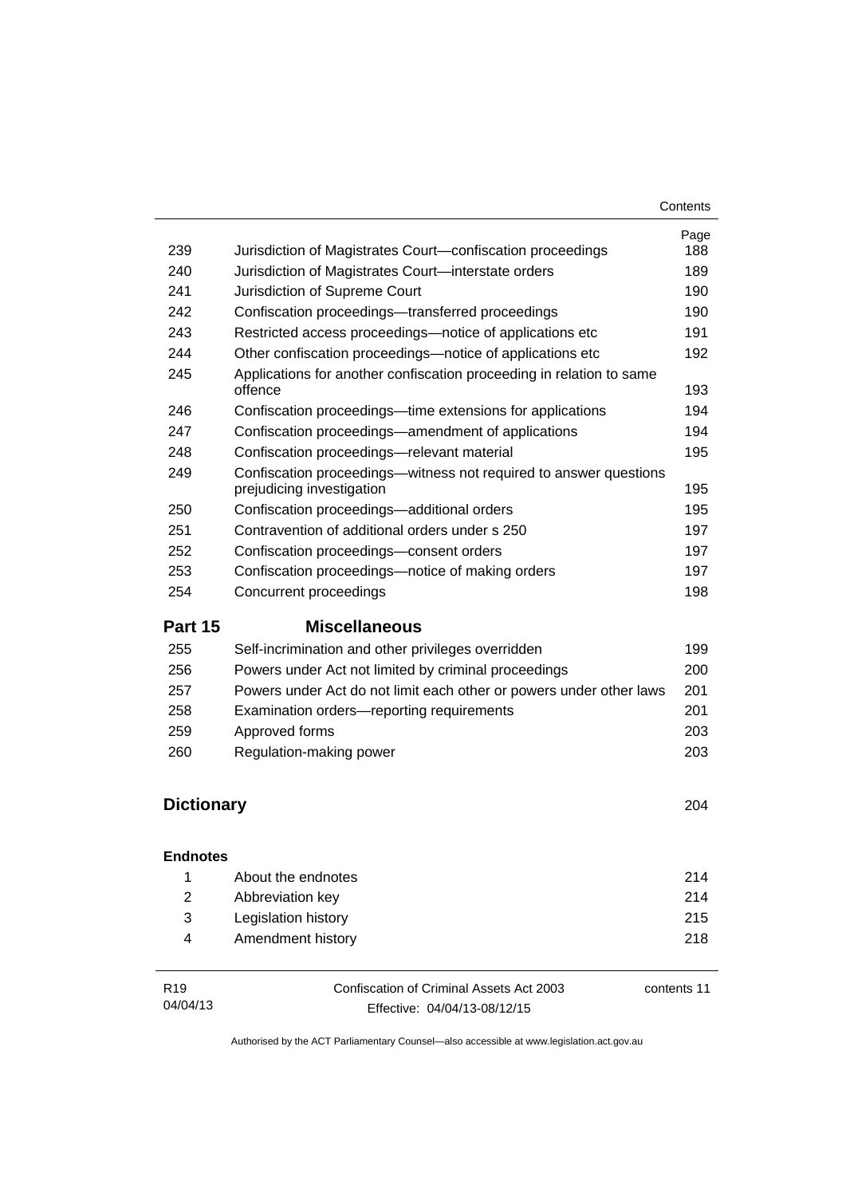| | | Page |
|---|---|---|
| 239 | Jurisdiction of Magistrates Court—confiscation proceedings | 188 |
| 240 | Jurisdiction of Magistrates Court—interstate orders | 189 |
| 241 | Jurisdiction of Supreme Court | 190 |
| 242 | Confiscation proceedings—transferred proceedings | 190 |
| 243 | Restricted access proceedings—notice of applications etc | 191 |
| 244 | Other confiscation proceedings—notice of applications etc | 192 |
| 245 | Applications for another confiscation proceeding in relation to same offence | 193 |
| 246 | Confiscation proceedings—time extensions for applications | 194 |
| 247 | Confiscation proceedings—amendment of applications | 194 |
| 248 | Confiscation proceedings—relevant material | 195 |
| 249 | Confiscation proceedings—witness not required to answer questions prejudicing investigation | 195 |
| 250 | Confiscation proceedings—additional orders | 195 |
| 251 | Contravention of additional orders under s 250 | 197 |
| 252 | Confiscation proceedings—consent orders | 197 |
| 253 | Confiscation proceedings—notice of making orders | 197 |
| 254 | Concurrent proceedings | 198 |

## Part 15 Miscellaneous

| | | |
|---|---|---|
| 255 | Self-incrimination and other privileges overridden | 199 |
| 256 | Powers under Act not limited by criminal proceedings | 200 |
| 257 | Powers under Act do not limit each other or powers under other laws | 201 |
| 258 | Examination orders—reporting requirements | 201 |
| 259 | Approved forms | 203 |
| 260 | Regulation-making power | 203 |

## Dictionary 204

### Endnotes

| | | |
|---|---|---|
| 1 | About the endnotes | 214 |
| 2 | Abbreviation key | 214 |
| 3 | Legislation history | 215 |
| 4 | Amendment history | 218 |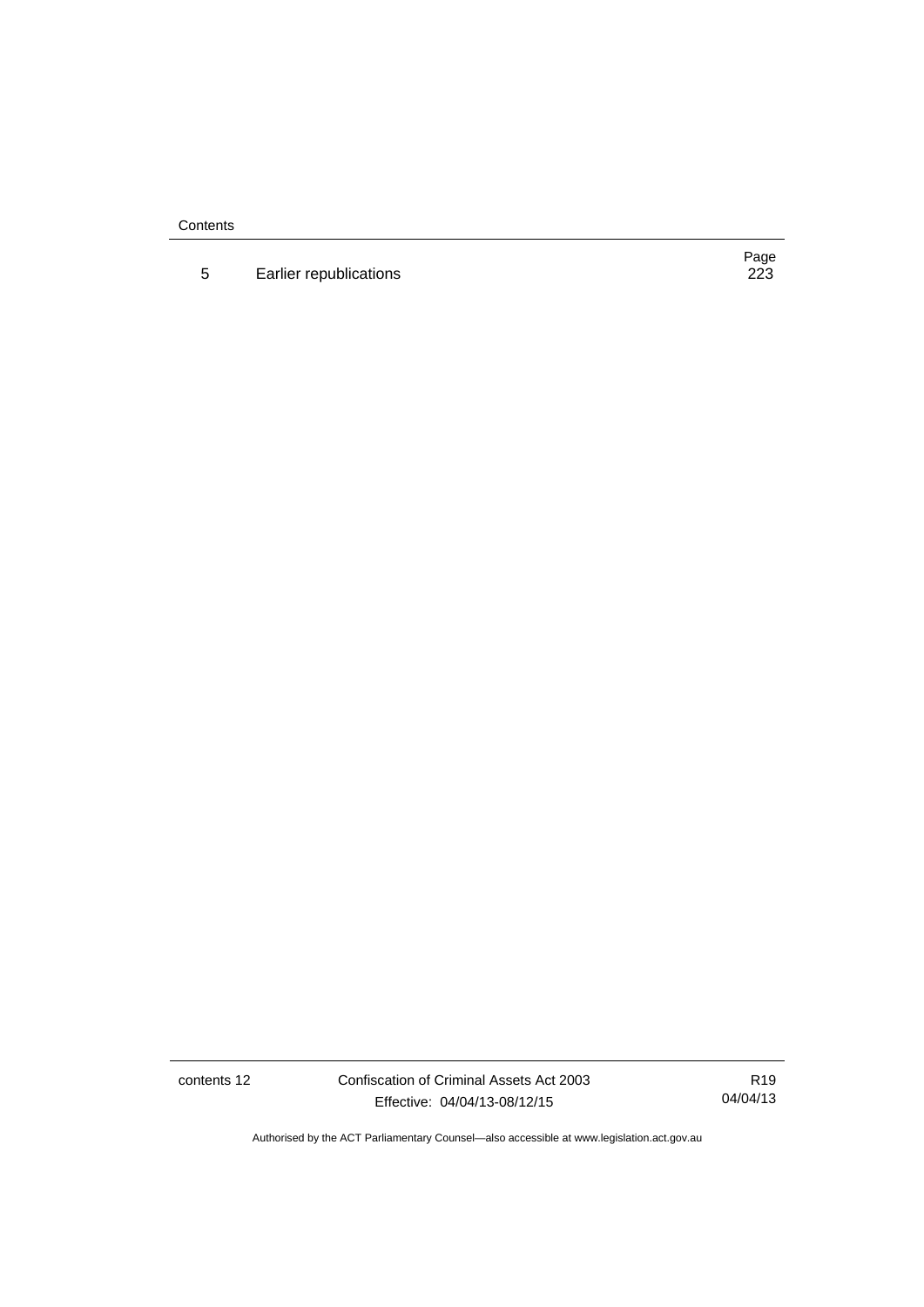| | | Page |
|---|---|---|
| 5 | Earlier republications | 223 |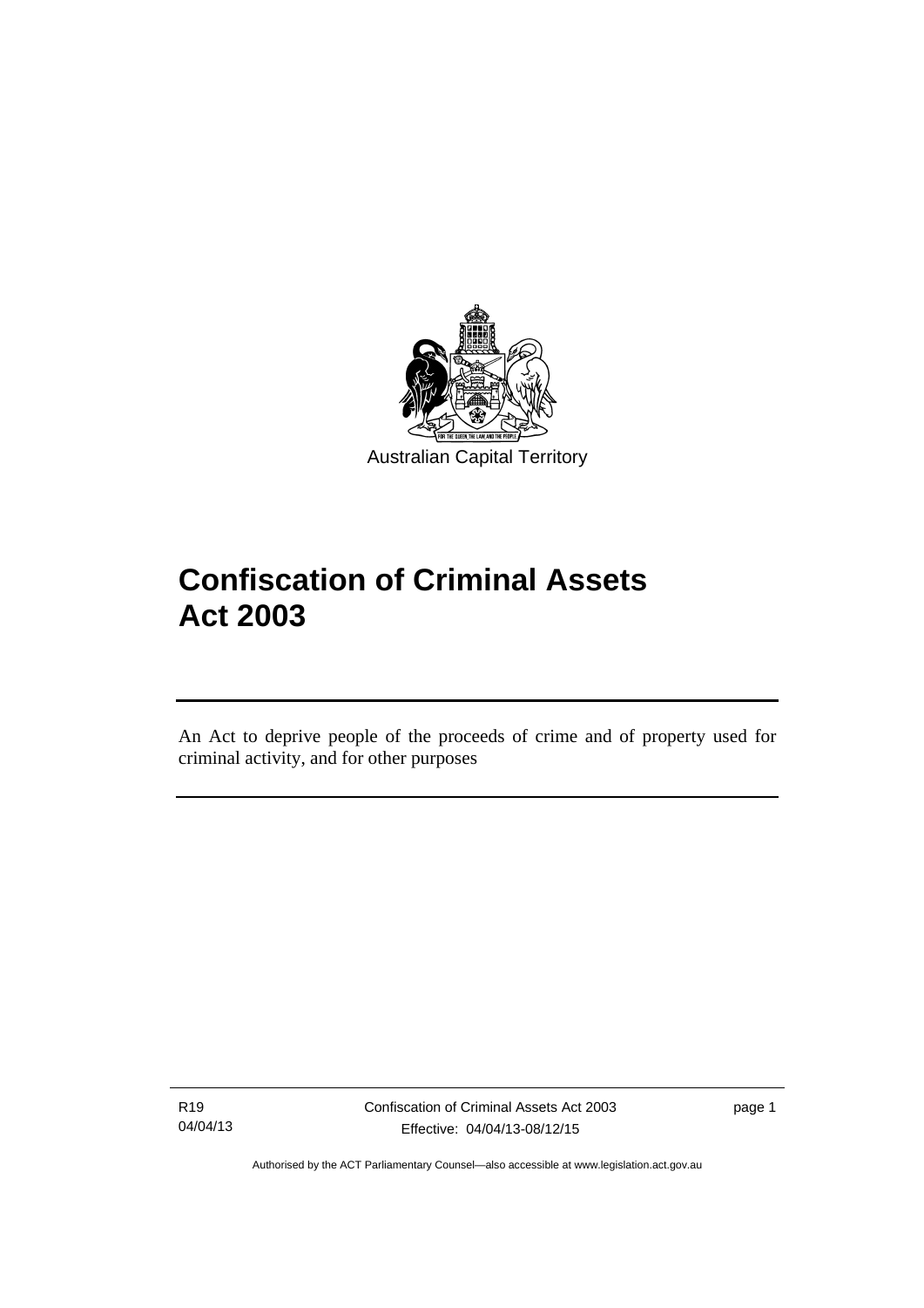Australian Capital Territory

# Confiscation of Criminal Assets Act 2003

An Act to deprive people of the proceeds of crime and of property used for criminal activity, and for other purposes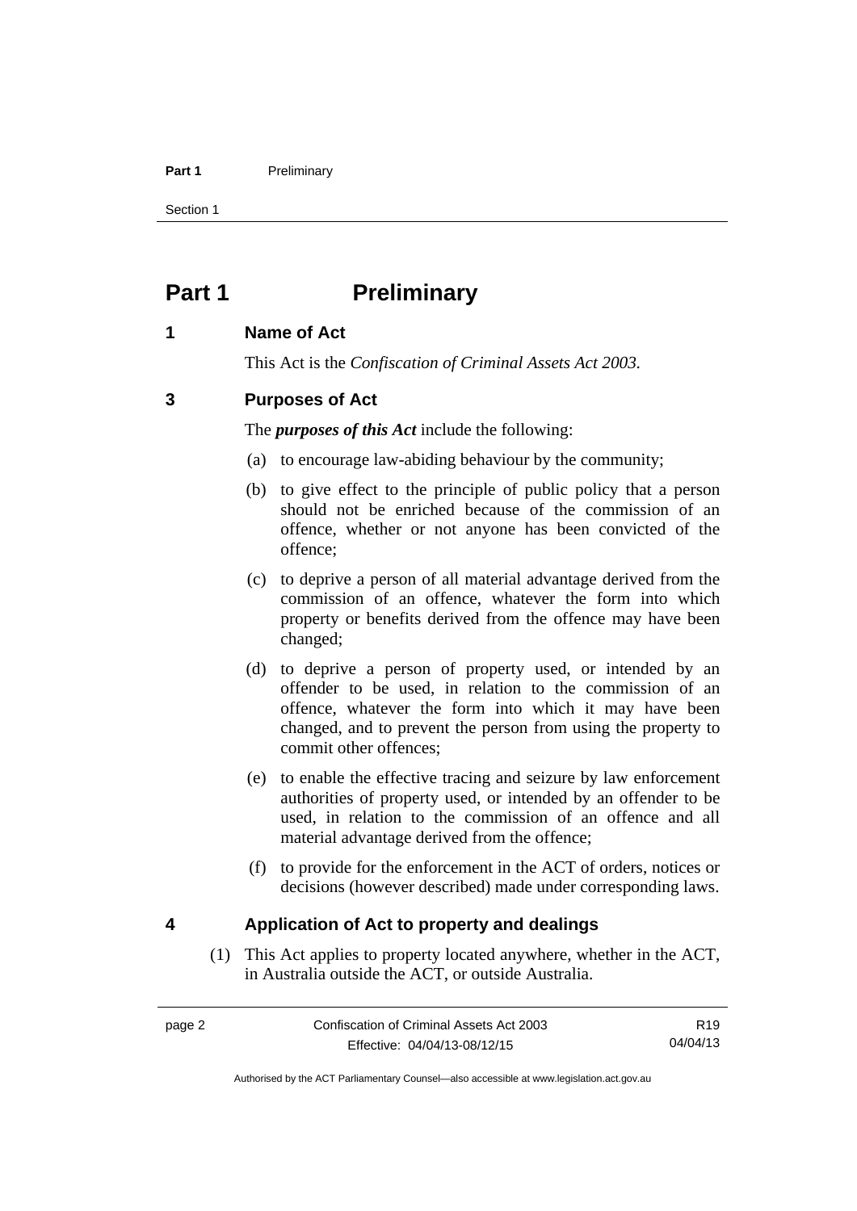# Part 1 Preliminary

## 1 Name of Act

This Act is the *Confiscation of Criminal Assets Act 2003*.

## 3 Purposes of Act

The ***purposes of this Act*** include the following:

(a) to encourage law-abiding behaviour by the community;

(b) to give effect to the principle of public policy that a person should not be enriched because of the commission of an offence, whether or not anyone has been convicted of the offence;

(c) to deprive a person of all material advantage derived from the commission of an offence, whatever the form into which property or benefits derived from the offence may have been changed;

(d) to deprive a person of property used, or intended by an offender to be used, in relation to the commission of an offence, whatever the form into which it may have been changed, and to prevent the person from using the property to commit other offences;

(e) to enable the effective tracing and seizure by law enforcement authorities of property used, or intended by an offender to be used, in relation to the commission of an offence and all material advantage derived from the offence;

(f) to provide for the enforcement in the ACT of orders, notices or decisions (however described) made under corresponding laws.

## 4 Application of Act to property and dealings

(1) This Act applies to property located anywhere, whether in the ACT, in Australia outside the ACT, or outside Australia.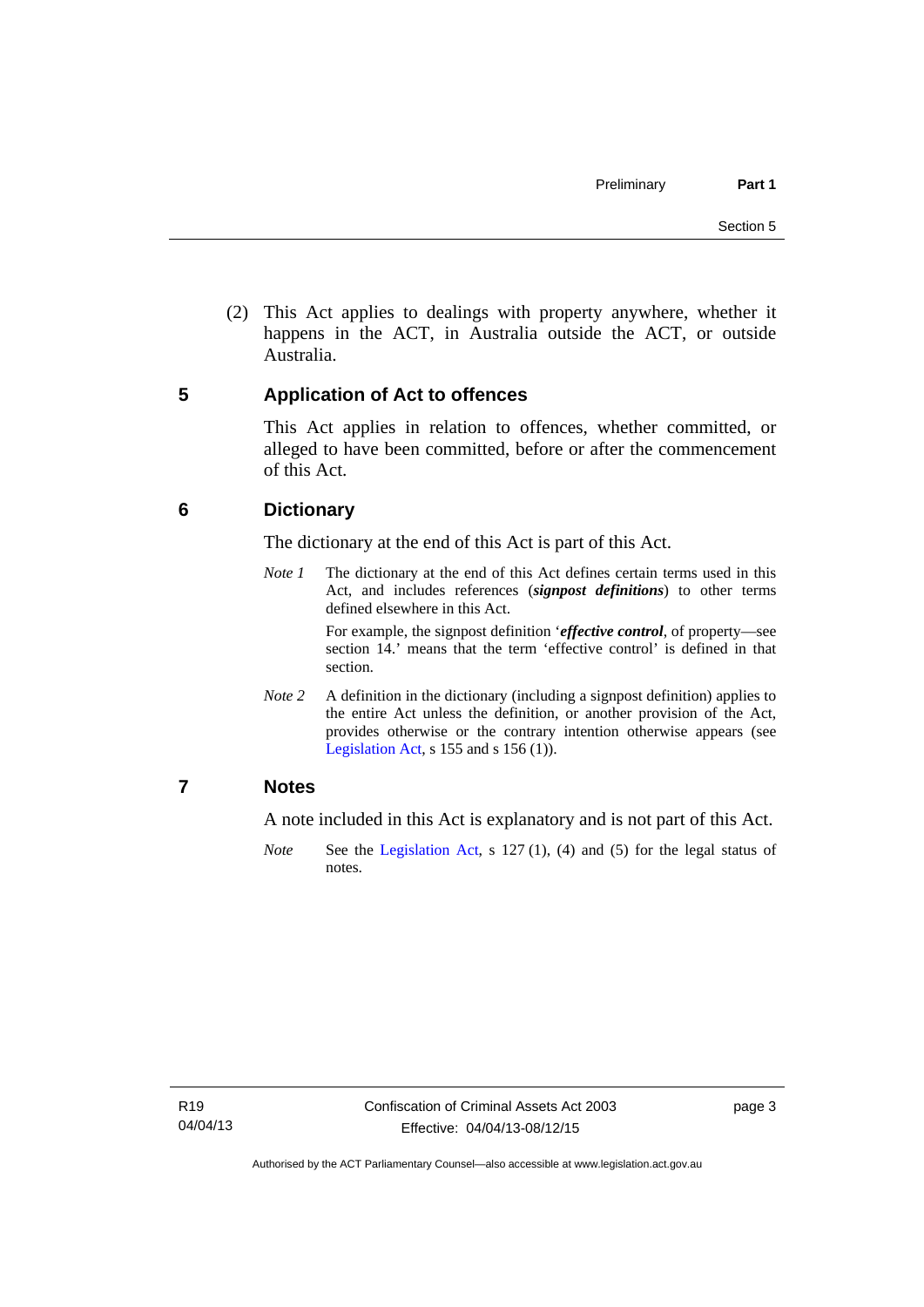(2) This Act applies to dealings with property anywhere, whether it happens in the ACT, in Australia outside the ACT, or outside Australia.

## 5 Application of Act to offences

This Act applies in relation to offences, whether committed, or alleged to have been committed, before or after the commencement of this Act.

## 6 Dictionary

The dictionary at the end of this Act is part of this Act.

*Note 1* The dictionary at the end of this Act defines certain terms used in this Act, and includes references (***signpost definitions***) to other terms defined elsewhere in this Act.

For example, the signpost definition '***effective control***, of property—see section 14.' means that the term 'effective control' is defined in that section.

*Note 2* A definition in the dictionary (including a signpost definition) applies to the entire Act unless the definition, or another provision of the Act, provides otherwise or the contrary intention otherwise appears (see Legislation Act, s 155 and s 156 (1)).

## 7 Notes

A note included in this Act is explanatory and is not part of this Act.

*Note* See the Legislation Act, s 127 (1), (4) and (5) for the legal status of notes.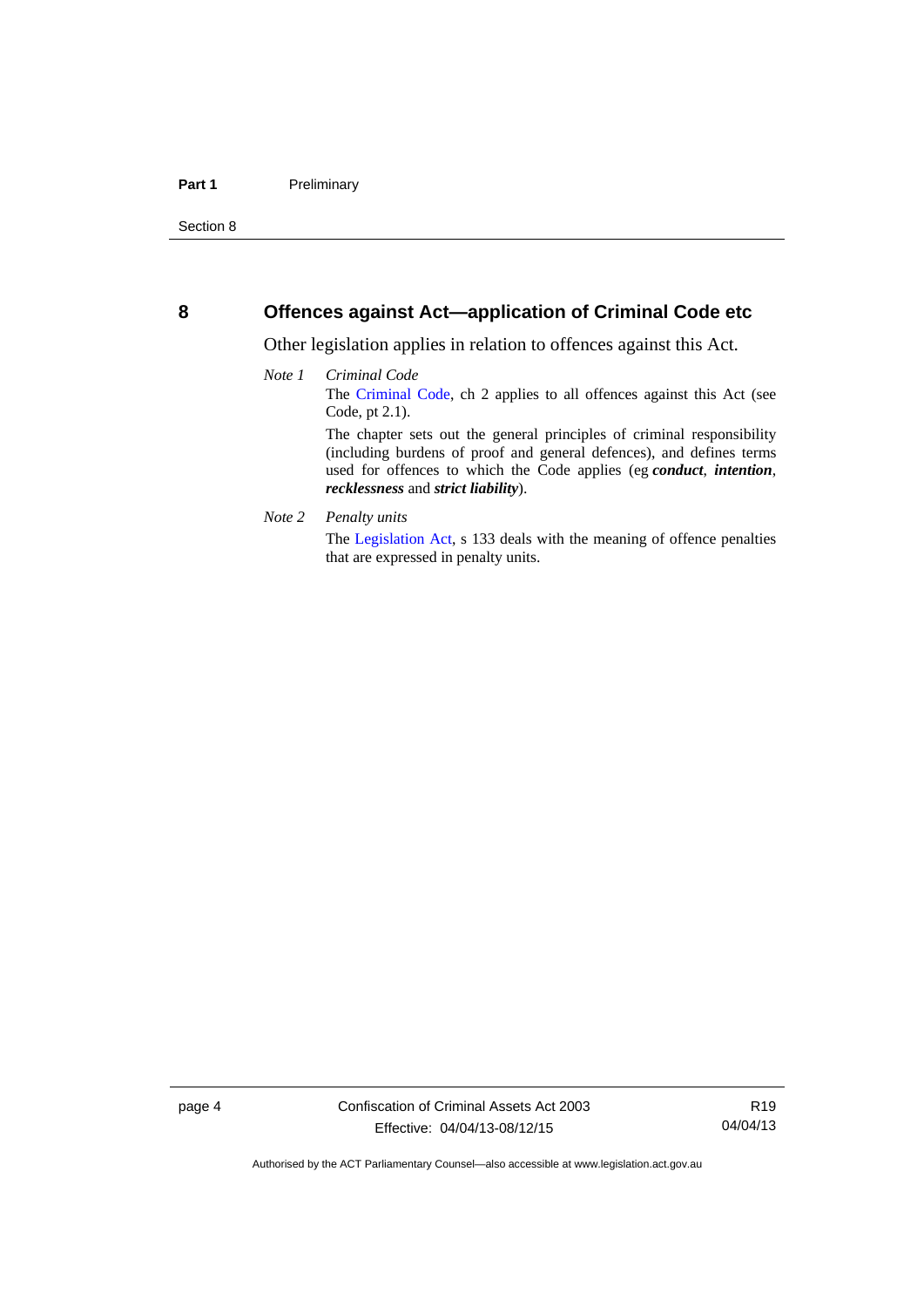## 8 Offences against Act—application of Criminal Code etc

Other legislation applies in relation to offences against this Act.

*Note 1* *Criminal Code*

The Criminal Code, ch 2 applies to all offences against this Act (see Code, pt 2.1).

The chapter sets out the general principles of criminal responsibility (including burdens of proof and general defences), and defines terms used for offences to which the Code applies (eg ***conduct***, ***intention***, ***recklessness*** and ***strict liability***).

*Note 2* *Penalty units*

The Legislation Act, s 133 deals with the meaning of offence penalties that are expressed in penalty units.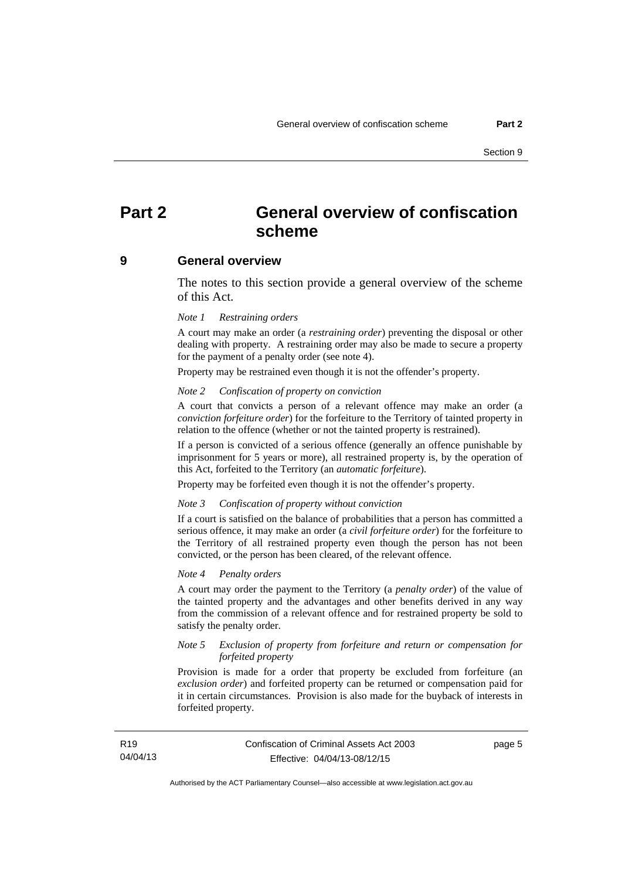# Part 2 General overview of confiscation scheme

## 9 General overview

The notes to this section provide a general overview of the scheme of this Act.

*Note 1 Restraining orders*

A court may make an order (a ***restraining order***) preventing the disposal or other dealing with property. A restraining order may also be made to secure a property for the payment of a penalty order (see note 4).

Property may be restrained even though it is not the offender's property.

*Note 2 Confiscation of property on conviction*

A court that convicts a person of a relevant offence may make an order (a ***conviction forfeiture order***) for the forfeiture to the Territory of tainted property in relation to the offence (whether or not the tainted property is restrained).

If a person is convicted of a serious offence (generally an offence punishable by imprisonment for 5 years or more), all restrained property is, by the operation of this Act, forfeited to the Territory (an ***automatic forfeiture***).

Property may be forfeited even though it is not the offender's property.

*Note 3 Confiscation of property without conviction*

If a court is satisfied on the balance of probabilities that a person has committed a serious offence, it may make an order (a ***civil forfeiture order***) for the forfeiture to the Territory of all restrained property even though the person has not been convicted, or the person has been cleared, of the relevant offence.

*Note 4 Penalty orders*

A court may order the payment to the Territory (a ***penalty order***) of the value of the tainted property and the advantages and other benefits derived in any way from the commission of a relevant offence and for restrained property be sold to satisfy the penalty order.

*Note 5 Exclusion of property from forfeiture and return or compensation for forfeited property*

Provision is made for a order that property be excluded from forfeiture (an ***exclusion order***) and forfeited property can be returned or compensation paid for it in certain circumstances. Provision is also made for the buyback of interests in forfeited property.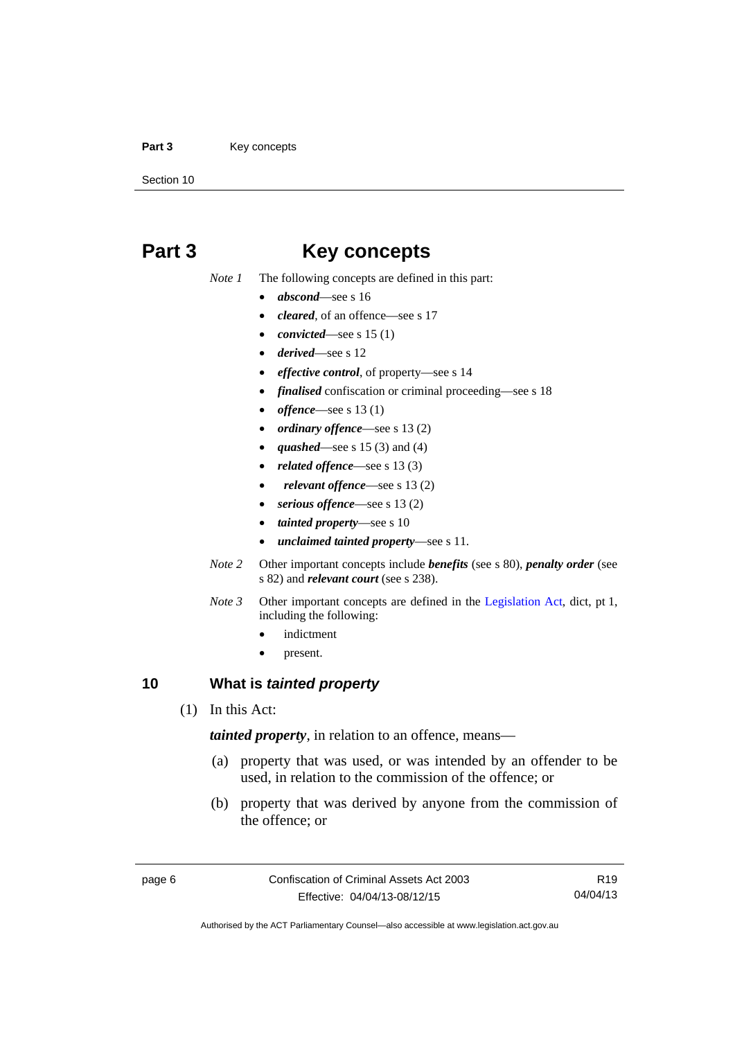# Part 3 Key concepts

*Note 1* The following concepts are defined in this part:

- ***abscond***—see s 16
- ***cleared***, of an offence—see s 17
- ***convicted***—see s 15 (1)
- ***derived***—see s 12
- ***effective control***, of property—see s 14
- ***finalised*** confiscation or criminal proceeding—see s 18
- ***offence***—see s 13 (1)
- ***ordinary offence***—see s 13 (2)
- ***quashed***—see s 15 (3) and (4)
- ***related offence***—see s 13 (3)
- ***relevant offence***—see s 13 (2)
- ***serious offence***—see s 13 (2)
- ***tainted property***—see s 10
- ***unclaimed tainted property***—see s 11.

*Note 2* Other important concepts include ***benefits*** (see s 80), ***penalty order*** (see s 82) and ***relevant court*** (see s 238).

*Note 3* Other important concepts are defined in the Legislation Act, dict, pt 1, including the following:

- indictment
- present.

## 10 What is *tainted property*

(1) In this Act:

***tainted property***, in relation to an offence, means—

(a) property that was used, or was intended by an offender to be used, in relation to the commission of the offence; or

(b) property that was derived by anyone from the commission of the offence; or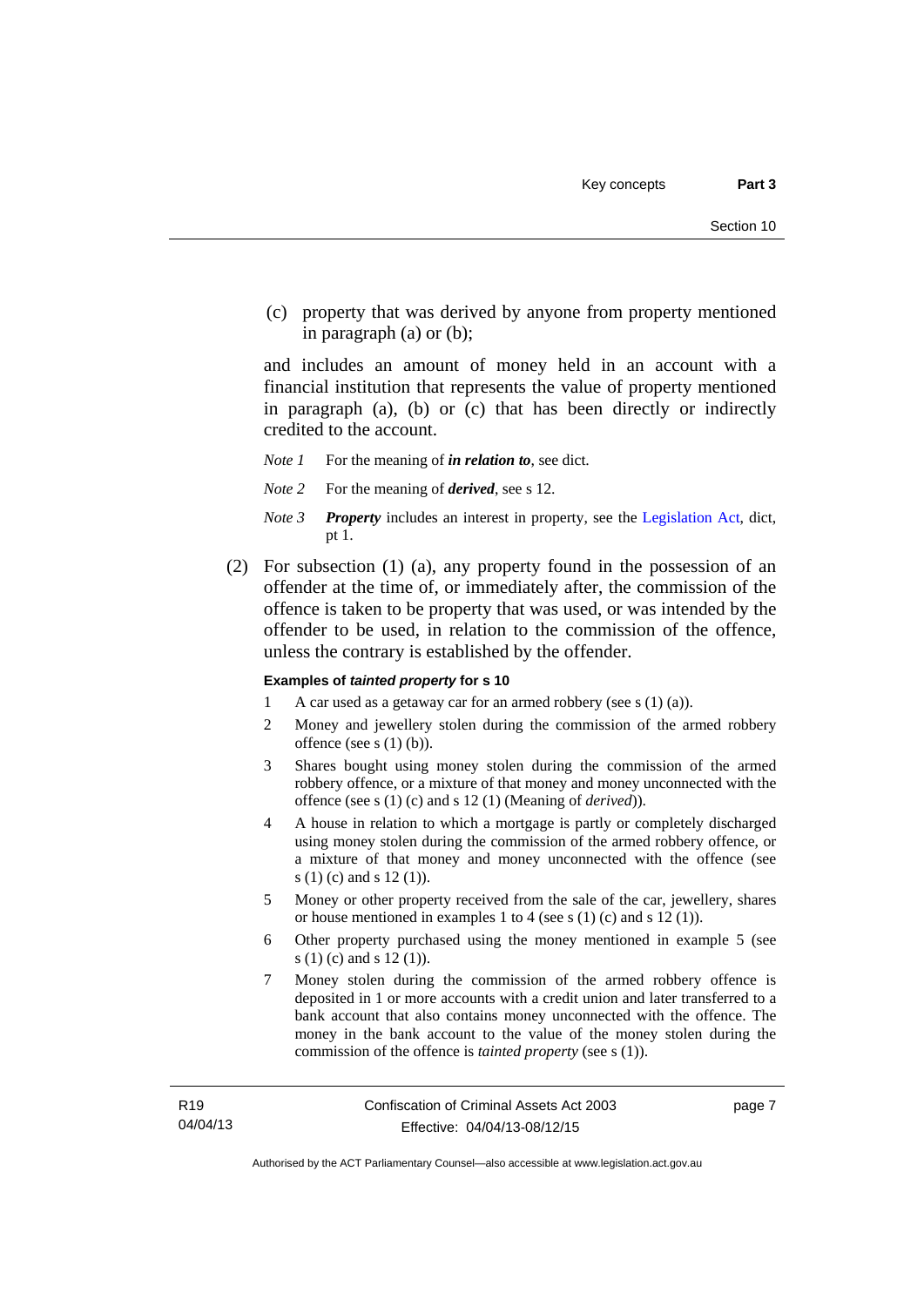(c) property that was derived by anyone from property mentioned in paragraph (a) or (b);

and includes an amount of money held in an account with a financial institution that represents the value of property mentioned in paragraph (a), (b) or (c) that has been directly or indirectly credited to the account.

*Note 1* For the meaning of ***in relation to***, see dict.

*Note 2* For the meaning of ***derived***, see s 12.

*Note 3* ***Property*** includes an interest in property, see the Legislation Act, dict, pt 1.

(2) For subsection (1) (a), any property found in the possession of an offender at the time of, or immediately after, the commission of the offence is taken to be property that was used, or was intended by the offender to be used, in relation to the commission of the offence, unless the contrary is established by the offender.

**Examples of *tainted property* for s 10**

1 A car used as a getaway car for an armed robbery (see s (1) (a)).

2 Money and jewellery stolen during the commission of the armed robbery offence (see s (1) (b)).

3 Shares bought using money stolen during the commission of the armed robbery offence, or a mixture of that money and money unconnected with the offence (see s (1) (c) and s 12 (1) (Meaning of *derived*)).

4 A house in relation to which a mortgage is partly or completely discharged using money stolen during the commission of the armed robbery offence, or a mixture of that money and money unconnected with the offence (see s (1) (c) and s 12 (1)).

5 Money or other property received from the sale of the car, jewellery, shares or house mentioned in examples 1 to 4 (see s (1) (c) and s 12 (1)).

6 Other property purchased using the money mentioned in example 5 (see s (1) (c) and s 12 (1)).

7 Money stolen during the commission of the armed robbery offence is deposited in 1 or more accounts with a credit union and later transferred to a bank account that also contains money unconnected with the offence. The money in the bank account to the value of the money stolen during the commission of the offence is *tainted property* (see s (1)).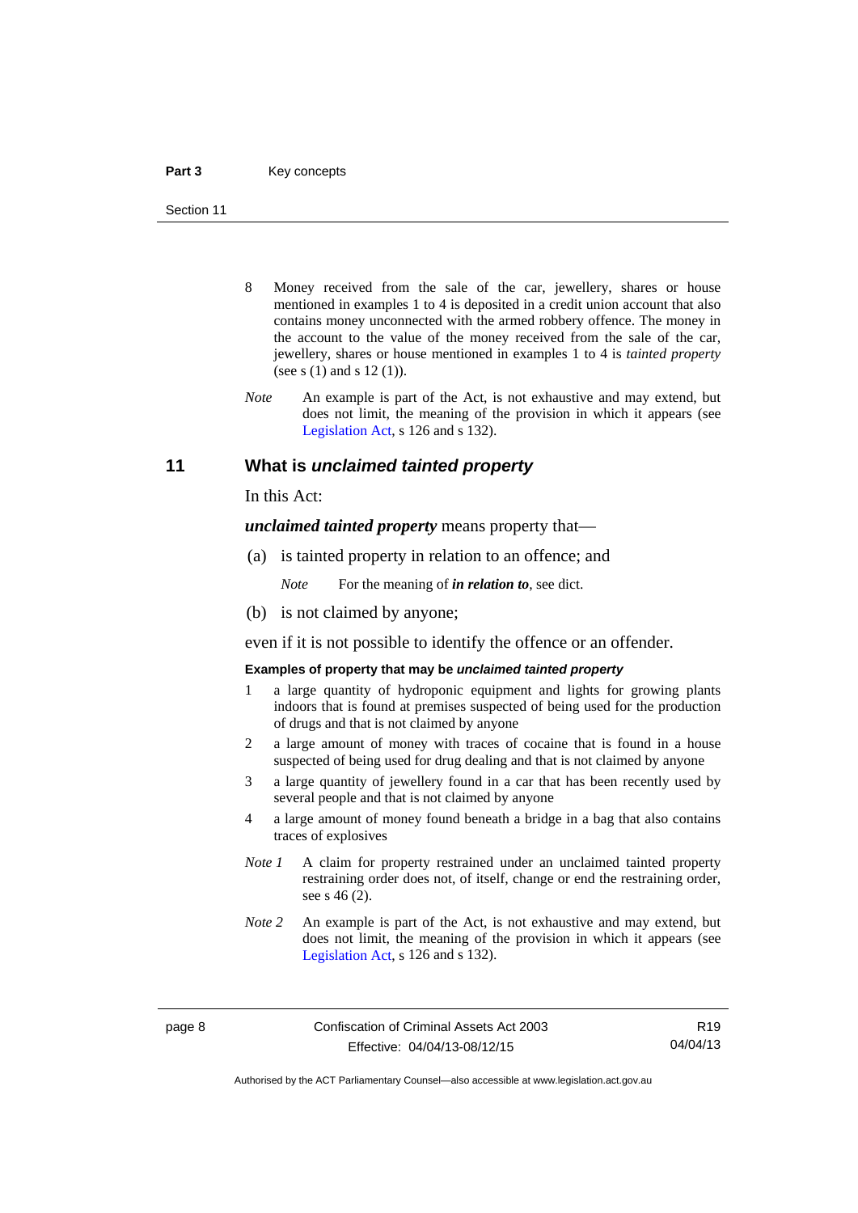8 Money received from the sale of the car, jewellery, shares or house mentioned in examples 1 to 4 is deposited in a credit union account that also contains money unconnected with the armed robbery offence. The money in the account to the value of the money received from the sale of the car, jewellery, shares or house mentioned in examples 1 to 4 is *tainted property* (see s (1) and s 12 (1)).

*Note* An example is part of the Act, is not exhaustive and may extend, but does not limit, the meaning of the provision in which it appears (see Legislation Act, s 126 and s 132).

## 11 What is *unclaimed tainted property*

In this Act:

***unclaimed tainted property*** means property that—

(a) is tainted property in relation to an offence; and

*Note* For the meaning of ***in relation to***, see dict.

(b) is not claimed by anyone;

even if it is not possible to identify the offence or an offender.

**Examples of property that may be *unclaimed tainted property***

1 a large quantity of hydroponic equipment and lights for growing plants indoors that is found at premises suspected of being used for the production of drugs and that is not claimed by anyone

2 a large amount of money with traces of cocaine that is found in a house suspected of being used for drug dealing and that is not claimed by anyone

3 a large quantity of jewellery found in a car that has been recently used by several people and that is not claimed by anyone

4 a large amount of money found beneath a bridge in a bag that also contains traces of explosives

*Note 1* A claim for property restrained under an unclaimed tainted property restraining order does not, of itself, change or end the restraining order, see s 46 (2).

*Note 2* An example is part of the Act, is not exhaustive and may extend, but does not limit, the meaning of the provision in which it appears (see Legislation Act, s 126 and s 132).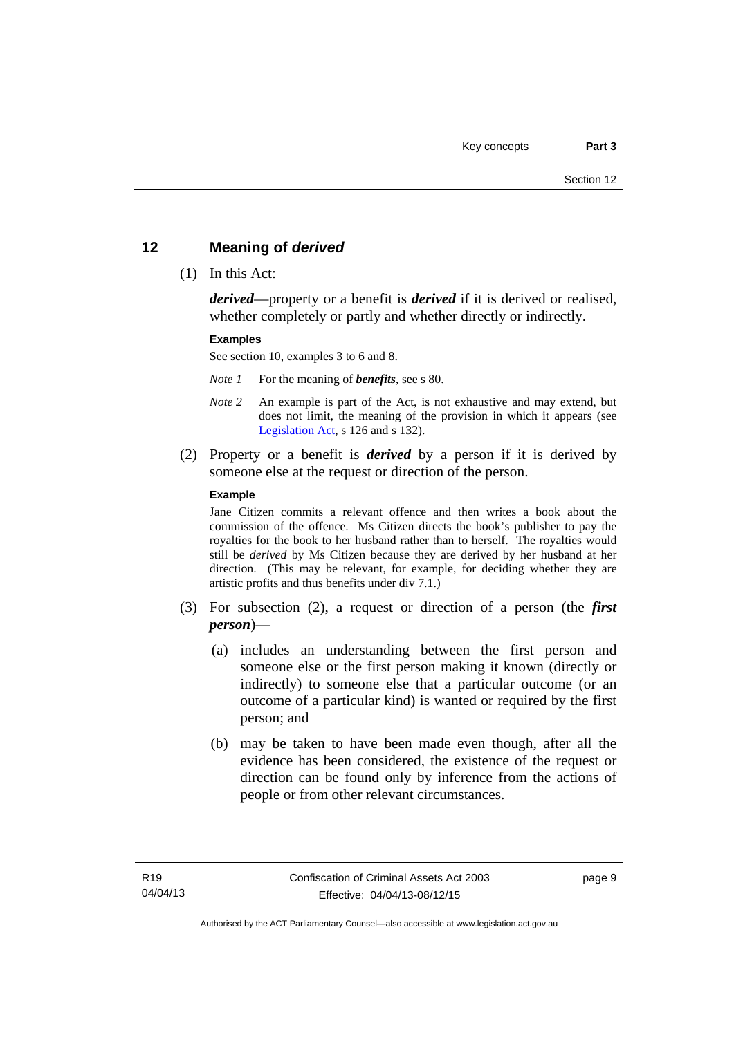## 12 Meaning of *derived*

(1) In this Act:

***derived***—property or a benefit is ***derived*** if it is derived or realised, whether completely or partly and whether directly or indirectly.

**Examples**

See section 10, examples 3 to 6 and 8.

*Note 1* For the meaning of ***benefits***, see s 80.

*Note 2* An example is part of the Act, is not exhaustive and may extend, but does not limit, the meaning of the provision in which it appears (see Legislation Act, s 126 and s 132).

(2) Property or a benefit is ***derived*** by a person if it is derived by someone else at the request or direction of the person.

**Example**

Jane Citizen commits a relevant offence and then writes a book about the commission of the offence. Ms Citizen directs the book's publisher to pay the royalties for the book to her husband rather than to herself. The royalties would still be *derived* by Ms Citizen because they are derived by her husband at her direction. (This may be relevant, for example, for deciding whether they are artistic profits and thus benefits under div 7.1.)

(3) For subsection (2), a request or direction of a person (the ***first person***)—

(a) includes an understanding between the first person and someone else or the first person making it known (directly or indirectly) to someone else that a particular outcome (or an outcome of a particular kind) is wanted or required by the first person; and

(b) may be taken to have been made even though, after all the evidence has been considered, the existence of the request or direction can be found only by inference from the actions of people or from other relevant circumstances.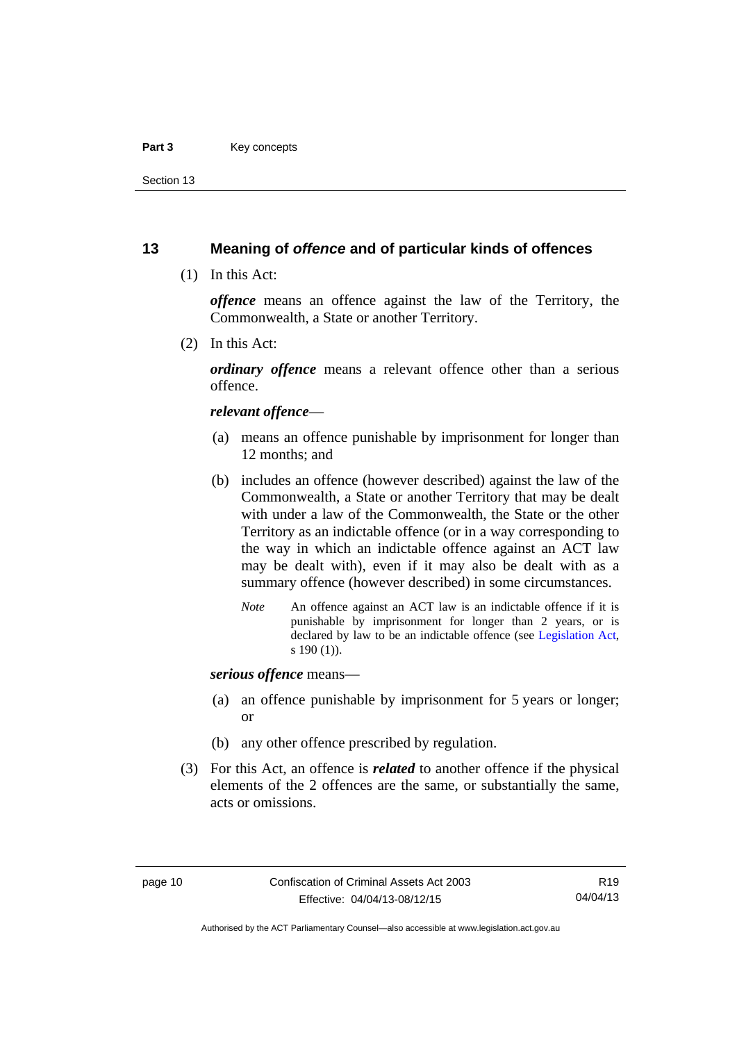## 13 Meaning of *offence* and of particular kinds of offences

(1) In this Act:

***offence*** means an offence against the law of the Territory, the Commonwealth, a State or another Territory.

(2) In this Act:

***ordinary offence*** means a relevant offence other than a serious offence.

***relevant offence***—

(a) means an offence punishable by imprisonment for longer than 12 months; and

(b) includes an offence (however described) against the law of the Commonwealth, a State or another Territory that may be dealt with under a law of the Commonwealth, the State or the other Territory as an indictable offence (or in a way corresponding to the way in which an indictable offence against an ACT law may be dealt with), even if it may also be dealt with as a summary offence (however described) in some circumstances.

*Note* An offence against an ACT law is an indictable offence if it is punishable by imprisonment for longer than 2 years, or is declared by law to be an indictable offence (see Legislation Act, s 190 (1)).

***serious offence*** means—

(a) an offence punishable by imprisonment for 5 years or longer; or

(b) any other offence prescribed by regulation.

(3) For this Act, an offence is ***related*** to another offence if the physical elements of the 2 offences are the same, or substantially the same, acts or omissions.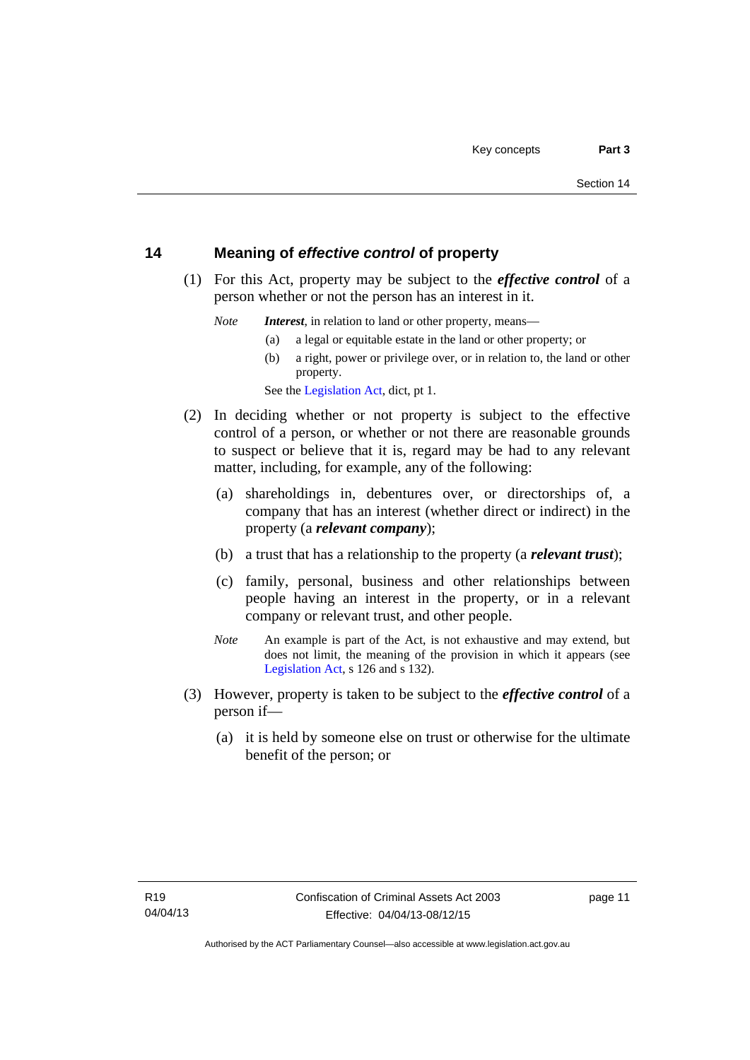## 14 Meaning of *effective control* of property

(1) For this Act, property may be subject to the ***effective control*** of a person whether or not the person has an interest in it.

*Note* ***Interest***, in relation to land or other property, means—

(a) a legal or equitable estate in the land or other property; or

(b) a right, power or privilege over, or in relation to, the land or other property.

See the Legislation Act, dict, pt 1.

(2) In deciding whether or not property is subject to the effective control of a person, or whether or not there are reasonable grounds to suspect or believe that it is, regard may be had to any relevant matter, including, for example, any of the following:

(a) shareholdings in, debentures over, or directorships of, a company that has an interest (whether direct or indirect) in the property (a ***relevant company***);

(b) a trust that has a relationship to the property (a ***relevant trust***);

(c) family, personal, business and other relationships between people having an interest in the property, or in a relevant company or relevant trust, and other people.

*Note* An example is part of the Act, is not exhaustive and may extend, but does not limit, the meaning of the provision in which it appears (see Legislation Act, s 126 and s 132).

(3) However, property is taken to be subject to the ***effective control*** of a person if—

(a) it is held by someone else on trust or otherwise for the ultimate benefit of the person; or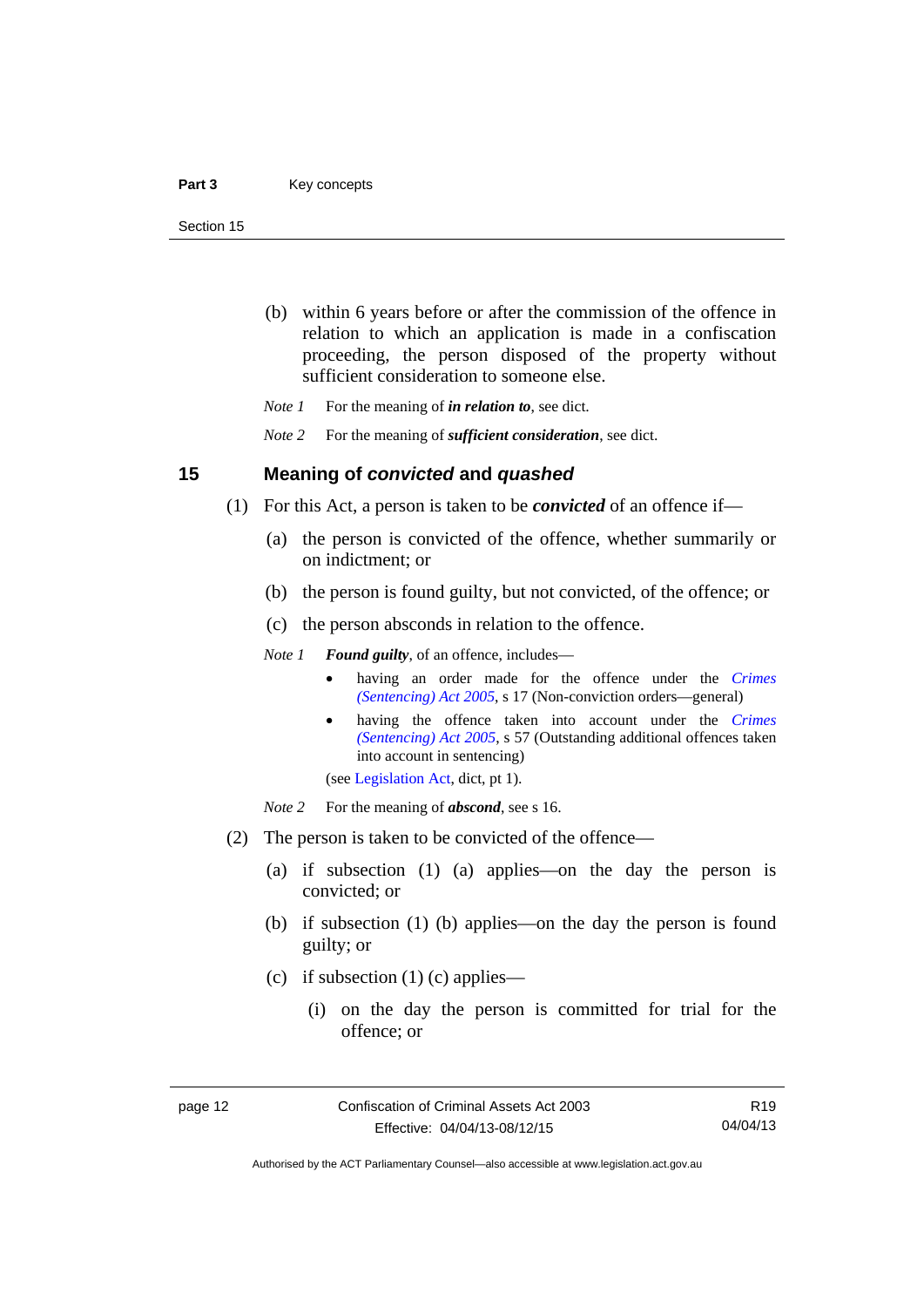(b) within 6 years before or after the commission of the offence in relation to which an application is made in a confiscation proceeding, the person disposed of the property without sufficient consideration to someone else.

*Note 1* For the meaning of ***in relation to***, see dict.

*Note 2* For the meaning of ***sufficient consideration***, see dict.

## 15 Meaning of *convicted* and *quashed*

(1) For this Act, a person is taken to be ***convicted*** of an offence if—

(a) the person is convicted of the offence, whether summarily or on indictment; or

(b) the person is found guilty, but not convicted, of the offence; or

(c) the person absconds in relation to the offence.

*Note 1* ***Found guilty***, of an offence, includes—

- having an order made for the offence under the *Crimes (Sentencing) Act 2005*, s 17 (Non-conviction orders—general)
- having the offence taken into account under the *Crimes (Sentencing) Act 2005*, s 57 (Outstanding additional offences taken into account in sentencing)

(see Legislation Act, dict, pt 1).

*Note 2* For the meaning of ***abscond***, see s 16.

(2) The person is taken to be convicted of the offence—

(a) if subsection (1) (a) applies—on the day the person is convicted; or

(b) if subsection (1) (b) applies—on the day the person is found guilty; or

(c) if subsection (1) (c) applies—

(i) on the day the person is committed for trial for the offence; or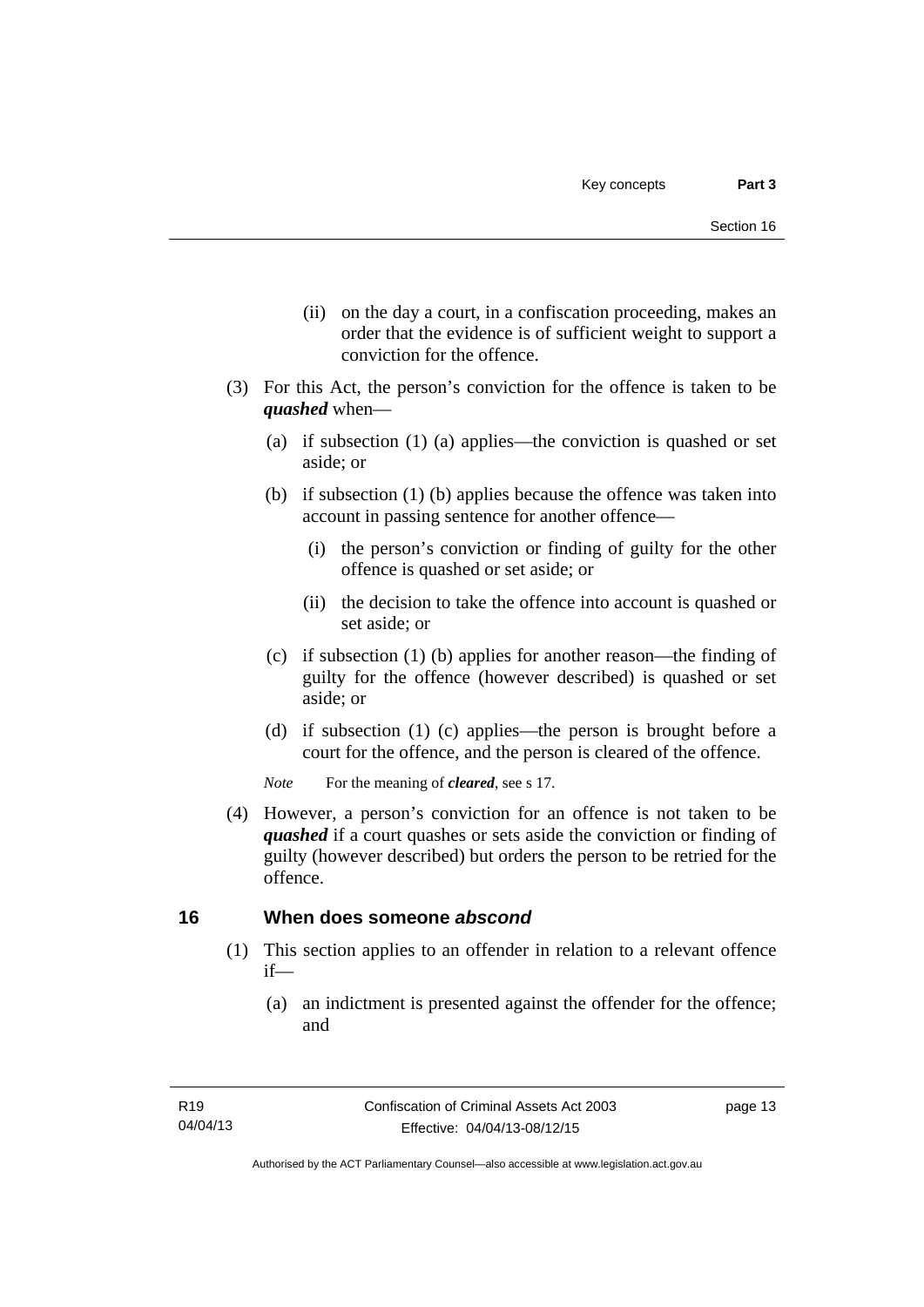(ii) on the day a court, in a confiscation proceeding, makes an order that the evidence is of sufficient weight to support a conviction for the offence.

(3) For this Act, the person's conviction for the offence is taken to be ***quashed*** when—

(a) if subsection (1) (a) applies—the conviction is quashed or set aside; or

(b) if subsection (1) (b) applies because the offence was taken into account in passing sentence for another offence—

(i) the person's conviction or finding of guilty for the other offence is quashed or set aside; or

(ii) the decision to take the offence into account is quashed or set aside; or

(c) if subsection (1) (b) applies for another reason—the finding of guilty for the offence (however described) is quashed or set aside; or

(d) if subsection (1) (c) applies—the person is brought before a court for the offence, and the person is cleared of the offence.

*Note* For the meaning of ***cleared***, see s 17.

(4) However, a person's conviction for an offence is not taken to be ***quashed*** if a court quashes or sets aside the conviction or finding of guilty (however described) but orders the person to be retried for the offence.

## 16 When does someone *abscond*

(1) This section applies to an offender in relation to a relevant offence if—

(a) an indictment is presented against the offender for the offence; and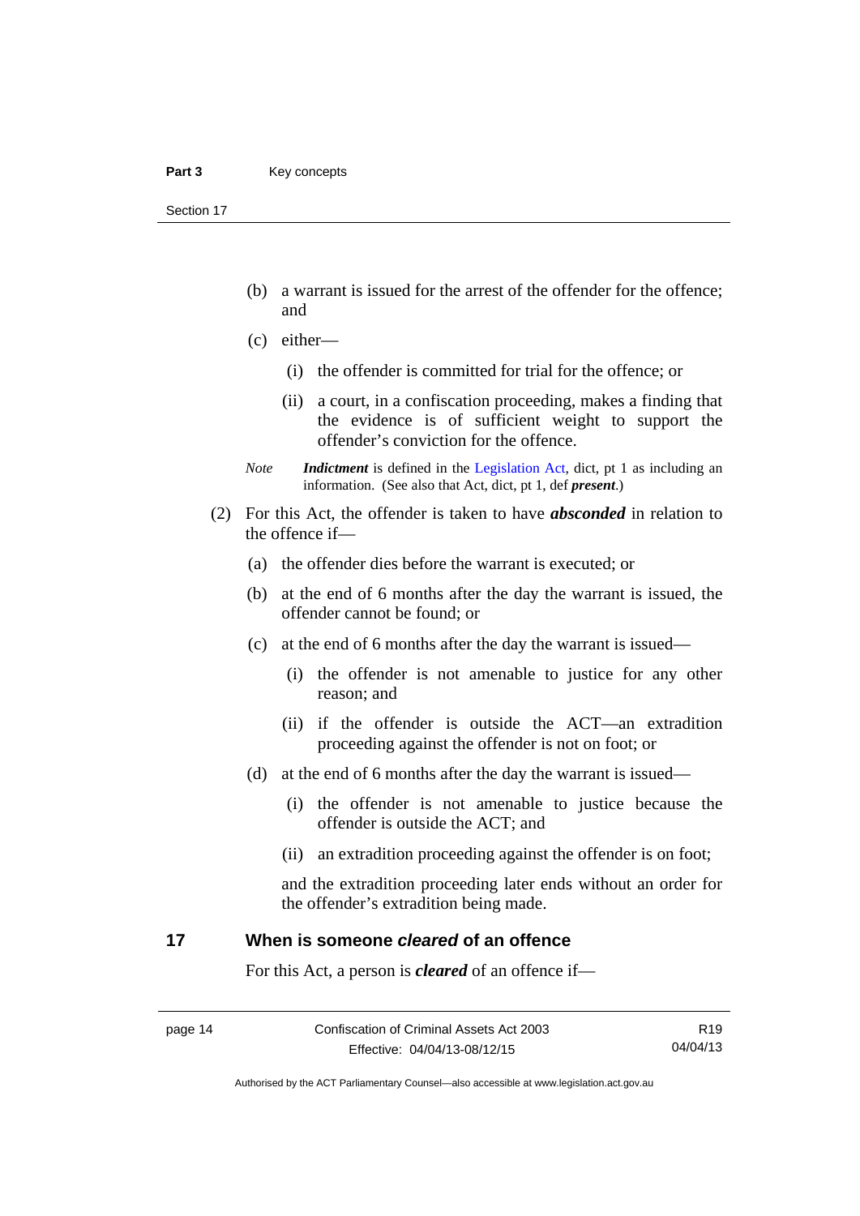(b) a warrant is issued for the arrest of the offender for the offence; and

(c) either—

(i) the offender is committed for trial for the offence; or

(ii) a court, in a confiscation proceeding, makes a finding that the evidence is of sufficient weight to support the offender's conviction for the offence.

*Note* ***Indictment*** is defined in the Legislation Act, dict, pt 1 as including an information. (See also that Act, dict, pt 1, def ***present***.)

(2) For this Act, the offender is taken to have ***absconded*** in relation to the offence if—

(a) the offender dies before the warrant is executed; or

(b) at the end of 6 months after the day the warrant is issued, the offender cannot be found; or

(c) at the end of 6 months after the day the warrant is issued—

(i) the offender is not amenable to justice for any other reason; and

(ii) if the offender is outside the ACT—an extradition proceeding against the offender is not on foot; or

(d) at the end of 6 months after the day the warrant is issued—

(i) the offender is not amenable to justice because the offender is outside the ACT; and

(ii) an extradition proceeding against the offender is on foot;

and the extradition proceeding later ends without an order for the offender's extradition being made.

## 17 When is someone *cleared* of an offence

For this Act, a person is ***cleared*** of an offence if—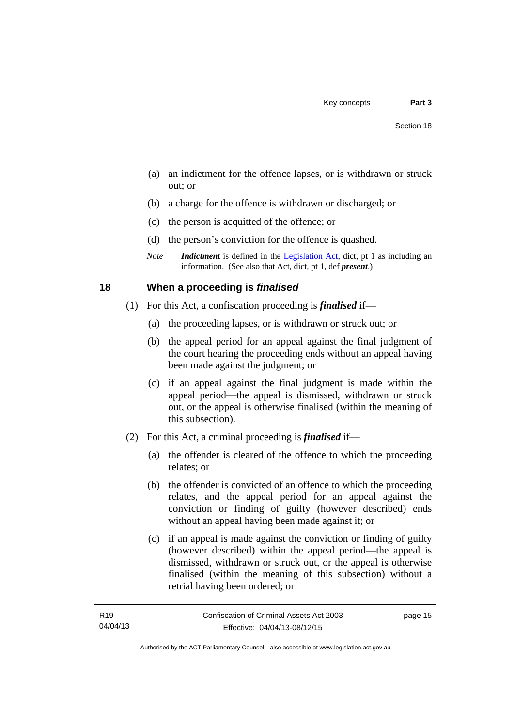(a) an indictment for the offence lapses, or is withdrawn or struck out; or

(b) a charge for the offence is withdrawn or discharged; or

(c) the person is acquitted of the offence; or

(d) the person's conviction for the offence is quashed.

*Note* ***Indictment*** is defined in the Legislation Act, dict, pt 1 as including an information. (See also that Act, dict, pt 1, def ***present***.)

## 18 When a proceeding is *finalised*

(1) For this Act, a confiscation proceeding is ***finalised*** if—

(a) the proceeding lapses, or is withdrawn or struck out; or

(b) the appeal period for an appeal against the final judgment of the court hearing the proceeding ends without an appeal having been made against the judgment; or

(c) if an appeal against the final judgment is made within the appeal period—the appeal is dismissed, withdrawn or struck out, or the appeal is otherwise finalised (within the meaning of this subsection).

(2) For this Act, a criminal proceeding is ***finalised*** if—

(a) the offender is cleared of the offence to which the proceeding relates; or

(b) the offender is convicted of an offence to which the proceeding relates, and the appeal period for an appeal against the conviction or finding of guilty (however described) ends without an appeal having been made against it; or

(c) if an appeal is made against the conviction or finding of guilty (however described) within the appeal period—the appeal is dismissed, withdrawn or struck out, or the appeal is otherwise finalised (within the meaning of this subsection) without a retrial having been ordered; or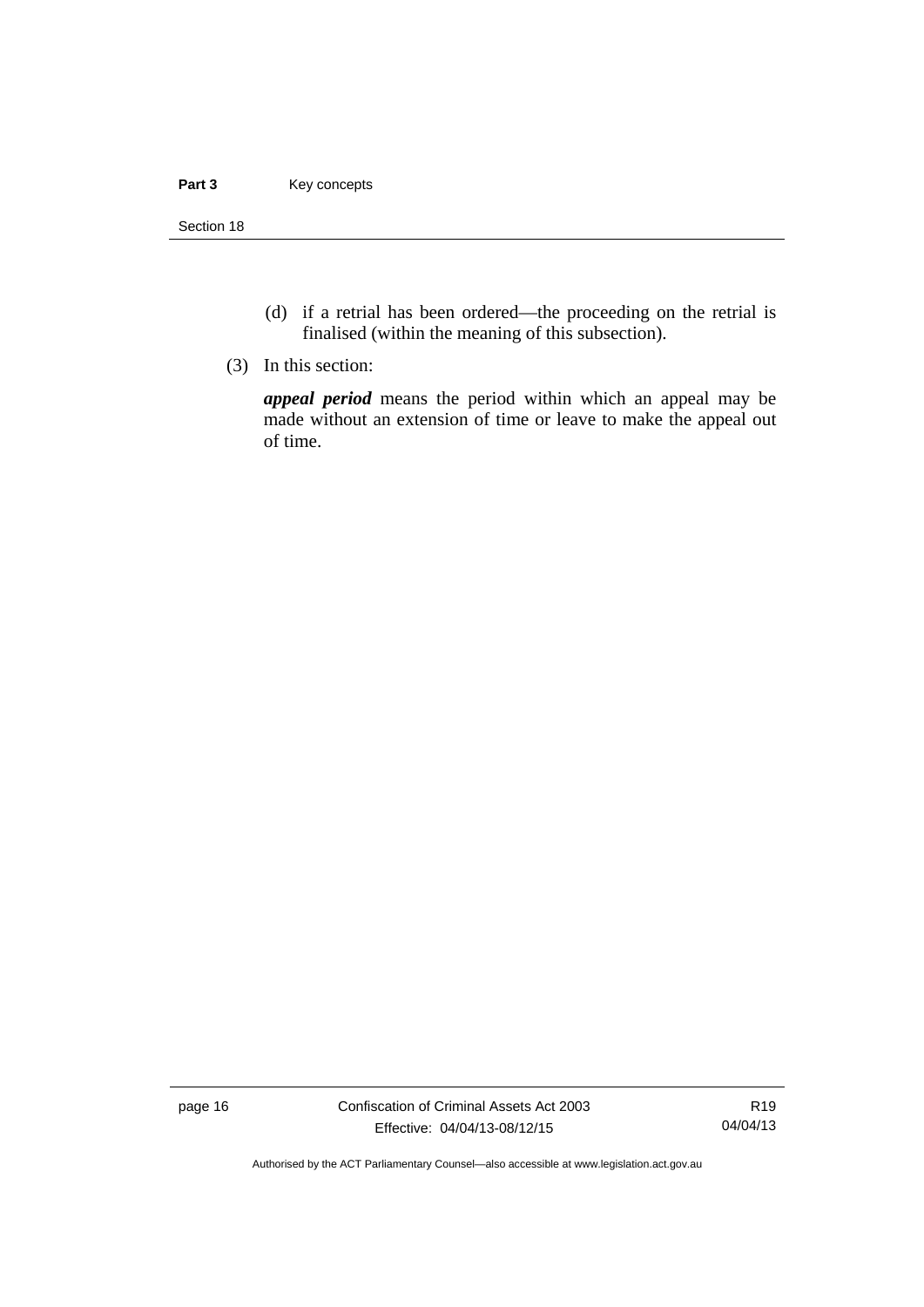(d) if a retrial has been ordered—the proceeding on the retrial is finalised (within the meaning of this subsection).

(3) In this section:

***appeal period*** means the period within which an appeal may be made without an extension of time or leave to make the appeal out of time.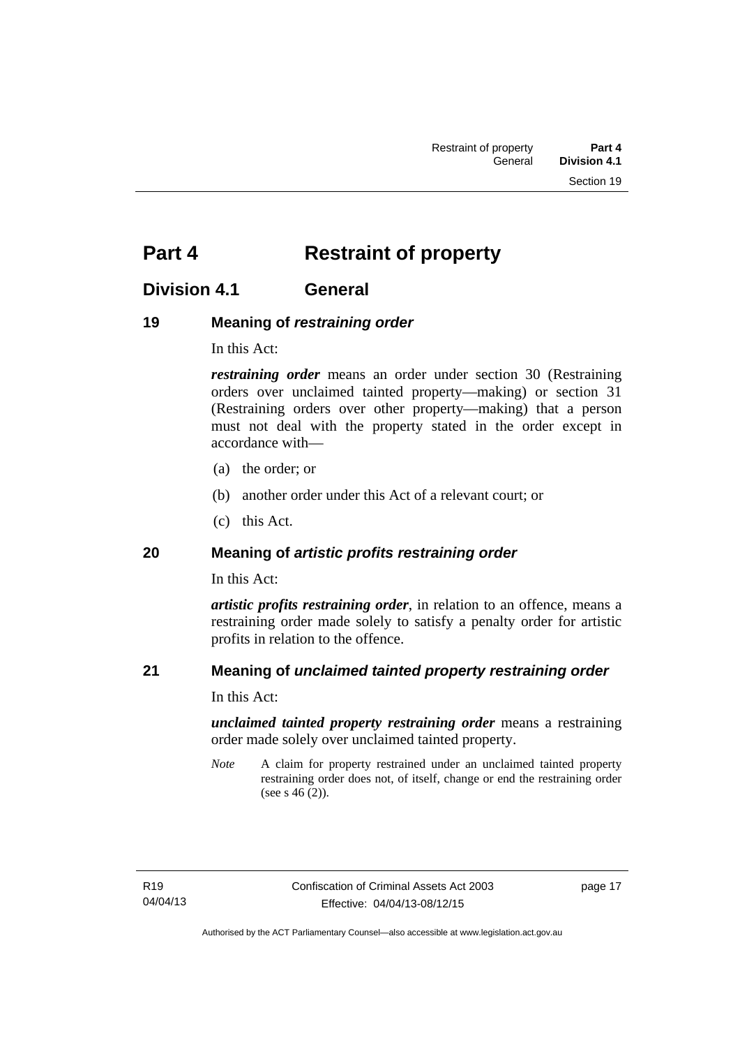# Part 4 Restraint of property

## Division 4.1 General

### 19 Meaning of *restraining order*

In this Act:

***restraining order*** means an order under section 30 (Restraining orders over unclaimed tainted property—making) or section 31 (Restraining orders over other property—making) that a person must not deal with the property stated in the order except in accordance with—

(a) the order; or

(b) another order under this Act of a relevant court; or

(c) this Act.

### 20 Meaning of *artistic profits restraining order*

In this Act:

***artistic profits restraining order***, in relation to an offence, means a restraining order made solely to satisfy a penalty order for artistic profits in relation to the offence.

### 21 Meaning of *unclaimed tainted property restraining order*

In this Act:

***unclaimed tainted property restraining order*** means a restraining order made solely over unclaimed tainted property.

*Note* A claim for property restrained under an unclaimed tainted property restraining order does not, of itself, change or end the restraining order (see s 46 (2)).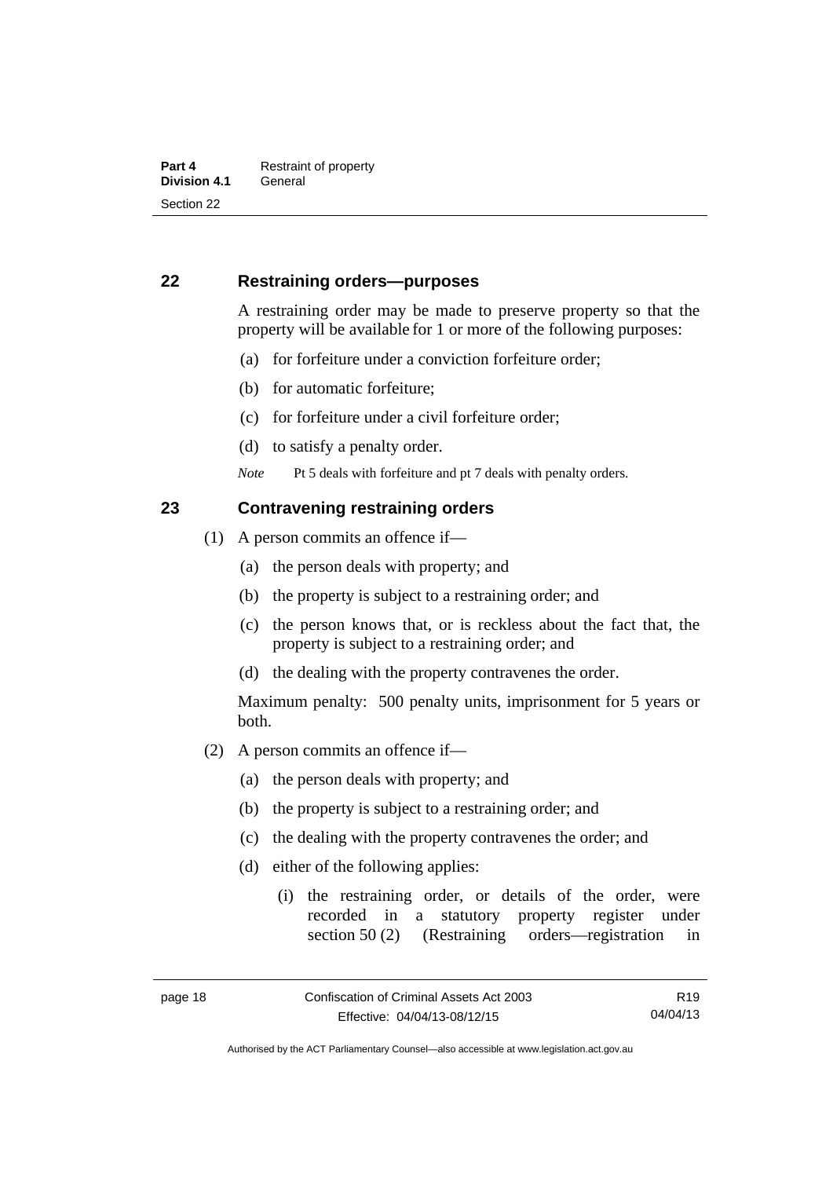## 22 Restraining orders—purposes

A restraining order may be made to preserve property so that the property will be available for 1 or more of the following purposes:

(a) for forfeiture under a conviction forfeiture order;

(b) for automatic forfeiture;

(c) for forfeiture under a civil forfeiture order;

(d) to satisfy a penalty order.

*Note* Pt 5 deals with forfeiture and pt 7 deals with penalty orders.

## 23 Contravening restraining orders

(1) A person commits an offence if—

(a) the person deals with property; and

(b) the property is subject to a restraining order; and

(c) the person knows that, or is reckless about the fact that, the property is subject to a restraining order; and

(d) the dealing with the property contravenes the order.

Maximum penalty: 500 penalty units, imprisonment for 5 years or both.

(2) A person commits an offence if—

(a) the person deals with property; and

(b) the property is subject to a restraining order; and

(c) the dealing with the property contravenes the order; and

(d) either of the following applies:

(i) the restraining order, or details of the order, were recorded in a statutory property register under section 50 (2) (Restraining orders—registration in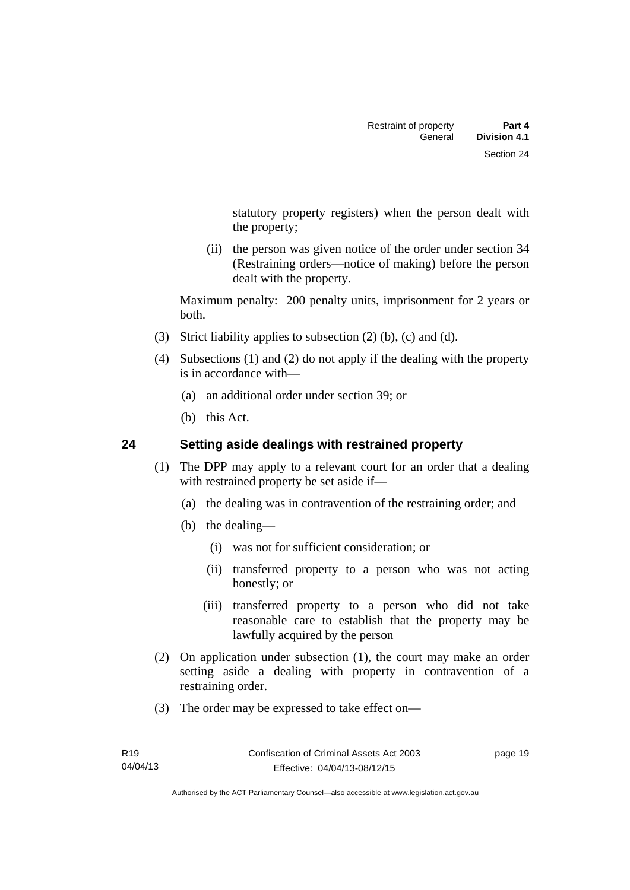statutory property registers) when the person dealt with the property;

(ii) the person was given notice of the order under section 34 (Restraining orders—notice of making) before the person dealt with the property.

Maximum penalty: 200 penalty units, imprisonment for 2 years or both.

(3) Strict liability applies to subsection (2) (b), (c) and (d).

(4) Subsections (1) and (2) do not apply if the dealing with the property is in accordance with—

(a) an additional order under section 39; or

(b) this Act.

## 24 Setting aside dealings with restrained property

(1) The DPP may apply to a relevant court for an order that a dealing with restrained property be set aside if—

(a) the dealing was in contravention of the restraining order; and

(b) the dealing—

(i) was not for sufficient consideration; or

(ii) transferred property to a person who was not acting honestly; or

(iii) transferred property to a person who did not take reasonable care to establish that the property may be lawfully acquired by the person

(2) On application under subsection (1), the court may make an order setting aside a dealing with property in contravention of a restraining order.

(3) The order may be expressed to take effect on—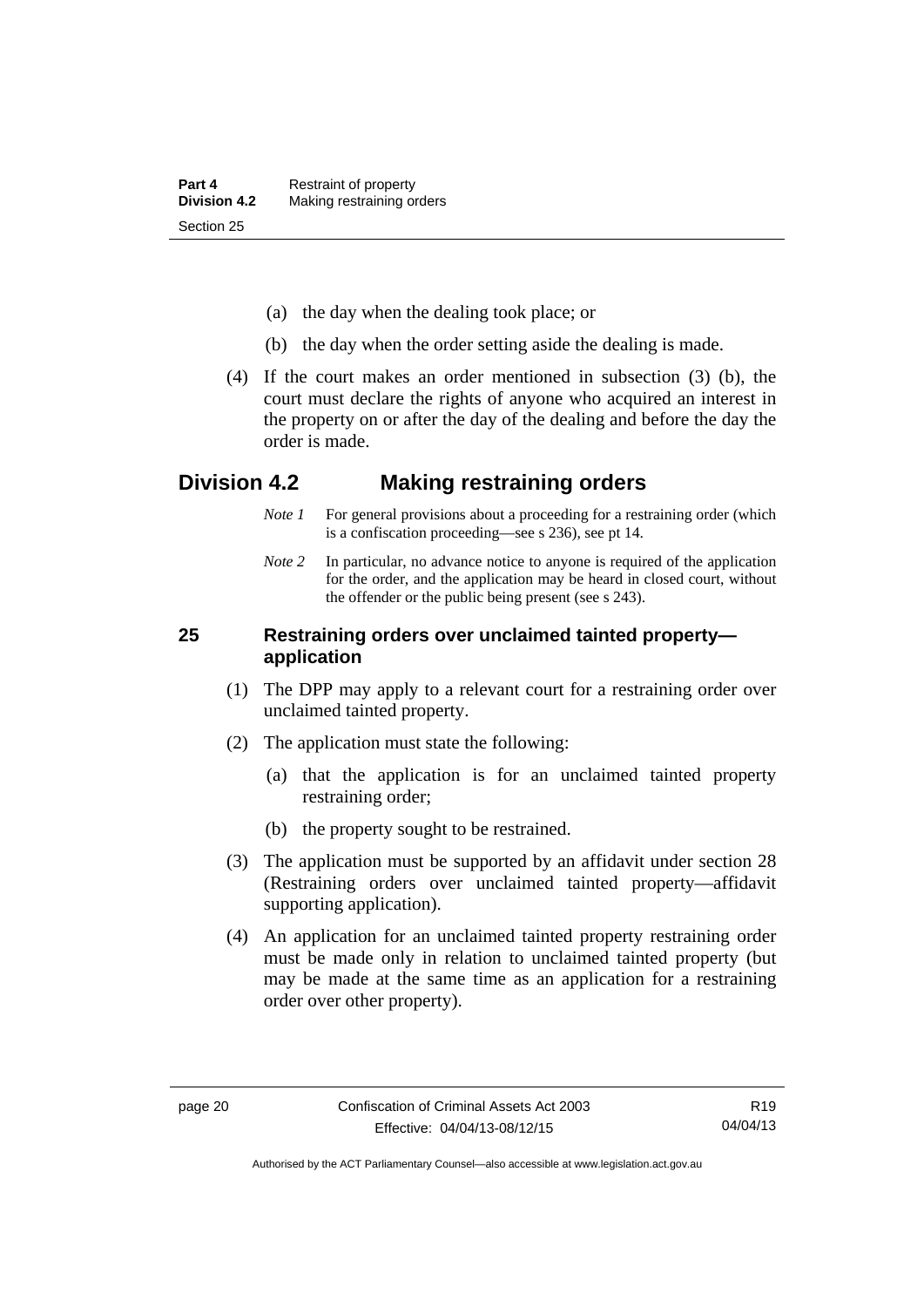(a) the day when the dealing took place; or

(b) the day when the order setting aside the dealing is made.

(4) If the court makes an order mentioned in subsection (3) (b), the court must declare the rights of anyone who acquired an interest in the property on or after the day of the dealing and before the day the order is made.

## Division 4.2 Making restraining orders

*Note 1* For general provisions about a proceeding for a restraining order (which is a confiscation proceeding—see s 236), see pt 14.

*Note 2* In particular, no advance notice to anyone is required of the application for the order, and the application may be heard in closed court, without the offender or the public being present (see s 243).

### 25 Restraining orders over unclaimed tainted property—application

(1) The DPP may apply to a relevant court for a restraining order over unclaimed tainted property.

(2) The application must state the following:

(a) that the application is for an unclaimed tainted property restraining order;

(b) the property sought to be restrained.

(3) The application must be supported by an affidavit under section 28 (Restraining orders over unclaimed tainted property—affidavit supporting application).

(4) An application for an unclaimed tainted property restraining order must be made only in relation to unclaimed tainted property (but may be made at the same time as an application for a restraining order over other property).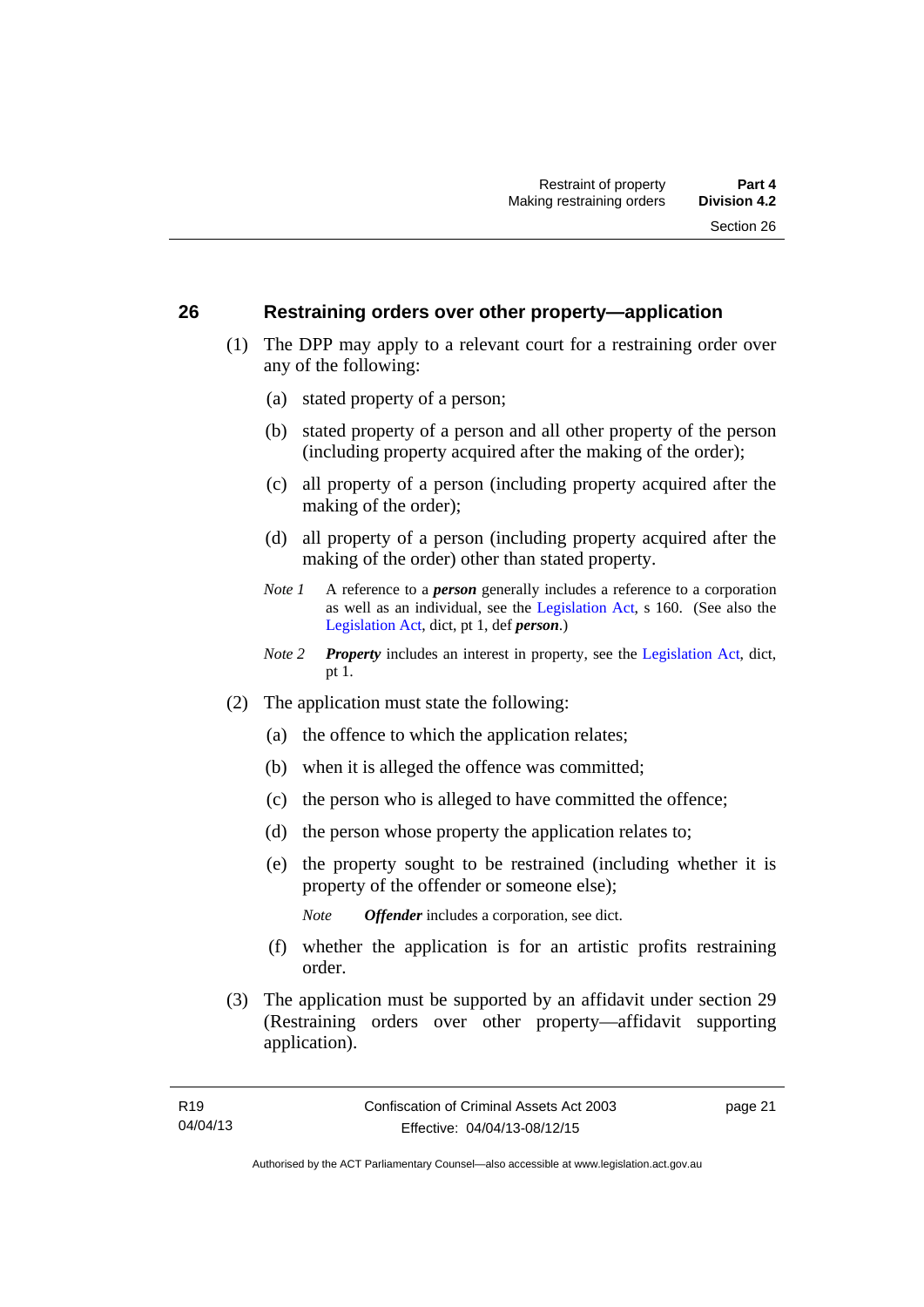## 26 Restraining orders over other property—application

(1) The DPP may apply to a relevant court for a restraining order over any of the following:

(a) stated property of a person;

(b) stated property of a person and all other property of the person (including property acquired after the making of the order);

(c) all property of a person (including property acquired after the making of the order);

(d) all property of a person (including property acquired after the making of the order) other than stated property.

*Note 1* A reference to a ***person*** generally includes a reference to a corporation as well as an individual, see the Legislation Act, s 160. (See also the Legislation Act, dict, pt 1, def ***person***.)

*Note 2* ***Property*** includes an interest in property, see the Legislation Act, dict, pt 1.

(2) The application must state the following:

(a) the offence to which the application relates;

(b) when it is alleged the offence was committed;

(c) the person who is alleged to have committed the offence;

(d) the person whose property the application relates to;

(e) the property sought to be restrained (including whether it is property of the offender or someone else);

*Note* ***Offender*** includes a corporation, see dict.

(f) whether the application is for an artistic profits restraining order.

(3) The application must be supported by an affidavit under section 29 (Restraining orders over other property—affidavit supporting application).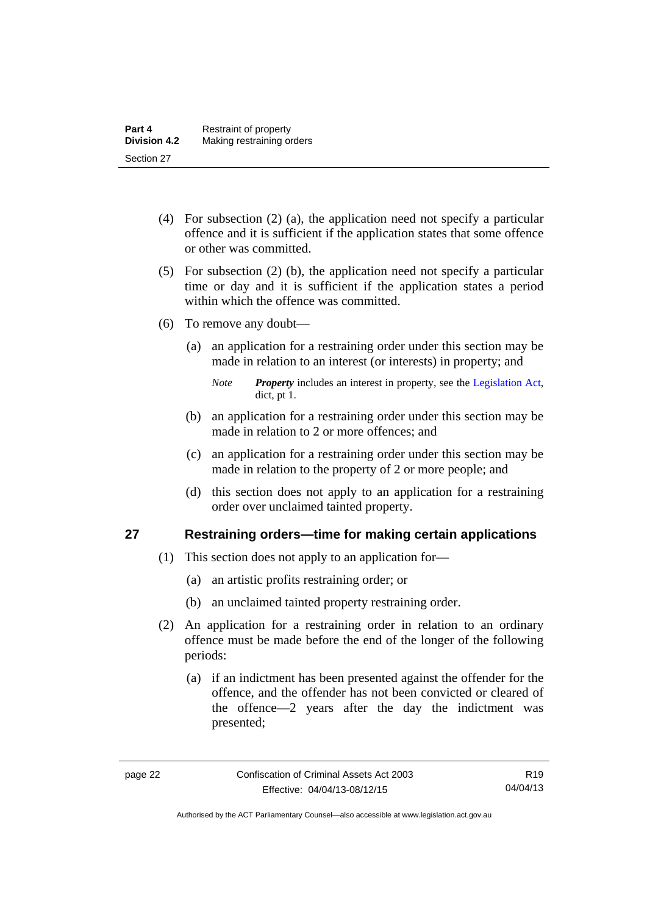(4) For subsection (2) (a), the application need not specify a particular offence and it is sufficient if the application states that some offence or other was committed.

(5) For subsection (2) (b), the application need not specify a particular time or day and it is sufficient if the application states a period within which the offence was committed.

(6) To remove any doubt—

(a) an application for a restraining order under this section may be made in relation to an interest (or interests) in property; and

*Note* ***Property*** includes an interest in property, see the Legislation Act, dict, pt 1.

(b) an application for a restraining order under this section may be made in relation to 2 or more offences; and

(c) an application for a restraining order under this section may be made in relation to the property of 2 or more people; and

(d) this section does not apply to an application for a restraining order over unclaimed tainted property.

## 27 Restraining orders—time for making certain applications

(1) This section does not apply to an application for—

(a) an artistic profits restraining order; or

(b) an unclaimed tainted property restraining order.

(2) An application for a restraining order in relation to an ordinary offence must be made before the end of the longer of the following periods:

(a) if an indictment has been presented against the offender for the offence, and the offender has not been convicted or cleared of the offence—2 years after the day the indictment was presented;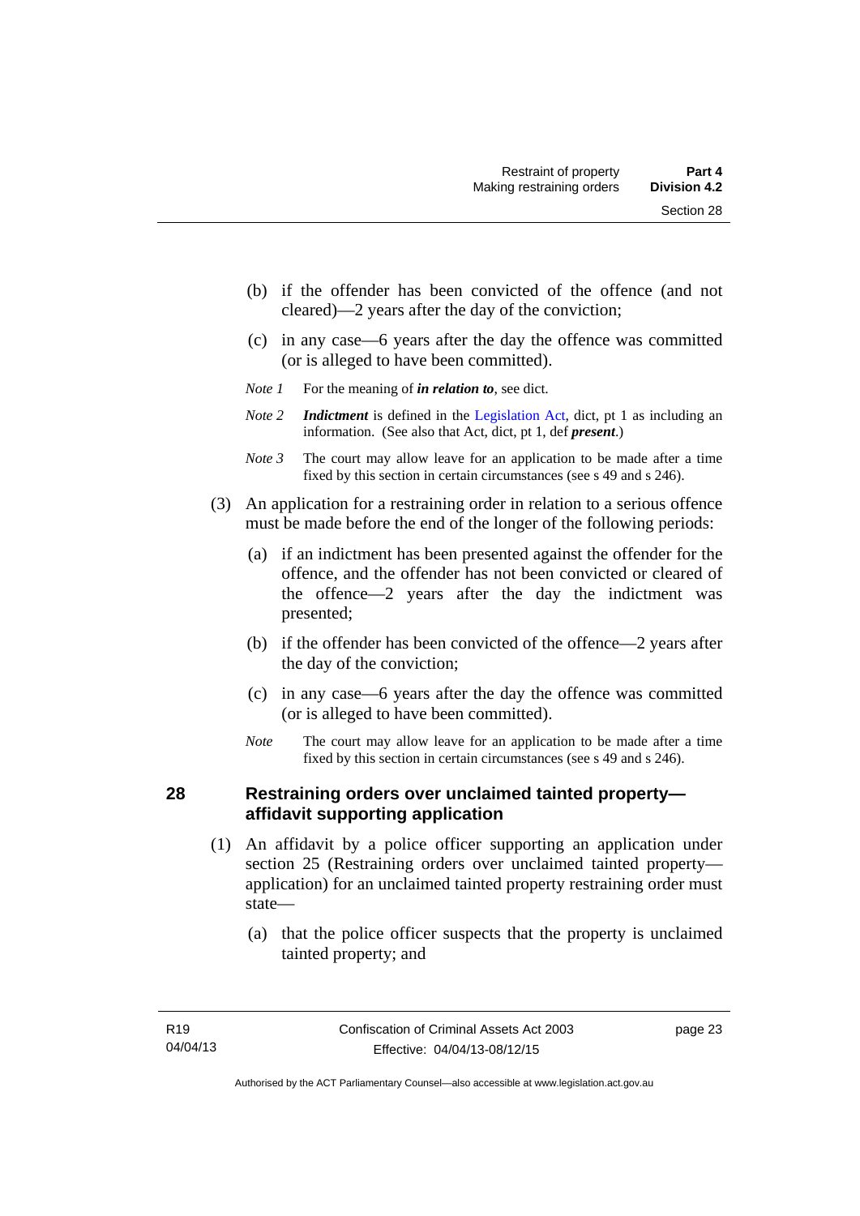(b) if the offender has been convicted of the offence (and not cleared)—2 years after the day of the conviction;

(c) in any case—6 years after the day the offence was committed (or is alleged to have been committed).

*Note 1* For the meaning of ***in relation to***, see dict.

*Note 2* ***Indictment*** is defined in the Legislation Act, dict, pt 1 as including an information. (See also that Act, dict, pt 1, def ***present***.)

*Note 3* The court may allow leave for an application to be made after a time fixed by this section in certain circumstances (see s 49 and s 246).

(3) An application for a restraining order in relation to a serious offence must be made before the end of the longer of the following periods:

(a) if an indictment has been presented against the offender for the offence, and the offender has not been convicted or cleared of the offence—2 years after the day the indictment was presented;

(b) if the offender has been convicted of the offence—2 years after the day of the conviction;

(c) in any case—6 years after the day the offence was committed (or is alleged to have been committed).

*Note* The court may allow leave for an application to be made after a time fixed by this section in certain circumstances (see s 49 and s 246).

## 28 Restraining orders over unclaimed tainted property—affidavit supporting application

(1) An affidavit by a police officer supporting an application under section 25 (Restraining orders over unclaimed tainted property—application) for an unclaimed tainted property restraining order must state—

(a) that the police officer suspects that the property is unclaimed tainted property; and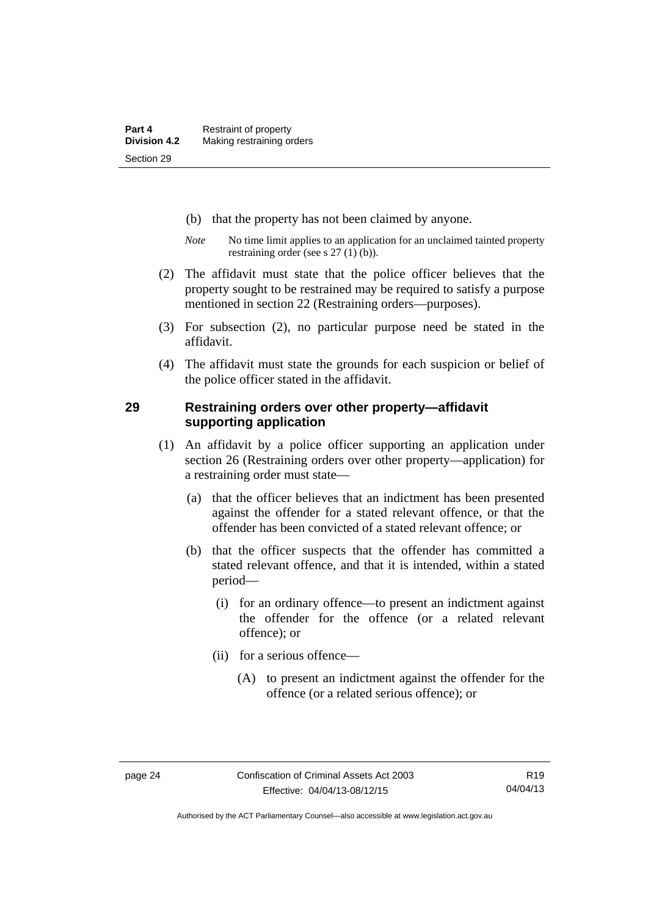(b) that the property has not been claimed by anyone.

*Note* No time limit applies to an application for an unclaimed tainted property restraining order (see s 27 (1) (b)).

(2) The affidavit must state that the police officer believes that the property sought to be restrained may be required to satisfy a purpose mentioned in section 22 (Restraining orders—purposes).

(3) For subsection (2), no particular purpose need be stated in the affidavit.

(4) The affidavit must state the grounds for each suspicion or belief of the police officer stated in the affidavit.

## 29 Restraining orders over other property—affidavit supporting application

(1) An affidavit by a police officer supporting an application under section 26 (Restraining orders over other property—application) for a restraining order must state—

(a) that the officer believes that an indictment has been presented against the offender for a stated relevant offence, or that the offender has been convicted of a stated relevant offence; or

(b) that the officer suspects that the offender has committed a stated relevant offence, and that it is intended, within a stated period—

(i) for an ordinary offence—to present an indictment against the offender for the offence (or a related relevant offence); or

(ii) for a serious offence—

(A) to present an indictment against the offender for the offence (or a related serious offence); or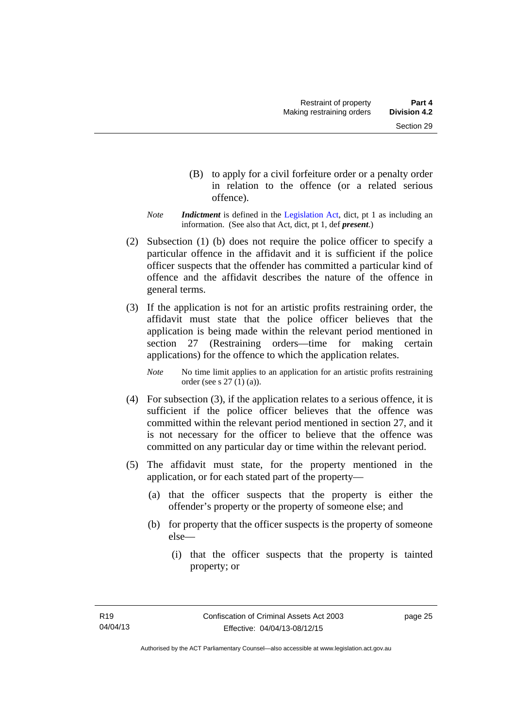(B) to apply for a civil forfeiture order or a penalty order in relation to the offence (or a related serious offence).

*Note* ***Indictment*** is defined in the Legislation Act, dict, pt 1 as including an information. (See also that Act, dict, pt 1, def ***present***.)

(2) Subsection (1) (b) does not require the police officer to specify a particular offence in the affidavit and it is sufficient if the police officer suspects that the offender has committed a particular kind of offence and the affidavit describes the nature of the offence in general terms.

(3) If the application is not for an artistic profits restraining order, the affidavit must state that the police officer believes that the application is being made within the relevant period mentioned in section 27 (Restraining orders—time for making certain applications) for the offence to which the application relates.

*Note* No time limit applies to an application for an artistic profits restraining order (see s 27 (1) (a)).

(4) For subsection (3), if the application relates to a serious offence, it is sufficient if the police officer believes that the offence was committed within the relevant period mentioned in section 27, and it is not necessary for the officer to believe that the offence was committed on any particular day or time within the relevant period.

(5) The affidavit must state, for the property mentioned in the application, or for each stated part of the property—

(a) that the officer suspects that the property is either the offender's property or the property of someone else; and

(b) for property that the officer suspects is the property of someone else—

(i) that the officer suspects that the property is tainted property; or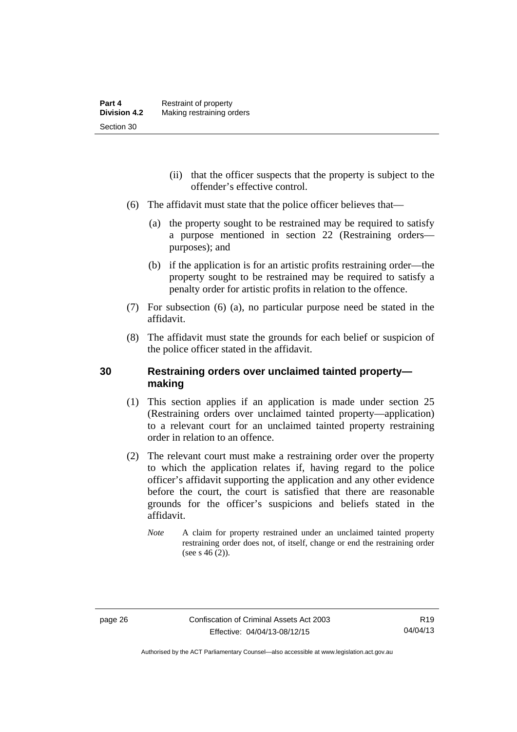(ii) that the officer suspects that the property is subject to the offender's effective control.

(6) The affidavit must state that the police officer believes that—

(a) the property sought to be restrained may be required to satisfy a purpose mentioned in section 22 (Restraining orders—purposes); and

(b) if the application is for an artistic profits restraining order—the property sought to be restrained may be required to satisfy a penalty order for artistic profits in relation to the offence.

(7) For subsection (6) (a), no particular purpose need be stated in the affidavit.

(8) The affidavit must state the grounds for each belief or suspicion of the police officer stated in the affidavit.

## 30 Restraining orders over unclaimed tainted property—making

(1) This section applies if an application is made under section 25 (Restraining orders over unclaimed tainted property—application) to a relevant court for an unclaimed tainted property restraining order in relation to an offence.

(2) The relevant court must make a restraining order over the property to which the application relates if, having regard to the police officer's affidavit supporting the application and any other evidence before the court, the court is satisfied that there are reasonable grounds for the officer's suspicions and beliefs stated in the affidavit.

*Note* A claim for property restrained under an unclaimed tainted property restraining order does not, of itself, change or end the restraining order (see s 46 (2)).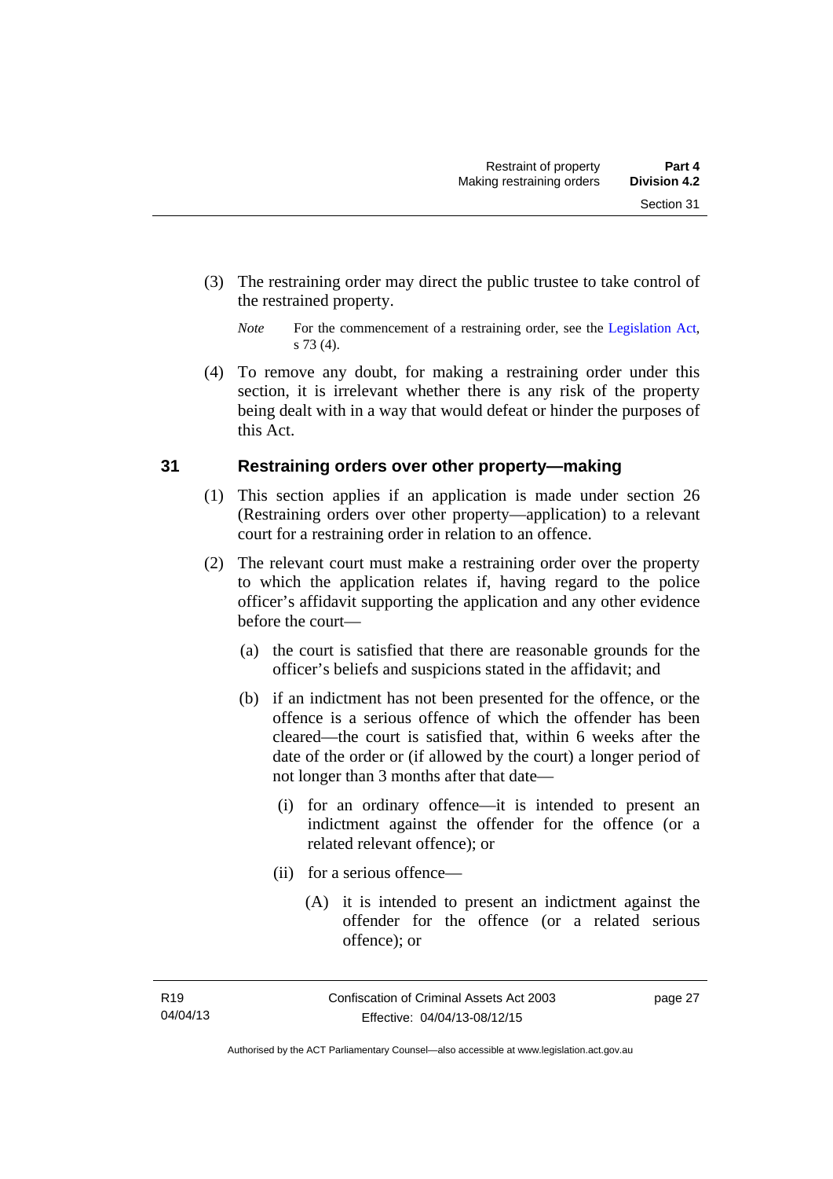(3) The restraining order may direct the public trustee to take control of the restrained property.

*Note* For the commencement of a restraining order, see the Legislation Act, s 73 (4).

(4) To remove any doubt, for making a restraining order under this section, it is irrelevant whether there is any risk of the property being dealt with in a way that would defeat or hinder the purposes of this Act.

## 31 Restraining orders over other property—making

(1) This section applies if an application is made under section 26 (Restraining orders over other property—application) to a relevant court for a restraining order in relation to an offence.

(2) The relevant court must make a restraining order over the property to which the application relates if, having regard to the police officer's affidavit supporting the application and any other evidence before the court—

(a) the court is satisfied that there are reasonable grounds for the officer's beliefs and suspicions stated in the affidavit; and

(b) if an indictment has not been presented for the offence, or the offence is a serious offence of which the offender has been cleared—the court is satisfied that, within 6 weeks after the date of the order or (if allowed by the court) a longer period of not longer than 3 months after that date—

(i) for an ordinary offence—it is intended to present an indictment against the offender for the offence (or a related relevant offence); or

(ii) for a serious offence—

(A) it is intended to present an indictment against the offender for the offence (or a related serious offence); or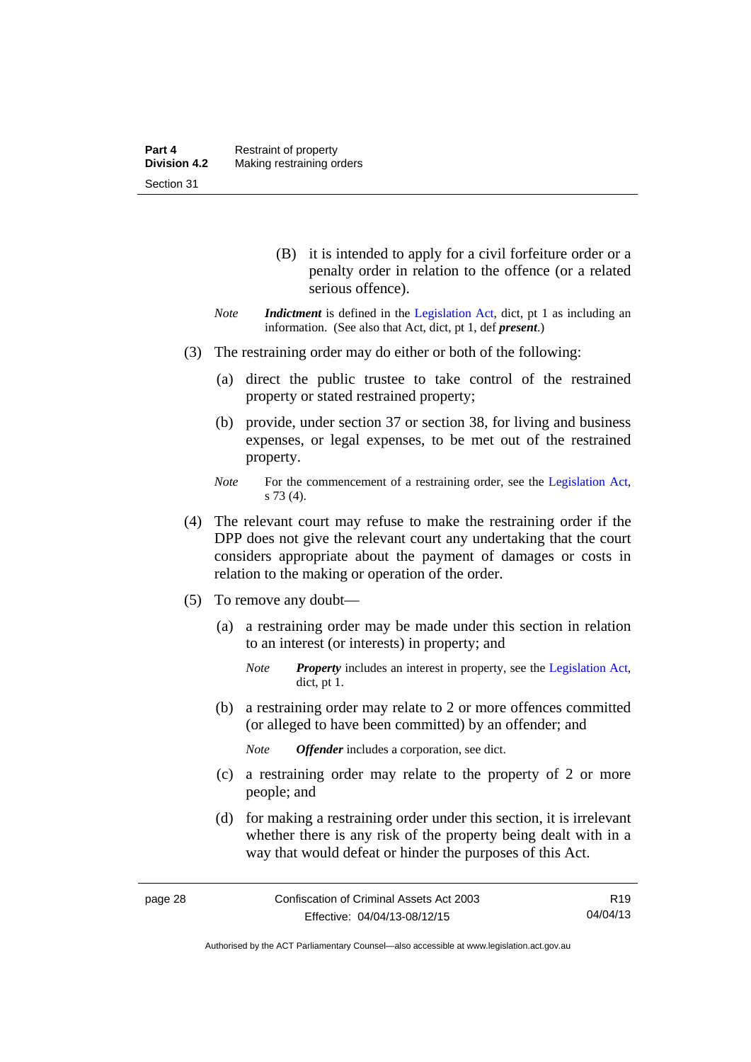(B) it is intended to apply for a civil forfeiture order or a penalty order in relation to the offence (or a related serious offence).

*Note* ***Indictment*** is defined in the Legislation Act, dict, pt 1 as including an information. (See also that Act, dict, pt 1, def ***present***.)

(3) The restraining order may do either or both of the following:

(a) direct the public trustee to take control of the restrained property or stated restrained property;

(b) provide, under section 37 or section 38, for living and business expenses, or legal expenses, to be met out of the restrained property.

*Note* For the commencement of a restraining order, see the Legislation Act, s 73 (4).

(4) The relevant court may refuse to make the restraining order if the DPP does not give the relevant court any undertaking that the court considers appropriate about the payment of damages or costs in relation to the making or operation of the order.

(5) To remove any doubt—

(a) a restraining order may be made under this section in relation to an interest (or interests) in property; and

*Note* ***Property*** includes an interest in property, see the Legislation Act, dict, pt 1.

(b) a restraining order may relate to 2 or more offences committed (or alleged to have been committed) by an offender; and

*Note* ***Offender*** includes a corporation, see dict.

(c) a restraining order may relate to the property of 2 or more people; and

(d) for making a restraining order under this section, it is irrelevant whether there is any risk of the property being dealt with in a way that would defeat or hinder the purposes of this Act.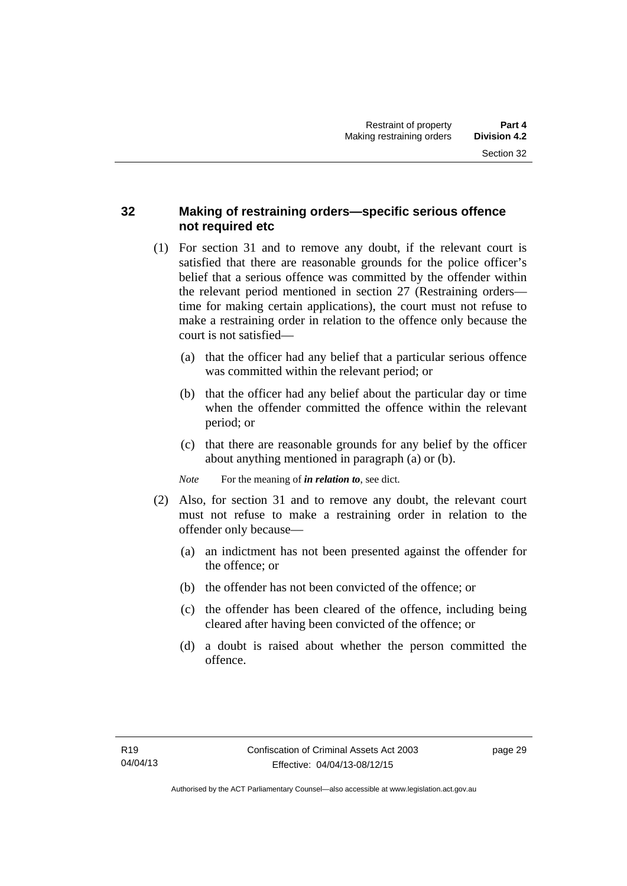## 32 Making of restraining orders—specific serious offence not required etc

(1) For section 31 and to remove any doubt, if the relevant court is satisfied that there are reasonable grounds for the police officer's belief that a serious offence was committed by the offender within the relevant period mentioned in section 27 (Restraining orders—time for making certain applications), the court must not refuse to make a restraining order in relation to the offence only because the court is not satisfied—

(a) that the officer had any belief that a particular serious offence was committed within the relevant period; or

(b) that the officer had any belief about the particular day or time when the offender committed the offence within the relevant period; or

(c) that there are reasonable grounds for any belief by the officer about anything mentioned in paragraph (a) or (b).

*Note* For the meaning of ***in relation to***, see dict.

(2) Also, for section 31 and to remove any doubt, the relevant court must not refuse to make a restraining order in relation to the offender only because—

(a) an indictment has not been presented against the offender for the offence; or

(b) the offender has not been convicted of the offence; or

(c) the offender has been cleared of the offence, including being cleared after having been convicted of the offence; or

(d) a doubt is raised about whether the person committed the offence.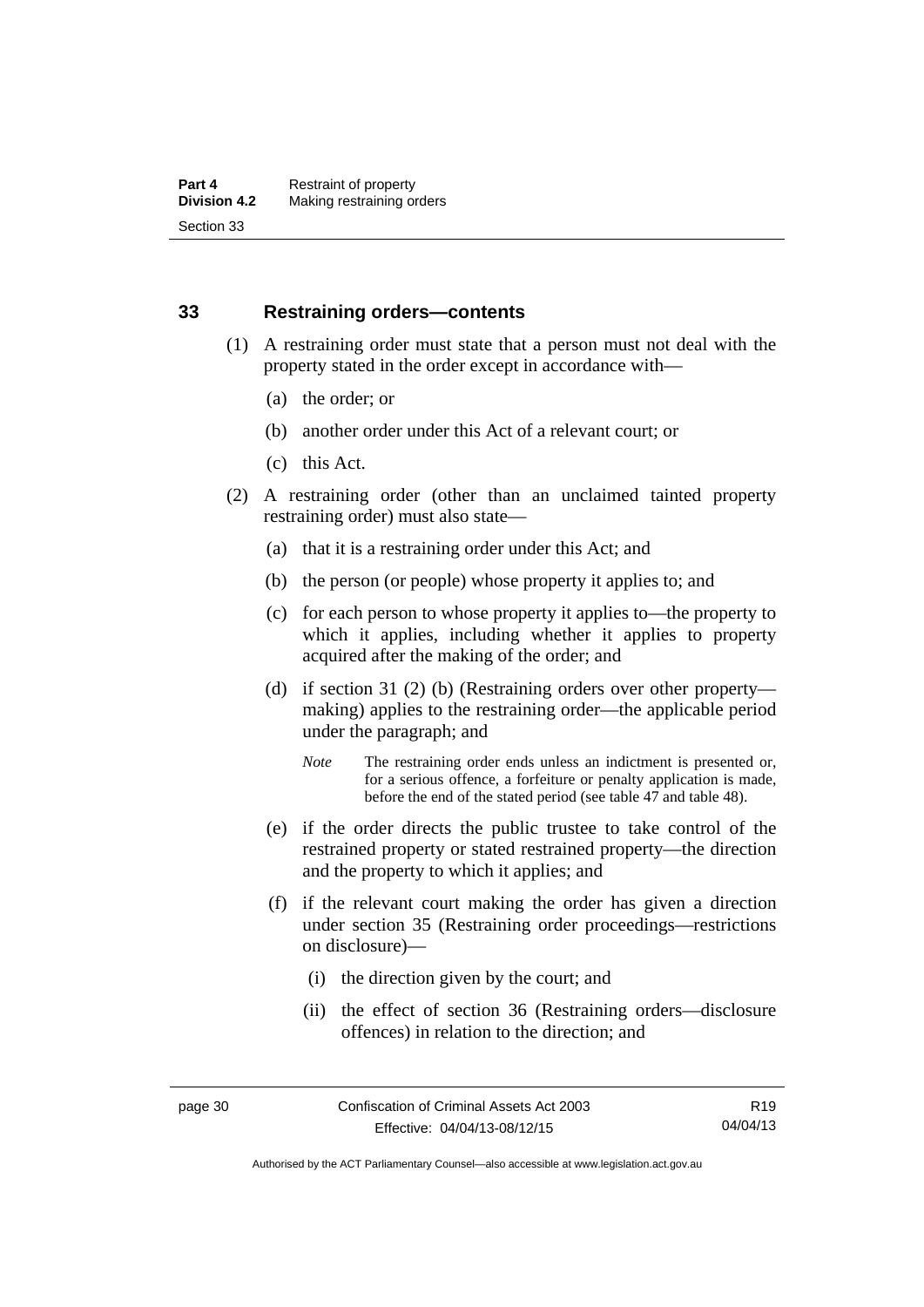## 33 Restraining orders—contents

(1) A restraining order must state that a person must not deal with the property stated in the order except in accordance with—

(a) the order; or

(b) another order under this Act of a relevant court; or

(c) this Act.

(2) A restraining order (other than an unclaimed tainted property restraining order) must also state—

(a) that it is a restraining order under this Act; and

(b) the person (or people) whose property it applies to; and

(c) for each person to whose property it applies to—the property to which it applies, including whether it applies to property acquired after the making of the order; and

(d) if section 31 (2) (b) (Restraining orders over other property—making) applies to the restraining order—the applicable period under the paragraph; and

*Note* The restraining order ends unless an indictment is presented or, for a serious offence, a forfeiture or penalty application is made, before the end of the stated period (see table 47 and table 48).

(e) if the order directs the public trustee to take control of the restrained property or stated restrained property—the direction and the property to which it applies; and

(f) if the relevant court making the order has given a direction under section 35 (Restraining order proceedings—restrictions on disclosure)—

(i) the direction given by the court; and

(ii) the effect of section 36 (Restraining orders—disclosure offences) in relation to the direction; and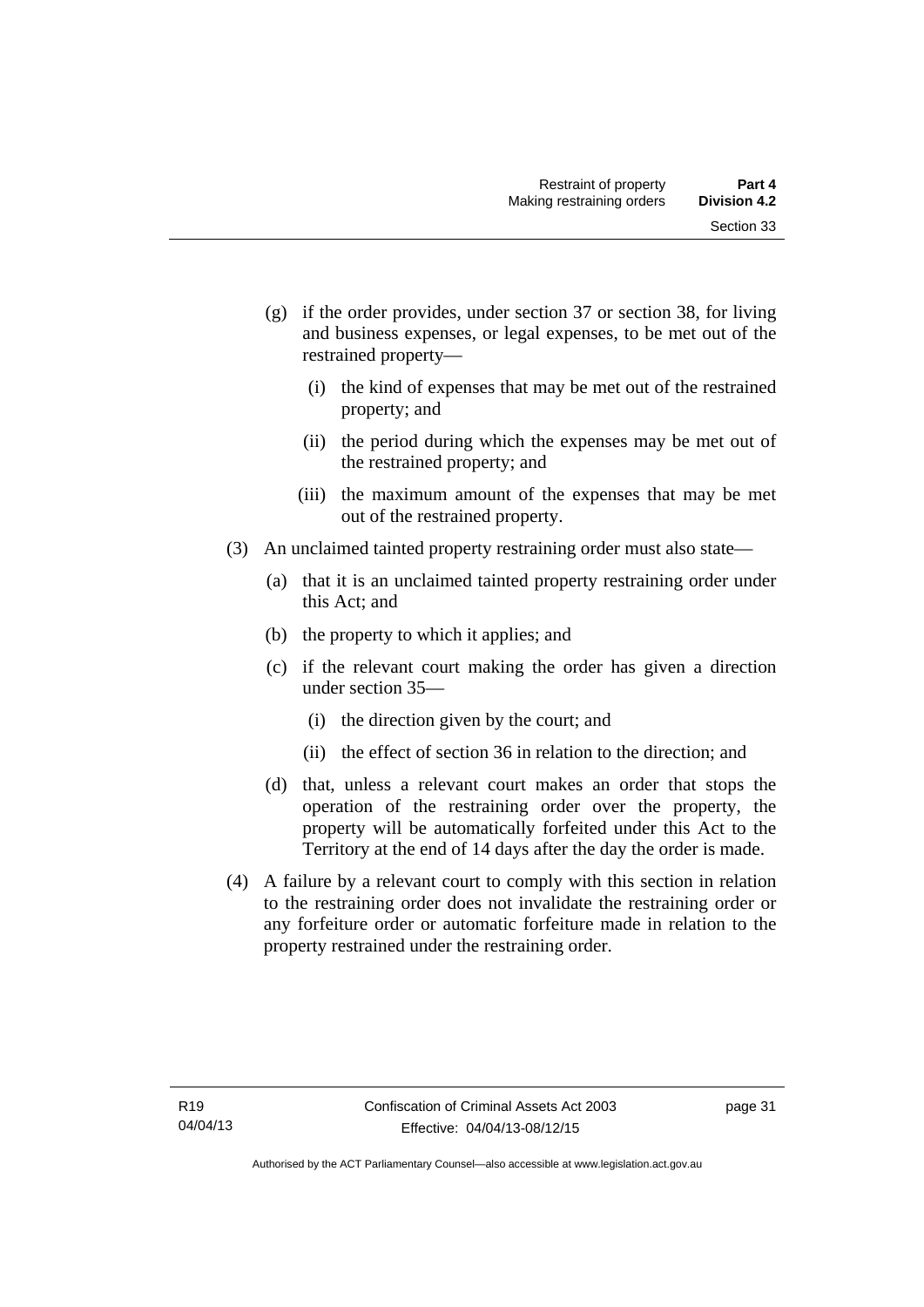(g) if the order provides, under section 37 or section 38, for living and business expenses, or legal expenses, to be met out of the restrained property—

   (i) the kind of expenses that may be met out of the restrained property; and

   (ii) the period during which the expenses may be met out of the restrained property; and

   (iii) the maximum amount of the expenses that may be met out of the restrained property.

(3) An unclaimed tainted property restraining order must also state—

   (a) that it is an unclaimed tainted property restraining order under this Act; and

   (b) the property to which it applies; and

   (c) if the relevant court making the order has given a direction under section 35—

      (i) the direction given by the court; and

      (ii) the effect of section 36 in relation to the direction; and

   (d) that, unless a relevant court makes an order that stops the operation of the restraining order over the property, the property will be automatically forfeited under this Act to the Territory at the end of 14 days after the day the order is made.

(4) A failure by a relevant court to comply with this section in relation to the restraining order does not invalidate the restraining order or any forfeiture order or automatic forfeiture made in relation to the property restrained under the restraining order.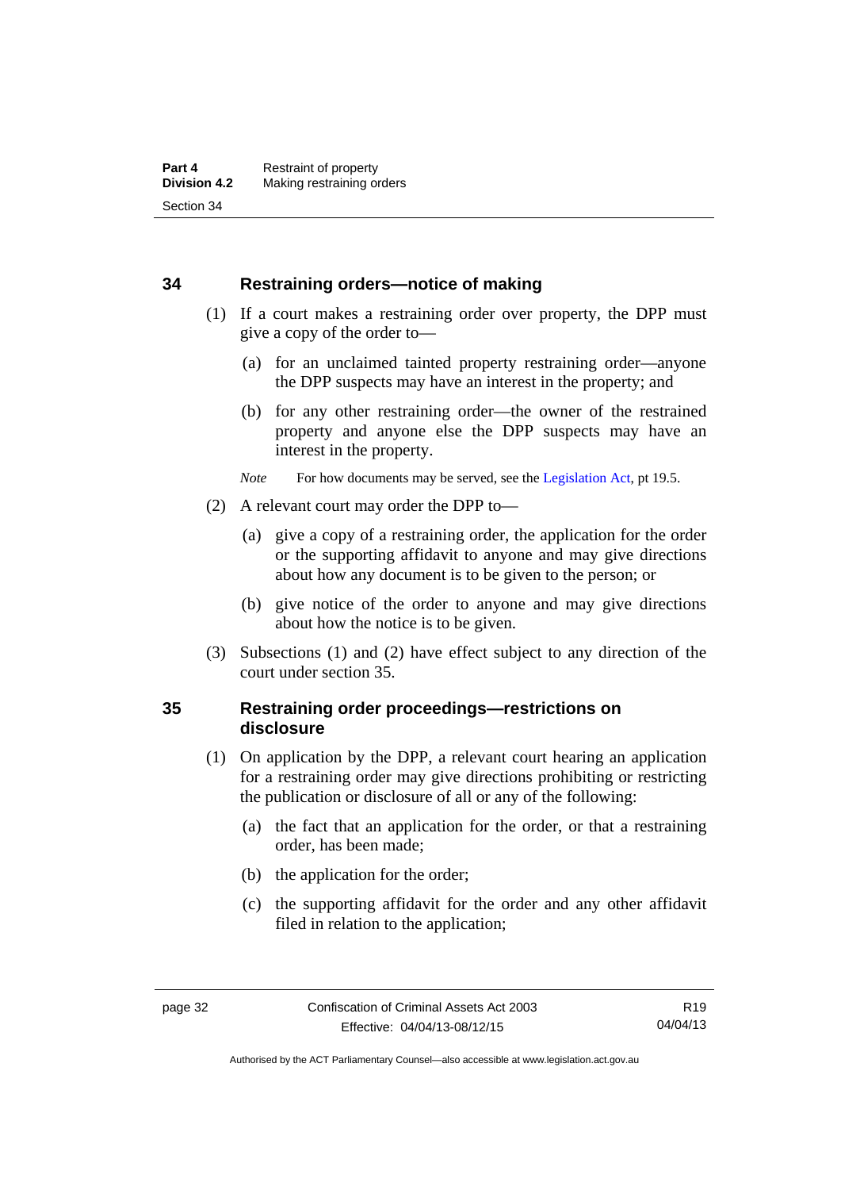### 34 Restraining orders—notice of making

(1) If a court makes a restraining order over property, the DPP must give a copy of the order to—

(a) for an unclaimed tainted property restraining order—anyone the DPP suspects may have an interest in the property; and

(b) for any other restraining order—the owner of the restrained property and anyone else the DPP suspects may have an interest in the property.

*Note* For how documents may be served, see the Legislation Act, pt 19.5.

(2) A relevant court may order the DPP to—

(a) give a copy of a restraining order, the application for the order or the supporting affidavit to anyone and may give directions about how any document is to be given to the person; or

(b) give notice of the order to anyone and may give directions about how the notice is to be given.

(3) Subsections (1) and (2) have effect subject to any direction of the court under section 35.

### 35 Restraining order proceedings—restrictions on disclosure

(1) On application by the DPP, a relevant court hearing an application for a restraining order may give directions prohibiting or restricting the publication or disclosure of all or any of the following:

(a) the fact that an application for the order, or that a restraining order, has been made;

(b) the application for the order;

(c) the supporting affidavit for the order and any other affidavit filed in relation to the application;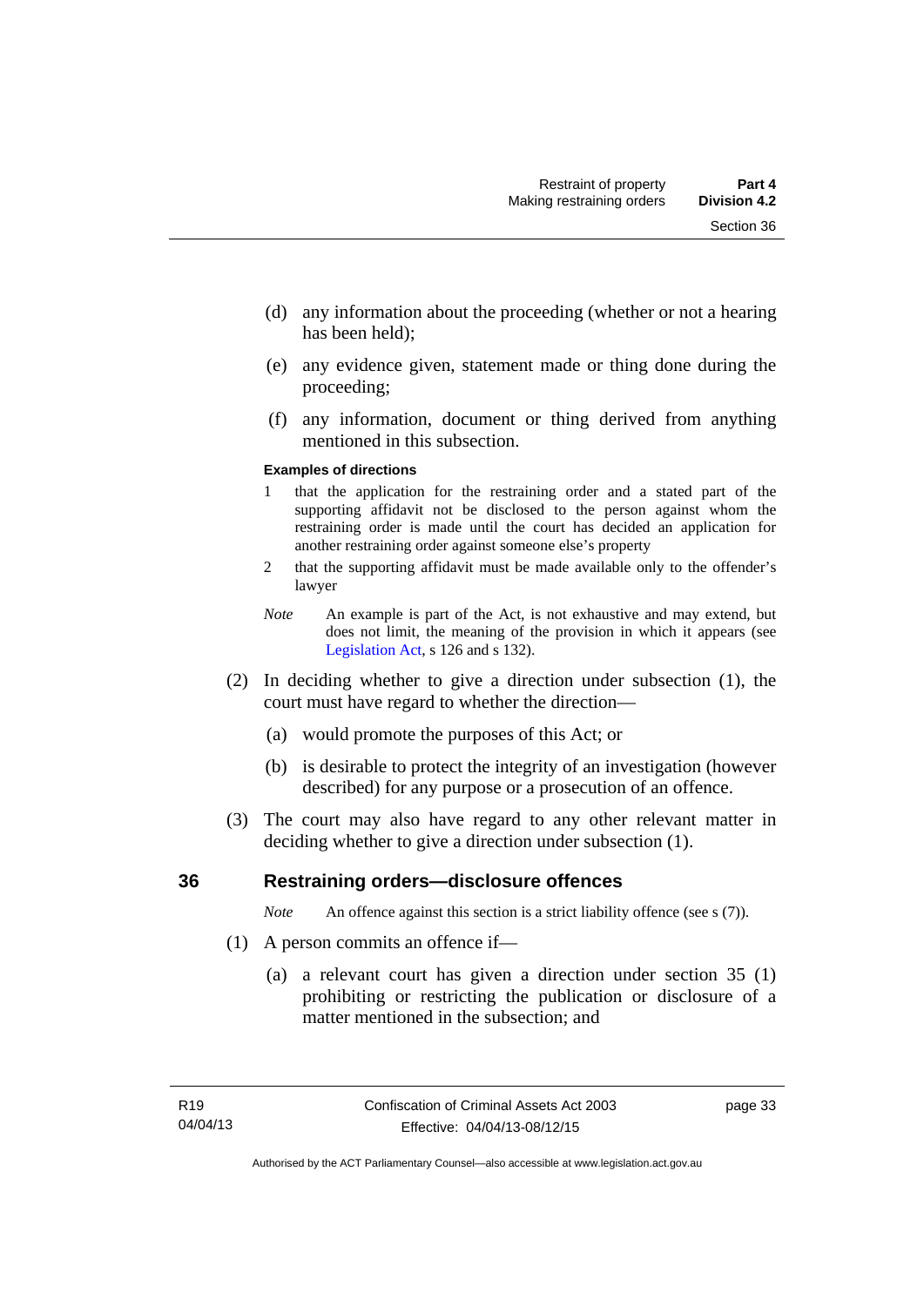(d) any information about the proceeding (whether or not a hearing has been held);

(e) any evidence given, statement made or thing done during the proceeding;

(f) any information, document or thing derived from anything mentioned in this subsection.

**Examples of directions**

1 that the application for the restraining order and a stated part of the supporting affidavit not be disclosed to the person against whom the restraining order is made until the court has decided an application for another restraining order against someone else's property

2 that the supporting affidavit must be made available only to the offender's lawyer

*Note* An example is part of the Act, is not exhaustive and may extend, but does not limit, the meaning of the provision in which it appears (see Legislation Act, s 126 and s 132).

(2) In deciding whether to give a direction under subsection (1), the court must have regard to whether the direction—

(a) would promote the purposes of this Act; or

(b) is desirable to protect the integrity of an investigation (however described) for any purpose or a prosecution of an offence.

(3) The court may also have regard to any other relevant matter in deciding whether to give a direction under subsection (1).

## 36 Restraining orders—disclosure offences

*Note* An offence against this section is a strict liability offence (see s (7)).

(1) A person commits an offence if—

(a) a relevant court has given a direction under section 35 (1) prohibiting or restricting the publication or disclosure of a matter mentioned in the subsection; and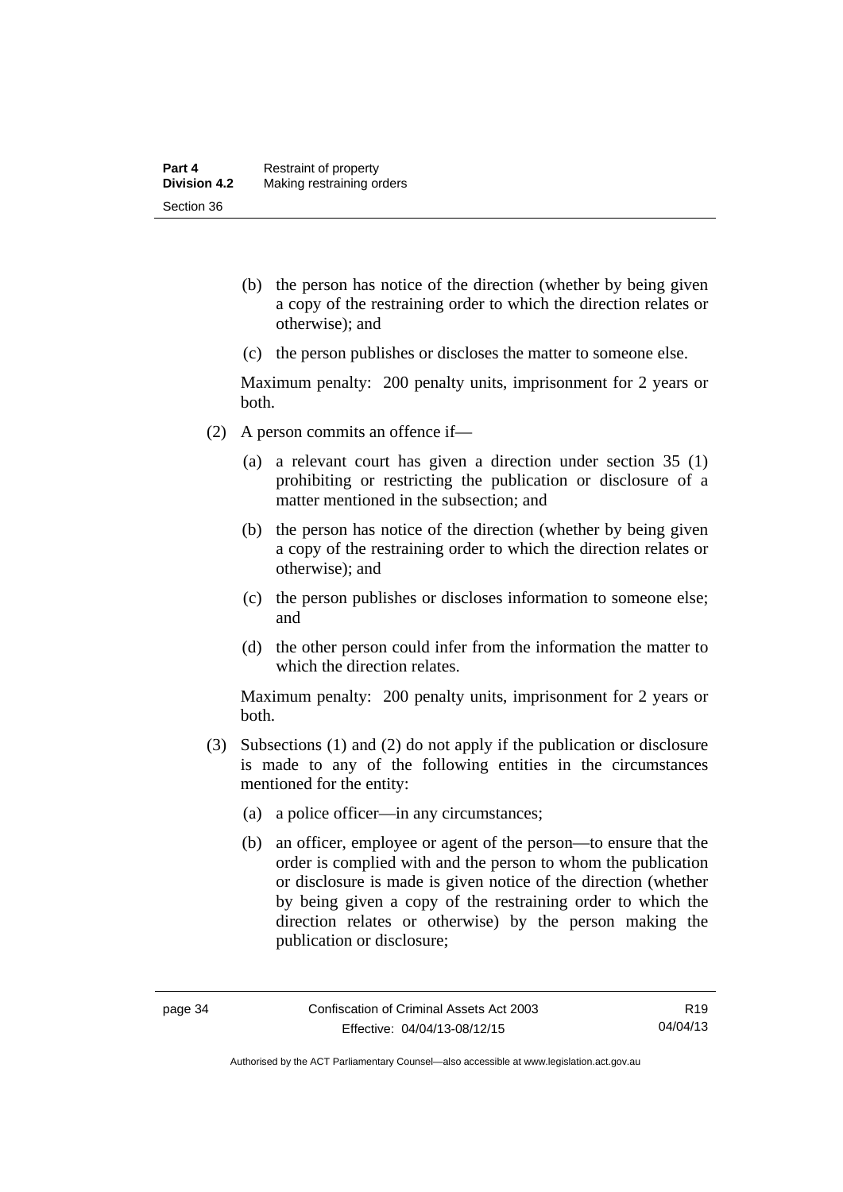(b) the person has notice of the direction (whether by being given a copy of the restraining order to which the direction relates or otherwise); and

(c) the person publishes or discloses the matter to someone else.

Maximum penalty: 200 penalty units, imprisonment for 2 years or both.

(2) A person commits an offence if—

(a) a relevant court has given a direction under section 35 (1) prohibiting or restricting the publication or disclosure of a matter mentioned in the subsection; and

(b) the person has notice of the direction (whether by being given a copy of the restraining order to which the direction relates or otherwise); and

(c) the person publishes or discloses information to someone else; and

(d) the other person could infer from the information the matter to which the direction relates.

Maximum penalty: 200 penalty units, imprisonment for 2 years or both.

(3) Subsections (1) and (2) do not apply if the publication or disclosure is made to any of the following entities in the circumstances mentioned for the entity:

(a) a police officer—in any circumstances;

(b) an officer, employee or agent of the person—to ensure that the order is complied with and the person to whom the publication or disclosure is made is given notice of the direction (whether by being given a copy of the restraining order to which the direction relates or otherwise) by the person making the publication or disclosure;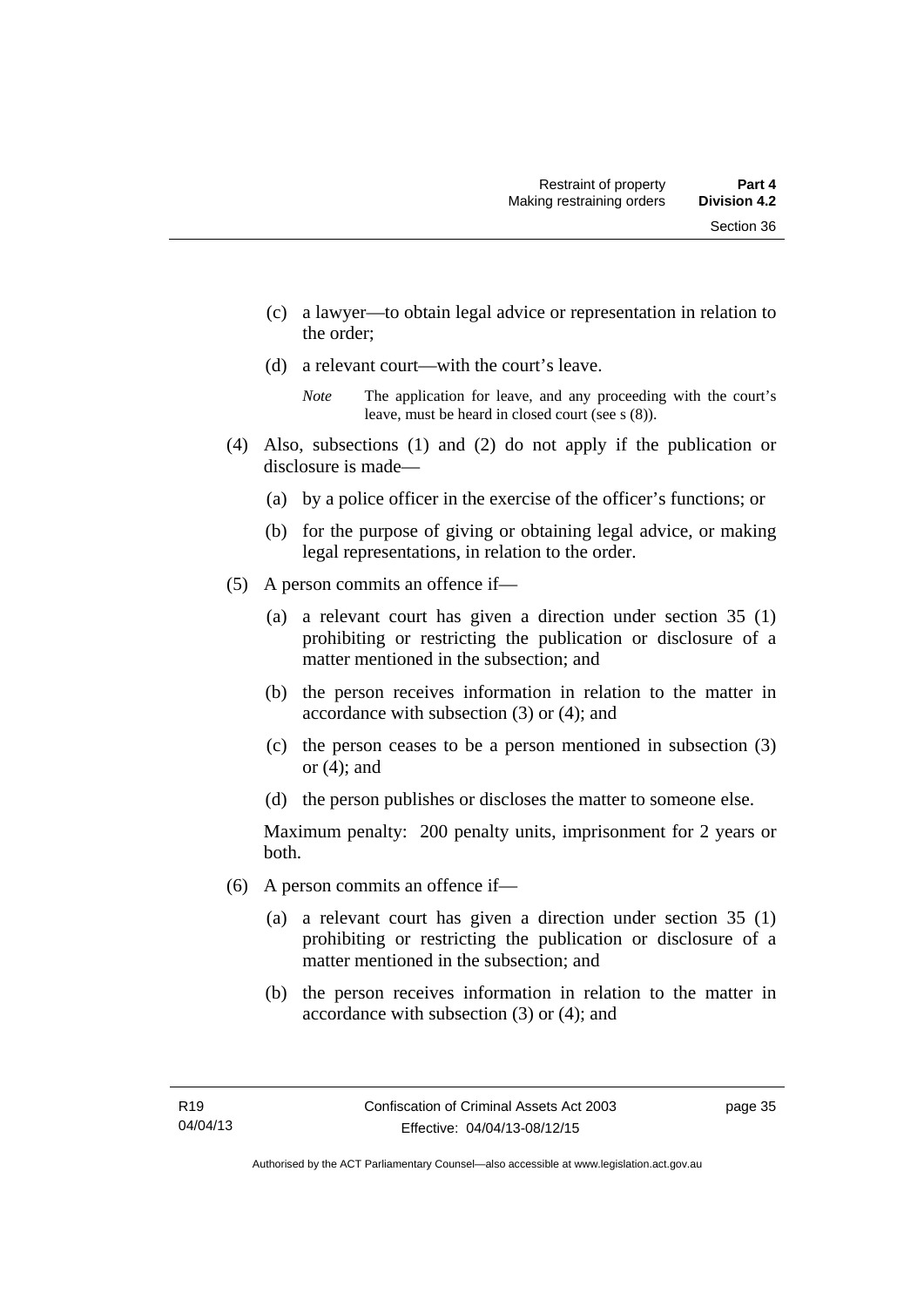(c) a lawyer—to obtain legal advice or representation in relation to the order;

(d) a relevant court—with the court's leave.

*Note* The application for leave, and any proceeding with the court's leave, must be heard in closed court (see s (8)).

(4) Also, subsections (1) and (2) do not apply if the publication or disclosure is made—

(a) by a police officer in the exercise of the officer's functions; or

(b) for the purpose of giving or obtaining legal advice, or making legal representations, in relation to the order.

(5) A person commits an offence if—

(a) a relevant court has given a direction under section 35 (1) prohibiting or restricting the publication or disclosure of a matter mentioned in the subsection; and

(b) the person receives information in relation to the matter in accordance with subsection (3) or (4); and

(c) the person ceases to be a person mentioned in subsection (3) or (4); and

(d) the person publishes or discloses the matter to someone else.

Maximum penalty: 200 penalty units, imprisonment for 2 years or both.

(6) A person commits an offence if—

(a) a relevant court has given a direction under section 35 (1) prohibiting or restricting the publication or disclosure of a matter mentioned in the subsection; and

(b) the person receives information in relation to the matter in accordance with subsection (3) or (4); and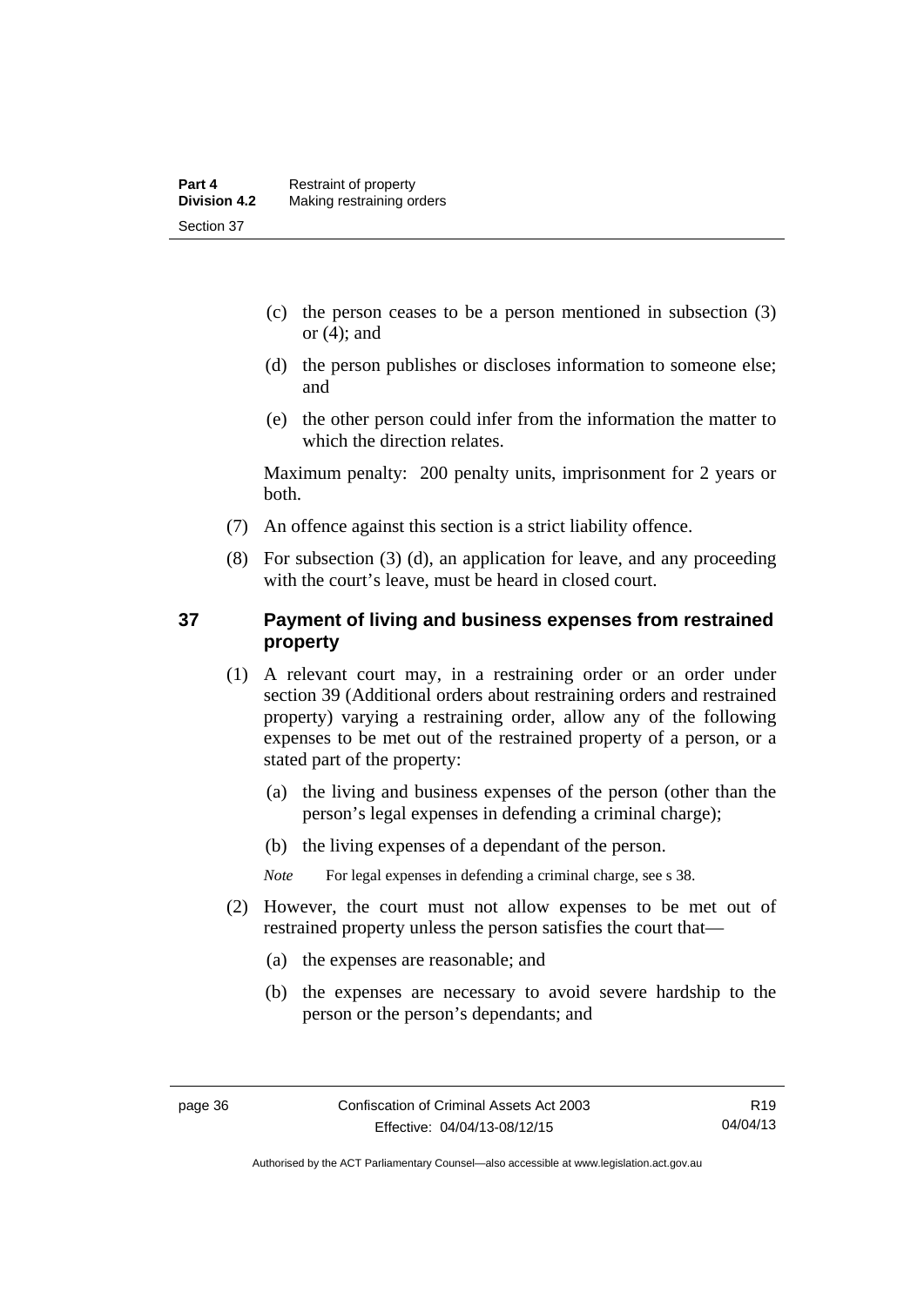(c) the person ceases to be a person mentioned in subsection (3) or (4); and

(d) the person publishes or discloses information to someone else; and

(e) the other person could infer from the information the matter to which the direction relates.

Maximum penalty: 200 penalty units, imprisonment for 2 years or both.

(7) An offence against this section is a strict liability offence.

(8) For subsection (3) (d), an application for leave, and any proceeding with the court's leave, must be heard in closed court.

## 37 Payment of living and business expenses from restrained property

(1) A relevant court may, in a restraining order or an order under section 39 (Additional orders about restraining orders and restrained property) varying a restraining order, allow any of the following expenses to be met out of the restrained property of a person, or a stated part of the property:

(a) the living and business expenses of the person (other than the person's legal expenses in defending a criminal charge);

(b) the living expenses of a dependant of the person.

*Note* For legal expenses in defending a criminal charge, see s 38.

(2) However, the court must not allow expenses to be met out of restrained property unless the person satisfies the court that—

(a) the expenses are reasonable; and

(b) the expenses are necessary to avoid severe hardship to the person or the person's dependants; and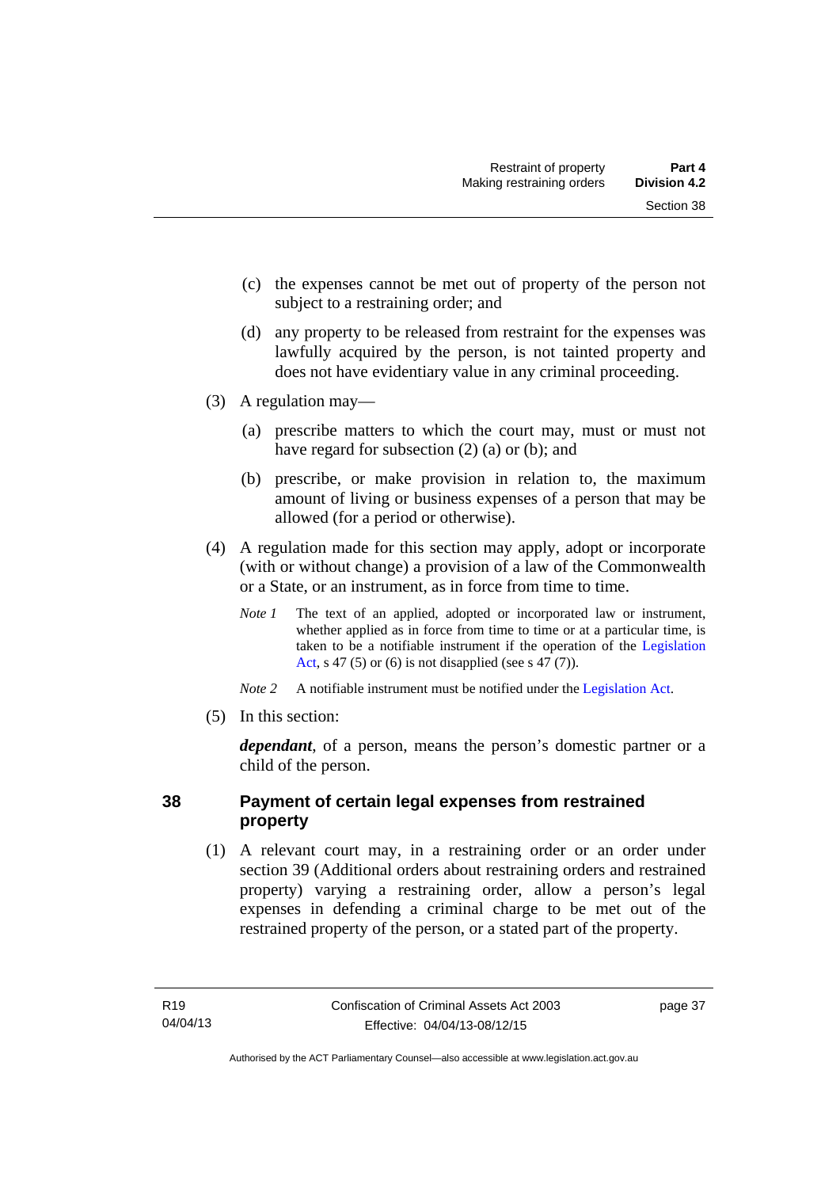(c) the expenses cannot be met out of property of the person not subject to a restraining order; and

(d) any property to be released from restraint for the expenses was lawfully acquired by the person, is not tainted property and does not have evidentiary value in any criminal proceeding.

(3) A regulation may—

(a) prescribe matters to which the court may, must or must not have regard for subsection (2) (a) or (b); and

(b) prescribe, or make provision in relation to, the maximum amount of living or business expenses of a person that may be allowed (for a period or otherwise).

(4) A regulation made for this section may apply, adopt or incorporate (with or without change) a provision of a law of the Commonwealth or a State, or an instrument, as in force from time to time.

*Note 1* The text of an applied, adopted or incorporated law or instrument, whether applied as in force from time to time or at a particular time, is taken to be a notifiable instrument if the operation of the Legislation Act, s 47 (5) or (6) is not disapplied (see s 47 (7)).

*Note 2* A notifiable instrument must be notified under the Legislation Act.

(5) In this section:

***dependant***, of a person, means the person's domestic partner or a child of the person.

## 38 Payment of certain legal expenses from restrained property

(1) A relevant court may, in a restraining order or an order under section 39 (Additional orders about restraining orders and restrained property) varying a restraining order, allow a person's legal expenses in defending a criminal charge to be met out of the restrained property of the person, or a stated part of the property.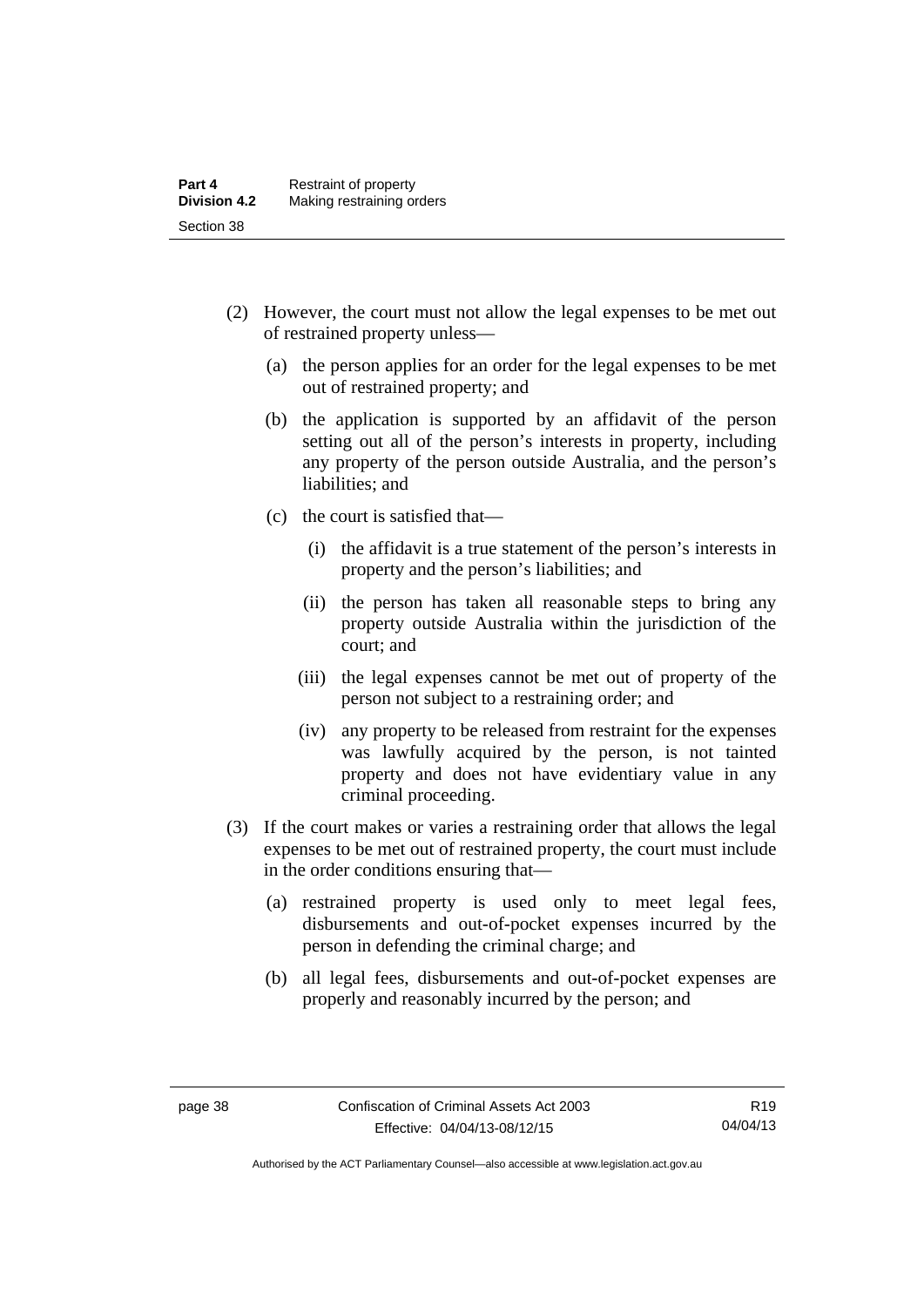(2) However, the court must not allow the legal expenses to be met out of restrained property unless—

(a) the person applies for an order for the legal expenses to be met out of restrained property; and

(b) the application is supported by an affidavit of the person setting out all of the person's interests in property, including any property of the person outside Australia, and the person's liabilities; and

(c) the court is satisfied that—

(i) the affidavit is a true statement of the person's interests in property and the person's liabilities; and

(ii) the person has taken all reasonable steps to bring any property outside Australia within the jurisdiction of the court; and

(iii) the legal expenses cannot be met out of property of the person not subject to a restraining order; and

(iv) any property to be released from restraint for the expenses was lawfully acquired by the person, is not tainted property and does not have evidentiary value in any criminal proceeding.

(3) If the court makes or varies a restraining order that allows the legal expenses to be met out of restrained property, the court must include in the order conditions ensuring that—

(a) restrained property is used only to meet legal fees, disbursements and out-of-pocket expenses incurred by the person in defending the criminal charge; and

(b) all legal fees, disbursements and out-of-pocket expenses are properly and reasonably incurred by the person; and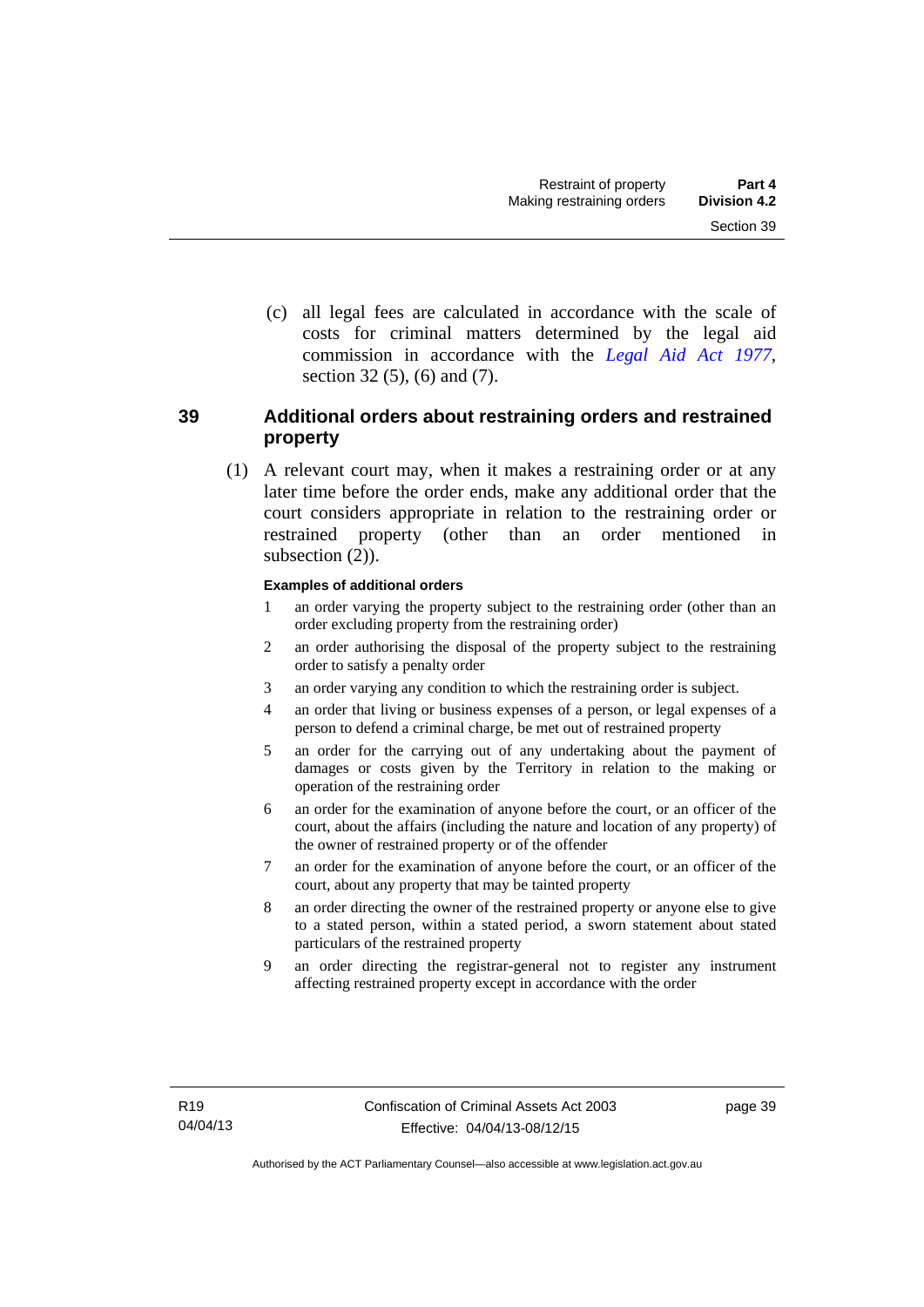(c) all legal fees are calculated in accordance with the scale of costs for criminal matters determined by the legal aid commission in accordance with the *Legal Aid Act 1977*, section 32 (5), (6) and (7).

## 39 Additional orders about restraining orders and restrained property

(1) A relevant court may, when it makes a restraining order or at any later time before the order ends, make any additional order that the court considers appropriate in relation to the restraining order or restrained property (other than an order mentioned in subsection (2)).

**Examples of additional orders**

1 an order varying the property subject to the restraining order (other than an order excluding property from the restraining order)

2 an order authorising the disposal of the property subject to the restraining order to satisfy a penalty order

3 an order varying any condition to which the restraining order is subject.

4 an order that living or business expenses of a person, or legal expenses of a person to defend a criminal charge, be met out of restrained property

5 an order for the carrying out of any undertaking about the payment of damages or costs given by the Territory in relation to the making or operation of the restraining order

6 an order for the examination of anyone before the court, or an officer of the court, about the affairs (including the nature and location of any property) of the owner of restrained property or of the offender

7 an order for the examination of anyone before the court, or an officer of the court, about any property that may be tainted property

8 an order directing the owner of the restrained property or anyone else to give to a stated person, within a stated period, a sworn statement about stated particulars of the restrained property

9 an order directing the registrar-general not to register any instrument affecting restrained property except in accordance with the order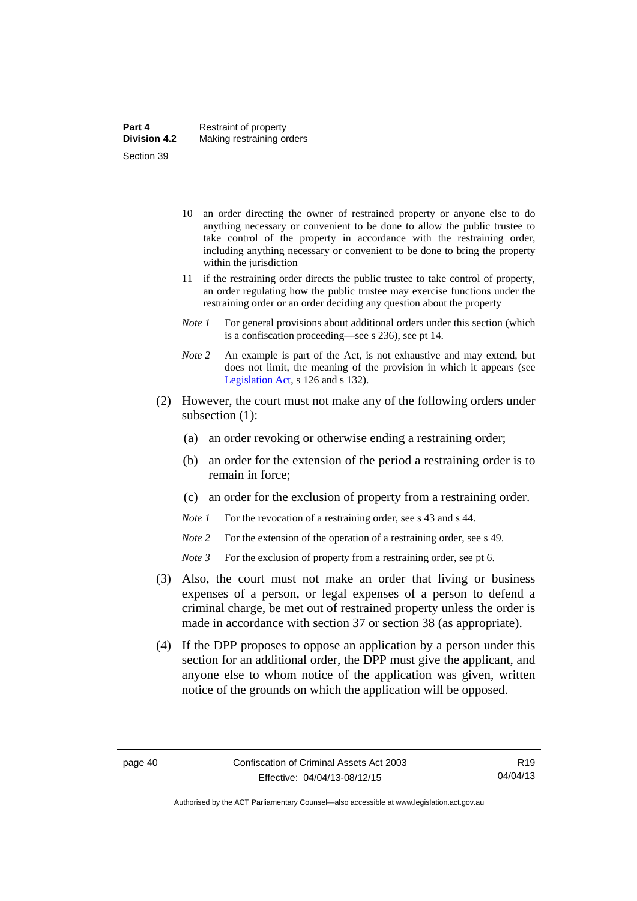10 an order directing the owner of restrained property or anyone else to do anything necessary or convenient to be done to allow the public trustee to take control of the property in accordance with the restraining order, including anything necessary or convenient to be done to bring the property within the jurisdiction

11 if the restraining order directs the public trustee to take control of property, an order regulating how the public trustee may exercise functions under the restraining order or an order deciding any question about the property

*Note 1* For general provisions about additional orders under this section (which is a confiscation proceeding—see s 236), see pt 14.

*Note 2* An example is part of the Act, is not exhaustive and may extend, but does not limit, the meaning of the provision in which it appears (see Legislation Act, s 126 and s 132).

(2) However, the court must not make any of the following orders under subsection (1):

(a) an order revoking or otherwise ending a restraining order;

(b) an order for the extension of the period a restraining order is to remain in force;

(c) an order for the exclusion of property from a restraining order.

*Note 1* For the revocation of a restraining order, see s 43 and s 44.

*Note 2* For the extension of the operation of a restraining order, see s 49.

*Note 3* For the exclusion of property from a restraining order, see pt 6.

(3) Also, the court must not make an order that living or business expenses of a person, or legal expenses of a person to defend a criminal charge, be met out of restrained property unless the order is made in accordance with section 37 or section 38 (as appropriate).

(4) If the DPP proposes to oppose an application by a person under this section for an additional order, the DPP must give the applicant, and anyone else to whom notice of the application was given, written notice of the grounds on which the application will be opposed.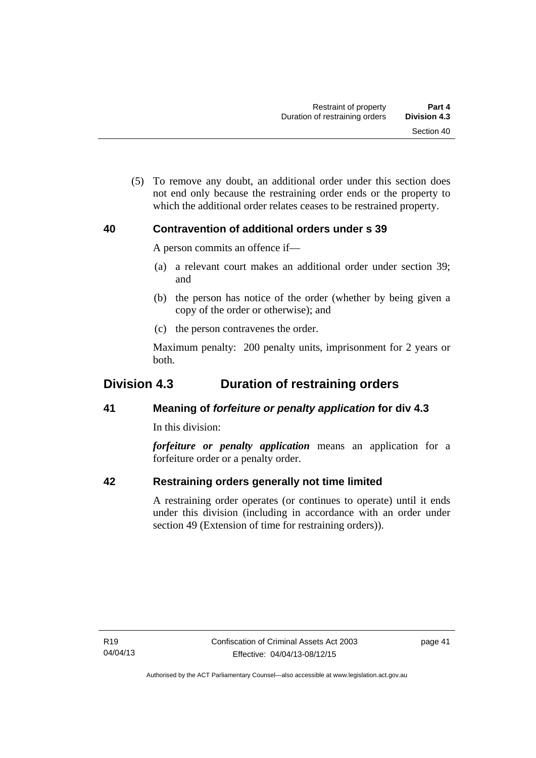(5) To remove any doubt, an additional order under this section does not end only because the restraining order ends or the property to which the additional order relates ceases to be restrained property.

### 40 Contravention of additional orders under s 39

A person commits an offence if—

(a) a relevant court makes an additional order under section 39; and

(b) the person has notice of the order (whether by being given a copy of the order or otherwise); and

(c) the person contravenes the order.

Maximum penalty: 200 penalty units, imprisonment for 2 years or both.

## Division 4.3 Duration of restraining orders

### 41 Meaning of *forfeiture or penalty application* for div 4.3

In this division:

***forfeiture or penalty application*** means an application for a forfeiture order or a penalty order.

### 42 Restraining orders generally not time limited

A restraining order operates (or continues to operate) until it ends under this division (including in accordance with an order under section 49 (Extension of time for restraining orders)).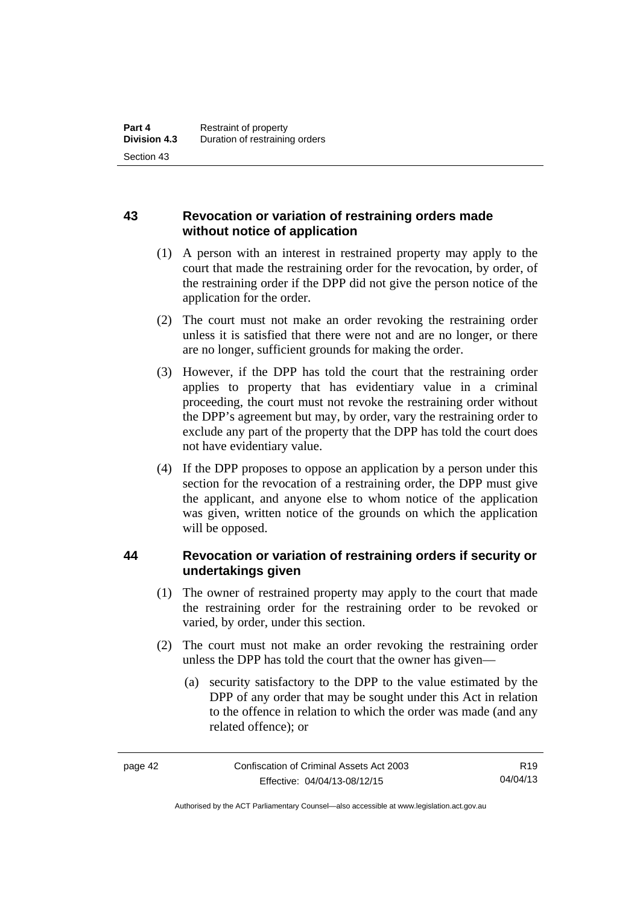## 43 Revocation or variation of restraining orders made without notice of application

(1) A person with an interest in restrained property may apply to the court that made the restraining order for the revocation, by order, of the restraining order if the DPP did not give the person notice of the application for the order.

(2) The court must not make an order revoking the restraining order unless it is satisfied that there were not and are no longer, or there are no longer, sufficient grounds for making the order.

(3) However, if the DPP has told the court that the restraining order applies to property that has evidentiary value in a criminal proceeding, the court must not revoke the restraining order without the DPP's agreement but may, by order, vary the restraining order to exclude any part of the property that the DPP has told the court does not have evidentiary value.

(4) If the DPP proposes to oppose an application by a person under this section for the revocation of a restraining order, the DPP must give the applicant, and anyone else to whom notice of the application was given, written notice of the grounds on which the application will be opposed.

## 44 Revocation or variation of restraining orders if security or undertakings given

(1) The owner of restrained property may apply to the court that made the restraining order for the restraining order to be revoked or varied, by order, under this section.

(2) The court must not make an order revoking the restraining order unless the DPP has told the court that the owner has given—

(a) security satisfactory to the DPP to the value estimated by the DPP of any order that may be sought under this Act in relation to the offence in relation to which the order was made (and any related offence); or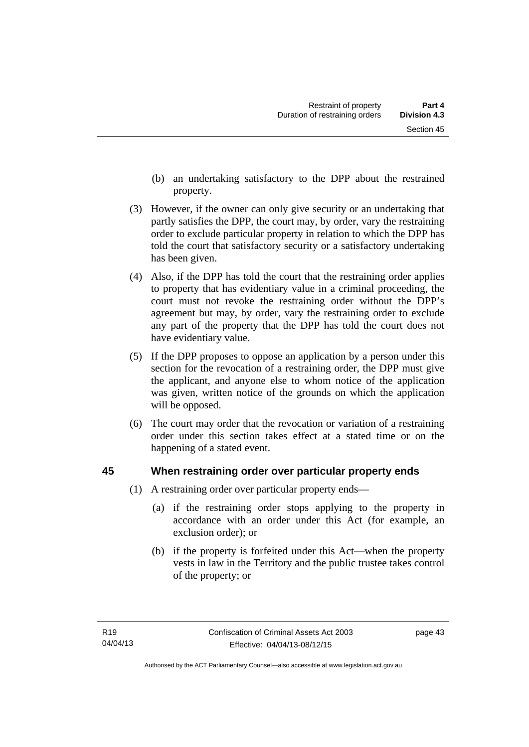(b) an undertaking satisfactory to the DPP about the restrained property.

(3) However, if the owner can only give security or an undertaking that partly satisfies the DPP, the court may, by order, vary the restraining order to exclude particular property in relation to which the DPP has told the court that satisfactory security or a satisfactory undertaking has been given.

(4) Also, if the DPP has told the court that the restraining order applies to property that has evidentiary value in a criminal proceeding, the court must not revoke the restraining order without the DPP's agreement but may, by order, vary the restraining order to exclude any part of the property that the DPP has told the court does not have evidentiary value.

(5) If the DPP proposes to oppose an application by a person under this section for the revocation of a restraining order, the DPP must give the applicant, and anyone else to whom notice of the application was given, written notice of the grounds on which the application will be opposed.

(6) The court may order that the revocation or variation of a restraining order under this section takes effect at a stated time or on the happening of a stated event.

## 45 When restraining order over particular property ends

(1) A restraining order over particular property ends—

(a) if the restraining order stops applying to the property in accordance with an order under this Act (for example, an exclusion order); or

(b) if the property is forfeited under this Act—when the property vests in law in the Territory and the public trustee takes control of the property; or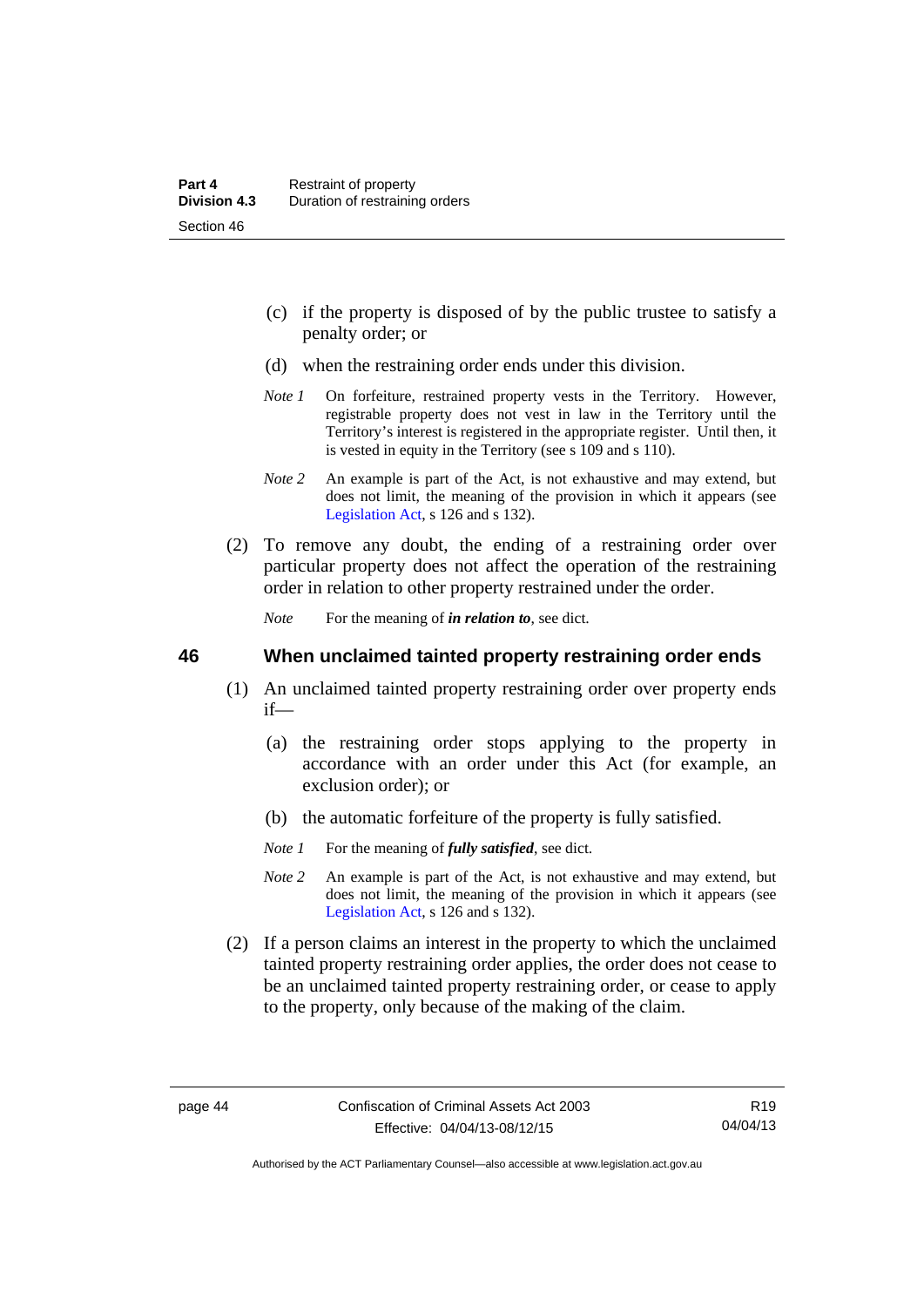(c) if the property is disposed of by the public trustee to satisfy a penalty order; or

(d) when the restraining order ends under this division.

*Note 1* On forfeiture, restrained property vests in the Territory. However, registrable property does not vest in law in the Territory until the Territory's interest is registered in the appropriate register. Until then, it is vested in equity in the Territory (see s 109 and s 110).

*Note 2* An example is part of the Act, is not exhaustive and may extend, but does not limit, the meaning of the provision in which it appears (see Legislation Act, s 126 and s 132).

(2) To remove any doubt, the ending of a restraining order over particular property does not affect the operation of the restraining order in relation to other property restrained under the order.

*Note* For the meaning of ***in relation to***, see dict.

## 46 When unclaimed tainted property restraining order ends

(1) An unclaimed tainted property restraining order over property ends if—

(a) the restraining order stops applying to the property in accordance with an order under this Act (for example, an exclusion order); or

(b) the automatic forfeiture of the property is fully satisfied.

*Note 1* For the meaning of ***fully satisfied***, see dict.

*Note 2* An example is part of the Act, is not exhaustive and may extend, but does not limit, the meaning of the provision in which it appears (see Legislation Act, s 126 and s 132).

(2) If a person claims an interest in the property to which the unclaimed tainted property restraining order applies, the order does not cease to be an unclaimed tainted property restraining order, or cease to apply to the property, only because of the making of the claim.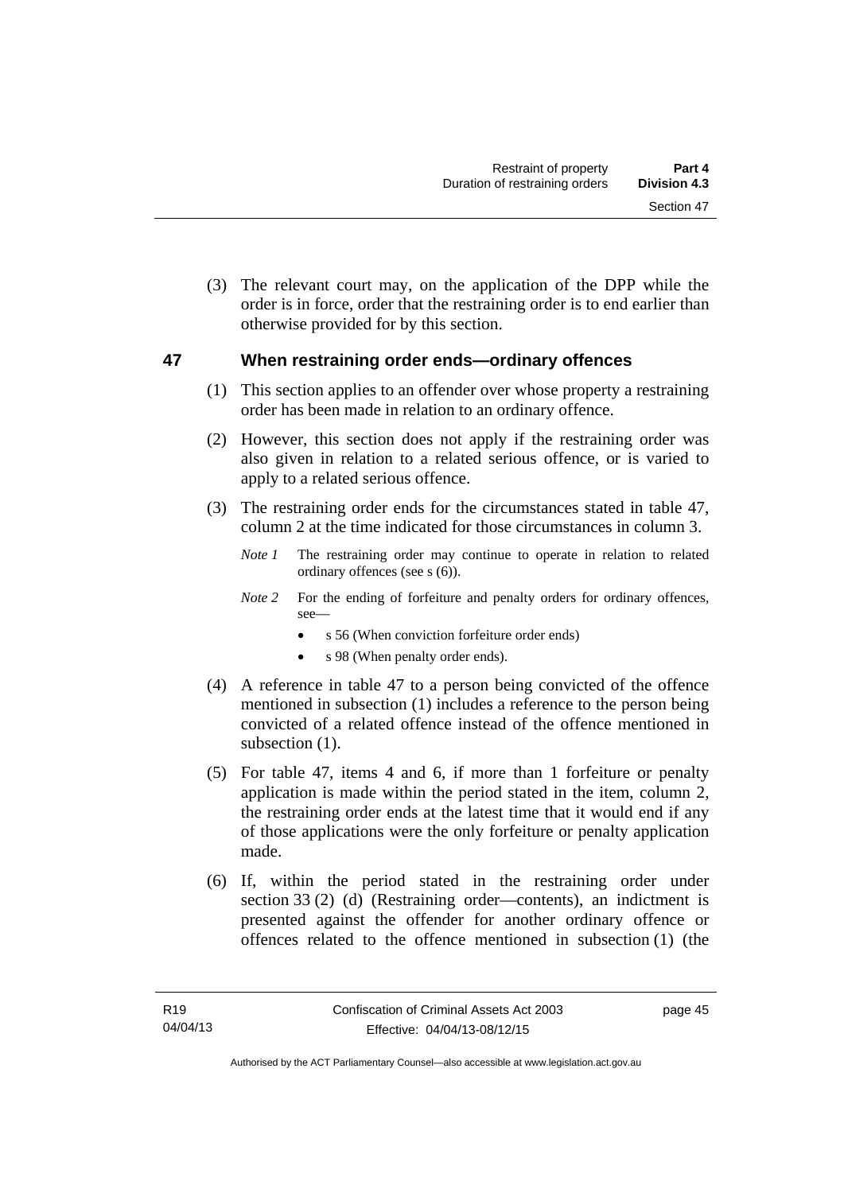(3) The relevant court may, on the application of the DPP while the order is in force, order that the restraining order is to end earlier than otherwise provided for by this section.

## 47 When restraining order ends—ordinary offences

(1) This section applies to an offender over whose property a restraining order has been made in relation to an ordinary offence.

(2) However, this section does not apply if the restraining order was also given in relation to a related serious offence, or is varied to apply to a related serious offence.

(3) The restraining order ends for the circumstances stated in table 47, column 2 at the time indicated for those circumstances in column 3.

*Note 1* The restraining order may continue to operate in relation to related ordinary offences (see s (6)).

*Note 2* For the ending of forfeiture and penalty orders for ordinary offences, see—

- s 56 (When conviction forfeiture order ends)
- s 98 (When penalty order ends).

(4) A reference in table 47 to a person being convicted of the offence mentioned in subsection (1) includes a reference to the person being convicted of a related offence instead of the offence mentioned in subsection (1).

(5) For table 47, items 4 and 6, if more than 1 forfeiture or penalty application is made within the period stated in the item, column 2, the restraining order ends at the latest time that it would end if any of those applications were the only forfeiture or penalty application made.

(6) If, within the period stated in the restraining order under section 33 (2) (d) (Restraining order—contents), an indictment is presented against the offender for another ordinary offence or offences related to the offence mentioned in subsection (1) (the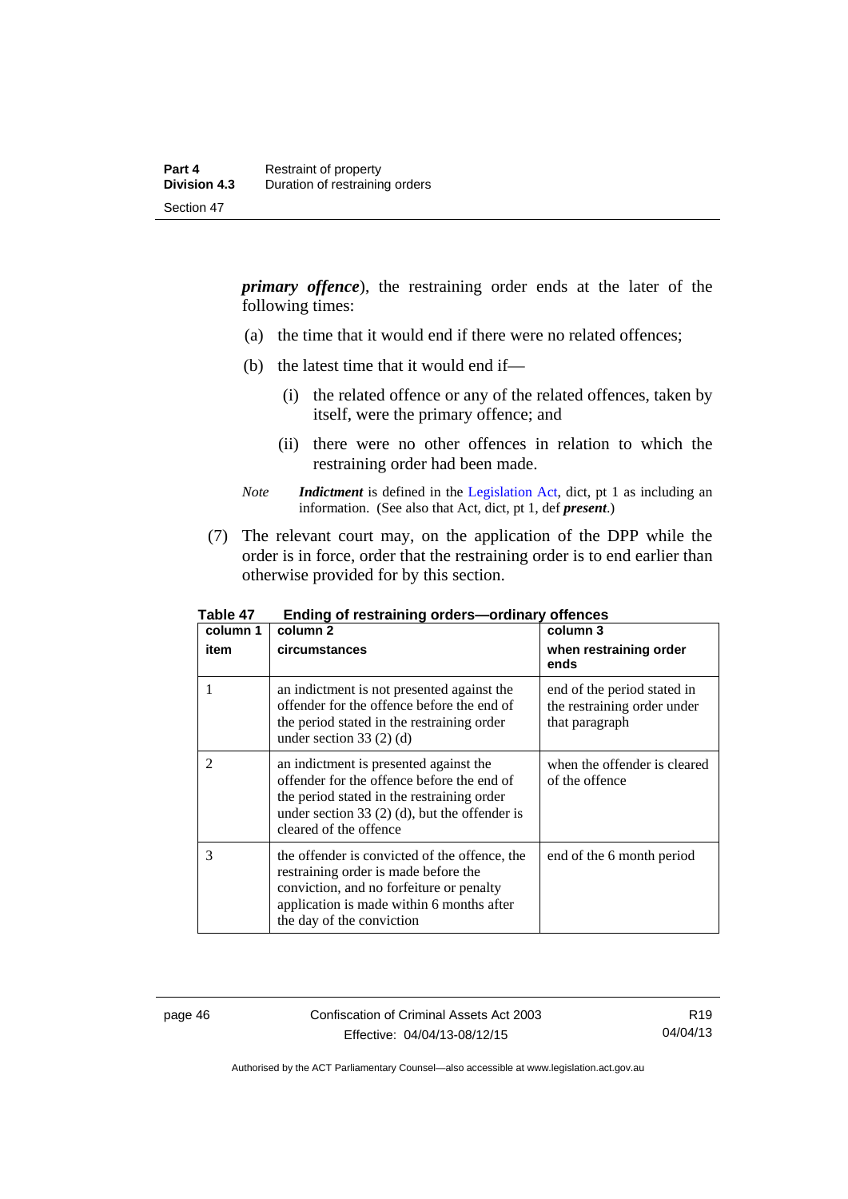***primary offence***), the restraining order ends at the later of the following times:

(a) the time that it would end if there were no related offences;

(b) the latest time that it would end if—

(i) the related offence or any of the related offences, taken by itself, were the primary offence; and

(ii) there were no other offences in relation to which the restraining order had been made.

*Note* ***Indictment*** is defined in the Legislation Act, dict, pt 1 as including an information. (See also that Act, dict, pt 1, def ***present***.)

(7) The relevant court may, on the application of the DPP while the order is in force, order that the restraining order is to end earlier than otherwise provided for by this section.

**Table 47 Ending of restraining orders—ordinary offences**

| column 1<br>item | column 2<br>circumstances | column 3<br>when restraining order ends |
|---|---|---|
| 1 | an indictment is not presented against the offender for the offence before the end of the period stated in the restraining order under section 33 (2) (d) | end of the period stated in the restraining order under that paragraph |
| 2 | an indictment is presented against the offender for the offence before the end of the period stated in the restraining order under section 33 (2) (d), but the offender is cleared of the offence | when the offender is cleared of the offence |
| 3 | the offender is convicted of the offence, the restraining order is made before the conviction, and no forfeiture or penalty application is made within 6 months after the day of the conviction | end of the 6 month period |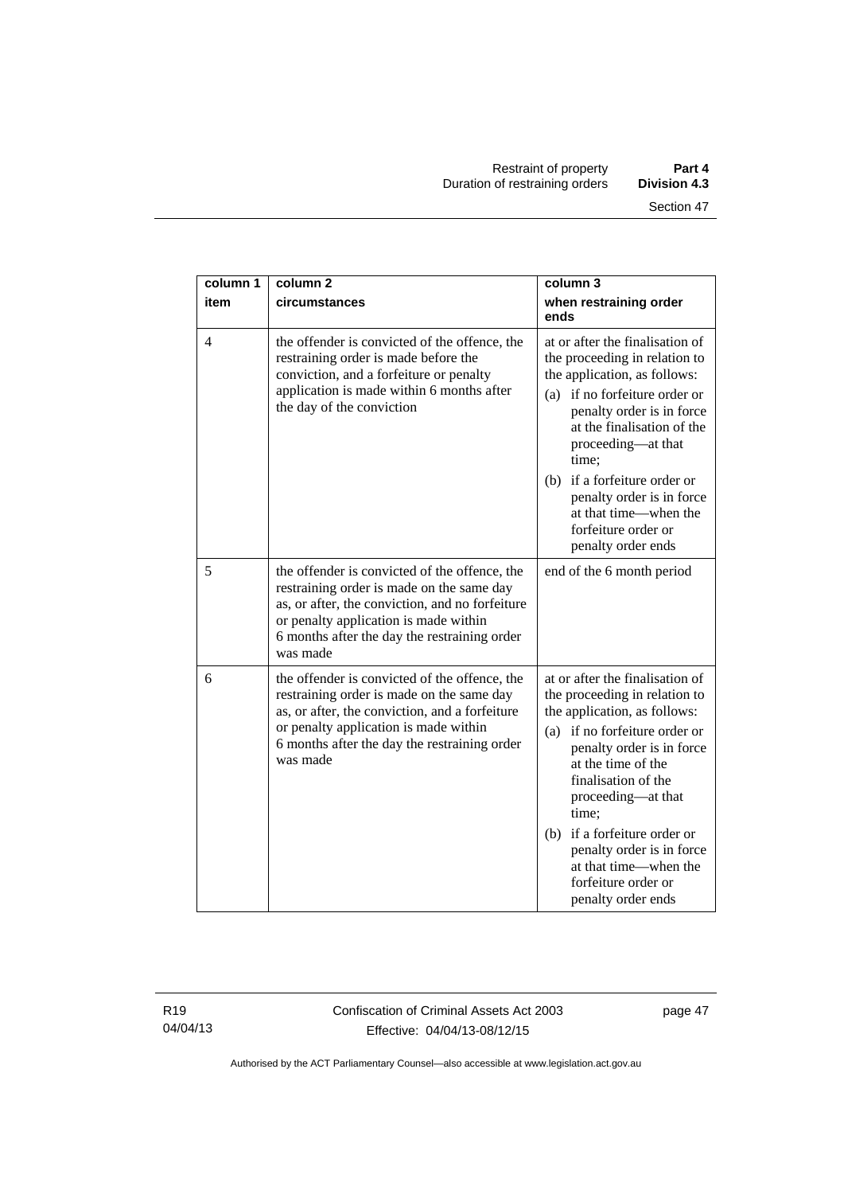| column 1<br>item | column 2<br>circumstances | column 3<br>when restraining order ends |
|---|---|---|
| 4 | the offender is convicted of the offence, the restraining order is made before the conviction, and a forfeiture or penalty application is made within 6 months after the day of the conviction | at or after the finalisation of the proceeding in relation to the application, as follows:<br>(a) if no forfeiture order or penalty order is in force at the finalisation of the proceeding—at that time;<br>(b) if a forfeiture order or penalty order is in force at that time—when the forfeiture order or penalty order ends |
| 5 | the offender is convicted of the offence, the restraining order is made on the same day as, or after, the conviction, and no forfeiture or penalty application is made within 6 months after the day the restraining order was made | end of the 6 month period |
| 6 | the offender is convicted of the offence, the restraining order is made on the same day as, or after, the conviction, and a forfeiture or penalty application is made within 6 months after the day the restraining order was made | at or after the finalisation of the proceeding in relation to the application, as follows:<br>(a) if no forfeiture order or penalty order is in force at the time of the finalisation of the proceeding—at that time;<br>(b) if a forfeiture order or penalty order is in force at that time—when the forfeiture order or penalty order ends |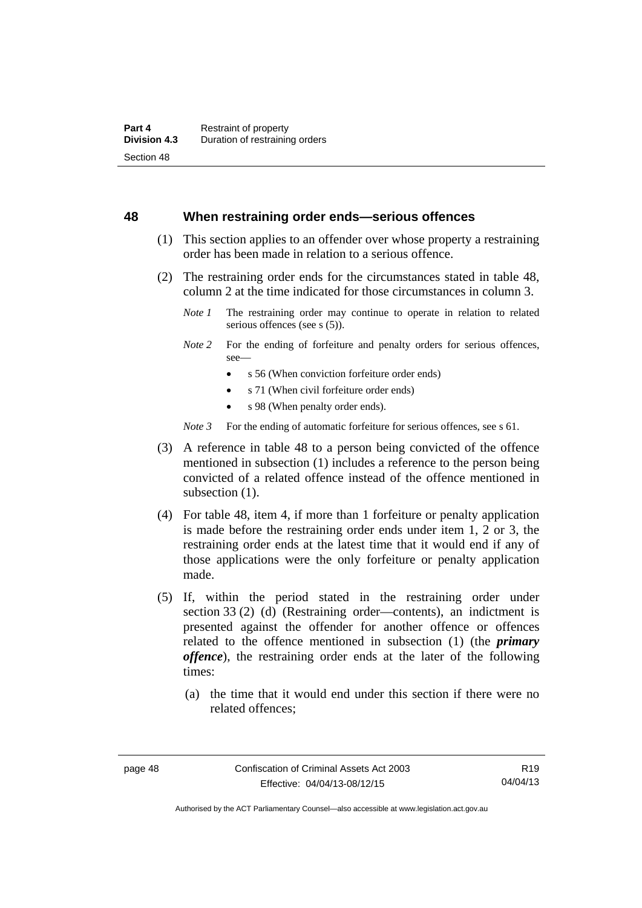## 48 When restraining order ends—serious offences

(1) This section applies to an offender over whose property a restraining order has been made in relation to a serious offence.

(2) The restraining order ends for the circumstances stated in table 48, column 2 at the time indicated for those circumstances in column 3.

*Note 1* The restraining order may continue to operate in relation to related serious offences (see s (5)).

*Note 2* For the ending of forfeiture and penalty orders for serious offences, see—

- s 56 (When conviction forfeiture order ends)
- s 71 (When civil forfeiture order ends)
- s 98 (When penalty order ends).

*Note 3* For the ending of automatic forfeiture for serious offences, see s 61.

(3) A reference in table 48 to a person being convicted of the offence mentioned in subsection (1) includes a reference to the person being convicted of a related offence instead of the offence mentioned in subsection (1).

(4) For table 48, item 4, if more than 1 forfeiture or penalty application is made before the restraining order ends under item 1, 2 or 3, the restraining order ends at the latest time that it would end if any of those applications were the only forfeiture or penalty application made.

(5) If, within the period stated in the restraining order under section 33 (2) (d) (Restraining order—contents), an indictment is presented against the offender for another offence or offences related to the offence mentioned in subsection (1) (the ***primary offence***), the restraining order ends at the later of the following times:

(a) the time that it would end under this section if there were no related offences;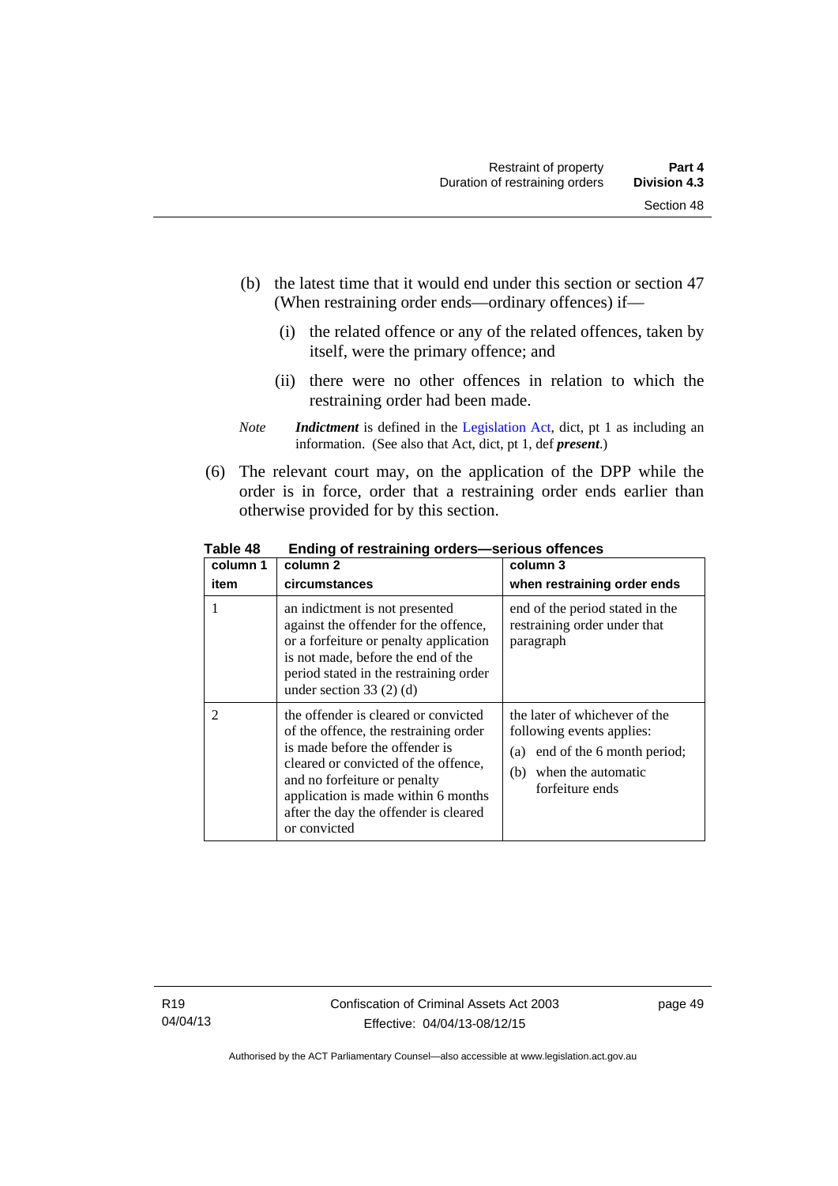(b) the latest time that it would end under this section or section 47 (When restraining order ends—ordinary offences) if—

(i) the related offence or any of the related offences, taken by itself, were the primary offence; and

(ii) there were no other offences in relation to which the restraining order had been made.

*Note* ***Indictment*** is defined in the Legislation Act, dict, pt 1 as including an information. (See also that Act, dict, pt 1, def ***present***.)

(6) The relevant court may, on the application of the DPP while the order is in force, order that a restraining order ends earlier than otherwise provided for by this section.

**Table 48 Ending of restraining orders—serious offences**

| column 1<br>item | column 2<br>circumstances | column 3<br>when restraining order ends |
|---|---|---|
| 1 | an indictment is not presented against the offender for the offence, or a forfeiture or penalty application is not made, before the end of the period stated in the restraining order under section 33 (2) (d) | end of the period stated in the restraining order under that paragraph |
| 2 | the offender is cleared or convicted of the offence, the restraining order is made before the offender is cleared or convicted of the offence, and no forfeiture or penalty application is made within 6 months after the day the offender is cleared or convicted | the later of whichever of the following events applies:<br>(a) end of the 6 month period;<br>(b) when the automatic forfeiture ends |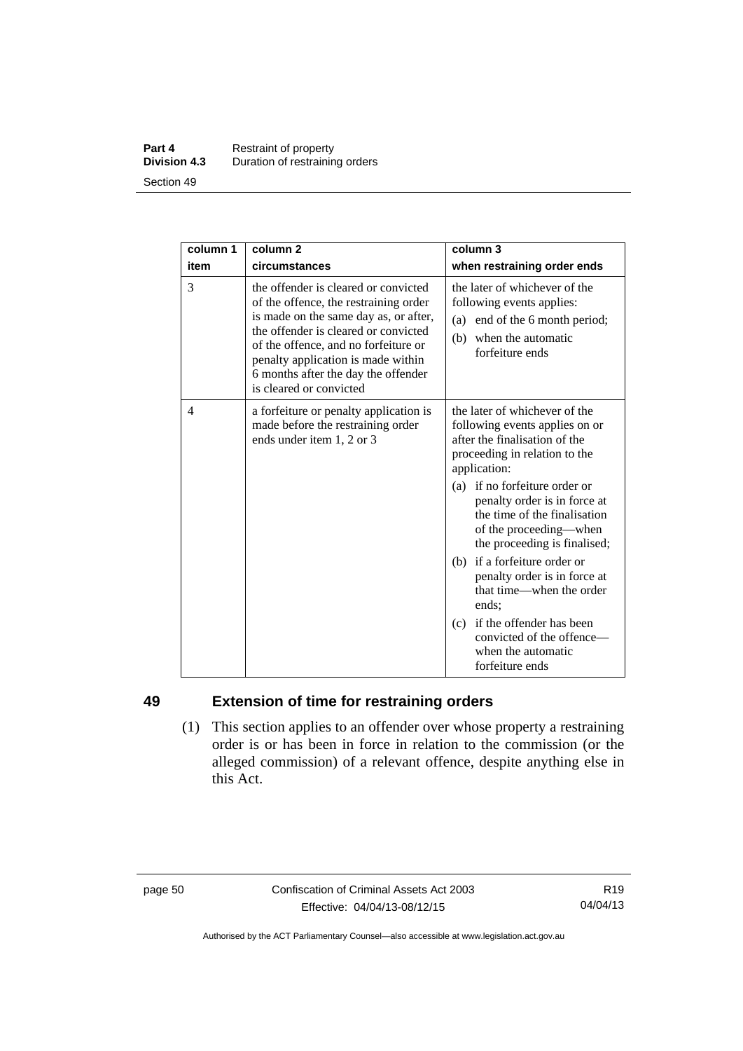| column 1<br>item | column 2<br>circumstances | column 3<br>when restraining order ends |
|---|---|---|
| 3 | the offender is cleared or convicted of the offence, the restraining order is made on the same day as, or after, the offender is cleared or convicted of the offence, and no forfeiture or penalty application is made within 6 months after the day the offender is cleared or convicted | the later of whichever of the following events applies:<br>(a) end of the 6 month period;<br>(b) when the automatic forfeiture ends |
| 4 | a forfeiture or penalty application is made before the restraining order ends under item 1, 2 or 3 | the later of whichever of the following events applies on or after the finalisation of the proceeding in relation to the application:<br>(a) if no forfeiture order or penalty order is in force at the time of the finalisation of the proceeding—when the proceeding is finalised;<br>(b) if a forfeiture order or penalty order is in force at that time—when the order ends;<br>(c) if the offender has been convicted of the offence—when the automatic forfeiture ends |

## 49 Extension of time for restraining orders

(1) This section applies to an offender over whose property a restraining order is or has been in force in relation to the commission (or the alleged commission) of a relevant offence, despite anything else in this Act.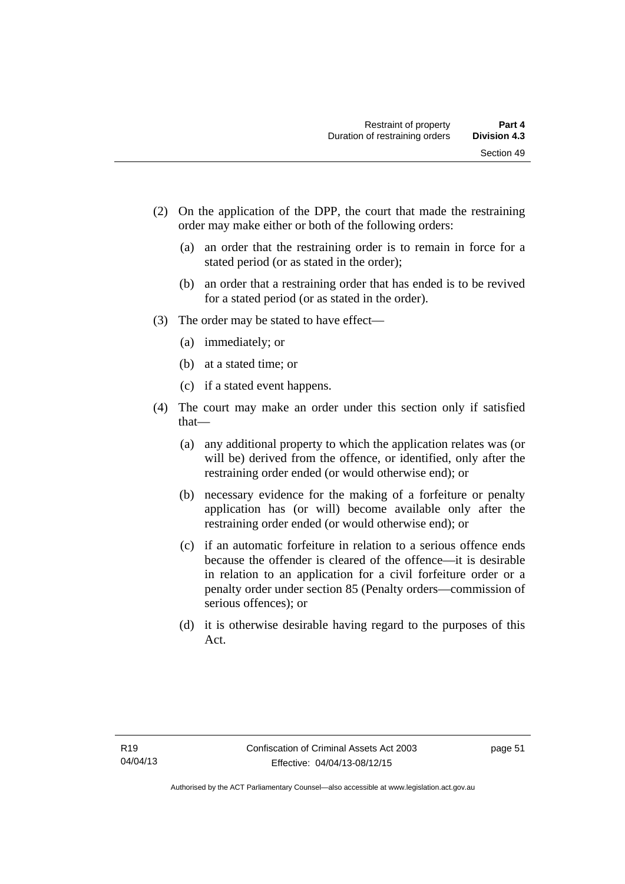(2) On the application of the DPP, the court that made the restraining order may make either or both of the following orders:

 (a) an order that the restraining order is to remain in force for a stated period (or as stated in the order);

 (b) an order that a restraining order that has ended is to be revived for a stated period (or as stated in the order).

(3) The order may be stated to have effect—

 (a) immediately; or

 (b) at a stated time; or

 (c) if a stated event happens.

(4) The court may make an order under this section only if satisfied that—

 (a) any additional property to which the application relates was (or will be) derived from the offence, or identified, only after the restraining order ended (or would otherwise end); or

 (b) necessary evidence for the making of a forfeiture or penalty application has (or will) become available only after the restraining order ended (or would otherwise end); or

 (c) if an automatic forfeiture in relation to a serious offence ends because the offender is cleared of the offence—it is desirable in relation to an application for a civil forfeiture order or a penalty order under section 85 (Penalty orders—commission of serious offences); or

 (d) it is otherwise desirable having regard to the purposes of this Act.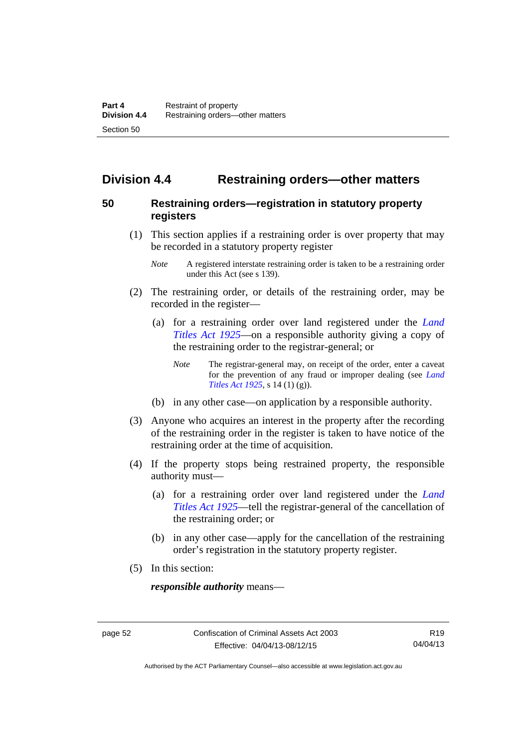## Division 4.4 Restraining orders—other matters

### 50 Restraining orders—registration in statutory property registers

(1) This section applies if a restraining order is over property that may be recorded in a statutory property register

*Note* A registered interstate restraining order is taken to be a restraining order under this Act (see s 139).

(2) The restraining order, or details of the restraining order, may be recorded in the register—

(a) for a restraining order over land registered under the *Land Titles Act 1925*—on a responsible authority giving a copy of the restraining order to the registrar-general; or

*Note* The registrar-general may, on receipt of the order, enter a caveat for the prevention of any fraud or improper dealing (see *Land Titles Act 1925*, s 14 (1) (g)).

(b) in any other case—on application by a responsible authority.

(3) Anyone who acquires an interest in the property after the recording of the restraining order in the register is taken to have notice of the restraining order at the time of acquisition.

(4) If the property stops being restrained property, the responsible authority must—

(a) for a restraining order over land registered under the *Land Titles Act 1925*—tell the registrar-general of the cancellation of the restraining order; or

(b) in any other case—apply for the cancellation of the restraining order's registration in the statutory property register.

(5) In this section:

***responsible authority*** means—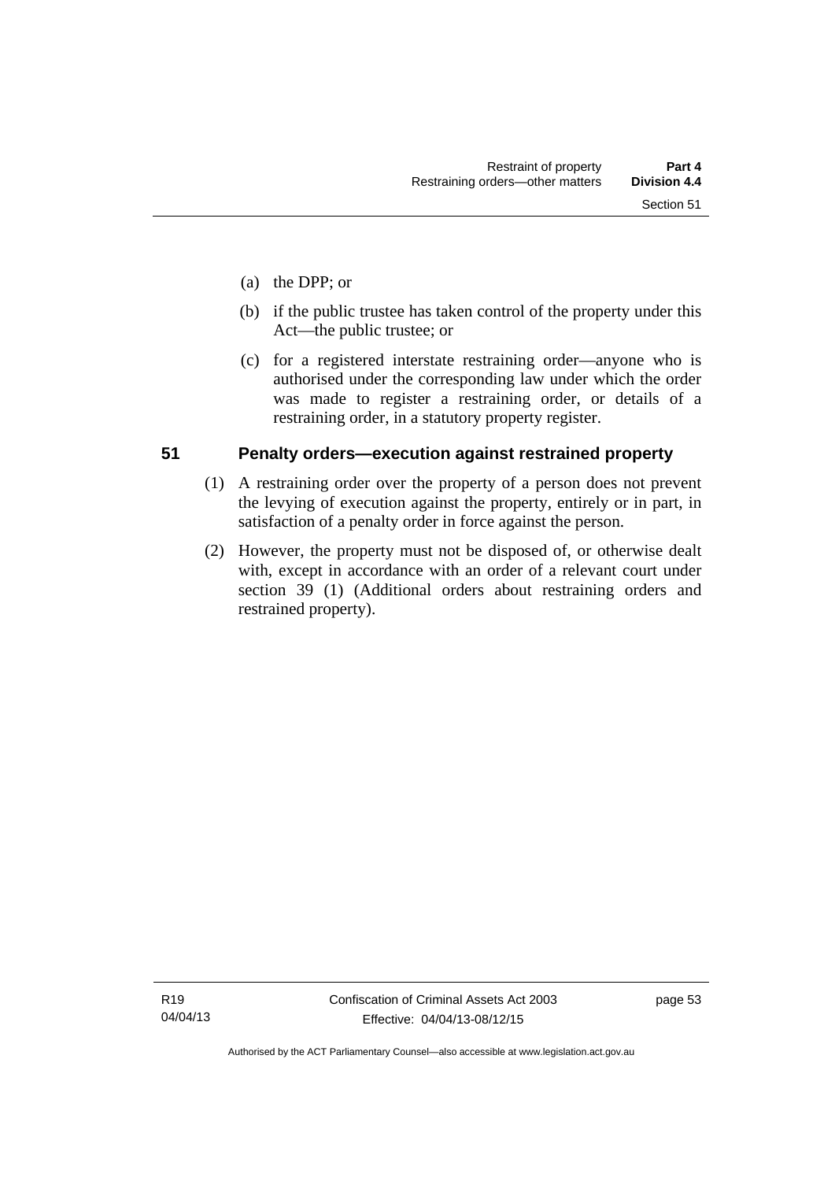(a) the DPP; or

(b) if the public trustee has taken control of the property under this Act—the public trustee; or

(c) for a registered interstate restraining order—anyone who is authorised under the corresponding law under which the order was made to register a restraining order, or details of a restraining order, in a statutory property register.

## 51 Penalty orders—execution against restrained property

(1) A restraining order over the property of a person does not prevent the levying of execution against the property, entirely or in part, in satisfaction of a penalty order in force against the person.

(2) However, the property must not be disposed of, or otherwise dealt with, except in accordance with an order of a relevant court under section 39 (1) (Additional orders about restraining orders and restrained property).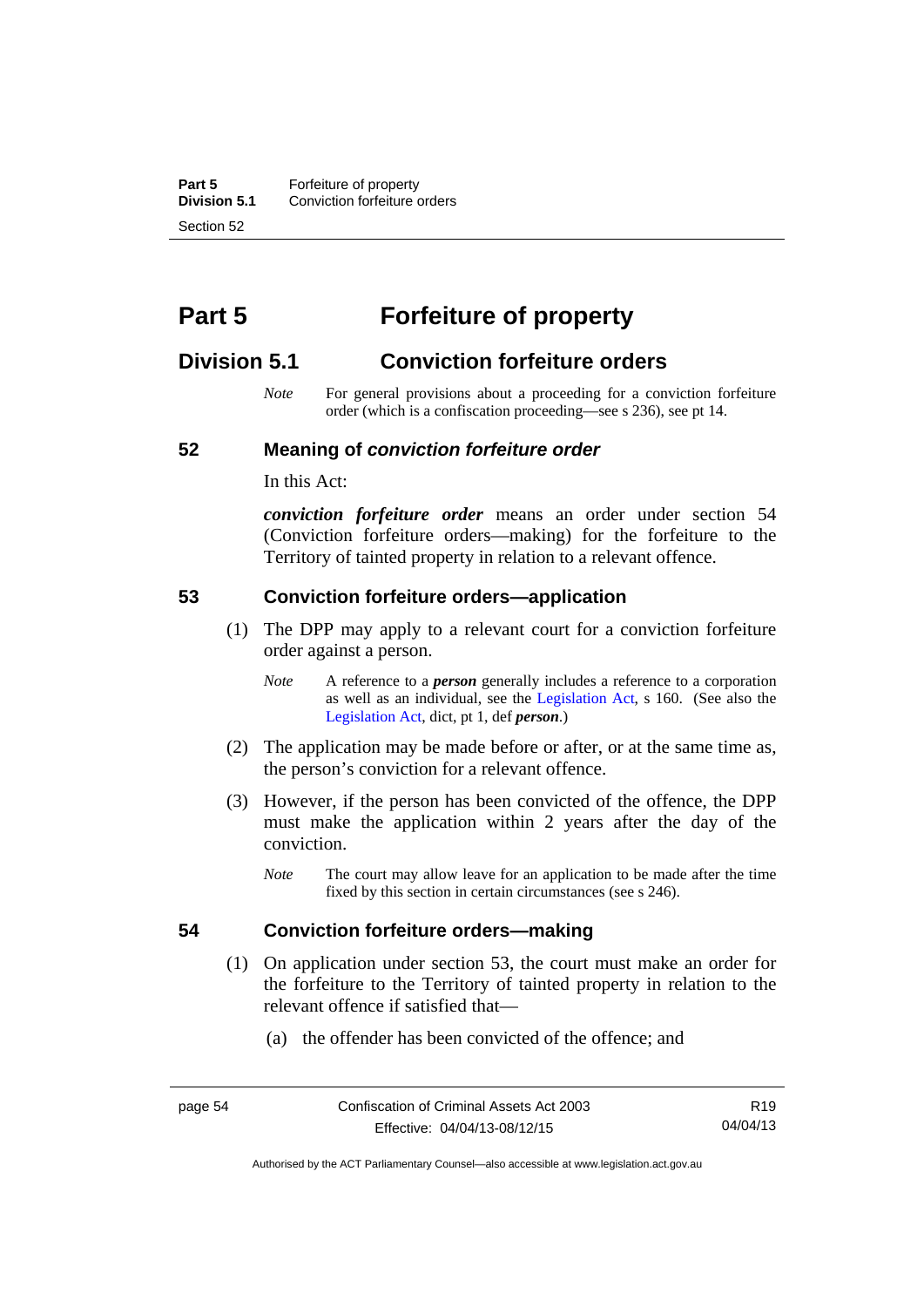# Part 5 Forfeiture of property

## Division 5.1 Conviction forfeiture orders

*Note* For general provisions about a proceeding for a conviction forfeiture order (which is a confiscation proceeding—see s 236), see pt 14.

### 52 Meaning of *conviction forfeiture order*

In this Act:

***conviction forfeiture order*** means an order under section 54 (Conviction forfeiture orders—making) for the forfeiture to the Territory of tainted property in relation to a relevant offence.

### 53 Conviction forfeiture orders—application

(1) The DPP may apply to a relevant court for a conviction forfeiture order against a person.

*Note* A reference to a ***person*** generally includes a reference to a corporation as well as an individual, see the Legislation Act, s 160. (See also the Legislation Act, dict, pt 1, def ***person***.)

(2) The application may be made before or after, or at the same time as, the person's conviction for a relevant offence.

(3) However, if the person has been convicted of the offence, the DPP must make the application within 2 years after the day of the conviction.

*Note* The court may allow leave for an application to be made after the time fixed by this section in certain circumstances (see s 246).

### 54 Conviction forfeiture orders—making

(1) On application under section 53, the court must make an order for the forfeiture to the Territory of tainted property in relation to the relevant offence if satisfied that—

(a) the offender has been convicted of the offence; and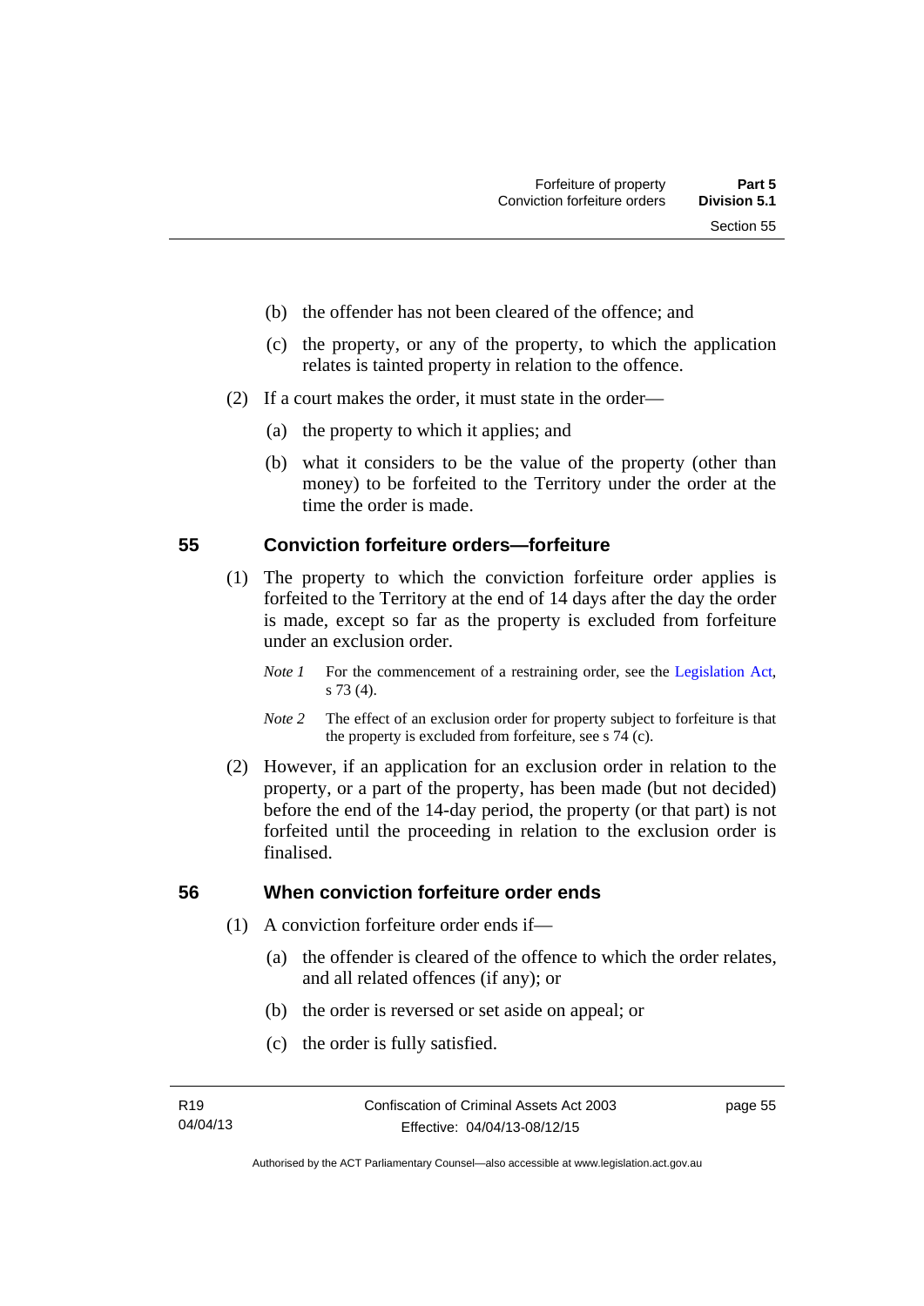(b) the offender has not been cleared of the offence; and

(c) the property, or any of the property, to which the application relates is tainted property in relation to the offence.

(2) If a court makes the order, it must state in the order—

(a) the property to which it applies; and

(b) what it considers to be the value of the property (other than money) to be forfeited to the Territory under the order at the time the order is made.

## 55 Conviction forfeiture orders—forfeiture

(1) The property to which the conviction forfeiture order applies is forfeited to the Territory at the end of 14 days after the day the order is made, except so far as the property is excluded from forfeiture under an exclusion order.

*Note 1* For the commencement of a restraining order, see the Legislation Act, s 73 (4).

*Note 2* The effect of an exclusion order for property subject to forfeiture is that the property is excluded from forfeiture, see s 74 (c).

(2) However, if an application for an exclusion order in relation to the property, or a part of the property, has been made (but not decided) before the end of the 14-day period, the property (or that part) is not forfeited until the proceeding in relation to the exclusion order is finalised.

## 56 When conviction forfeiture order ends

(1) A conviction forfeiture order ends if—

(a) the offender is cleared of the offence to which the order relates, and all related offences (if any); or

(b) the order is reversed or set aside on appeal; or

(c) the order is fully satisfied.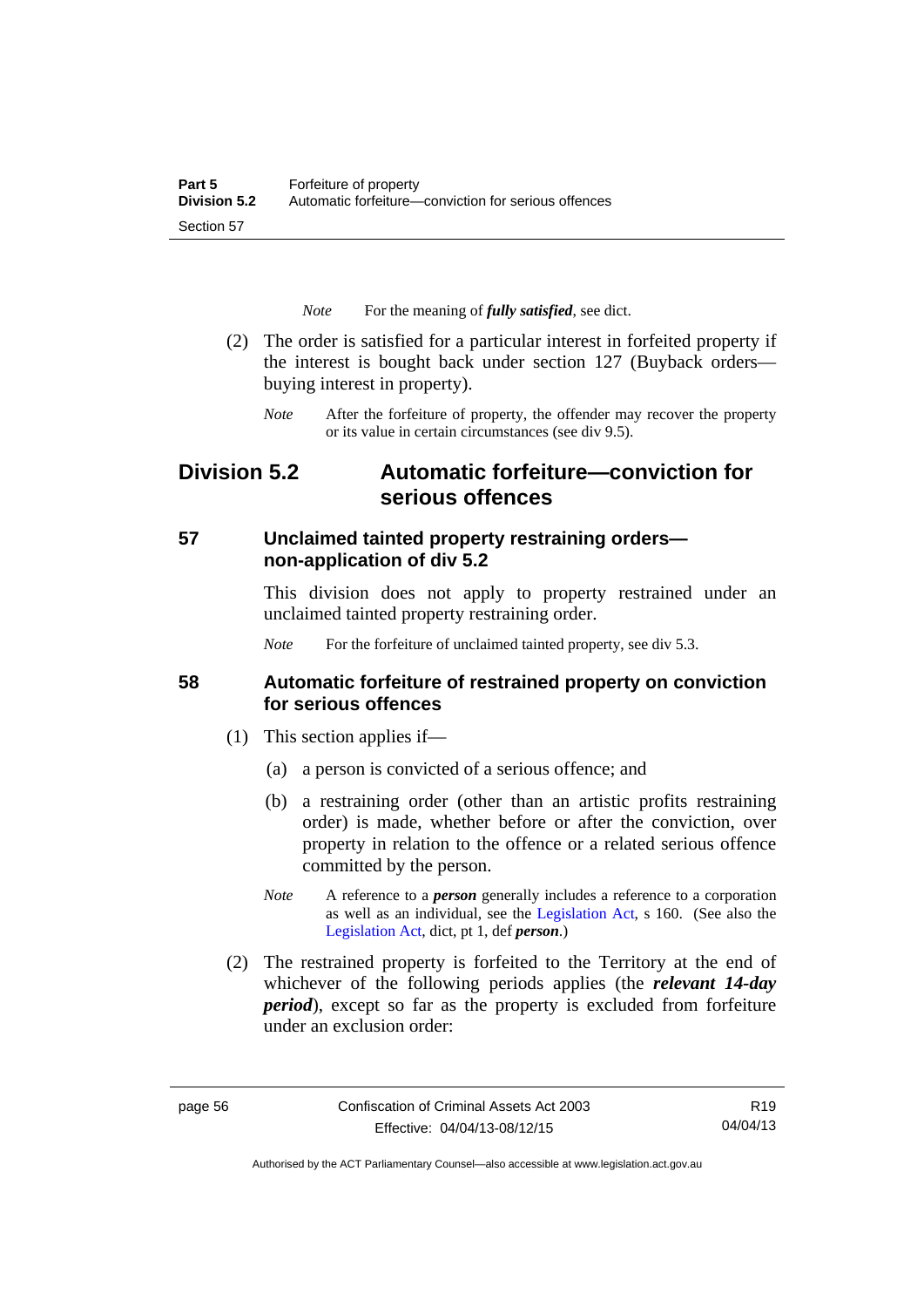*Note* For the meaning of ***fully satisfied***, see dict.

(2) The order is satisfied for a particular interest in forfeited property if the interest is bought back under section 127 (Buyback orders—buying interest in property).

*Note* After the forfeiture of property, the offender may recover the property or its value in certain circumstances (see div 9.5).

## Division 5.2 Automatic forfeiture—conviction for serious offences

### 57 Unclaimed tainted property restraining orders—non-application of div 5.2

This division does not apply to property restrained under an unclaimed tainted property restraining order.

*Note* For the forfeiture of unclaimed tainted property, see div 5.3.

### 58 Automatic forfeiture of restrained property on conviction for serious offences

(1) This section applies if—

(a) a person is convicted of a serious offence; and

(b) a restraining order (other than an artistic profits restraining order) is made, whether before or after the conviction, over property in relation to the offence or a related serious offence committed by the person.

*Note* A reference to a ***person*** generally includes a reference to a corporation as well as an individual, see the Legislation Act, s 160. (See also the Legislation Act, dict, pt 1, def ***person***.)

(2) The restrained property is forfeited to the Territory at the end of whichever of the following periods applies (the ***relevant 14-day period***), except so far as the property is excluded from forfeiture under an exclusion order: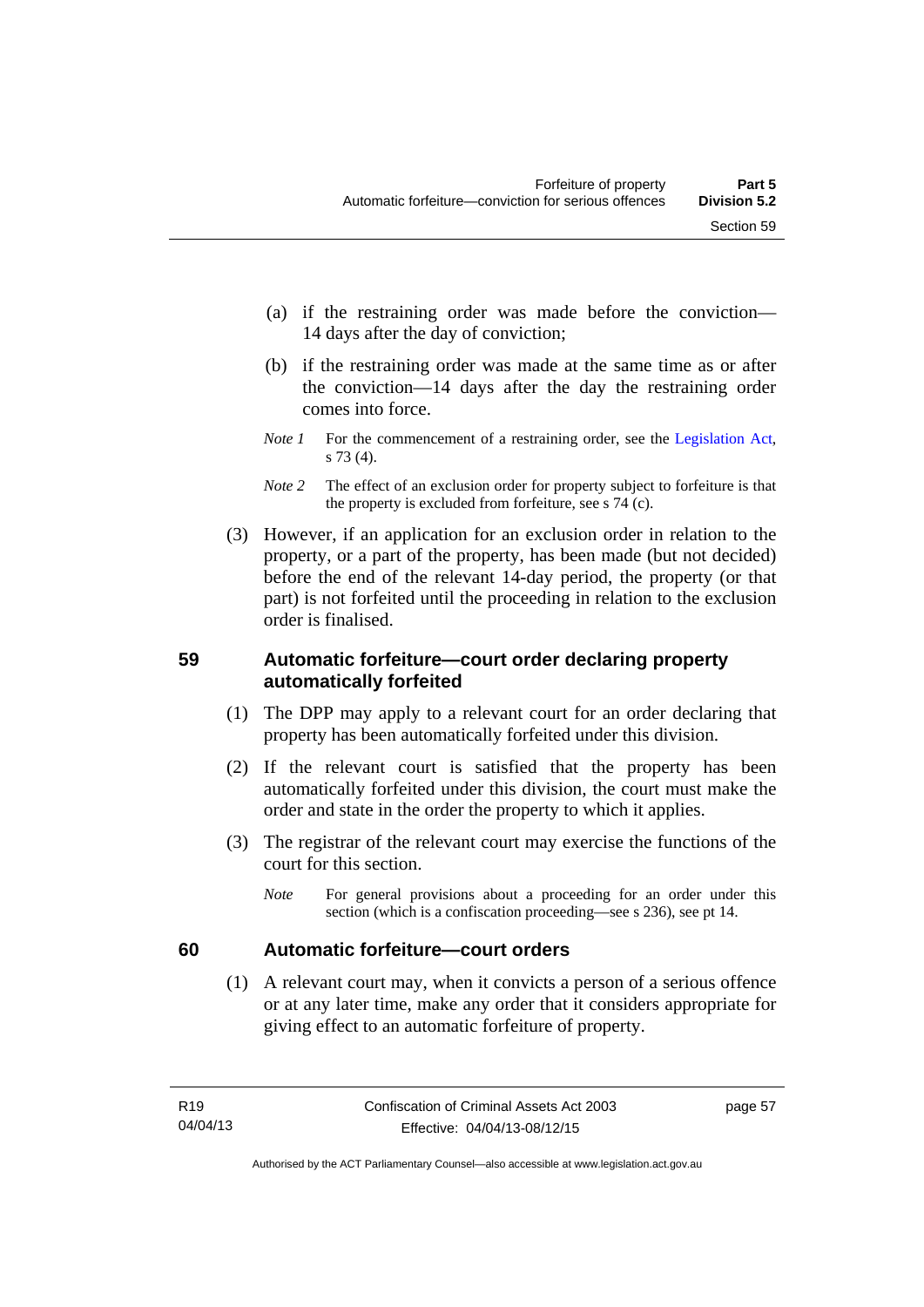(a) if the restraining order was made before the conviction—14 days after the day of conviction;

(b) if the restraining order was made at the same time as or after the conviction—14 days after the day the restraining order comes into force.

*Note 1* For the commencement of a restraining order, see the Legislation Act, s 73 (4).

*Note 2* The effect of an exclusion order for property subject to forfeiture is that the property is excluded from forfeiture, see s 74 (c).

(3) However, if an application for an exclusion order in relation to the property, or a part of the property, has been made (but not decided) before the end of the relevant 14-day period, the property (or that part) is not forfeited until the proceeding in relation to the exclusion order is finalised.

## 59 Automatic forfeiture—court order declaring property automatically forfeited

(1) The DPP may apply to a relevant court for an order declaring that property has been automatically forfeited under this division.

(2) If the relevant court is satisfied that the property has been automatically forfeited under this division, the court must make the order and state in the order the property to which it applies.

(3) The registrar of the relevant court may exercise the functions of the court for this section.

*Note* For general provisions about a proceeding for an order under this section (which is a confiscation proceeding—see s 236), see pt 14.

## 60 Automatic forfeiture—court orders

(1) A relevant court may, when it convicts a person of a serious offence or at any later time, make any order that it considers appropriate for giving effect to an automatic forfeiture of property.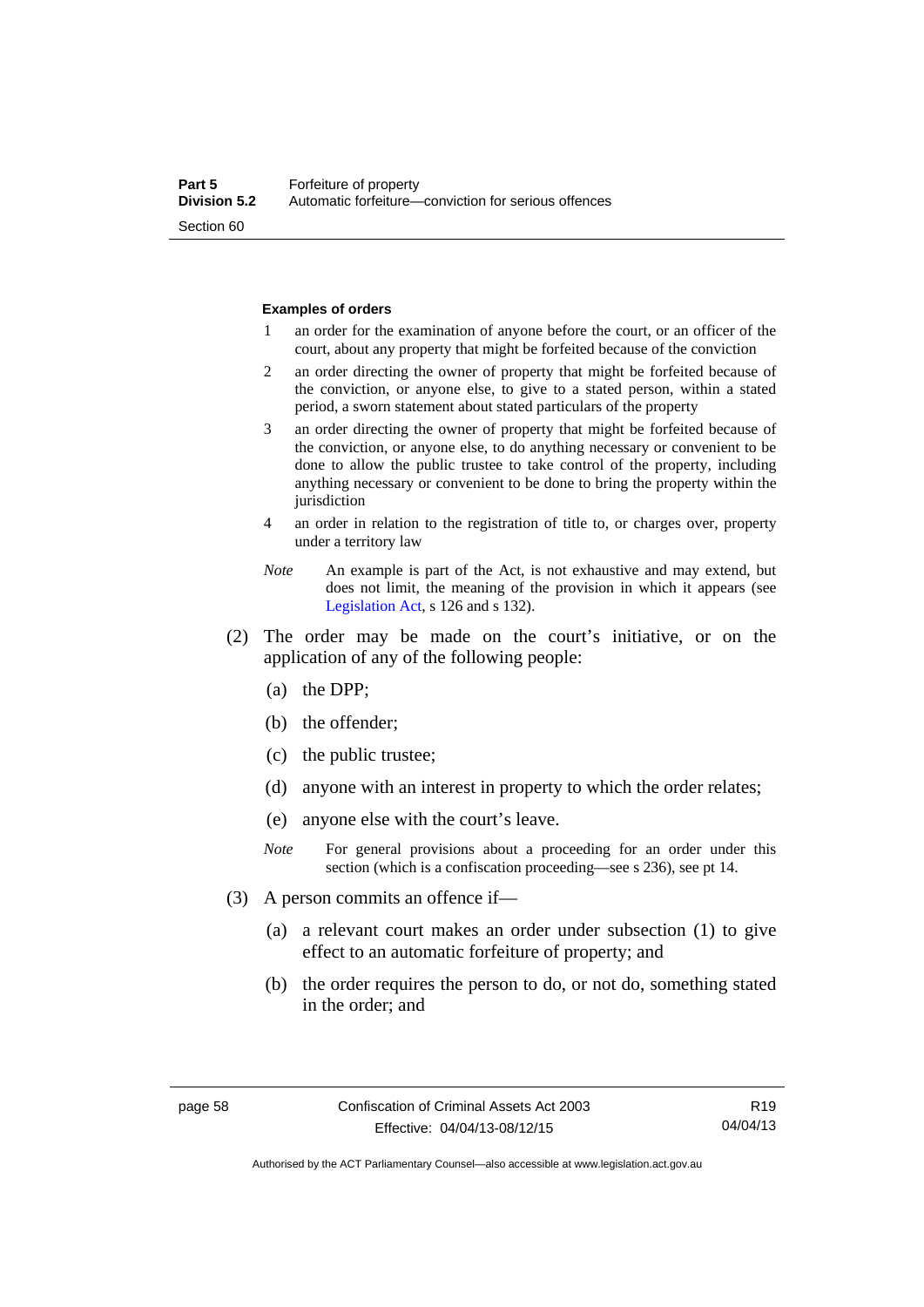**Examples of orders**

1 an order for the examination of anyone before the court, or an officer of the court, about any property that might be forfeited because of the conviction

2 an order directing the owner of property that might be forfeited because of the conviction, or anyone else, to give to a stated person, within a stated period, a sworn statement about stated particulars of the property

3 an order directing the owner of property that might be forfeited because of the conviction, or anyone else, to do anything necessary or convenient to be done to allow the public trustee to take control of the property, including anything necessary or convenient to be done to bring the property within the jurisdiction

4 an order in relation to the registration of title to, or charges over, property under a territory law

*Note* An example is part of the Act, is not exhaustive and may extend, but does not limit, the meaning of the provision in which it appears (see Legislation Act, s 126 and s 132).

(2) The order may be made on the court's initiative, or on the application of any of the following people:

(a) the DPP;

(b) the offender;

(c) the public trustee;

(d) anyone with an interest in property to which the order relates;

(e) anyone else with the court's leave.

*Note* For general provisions about a proceeding for an order under this section (which is a confiscation proceeding—see s 236), see pt 14.

(3) A person commits an offence if—

(a) a relevant court makes an order under subsection (1) to give effect to an automatic forfeiture of property; and

(b) the order requires the person to do, or not do, something stated in the order; and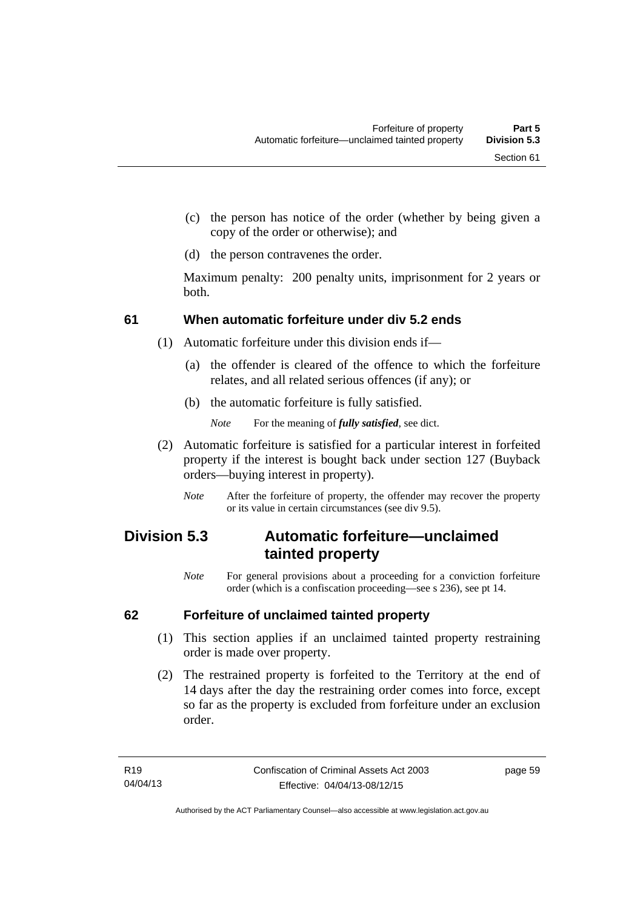(c) the person has notice of the order (whether by being given a copy of the order or otherwise); and

(d) the person contravenes the order.

Maximum penalty: 200 penalty units, imprisonment for 2 years or both.

### 61 When automatic forfeiture under div 5.2 ends

(1) Automatic forfeiture under this division ends if—

(a) the offender is cleared of the offence to which the forfeiture relates, and all related serious offences (if any); or

(b) the automatic forfeiture is fully satisfied.

*Note* For the meaning of ***fully satisfied***, see dict.

(2) Automatic forfeiture is satisfied for a particular interest in forfeited property if the interest is bought back under section 127 (Buyback orders—buying interest in property).

*Note* After the forfeiture of property, the offender may recover the property or its value in certain circumstances (see div 9.5).

## Division 5.3 Automatic forfeiture—unclaimed tainted property

*Note* For general provisions about a proceeding for a conviction forfeiture order (which is a confiscation proceeding—see s 236), see pt 14.

### 62 Forfeiture of unclaimed tainted property

(1) This section applies if an unclaimed tainted property restraining order is made over property.

(2) The restrained property is forfeited to the Territory at the end of 14 days after the day the restraining order comes into force, except so far as the property is excluded from forfeiture under an exclusion order.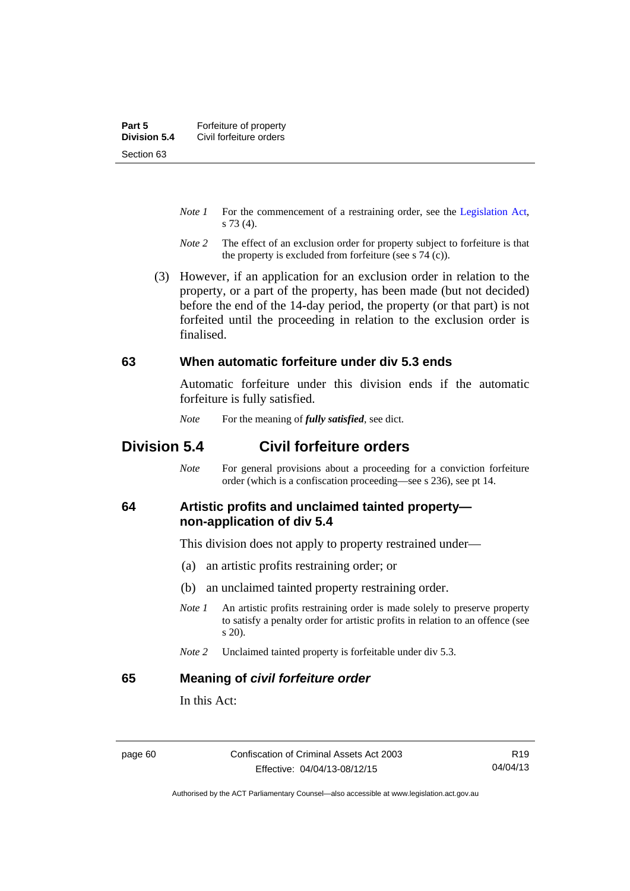*Note 1* For the commencement of a restraining order, see the Legislation Act, s 73 (4).

*Note 2* The effect of an exclusion order for property subject to forfeiture is that the property is excluded from forfeiture (see s 74 (c)).

(3) However, if an application for an exclusion order in relation to the property, or a part of the property, has been made (but not decided) before the end of the 14-day period, the property (or that part) is not forfeited until the proceeding in relation to the exclusion order is finalised.

### 63 When automatic forfeiture under div 5.3 ends

Automatic forfeiture under this division ends if the automatic forfeiture is fully satisfied.

*Note* For the meaning of ***fully satisfied***, see dict.

## Division 5.4 Civil forfeiture orders

*Note* For general provisions about a proceeding for a conviction forfeiture order (which is a confiscation proceeding—see s 236), see pt 14.

### 64 Artistic profits and unclaimed tainted property—non-application of div 5.4

This division does not apply to property restrained under—

(a) an artistic profits restraining order; or

(b) an unclaimed tainted property restraining order.

*Note 1* An artistic profits restraining order is made solely to preserve property to satisfy a penalty order for artistic profits in relation to an offence (see s 20).

*Note 2* Unclaimed tainted property is forfeitable under div 5.3.

### 65 Meaning of *civil forfeiture order*

In this Act: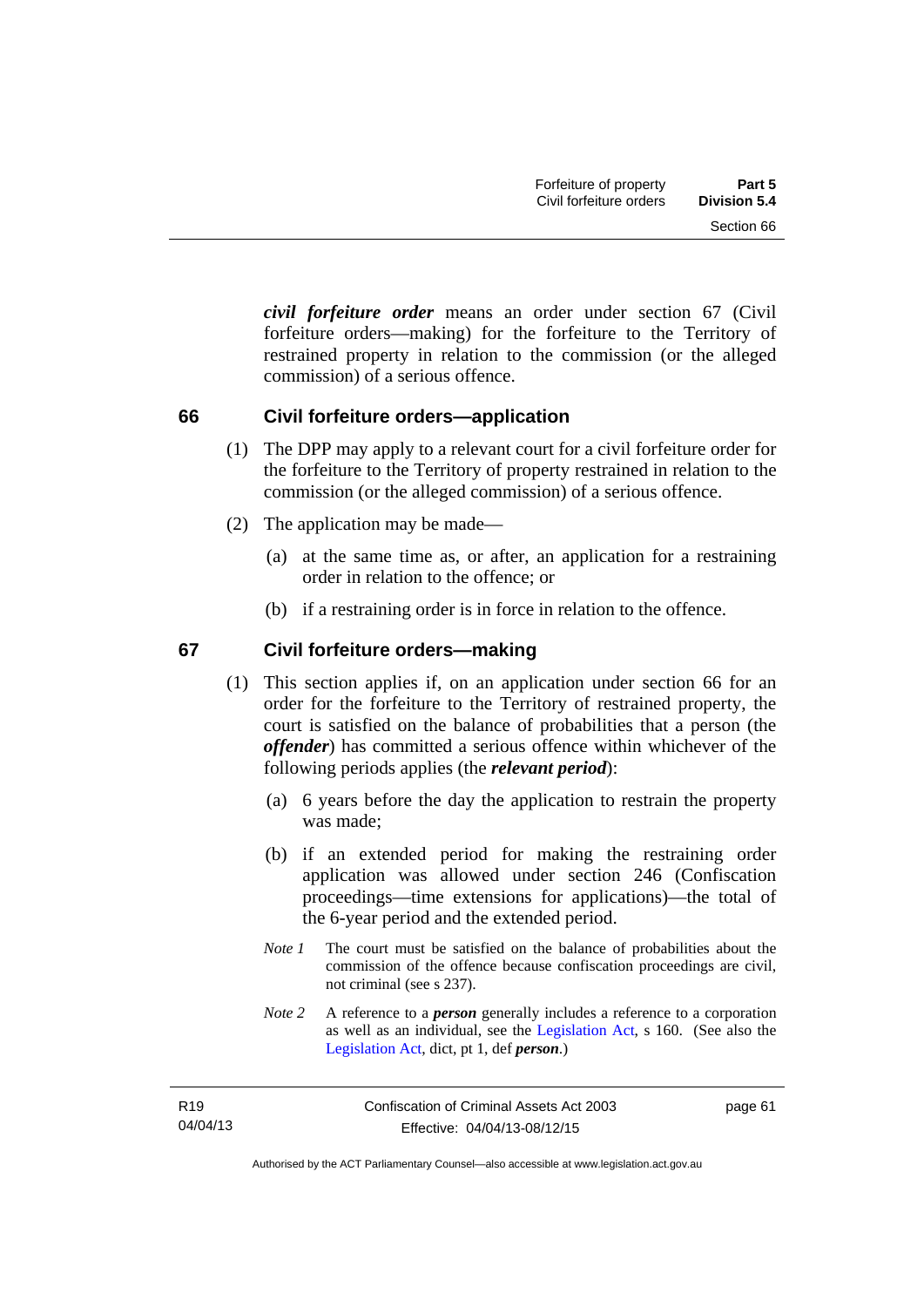***civil forfeiture order*** means an order under section 67 (Civil forfeiture orders—making) for the forfeiture to the Territory of restrained property in relation to the commission (or the alleged commission) of a serious offence.

## 66 Civil forfeiture orders—application

(1) The DPP may apply to a relevant court for a civil forfeiture order for the forfeiture to the Territory of property restrained in relation to the commission (or the alleged commission) of a serious offence.

(2) The application may be made—

(a) at the same time as, or after, an application for a restraining order in relation to the offence; or

(b) if a restraining order is in force in relation to the offence.

## 67 Civil forfeiture orders—making

(1) This section applies if, on an application under section 66 for an order for the forfeiture to the Territory of restrained property, the court is satisfied on the balance of probabilities that a person (the ***offender***) has committed a serious offence within whichever of the following periods applies (the ***relevant period***):

(a) 6 years before the day the application to restrain the property was made;

(b) if an extended period for making the restraining order application was allowed under section 246 (Confiscation proceedings—time extensions for applications)—the total of the 6-year period and the extended period.

*Note 1* The court must be satisfied on the balance of probabilities about the commission of the offence because confiscation proceedings are civil, not criminal (see s 237).

*Note 2* A reference to a ***person*** generally includes a reference to a corporation as well as an individual, see the Legislation Act, s 160. (See also the Legislation Act, dict, pt 1, def ***person***.)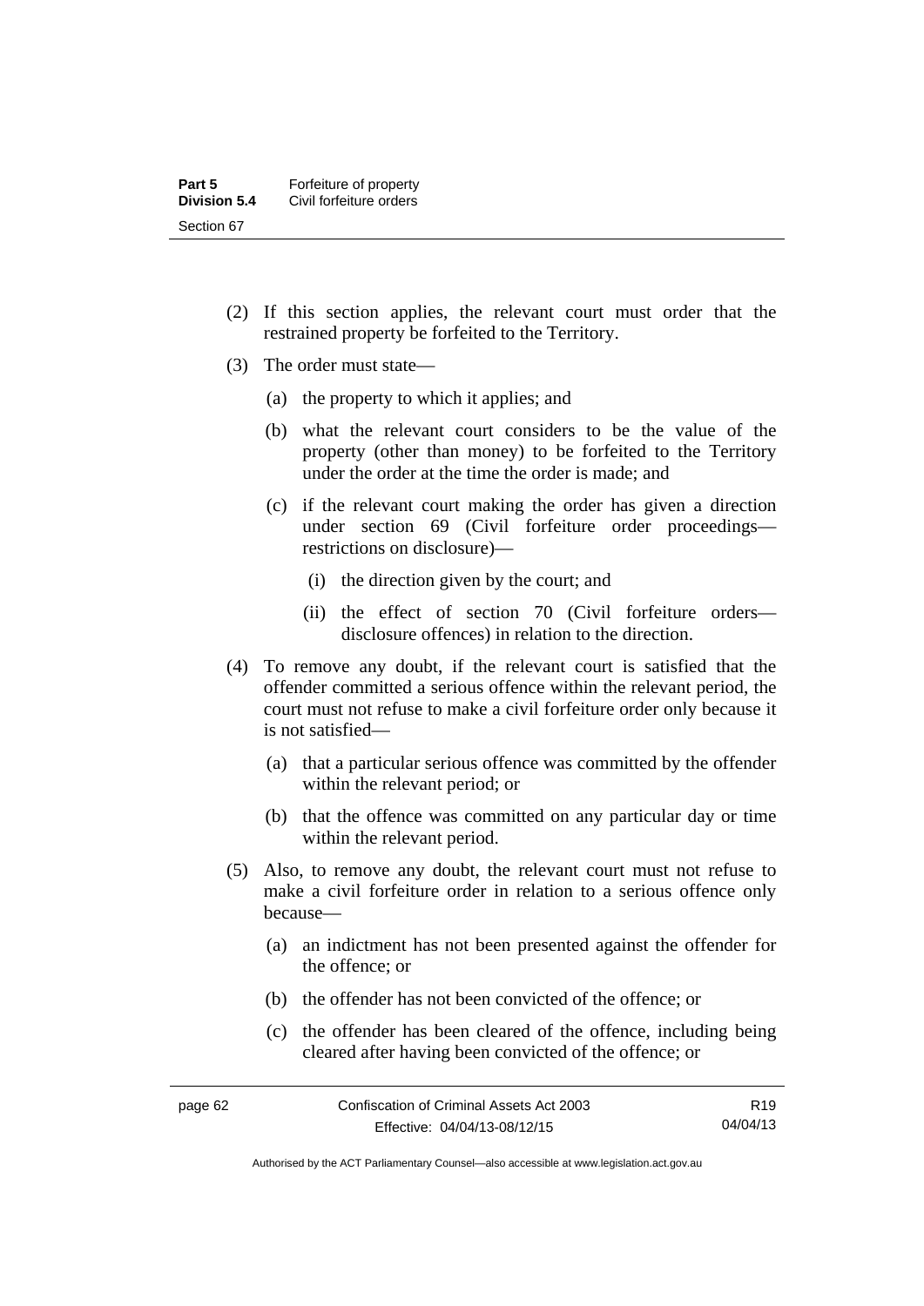(2) If this section applies, the relevant court must order that the restrained property be forfeited to the Territory.

(3) The order must state—

(a) the property to which it applies; and

(b) what the relevant court considers to be the value of the property (other than money) to be forfeited to the Territory under the order at the time the order is made; and

(c) if the relevant court making the order has given a direction under section 69 (Civil forfeiture order proceedings—restrictions on disclosure)—

(i) the direction given by the court; and

(ii) the effect of section 70 (Civil forfeiture orders—disclosure offences) in relation to the direction.

(4) To remove any doubt, if the relevant court is satisfied that the offender committed a serious offence within the relevant period, the court must not refuse to make a civil forfeiture order only because it is not satisfied—

(a) that a particular serious offence was committed by the offender within the relevant period; or

(b) that the offence was committed on any particular day or time within the relevant period.

(5) Also, to remove any doubt, the relevant court must not refuse to make a civil forfeiture order in relation to a serious offence only because—

(a) an indictment has not been presented against the offender for the offence; or

(b) the offender has not been convicted of the offence; or

(c) the offender has been cleared of the offence, including being cleared after having been convicted of the offence; or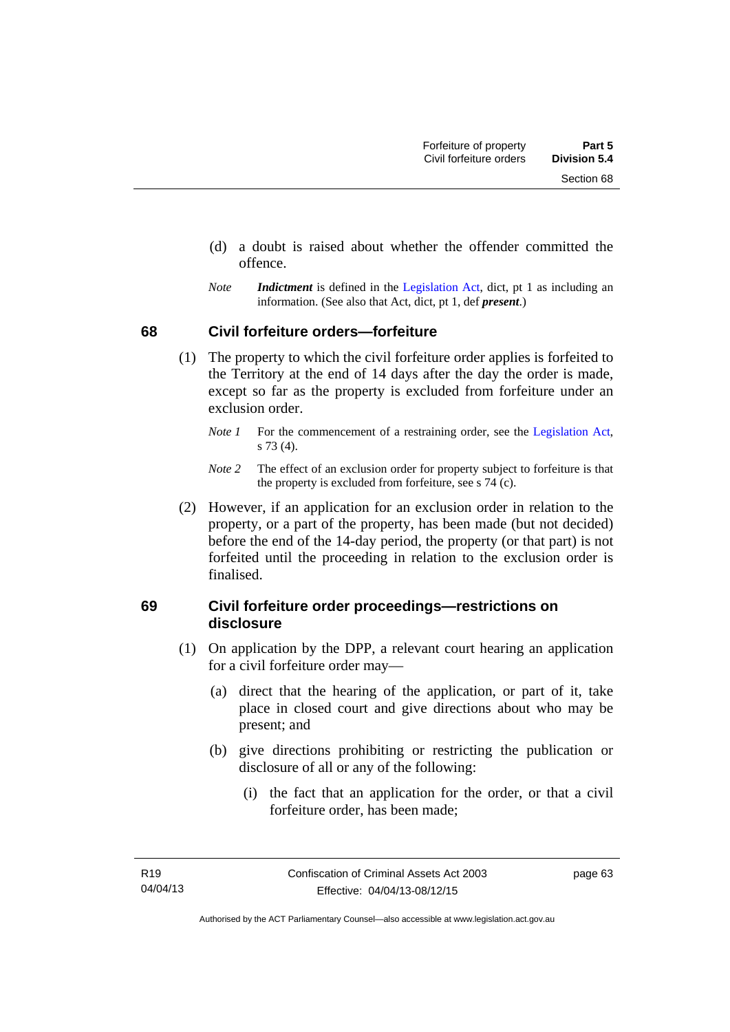(d) a doubt is raised about whether the offender committed the offence.

*Note* ***Indictment*** is defined in the Legislation Act, dict, pt 1 as including an information. (See also that Act, dict, pt 1, def ***present***.)

## 68 Civil forfeiture orders—forfeiture

(1) The property to which the civil forfeiture order applies is forfeited to the Territory at the end of 14 days after the day the order is made, except so far as the property is excluded from forfeiture under an exclusion order.

*Note 1* For the commencement of a restraining order, see the Legislation Act, s 73 (4).

*Note 2* The effect of an exclusion order for property subject to forfeiture is that the property is excluded from forfeiture, see s 74 (c).

(2) However, if an application for an exclusion order in relation to the property, or a part of the property, has been made (but not decided) before the end of the 14-day period, the property (or that part) is not forfeited until the proceeding in relation to the exclusion order is finalised.

## 69 Civil forfeiture order proceedings—restrictions on disclosure

(1) On application by the DPP, a relevant court hearing an application for a civil forfeiture order may—

(a) direct that the hearing of the application, or part of it, take place in closed court and give directions about who may be present; and

(b) give directions prohibiting or restricting the publication or disclosure of all or any of the following:

(i) the fact that an application for the order, or that a civil forfeiture order, has been made;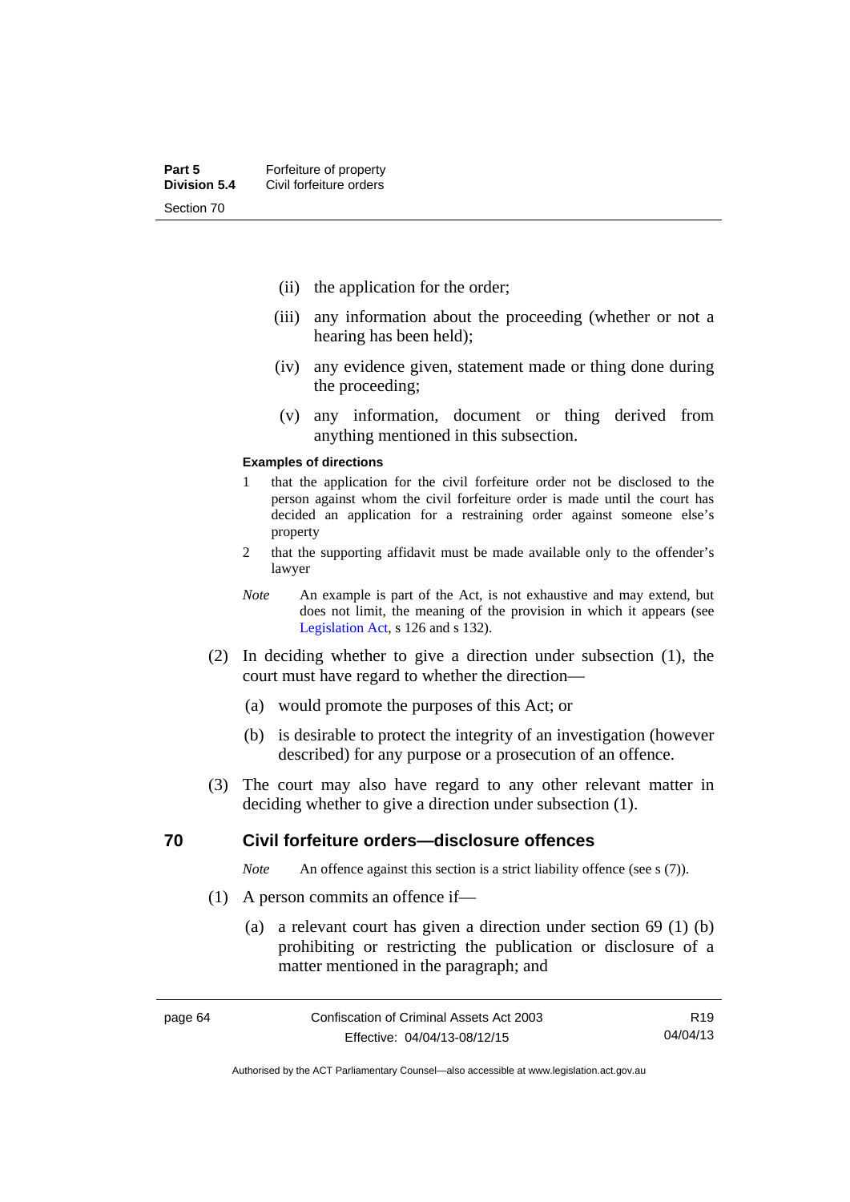(ii) the application for the order;

(iii) any information about the proceeding (whether or not a hearing has been held);

(iv) any evidence given, statement made or thing done during the proceeding;

(v) any information, document or thing derived from anything mentioned in this subsection.

**Examples of directions**

1 that the application for the civil forfeiture order not be disclosed to the person against whom the civil forfeiture order is made until the court has decided an application for a restraining order against someone else's property

2 that the supporting affidavit must be made available only to the offender's lawyer

*Note* An example is part of the Act, is not exhaustive and may extend, but does not limit, the meaning of the provision in which it appears (see Legislation Act, s 126 and s 132).

(2) In deciding whether to give a direction under subsection (1), the court must have regard to whether the direction—

(a) would promote the purposes of this Act; or

(b) is desirable to protect the integrity of an investigation (however described) for any purpose or a prosecution of an offence.

(3) The court may also have regard to any other relevant matter in deciding whether to give a direction under subsection (1).

## 70 Civil forfeiture orders—disclosure offences

*Note* An offence against this section is a strict liability offence (see s (7)).

(1) A person commits an offence if—

(a) a relevant court has given a direction under section 69 (1) (b) prohibiting or restricting the publication or disclosure of a matter mentioned in the paragraph; and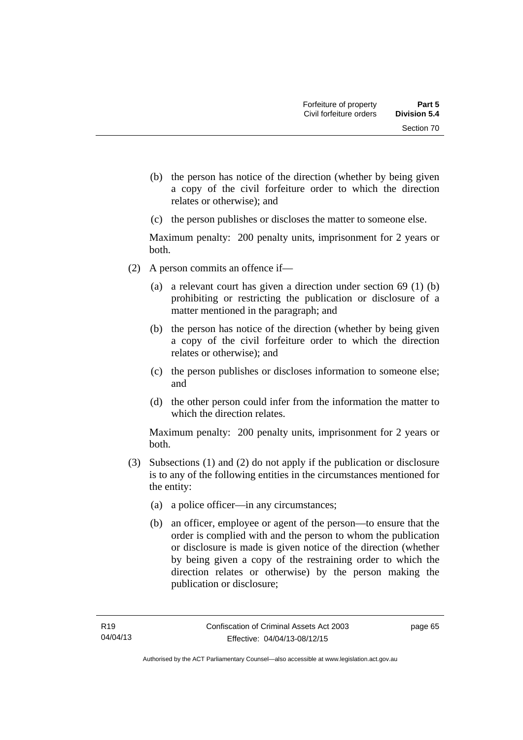(b) the person has notice of the direction (whether by being given a copy of the civil forfeiture order to which the direction relates or otherwise); and

(c) the person publishes or discloses the matter to someone else.

Maximum penalty: 200 penalty units, imprisonment for 2 years or both.

(2) A person commits an offence if—

(a) a relevant court has given a direction under section 69 (1) (b) prohibiting or restricting the publication or disclosure of a matter mentioned in the paragraph; and

(b) the person has notice of the direction (whether by being given a copy of the civil forfeiture order to which the direction relates or otherwise); and

(c) the person publishes or discloses information to someone else; and

(d) the other person could infer from the information the matter to which the direction relates.

Maximum penalty: 200 penalty units, imprisonment for 2 years or both.

(3) Subsections (1) and (2) do not apply if the publication or disclosure is to any of the following entities in the circumstances mentioned for the entity:

(a) a police officer—in any circumstances;

(b) an officer, employee or agent of the person—to ensure that the order is complied with and the person to whom the publication or disclosure is made is given notice of the direction (whether by being given a copy of the restraining order to which the direction relates or otherwise) by the person making the publication or disclosure;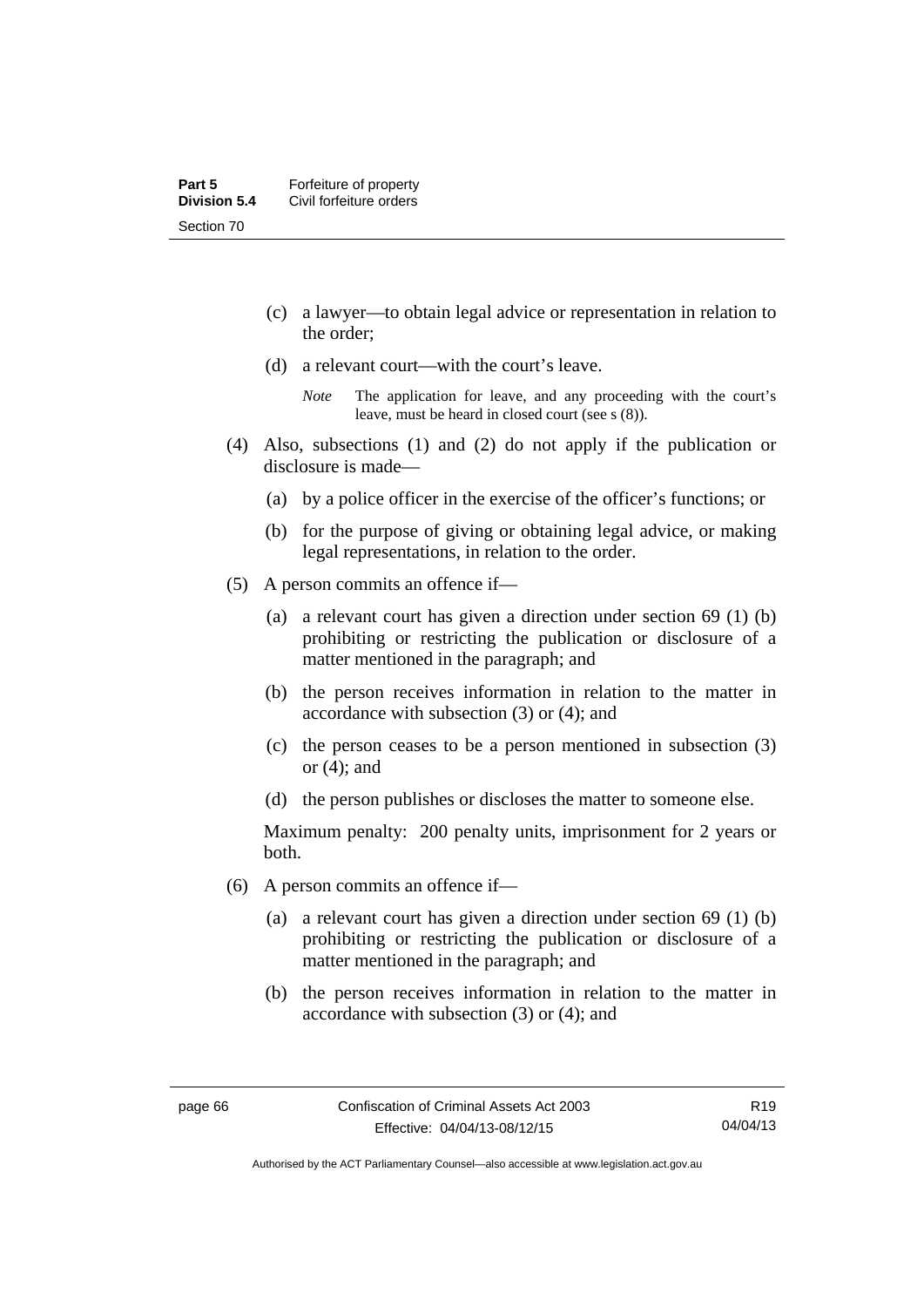(c) a lawyer—to obtain legal advice or representation in relation to the order;

(d) a relevant court—with the court's leave.

*Note* The application for leave, and any proceeding with the court's leave, must be heard in closed court (see s (8)).

(4) Also, subsections (1) and (2) do not apply if the publication or disclosure is made—

(a) by a police officer in the exercise of the officer's functions; or

(b) for the purpose of giving or obtaining legal advice, or making legal representations, in relation to the order.

(5) A person commits an offence if—

(a) a relevant court has given a direction under section 69 (1) (b) prohibiting or restricting the publication or disclosure of a matter mentioned in the paragraph; and

(b) the person receives information in relation to the matter in accordance with subsection (3) or (4); and

(c) the person ceases to be a person mentioned in subsection (3) or (4); and

(d) the person publishes or discloses the matter to someone else.

Maximum penalty: 200 penalty units, imprisonment for 2 years or both.

(6) A person commits an offence if—

(a) a relevant court has given a direction under section 69 (1) (b) prohibiting or restricting the publication or disclosure of a matter mentioned in the paragraph; and

(b) the person receives information in relation to the matter in accordance with subsection (3) or (4); and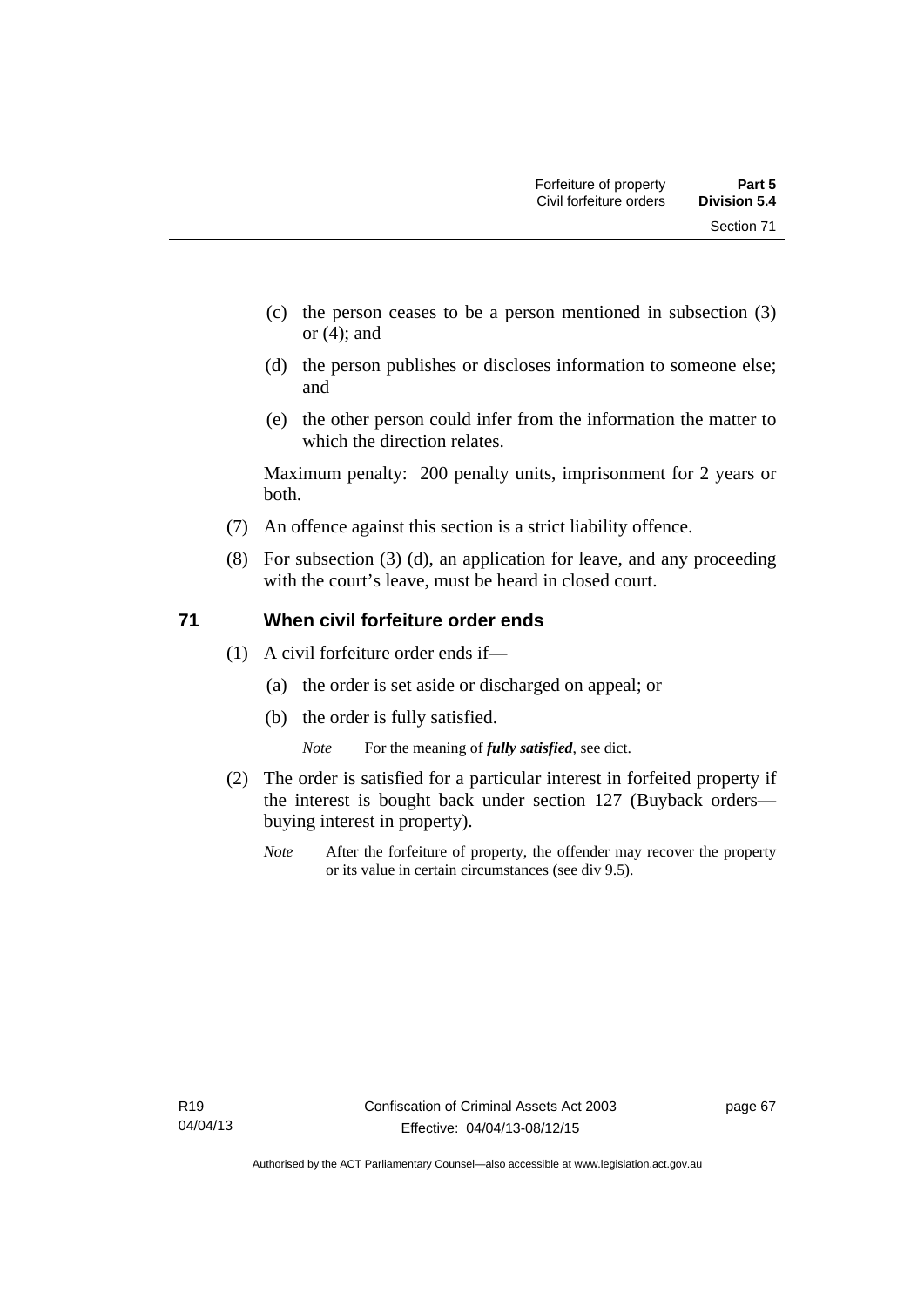(c) the person ceases to be a person mentioned in subsection (3) or (4); and

(d) the person publishes or discloses information to someone else; and

(e) the other person could infer from the information the matter to which the direction relates.

Maximum penalty: 200 penalty units, imprisonment for 2 years or both.

(7) An offence against this section is a strict liability offence.

(8) For subsection (3) (d), an application for leave, and any proceeding with the court's leave, must be heard in closed court.

## 71 When civil forfeiture order ends

(1) A civil forfeiture order ends if—

(a) the order is set aside or discharged on appeal; or

(b) the order is fully satisfied.

*Note* For the meaning of ***fully satisfied***, see dict.

(2) The order is satisfied for a particular interest in forfeited property if the interest is bought back under section 127 (Buyback orders—buying interest in property).

*Note* After the forfeiture of property, the offender may recover the property or its value in certain circumstances (see div 9.5).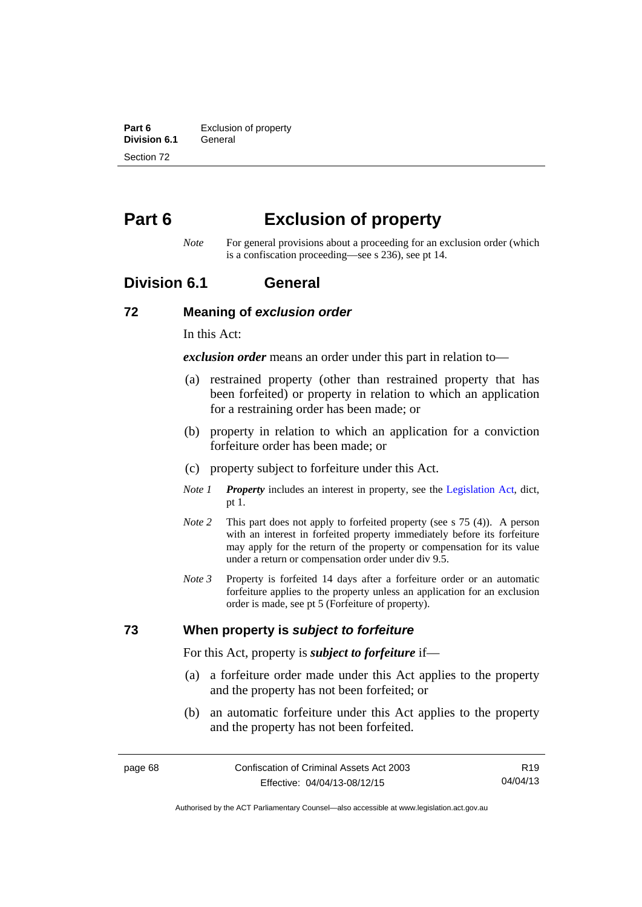# Part 6 Exclusion of property

*Note* For general provisions about a proceeding for an exclusion order (which is a confiscation proceeding—see s 236), see pt 14.

## Division 6.1 General

### 72 Meaning of *exclusion order*

In this Act:

***exclusion order*** means an order under this part in relation to—

(a) restrained property (other than restrained property that has been forfeited) or property in relation to which an application for a restraining order has been made; or

(b) property in relation to which an application for a conviction forfeiture order has been made; or

(c) property subject to forfeiture under this Act.

*Note 1* ***Property*** includes an interest in property, see the Legislation Act, dict, pt 1.

*Note 2* This part does not apply to forfeited property (see s 75 (4)). A person with an interest in forfeited property immediately before its forfeiture may apply for the return of the property or compensation for its value under a return or compensation order under div 9.5.

*Note 3* Property is forfeited 14 days after a forfeiture order or an automatic forfeiture applies to the property unless an application for an exclusion order is made, see pt 5 (Forfeiture of property).

### 73 When property is *subject to forfeiture*

For this Act, property is ***subject to forfeiture*** if—

(a) a forfeiture order made under this Act applies to the property and the property has not been forfeited; or

(b) an automatic forfeiture under this Act applies to the property and the property has not been forfeited.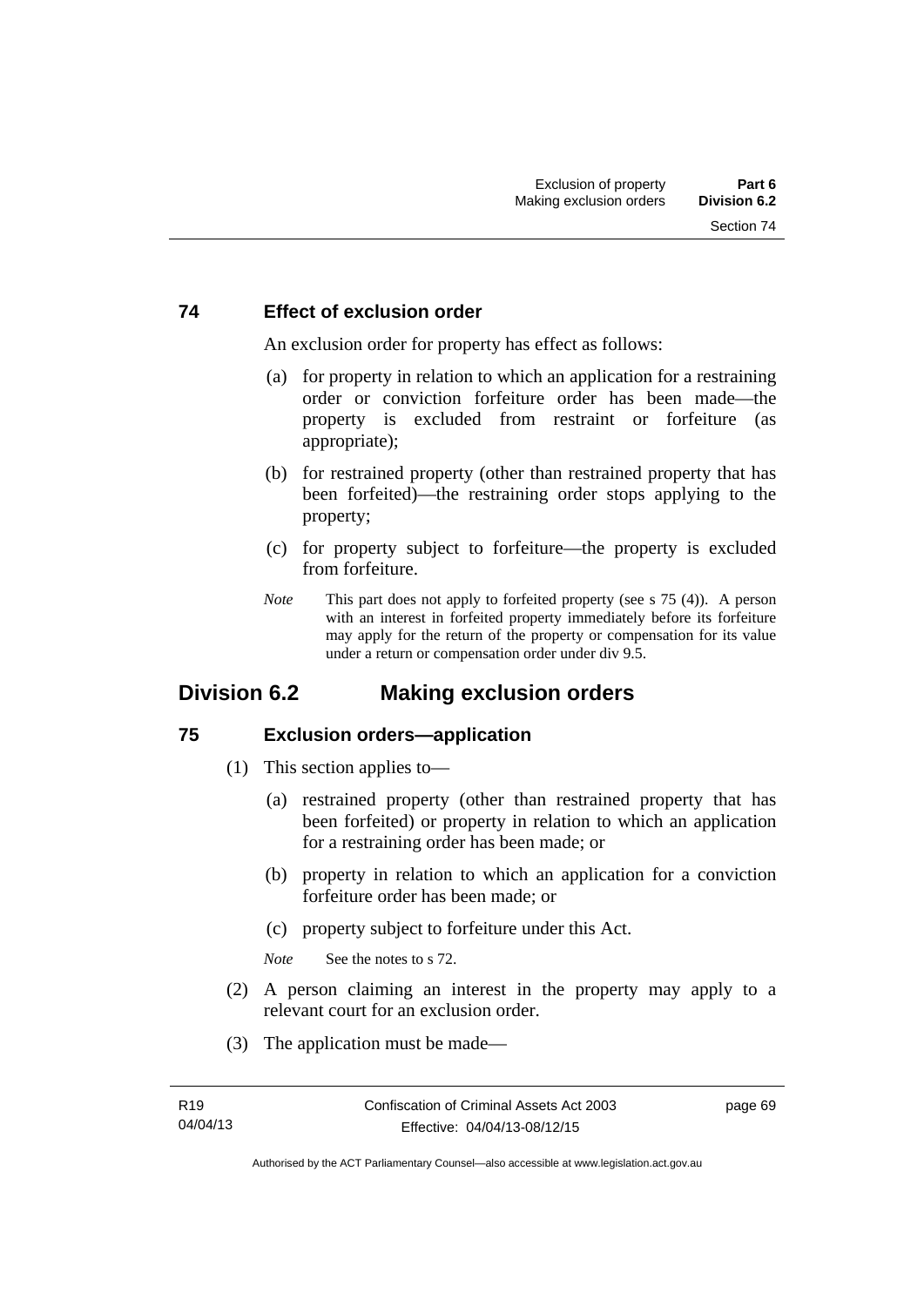### 74 Effect of exclusion order

An exclusion order for property has effect as follows:

(a) for property in relation to which an application for a restraining order or conviction forfeiture order has been made—the property is excluded from restraint or forfeiture (as appropriate);

(b) for restrained property (other than restrained property that has been forfeited)—the restraining order stops applying to the property;

(c) for property subject to forfeiture—the property is excluded from forfeiture.

*Note* This part does not apply to forfeited property (see s 75 (4)). A person with an interest in forfeited property immediately before its forfeiture may apply for the return of the property or compensation for its value under a return or compensation order under div 9.5.

## Division 6.2 Making exclusion orders

### 75 Exclusion orders—application

(1) This section applies to—

(a) restrained property (other than restrained property that has been forfeited) or property in relation to which an application for a restraining order has been made; or

(b) property in relation to which an application for a conviction forfeiture order has been made; or

(c) property subject to forfeiture under this Act.

*Note* See the notes to s 72.

(2) A person claiming an interest in the property may apply to a relevant court for an exclusion order.

(3) The application must be made—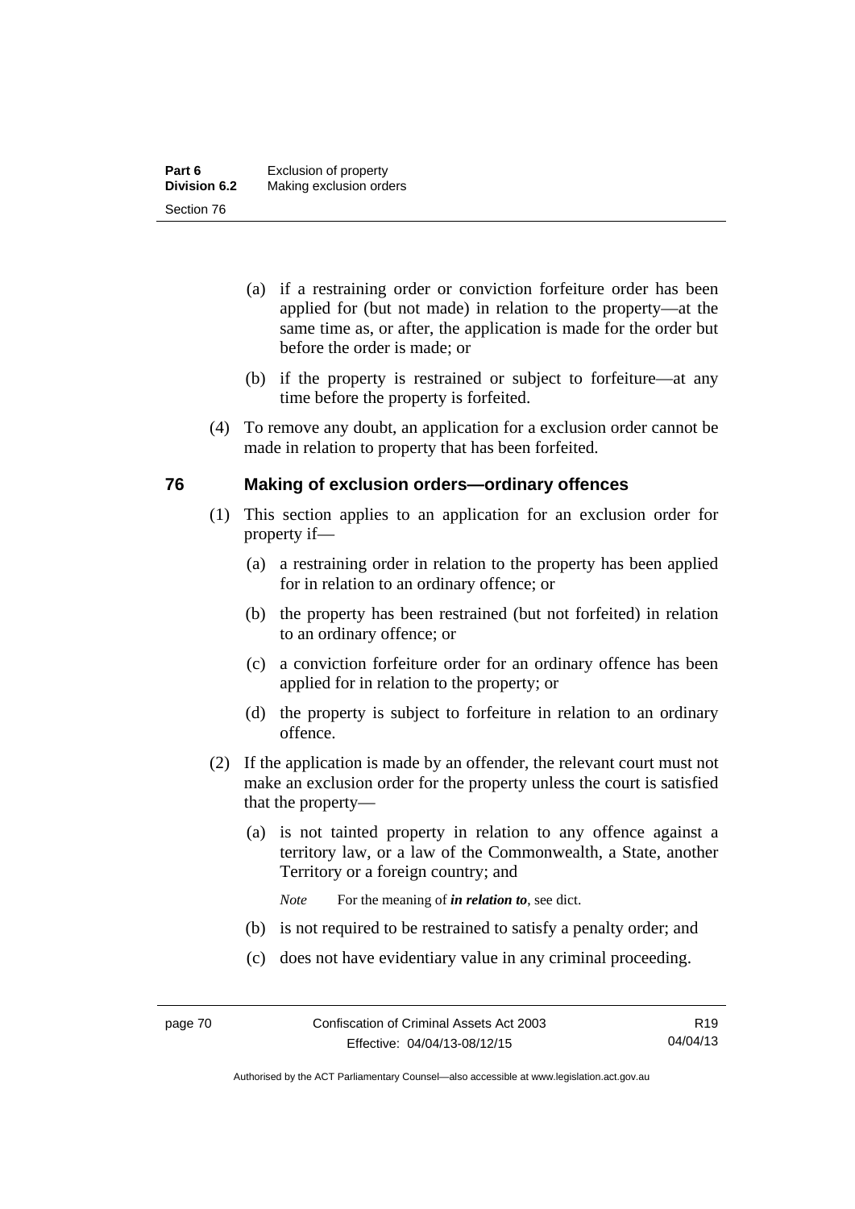(a) if a restraining order or conviction forfeiture order has been applied for (but not made) in relation to the property—at the same time as, or after, the application is made for the order but before the order is made; or

(b) if the property is restrained or subject to forfeiture—at any time before the property is forfeited.

(4) To remove any doubt, an application for a exclusion order cannot be made in relation to property that has been forfeited.

## 76 Making of exclusion orders—ordinary offences

(1) This section applies to an application for an exclusion order for property if—

(a) a restraining order in relation to the property has been applied for in relation to an ordinary offence; or

(b) the property has been restrained (but not forfeited) in relation to an ordinary offence; or

(c) a conviction forfeiture order for an ordinary offence has been applied for in relation to the property; or

(d) the property is subject to forfeiture in relation to an ordinary offence.

(2) If the application is made by an offender, the relevant court must not make an exclusion order for the property unless the court is satisfied that the property—

(a) is not tainted property in relation to any offence against a territory law, or a law of the Commonwealth, a State, another Territory or a foreign country; and

*Note* For the meaning of ***in relation to***, see dict.

(b) is not required to be restrained to satisfy a penalty order; and

(c) does not have evidentiary value in any criminal proceeding.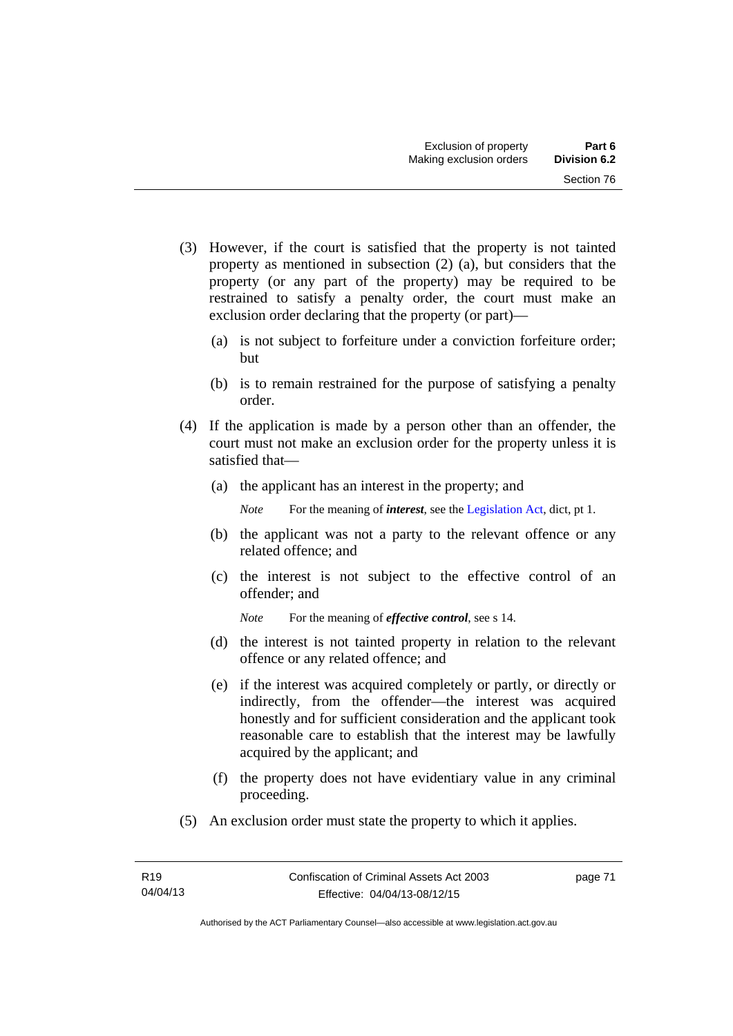(3) However, if the court is satisfied that the property is not tainted property as mentioned in subsection (2) (a), but considers that the property (or any part of the property) may be required to be restrained to satisfy a penalty order, the court must make an exclusion order declaring that the property (or part)—

(a) is not subject to forfeiture under a conviction forfeiture order; but

(b) is to remain restrained for the purpose of satisfying a penalty order.

(4) If the application is made by a person other than an offender, the court must not make an exclusion order for the property unless it is satisfied that—

(a) the applicant has an interest in the property; and

*Note* For the meaning of ***interest***, see the Legislation Act, dict, pt 1.

(b) the applicant was not a party to the relevant offence or any related offence; and

(c) the interest is not subject to the effective control of an offender; and

*Note* For the meaning of ***effective control***, see s 14.

(d) the interest is not tainted property in relation to the relevant offence or any related offence; and

(e) if the interest was acquired completely or partly, or directly or indirectly, from the offender—the interest was acquired honestly and for sufficient consideration and the applicant took reasonable care to establish that the interest may be lawfully acquired by the applicant; and

(f) the property does not have evidentiary value in any criminal proceeding.

(5) An exclusion order must state the property to which it applies.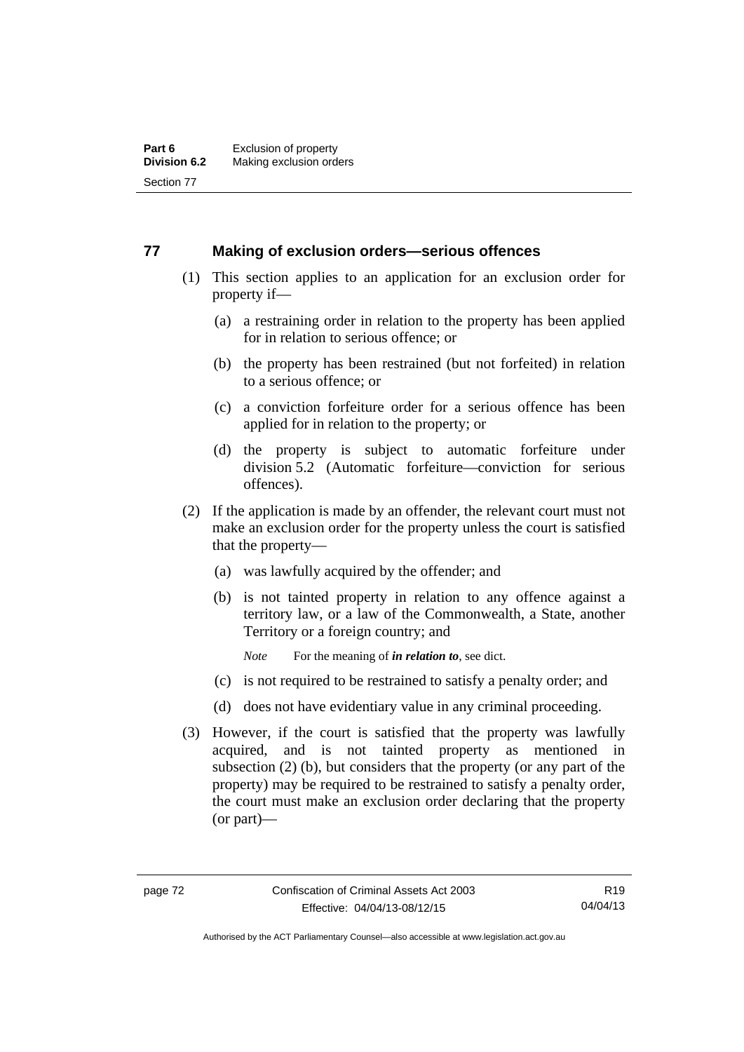## 77 Making of exclusion orders—serious offences

(1) This section applies to an application for an exclusion order for property if—

(a) a restraining order in relation to the property has been applied for in relation to serious offence; or

(b) the property has been restrained (but not forfeited) in relation to a serious offence; or

(c) a conviction forfeiture order for a serious offence has been applied for in relation to the property; or

(d) the property is subject to automatic forfeiture under division 5.2 (Automatic forfeiture—conviction for serious offences).

(2) If the application is made by an offender, the relevant court must not make an exclusion order for the property unless the court is satisfied that the property—

(a) was lawfully acquired by the offender; and

(b) is not tainted property in relation to any offence against a territory law, or a law of the Commonwealth, a State, another Territory or a foreign country; and

*Note* For the meaning of ***in relation to***, see dict.

(c) is not required to be restrained to satisfy a penalty order; and

(d) does not have evidentiary value in any criminal proceeding.

(3) However, if the court is satisfied that the property was lawfully acquired, and is not tainted property as mentioned in subsection (2) (b), but considers that the property (or any part of the property) may be required to be restrained to satisfy a penalty order, the court must make an exclusion order declaring that the property (or part)—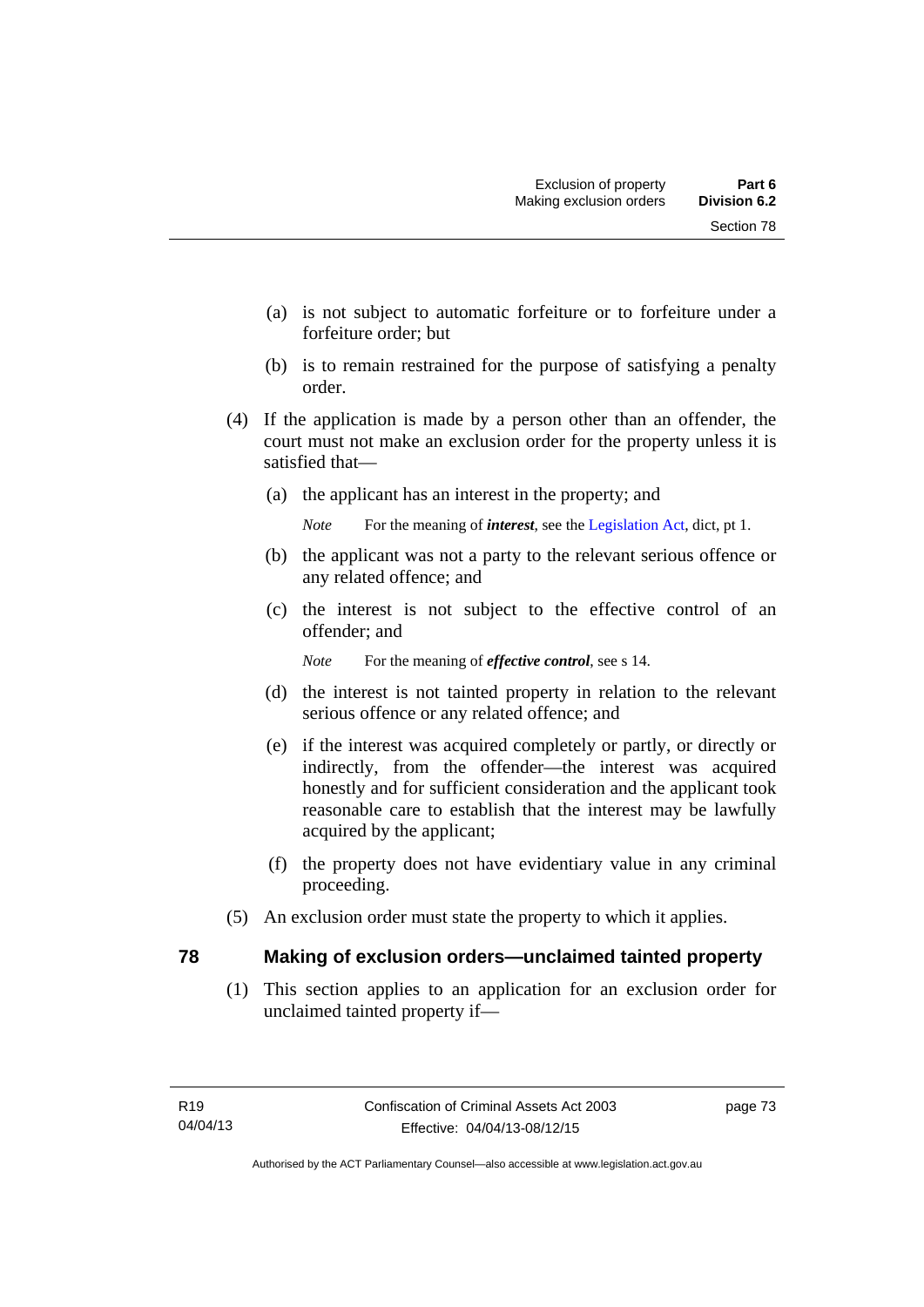(a) is not subject to automatic forfeiture or to forfeiture under a forfeiture order; but

(b) is to remain restrained for the purpose of satisfying a penalty order.

(4) If the application is made by a person other than an offender, the court must not make an exclusion order for the property unless it is satisfied that—

(a) the applicant has an interest in the property; and

*Note* For the meaning of ***interest***, see the Legislation Act, dict, pt 1.

(b) the applicant was not a party to the relevant serious offence or any related offence; and

(c) the interest is not subject to the effective control of an offender; and

*Note* For the meaning of ***effective control***, see s 14.

(d) the interest is not tainted property in relation to the relevant serious offence or any related offence; and

(e) if the interest was acquired completely or partly, or directly or indirectly, from the offender—the interest was acquired honestly and for sufficient consideration and the applicant took reasonable care to establish that the interest may be lawfully acquired by the applicant;

(f) the property does not have evidentiary value in any criminal proceeding.

(5) An exclusion order must state the property to which it applies.

## 78 Making of exclusion orders—unclaimed tainted property

(1) This section applies to an application for an exclusion order for unclaimed tainted property if—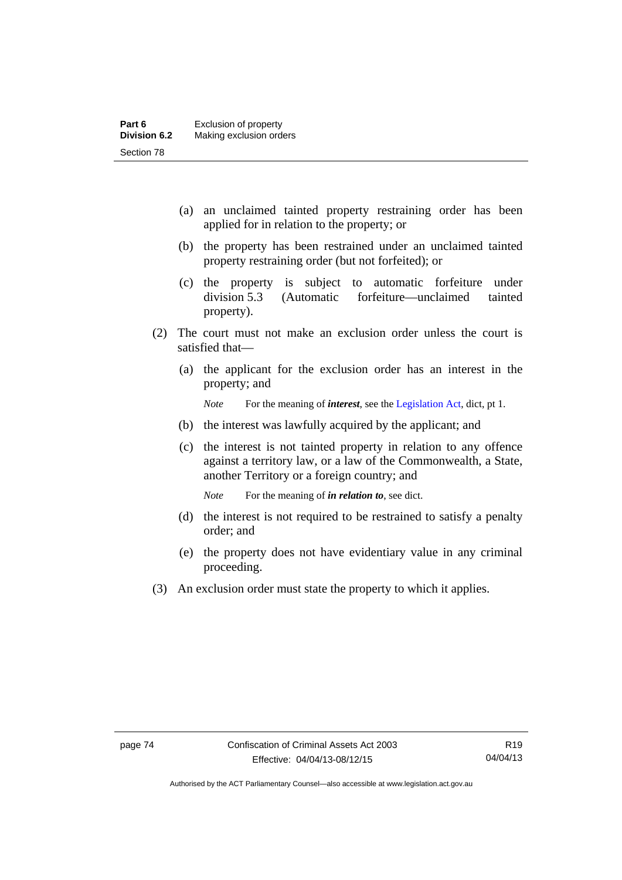(a) an unclaimed tainted property restraining order has been applied for in relation to the property; or

(b) the property has been restrained under an unclaimed tainted property restraining order (but not forfeited); or

(c) the property is subject to automatic forfeiture under division 5.3 (Automatic forfeiture—unclaimed tainted property).

(2) The court must not make an exclusion order unless the court is satisfied that—

(a) the applicant for the exclusion order has an interest in the property; and

*Note* For the meaning of ***interest***, see the Legislation Act, dict, pt 1.

(b) the interest was lawfully acquired by the applicant; and

(c) the interest is not tainted property in relation to any offence against a territory law, or a law of the Commonwealth, a State, another Territory or a foreign country; and

*Note* For the meaning of ***in relation to***, see dict.

(d) the interest is not required to be restrained to satisfy a penalty order; and

(e) the property does not have evidentiary value in any criminal proceeding.

(3) An exclusion order must state the property to which it applies.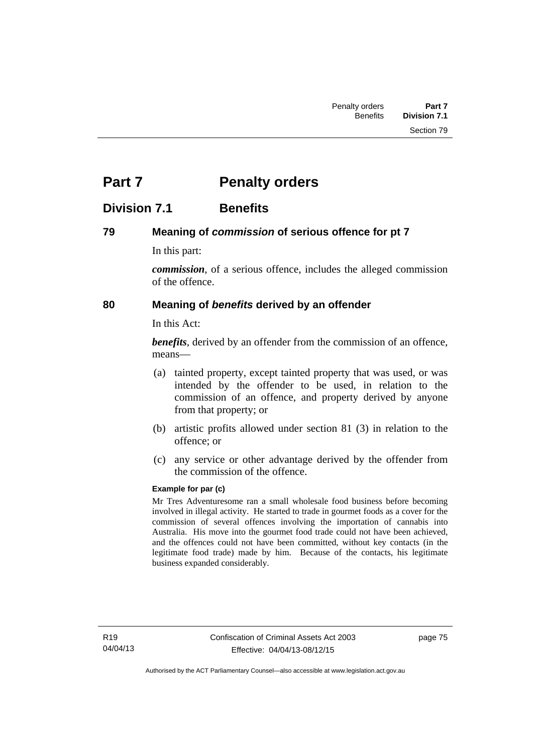# Part 7 Penalty orders

## Division 7.1 Benefits

### 79 Meaning of *commission* of serious offence for pt 7

In this part:

***commission***, of a serious offence, includes the alleged commission of the offence.

### 80 Meaning of *benefits* derived by an offender

In this Act:

***benefits***, derived by an offender from the commission of an offence, means—

(a) tainted property, except tainted property that was used, or was intended by the offender to be used, in relation to the commission of an offence, and property derived by anyone from that property; or

(b) artistic profits allowed under section 81 (3) in relation to the offence; or

(c) any service or other advantage derived by the offender from the commission of the offence.

**Example for par (c)**

Mr Tres Adventuresome ran a small wholesale food business before becoming involved in illegal activity. He started to trade in gourmet foods as a cover for the commission of several offences involving the importation of cannabis into Australia. His move into the gourmet food trade could not have been achieved, and the offences could not have been committed, without key contacts (in the legitimate food trade) made by him. Because of the contacts, his legitimate business expanded considerably.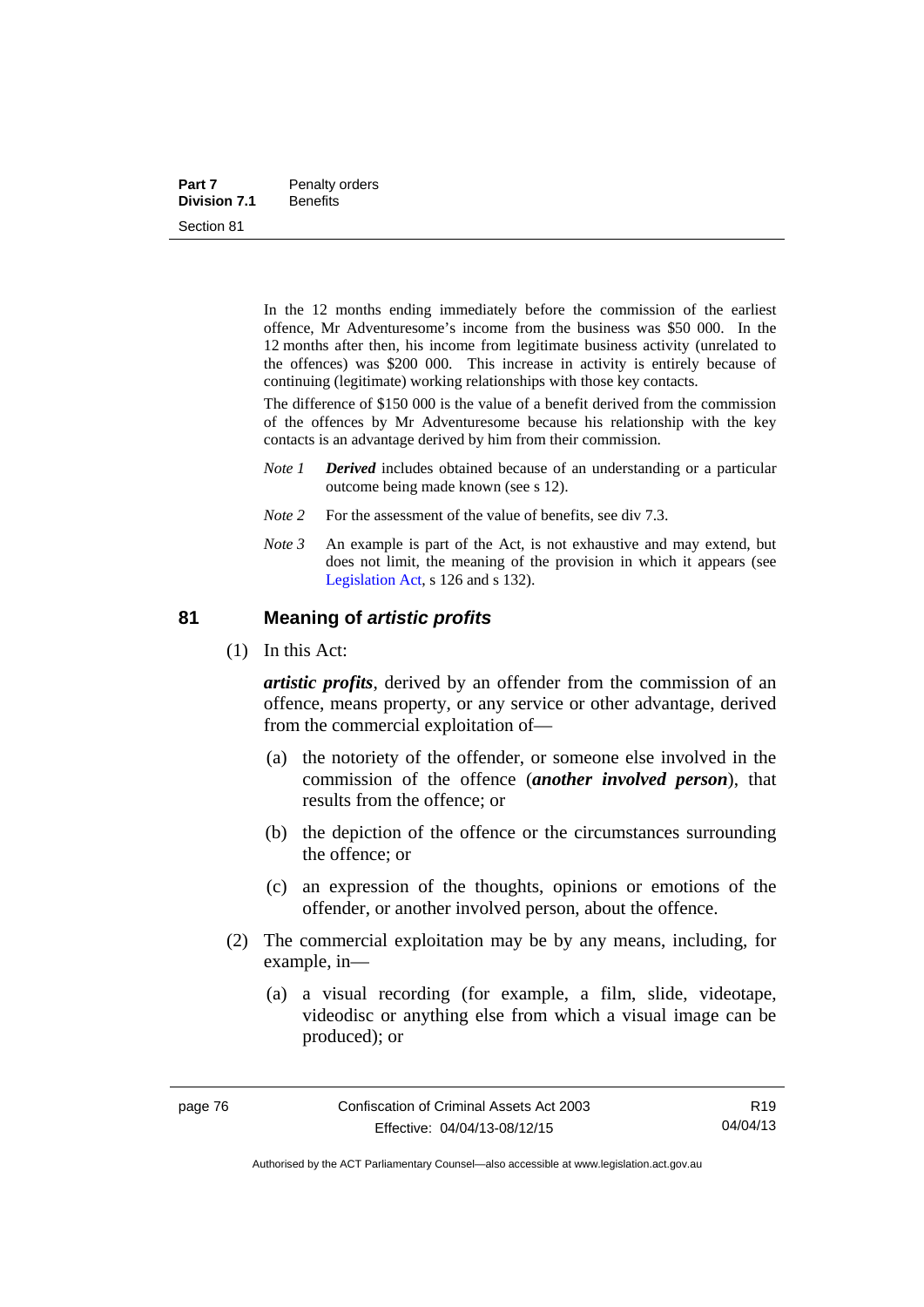In the 12 months ending immediately before the commission of the earliest offence, Mr Adventuresome's income from the business was $50 000. In the 12 months after then, his income from legitimate business activity (unrelated to the offences) was $200 000. This increase in activity is entirely because of continuing (legitimate) working relationships with those key contacts.

The difference of $150 000 is the value of a benefit derived from the commission of the offences by Mr Adventuresome because his relationship with the key contacts is an advantage derived by him from their commission.

*Note 1* ***Derived*** includes obtained because of an understanding or a particular outcome being made known (see s 12).

*Note 2* For the assessment of the value of benefits, see div 7.3.

*Note 3* An example is part of the Act, is not exhaustive and may extend, but does not limit, the meaning of the provision in which it appears (see Legislation Act, s 126 and s 132).

## 81 Meaning of *artistic profits*

(1) In this Act:

***artistic profits***, derived by an offender from the commission of an offence, means property, or any service or other advantage, derived from the commercial exploitation of—

(a) the notoriety of the offender, or someone else involved in the commission of the offence (***another involved person***), that results from the offence; or

(b) the depiction of the offence or the circumstances surrounding the offence; or

(c) an expression of the thoughts, opinions or emotions of the offender, or another involved person, about the offence.

(2) The commercial exploitation may be by any means, including, for example, in—

(a) a visual recording (for example, a film, slide, videotape, videodisc or anything else from which a visual image can be produced); or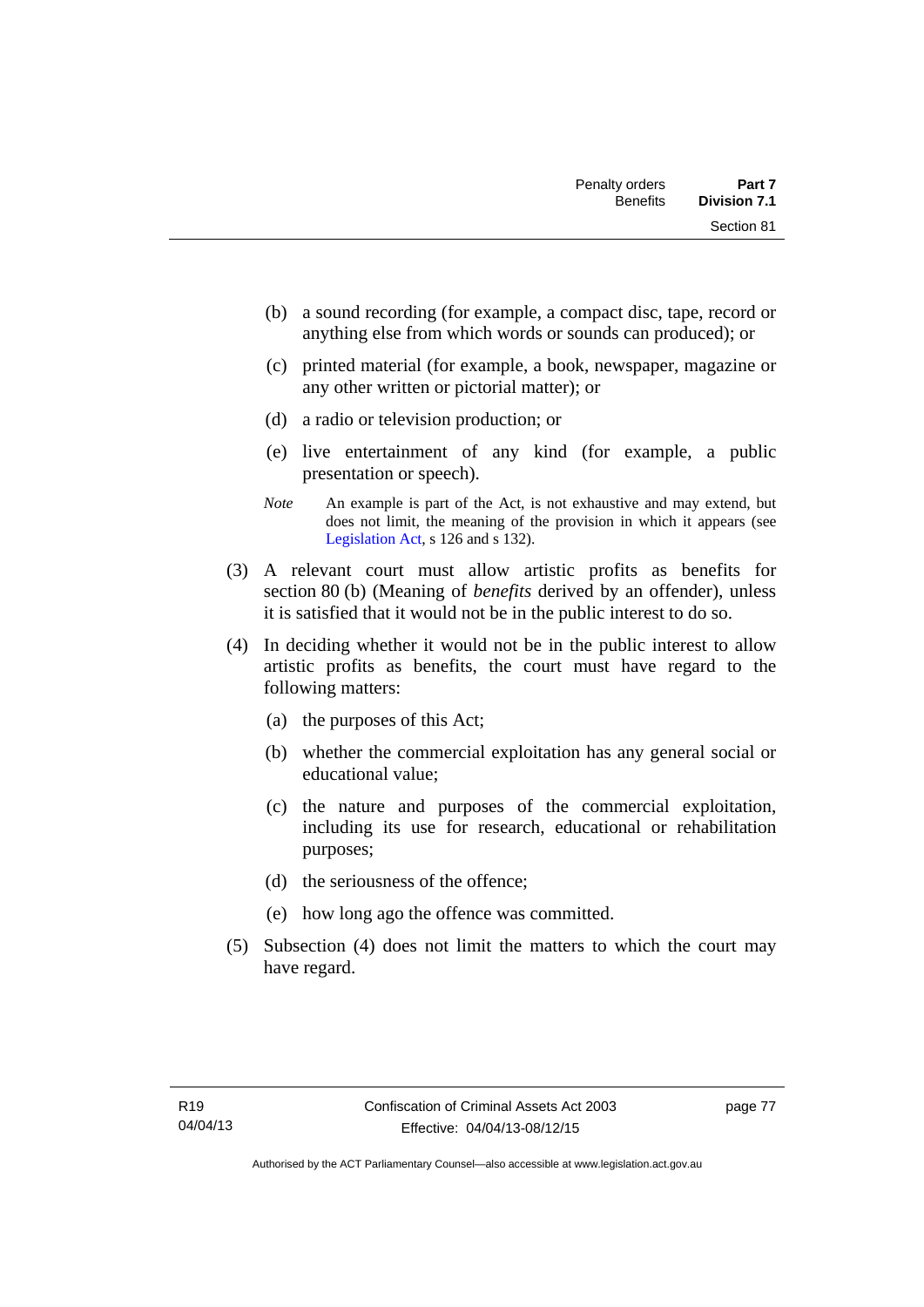(b) a sound recording (for example, a compact disc, tape, record or anything else from which words or sounds can produced); or

(c) printed material (for example, a book, newspaper, magazine or any other written or pictorial matter); or

(d) a radio or television production; or

(e) live entertainment of any kind (for example, a public presentation or speech).

*Note* An example is part of the Act, is not exhaustive and may extend, but does not limit, the meaning of the provision in which it appears (see Legislation Act, s 126 and s 132).

(3) A relevant court must allow artistic profits as benefits for section 80 (b) (Meaning of *benefits* derived by an offender), unless it is satisfied that it would not be in the public interest to do so.

(4) In deciding whether it would not be in the public interest to allow artistic profits as benefits, the court must have regard to the following matters:

(a) the purposes of this Act;

(b) whether the commercial exploitation has any general social or educational value;

(c) the nature and purposes of the commercial exploitation, including its use for research, educational or rehabilitation purposes;

(d) the seriousness of the offence;

(e) how long ago the offence was committed.

(5) Subsection (4) does not limit the matters to which the court may have regard.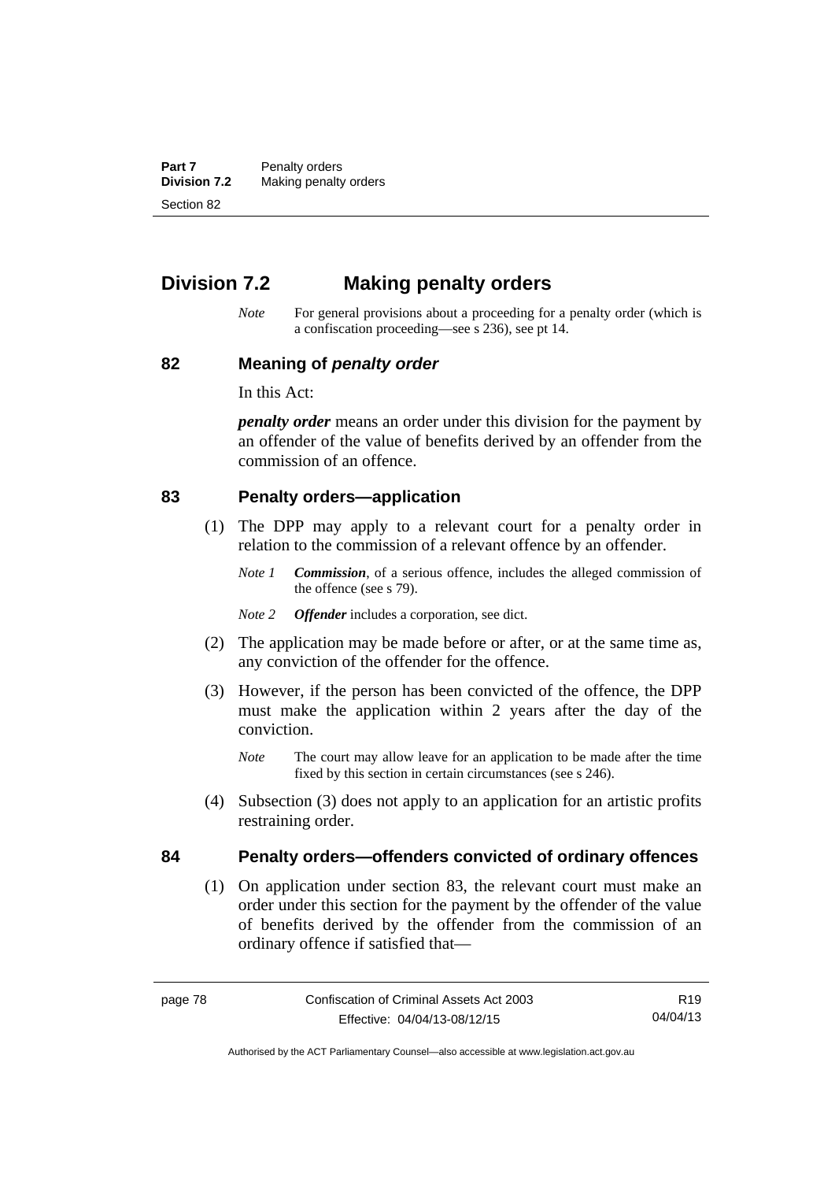## Division 7.2 Making penalty orders

*Note* For general provisions about a proceeding for a penalty order (which is a confiscation proceeding—see s 236), see pt 14.

### 82 Meaning of *penalty order*

In this Act:

***penalty order*** means an order under this division for the payment by an offender of the value of benefits derived by an offender from the commission of an offence.

### 83 Penalty orders—application

(1) The DPP may apply to a relevant court for a penalty order in relation to the commission of a relevant offence by an offender.

*Note 1* ***Commission***, of a serious offence, includes the alleged commission of the offence (see s 79).

*Note 2* ***Offender*** includes a corporation, see dict.

(2) The application may be made before or after, or at the same time as, any conviction of the offender for the offence.

(3) However, if the person has been convicted of the offence, the DPP must make the application within 2 years after the day of the conviction.

*Note* The court may allow leave for an application to be made after the time fixed by this section in certain circumstances (see s 246).

(4) Subsection (3) does not apply to an application for an artistic profits restraining order.

### 84 Penalty orders—offenders convicted of ordinary offences

(1) On application under section 83, the relevant court must make an order under this section for the payment by the offender of the value of benefits derived by the offender from the commission of an ordinary offence if satisfied that—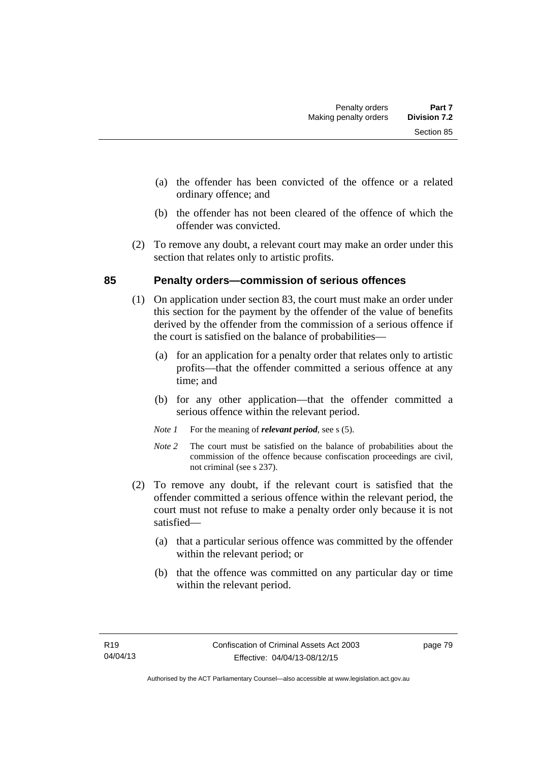(a) the offender has been convicted of the offence or a related ordinary offence; and

(b) the offender has not been cleared of the offence of which the offender was convicted.

(2) To remove any doubt, a relevant court may make an order under this section that relates only to artistic profits.

## 85 Penalty orders—commission of serious offences

(1) On application under section 83, the court must make an order under this section for the payment by the offender of the value of benefits derived by the offender from the commission of a serious offence if the court is satisfied on the balance of probabilities—

(a) for an application for a penalty order that relates only to artistic profits—that the offender committed a serious offence at any time; and

(b) for any other application—that the offender committed a serious offence within the relevant period.

*Note 1* For the meaning of ***relevant period***, see s (5).

*Note 2* The court must be satisfied on the balance of probabilities about the commission of the offence because confiscation proceedings are civil, not criminal (see s 237).

(2) To remove any doubt, if the relevant court is satisfied that the offender committed a serious offence within the relevant period, the court must not refuse to make a penalty order only because it is not satisfied—

(a) that a particular serious offence was committed by the offender within the relevant period; or

(b) that the offence was committed on any particular day or time within the relevant period.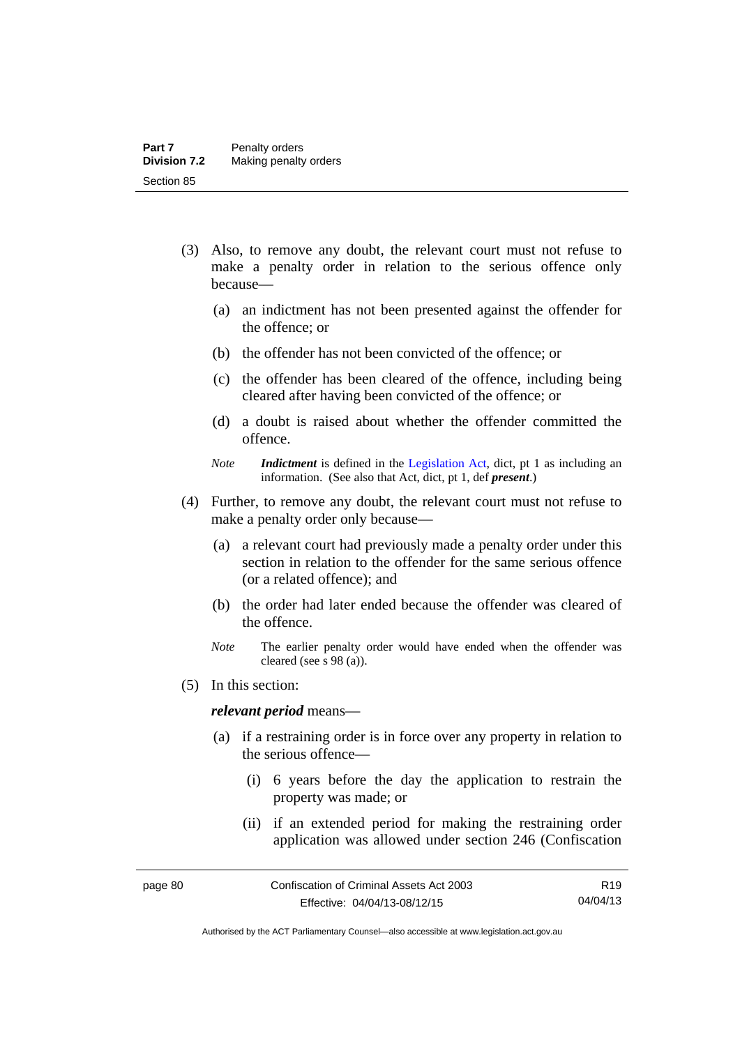(3) Also, to remove any doubt, the relevant court must not refuse to make a penalty order in relation to the serious offence only because—

(a) an indictment has not been presented against the offender for the offence; or

(b) the offender has not been convicted of the offence; or

(c) the offender has been cleared of the offence, including being cleared after having been convicted of the offence; or

(d) a doubt is raised about whether the offender committed the offence.

*Note* ***Indictment*** is defined in the Legislation Act, dict, pt 1 as including an information. (See also that Act, dict, pt 1, def ***present***.)

(4) Further, to remove any doubt, the relevant court must not refuse to make a penalty order only because—

(a) a relevant court had previously made a penalty order under this section in relation to the offender for the same serious offence (or a related offence); and

(b) the order had later ended because the offender was cleared of the offence.

*Note* The earlier penalty order would have ended when the offender was cleared (see s 98 (a)).

(5) In this section:

***relevant period*** means—

(a) if a restraining order is in force over any property in relation to the serious offence—

(i) 6 years before the day the application to restrain the property was made; or

(ii) if an extended period for making the restraining order application was allowed under section 246 (Confiscation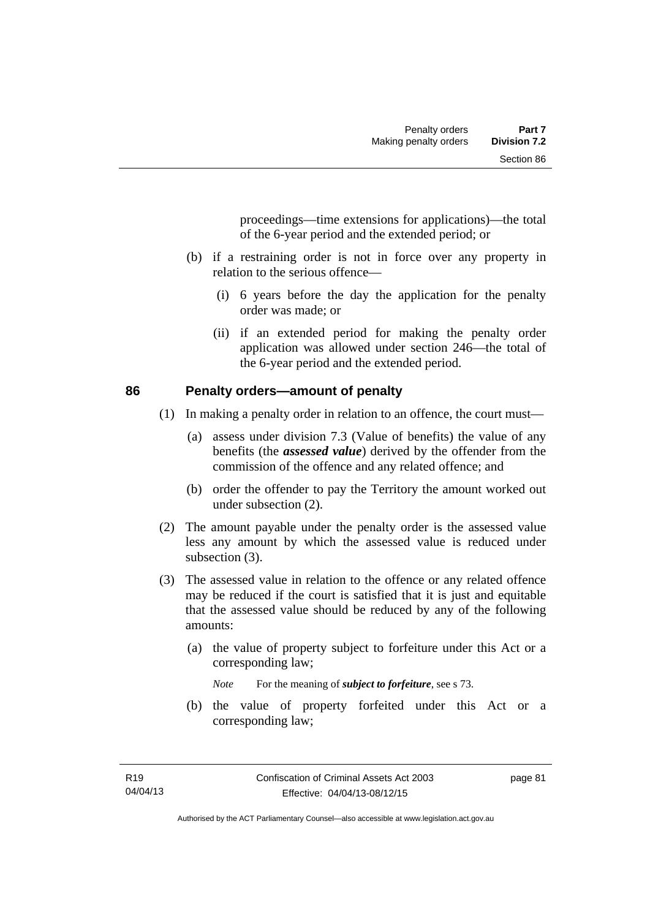proceedings—time extensions for applications)—the total of the 6-year period and the extended period; or

(b) if a restraining order is not in force over any property in relation to the serious offence—

(i) 6 years before the day the application for the penalty order was made; or

(ii) if an extended period for making the penalty order application was allowed under section 246—the total of the 6-year period and the extended period.

## 86 Penalty orders—amount of penalty

(1) In making a penalty order in relation to an offence, the court must—

(a) assess under division 7.3 (Value of benefits) the value of any benefits (the ***assessed value***) derived by the offender from the commission of the offence and any related offence; and

(b) order the offender to pay the Territory the amount worked out under subsection (2).

(2) The amount payable under the penalty order is the assessed value less any amount by which the assessed value is reduced under subsection (3).

(3) The assessed value in relation to the offence or any related offence may be reduced if the court is satisfied that it is just and equitable that the assessed value should be reduced by any of the following amounts:

(a) the value of property subject to forfeiture under this Act or a corresponding law;

*Note* For the meaning of ***subject to forfeiture***, see s 73.

(b) the value of property forfeited under this Act or a corresponding law;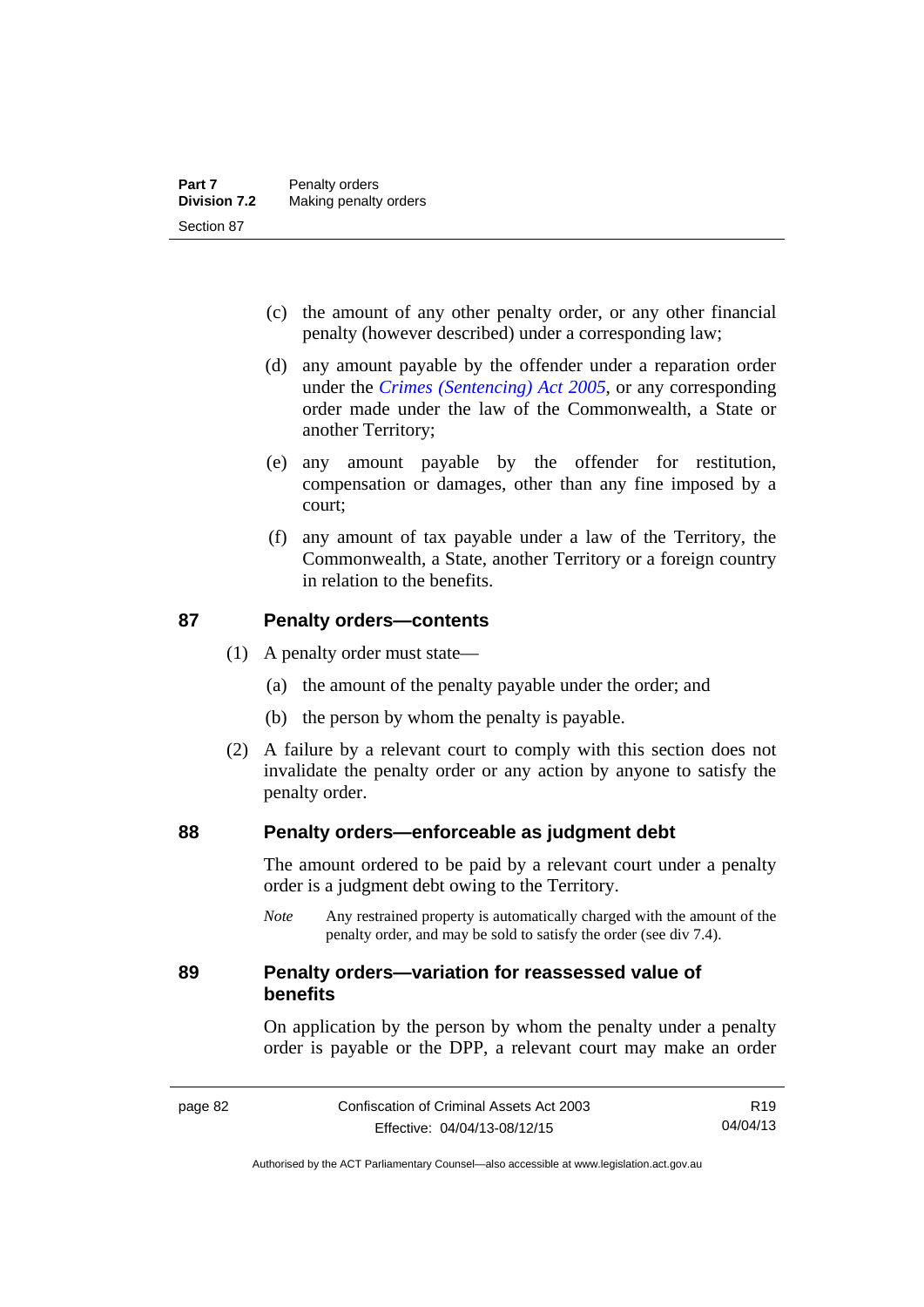(c) the amount of any other penalty order, or any other financial penalty (however described) under a corresponding law;

(d) any amount payable by the offender under a reparation order under the *Crimes (Sentencing) Act 2005*, or any corresponding order made under the law of the Commonwealth, a State or another Territory;

(e) any amount payable by the offender for restitution, compensation or damages, other than any fine imposed by a court;

(f) any amount of tax payable under a law of the Territory, the Commonwealth, a State, another Territory or a foreign country in relation to the benefits.

## 87 Penalty orders—contents

(1) A penalty order must state—

(a) the amount of the penalty payable under the order; and

(b) the person by whom the penalty is payable.

(2) A failure by a relevant court to comply with this section does not invalidate the penalty order or any action by anyone to satisfy the penalty order.

## 88 Penalty orders—enforceable as judgment debt

The amount ordered to be paid by a relevant court under a penalty order is a judgment debt owing to the Territory.

*Note* Any restrained property is automatically charged with the amount of the penalty order, and may be sold to satisfy the order (see div 7.4).

## 89 Penalty orders—variation for reassessed value of benefits

On application by the person by whom the penalty under a penalty order is payable or the DPP, a relevant court may make an order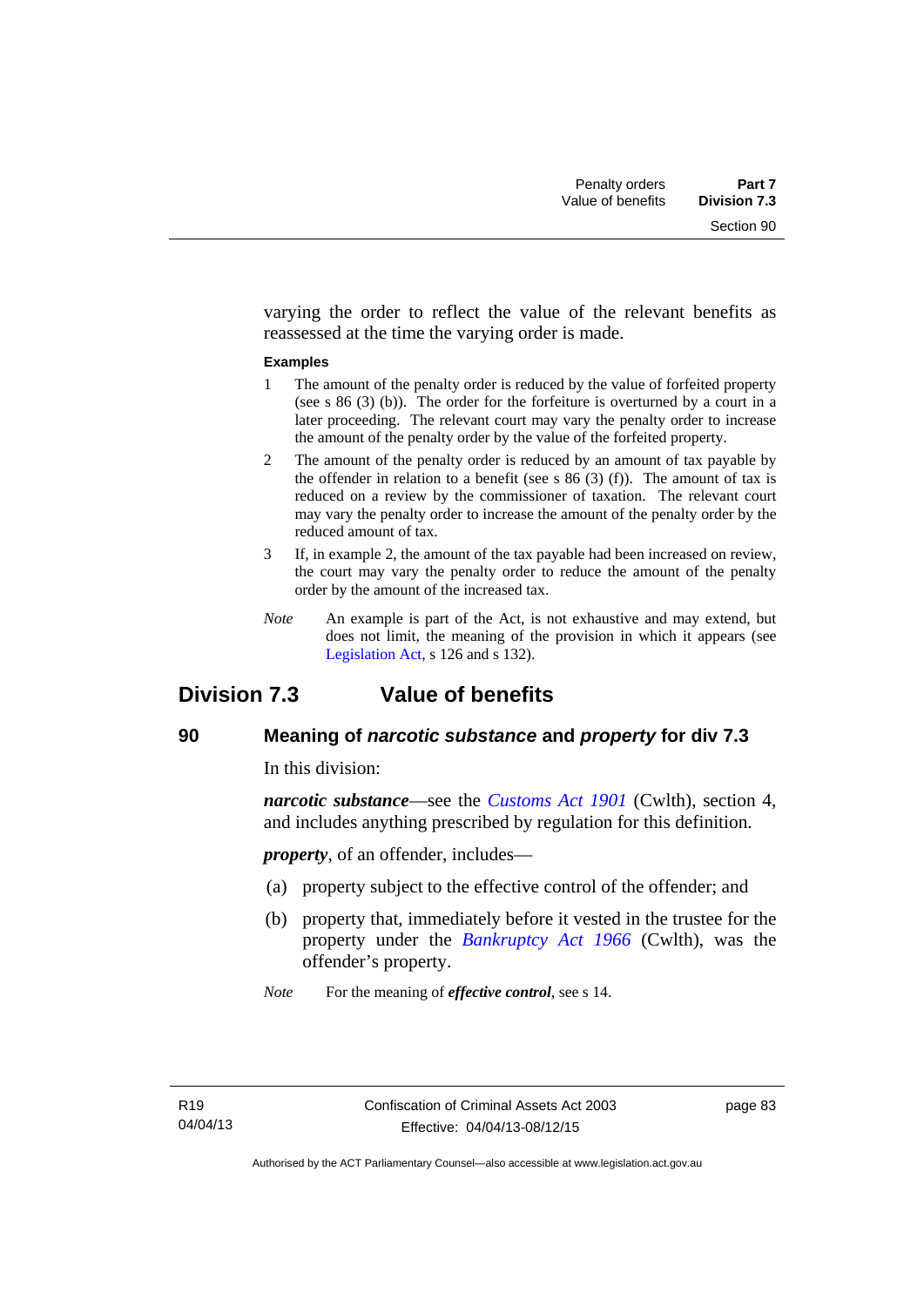varying the order to reflect the value of the relevant benefits as reassessed at the time the varying order is made.

**Examples**

1 The amount of the penalty order is reduced by the value of forfeited property (see s 86 (3) (b)). The order for the forfeiture is overturned by a court in a later proceeding. The relevant court may vary the penalty order to increase the amount of the penalty order by the value of the forfeited property.

2 The amount of the penalty order is reduced by an amount of tax payable by the offender in relation to a benefit (see s 86 (3) (f)). The amount of tax is reduced on a review by the commissioner of taxation. The relevant court may vary the penalty order to increase the amount of the penalty order by the reduced amount of tax.

3 If, in example 2, the amount of the tax payable had been increased on review, the court may vary the penalty order to reduce the amount of the penalty order by the amount of the increased tax.

*Note* An example is part of the Act, is not exhaustive and may extend, but does not limit, the meaning of the provision in which it appears (see Legislation Act, s 126 and s 132).

## Division 7.3 Value of benefits

### 90 Meaning of *narcotic substance* and *property* for div 7.3

In this division:

***narcotic substance***—see the *Customs Act 1901* (Cwlth), section 4, and includes anything prescribed by regulation for this definition.

***property***, of an offender, includes—

(a) property subject to the effective control of the offender; and

(b) property that, immediately before it vested in the trustee for the property under the *Bankruptcy Act 1966* (Cwlth), was the offender's property.

*Note* For the meaning of ***effective control***, see s 14.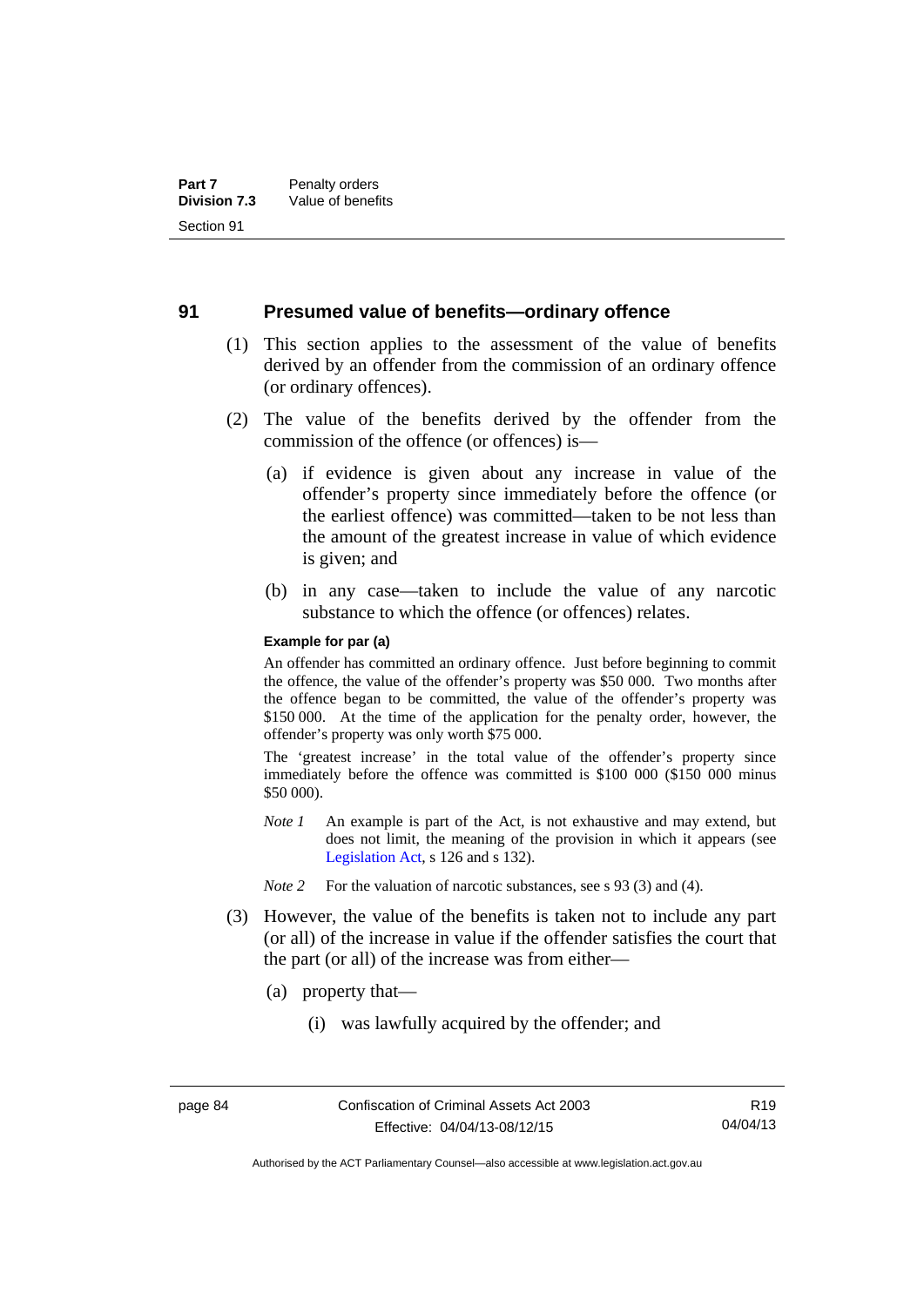## 91 Presumed value of benefits—ordinary offence

(1) This section applies to the assessment of the value of benefits derived by an offender from the commission of an ordinary offence (or ordinary offences).

(2) The value of the benefits derived by the offender from the commission of the offence (or offences) is—

(a) if evidence is given about any increase in value of the offender's property since immediately before the offence (or the earliest offence) was committed—taken to be not less than the amount of the greatest increase in value of which evidence is given; and

(b) in any case—taken to include the value of any narcotic substance to which the offence (or offences) relates.

**Example for par (a)**

An offender has committed an ordinary offence. Just before beginning to commit the offence, the value of the offender's property was $50 000. Two months after the offence began to be committed, the value of the offender's property was $150 000. At the time of the application for the penalty order, however, the offender's property was only worth $75 000.

The 'greatest increase' in the total value of the offender's property since immediately before the offence was committed is $100 000 ($150 000 minus $50 000).

*Note 1* An example is part of the Act, is not exhaustive and may extend, but does not limit, the meaning of the provision in which it appears (see Legislation Act, s 126 and s 132).

*Note 2* For the valuation of narcotic substances, see s 93 (3) and (4).

(3) However, the value of the benefits is taken not to include any part (or all) of the increase in value if the offender satisfies the court that the part (or all) of the increase was from either—

(a) property that—

(i) was lawfully acquired by the offender; and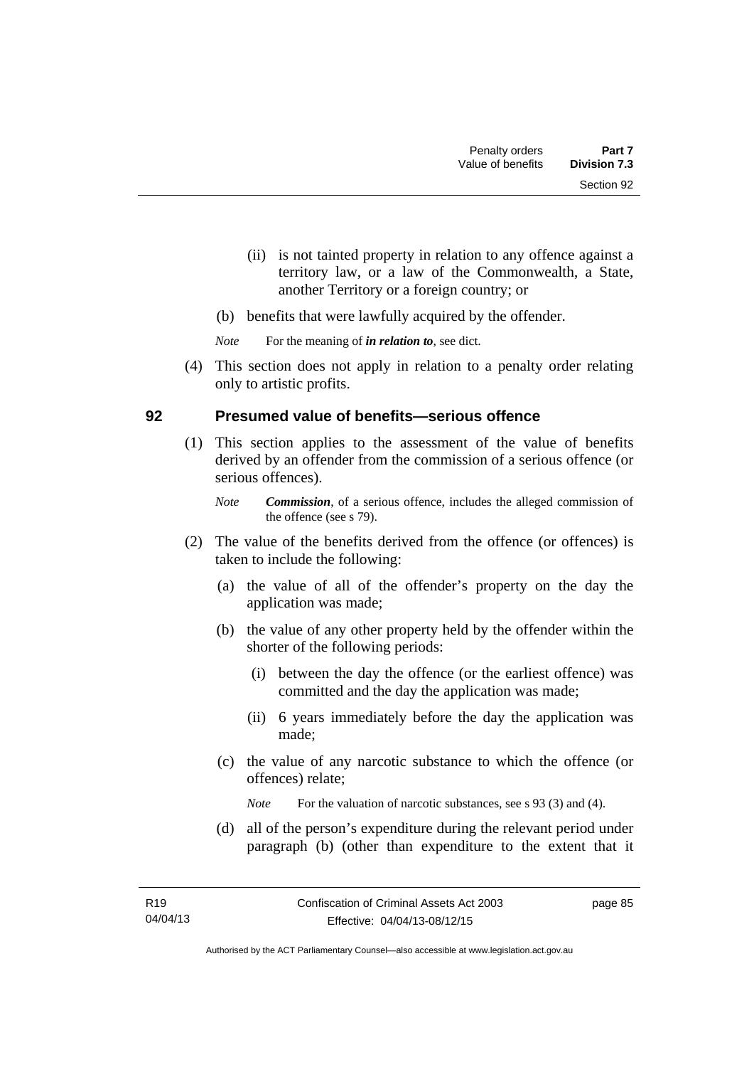(ii) is not tainted property in relation to any offence against a territory law, or a law of the Commonwealth, a State, another Territory or a foreign country; or

(b) benefits that were lawfully acquired by the offender.

*Note* For the meaning of ***in relation to***, see dict.

(4) This section does not apply in relation to a penalty order relating only to artistic profits.

## 92 Presumed value of benefits—serious offence

(1) This section applies to the assessment of the value of benefits derived by an offender from the commission of a serious offence (or serious offences).

*Note* ***Commission***, of a serious offence, includes the alleged commission of the offence (see s 79).

(2) The value of the benefits derived from the offence (or offences) is taken to include the following:

(a) the value of all of the offender's property on the day the application was made;

(b) the value of any other property held by the offender within the shorter of the following periods:

(i) between the day the offence (or the earliest offence) was committed and the day the application was made;

(ii) 6 years immediately before the day the application was made;

(c) the value of any narcotic substance to which the offence (or offences) relate;

*Note* For the valuation of narcotic substances, see s 93 (3) and (4).

(d) all of the person's expenditure during the relevant period under paragraph (b) (other than expenditure to the extent that it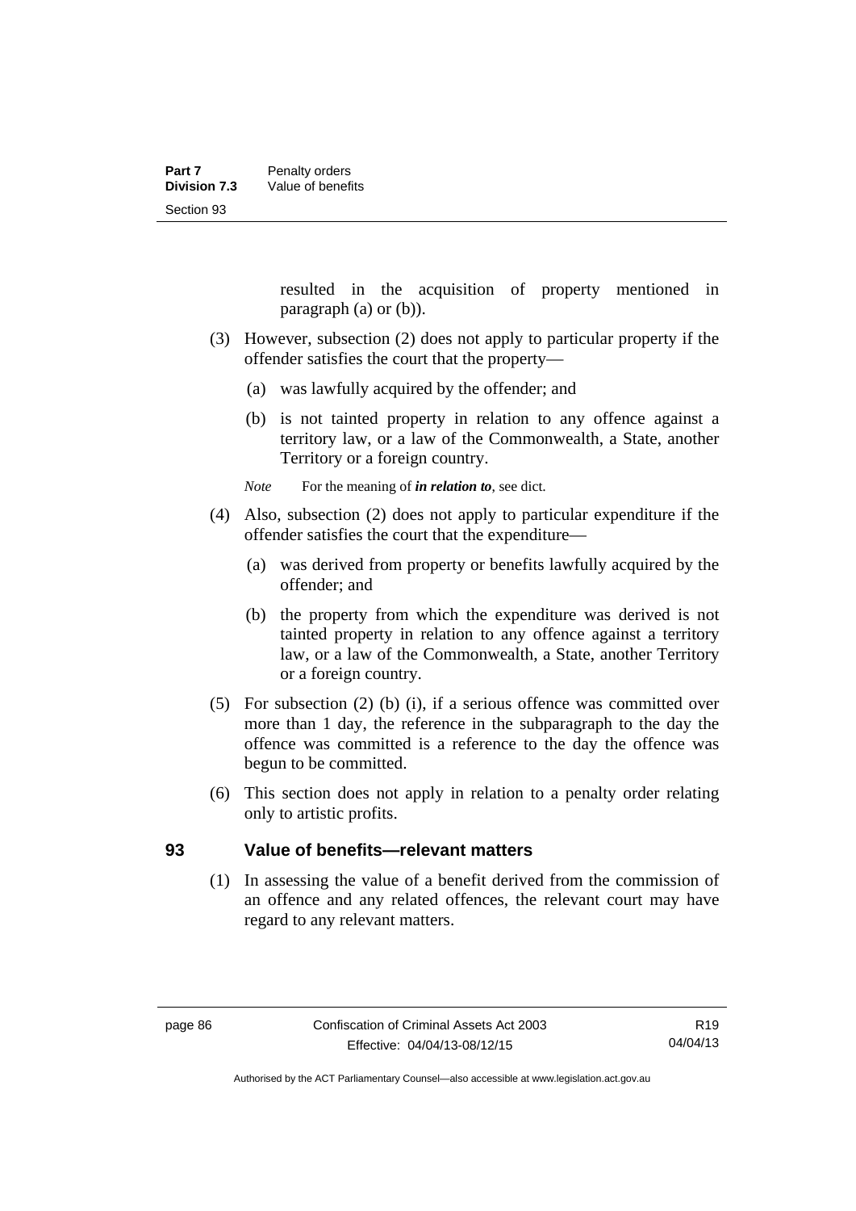resulted in the acquisition of property mentioned in paragraph (a) or (b)).

(3) However, subsection (2) does not apply to particular property if the offender satisfies the court that the property—

(a) was lawfully acquired by the offender; and

(b) is not tainted property in relation to any offence against a territory law, or a law of the Commonwealth, a State, another Territory or a foreign country.

*Note* For the meaning of ***in relation to***, see dict.

(4) Also, subsection (2) does not apply to particular expenditure if the offender satisfies the court that the expenditure—

(a) was derived from property or benefits lawfully acquired by the offender; and

(b) the property from which the expenditure was derived is not tainted property in relation to any offence against a territory law, or a law of the Commonwealth, a State, another Territory or a foreign country.

(5) For subsection (2) (b) (i), if a serious offence was committed over more than 1 day, the reference in the subparagraph to the day the offence was committed is a reference to the day the offence was begun to be committed.

(6) This section does not apply in relation to a penalty order relating only to artistic profits.

## 93 Value of benefits—relevant matters

(1) In assessing the value of a benefit derived from the commission of an offence and any related offences, the relevant court may have regard to any relevant matters.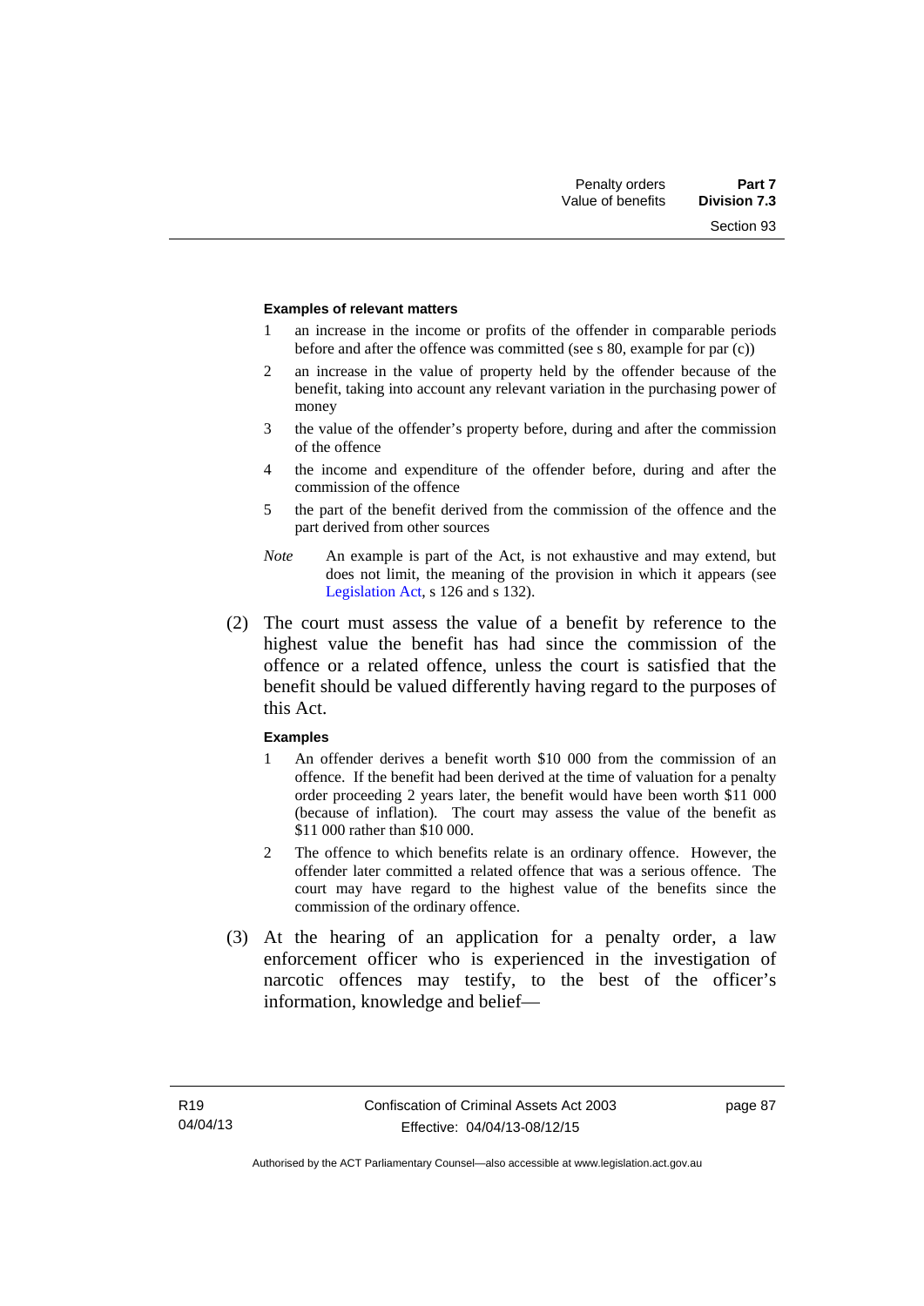**Examples of relevant matters**

1 an increase in the income or profits of the offender in comparable periods before and after the offence was committed (see s 80, example for par (c))

2 an increase in the value of property held by the offender because of the benefit, taking into account any relevant variation in the purchasing power of money

3 the value of the offender's property before, during and after the commission of the offence

4 the income and expenditure of the offender before, during and after the commission of the offence

5 the part of the benefit derived from the commission of the offence and the part derived from other sources

*Note* An example is part of the Act, is not exhaustive and may extend, but does not limit, the meaning of the provision in which it appears (see Legislation Act, s 126 and s 132).

(2) The court must assess the value of a benefit by reference to the highest value the benefit has had since the commission of the offence or a related offence, unless the court is satisfied that the benefit should be valued differently having regard to the purposes of this Act.

**Examples**

1 An offender derives a benefit worth $10 000 from the commission of an offence. If the benefit had been derived at the time of valuation for a penalty order proceeding 2 years later, the benefit would have been worth $11 000 (because of inflation). The court may assess the value of the benefit as $11 000 rather than $10 000.

2 The offence to which benefits relate is an ordinary offence. However, the offender later committed a related offence that was a serious offence. The court may have regard to the highest value of the benefits since the commission of the ordinary offence.

(3) At the hearing of an application for a penalty order, a law enforcement officer who is experienced in the investigation of narcotic offences may testify, to the best of the officer's information, knowledge and belief—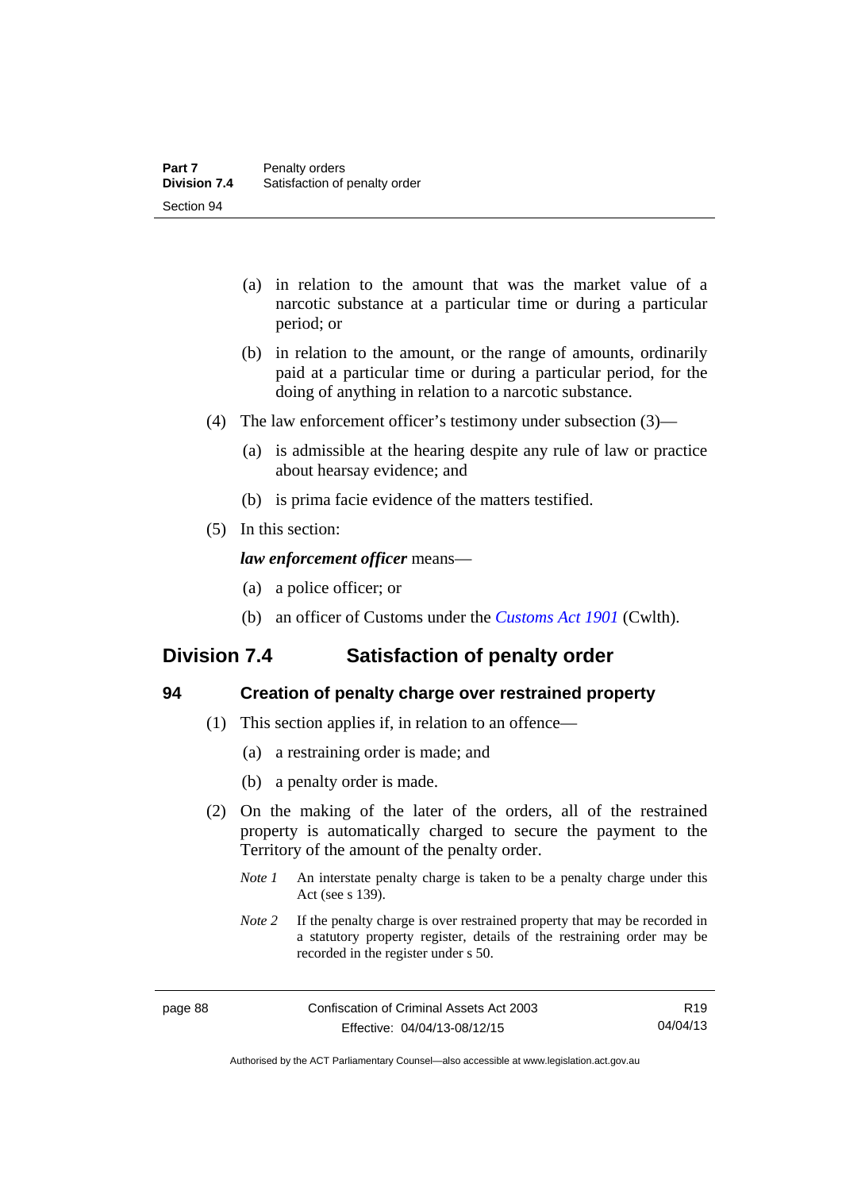(a) in relation to the amount that was the market value of a narcotic substance at a particular time or during a particular period; or

(b) in relation to the amount, or the range of amounts, ordinarily paid at a particular time or during a particular period, for the doing of anything in relation to a narcotic substance.

(4) The law enforcement officer's testimony under subsection (3)—

(a) is admissible at the hearing despite any rule of law or practice about hearsay evidence; and

(b) is prima facie evidence of the matters testified.

(5) In this section:

***law enforcement officer*** means—

(a) a police officer; or

(b) an officer of Customs under the *Customs Act 1901* (Cwlth).

## Division 7.4 Satisfaction of penalty order

### 94 Creation of penalty charge over restrained property

(1) This section applies if, in relation to an offence—

(a) a restraining order is made; and

(b) a penalty order is made.

(2) On the making of the later of the orders, all of the restrained property is automatically charged to secure the payment to the Territory of the amount of the penalty order.

*Note 1* An interstate penalty charge is taken to be a penalty charge under this Act (see s 139).

*Note 2* If the penalty charge is over restrained property that may be recorded in a statutory property register, details of the restraining order may be recorded in the register under s 50.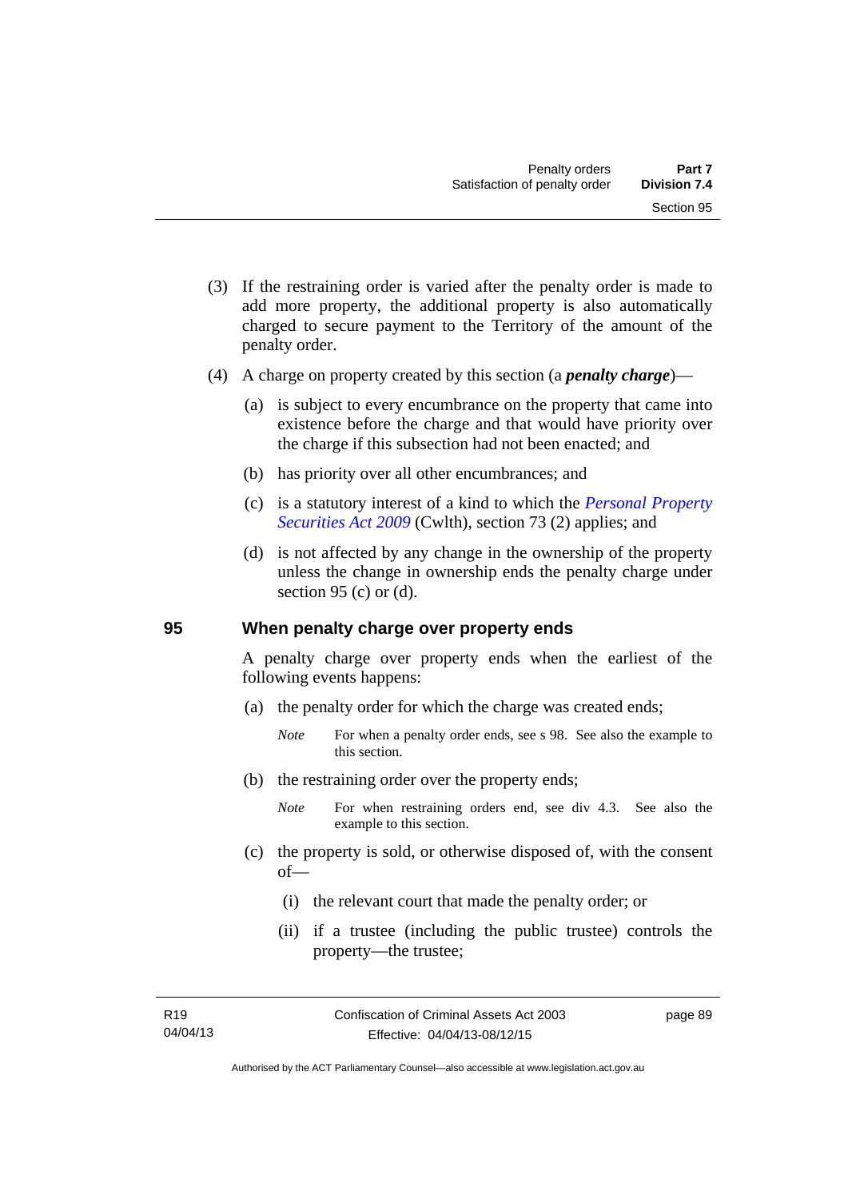(3) If the restraining order is varied after the penalty order is made to add more property, the additional property is also automatically charged to secure payment to the Territory of the amount of the penalty order.

(4) A charge on property created by this section (a ***penalty charge***)—

(a) is subject to every encumbrance on the property that came into existence before the charge and that would have priority over the charge if this subsection had not been enacted; and

(b) has priority over all other encumbrances; and

(c) is a statutory interest of a kind to which the *Personal Property Securities Act 2009* (Cwlth), section 73 (2) applies; and

(d) is not affected by any change in the ownership of the property unless the change in ownership ends the penalty charge under section 95 (c) or (d).

## 95 When penalty charge over property ends

A penalty charge over property ends when the earliest of the following events happens:

(a) the penalty order for which the charge was created ends;

*Note* For when a penalty order ends, see s 98. See also the example to this section.

(b) the restraining order over the property ends;

*Note* For when restraining orders end, see div 4.3. See also the example to this section.

(c) the property is sold, or otherwise disposed of, with the consent of—

(i) the relevant court that made the penalty order; or

(ii) if a trustee (including the public trustee) controls the property—the trustee;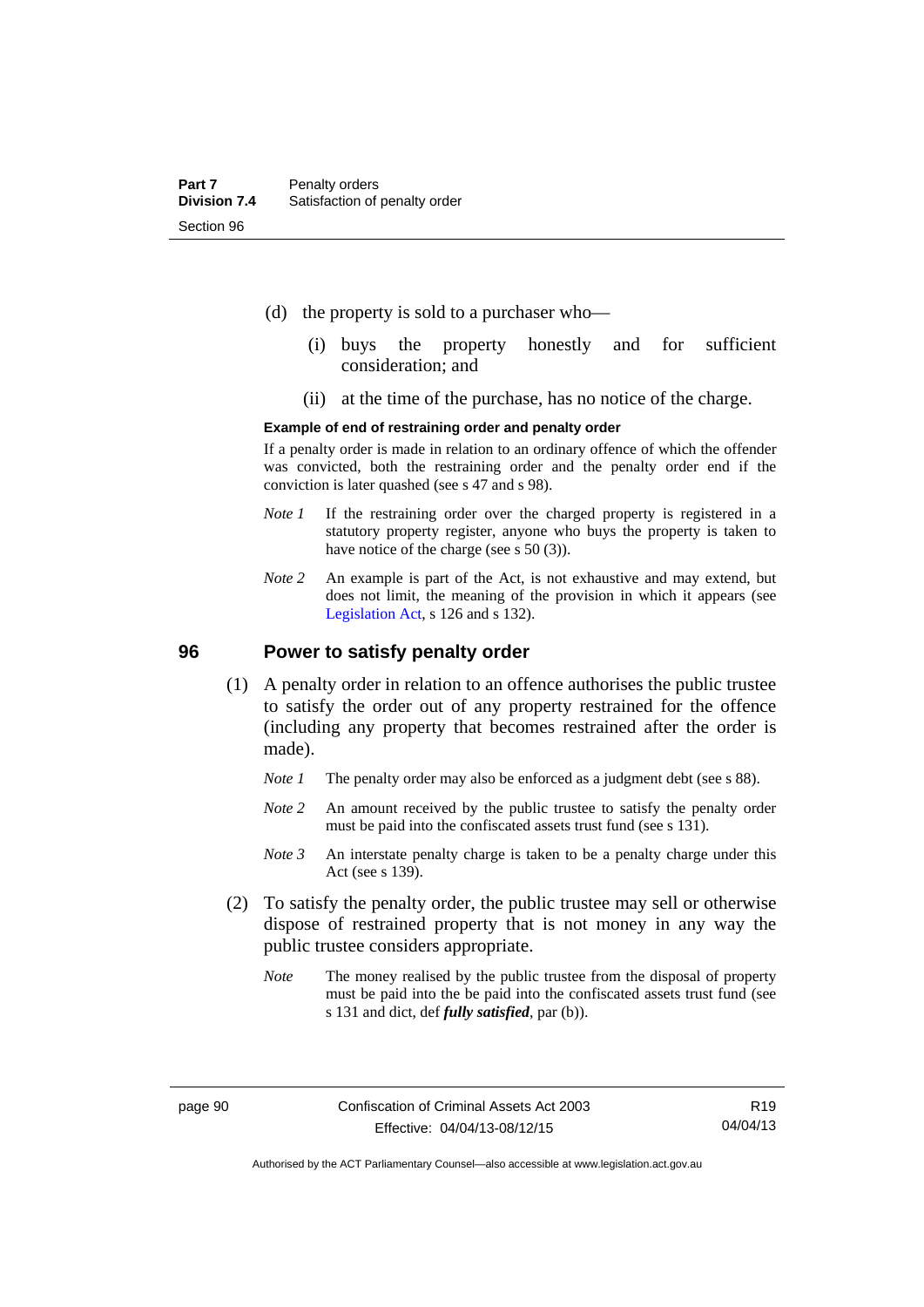(d) the property is sold to a purchaser who—

(i) buys the property honestly and for sufficient consideration; and

(ii) at the time of the purchase, has no notice of the charge.

**Example of end of restraining order and penalty order**

If a penalty order is made in relation to an ordinary offence of which the offender was convicted, both the restraining order and the penalty order end if the conviction is later quashed (see s 47 and s 98).

*Note 1* If the restraining order over the charged property is registered in a statutory property register, anyone who buys the property is taken to have notice of the charge (see s 50 (3)).

*Note 2* An example is part of the Act, is not exhaustive and may extend, but does not limit, the meaning of the provision in which it appears (see Legislation Act, s 126 and s 132).

## 96 Power to satisfy penalty order

(1) A penalty order in relation to an offence authorises the public trustee to satisfy the order out of any property restrained for the offence (including any property that becomes restrained after the order is made).

*Note 1* The penalty order may also be enforced as a judgment debt (see s 88).

*Note 2* An amount received by the public trustee to satisfy the penalty order must be paid into the confiscated assets trust fund (see s 131).

*Note 3* An interstate penalty charge is taken to be a penalty charge under this Act (see s 139).

(2) To satisfy the penalty order, the public trustee may sell or otherwise dispose of restrained property that is not money in any way the public trustee considers appropriate.

*Note* The money realised by the public trustee from the disposal of property must be paid into the be paid into the confiscated assets trust fund (see s 131 and dict, def ***fully satisfied***, par (b)).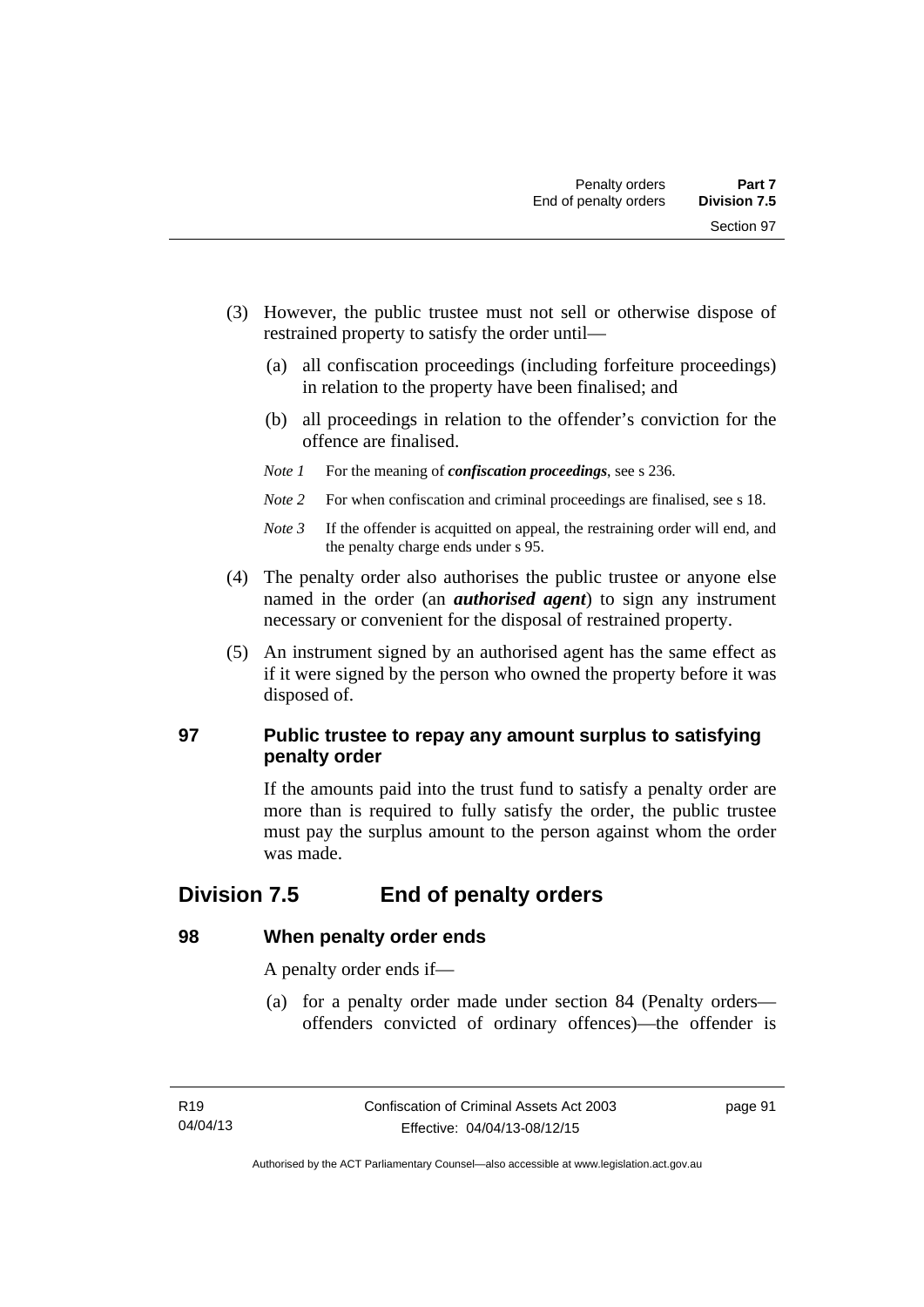(3) However, the public trustee must not sell or otherwise dispose of restrained property to satisfy the order until—

(a) all confiscation proceedings (including forfeiture proceedings) in relation to the property have been finalised; and

(b) all proceedings in relation to the offender's conviction for the offence are finalised.

*Note 1* For the meaning of ***confiscation proceedings***, see s 236.

*Note 2* For when confiscation and criminal proceedings are finalised, see s 18.

*Note 3* If the offender is acquitted on appeal, the restraining order will end, and the penalty charge ends under s 95.

(4) The penalty order also authorises the public trustee or anyone else named in the order (an ***authorised agent***) to sign any instrument necessary or convenient for the disposal of restrained property.

(5) An instrument signed by an authorised agent has the same effect as if it were signed by the person who owned the property before it was disposed of.

### 97 Public trustee to repay any amount surplus to satisfying penalty order

If the amounts paid into the trust fund to satisfy a penalty order are more than is required to fully satisfy the order, the public trustee must pay the surplus amount to the person against whom the order was made.

## Division 7.5 End of penalty orders

### 98 When penalty order ends

A penalty order ends if—

(a) for a penalty order made under section 84 (Penalty orders—offenders convicted of ordinary offences)—the offender is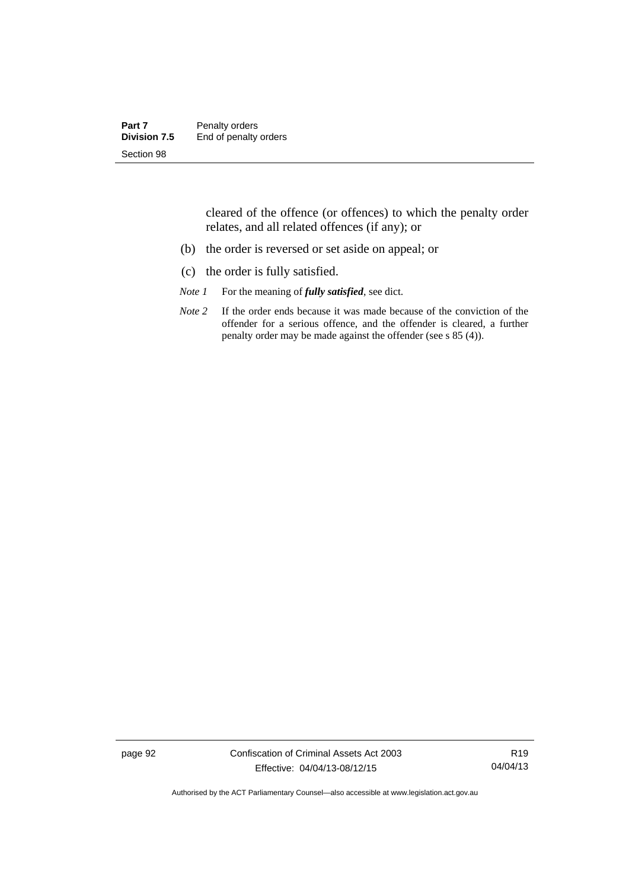cleared of the offence (or offences) to which the penalty order relates, and all related offences (if any); or

(b) the order is reversed or set aside on appeal; or

(c) the order is fully satisfied.

*Note 1* For the meaning of ***fully satisfied***, see dict.

*Note 2* If the order ends because it was made because of the conviction of the offender for a serious offence, and the offender is cleared, a further penalty order may be made against the offender (see s 85 (4)).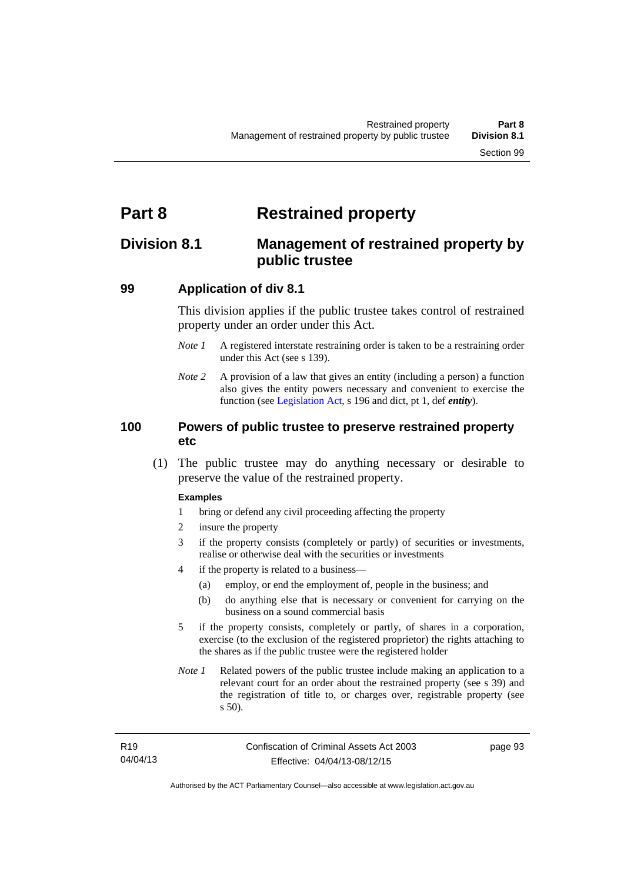# Part 8 Restrained property

## Division 8.1 Management of restrained property by public trustee

### 99 Application of div 8.1

This division applies if the public trustee takes control of restrained property under an order under this Act.

*Note 1* A registered interstate restraining order is taken to be a restraining order under this Act (see s 139).

*Note 2* A provision of a law that gives an entity (including a person) a function also gives the entity powers necessary and convenient to exercise the function (see Legislation Act, s 196 and dict, pt 1, def ***entity***).

### 100 Powers of public trustee to preserve restrained property etc

(1) The public trustee may do anything necessary or desirable to preserve the value of the restrained property.

**Examples**

1 bring or defend any civil proceeding affecting the property

2 insure the property

3 if the property consists (completely or partly) of securities or investments, realise or otherwise deal with the securities or investments

4 if the property is related to a business—

(a) employ, or end the employment of, people in the business; and

(b) do anything else that is necessary or convenient for carrying on the business on a sound commercial basis

5 if the property consists, completely or partly, of shares in a corporation, exercise (to the exclusion of the registered proprietor) the rights attaching to the shares as if the public trustee were the registered holder

*Note 1* Related powers of the public trustee include making an application to a relevant court for an order about the restrained property (see s 39) and the registration of title to, or charges over, registrable property (see s 50).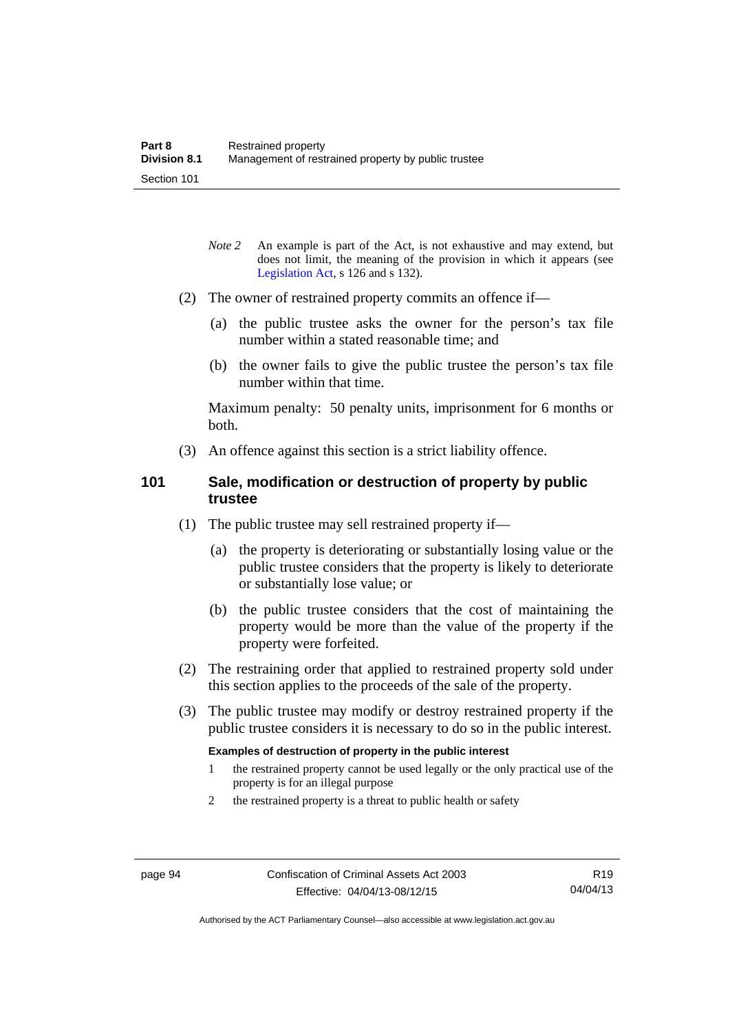*Note 2* An example is part of the Act, is not exhaustive and may extend, but does not limit, the meaning of the provision in which it appears (see Legislation Act, s 126 and s 132).

(2) The owner of restrained property commits an offence if—

(a) the public trustee asks the owner for the person's tax file number within a stated reasonable time; and

(b) the owner fails to give the public trustee the person's tax file number within that time.

Maximum penalty: 50 penalty units, imprisonment for 6 months or both.

(3) An offence against this section is a strict liability offence.

## 101 Sale, modification or destruction of property by public trustee

(1) The public trustee may sell restrained property if—

(a) the property is deteriorating or substantially losing value or the public trustee considers that the property is likely to deteriorate or substantially lose value; or

(b) the public trustee considers that the cost of maintaining the property would be more than the value of the property if the property were forfeited.

(2) The restraining order that applied to restrained property sold under this section applies to the proceeds of the sale of the property.

(3) The public trustee may modify or destroy restrained property if the public trustee considers it is necessary to do so in the public interest.

**Examples of destruction of property in the public interest**

1 the restrained property cannot be used legally or the only practical use of the property is for an illegal purpose

2 the restrained property is a threat to public health or safety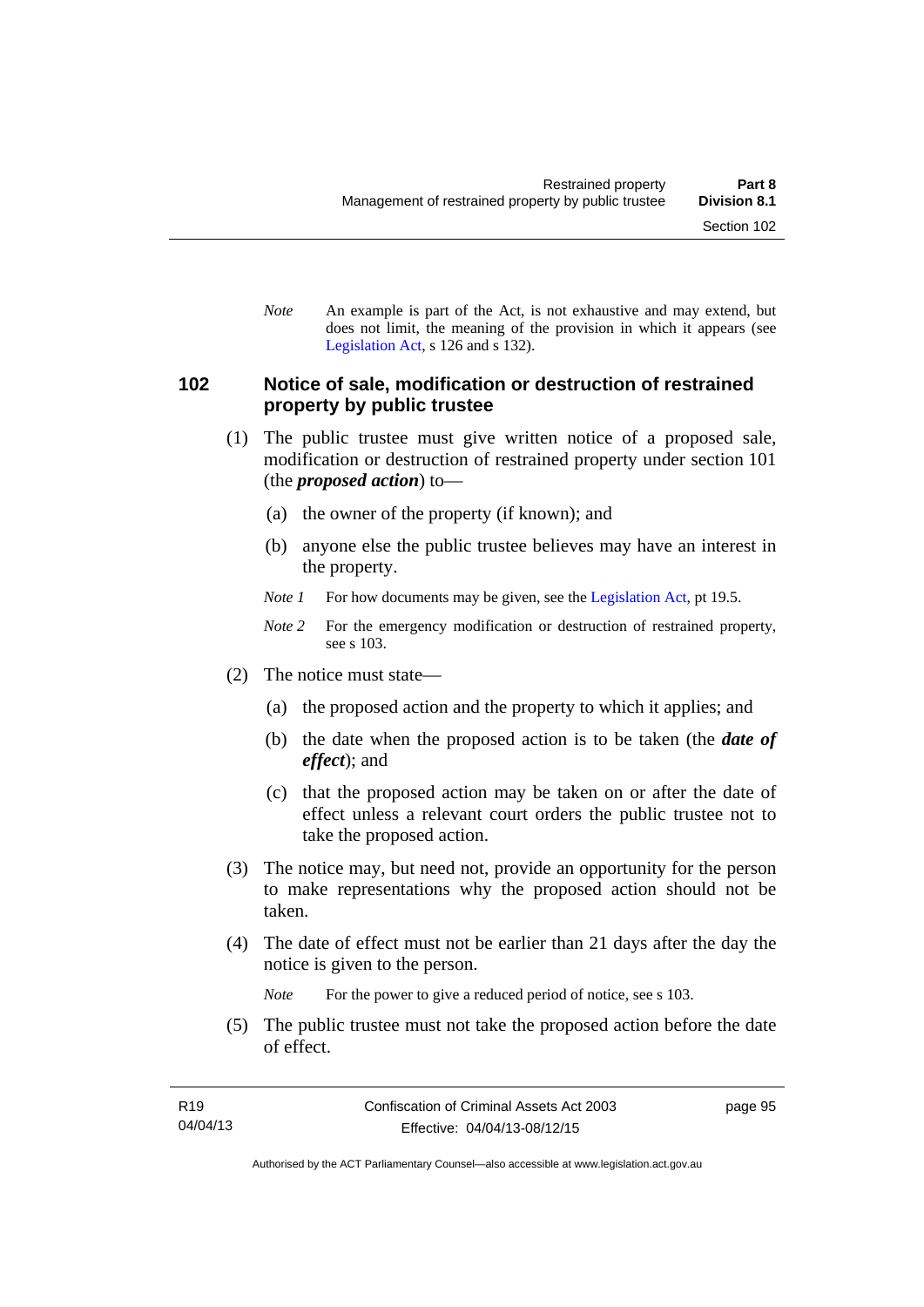*Note* An example is part of the Act, is not exhaustive and may extend, but does not limit, the meaning of the provision in which it appears (see Legislation Act, s 126 and s 132).

## 102 Notice of sale, modification or destruction of restrained property by public trustee

(1) The public trustee must give written notice of a proposed sale, modification or destruction of restrained property under section 101 (the ***proposed action***) to—

(a) the owner of the property (if known); and

(b) anyone else the public trustee believes may have an interest in the property.

*Note 1* For how documents may be given, see the Legislation Act, pt 19.5.

*Note 2* For the emergency modification or destruction of restrained property, see s 103.

(2) The notice must state—

(a) the proposed action and the property to which it applies; and

(b) the date when the proposed action is to be taken (the ***date of effect***); and

(c) that the proposed action may be taken on or after the date of effect unless a relevant court orders the public trustee not to take the proposed action.

(3) The notice may, but need not, provide an opportunity for the person to make representations why the proposed action should not be taken.

(4) The date of effect must not be earlier than 21 days after the day the notice is given to the person.

*Note* For the power to give a reduced period of notice, see s 103.

(5) The public trustee must not take the proposed action before the date of effect.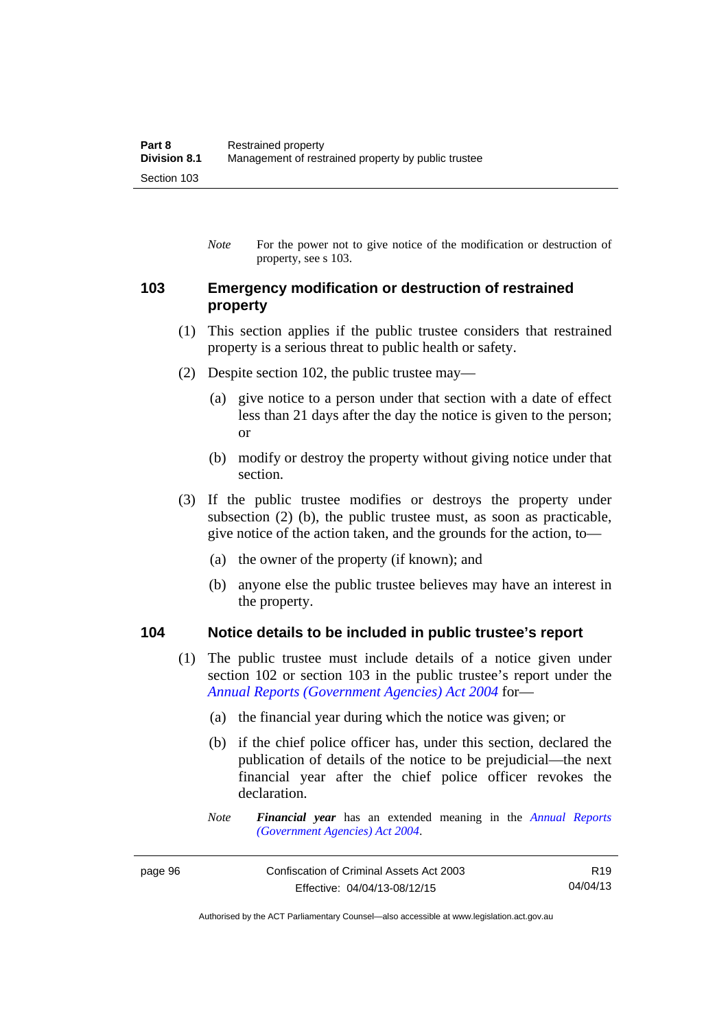*Note* For the power not to give notice of the modification or destruction of property, see s 103.

## 103 Emergency modification or destruction of restrained property

(1) This section applies if the public trustee considers that restrained property is a serious threat to public health or safety.

(2) Despite section 102, the public trustee may—

(a) give notice to a person under that section with a date of effect less than 21 days after the day the notice is given to the person; or

(b) modify or destroy the property without giving notice under that section.

(3) If the public trustee modifies or destroys the property under subsection (2) (b), the public trustee must, as soon as practicable, give notice of the action taken, and the grounds for the action, to—

(a) the owner of the property (if known); and

(b) anyone else the public trustee believes may have an interest in the property.

## 104 Notice details to be included in public trustee's report

(1) The public trustee must include details of a notice given under section 102 or section 103 in the public trustee's report under the *Annual Reports (Government Agencies) Act 2004* for—

(a) the financial year during which the notice was given; or

(b) if the chief police officer has, under this section, declared the publication of details of the notice to be prejudicial—the next financial year after the chief police officer revokes the declaration.

*Note* ***Financial year*** has an extended meaning in the *Annual Reports (Government Agencies) Act 2004*.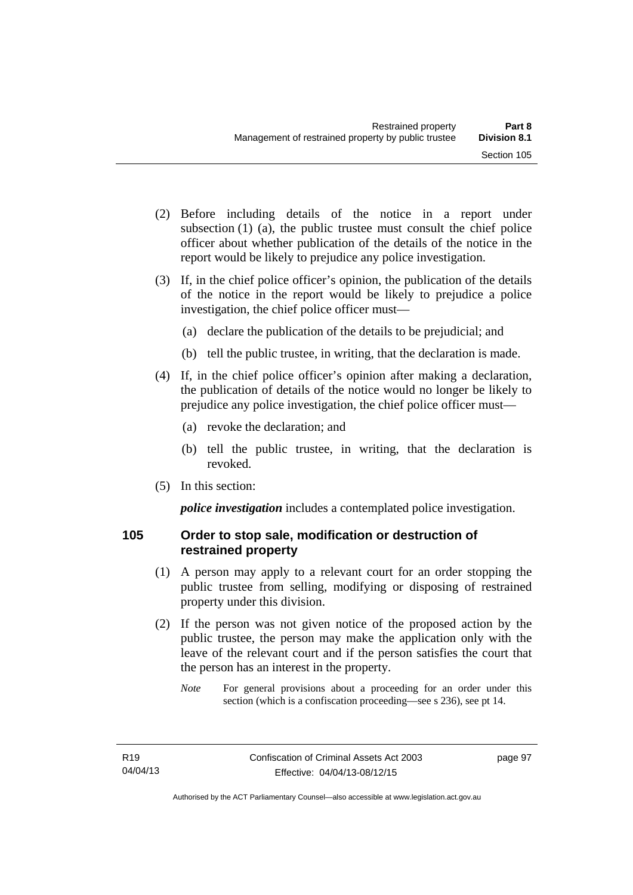(2) Before including details of the notice in a report under subsection (1) (a), the public trustee must consult the chief police officer about whether publication of the details of the notice in the report would be likely to prejudice any police investigation.

(3) If, in the chief police officer's opinion, the publication of the details of the notice in the report would be likely to prejudice a police investigation, the chief police officer must—

(a) declare the publication of the details to be prejudicial; and

(b) tell the public trustee, in writing, that the declaration is made.

(4) If, in the chief police officer's opinion after making a declaration, the publication of details of the notice would no longer be likely to prejudice any police investigation, the chief police officer must—

(a) revoke the declaration; and

(b) tell the public trustee, in writing, that the declaration is revoked.

(5) In this section:

***police investigation*** includes a contemplated police investigation.

### 105 Order to stop sale, modification or destruction of restrained property

(1) A person may apply to a relevant court for an order stopping the public trustee from selling, modifying or disposing of restrained property under this division.

(2) If the person was not given notice of the proposed action by the public trustee, the person may make the application only with the leave of the relevant court and if the person satisfies the court that the person has an interest in the property.

*Note* For general provisions about a proceeding for an order under this section (which is a confiscation proceeding—see s 236), see pt 14.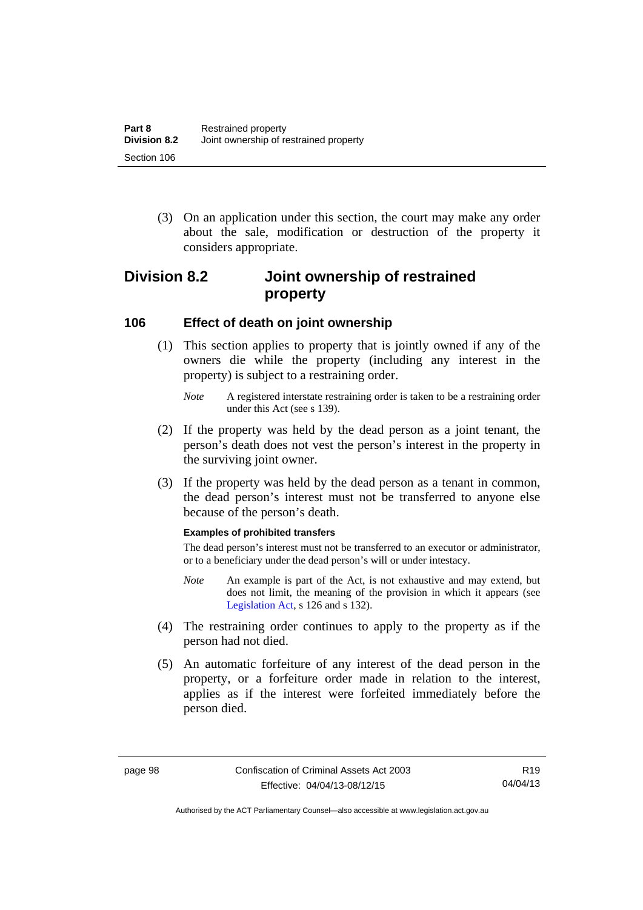(3) On an application under this section, the court may make any order about the sale, modification or destruction of the property it considers appropriate.

## Division 8.2 Joint ownership of restrained property

### 106 Effect of death on joint ownership

(1) This section applies to property that is jointly owned if any of the owners die while the property (including any interest in the property) is subject to a restraining order.

*Note* A registered interstate restraining order is taken to be a restraining order under this Act (see s 139).

(2) If the property was held by the dead person as a joint tenant, the person's death does not vest the person's interest in the property in the surviving joint owner.

(3) If the property was held by the dead person as a tenant in common, the dead person's interest must not be transferred to anyone else because of the person's death.

**Examples of prohibited transfers**

The dead person's interest must not be transferred to an executor or administrator, or to a beneficiary under the dead person's will or under intestacy.

*Note* An example is part of the Act, is not exhaustive and may extend, but does not limit, the meaning of the provision in which it appears (see Legislation Act, s 126 and s 132).

(4) The restraining order continues to apply to the property as if the person had not died.

(5) An automatic forfeiture of any interest of the dead person in the property, or a forfeiture order made in relation to the interest, applies as if the interest were forfeited immediately before the person died.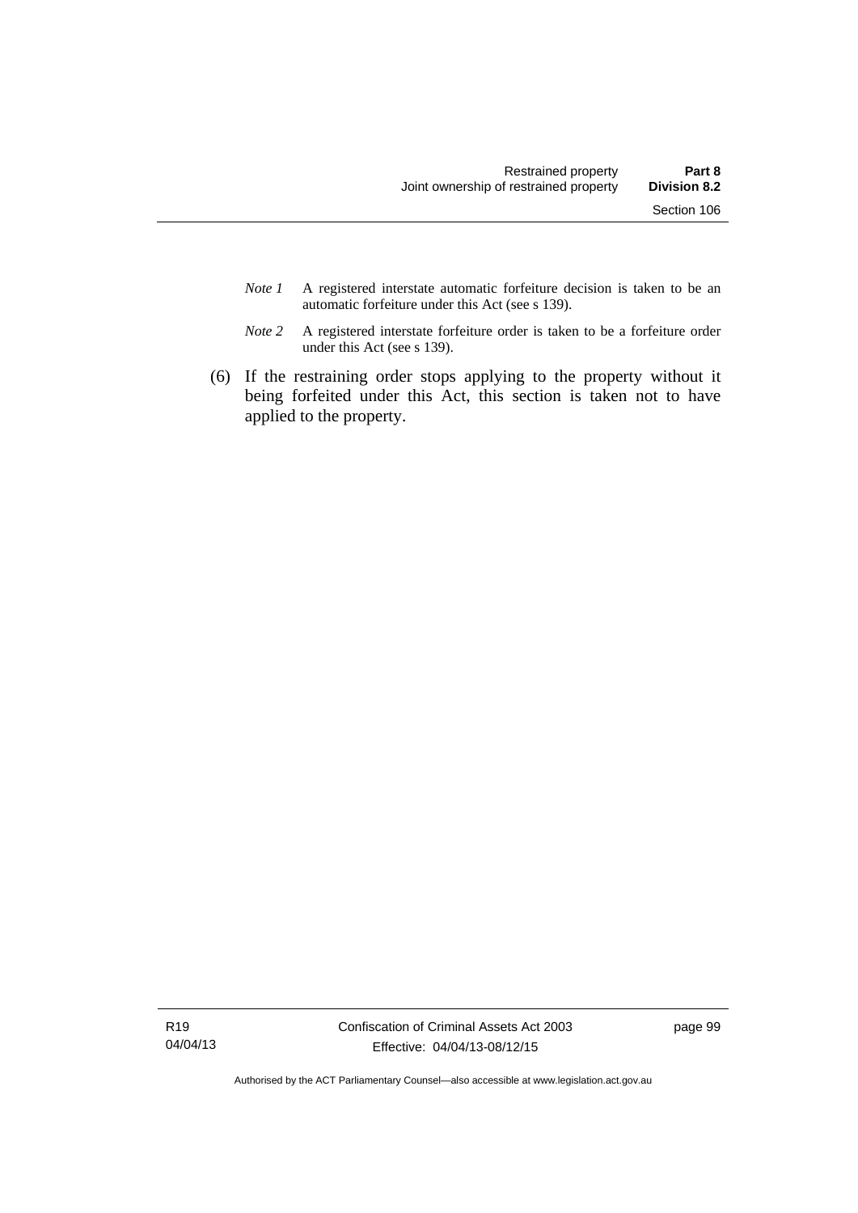*Note 1* A registered interstate automatic forfeiture decision is taken to be an automatic forfeiture under this Act (see s 139).

*Note 2* A registered interstate forfeiture order is taken to be a forfeiture order under this Act (see s 139).

(6) If the restraining order stops applying to the property without it being forfeited under this Act, this section is taken not to have applied to the property.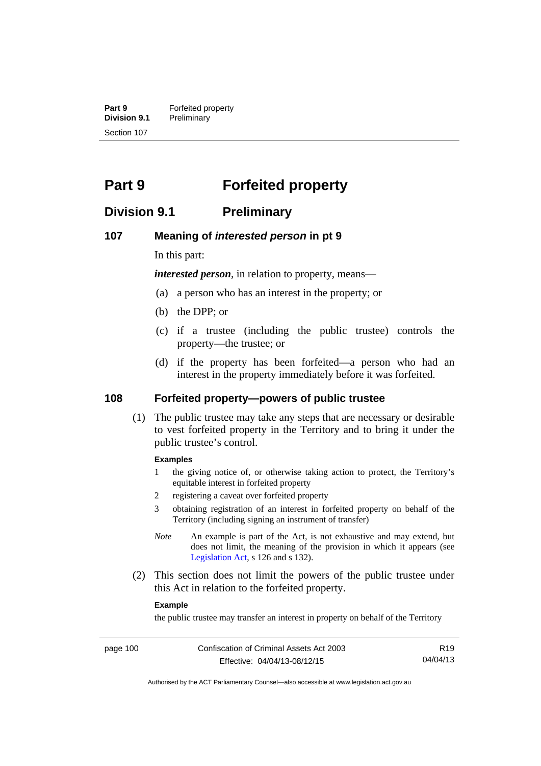# Part 9 Forfeited property

## Division 9.1 Preliminary

### 107 Meaning of *interested person* in pt 9

In this part:

***interested person***, in relation to property, means—

(a) a person who has an interest in the property; or

(b) the DPP; or

(c) if a trustee (including the public trustee) controls the property—the trustee; or

(d) if the property has been forfeited—a person who had an interest in the property immediately before it was forfeited.

### 108 Forfeited property—powers of public trustee

(1) The public trustee may take any steps that are necessary or desirable to vest forfeited property in the Territory and to bring it under the public trustee's control.

**Examples**

1 the giving notice of, or otherwise taking action to protect, the Territory's equitable interest in forfeited property

2 registering a caveat over forfeited property

3 obtaining registration of an interest in forfeited property on behalf of the Territory (including signing an instrument of transfer)

*Note* An example is part of the Act, is not exhaustive and may extend, but does not limit, the meaning of the provision in which it appears (see Legislation Act, s 126 and s 132).

(2) This section does not limit the powers of the public trustee under this Act in relation to the forfeited property.

**Example**

the public trustee may transfer an interest in property on behalf of the Territory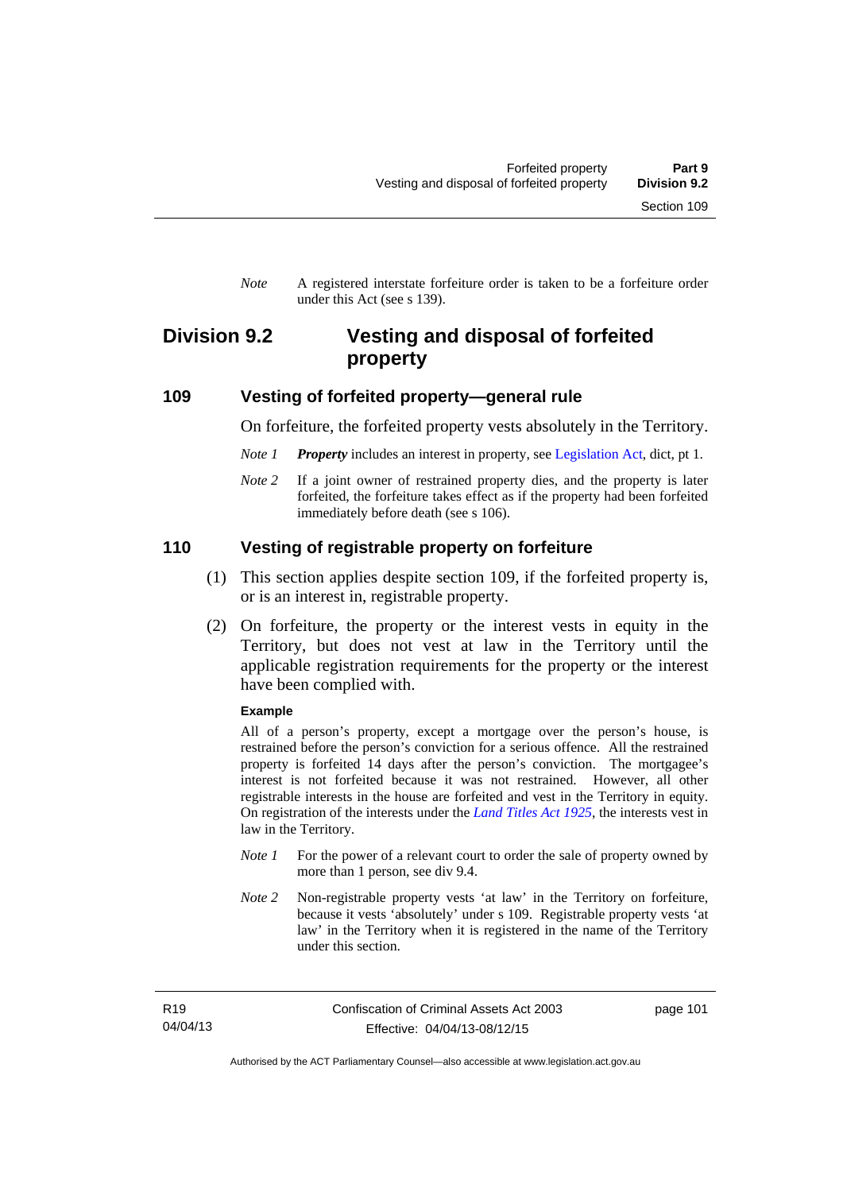*Note* A registered interstate forfeiture order is taken to be a forfeiture order under this Act (see s 139).

## Division 9.2 Vesting and disposal of forfeited property

### 109 Vesting of forfeited property—general rule

On forfeiture, the forfeited property vests absolutely in the Territory.

*Note 1* ***Property*** includes an interest in property, see Legislation Act, dict, pt 1.

*Note 2* If a joint owner of restrained property dies, and the property is later forfeited, the forfeiture takes effect as if the property had been forfeited immediately before death (see s 106).

### 110 Vesting of registrable property on forfeiture

(1) This section applies despite section 109, if the forfeited property is, or is an interest in, registrable property.

(2) On forfeiture, the property or the interest vests in equity in the Territory, but does not vest at law in the Territory until the applicable registration requirements for the property or the interest have been complied with.

**Example**

All of a person's property, except a mortgage over the person's house, is restrained before the person's conviction for a serious offence. All the restrained property is forfeited 14 days after the person's conviction. The mortgagee's interest is not forfeited because it was not restrained. However, all other registrable interests in the house are forfeited and vest in the Territory in equity. On registration of the interests under the *Land Titles Act 1925*, the interests vest in law in the Territory.

*Note 1* For the power of a relevant court to order the sale of property owned by more than 1 person, see div 9.4.

*Note 2* Non-registrable property vests 'at law' in the Territory on forfeiture, because it vests 'absolutely' under s 109. Registrable property vests 'at law' in the Territory when it is registered in the name of the Territory under this section.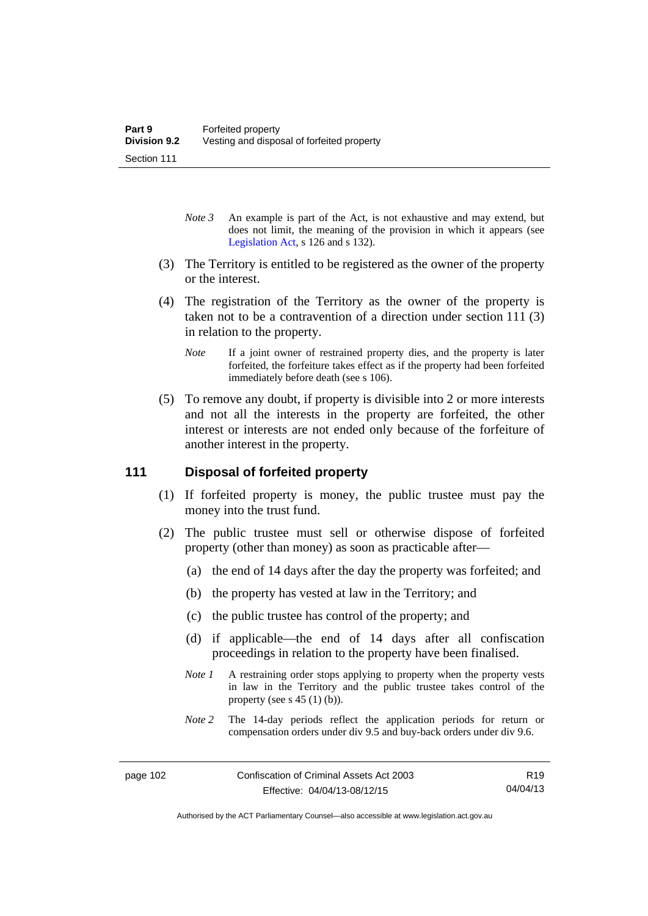*Note 3* An example is part of the Act, is not exhaustive and may extend, but does not limit, the meaning of the provision in which it appears (see Legislation Act, s 126 and s 132).

(3) The Territory is entitled to be registered as the owner of the property or the interest.

(4) The registration of the Territory as the owner of the property is taken not to be a contravention of a direction under section 111 (3) in relation to the property.

*Note* If a joint owner of restrained property dies, and the property is later forfeited, the forfeiture takes effect as if the property had been forfeited immediately before death (see s 106).

(5) To remove any doubt, if property is divisible into 2 or more interests and not all the interests in the property are forfeited, the other interest or interests are not ended only because of the forfeiture of another interest in the property.

### 111 Disposal of forfeited property

(1) If forfeited property is money, the public trustee must pay the money into the trust fund.

(2) The public trustee must sell or otherwise dispose of forfeited property (other than money) as soon as practicable after—

(a) the end of 14 days after the day the property was forfeited; and

(b) the property has vested at law in the Territory; and

(c) the public trustee has control of the property; and

(d) if applicable—the end of 14 days after all confiscation proceedings in relation to the property have been finalised.

*Note 1* A restraining order stops applying to property when the property vests in law in the Territory and the public trustee takes control of the property (see s 45 (1) (b)).

*Note 2* The 14-day periods reflect the application periods for return or compensation orders under div 9.5 and buy-back orders under div 9.6.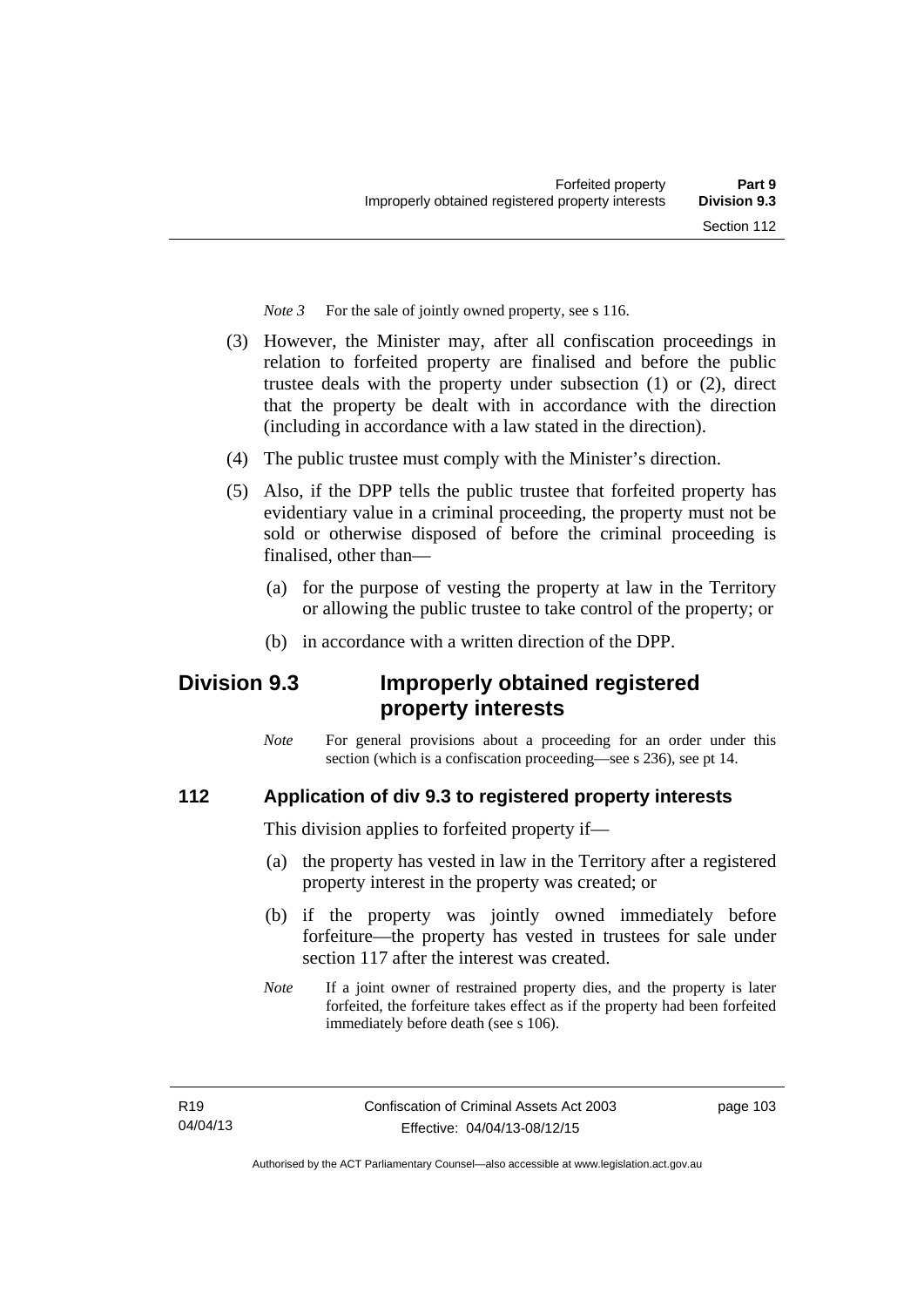*Note 3* For the sale of jointly owned property, see s 116.

(3) However, the Minister may, after all confiscation proceedings in relation to forfeited property are finalised and before the public trustee deals with the property under subsection (1) or (2), direct that the property be dealt with in accordance with the direction (including in accordance with a law stated in the direction).

(4) The public trustee must comply with the Minister's direction.

(5) Also, if the DPP tells the public trustee that forfeited property has evidentiary value in a criminal proceeding, the property must not be sold or otherwise disposed of before the criminal proceeding is finalised, other than—

(a) for the purpose of vesting the property at law in the Territory or allowing the public trustee to take control of the property; or

(b) in accordance with a written direction of the DPP.

## Division 9.3 Improperly obtained registered property interests

*Note* For general provisions about a proceeding for an order under this section (which is a confiscation proceeding—see s 236), see pt 14.

### 112 Application of div 9.3 to registered property interests

This division applies to forfeited property if—

(a) the property has vested in law in the Territory after a registered property interest in the property was created; or

(b) if the property was jointly owned immediately before forfeiture—the property has vested in trustees for sale under section 117 after the interest was created.

*Note* If a joint owner of restrained property dies, and the property is later forfeited, the forfeiture takes effect as if the property had been forfeited immediately before death (see s 106).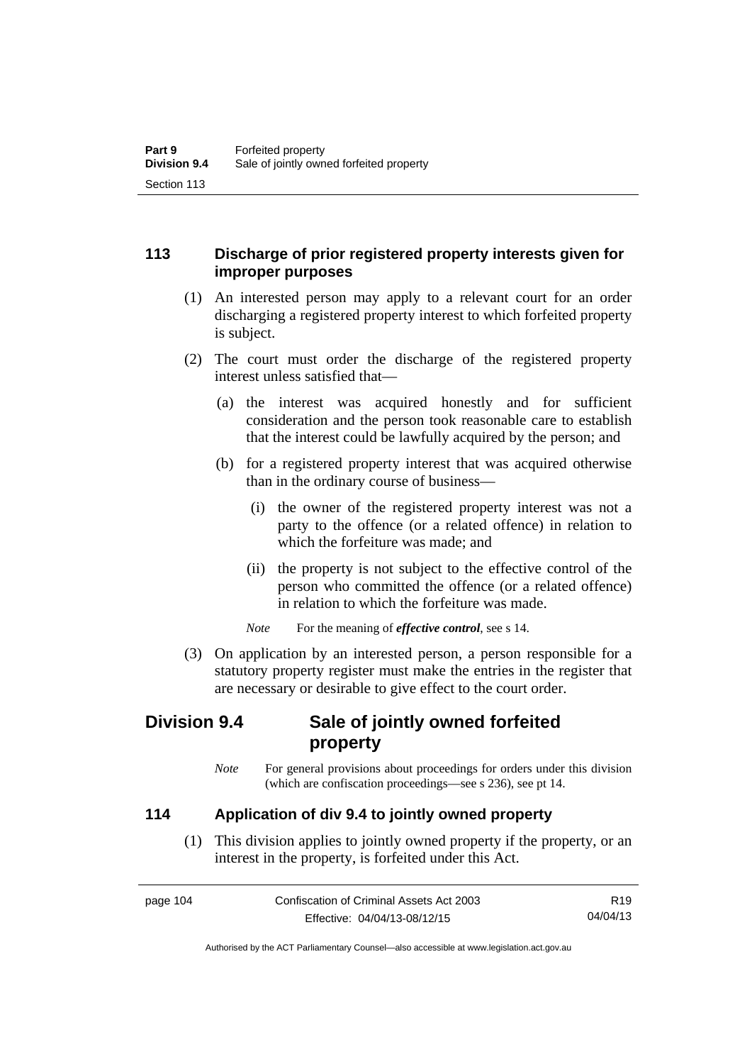### 113 Discharge of prior registered property interests given for improper purposes

(1) An interested person may apply to a relevant court for an order discharging a registered property interest to which forfeited property is subject.

(2) The court must order the discharge of the registered property interest unless satisfied that—

(a) the interest was acquired honestly and for sufficient consideration and the person took reasonable care to establish that the interest could be lawfully acquired by the person; and

(b) for a registered property interest that was acquired otherwise than in the ordinary course of business—

(i) the owner of the registered property interest was not a party to the offence (or a related offence) in relation to which the forfeiture was made; and

(ii) the property is not subject to the effective control of the person who committed the offence (or a related offence) in relation to which the forfeiture was made.

*Note* For the meaning of ***effective control***, see s 14.

(3) On application by an interested person, a person responsible for a statutory property register must make the entries in the register that are necessary or desirable to give effect to the court order.

## Division 9.4 Sale of jointly owned forfeited property

*Note* For general provisions about proceedings for orders under this division (which are confiscation proceedings—see s 236), see pt 14.

### 114 Application of div 9.4 to jointly owned property

(1) This division applies to jointly owned property if the property, or an interest in the property, is forfeited under this Act.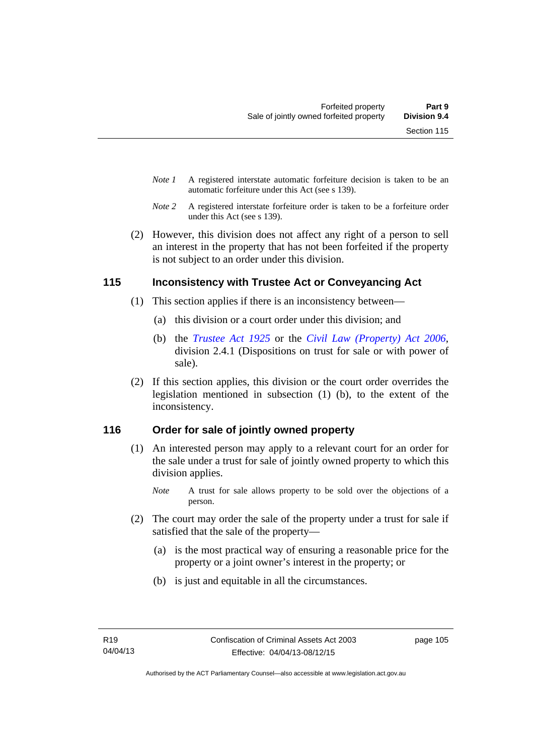*Note 1* A registered interstate automatic forfeiture decision is taken to be an automatic forfeiture under this Act (see s 139).

*Note 2* A registered interstate forfeiture order is taken to be a forfeiture order under this Act (see s 139).

(2) However, this division does not affect any right of a person to sell an interest in the property that has not been forfeited if the property is not subject to an order under this division.

## 115 Inconsistency with Trustee Act or Conveyancing Act

(1) This section applies if there is an inconsistency between—

(a) this division or a court order under this division; and

(b) the *Trustee Act 1925* or the *Civil Law (Property) Act 2006*, division 2.4.1 (Dispositions on trust for sale or with power of sale).

(2) If this section applies, this division or the court order overrides the legislation mentioned in subsection (1) (b), to the extent of the inconsistency.

## 116 Order for sale of jointly owned property

(1) An interested person may apply to a relevant court for an order for the sale under a trust for sale of jointly owned property to which this division applies.

*Note* A trust for sale allows property to be sold over the objections of a person.

(2) The court may order the sale of the property under a trust for sale if satisfied that the sale of the property—

(a) is the most practical way of ensuring a reasonable price for the property or a joint owner's interest in the property; or

(b) is just and equitable in all the circumstances.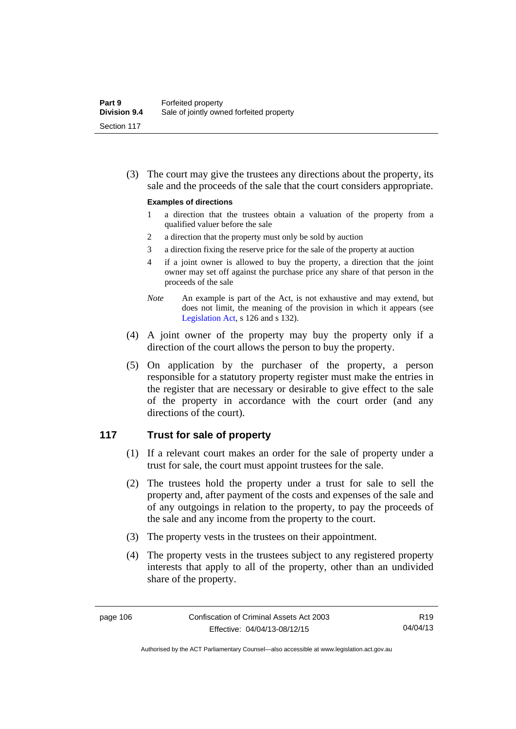(3) The court may give the trustees any directions about the property, its sale and the proceeds of the sale that the court considers appropriate.

**Examples of directions**

1 a direction that the trustees obtain a valuation of the property from a qualified valuer before the sale

2 a direction that the property must only be sold by auction

3 a direction fixing the reserve price for the sale of the property at auction

4 if a joint owner is allowed to buy the property, a direction that the joint owner may set off against the purchase price any share of that person in the proceeds of the sale

*Note* An example is part of the Act, is not exhaustive and may extend, but does not limit, the meaning of the provision in which it appears (see Legislation Act, s 126 and s 132).

(4) A joint owner of the property may buy the property only if a direction of the court allows the person to buy the property.

(5) On application by the purchaser of the property, a person responsible for a statutory property register must make the entries in the register that are necessary or desirable to give effect to the sale of the property in accordance with the court order (and any directions of the court).

## 117 Trust for sale of property

(1) If a relevant court makes an order for the sale of property under a trust for sale, the court must appoint trustees for the sale.

(2) The trustees hold the property under a trust for sale to sell the property and, after payment of the costs and expenses of the sale and of any outgoings in relation to the property, to pay the proceeds of the sale and any income from the property to the court.

(3) The property vests in the trustees on their appointment.

(4) The property vests in the trustees subject to any registered property interests that apply to all of the property, other than an undivided share of the property.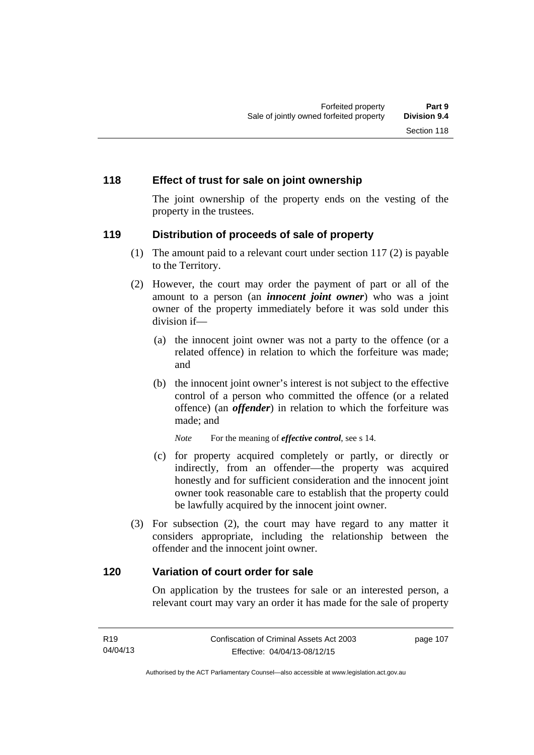## 118 Effect of trust for sale on joint ownership

The joint ownership of the property ends on the vesting of the property in the trustees.

## 119 Distribution of proceeds of sale of property

(1) The amount paid to a relevant court under section 117 (2) is payable to the Territory.

(2) However, the court may order the payment of part or all of the amount to a person (an ***innocent joint owner***) who was a joint owner of the property immediately before it was sold under this division if—

  (a) the innocent joint owner was not a party to the offence (or a related offence) in relation to which the forfeiture was made; and

  (b) the innocent joint owner's interest is not subject to the effective control of a person who committed the offence (or a related offence) (an ***offender***) in relation to which the forfeiture was made; and

  *Note* For the meaning of ***effective control***, see s 14.

  (c) for property acquired completely or partly, or directly or indirectly, from an offender—the property was acquired honestly and for sufficient consideration and the innocent joint owner took reasonable care to establish that the property could be lawfully acquired by the innocent joint owner.

(3) For subsection (2), the court may have regard to any matter it considers appropriate, including the relationship between the offender and the innocent joint owner.

## 120 Variation of court order for sale

On application by the trustees for sale or an interested person, a relevant court may vary an order it has made for the sale of property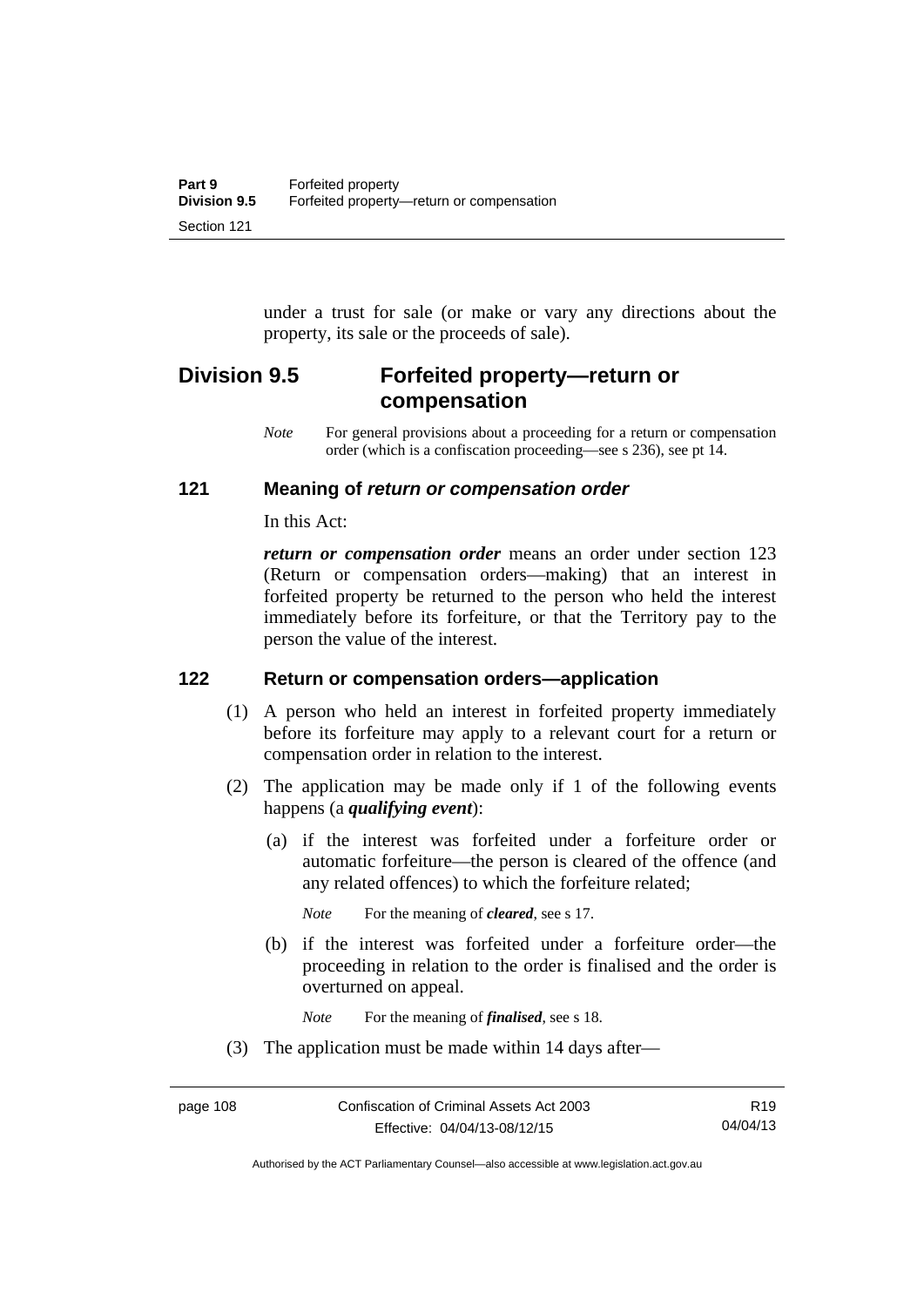under a trust for sale (or make or vary any directions about the property, its sale or the proceeds of sale).

## Division 9.5 Forfeited property—return or compensation

*Note* For general provisions about a proceeding for a return or compensation order (which is a confiscation proceeding—see s 236), see pt 14.

### 121 Meaning of *return or compensation order*

In this Act:

***return or compensation order*** means an order under section 123 (Return or compensation orders—making) that an interest in forfeited property be returned to the person who held the interest immediately before its forfeiture, or that the Territory pay to the person the value of the interest.

### 122 Return or compensation orders—application

(1) A person who held an interest in forfeited property immediately before its forfeiture may apply to a relevant court for a return or compensation order in relation to the interest.

(2) The application may be made only if 1 of the following events happens (a ***qualifying event***):

(a) if the interest was forfeited under a forfeiture order or automatic forfeiture—the person is cleared of the offence (and any related offences) to which the forfeiture related;

*Note* For the meaning of ***cleared***, see s 17.

(b) if the interest was forfeited under a forfeiture order—the proceeding in relation to the order is finalised and the order is overturned on appeal.

*Note* For the meaning of ***finalised***, see s 18.

(3) The application must be made within 14 days after—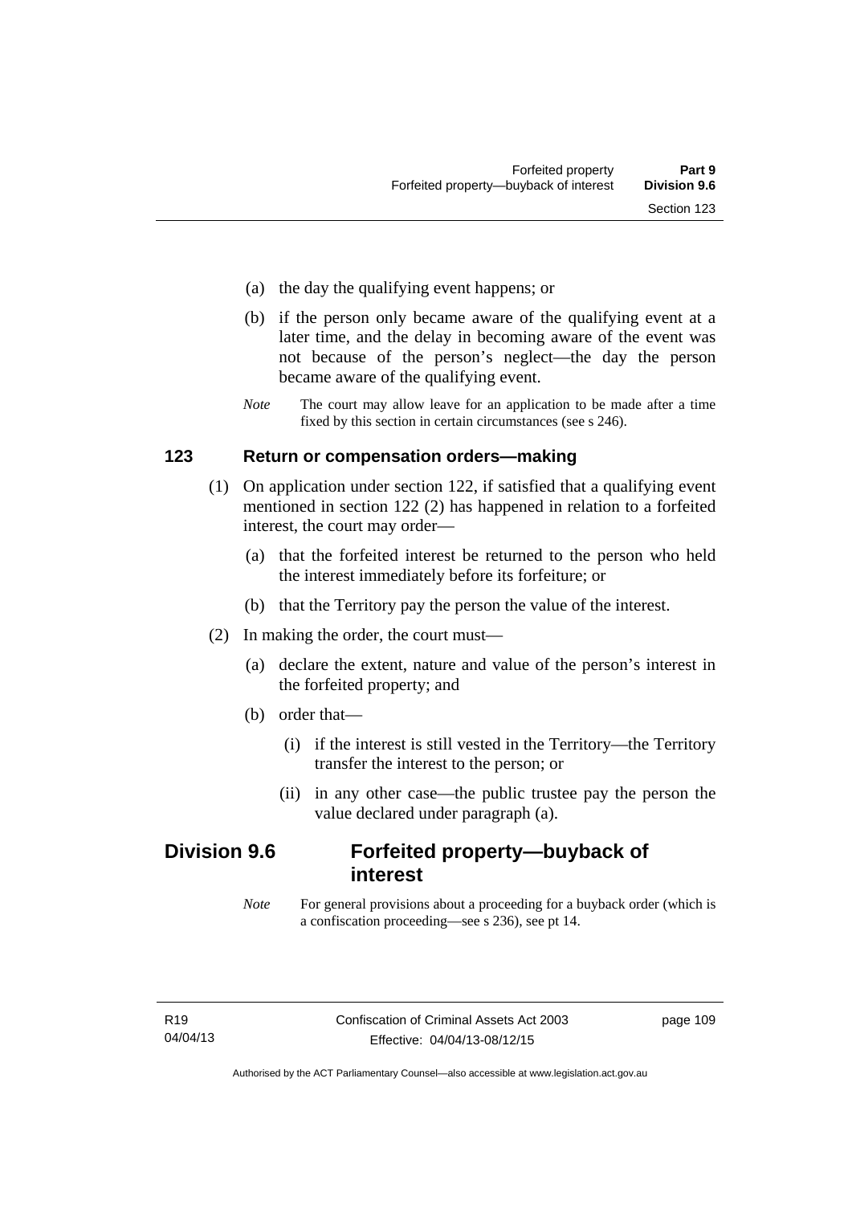(a) the day the qualifying event happens; or

(b) if the person only became aware of the qualifying event at a later time, and the delay in becoming aware of the event was not because of the person's neglect—the day the person became aware of the qualifying event.

*Note* The court may allow leave for an application to be made after a time fixed by this section in certain circumstances (see s 246).

### 123 Return or compensation orders—making

(1) On application under section 122, if satisfied that a qualifying event mentioned in section 122 (2) has happened in relation to a forfeited interest, the court may order—

(a) that the forfeited interest be returned to the person who held the interest immediately before its forfeiture; or

(b) that the Territory pay the person the value of the interest.

(2) In making the order, the court must—

(a) declare the extent, nature and value of the person's interest in the forfeited property; and

(b) order that—

(i) if the interest is still vested in the Territory—the Territory transfer the interest to the person; or

(ii) in any other case—the public trustee pay the person the value declared under paragraph (a).

## Division 9.6 Forfeited property—buyback of interest

*Note* For general provisions about a proceeding for a buyback order (which is a confiscation proceeding—see s 236), see pt 14.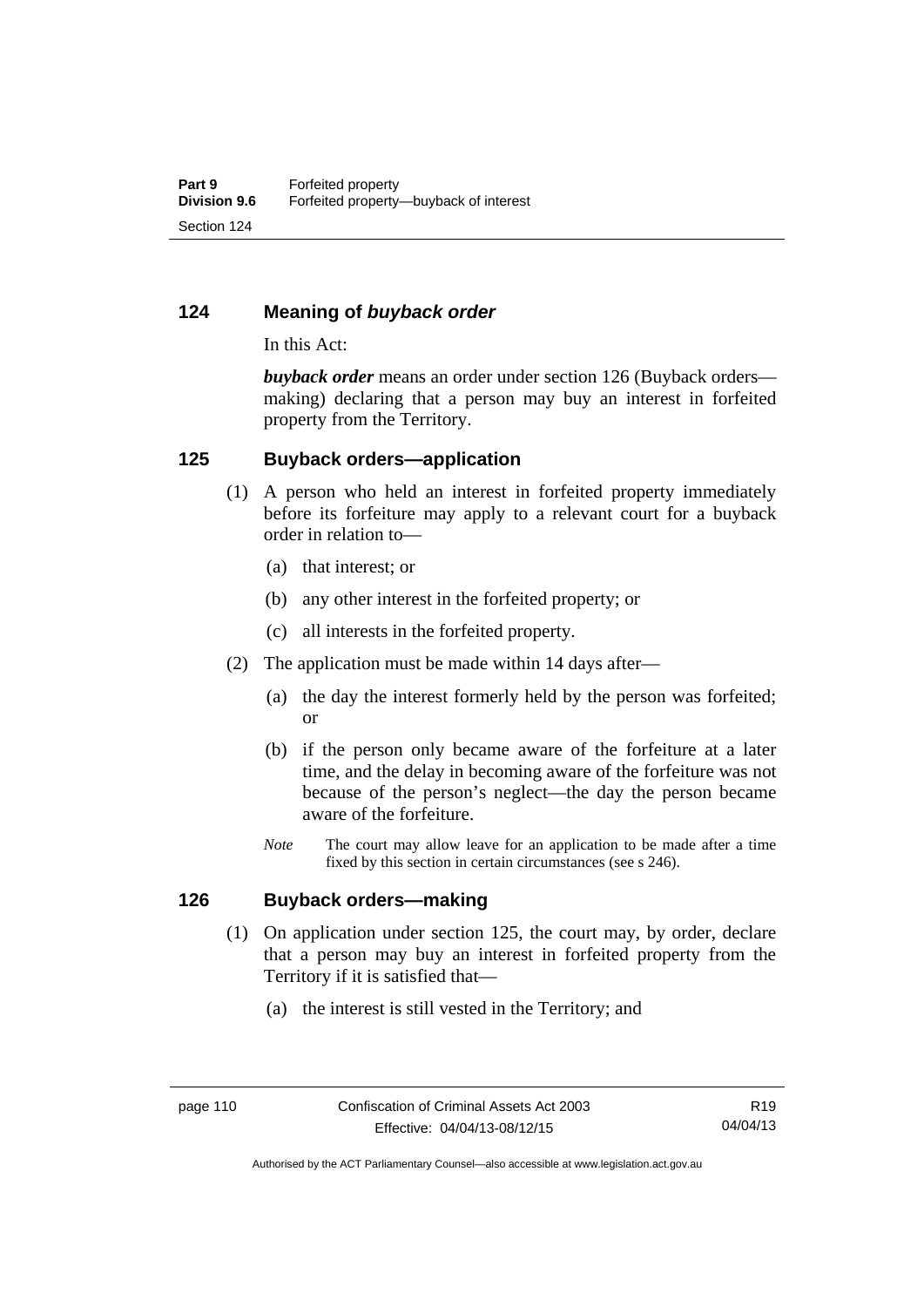## 124 Meaning of *buyback order*

In this Act:

***buyback order*** means an order under section 126 (Buyback orders—making) declaring that a person may buy an interest in forfeited property from the Territory.

## 125 Buyback orders—application

(1) A person who held an interest in forfeited property immediately before its forfeiture may apply to a relevant court for a buyback order in relation to—

(a) that interest; or

(b) any other interest in the forfeited property; or

(c) all interests in the forfeited property.

(2) The application must be made within 14 days after—

(a) the day the interest formerly held by the person was forfeited; or

(b) if the person only became aware of the forfeiture at a later time, and the delay in becoming aware of the forfeiture was not because of the person's neglect—the day the person became aware of the forfeiture.

*Note* The court may allow leave for an application to be made after a time fixed by this section in certain circumstances (see s 246).

## 126 Buyback orders—making

(1) On application under section 125, the court may, by order, declare that a person may buy an interest in forfeited property from the Territory if it is satisfied that—

(a) the interest is still vested in the Territory; and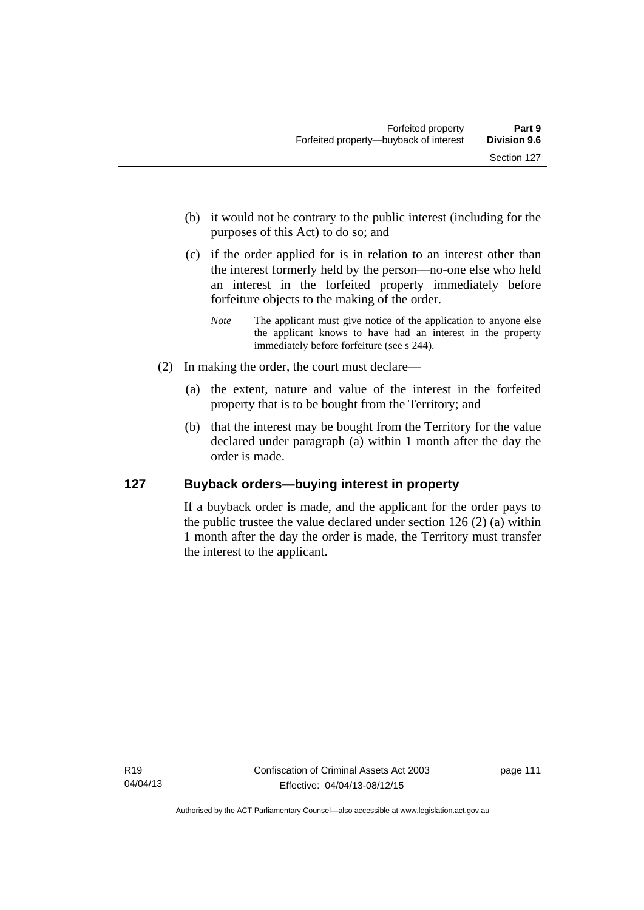(b) it would not be contrary to the public interest (including for the purposes of this Act) to do so; and

(c) if the order applied for is in relation to an interest other than the interest formerly held by the person—no-one else who held an interest in the forfeited property immediately before forfeiture objects to the making of the order.

*Note* The applicant must give notice of the application to anyone else the applicant knows to have had an interest in the property immediately before forfeiture (see s 244).

(2) In making the order, the court must declare—

(a) the extent, nature and value of the interest in the forfeited property that is to be bought from the Territory; and

(b) that the interest may be bought from the Territory for the value declared under paragraph (a) within 1 month after the day the order is made.

## 127 Buyback orders—buying interest in property

If a buyback order is made, and the applicant for the order pays to the public trustee the value declared under section 126 (2) (a) within 1 month after the day the order is made, the Territory must transfer the interest to the applicant.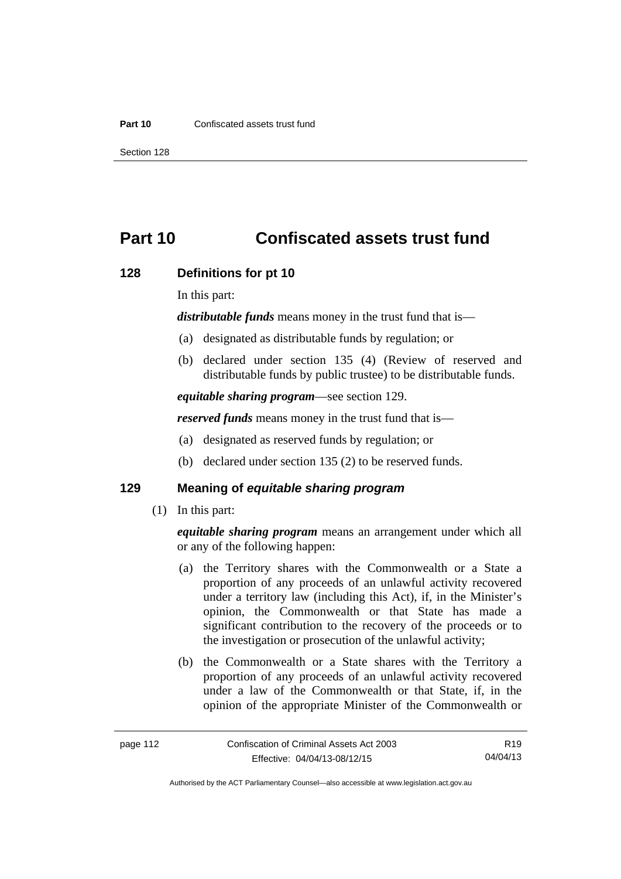# Part 10 Confiscated assets trust fund

## 128 Definitions for pt 10

In this part:

***distributable funds*** means money in the trust fund that is—

(a) designated as distributable funds by regulation; or

(b) declared under section 135 (4) (Review of reserved and distributable funds by public trustee) to be distributable funds.

***equitable sharing program***—see section 129.

***reserved funds*** means money in the trust fund that is—

(a) designated as reserved funds by regulation; or

(b) declared under section 135 (2) to be reserved funds.

## 129 Meaning of *equitable sharing program*

(1) In this part:

***equitable sharing program*** means an arrangement under which all or any of the following happen:

(a) the Territory shares with the Commonwealth or a State a proportion of any proceeds of an unlawful activity recovered under a territory law (including this Act), if, in the Minister's opinion, the Commonwealth or that State has made a significant contribution to the recovery of the proceeds or to the investigation or prosecution of the unlawful activity;

(b) the Commonwealth or a State shares with the Territory a proportion of any proceeds of an unlawful activity recovered under a law of the Commonwealth or that State, if, in the opinion of the appropriate Minister of the Commonwealth or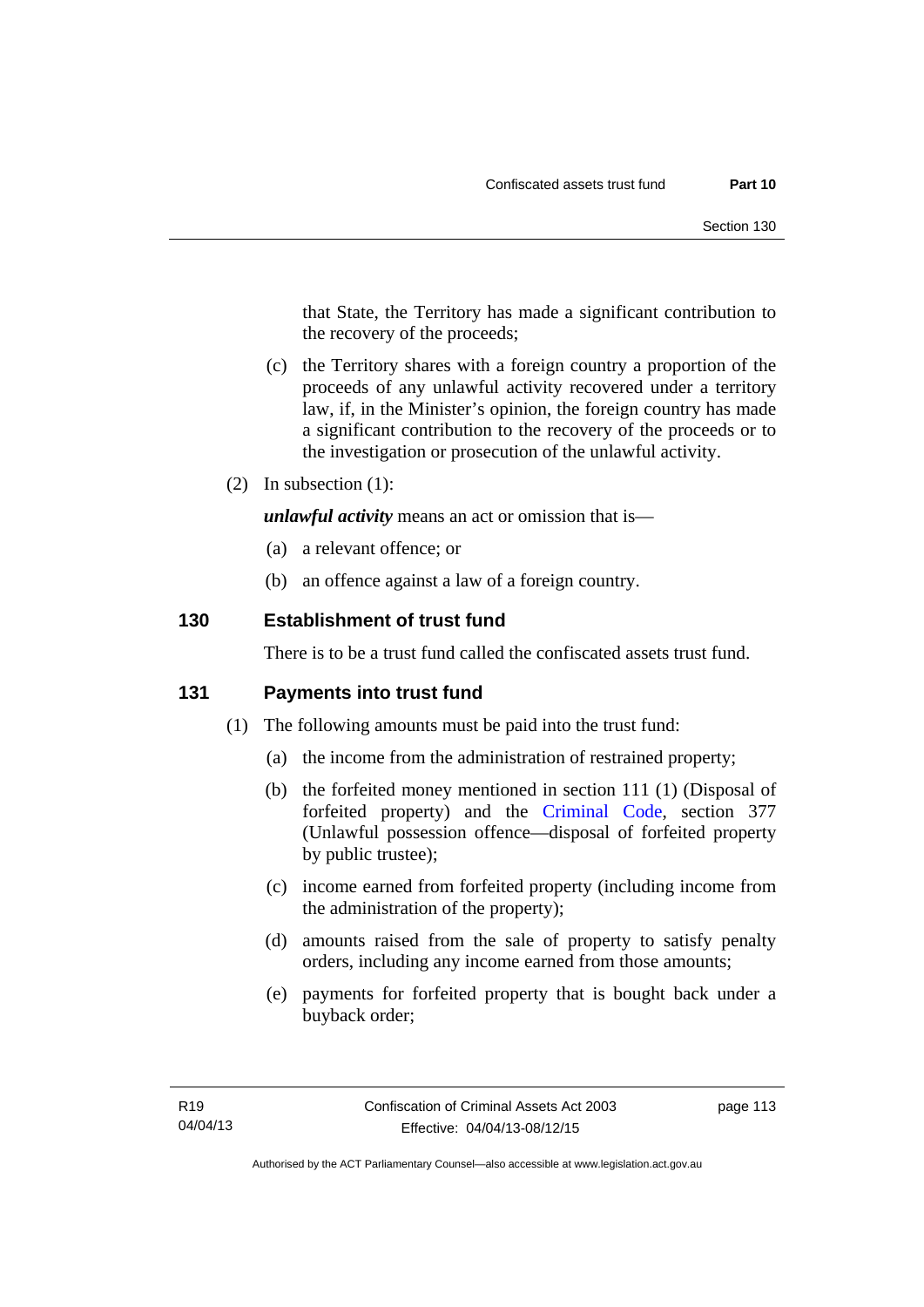that State, the Territory has made a significant contribution to the recovery of the proceeds;

(c) the Territory shares with a foreign country a proportion of the proceeds of any unlawful activity recovered under a territory law, if, in the Minister's opinion, the foreign country has made a significant contribution to the recovery of the proceeds or to the investigation or prosecution of the unlawful activity.

(2) In subsection (1):

***unlawful activity*** means an act or omission that is—

(a) a relevant offence; or

(b) an offence against a law of a foreign country.

## 130 Establishment of trust fund

There is to be a trust fund called the confiscated assets trust fund.

## 131 Payments into trust fund

(1) The following amounts must be paid into the trust fund:

(a) the income from the administration of restrained property;

(b) the forfeited money mentioned in section 111 (1) (Disposal of forfeited property) and the Criminal Code, section 377 (Unlawful possession offence—disposal of forfeited property by public trustee);

(c) income earned from forfeited property (including income from the administration of the property);

(d) amounts raised from the sale of property to satisfy penalty orders, including any income earned from those amounts;

(e) payments for forfeited property that is bought back under a buyback order;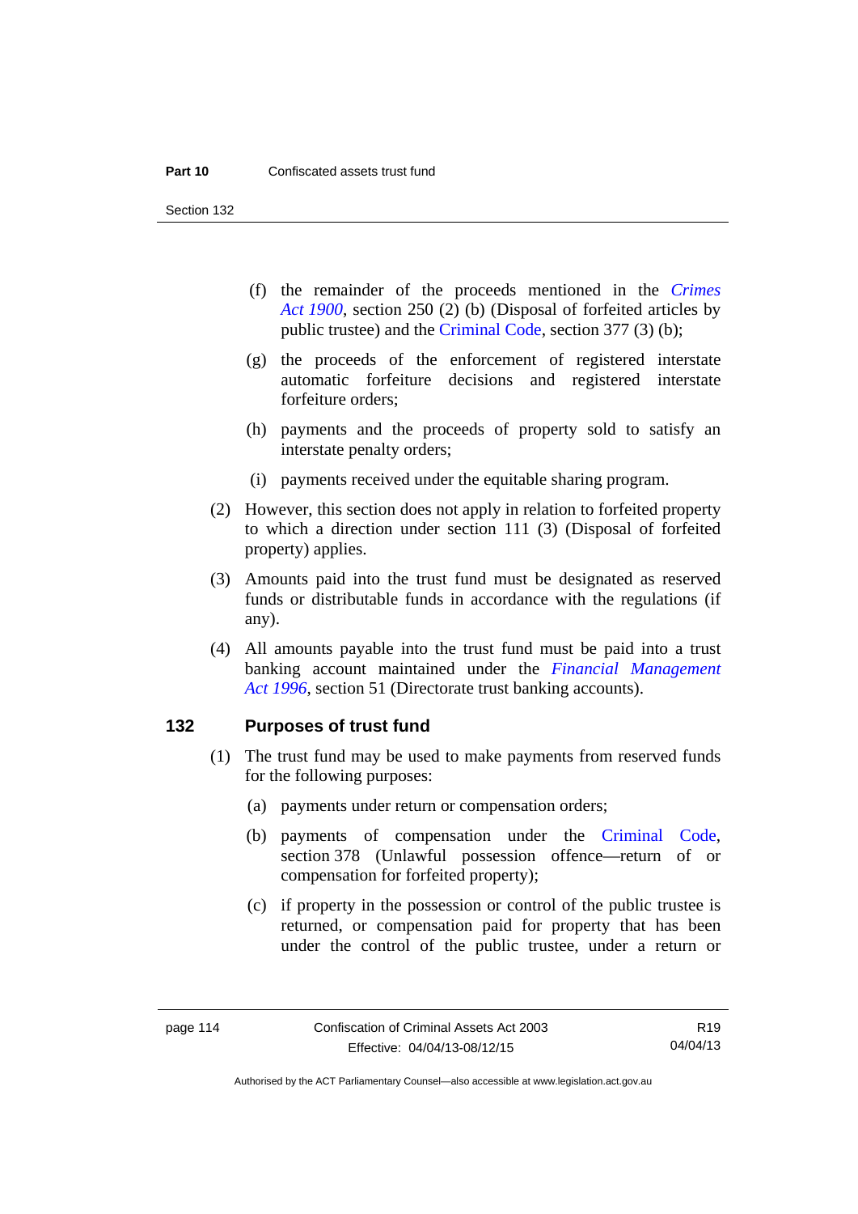(f) the remainder of the proceeds mentioned in the *Crimes Act 1900*, section 250 (2) (b) (Disposal of forfeited articles by public trustee) and the Criminal Code, section 377 (3) (b);

(g) the proceeds of the enforcement of registered interstate automatic forfeiture decisions and registered interstate forfeiture orders;

(h) payments and the proceeds of property sold to satisfy an interstate penalty orders;

(i) payments received under the equitable sharing program.

(2) However, this section does not apply in relation to forfeited property to which a direction under section 111 (3) (Disposal of forfeited property) applies.

(3) Amounts paid into the trust fund must be designated as reserved funds or distributable funds in accordance with the regulations (if any).

(4) All amounts payable into the trust fund must be paid into a trust banking account maintained under the *Financial Management Act 1996*, section 51 (Directorate trust banking accounts).

## 132 Purposes of trust fund

(1) The trust fund may be used to make payments from reserved funds for the following purposes:

(a) payments under return or compensation orders;

(b) payments of compensation under the Criminal Code, section 378 (Unlawful possession offence—return of or compensation for forfeited property);

(c) if property in the possession or control of the public trustee is returned, or compensation paid for property that has been under the control of the public trustee, under a return or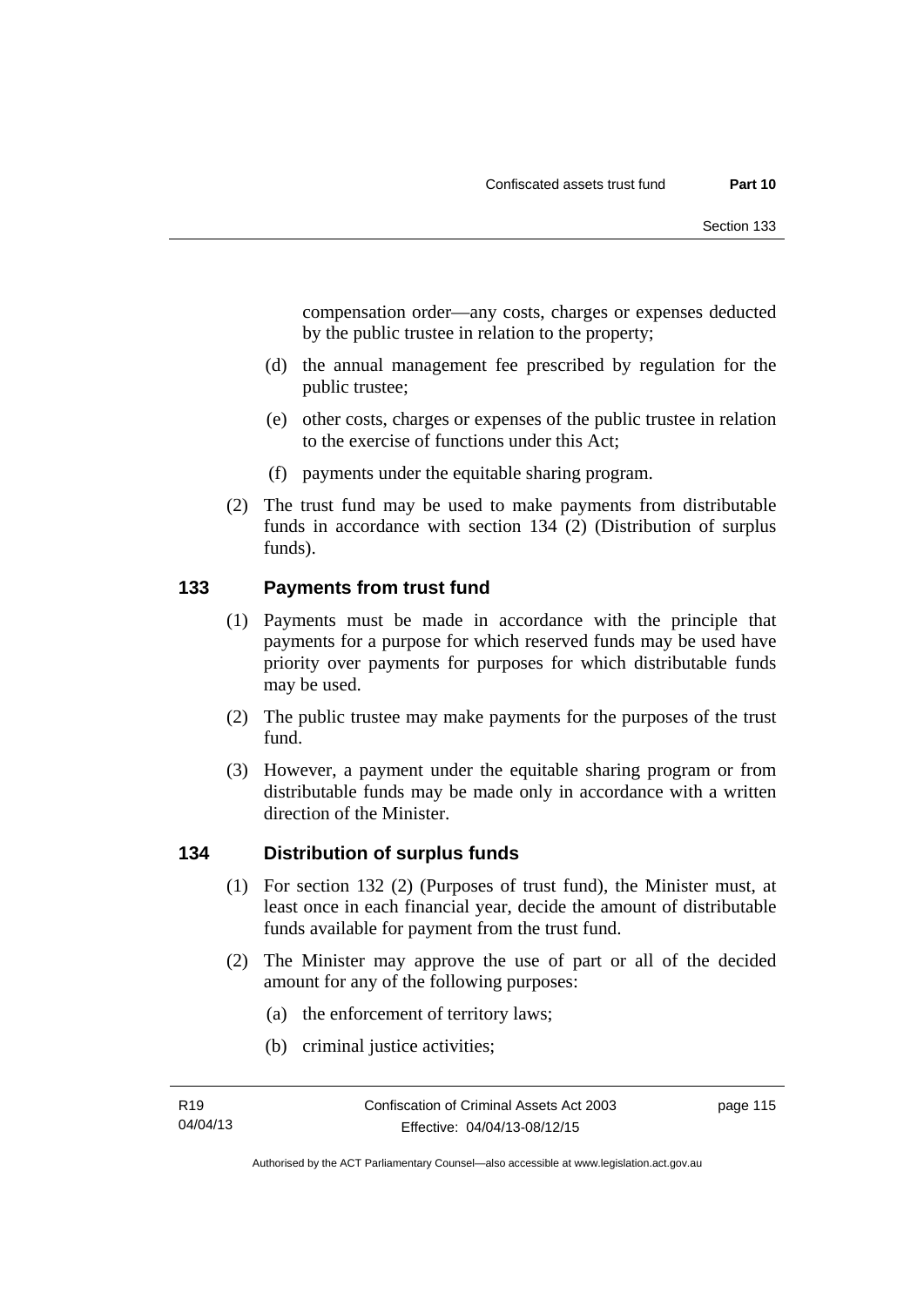compensation order—any costs, charges or expenses deducted by the public trustee in relation to the property;

(d) the annual management fee prescribed by regulation for the public trustee;

(e) other costs, charges or expenses of the public trustee in relation to the exercise of functions under this Act;

(f) payments under the equitable sharing program.

(2) The trust fund may be used to make payments from distributable funds in accordance with section 134 (2) (Distribution of surplus funds).

## 133 Payments from trust fund

(1) Payments must be made in accordance with the principle that payments for a purpose for which reserved funds may be used have priority over payments for purposes for which distributable funds may be used.

(2) The public trustee may make payments for the purposes of the trust fund.

(3) However, a payment under the equitable sharing program or from distributable funds may be made only in accordance with a written direction of the Minister.

## 134 Distribution of surplus funds

(1) For section 132 (2) (Purposes of trust fund), the Minister must, at least once in each financial year, decide the amount of distributable funds available for payment from the trust fund.

(2) The Minister may approve the use of part or all of the decided amount for any of the following purposes:

(a) the enforcement of territory laws;

(b) criminal justice activities;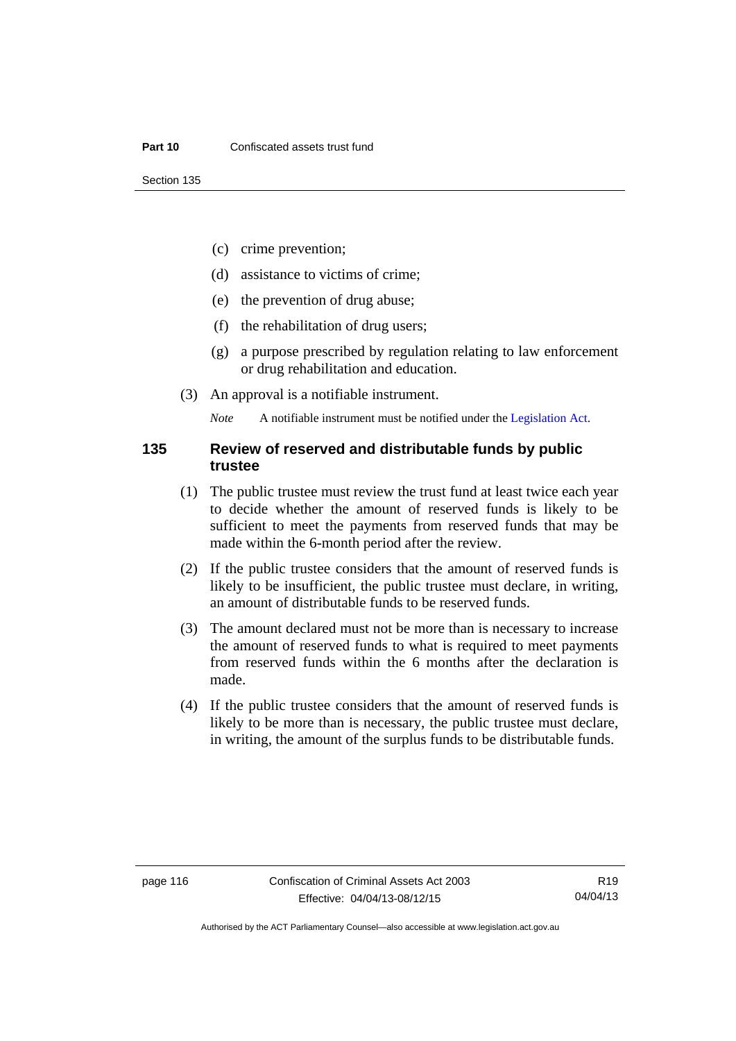(c) crime prevention;

(d) assistance to victims of crime;

(e) the prevention of drug abuse;

(f) the rehabilitation of drug users;

(g) a purpose prescribed by regulation relating to law enforcement or drug rehabilitation and education.

(3) An approval is a notifiable instrument.

*Note* A notifiable instrument must be notified under the Legislation Act.

## 135 Review of reserved and distributable funds by public trustee

(1) The public trustee must review the trust fund at least twice each year to decide whether the amount of reserved funds is likely to be sufficient to meet the payments from reserved funds that may be made within the 6-month period after the review.

(2) If the public trustee considers that the amount of reserved funds is likely to be insufficient, the public trustee must declare, in writing, an amount of distributable funds to be reserved funds.

(3) The amount declared must not be more than is necessary to increase the amount of reserved funds to what is required to meet payments from reserved funds within the 6 months after the declaration is made.

(4) If the public trustee considers that the amount of reserved funds is likely to be more than is necessary, the public trustee must declare, in writing, the amount of the surplus funds to be distributable funds.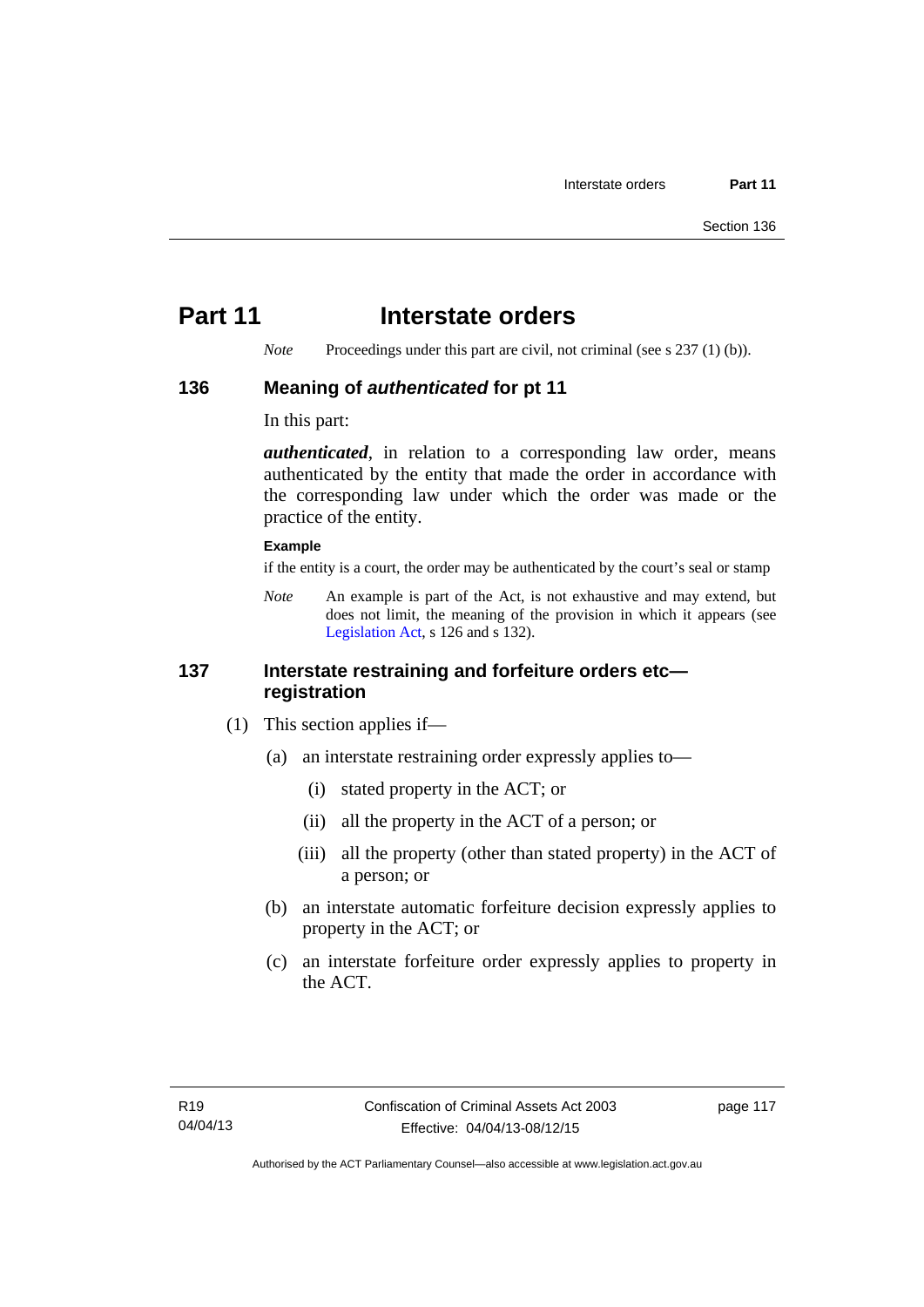# Part 11 Interstate orders

*Note* Proceedings under this part are civil, not criminal (see s 237 (1) (b)).

## 136 Meaning of *authenticated* for pt 11

In this part:

***authenticated***, in relation to a corresponding law order, means authenticated by the entity that made the order in accordance with the corresponding law under which the order was made or the practice of the entity.

**Example**

if the entity is a court, the order may be authenticated by the court's seal or stamp

*Note* An example is part of the Act, is not exhaustive and may extend, but does not limit, the meaning of the provision in which it appears (see Legislation Act, s 126 and s 132).

## 137 Interstate restraining and forfeiture orders etc—registration

(1) This section applies if—

(a) an interstate restraining order expressly applies to—

(i) stated property in the ACT; or

(ii) all the property in the ACT of a person; or

(iii) all the property (other than stated property) in the ACT of a person; or

(b) an interstate automatic forfeiture decision expressly applies to property in the ACT; or

(c) an interstate forfeiture order expressly applies to property in the ACT.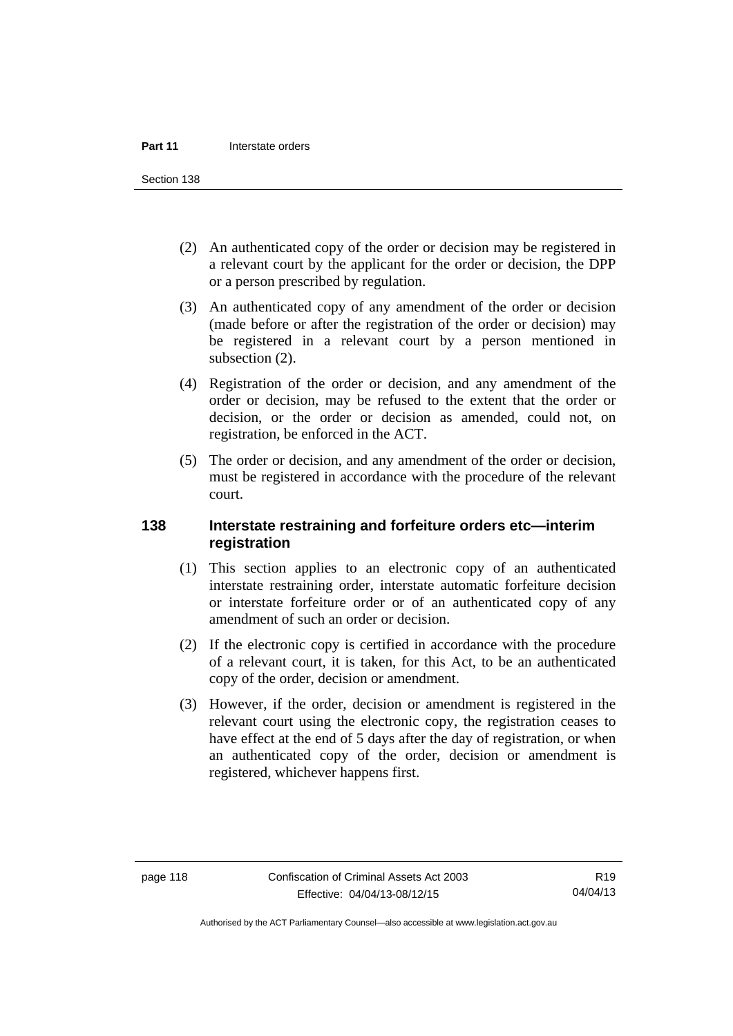(2) An authenticated copy of the order or decision may be registered in a relevant court by the applicant for the order or decision, the DPP or a person prescribed by regulation.

(3) An authenticated copy of any amendment of the order or decision (made before or after the registration of the order or decision) may be registered in a relevant court by a person mentioned in subsection (2).

(4) Registration of the order or decision, and any amendment of the order or decision, may be refused to the extent that the order or decision, or the order or decision as amended, could not, on registration, be enforced in the ACT.

(5) The order or decision, and any amendment of the order or decision, must be registered in accordance with the procedure of the relevant court.

### 138 Interstate restraining and forfeiture orders etc—interim registration

(1) This section applies to an electronic copy of an authenticated interstate restraining order, interstate automatic forfeiture decision or interstate forfeiture order or of an authenticated copy of any amendment of such an order or decision.

(2) If the electronic copy is certified in accordance with the procedure of a relevant court, it is taken, for this Act, to be an authenticated copy of the order, decision or amendment.

(3) However, if the order, decision or amendment is registered in the relevant court using the electronic copy, the registration ceases to have effect at the end of 5 days after the day of registration, or when an authenticated copy of the order, decision or amendment is registered, whichever happens first.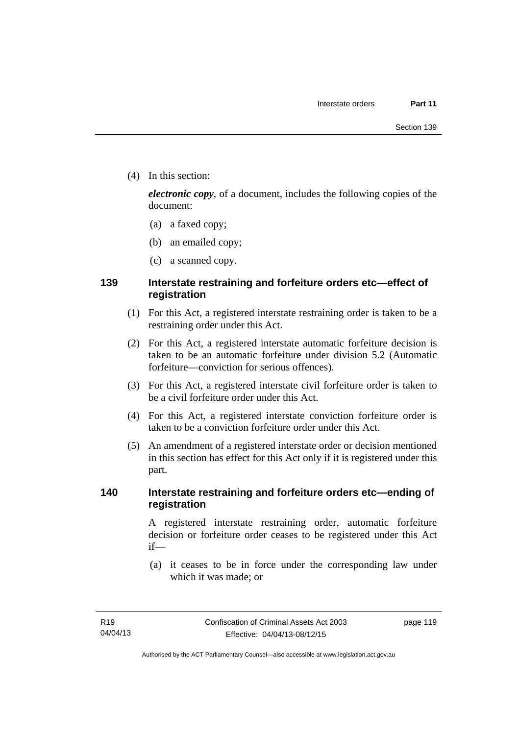(4) In this section:

***electronic copy***, of a document, includes the following copies of the document:

(a) a faxed copy;

(b) an emailed copy;

(c) a scanned copy.

### 139 Interstate restraining and forfeiture orders etc—effect of registration

(1) For this Act, a registered interstate restraining order is taken to be a restraining order under this Act.

(2) For this Act, a registered interstate automatic forfeiture decision is taken to be an automatic forfeiture under division 5.2 (Automatic forfeiture—conviction for serious offences).

(3) For this Act, a registered interstate civil forfeiture order is taken to be a civil forfeiture order under this Act.

(4) For this Act, a registered interstate conviction forfeiture order is taken to be a conviction forfeiture order under this Act.

(5) An amendment of a registered interstate order or decision mentioned in this section has effect for this Act only if it is registered under this part.

### 140 Interstate restraining and forfeiture orders etc—ending of registration

A registered interstate restraining order, automatic forfeiture decision or forfeiture order ceases to be registered under this Act if—

(a) it ceases to be in force under the corresponding law under which it was made; or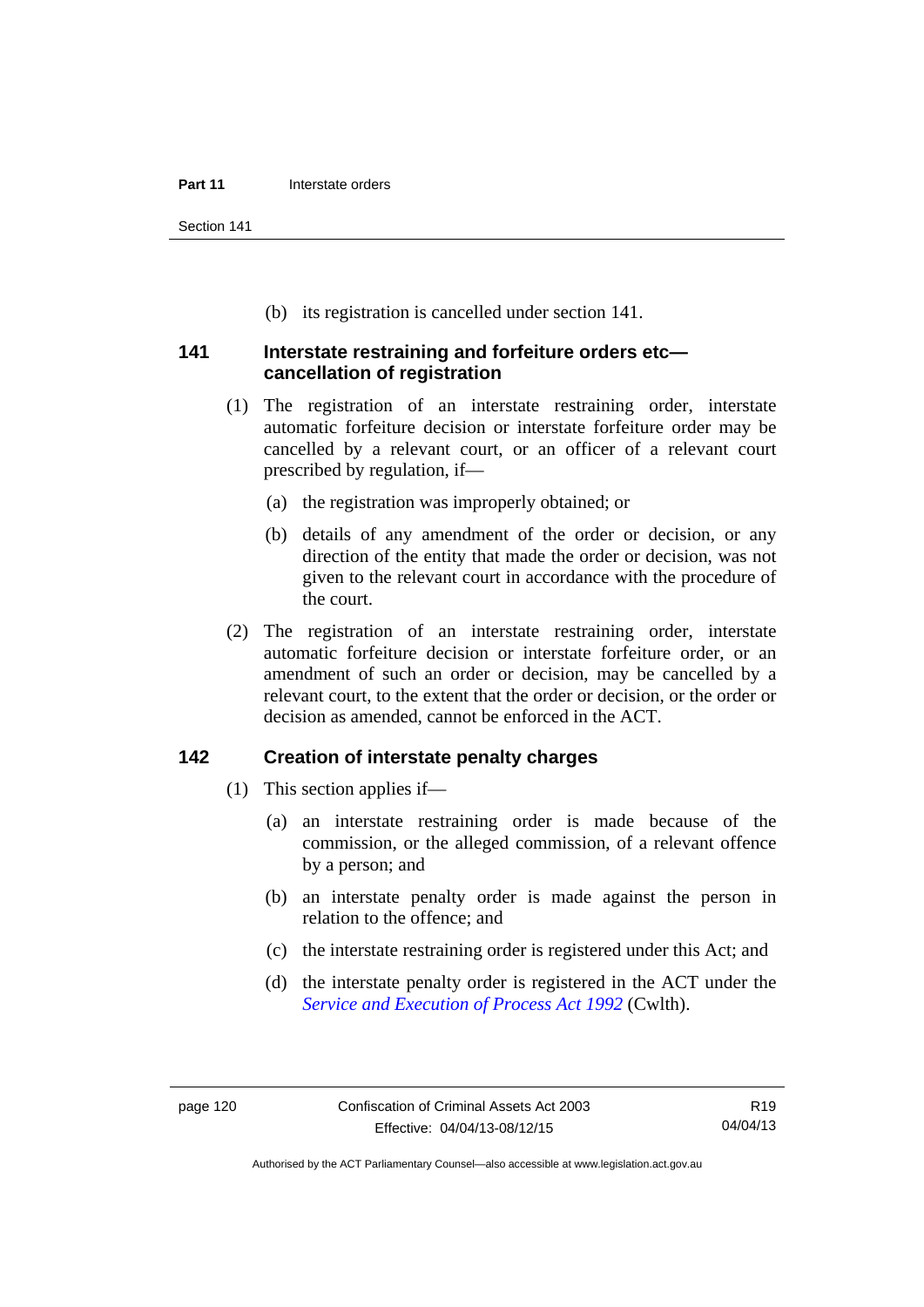(b) its registration is cancelled under section 141.

## 141 Interstate restraining and forfeiture orders etc—cancellation of registration

(1) The registration of an interstate restraining order, interstate automatic forfeiture decision or interstate forfeiture order may be cancelled by a relevant court, or an officer of a relevant court prescribed by regulation, if—

(a) the registration was improperly obtained; or

(b) details of any amendment of the order or decision, or any direction of the entity that made the order or decision, was not given to the relevant court in accordance with the procedure of the court.

(2) The registration of an interstate restraining order, interstate automatic forfeiture decision or interstate forfeiture order, or an amendment of such an order or decision, may be cancelled by a relevant court, to the extent that the order or decision, or the order or decision as amended, cannot be enforced in the ACT.

## 142 Creation of interstate penalty charges

(1) This section applies if—

(a) an interstate restraining order is made because of the commission, or the alleged commission, of a relevant offence by a person; and

(b) an interstate penalty order is made against the person in relation to the offence; and

(c) the interstate restraining order is registered under this Act; and

(d) the interstate penalty order is registered in the ACT under the *Service and Execution of Process Act 1992* (Cwlth).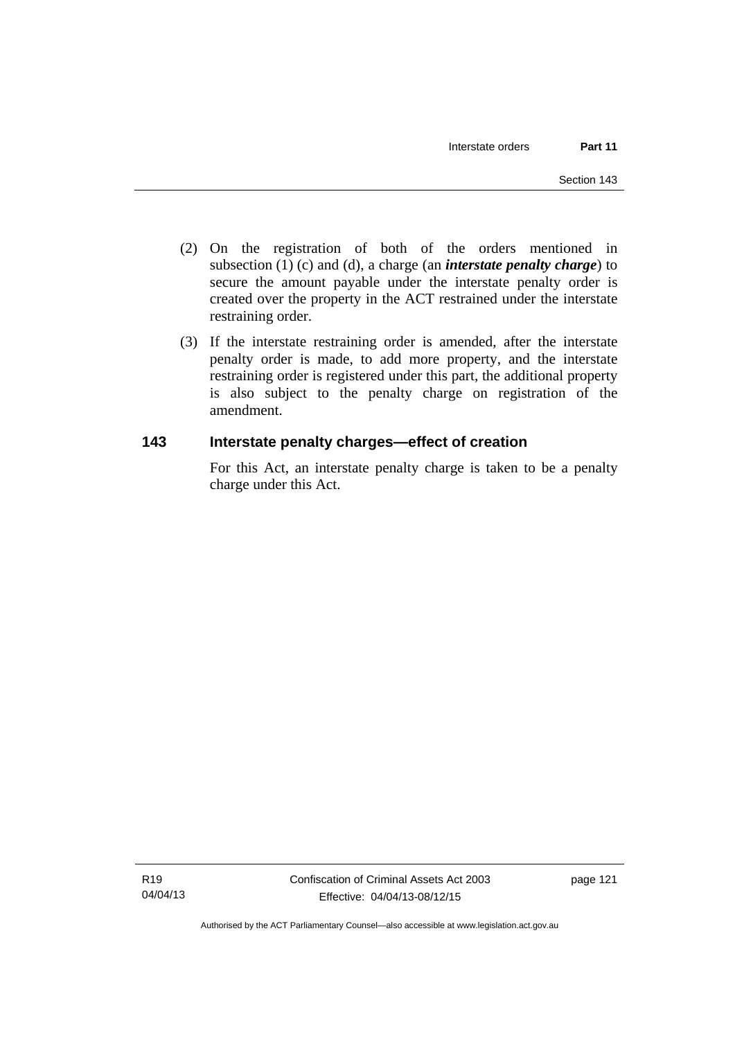(2) On the registration of both of the orders mentioned in subsection (1) (c) and (d), a charge (an ***interstate penalty charge***) to secure the amount payable under the interstate penalty order is created over the property in the ACT restrained under the interstate restraining order.

(3) If the interstate restraining order is amended, after the interstate penalty order is made, to add more property, and the interstate restraining order is registered under this part, the additional property is also subject to the penalty charge on registration of the amendment.

## 143 Interstate penalty charges—effect of creation

For this Act, an interstate penalty charge is taken to be a penalty charge under this Act.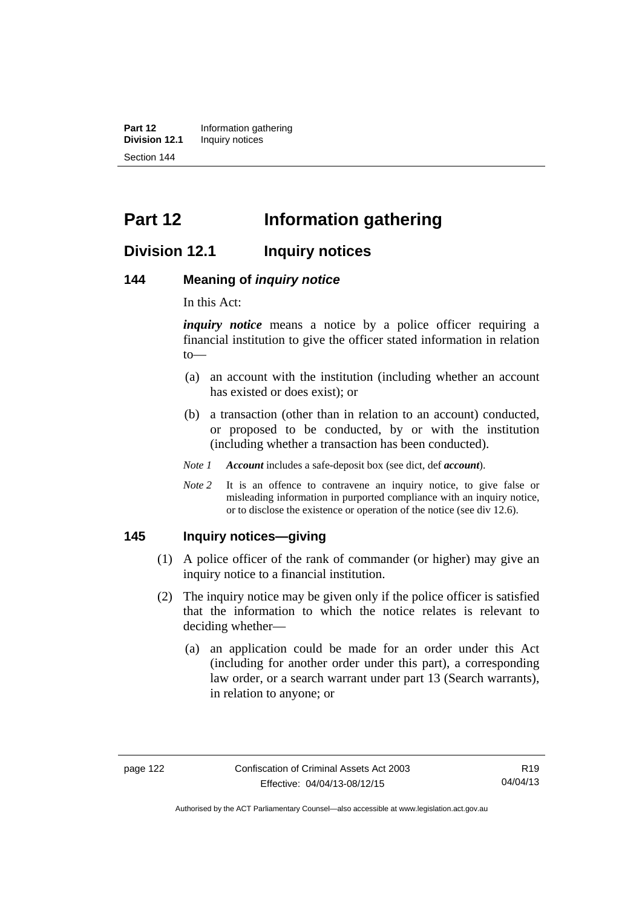# Part 12 Information gathering

## Division 12.1 Inquiry notices

### 144 Meaning of *inquiry notice*

In this Act:

***inquiry notice*** means a notice by a police officer requiring a financial institution to give the officer stated information in relation to—

(a) an account with the institution (including whether an account has existed or does exist); or

(b) a transaction (other than in relation to an account) conducted, or proposed to be conducted, by or with the institution (including whether a transaction has been conducted).

*Note 1* ***Account*** includes a safe-deposit box (see dict, def ***account***).

*Note 2* It is an offence to contravene an inquiry notice, to give false or misleading information in purported compliance with an inquiry notice, or to disclose the existence or operation of the notice (see div 12.6).

### 145 Inquiry notices—giving

(1) A police officer of the rank of commander (or higher) may give an inquiry notice to a financial institution.

(2) The inquiry notice may be given only if the police officer is satisfied that the information to which the notice relates is relevant to deciding whether—

(a) an application could be made for an order under this Act (including for another order under this part), a corresponding law order, or a search warrant under part 13 (Search warrants), in relation to anyone; or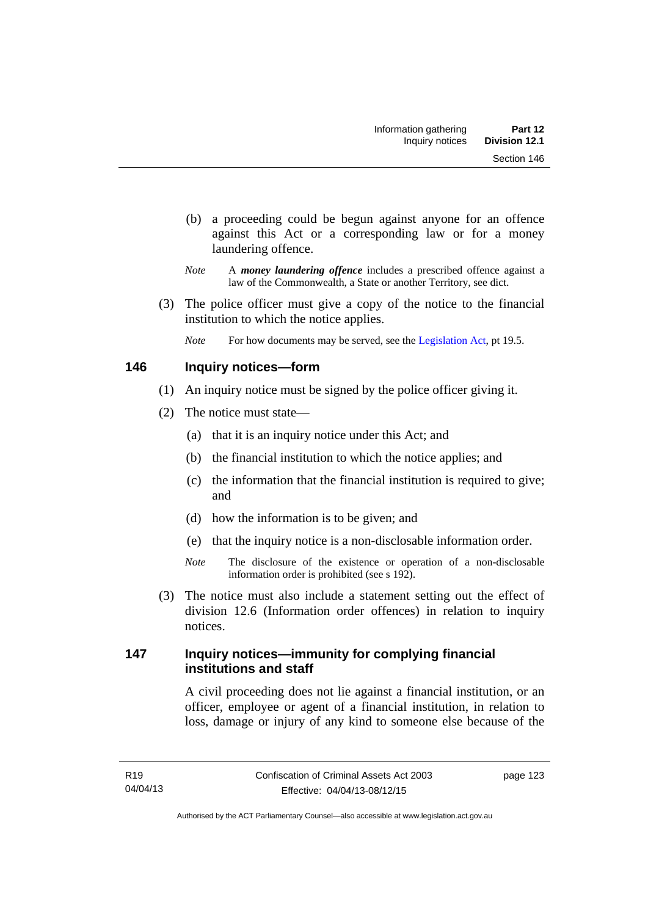(b) a proceeding could be begun against anyone for an offence against this Act or a corresponding law or for a money laundering offence.

*Note* A ***money laundering offence*** includes a prescribed offence against a law of the Commonwealth, a State or another Territory, see dict.

(3) The police officer must give a copy of the notice to the financial institution to which the notice applies.

*Note* For how documents may be served, see the Legislation Act, pt 19.5.

## 146 Inquiry notices—form

(1) An inquiry notice must be signed by the police officer giving it.

(2) The notice must state—

(a) that it is an inquiry notice under this Act; and

(b) the financial institution to which the notice applies; and

(c) the information that the financial institution is required to give; and

(d) how the information is to be given; and

(e) that the inquiry notice is a non-disclosable information order.

*Note* The disclosure of the existence or operation of a non-disclosable information order is prohibited (see s 192).

(3) The notice must also include a statement setting out the effect of division 12.6 (Information order offences) in relation to inquiry notices.

## 147 Inquiry notices—immunity for complying financial institutions and staff

A civil proceeding does not lie against a financial institution, or an officer, employee or agent of a financial institution, in relation to loss, damage or injury of any kind to someone else because of the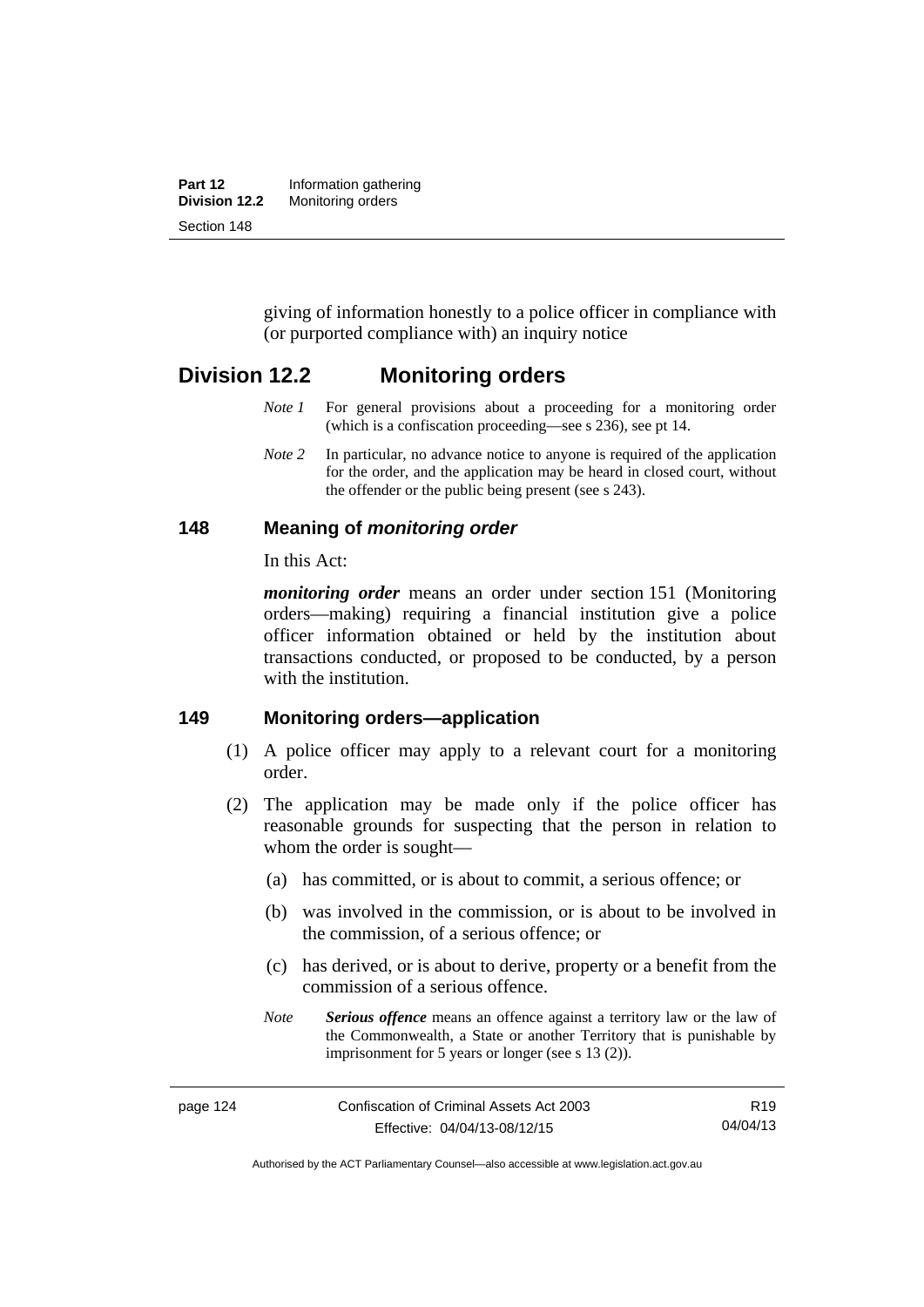giving of information honestly to a police officer in compliance with (or purported compliance with) an inquiry notice

## Division 12.2 Monitoring orders

*Note 1* For general provisions about a proceeding for a monitoring order (which is a confiscation proceeding—see s 236), see pt 14.

*Note 2* In particular, no advance notice to anyone is required of the application for the order, and the application may be heard in closed court, without the offender or the public being present (see s 243).

### 148 Meaning of *monitoring order*

In this Act:

***monitoring order*** means an order under section 151 (Monitoring orders—making) requiring a financial institution give a police officer information obtained or held by the institution about transactions conducted, or proposed to be conducted, by a person with the institution.

### 149 Monitoring orders—application

(1) A police officer may apply to a relevant court for a monitoring order.

(2) The application may be made only if the police officer has reasonable grounds for suspecting that the person in relation to whom the order is sought—

(a) has committed, or is about to commit, a serious offence; or

(b) was involved in the commission, or is about to be involved in the commission, of a serious offence; or

(c) has derived, or is about to derive, property or a benefit from the commission of a serious offence.

*Note* ***Serious offence*** means an offence against a territory law or the law of the Commonwealth, a State or another Territory that is punishable by imprisonment for 5 years or longer (see s 13 (2)).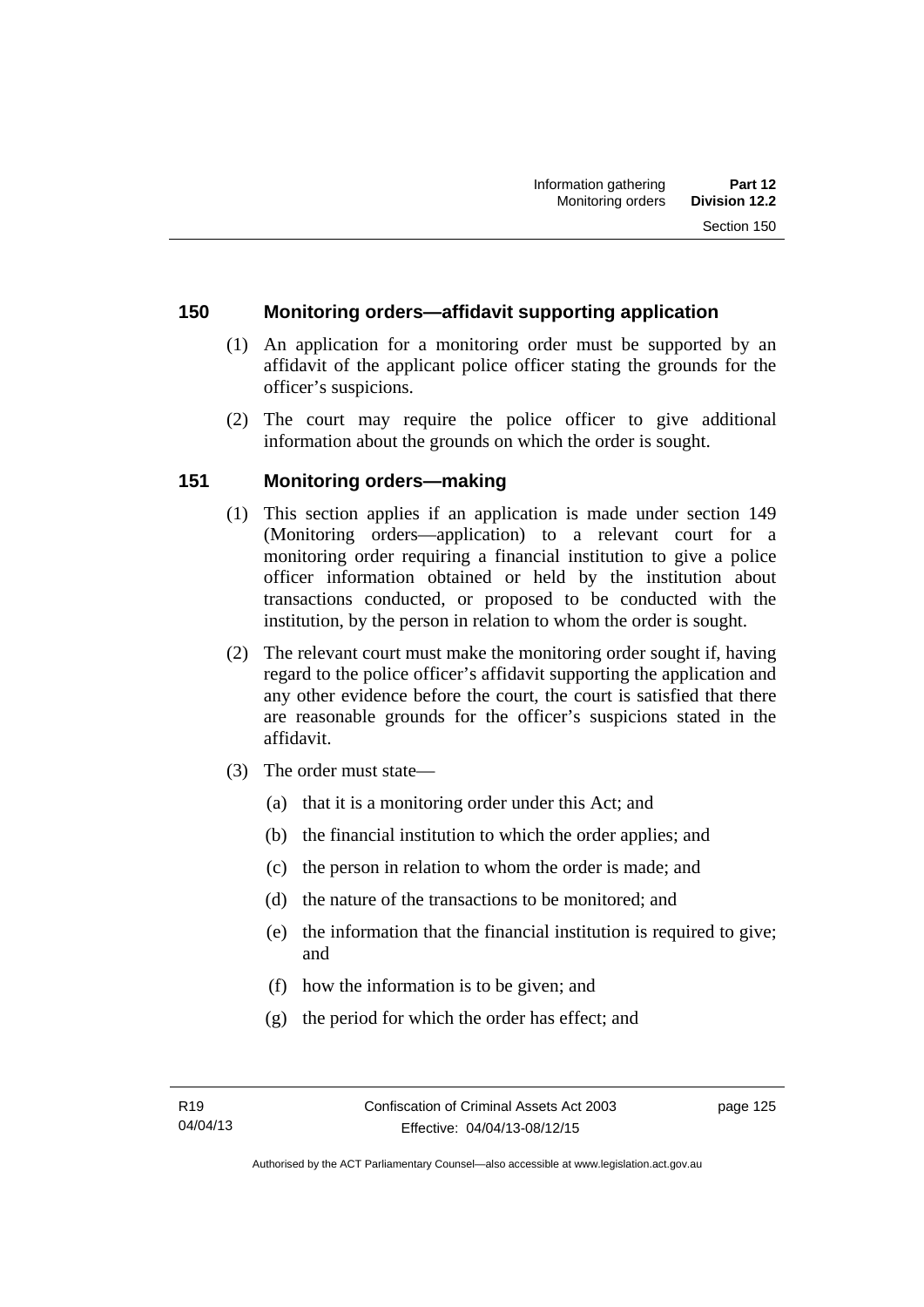## 150 Monitoring orders—affidavit supporting application

(1) An application for a monitoring order must be supported by an affidavit of the applicant police officer stating the grounds for the officer's suspicions.

(2) The court may require the police officer to give additional information about the grounds on which the order is sought.

## 151 Monitoring orders—making

(1) This section applies if an application is made under section 149 (Monitoring orders—application) to a relevant court for a monitoring order requiring a financial institution to give a police officer information obtained or held by the institution about transactions conducted, or proposed to be conducted with the institution, by the person in relation to whom the order is sought.

(2) The relevant court must make the monitoring order sought if, having regard to the police officer's affidavit supporting the application and any other evidence before the court, the court is satisfied that there are reasonable grounds for the officer's suspicions stated in the affidavit.

(3) The order must state—

(a) that it is a monitoring order under this Act; and

(b) the financial institution to which the order applies; and

(c) the person in relation to whom the order is made; and

(d) the nature of the transactions to be monitored; and

(e) the information that the financial institution is required to give; and

(f) how the information is to be given; and

(g) the period for which the order has effect; and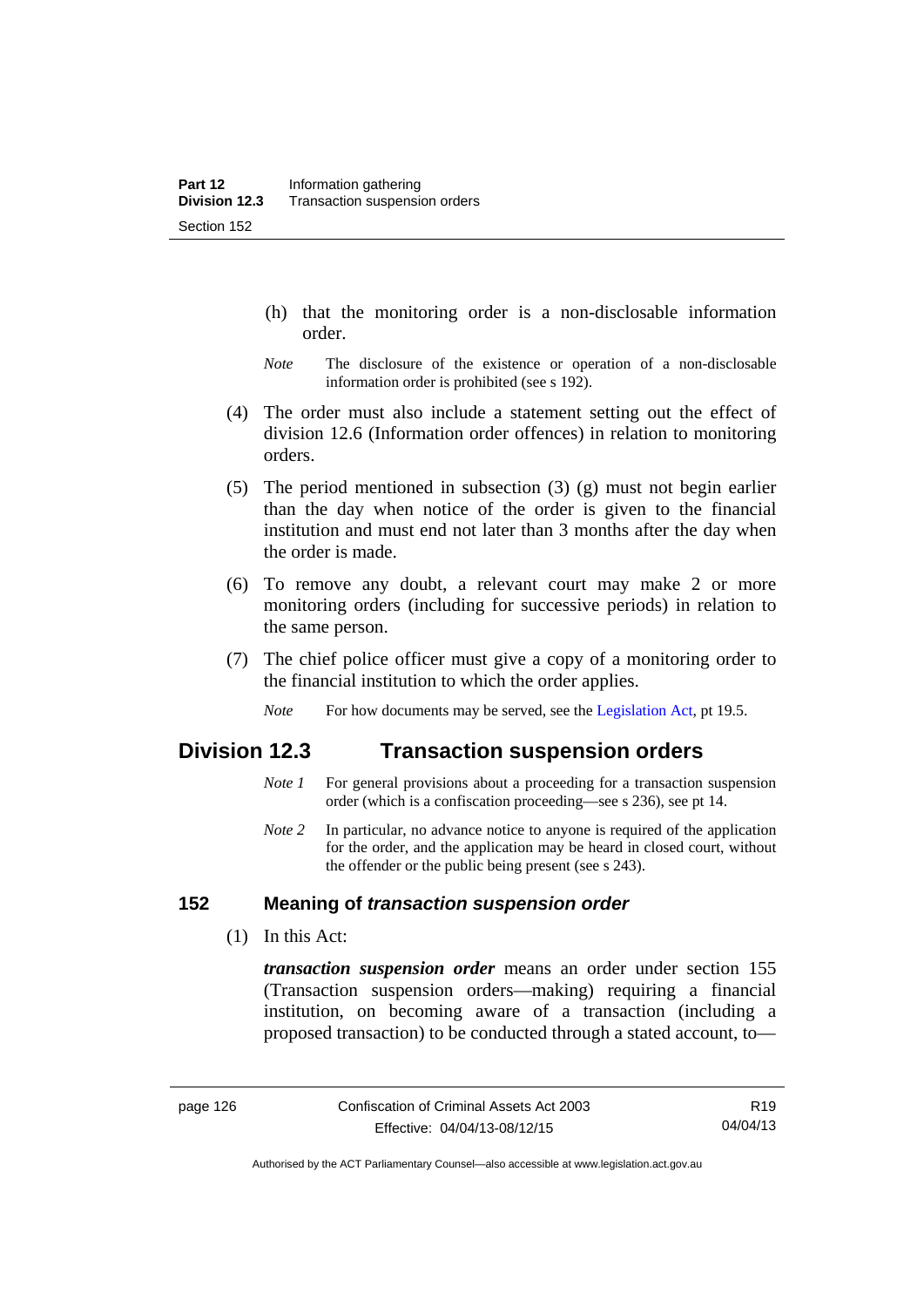(h) that the monitoring order is a non-disclosable information order.

*Note* The disclosure of the existence or operation of a non-disclosable information order is prohibited (see s 192).

(4) The order must also include a statement setting out the effect of division 12.6 (Information order offences) in relation to monitoring orders.

(5) The period mentioned in subsection (3) (g) must not begin earlier than the day when notice of the order is given to the financial institution and must end not later than 3 months after the day when the order is made.

(6) To remove any doubt, a relevant court may make 2 or more monitoring orders (including for successive periods) in relation to the same person.

(7) The chief police officer must give a copy of a monitoring order to the financial institution to which the order applies.

*Note* For how documents may be served, see the Legislation Act, pt 19.5.

## Division 12.3 Transaction suspension orders

*Note 1* For general provisions about a proceeding for a transaction suspension order (which is a confiscation proceeding—see s 236), see pt 14.

*Note 2* In particular, no advance notice to anyone is required of the application for the order, and the application may be heard in closed court, without the offender or the public being present (see s 243).

### 152 Meaning of *transaction suspension order*

(1) In this Act:

***transaction suspension order*** means an order under section 155 (Transaction suspension orders—making) requiring a financial institution, on becoming aware of a transaction (including a proposed transaction) to be conducted through a stated account, to—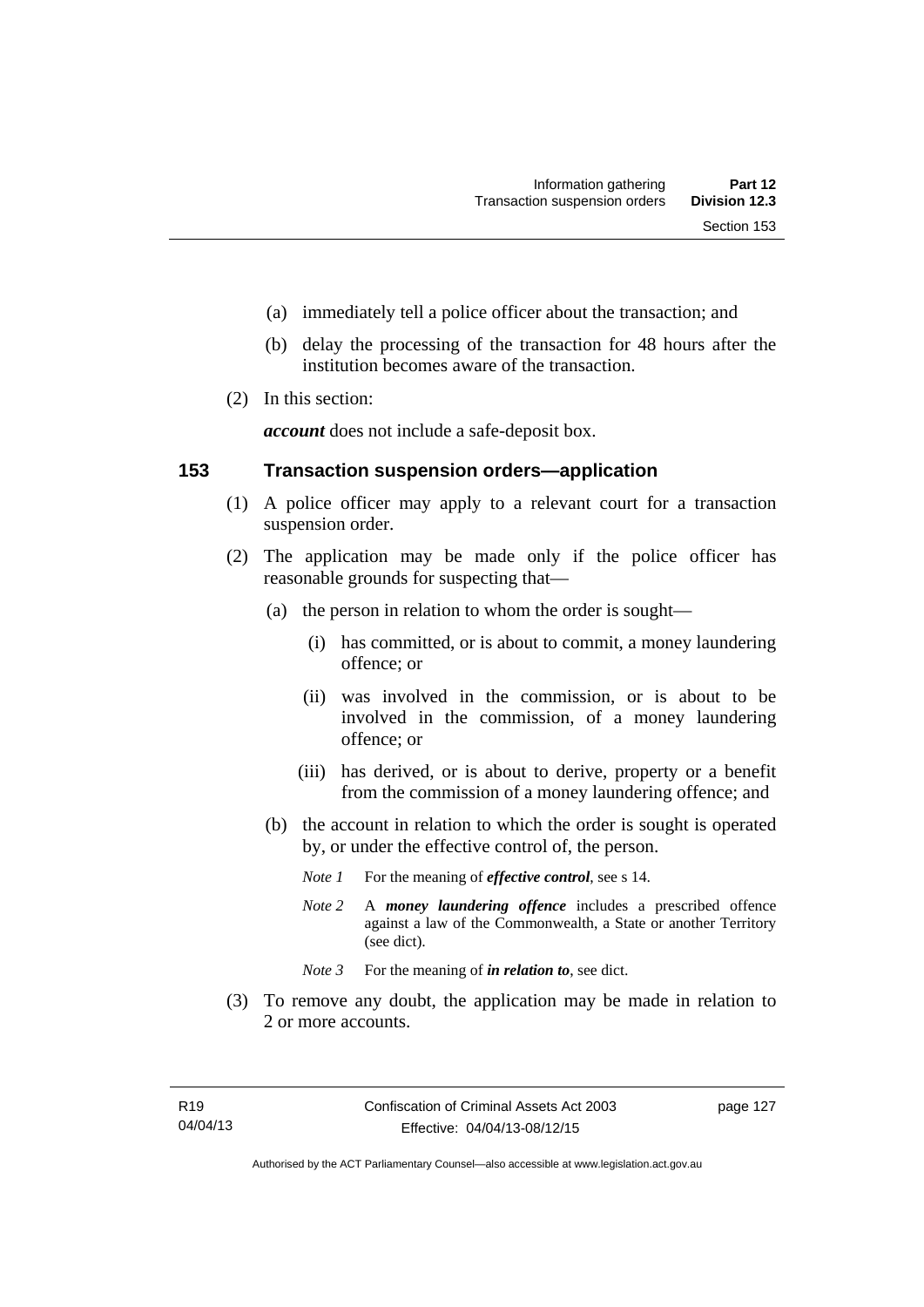(a) immediately tell a police officer about the transaction; and

(b) delay the processing of the transaction for 48 hours after the institution becomes aware of the transaction.

(2) In this section:

***account*** does not include a safe-deposit box.

## 153 Transaction suspension orders—application

(1) A police officer may apply to a relevant court for a transaction suspension order.

(2) The application may be made only if the police officer has reasonable grounds for suspecting that—

(a) the person in relation to whom the order is sought—

(i) has committed, or is about to commit, a money laundering offence; or

(ii) was involved in the commission, or is about to be involved in the commission, of a money laundering offence; or

(iii) has derived, or is about to derive, property or a benefit from the commission of a money laundering offence; and

(b) the account in relation to which the order is sought is operated by, or under the effective control of, the person.

*Note 1* For the meaning of ***effective control***, see s 14.

*Note 2* A ***money laundering offence*** includes a prescribed offence against a law of the Commonwealth, a State or another Territory (see dict).

*Note 3* For the meaning of ***in relation to***, see dict.

(3) To remove any doubt, the application may be made in relation to 2 or more accounts.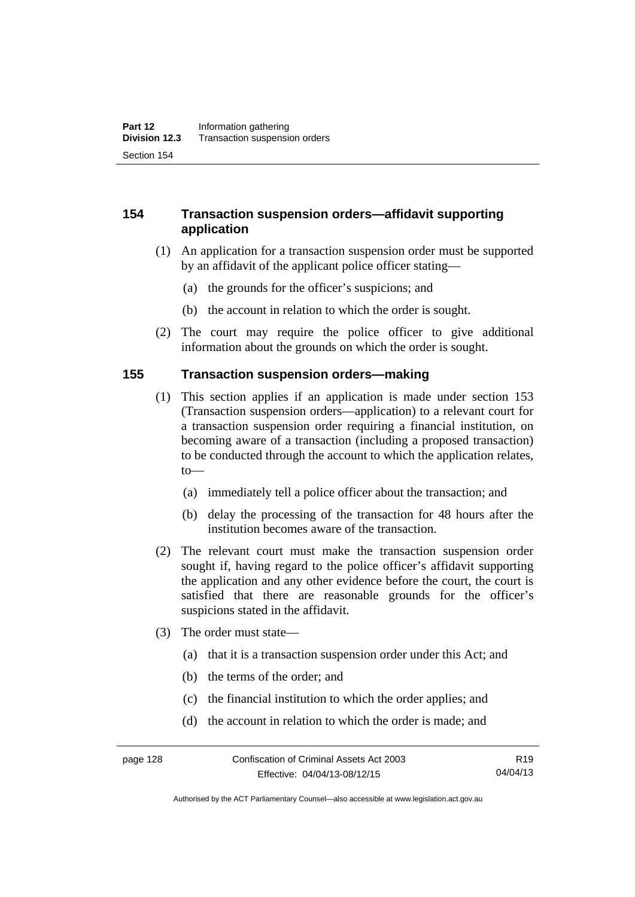### 154 Transaction suspension orders—affidavit supporting application

(1) An application for a transaction suspension order must be supported by an affidavit of the applicant police officer stating—

(a) the grounds for the officer's suspicions; and

(b) the account in relation to which the order is sought.

(2) The court may require the police officer to give additional information about the grounds on which the order is sought.

### 155 Transaction suspension orders—making

(1) This section applies if an application is made under section 153 (Transaction suspension orders—application) to a relevant court for a transaction suspension order requiring a financial institution, on becoming aware of a transaction (including a proposed transaction) to be conducted through the account to which the application relates, to—

(a) immediately tell a police officer about the transaction; and

(b) delay the processing of the transaction for 48 hours after the institution becomes aware of the transaction.

(2) The relevant court must make the transaction suspension order sought if, having regard to the police officer's affidavit supporting the application and any other evidence before the court, the court is satisfied that there are reasonable grounds for the officer's suspicions stated in the affidavit.

(3) The order must state—

(a) that it is a transaction suspension order under this Act; and

(b) the terms of the order; and

(c) the financial institution to which the order applies; and

(d) the account in relation to which the order is made; and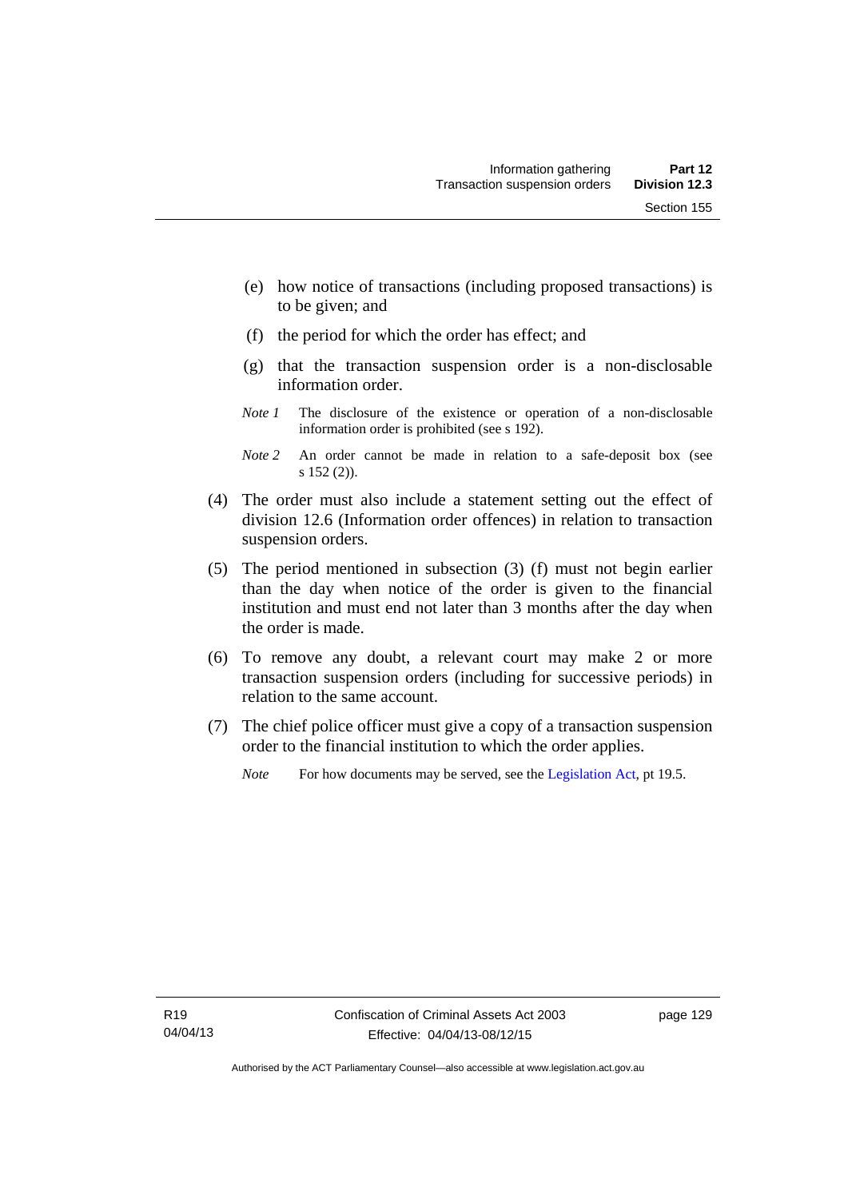(e) how notice of transactions (including proposed transactions) is to be given; and

(f) the period for which the order has effect; and

(g) that the transaction suspension order is a non-disclosable information order.

*Note 1* The disclosure of the existence or operation of a non-disclosable information order is prohibited (see s 192).

*Note 2* An order cannot be made in relation to a safe-deposit box (see s 152 (2)).

(4) The order must also include a statement setting out the effect of division 12.6 (Information order offences) in relation to transaction suspension orders.

(5) The period mentioned in subsection (3) (f) must not begin earlier than the day when notice of the order is given to the financial institution and must end not later than 3 months after the day when the order is made.

(6) To remove any doubt, a relevant court may make 2 or more transaction suspension orders (including for successive periods) in relation to the same account.

(7) The chief police officer must give a copy of a transaction suspension order to the financial institution to which the order applies.

*Note* For how documents may be served, see the Legislation Act, pt 19.5.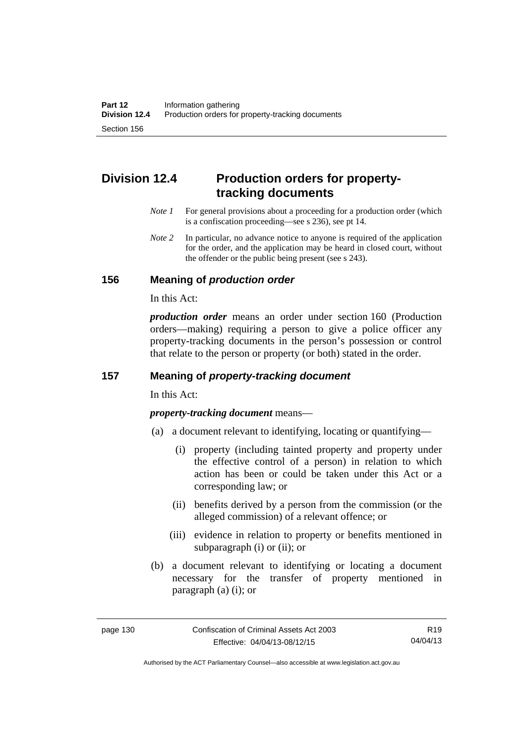## Division 12.4 Production orders for property-tracking documents

*Note 1* For general provisions about a proceeding for a production order (which is a confiscation proceeding—see s 236), see pt 14.

*Note 2* In particular, no advance notice to anyone is required of the application for the order, and the application may be heard in closed court, without the offender or the public being present (see s 243).

### 156 Meaning of *production order*

In this Act:

***production order*** means an order under section 160 (Production orders—making) requiring a person to give a police officer any property-tracking documents in the person's possession or control that relate to the person or property (or both) stated in the order.

### 157 Meaning of *property-tracking document*

In this Act:

***property-tracking document*** means—

(a) a document relevant to identifying, locating or quantifying—

(i) property (including tainted property and property under the effective control of a person) in relation to which action has been or could be taken under this Act or a corresponding law; or

(ii) benefits derived by a person from the commission (or the alleged commission) of a relevant offence; or

(iii) evidence in relation to property or benefits mentioned in subparagraph (i) or (ii); or

(b) a document relevant to identifying or locating a document necessary for the transfer of property mentioned in paragraph (a) (i); or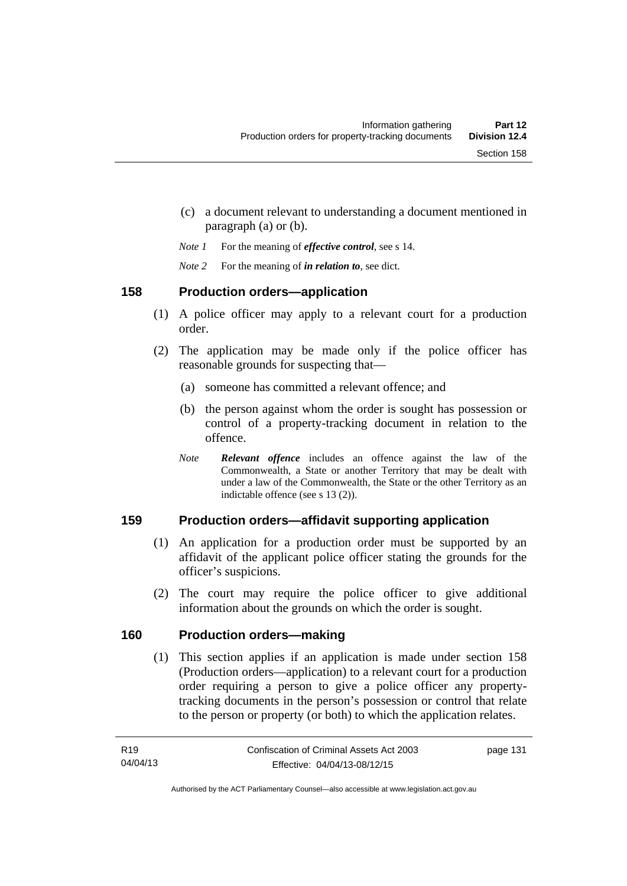(c) a document relevant to understanding a document mentioned in paragraph (a) or (b).

*Note 1* For the meaning of ***effective control***, see s 14.

*Note 2* For the meaning of ***in relation to***, see dict.

## 158 Production orders—application

(1) A police officer may apply to a relevant court for a production order.

(2) The application may be made only if the police officer has reasonable grounds for suspecting that—

(a) someone has committed a relevant offence; and

(b) the person against whom the order is sought has possession or control of a property-tracking document in relation to the offence.

*Note* ***Relevant offence*** includes an offence against the law of the Commonwealth, a State or another Territory that may be dealt with under a law of the Commonwealth, the State or the other Territory as an indictable offence (see s 13 (2)).

## 159 Production orders—affidavit supporting application

(1) An application for a production order must be supported by an affidavit of the applicant police officer stating the grounds for the officer's suspicions.

(2) The court may require the police officer to give additional information about the grounds on which the order is sought.

## 160 Production orders—making

(1) This section applies if an application is made under section 158 (Production orders—application) to a relevant court for a production order requiring a person to give a police officer any property-tracking documents in the person's possession or control that relate to the person or property (or both) to which the application relates.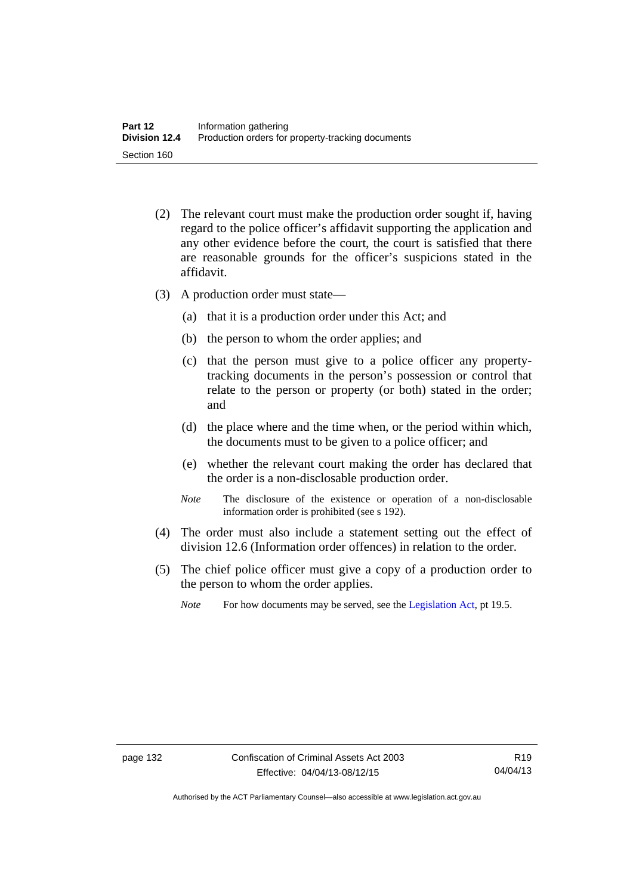(2) The relevant court must make the production order sought if, having regard to the police officer's affidavit supporting the application and any other evidence before the court, the court is satisfied that there are reasonable grounds for the officer's suspicions stated in the affidavit.

(3) A production order must state—

(a) that it is a production order under this Act; and

(b) the person to whom the order applies; and

(c) that the person must give to a police officer any property-tracking documents in the person's possession or control that relate to the person or property (or both) stated in the order; and

(d) the place where and the time when, or the period within which, the documents must to be given to a police officer; and

(e) whether the relevant court making the order has declared that the order is a non-disclosable production order.

*Note* The disclosure of the existence or operation of a non-disclosable information order is prohibited (see s 192).

(4) The order must also include a statement setting out the effect of division 12.6 (Information order offences) in relation to the order.

(5) The chief police officer must give a copy of a production order to the person to whom the order applies.

*Note* For how documents may be served, see the Legislation Act, pt 19.5.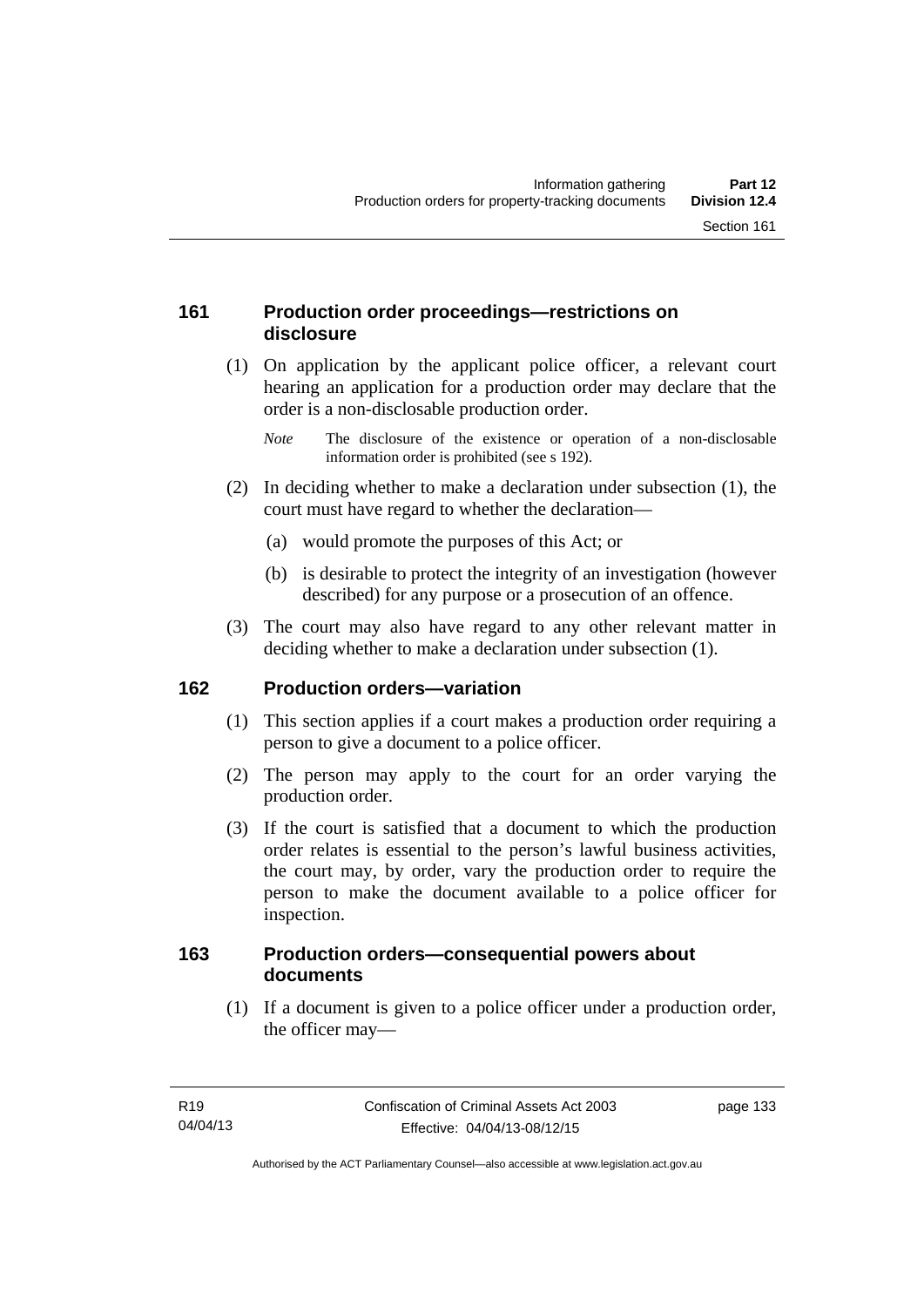## 161 Production order proceedings—restrictions on disclosure

(1) On application by the applicant police officer, a relevant court hearing an application for a production order may declare that the order is a non-disclosable production order.

*Note* The disclosure of the existence or operation of a non-disclosable information order is prohibited (see s 192).

(2) In deciding whether to make a declaration under subsection (1), the court must have regard to whether the declaration—

(a) would promote the purposes of this Act; or

(b) is desirable to protect the integrity of an investigation (however described) for any purpose or a prosecution of an offence.

(3) The court may also have regard to any other relevant matter in deciding whether to make a declaration under subsection (1).

## 162 Production orders—variation

(1) This section applies if a court makes a production order requiring a person to give a document to a police officer.

(2) The person may apply to the court for an order varying the production order.

(3) If the court is satisfied that a document to which the production order relates is essential to the person's lawful business activities, the court may, by order, vary the production order to require the person to make the document available to a police officer for inspection.

## 163 Production orders—consequential powers about documents

(1) If a document is given to a police officer under a production order, the officer may—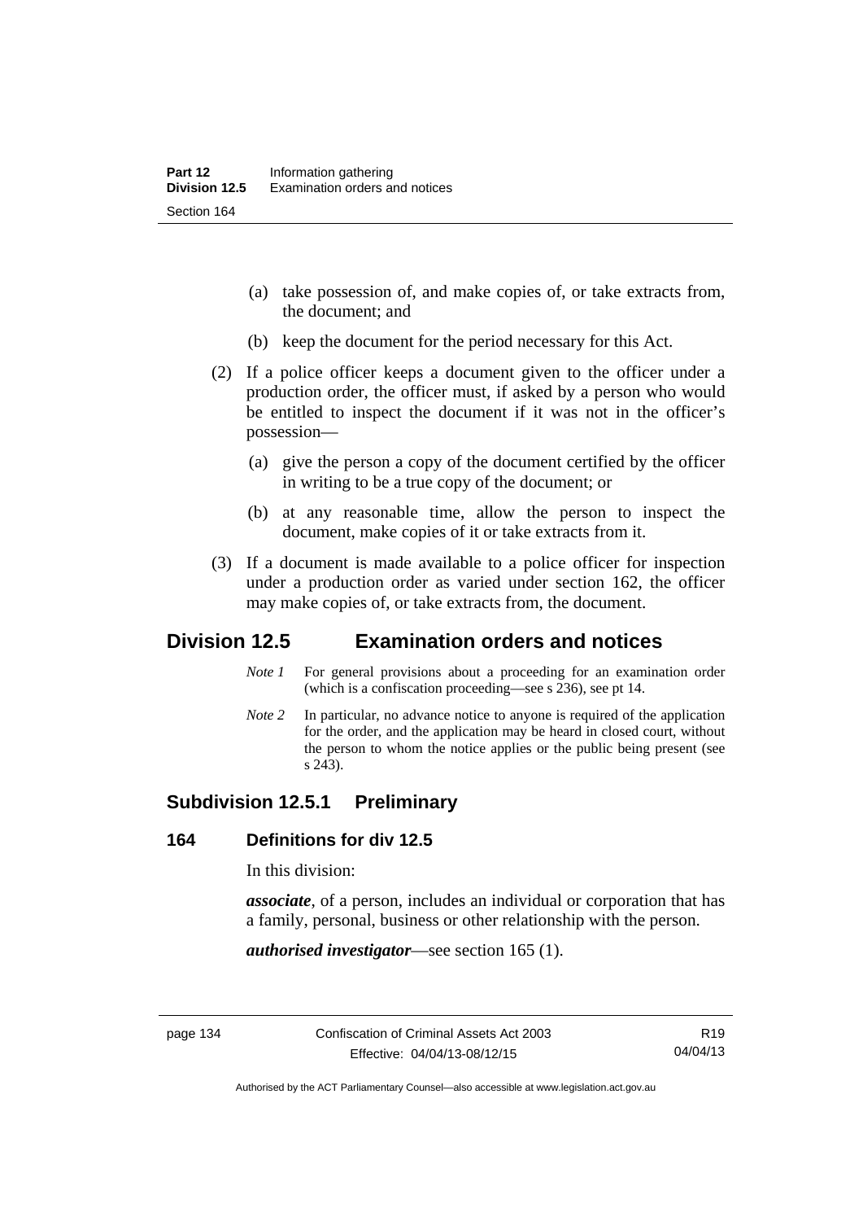(a) take possession of, and make copies of, or take extracts from, the document; and

(b) keep the document for the period necessary for this Act.

(2) If a police officer keeps a document given to the officer under a production order, the officer must, if asked by a person who would be entitled to inspect the document if it was not in the officer's possession—

(a) give the person a copy of the document certified by the officer in writing to be a true copy of the document; or

(b) at any reasonable time, allow the person to inspect the document, make copies of it or take extracts from it.

(3) If a document is made available to a police officer for inspection under a production order as varied under section 162, the officer may make copies of, or take extracts from, the document.

## Division 12.5 Examination orders and notices

*Note 1* For general provisions about a proceeding for an examination order (which is a confiscation proceeding—see s 236), see pt 14.

*Note 2* In particular, no advance notice to anyone is required of the application for the order, and the application may be heard in closed court, without the person to whom the notice applies or the public being present (see s 243).

### Subdivision 12.5.1 Preliminary

#### 164 Definitions for div 12.5

In this division:

***associate***, of a person, includes an individual or corporation that has a family, personal, business or other relationship with the person.

***authorised investigator***—see section 165 (1).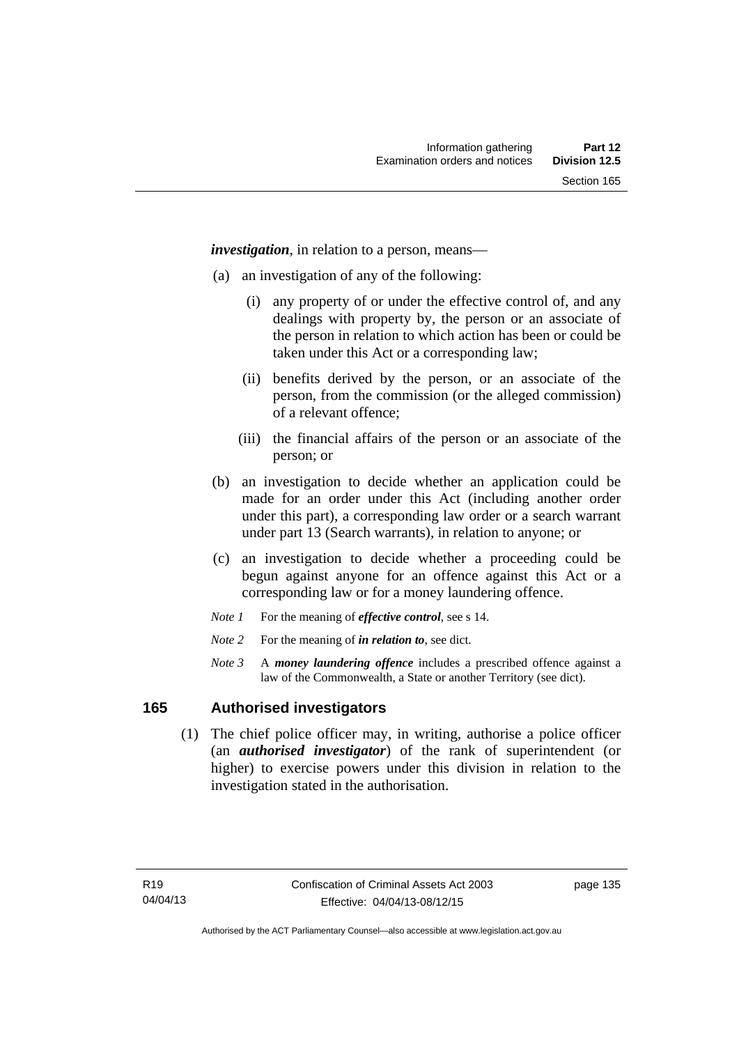***investigation***, in relation to a person, means—

(a) an investigation of any of the following:

   (i) any property of or under the effective control of, and any dealings with property by, the person or an associate of the person in relation to which action has been or could be taken under this Act or a corresponding law;

   (ii) benefits derived by the person, or an associate of the person, from the commission (or the alleged commission) of a relevant offence;

   (iii) the financial affairs of the person or an associate of the person; or

(b) an investigation to decide whether an application could be made for an order under this Act (including another order under this part), a corresponding law order or a search warrant under part 13 (Search warrants), in relation to anyone; or

(c) an investigation to decide whether a proceeding could be begun against anyone for an offence against this Act or a corresponding law or for a money laundering offence.

*Note 1* For the meaning of ***effective control***, see s 14.

*Note 2* For the meaning of ***in relation to***, see dict.

*Note 3* A ***money laundering offence*** includes a prescribed offence against a law of the Commonwealth, a State or another Territory (see dict).

## 165 Authorised investigators

(1) The chief police officer may, in writing, authorise a police officer (an ***authorised investigator***) of the rank of superintendent (or higher) to exercise powers under this division in relation to the investigation stated in the authorisation.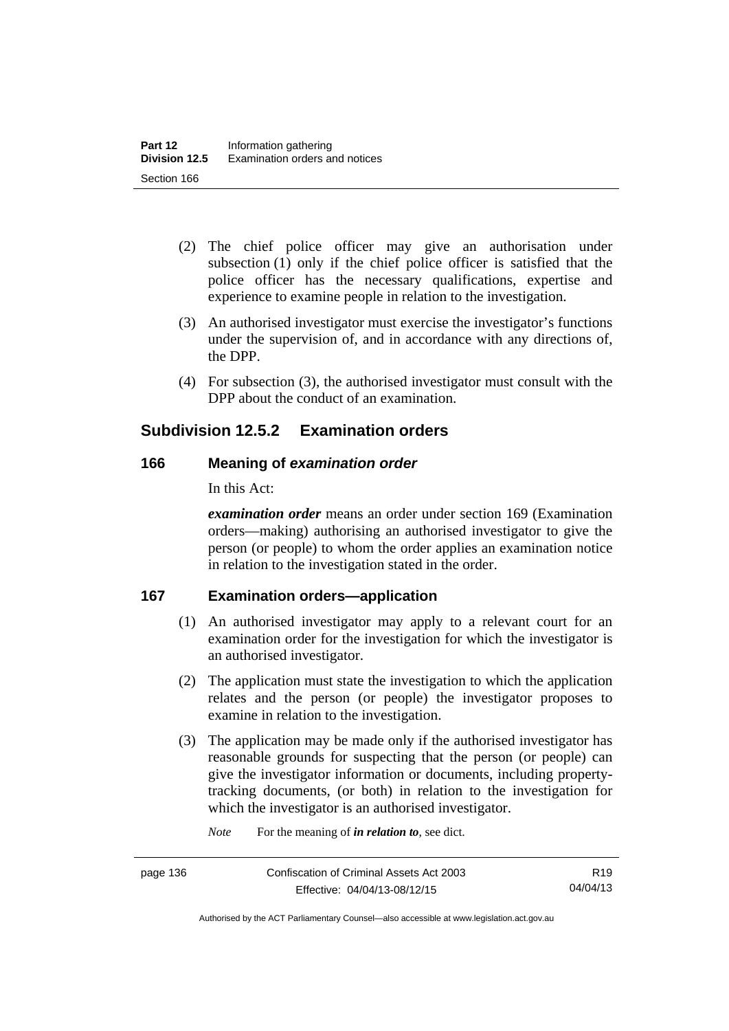(2) The chief police officer may give an authorisation under subsection (1) only if the chief police officer is satisfied that the police officer has the necessary qualifications, expertise and experience to examine people in relation to the investigation.

(3) An authorised investigator must exercise the investigator's functions under the supervision of, and in accordance with any directions of, the DPP.

(4) For subsection (3), the authorised investigator must consult with the DPP about the conduct of an examination.

## Subdivision 12.5.2 Examination orders

### 166 Meaning of *examination order*

In this Act:

***examination order*** means an order under section 169 (Examination orders—making) authorising an authorised investigator to give the person (or people) to whom the order applies an examination notice in relation to the investigation stated in the order.

### 167 Examination orders—application

(1) An authorised investigator may apply to a relevant court for an examination order for the investigation for which the investigator is an authorised investigator.

(2) The application must state the investigation to which the application relates and the person (or people) the investigator proposes to examine in relation to the investigation.

(3) The application may be made only if the authorised investigator has reasonable grounds for suspecting that the person (or people) can give the investigator information or documents, including property-tracking documents, (or both) in relation to the investigation for which the investigator is an authorised investigator.

*Note* For the meaning of ***in relation to***, see dict.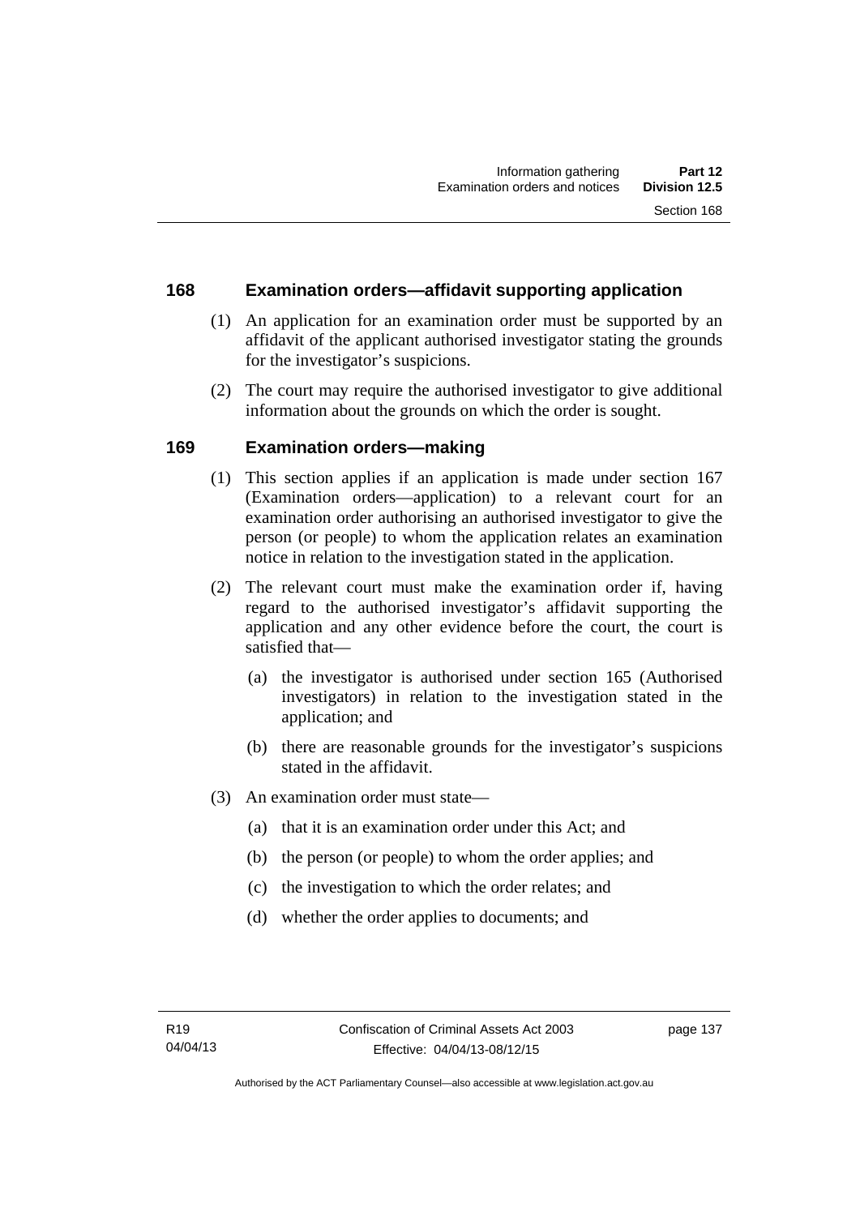## 168 Examination orders—affidavit supporting application

(1) An application for an examination order must be supported by an affidavit of the applicant authorised investigator stating the grounds for the investigator's suspicions.

(2) The court may require the authorised investigator to give additional information about the grounds on which the order is sought.

## 169 Examination orders—making

(1) This section applies if an application is made under section 167 (Examination orders—application) to a relevant court for an examination order authorising an authorised investigator to give the person (or people) to whom the application relates an examination notice in relation to the investigation stated in the application.

(2) The relevant court must make the examination order if, having regard to the authorised investigator's affidavit supporting the application and any other evidence before the court, the court is satisfied that—

- (a) the investigator is authorised under section 165 (Authorised investigators) in relation to the investigation stated in the application; and
- (b) there are reasonable grounds for the investigator's suspicions stated in the affidavit.

(3) An examination order must state—

- (a) that it is an examination order under this Act; and
- (b) the person (or people) to whom the order applies; and
- (c) the investigation to which the order relates; and
- (d) whether the order applies to documents; and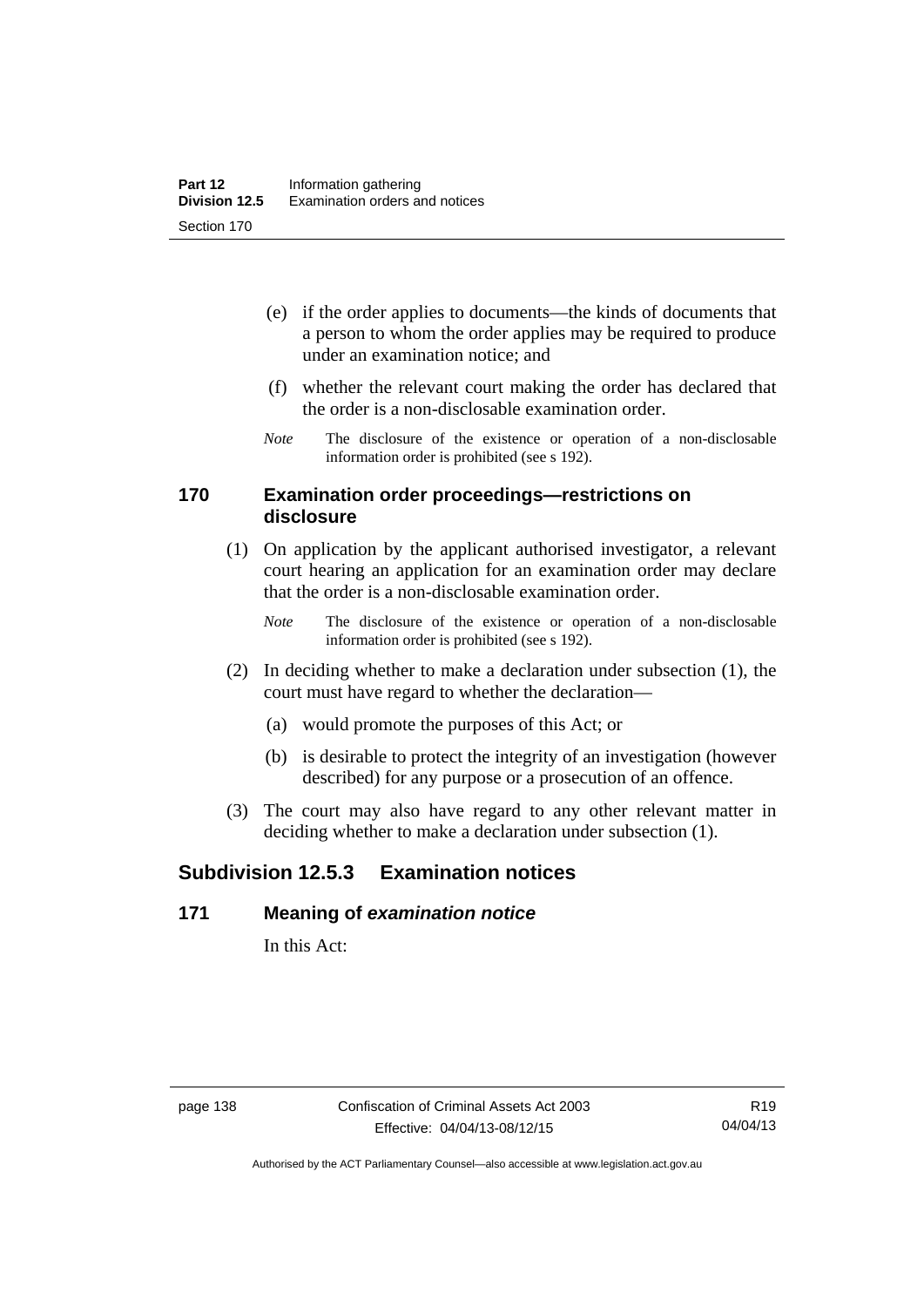(e) if the order applies to documents—the kinds of documents that a person to whom the order applies may be required to produce under an examination notice; and

(f) whether the relevant court making the order has declared that the order is a non-disclosable examination order.

*Note* The disclosure of the existence or operation of a non-disclosable information order is prohibited (see s 192).

### 170 Examination order proceedings—restrictions on disclosure

(1) On application by the applicant authorised investigator, a relevant court hearing an application for an examination order may declare that the order is a non-disclosable examination order.

*Note* The disclosure of the existence or operation of a non-disclosable information order is prohibited (see s 192).

(2) In deciding whether to make a declaration under subsection (1), the court must have regard to whether the declaration—

(a) would promote the purposes of this Act; or

(b) is desirable to protect the integrity of an investigation (however described) for any purpose or a prosecution of an offence.

(3) The court may also have regard to any other relevant matter in deciding whether to make a declaration under subsection (1).

## Subdivision 12.5.3 Examination notices

### 171 Meaning of *examination notice*

In this Act: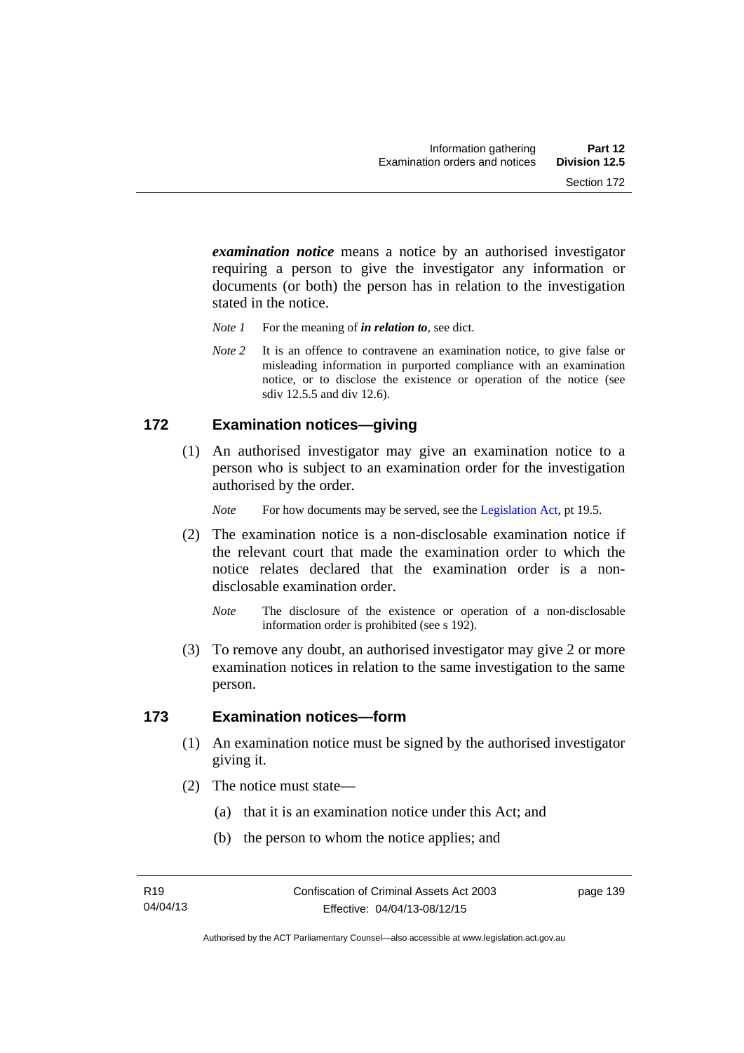***examination notice*** means a notice by an authorised investigator requiring a person to give the investigator any information or documents (or both) the person has in relation to the investigation stated in the notice.

*Note 1* For the meaning of ***in relation to***, see dict.

*Note 2* It is an offence to contravene an examination notice, to give false or misleading information in purported compliance with an examination notice, or to disclose the existence or operation of the notice (see sdiv 12.5.5 and div 12.6).

## 172 Examination notices—giving

(1) An authorised investigator may give an examination notice to a person who is subject to an examination order for the investigation authorised by the order.

*Note* For how documents may be served, see the Legislation Act, pt 19.5.

(2) The examination notice is a non-disclosable examination notice if the relevant court that made the examination order to which the notice relates declared that the examination order is a non-disclosable examination order.

*Note* The disclosure of the existence or operation of a non-disclosable information order is prohibited (see s 192).

(3) To remove any doubt, an authorised investigator may give 2 or more examination notices in relation to the same investigation to the same person.

## 173 Examination notices—form

(1) An examination notice must be signed by the authorised investigator giving it.

(2) The notice must state—

(a) that it is an examination notice under this Act; and

(b) the person to whom the notice applies; and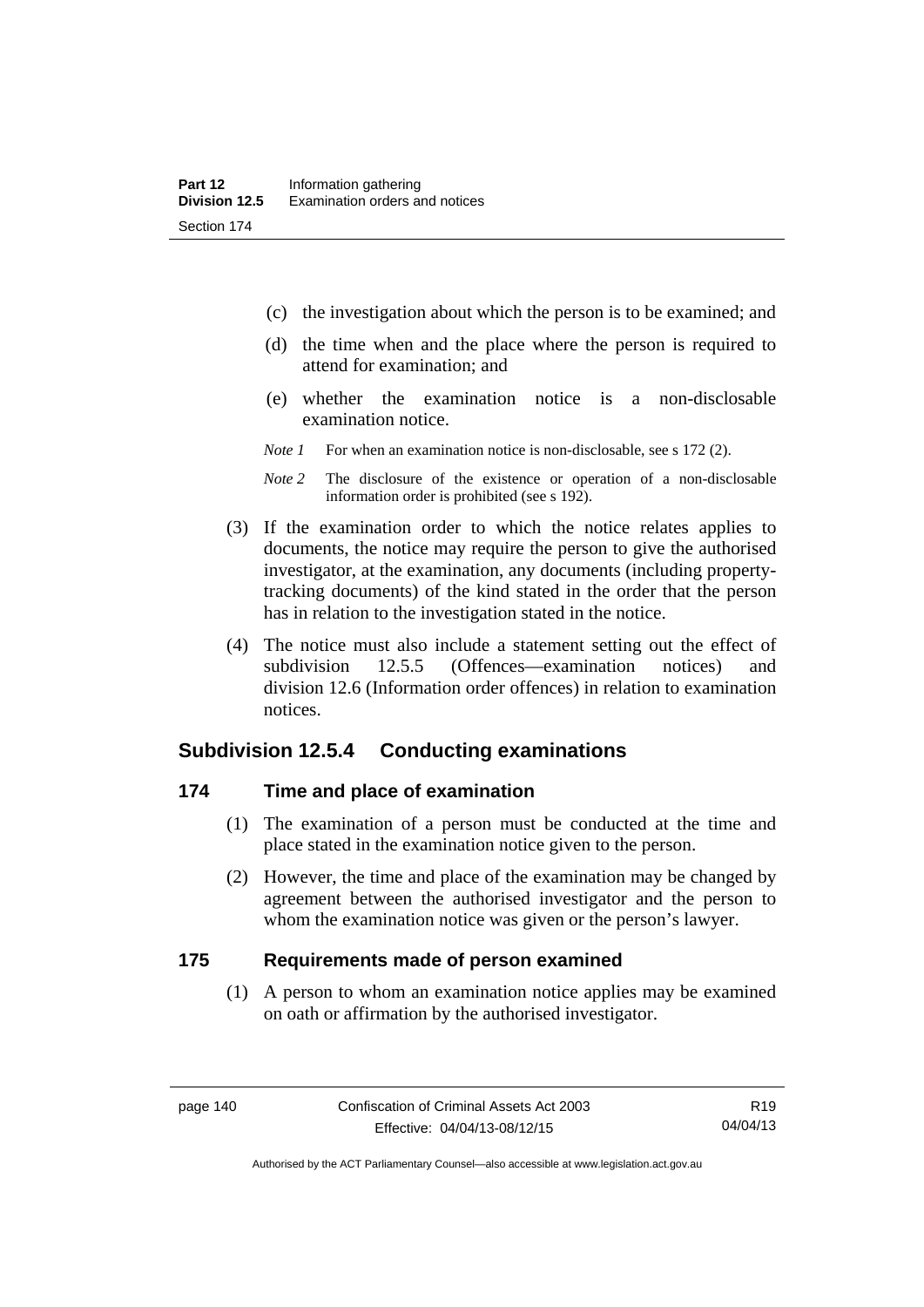(c) the investigation about which the person is to be examined; and

(d) the time when and the place where the person is required to attend for examination; and

(e) whether the examination notice is a non-disclosable examination notice.

*Note 1* For when an examination notice is non-disclosable, see s 172 (2).

*Note 2* The disclosure of the existence or operation of a non-disclosable information order is prohibited (see s 192).

(3) If the examination order to which the notice relates applies to documents, the notice may require the person to give the authorised investigator, at the examination, any documents (including property-tracking documents) of the kind stated in the order that the person has in relation to the investigation stated in the notice.

(4) The notice must also include a statement setting out the effect of subdivision 12.5.5 (Offences—examination notices) and division 12.6 (Information order offences) in relation to examination notices.

## Subdivision 12.5.4 Conducting examinations

### 174 Time and place of examination

(1) The examination of a person must be conducted at the time and place stated in the examination notice given to the person.

(2) However, the time and place of the examination may be changed by agreement between the authorised investigator and the person to whom the examination notice was given or the person's lawyer.

### 175 Requirements made of person examined

(1) A person to whom an examination notice applies may be examined on oath or affirmation by the authorised investigator.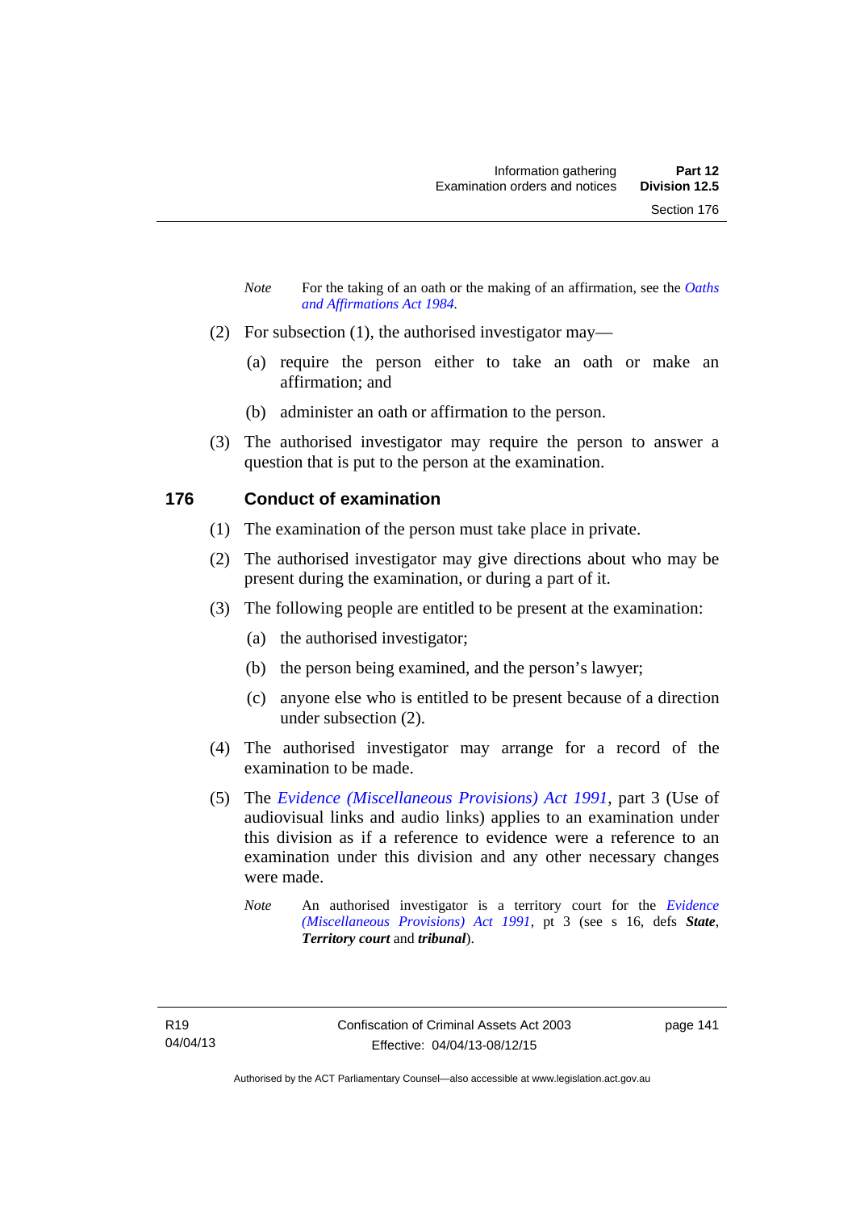*Note* For the taking of an oath or the making of an affirmation, see the *Oaths and Affirmations Act 1984*.

(2) For subsection (1), the authorised investigator may—

(a) require the person either to take an oath or make an affirmation; and

(b) administer an oath or affirmation to the person.

(3) The authorised investigator may require the person to answer a question that is put to the person at the examination.

## 176 Conduct of examination

(1) The examination of the person must take place in private.

(2) The authorised investigator may give directions about who may be present during the examination, or during a part of it.

(3) The following people are entitled to be present at the examination:

(a) the authorised investigator;

(b) the person being examined, and the person's lawyer;

(c) anyone else who is entitled to be present because of a direction under subsection (2).

(4) The authorised investigator may arrange for a record of the examination to be made.

(5) The *Evidence (Miscellaneous Provisions) Act 1991*, part 3 (Use of audiovisual links and audio links) applies to an examination under this division as if a reference to evidence were a reference to an examination under this division and any other necessary changes were made.

*Note* An authorised investigator is a territory court for the *Evidence (Miscellaneous Provisions) Act 1991*, pt 3 (see s 16, defs ***State***, ***Territory court*** and ***tribunal***).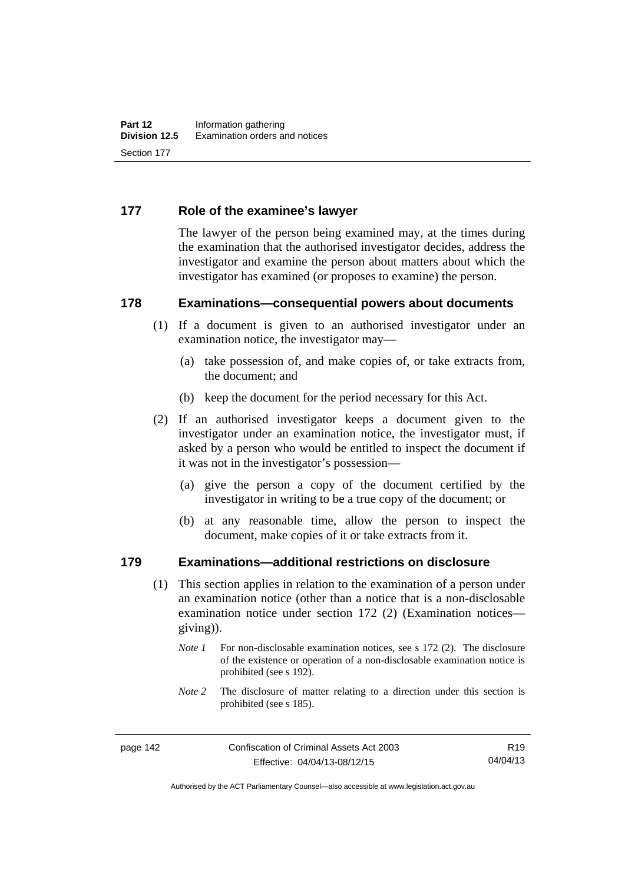## 177 Role of the examinee's lawyer

The lawyer of the person being examined may, at the times during the examination that the authorised investigator decides, address the investigator and examine the person about matters about which the investigator has examined (or proposes to examine) the person.

## 178 Examinations—consequential powers about documents

(1) If a document is given to an authorised investigator under an examination notice, the investigator may—

(a) take possession of, and make copies of, or take extracts from, the document; and

(b) keep the document for the period necessary for this Act.

(2) If an authorised investigator keeps a document given to the investigator under an examination notice, the investigator must, if asked by a person who would be entitled to inspect the document if it was not in the investigator's possession—

(a) give the person a copy of the document certified by the investigator in writing to be a true copy of the document; or

(b) at any reasonable time, allow the person to inspect the document, make copies of it or take extracts from it.

## 179 Examinations—additional restrictions on disclosure

(1) This section applies in relation to the examination of a person under an examination notice (other than a notice that is a non-disclosable examination notice under section 172 (2) (Examination notices—giving)).

*Note 1* For non-disclosable examination notices, see s 172 (2). The disclosure of the existence or operation of a non-disclosable examination notice is prohibited (see s 192).

*Note 2* The disclosure of matter relating to a direction under this section is prohibited (see s 185).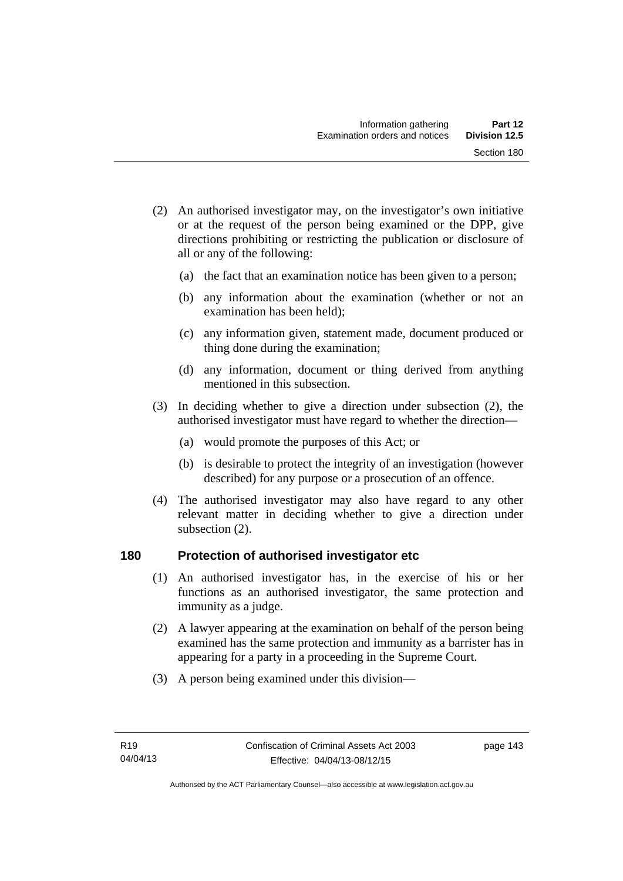(2) An authorised investigator may, on the investigator's own initiative or at the request of the person being examined or the DPP, give directions prohibiting or restricting the publication or disclosure of all or any of the following:

(a) the fact that an examination notice has been given to a person;

(b) any information about the examination (whether or not an examination has been held);

(c) any information given, statement made, document produced or thing done during the examination;

(d) any information, document or thing derived from anything mentioned in this subsection.

(3) In deciding whether to give a direction under subsection (2), the authorised investigator must have regard to whether the direction—

(a) would promote the purposes of this Act; or

(b) is desirable to protect the integrity of an investigation (however described) for any purpose or a prosecution of an offence.

(4) The authorised investigator may also have regard to any other relevant matter in deciding whether to give a direction under subsection (2).

## 180 Protection of authorised investigator etc

(1) An authorised investigator has, in the exercise of his or her functions as an authorised investigator, the same protection and immunity as a judge.

(2) A lawyer appearing at the examination on behalf of the person being examined has the same protection and immunity as a barrister has in appearing for a party in a proceeding in the Supreme Court.

(3) A person being examined under this division—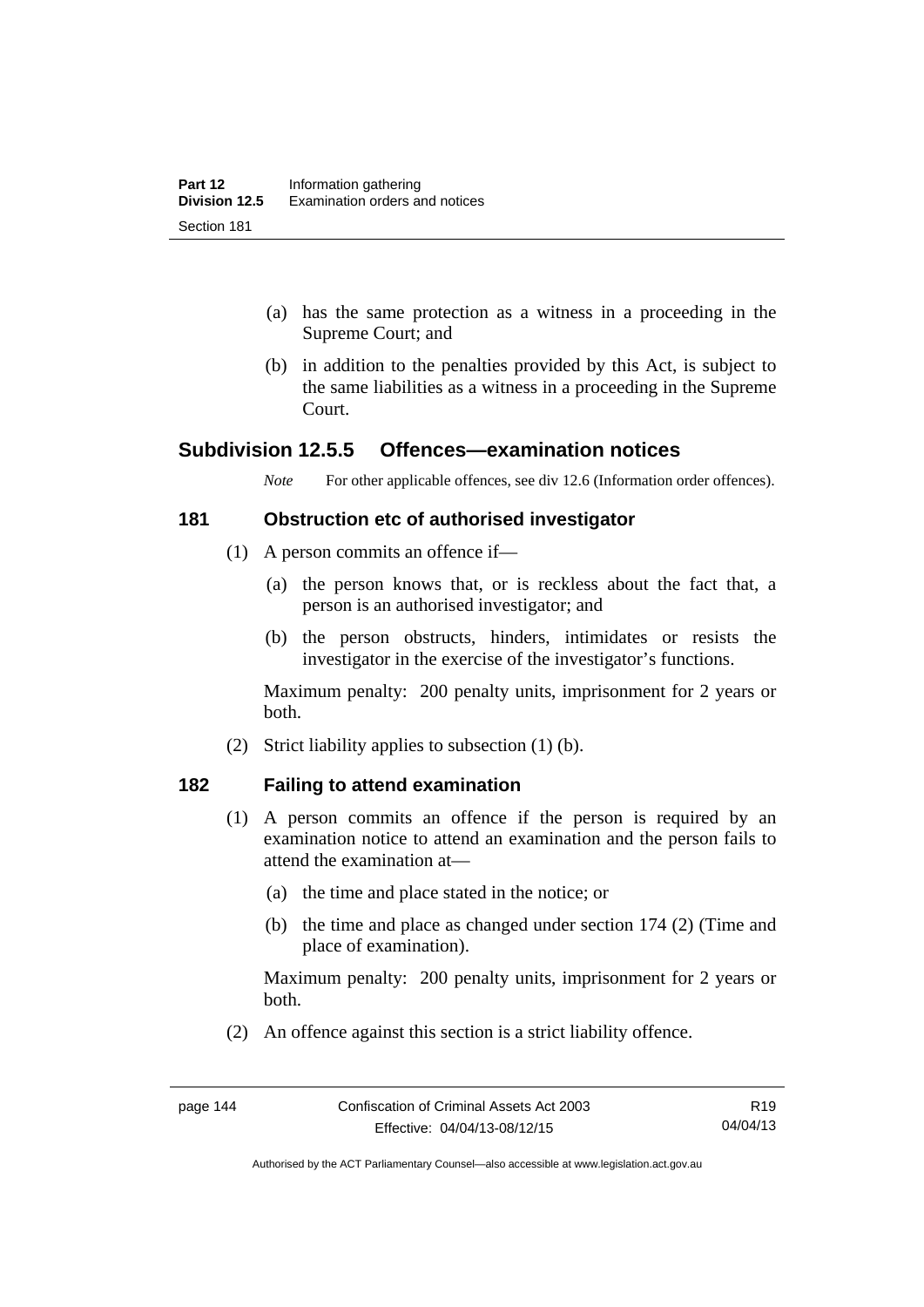(a) has the same protection as a witness in a proceeding in the Supreme Court; and

(b) in addition to the penalties provided by this Act, is subject to the same liabilities as a witness in a proceeding in the Supreme Court.

## Subdivision 12.5.5 Offences—examination notices

*Note* For other applicable offences, see div 12.6 (Information order offences).

### 181 Obstruction etc of authorised investigator

(1) A person commits an offence if—

(a) the person knows that, or is reckless about the fact that, a person is an authorised investigator; and

(b) the person obstructs, hinders, intimidates or resists the investigator in the exercise of the investigator's functions.

Maximum penalty: 200 penalty units, imprisonment for 2 years or both.

(2) Strict liability applies to subsection (1) (b).

### 182 Failing to attend examination

(1) A person commits an offence if the person is required by an examination notice to attend an examination and the person fails to attend the examination at—

(a) the time and place stated in the notice; or

(b) the time and place as changed under section 174 (2) (Time and place of examination).

Maximum penalty: 200 penalty units, imprisonment for 2 years or both.

(2) An offence against this section is a strict liability offence.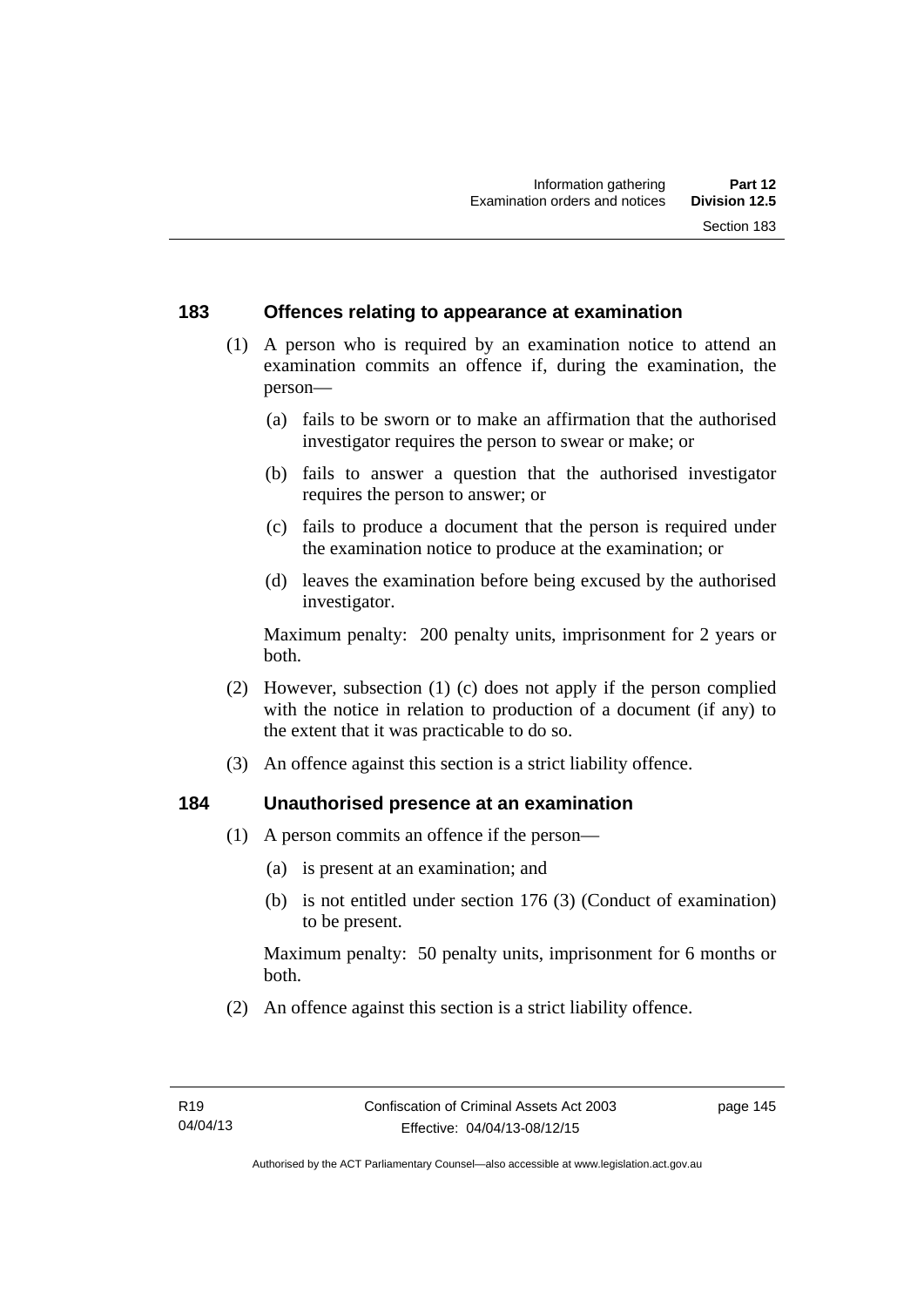## 183 Offences relating to appearance at examination

(1) A person who is required by an examination notice to attend an examination commits an offence if, during the examination, the person—

(a) fails to be sworn or to make an affirmation that the authorised investigator requires the person to swear or make; or

(b) fails to answer a question that the authorised investigator requires the person to answer; or

(c) fails to produce a document that the person is required under the examination notice to produce at the examination; or

(d) leaves the examination before being excused by the authorised investigator.

Maximum penalty: 200 penalty units, imprisonment for 2 years or both.

(2) However, subsection (1) (c) does not apply if the person complied with the notice in relation to production of a document (if any) to the extent that it was practicable to do so.

(3) An offence against this section is a strict liability offence.

## 184 Unauthorised presence at an examination

(1) A person commits an offence if the person—

(a) is present at an examination; and

(b) is not entitled under section 176 (3) (Conduct of examination) to be present.

Maximum penalty: 50 penalty units, imprisonment for 6 months or both.

(2) An offence against this section is a strict liability offence.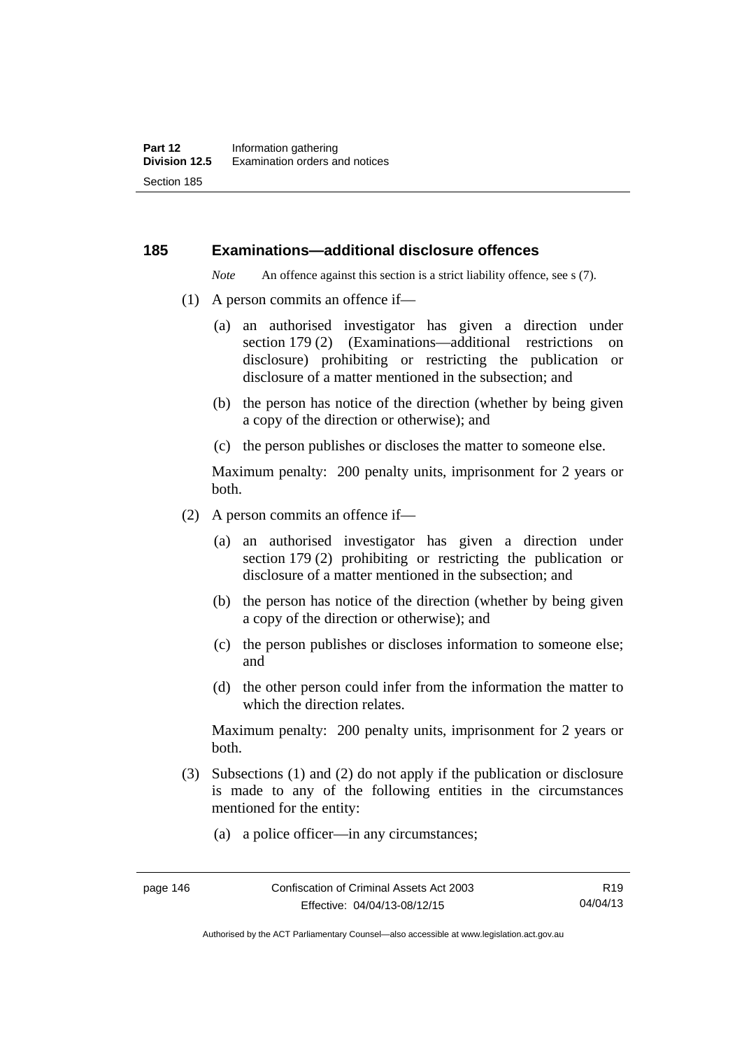## 185 Examinations—additional disclosure offences

*Note* An offence against this section is a strict liability offence, see s (7).

(1) A person commits an offence if—

(a) an authorised investigator has given a direction under section 179 (2) (Examinations—additional restrictions on disclosure) prohibiting or restricting the publication or disclosure of a matter mentioned in the subsection; and

(b) the person has notice of the direction (whether by being given a copy of the direction or otherwise); and

(c) the person publishes or discloses the matter to someone else.

Maximum penalty: 200 penalty units, imprisonment for 2 years or both.

(2) A person commits an offence if—

(a) an authorised investigator has given a direction under section 179 (2) prohibiting or restricting the publication or disclosure of a matter mentioned in the subsection; and

(b) the person has notice of the direction (whether by being given a copy of the direction or otherwise); and

(c) the person publishes or discloses information to someone else; and

(d) the other person could infer from the information the matter to which the direction relates.

Maximum penalty: 200 penalty units, imprisonment for 2 years or both.

(3) Subsections (1) and (2) do not apply if the publication or disclosure is made to any of the following entities in the circumstances mentioned for the entity:

(a) a police officer—in any circumstances;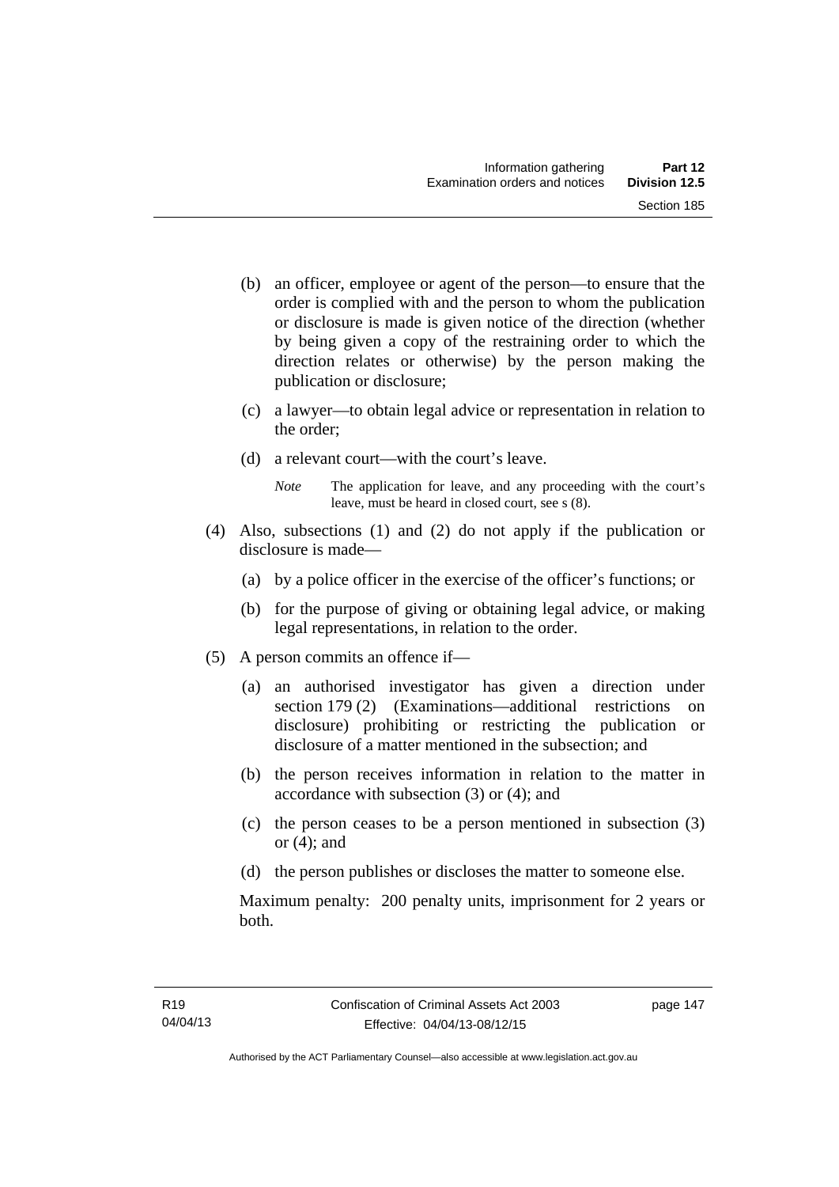(b) an officer, employee or agent of the person—to ensure that the order is complied with and the person to whom the publication or disclosure is made is given notice of the direction (whether by being given a copy of the restraining order to which the direction relates or otherwise) by the person making the publication or disclosure;

(c) a lawyer—to obtain legal advice or representation in relation to the order;

(d) a relevant court—with the court's leave.

*Note* The application for leave, and any proceeding with the court's leave, must be heard in closed court, see s (8).

(4) Also, subsections (1) and (2) do not apply if the publication or disclosure is made—

(a) by a police officer in the exercise of the officer's functions; or

(b) for the purpose of giving or obtaining legal advice, or making legal representations, in relation to the order.

(5) A person commits an offence if—

(a) an authorised investigator has given a direction under section 179 (2) (Examinations—additional restrictions on disclosure) prohibiting or restricting the publication or disclosure of a matter mentioned in the subsection; and

(b) the person receives information in relation to the matter in accordance with subsection (3) or (4); and

(c) the person ceases to be a person mentioned in subsection (3) or (4); and

(d) the person publishes or discloses the matter to someone else.

Maximum penalty: 200 penalty units, imprisonment for 2 years or both.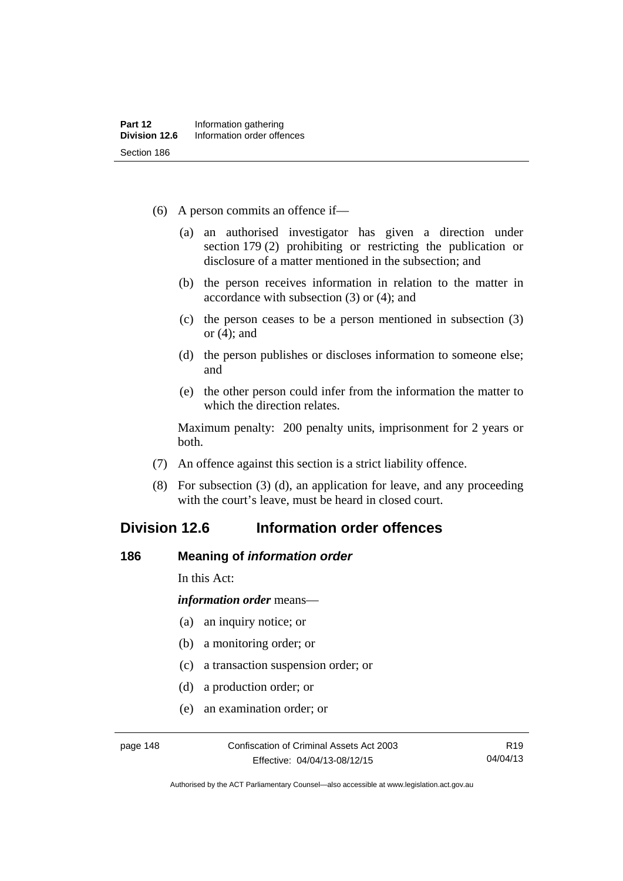(6) A person commits an offence if—

  (a) an authorised investigator has given a direction under section 179 (2) prohibiting or restricting the publication or disclosure of a matter mentioned in the subsection; and

  (b) the person receives information in relation to the matter in accordance with subsection (3) or (4); and

  (c) the person ceases to be a person mentioned in subsection (3) or (4); and

  (d) the person publishes or discloses information to someone else; and

  (e) the other person could infer from the information the matter to which the direction relates.

  Maximum penalty: 200 penalty units, imprisonment for 2 years or both.

(7) An offence against this section is a strict liability offence.

(8) For subsection (3) (d), an application for leave, and any proceeding with the court's leave, must be heard in closed court.

## Division 12.6 Information order offences

### 186 Meaning of *information order*

In this Act:

***information order*** means—

  (a) an inquiry notice; or

  (b) a monitoring order; or

  (c) a transaction suspension order; or

  (d) a production order; or

  (e) an examination order; or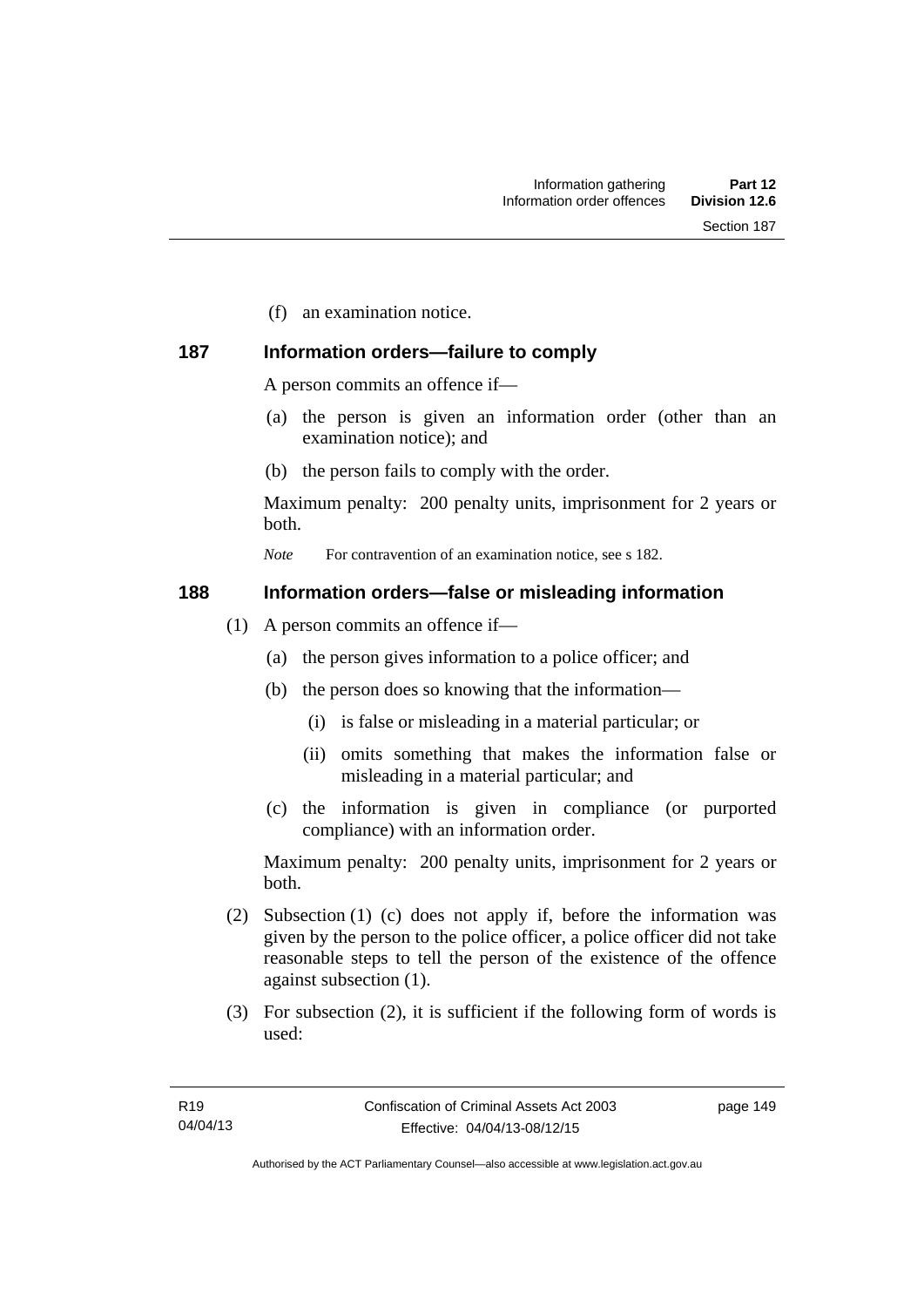(f) an examination notice.

## 187 Information orders—failure to comply

A person commits an offence if—

(a) the person is given an information order (other than an examination notice); and

(b) the person fails to comply with the order.

Maximum penalty: 200 penalty units, imprisonment for 2 years or both.

*Note* For contravention of an examination notice, see s 182.

## 188 Information orders—false or misleading information

(1) A person commits an offence if—

(a) the person gives information to a police officer; and

(b) the person does so knowing that the information—

(i) is false or misleading in a material particular; or

(ii) omits something that makes the information false or misleading in a material particular; and

(c) the information is given in compliance (or purported compliance) with an information order.

Maximum penalty: 200 penalty units, imprisonment for 2 years or both.

(2) Subsection (1) (c) does not apply if, before the information was given by the person to the police officer, a police officer did not take reasonable steps to tell the person of the existence of the offence against subsection (1).

(3) For subsection (2), it is sufficient if the following form of words is used: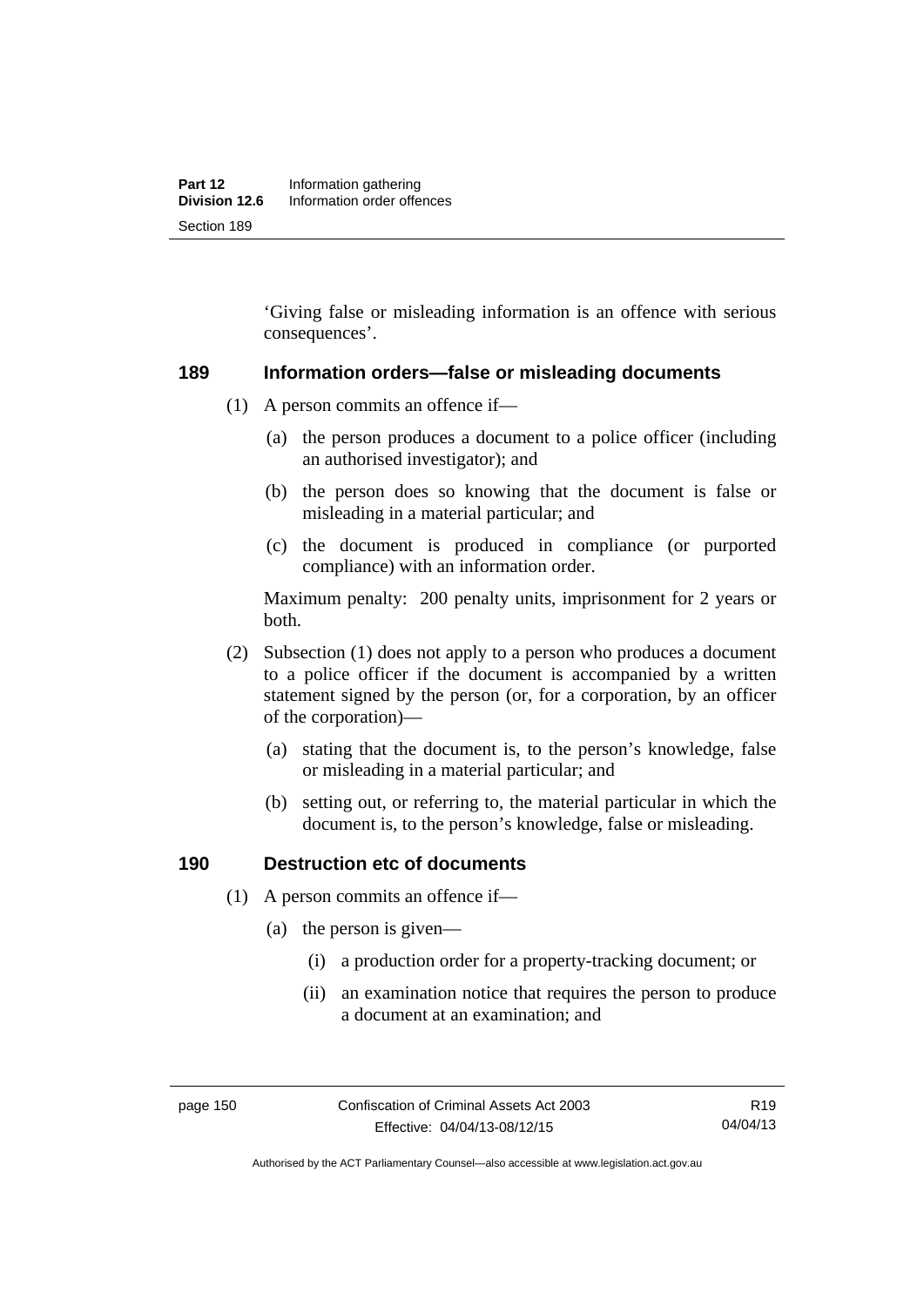'Giving false or misleading information is an offence with serious consequences'.

## 189 Information orders—false or misleading documents

(1) A person commits an offence if—

(a) the person produces a document to a police officer (including an authorised investigator); and

(b) the person does so knowing that the document is false or misleading in a material particular; and

(c) the document is produced in compliance (or purported compliance) with an information order.

Maximum penalty: 200 penalty units, imprisonment for 2 years or both.

(2) Subsection (1) does not apply to a person who produces a document to a police officer if the document is accompanied by a written statement signed by the person (or, for a corporation, by an officer of the corporation)—

(a) stating that the document is, to the person's knowledge, false or misleading in a material particular; and

(b) setting out, or referring to, the material particular in which the document is, to the person's knowledge, false or misleading.

## 190 Destruction etc of documents

(1) A person commits an offence if—

(a) the person is given—

(i) a production order for a property-tracking document; or

(ii) an examination notice that requires the person to produce a document at an examination; and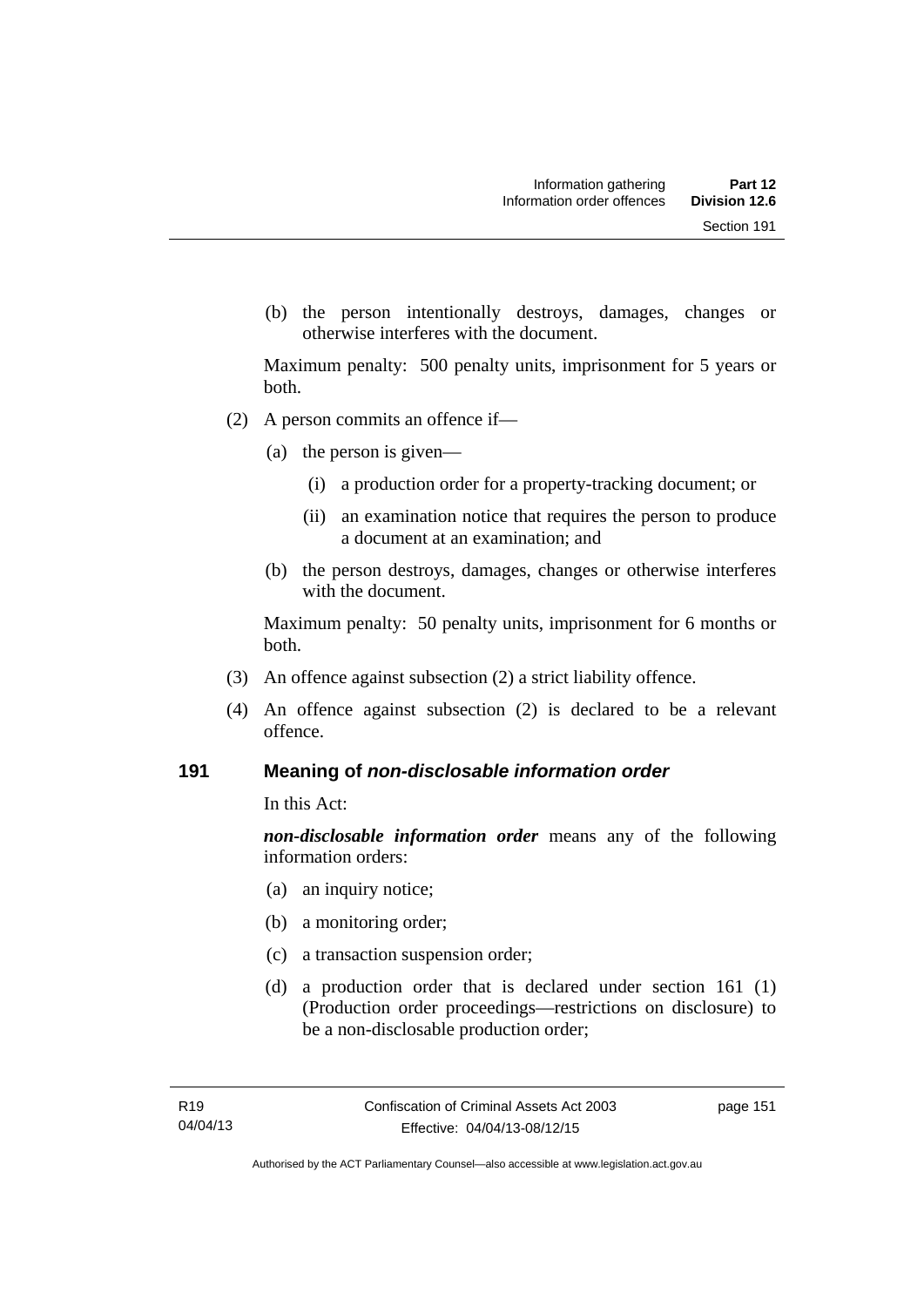(b) the person intentionally destroys, damages, changes or otherwise interferes with the document.

Maximum penalty: 500 penalty units, imprisonment for 5 years or both.

(2) A person commits an offence if—

(a) the person is given—

(i) a production order for a property-tracking document; or

(ii) an examination notice that requires the person to produce a document at an examination; and

(b) the person destroys, damages, changes or otherwise interferes with the document.

Maximum penalty: 50 penalty units, imprisonment for 6 months or both.

(3) An offence against subsection (2) a strict liability offence.

(4) An offence against subsection (2) is declared to be a relevant offence.

## 191 Meaning of *non-disclosable information order*

In this Act:

***non-disclosable information order*** means any of the following information orders:

(a) an inquiry notice;

(b) a monitoring order;

(c) a transaction suspension order;

(d) a production order that is declared under section 161 (1) (Production order proceedings—restrictions on disclosure) to be a non-disclosable production order;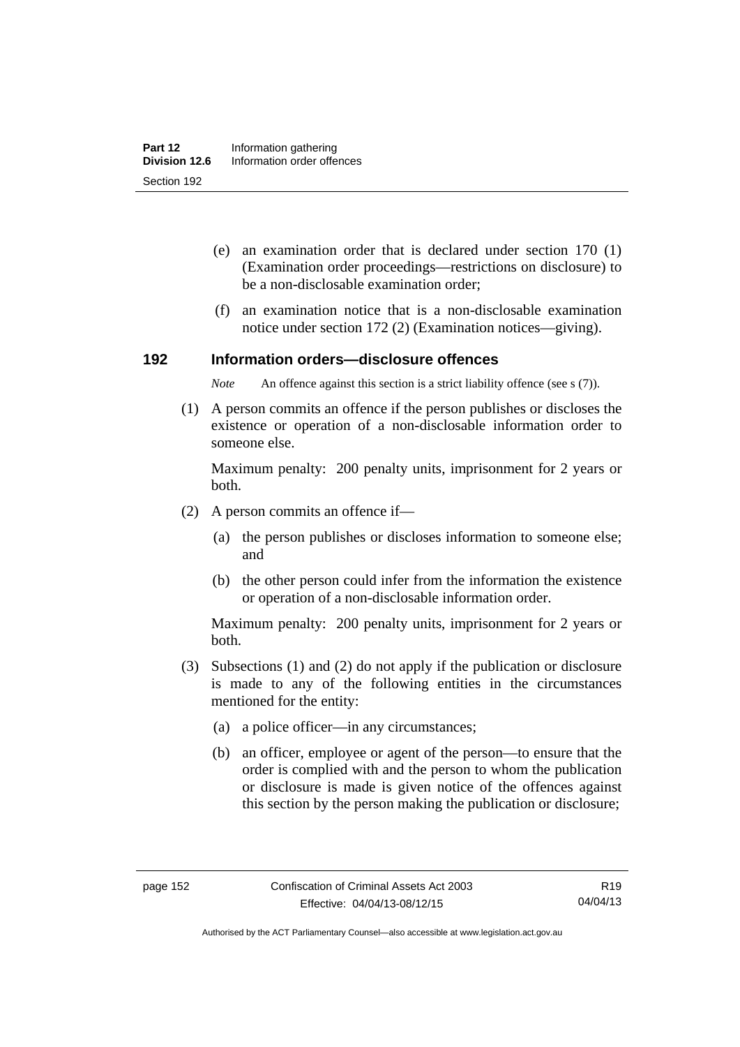(e) an examination order that is declared under section 170 (1) (Examination order proceedings—restrictions on disclosure) to be a non-disclosable examination order;

(f) an examination notice that is a non-disclosable examination notice under section 172 (2) (Examination notices—giving).

## 192 Information orders—disclosure offences

*Note* An offence against this section is a strict liability offence (see s (7)).

(1) A person commits an offence if the person publishes or discloses the existence or operation of a non-disclosable information order to someone else.

Maximum penalty: 200 penalty units, imprisonment for 2 years or both.

(2) A person commits an offence if—

(a) the person publishes or discloses information to someone else; and

(b) the other person could infer from the information the existence or operation of a non-disclosable information order.

Maximum penalty: 200 penalty units, imprisonment for 2 years or both.

(3) Subsections (1) and (2) do not apply if the publication or disclosure is made to any of the following entities in the circumstances mentioned for the entity:

(a) a police officer—in any circumstances;

(b) an officer, employee or agent of the person—to ensure that the order is complied with and the person to whom the publication or disclosure is made is given notice of the offences against this section by the person making the publication or disclosure;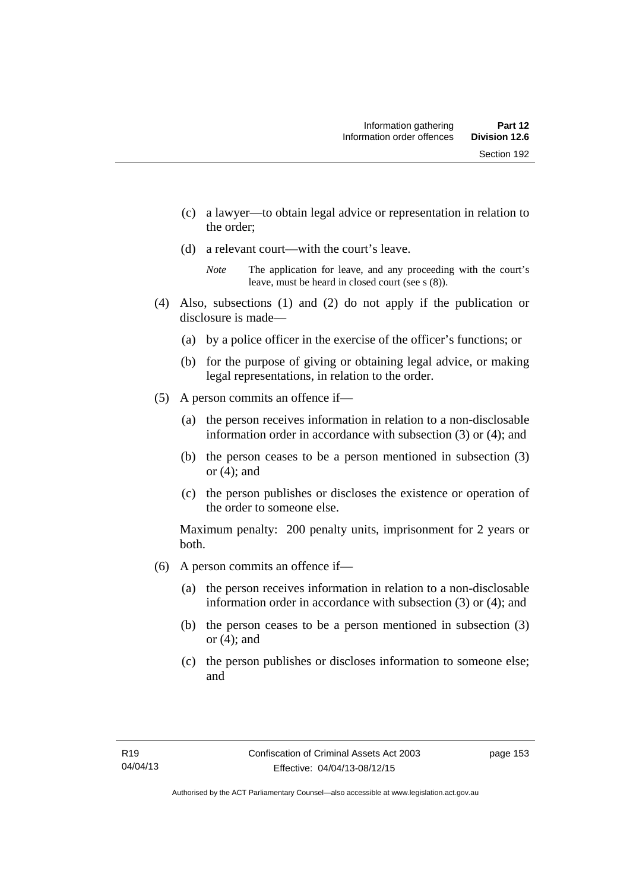(c) a lawyer—to obtain legal advice or representation in relation to the order;

(d) a relevant court—with the court's leave.

*Note* The application for leave, and any proceeding with the court's leave, must be heard in closed court (see s (8)).

(4) Also, subsections (1) and (2) do not apply if the publication or disclosure is made—

(a) by a police officer in the exercise of the officer's functions; or

(b) for the purpose of giving or obtaining legal advice, or making legal representations, in relation to the order.

(5) A person commits an offence if—

(a) the person receives information in relation to a non-disclosable information order in accordance with subsection (3) or (4); and

(b) the person ceases to be a person mentioned in subsection (3) or (4); and

(c) the person publishes or discloses the existence or operation of the order to someone else.

Maximum penalty: 200 penalty units, imprisonment for 2 years or both.

(6) A person commits an offence if—

(a) the person receives information in relation to a non-disclosable information order in accordance with subsection (3) or (4); and

(b) the person ceases to be a person mentioned in subsection (3) or (4); and

(c) the person publishes or discloses information to someone else; and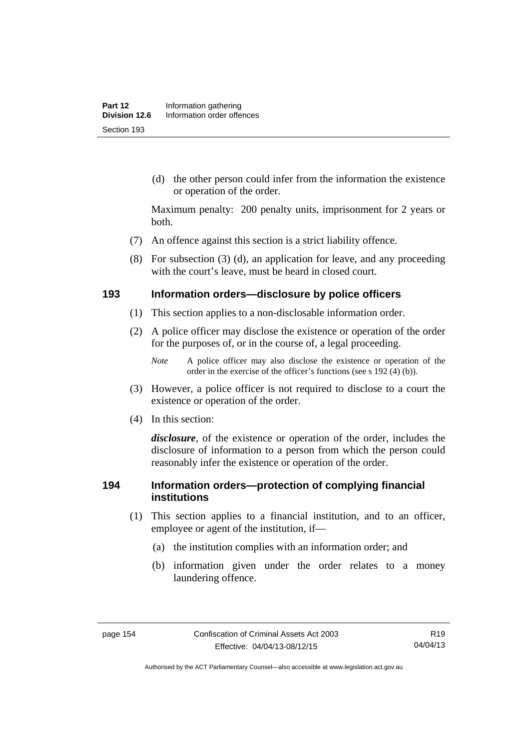(d) the other person could infer from the information the existence or operation of the order.

Maximum penalty: 200 penalty units, imprisonment for 2 years or both.

(7) An offence against this section is a strict liability offence.

(8) For subsection (3) (d), an application for leave, and any proceeding with the court's leave, must be heard in closed court.

## 193 Information orders—disclosure by police officers

(1) This section applies to a non-disclosable information order.

(2) A police officer may disclose the existence or operation of the order for the purposes of, or in the course of, a legal proceeding.

*Note* A police officer may also disclose the existence or operation of the order in the exercise of the officer's functions (see s 192 (4) (b)).

(3) However, a police officer is not required to disclose to a court the existence or operation of the order.

(4) In this section:

***disclosure***, of the existence or operation of the order, includes the disclosure of information to a person from which the person could reasonably infer the existence or operation of the order.

## 194 Information orders—protection of complying financial institutions

(1) This section applies to a financial institution, and to an officer, employee or agent of the institution, if—

(a) the institution complies with an information order; and

(b) information given under the order relates to a money laundering offence.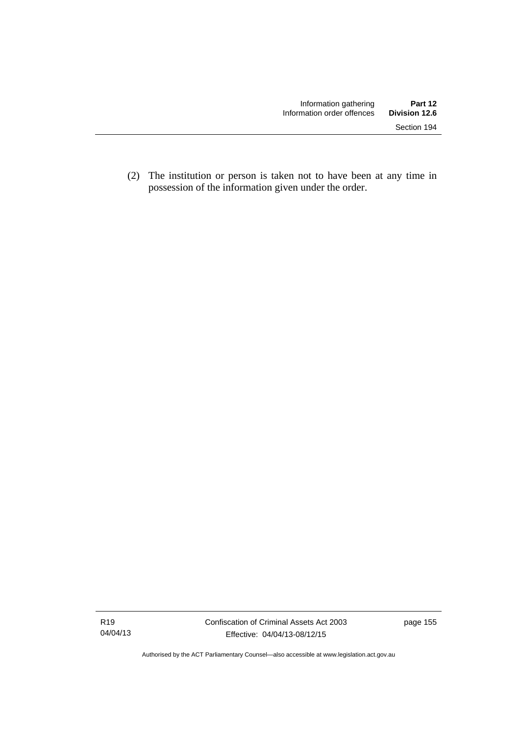(2) The institution or person is taken not to have been at any time in possession of the information given under the order.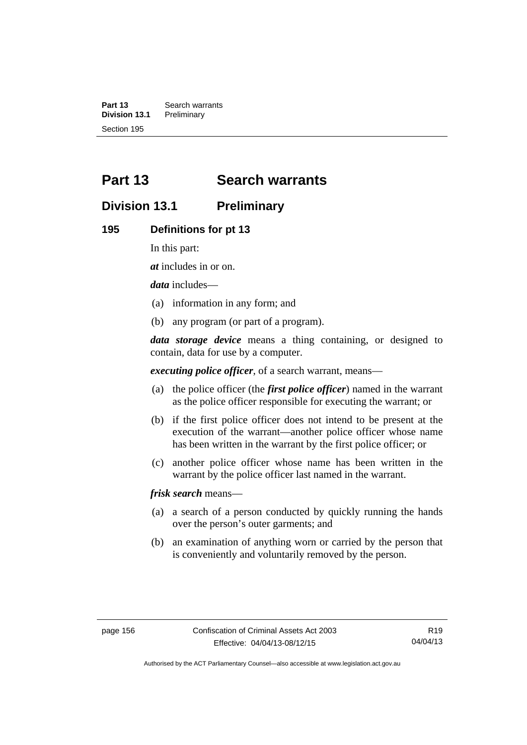# Part 13 Search warrants

## Division 13.1 Preliminary

### 195 Definitions for pt 13

In this part:

***at*** includes in or on.

***data*** includes—

(a) information in any form; and

(b) any program (or part of a program).

***data storage device*** means a thing containing, or designed to contain, data for use by a computer.

***executing police officer***, of a search warrant, means—

(a) the police officer (the ***first police officer***) named in the warrant as the police officer responsible for executing the warrant; or

(b) if the first police officer does not intend to be present at the execution of the warrant—another police officer whose name has been written in the warrant by the first police officer; or

(c) another police officer whose name has been written in the warrant by the police officer last named in the warrant.

***frisk search*** means—

(a) a search of a person conducted by quickly running the hands over the person's outer garments; and

(b) an examination of anything worn or carried by the person that is conveniently and voluntarily removed by the person.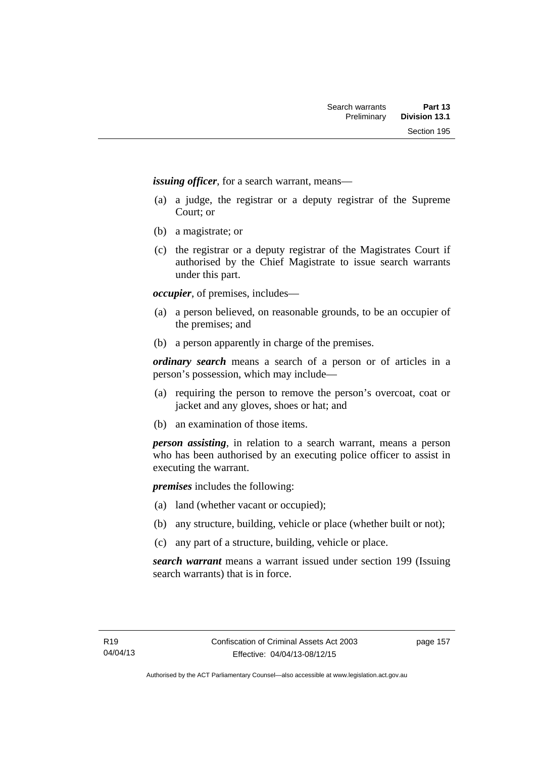***issuing officer***, for a search warrant, means—

(a) a judge, the registrar or a deputy registrar of the Supreme Court; or

(b) a magistrate; or

(c) the registrar or a deputy registrar of the Magistrates Court if authorised by the Chief Magistrate to issue search warrants under this part.

***occupier***, of premises, includes—

(a) a person believed, on reasonable grounds, to be an occupier of the premises; and

(b) a person apparently in charge of the premises.

***ordinary search*** means a search of a person or of articles in a person's possession, which may include—

(a) requiring the person to remove the person's overcoat, coat or jacket and any gloves, shoes or hat; and

(b) an examination of those items.

***person assisting***, in relation to a search warrant, means a person who has been authorised by an executing police officer to assist in executing the warrant.

***premises*** includes the following:

(a) land (whether vacant or occupied);

(b) any structure, building, vehicle or place (whether built or not);

(c) any part of a structure, building, vehicle or place.

***search warrant*** means a warrant issued under section 199 (Issuing search warrants) that is in force.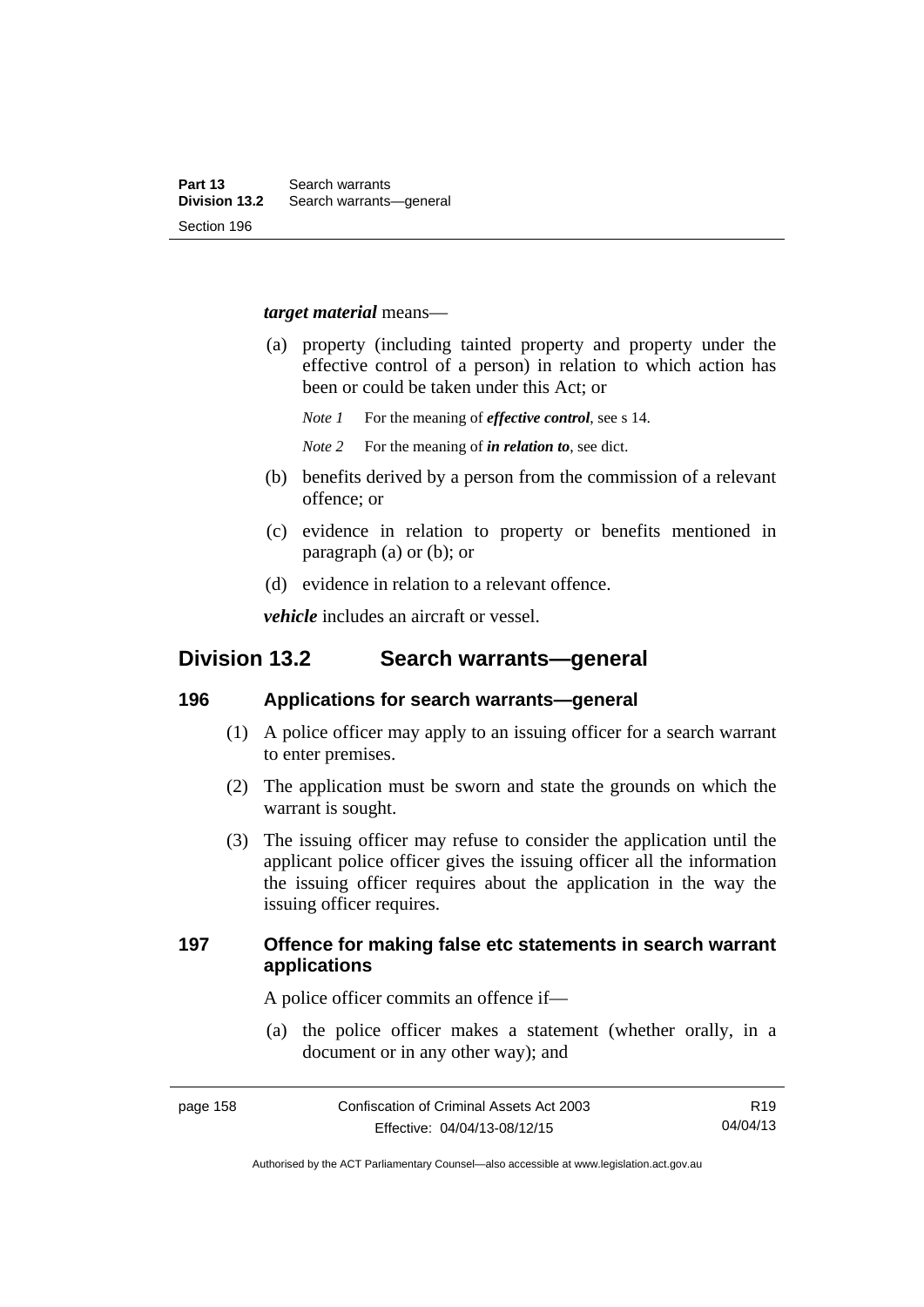***target material*** means—

(a) property (including tainted property and property under the effective control of a person) in relation to which action has been or could be taken under this Act; or

*Note 1* For the meaning of ***effective control***, see s 14.

*Note 2* For the meaning of ***in relation to***, see dict.

(b) benefits derived by a person from the commission of a relevant offence; or

(c) evidence in relation to property or benefits mentioned in paragraph (a) or (b); or

(d) evidence in relation to a relevant offence.

***vehicle*** includes an aircraft or vessel.

## Division 13.2 Search warrants—general

### 196 Applications for search warrants—general

(1) A police officer may apply to an issuing officer for a search warrant to enter premises.

(2) The application must be sworn and state the grounds on which the warrant is sought.

(3) The issuing officer may refuse to consider the application until the applicant police officer gives the issuing officer all the information the issuing officer requires about the application in the way the issuing officer requires.

### 197 Offence for making false etc statements in search warrant applications

A police officer commits an offence if—

(a) the police officer makes a statement (whether orally, in a document or in any other way); and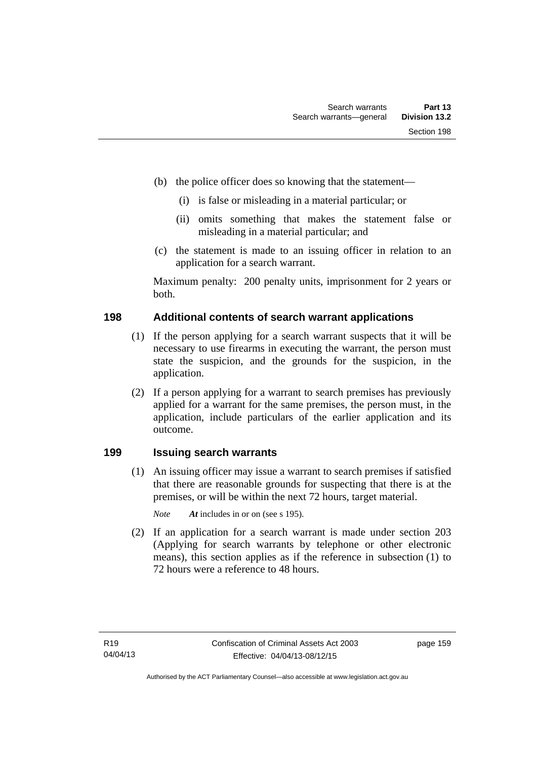(b) the police officer does so knowing that the statement—

(i) is false or misleading in a material particular; or

(ii) omits something that makes the statement false or misleading in a material particular; and

(c) the statement is made to an issuing officer in relation to an application for a search warrant.

Maximum penalty: 200 penalty units, imprisonment for 2 years or both.

## 198 Additional contents of search warrant applications

(1) If the person applying for a search warrant suspects that it will be necessary to use firearms in executing the warrant, the person must state the suspicion, and the grounds for the suspicion, in the application.

(2) If a person applying for a warrant to search premises has previously applied for a warrant for the same premises, the person must, in the application, include particulars of the earlier application and its outcome.

## 199 Issuing search warrants

(1) An issuing officer may issue a warrant to search premises if satisfied that there are reasonable grounds for suspecting that there is at the premises, or will be within the next 72 hours, target material.

*Note* ***At*** includes in or on (see s 195).

(2) If an application for a search warrant is made under section 203 (Applying for search warrants by telephone or other electronic means), this section applies as if the reference in subsection (1) to 72 hours were a reference to 48 hours.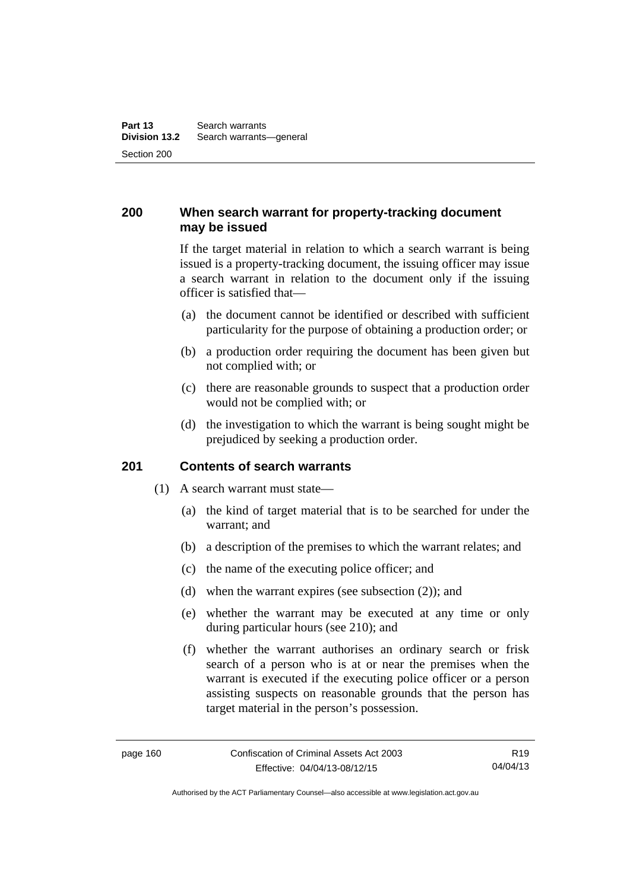## 200 When search warrant for property-tracking document may be issued

If the target material in relation to which a search warrant is being issued is a property-tracking document, the issuing officer may issue a search warrant in relation to the document only if the issuing officer is satisfied that—

(a) the document cannot be identified or described with sufficient particularity for the purpose of obtaining a production order; or

(b) a production order requiring the document has been given but not complied with; or

(c) there are reasonable grounds to suspect that a production order would not be complied with; or

(d) the investigation to which the warrant is being sought might be prejudiced by seeking a production order.

## 201 Contents of search warrants

(1) A search warrant must state—

(a) the kind of target material that is to be searched for under the warrant; and

(b) a description of the premises to which the warrant relates; and

(c) the name of the executing police officer; and

(d) when the warrant expires (see subsection (2)); and

(e) whether the warrant may be executed at any time or only during particular hours (see 210); and

(f) whether the warrant authorises an ordinary search or frisk search of a person who is at or near the premises when the warrant is executed if the executing police officer or a person assisting suspects on reasonable grounds that the person has target material in the person's possession.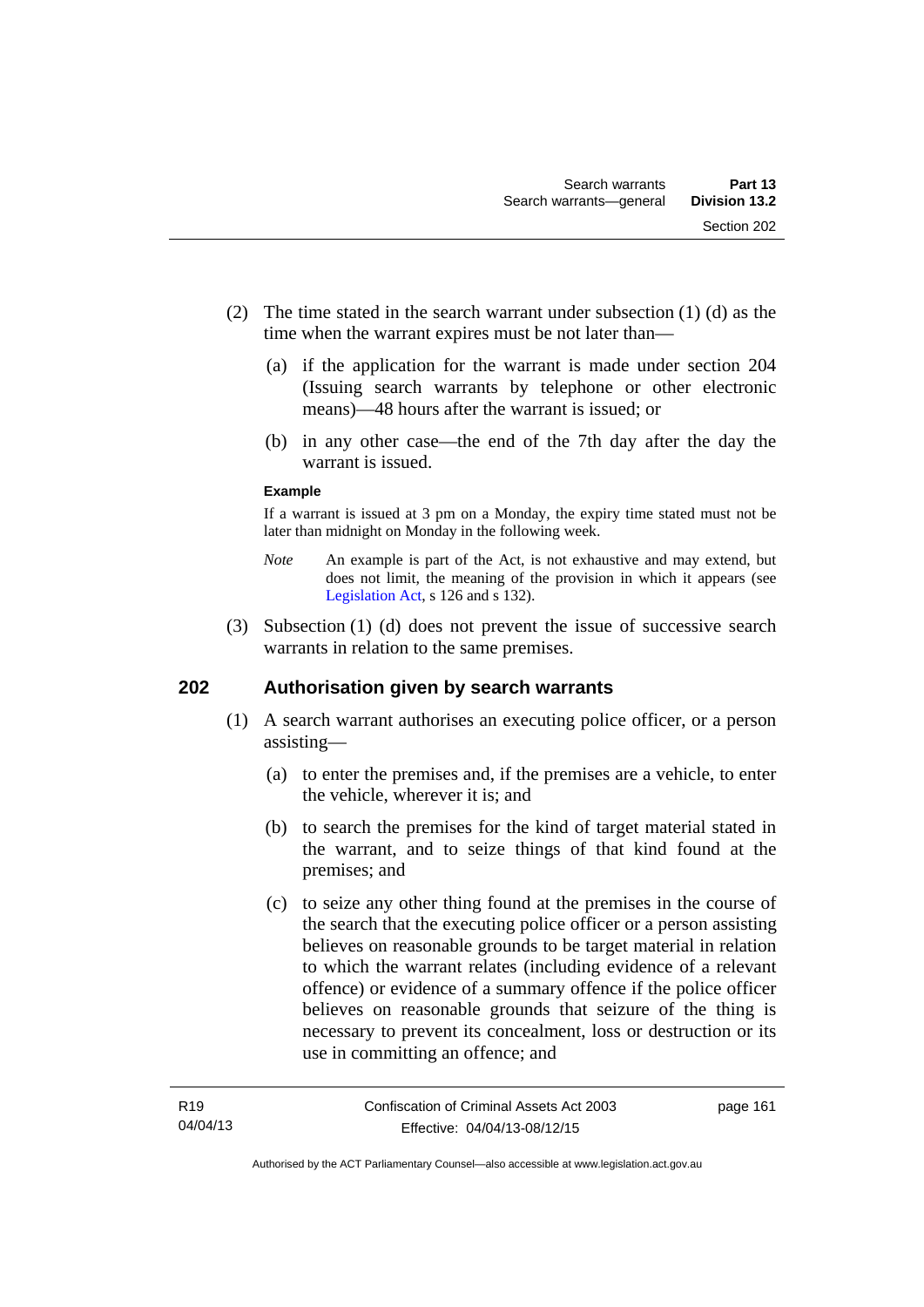(2) The time stated in the search warrant under subsection (1) (d) as the time when the warrant expires must be not later than—

(a) if the application for the warrant is made under section 204 (Issuing search warrants by telephone or other electronic means)—48 hours after the warrant is issued; or

(b) in any other case—the end of the 7th day after the day the warrant is issued.

**Example**

If a warrant is issued at 3 pm on a Monday, the expiry time stated must not be later than midnight on Monday in the following week.

*Note* An example is part of the Act, is not exhaustive and may extend, but does not limit, the meaning of the provision in which it appears (see Legislation Act, s 126 and s 132).

(3) Subsection (1) (d) does not prevent the issue of successive search warrants in relation to the same premises.

## 202 Authorisation given by search warrants

(1) A search warrant authorises an executing police officer, or a person assisting—

(a) to enter the premises and, if the premises are a vehicle, to enter the vehicle, wherever it is; and

(b) to search the premises for the kind of target material stated in the warrant, and to seize things of that kind found at the premises; and

(c) to seize any other thing found at the premises in the course of the search that the executing police officer or a person assisting believes on reasonable grounds to be target material in relation to which the warrant relates (including evidence of a relevant offence) or evidence of a summary offence if the police officer believes on reasonable grounds that seizure of the thing is necessary to prevent its concealment, loss or destruction or its use in committing an offence; and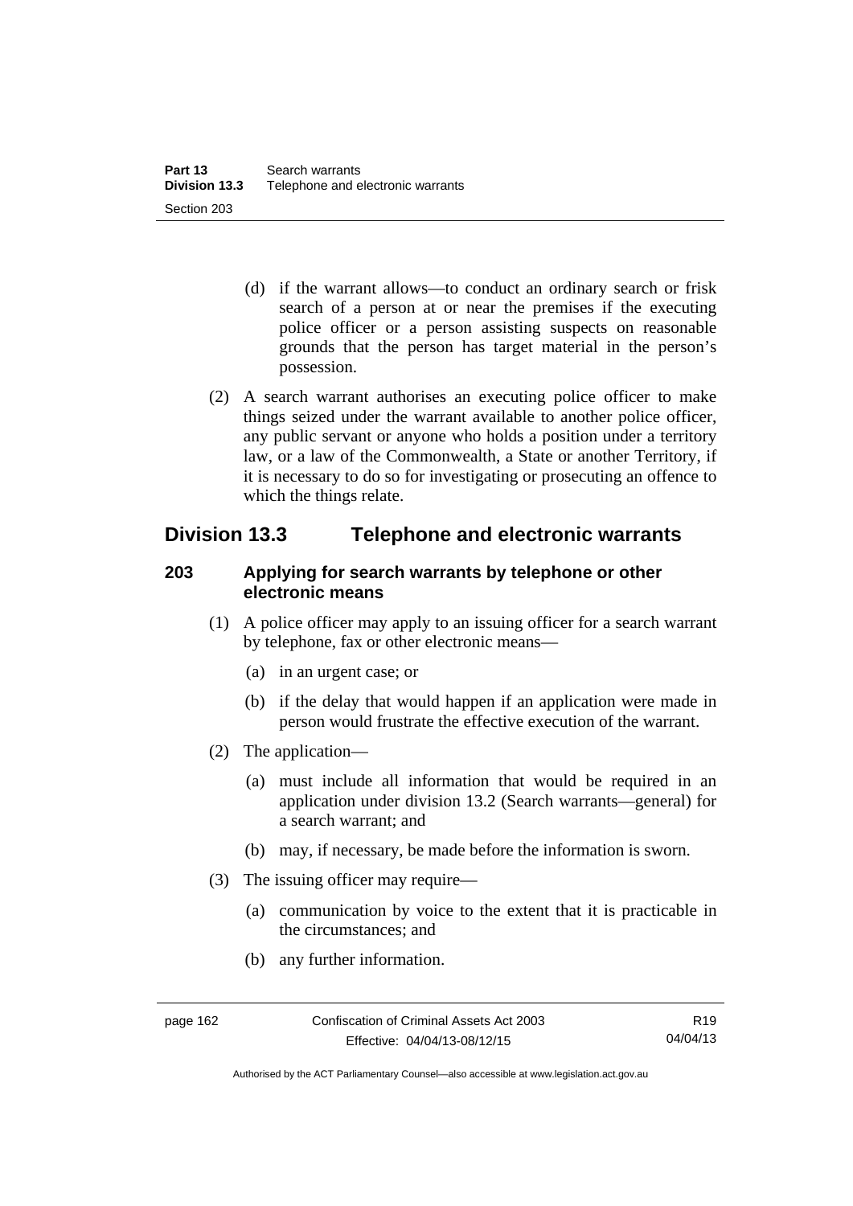(d) if the warrant allows—to conduct an ordinary search or frisk search of a person at or near the premises if the executing police officer or a person assisting suspects on reasonable grounds that the person has target material in the person's possession.

(2) A search warrant authorises an executing police officer to make things seized under the warrant available to another police officer, any public servant or anyone who holds a position under a territory law, or a law of the Commonwealth, a State or another Territory, if it is necessary to do so for investigating or prosecuting an offence to which the things relate.

## Division 13.3 Telephone and electronic warrants

### 203 Applying for search warrants by telephone or other electronic means

(1) A police officer may apply to an issuing officer for a search warrant by telephone, fax or other electronic means—

(a) in an urgent case; or

(b) if the delay that would happen if an application were made in person would frustrate the effective execution of the warrant.

(2) The application—

(a) must include all information that would be required in an application under division 13.2 (Search warrants—general) for a search warrant; and

(b) may, if necessary, be made before the information is sworn.

(3) The issuing officer may require—

(a) communication by voice to the extent that it is practicable in the circumstances; and

(b) any further information.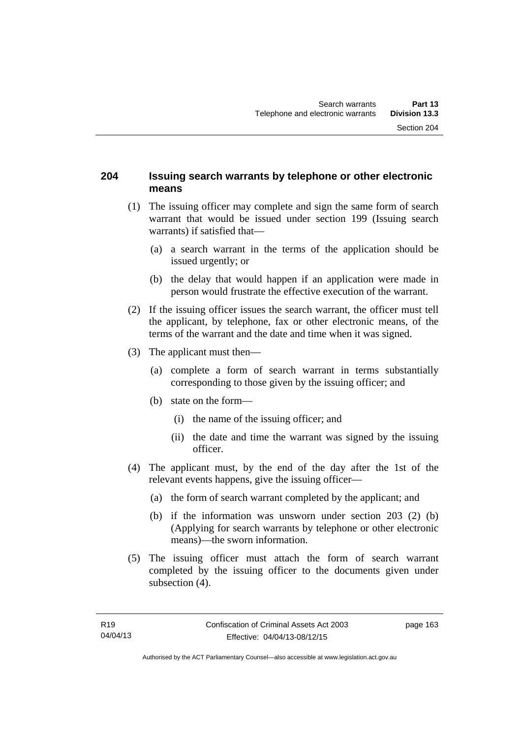## 204 Issuing search warrants by telephone or other electronic means

(1) The issuing officer may complete and sign the same form of search warrant that would be issued under section 199 (Issuing search warrants) if satisfied that—

- (a) a search warrant in the terms of the application should be issued urgently; or
- (b) the delay that would happen if an application were made in person would frustrate the effective execution of the warrant.

(2) If the issuing officer issues the search warrant, the officer must tell the applicant, by telephone, fax or other electronic means, of the terms of the warrant and the date and time when it was signed.

(3) The applicant must then—

- (a) complete a form of search warrant in terms substantially corresponding to those given by the issuing officer; and
- (b) state on the form—
  - (i) the name of the issuing officer; and
  - (ii) the date and time the warrant was signed by the issuing officer.

(4) The applicant must, by the end of the day after the 1st of the relevant events happens, give the issuing officer—

- (a) the form of search warrant completed by the applicant; and
- (b) if the information was unsworn under section 203 (2) (b) (Applying for search warrants by telephone or other electronic means)—the sworn information.

(5) The issuing officer must attach the form of search warrant completed by the issuing officer to the documents given under subsection (4).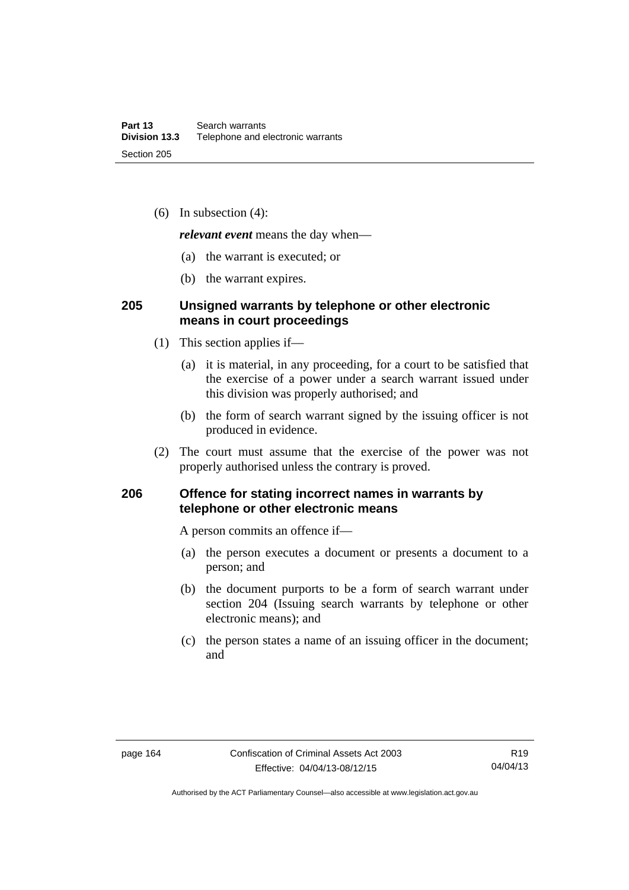(6) In subsection (4):

***relevant event*** means the day when—

(a) the warrant is executed; or

(b) the warrant expires.

## 205 Unsigned warrants by telephone or other electronic means in court proceedings

(1) This section applies if—

(a) it is material, in any proceeding, for a court to be satisfied that the exercise of a power under a search warrant issued under this division was properly authorised; and

(b) the form of search warrant signed by the issuing officer is not produced in evidence.

(2) The court must assume that the exercise of the power was not properly authorised unless the contrary is proved.

## 206 Offence for stating incorrect names in warrants by telephone or other electronic means

A person commits an offence if—

(a) the person executes a document or presents a document to a person; and

(b) the document purports to be a form of search warrant under section 204 (Issuing search warrants by telephone or other electronic means); and

(c) the person states a name of an issuing officer in the document; and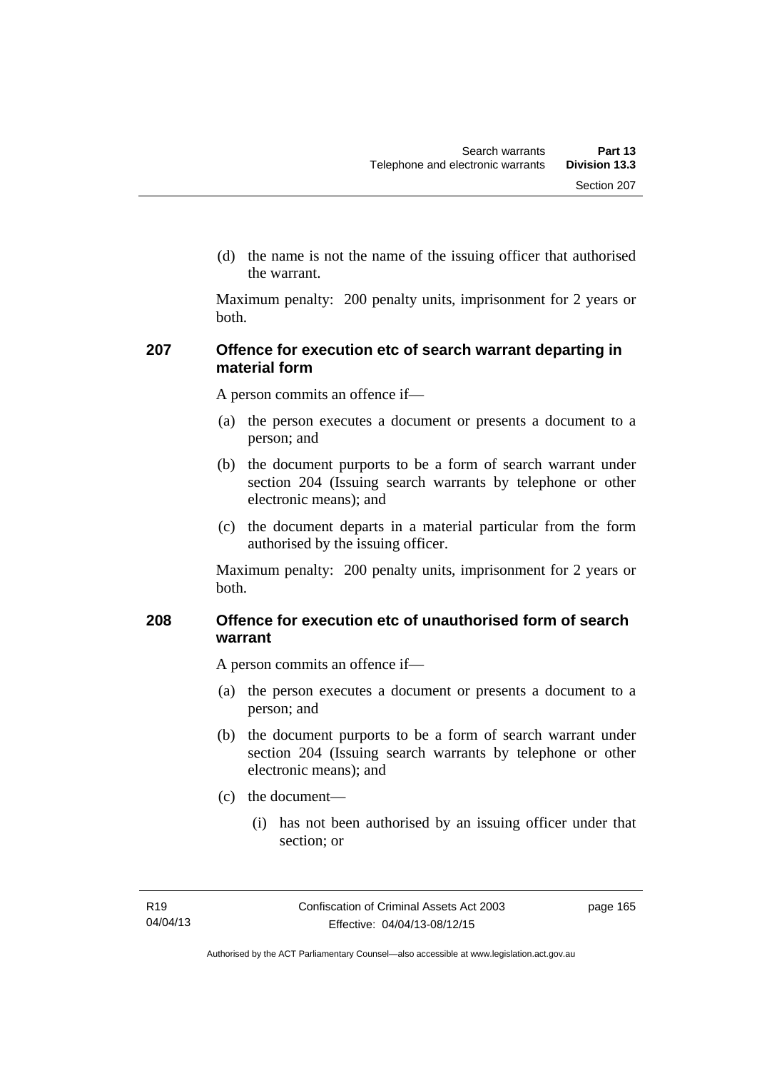(d) the name is not the name of the issuing officer that authorised the warrant.

Maximum penalty: 200 penalty units, imprisonment for 2 years or both.

### 207 Offence for execution etc of search warrant departing in material form

A person commits an offence if—

(a) the person executes a document or presents a document to a person; and

(b) the document purports to be a form of search warrant under section 204 (Issuing search warrants by telephone or other electronic means); and

(c) the document departs in a material particular from the form authorised by the issuing officer.

Maximum penalty: 200 penalty units, imprisonment for 2 years or both.

### 208 Offence for execution etc of unauthorised form of search warrant

A person commits an offence if—

(a) the person executes a document or presents a document to a person; and

(b) the document purports to be a form of search warrant under section 204 (Issuing search warrants by telephone or other electronic means); and

(c) the document—

(i) has not been authorised by an issuing officer under that section; or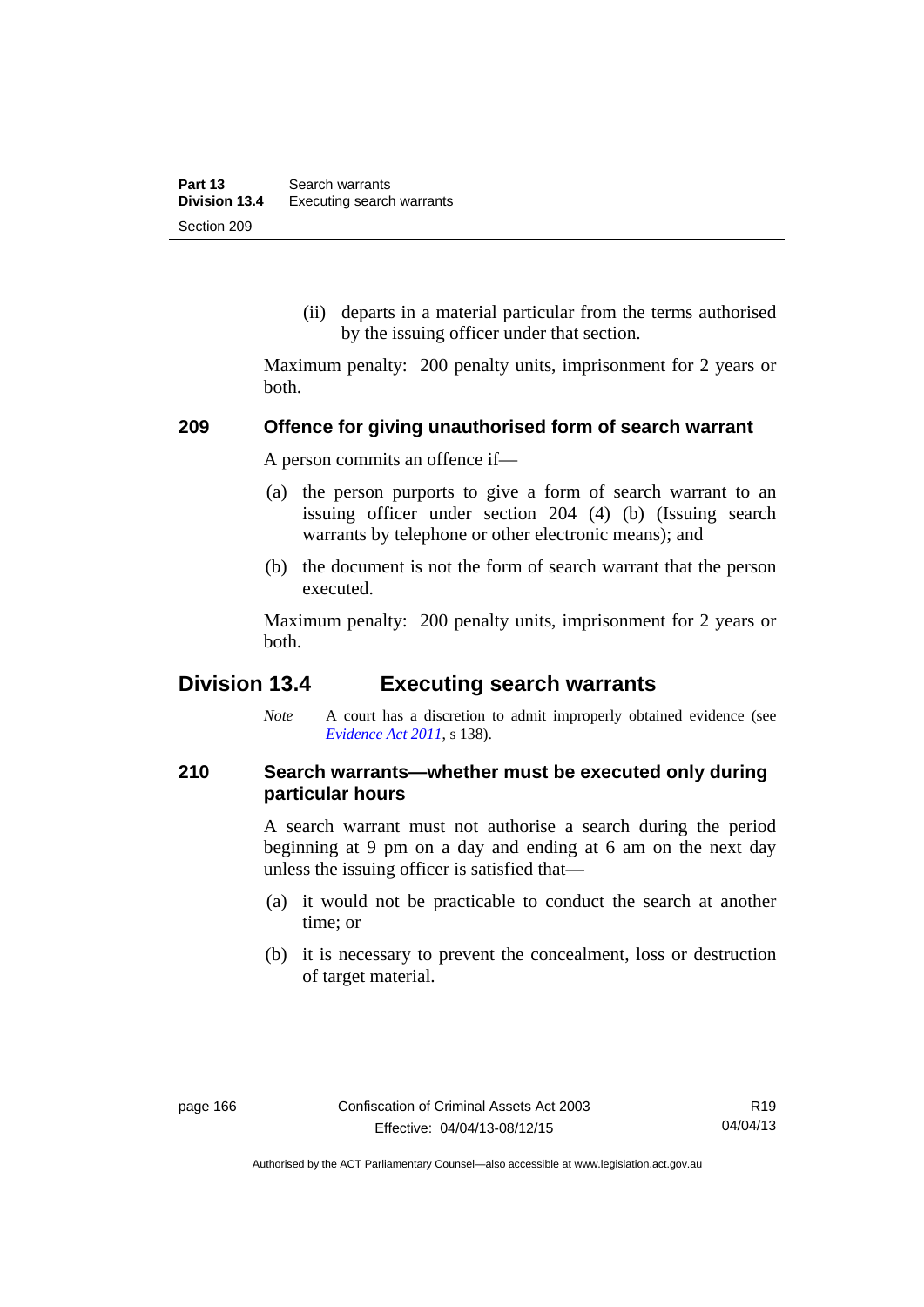(ii) departs in a material particular from the terms authorised by the issuing officer under that section.

Maximum penalty: 200 penalty units, imprisonment for 2 years or both.

### 209 Offence for giving unauthorised form of search warrant

A person commits an offence if—

(a) the person purports to give a form of search warrant to an issuing officer under section 204 (4) (b) (Issuing search warrants by telephone or other electronic means); and

(b) the document is not the form of search warrant that the person executed.

Maximum penalty: 200 penalty units, imprisonment for 2 years or both.

## Division 13.4 Executing search warrants

*Note* A court has a discretion to admit improperly obtained evidence (see *Evidence Act 2011*, s 138).

### 210 Search warrants—whether must be executed only during particular hours

A search warrant must not authorise a search during the period beginning at 9 pm on a day and ending at 6 am on the next day unless the issuing officer is satisfied that—

(a) it would not be practicable to conduct the search at another time; or

(b) it is necessary to prevent the concealment, loss or destruction of target material.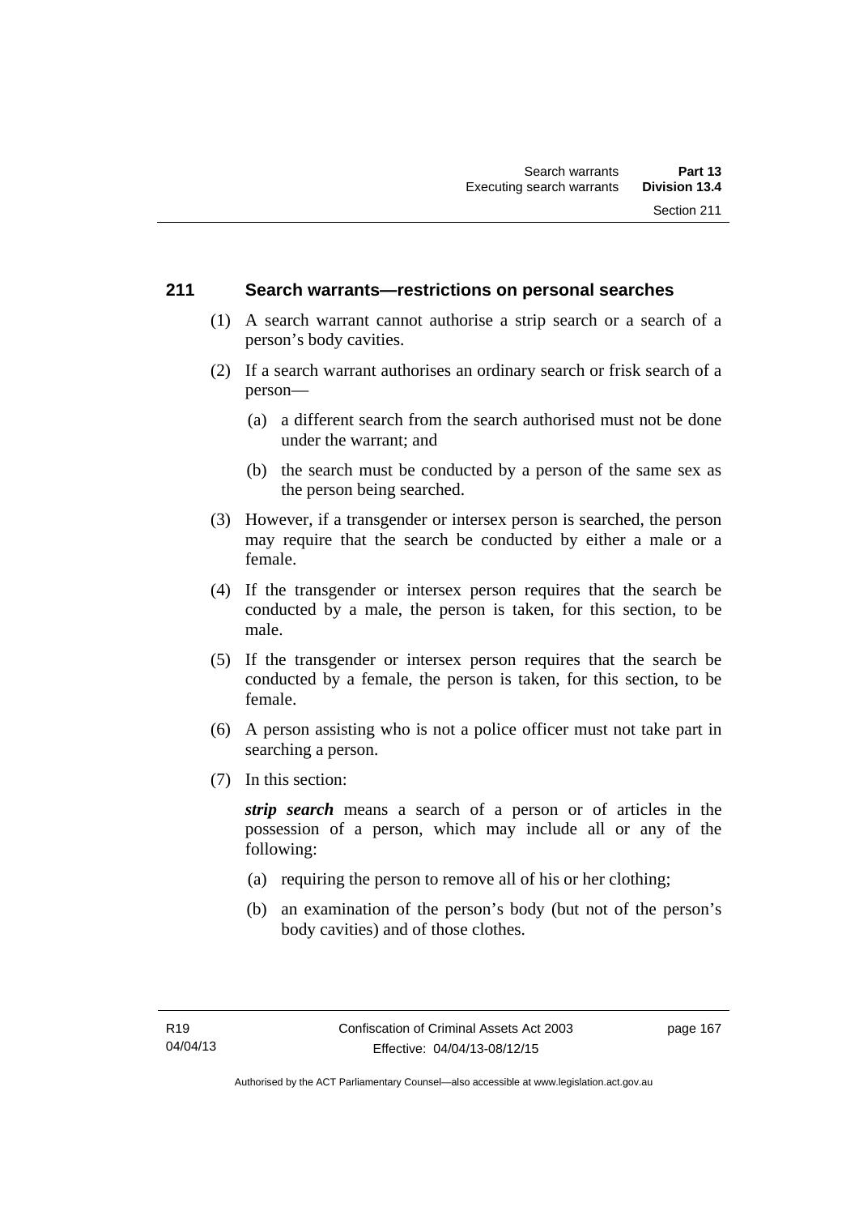### 211 Search warrants—restrictions on personal searches

(1) A search warrant cannot authorise a strip search or a search of a person's body cavities.

(2) If a search warrant authorises an ordinary search or frisk search of a person—

  (a) a different search from the search authorised must not be done under the warrant; and

  (b) the search must be conducted by a person of the same sex as the person being searched.

(3) However, if a transgender or intersex person is searched, the person may require that the search be conducted by either a male or a female.

(4) If the transgender or intersex person requires that the search be conducted by a male, the person is taken, for this section, to be male.

(5) If the transgender or intersex person requires that the search be conducted by a female, the person is taken, for this section, to be female.

(6) A person assisting who is not a police officer must not take part in searching a person.

(7) In this section:

***strip search*** means a search of a person or of articles in the possession of a person, which may include all or any of the following:

  (a) requiring the person to remove all of his or her clothing;

  (b) an examination of the person's body (but not of the person's body cavities) and of those clothes.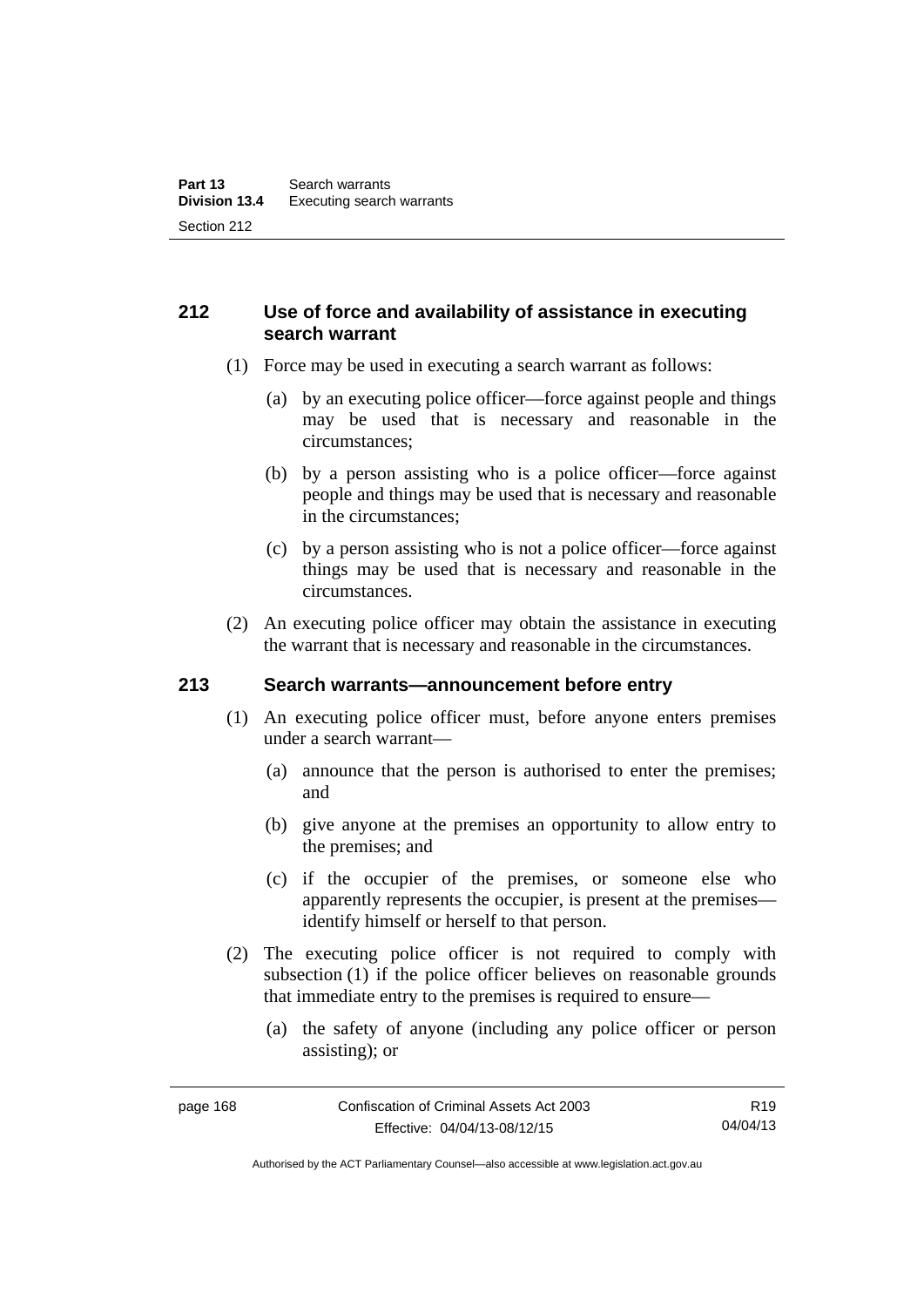## 212 Use of force and availability of assistance in executing search warrant

(1) Force may be used in executing a search warrant as follows:

(a) by an executing police officer—force against people and things may be used that is necessary and reasonable in the circumstances;

(b) by a person assisting who is a police officer—force against people and things may be used that is necessary and reasonable in the circumstances;

(c) by a person assisting who is not a police officer—force against things may be used that is necessary and reasonable in the circumstances.

(2) An executing police officer may obtain the assistance in executing the warrant that is necessary and reasonable in the circumstances.

## 213 Search warrants—announcement before entry

(1) An executing police officer must, before anyone enters premises under a search warrant—

(a) announce that the person is authorised to enter the premises; and

(b) give anyone at the premises an opportunity to allow entry to the premises; and

(c) if the occupier of the premises, or someone else who apparently represents the occupier, is present at the premises—identify himself or herself to that person.

(2) The executing police officer is not required to comply with subsection (1) if the police officer believes on reasonable grounds that immediate entry to the premises is required to ensure—

(a) the safety of anyone (including any police officer or person assisting); or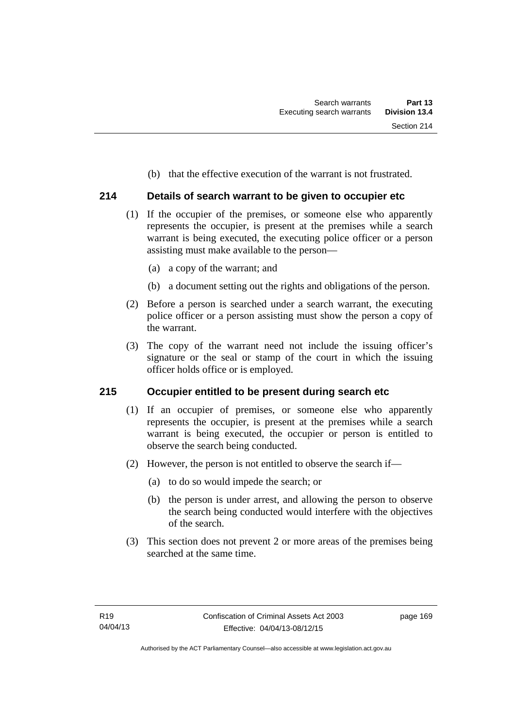(b) that the effective execution of the warrant is not frustrated.

## 214 Details of search warrant to be given to occupier etc

(1) If the occupier of the premises, or someone else who apparently represents the occupier, is present at the premises while a search warrant is being executed, the executing police officer or a person assisting must make available to the person—

(a) a copy of the warrant; and

(b) a document setting out the rights and obligations of the person.

(2) Before a person is searched under a search warrant, the executing police officer or a person assisting must show the person a copy of the warrant.

(3) The copy of the warrant need not include the issuing officer's signature or the seal or stamp of the court in which the issuing officer holds office or is employed.

## 215 Occupier entitled to be present during search etc

(1) If an occupier of premises, or someone else who apparently represents the occupier, is present at the premises while a search warrant is being executed, the occupier or person is entitled to observe the search being conducted.

(2) However, the person is not entitled to observe the search if—

(a) to do so would impede the search; or

(b) the person is under arrest, and allowing the person to observe the search being conducted would interfere with the objectives of the search.

(3) This section does not prevent 2 or more areas of the premises being searched at the same time.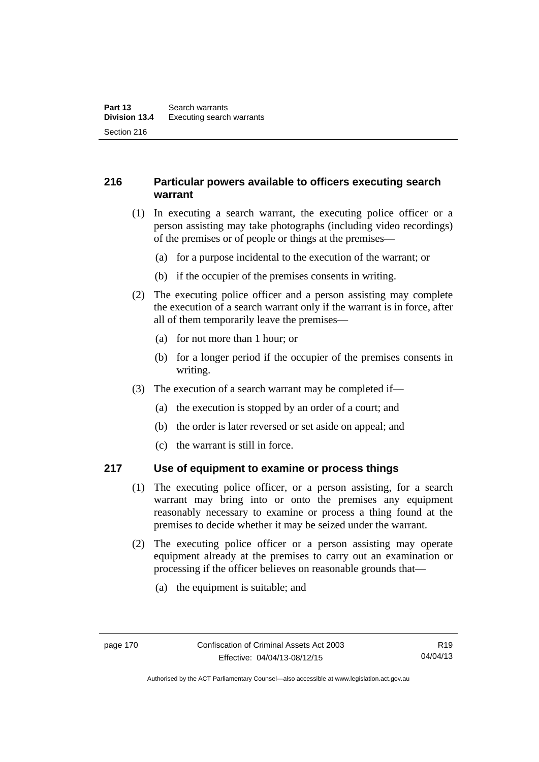## 216 Particular powers available to officers executing search warrant

(1) In executing a search warrant, the executing police officer or a person assisting may take photographs (including video recordings) of the premises or of people or things at the premises—

(a) for a purpose incidental to the execution of the warrant; or

(b) if the occupier of the premises consents in writing.

(2) The executing police officer and a person assisting may complete the execution of a search warrant only if the warrant is in force, after all of them temporarily leave the premises—

(a) for not more than 1 hour; or

(b) for a longer period if the occupier of the premises consents in writing.

(3) The execution of a search warrant may be completed if—

(a) the execution is stopped by an order of a court; and

(b) the order is later reversed or set aside on appeal; and

(c) the warrant is still in force.

## 217 Use of equipment to examine or process things

(1) The executing police officer, or a person assisting, for a search warrant may bring into or onto the premises any equipment reasonably necessary to examine or process a thing found at the premises to decide whether it may be seized under the warrant.

(2) The executing police officer or a person assisting may operate equipment already at the premises to carry out an examination or processing if the officer believes on reasonable grounds that—

(a) the equipment is suitable; and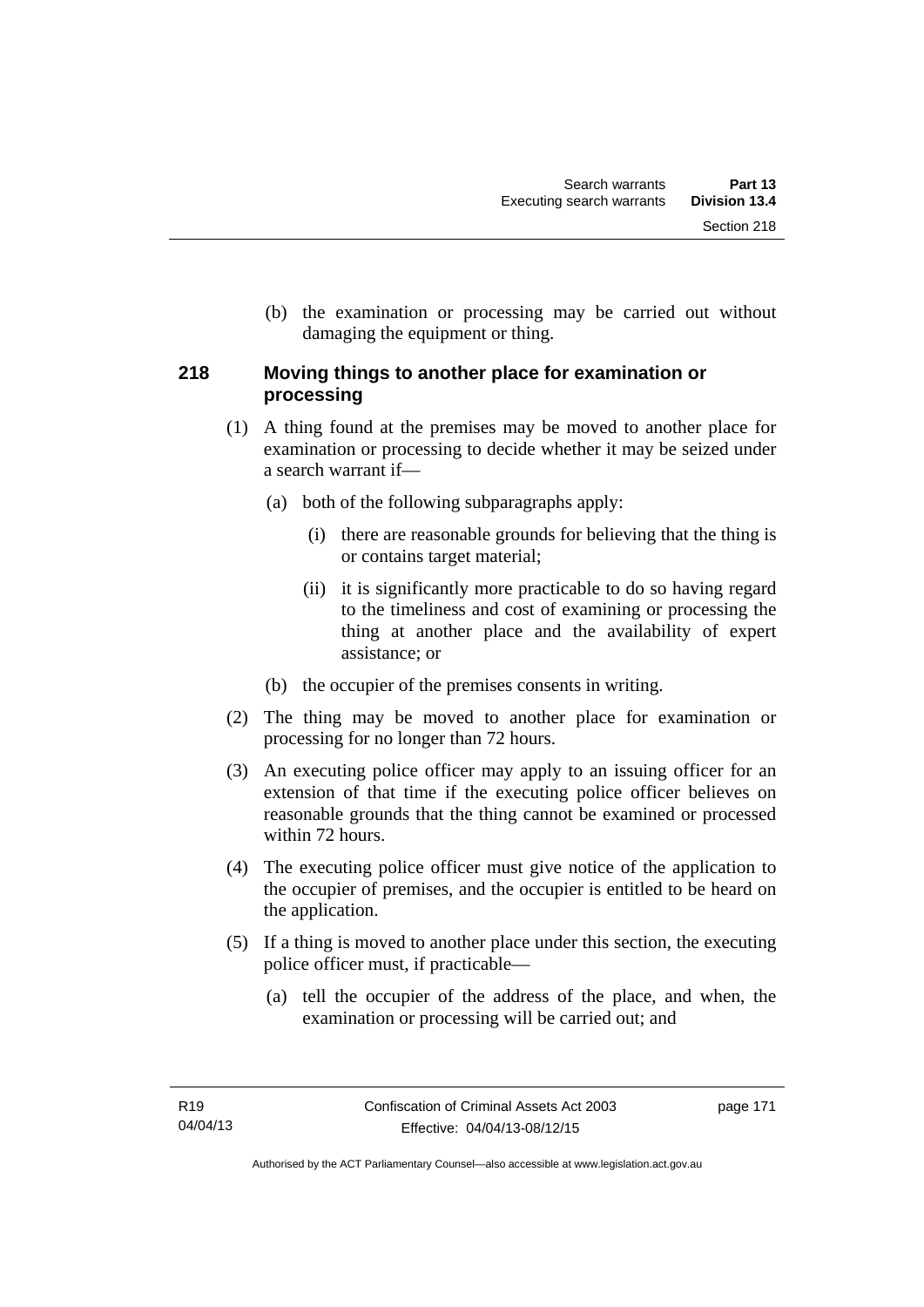(b) the examination or processing may be carried out without damaging the equipment or thing.

### 218 Moving things to another place for examination or processing

(1) A thing found at the premises may be moved to another place for examination or processing to decide whether it may be seized under a search warrant if—

(a) both of the following subparagraphs apply:

(i) there are reasonable grounds for believing that the thing is or contains target material;

(ii) it is significantly more practicable to do so having regard to the timeliness and cost of examining or processing the thing at another place and the availability of expert assistance; or

(b) the occupier of the premises consents in writing.

(2) The thing may be moved to another place for examination or processing for no longer than 72 hours.

(3) An executing police officer may apply to an issuing officer for an extension of that time if the executing police officer believes on reasonable grounds that the thing cannot be examined or processed within 72 hours.

(4) The executing police officer must give notice of the application to the occupier of premises, and the occupier is entitled to be heard on the application.

(5) If a thing is moved to another place under this section, the executing police officer must, if practicable—

(a) tell the occupier of the address of the place, and when, the examination or processing will be carried out; and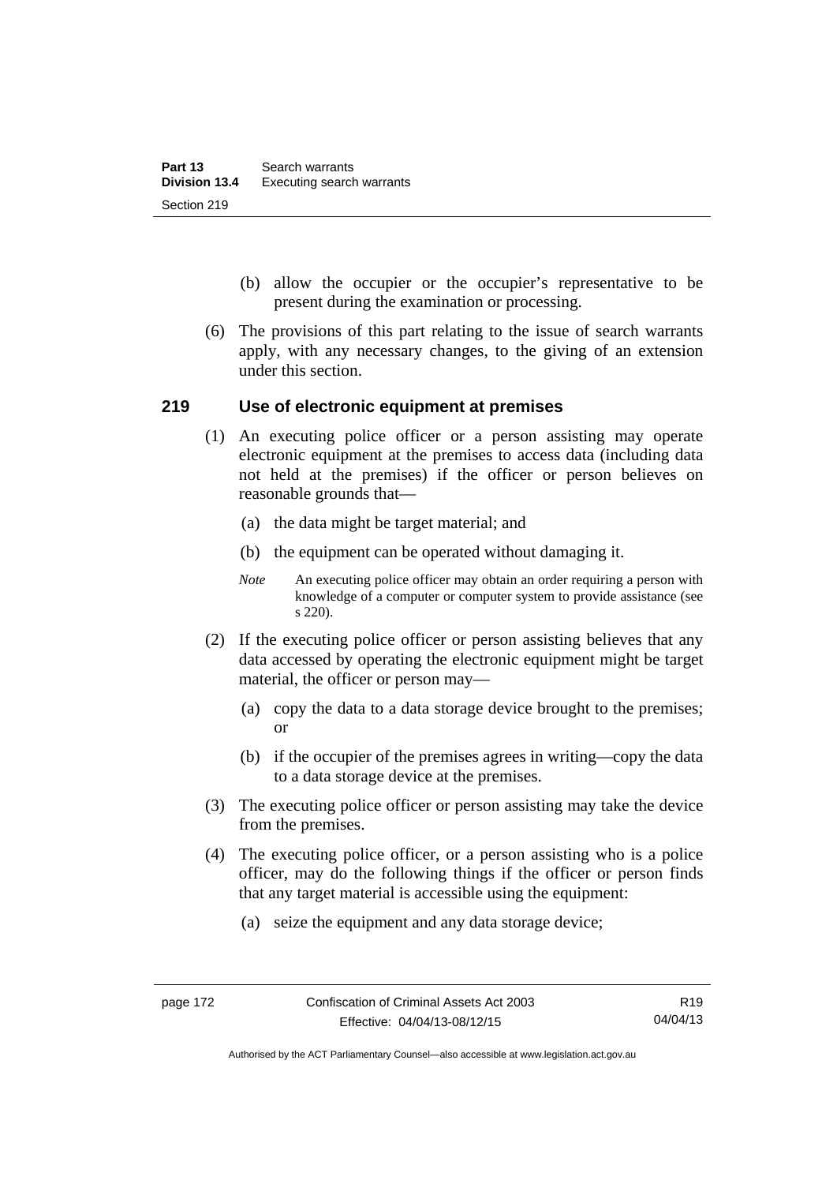(b) allow the occupier or the occupier's representative to be present during the examination or processing.

(6) The provisions of this part relating to the issue of search warrants apply, with any necessary changes, to the giving of an extension under this section.

## 219 Use of electronic equipment at premises

(1) An executing police officer or a person assisting may operate electronic equipment at the premises to access data (including data not held at the premises) if the officer or person believes on reasonable grounds that—

(a) the data might be target material; and

(b) the equipment can be operated without damaging it.

*Note* An executing police officer may obtain an order requiring a person with knowledge of a computer or computer system to provide assistance (see s 220).

(2) If the executing police officer or person assisting believes that any data accessed by operating the electronic equipment might be target material, the officer or person may—

(a) copy the data to a data storage device brought to the premises; or

(b) if the occupier of the premises agrees in writing—copy the data to a data storage device at the premises.

(3) The executing police officer or person assisting may take the device from the premises.

(4) The executing police officer, or a person assisting who is a police officer, may do the following things if the officer or person finds that any target material is accessible using the equipment:

(a) seize the equipment and any data storage device;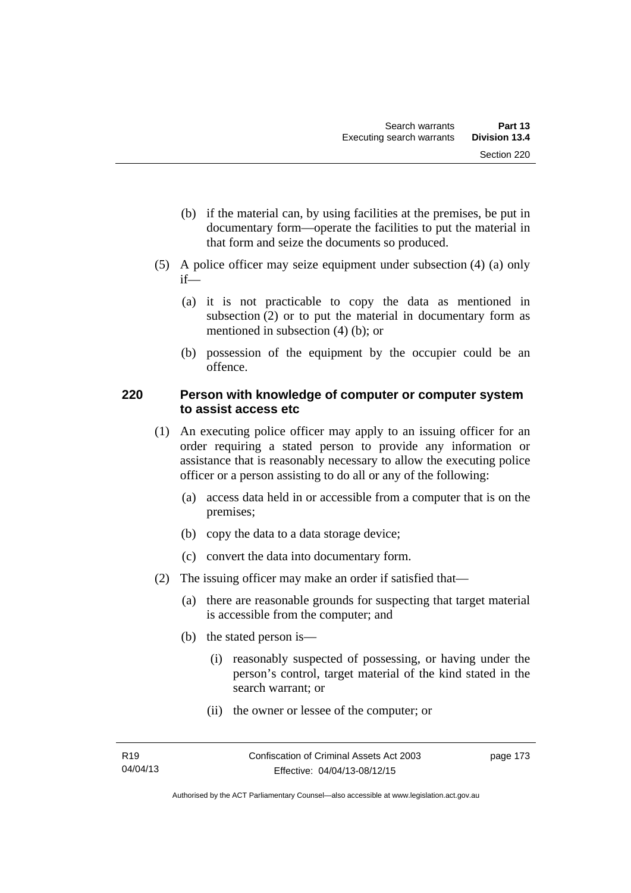(b) if the material can, by using facilities at the premises, be put in documentary form—operate the facilities to put the material in that form and seize the documents so produced.

(5) A police officer may seize equipment under subsection (4) (a) only if—

(a) it is not practicable to copy the data as mentioned in subsection (2) or to put the material in documentary form as mentioned in subsection (4) (b); or

(b) possession of the equipment by the occupier could be an offence.

### 220 Person with knowledge of computer or computer system to assist access etc

(1) An executing police officer may apply to an issuing officer for an order requiring a stated person to provide any information or assistance that is reasonably necessary to allow the executing police officer or a person assisting to do all or any of the following:

(a) access data held in or accessible from a computer that is on the premises;

(b) copy the data to a data storage device;

(c) convert the data into documentary form.

(2) The issuing officer may make an order if satisfied that—

(a) there are reasonable grounds for suspecting that target material is accessible from the computer; and

(b) the stated person is—

(i) reasonably suspected of possessing, or having under the person's control, target material of the kind stated in the search warrant; or

(ii) the owner or lessee of the computer; or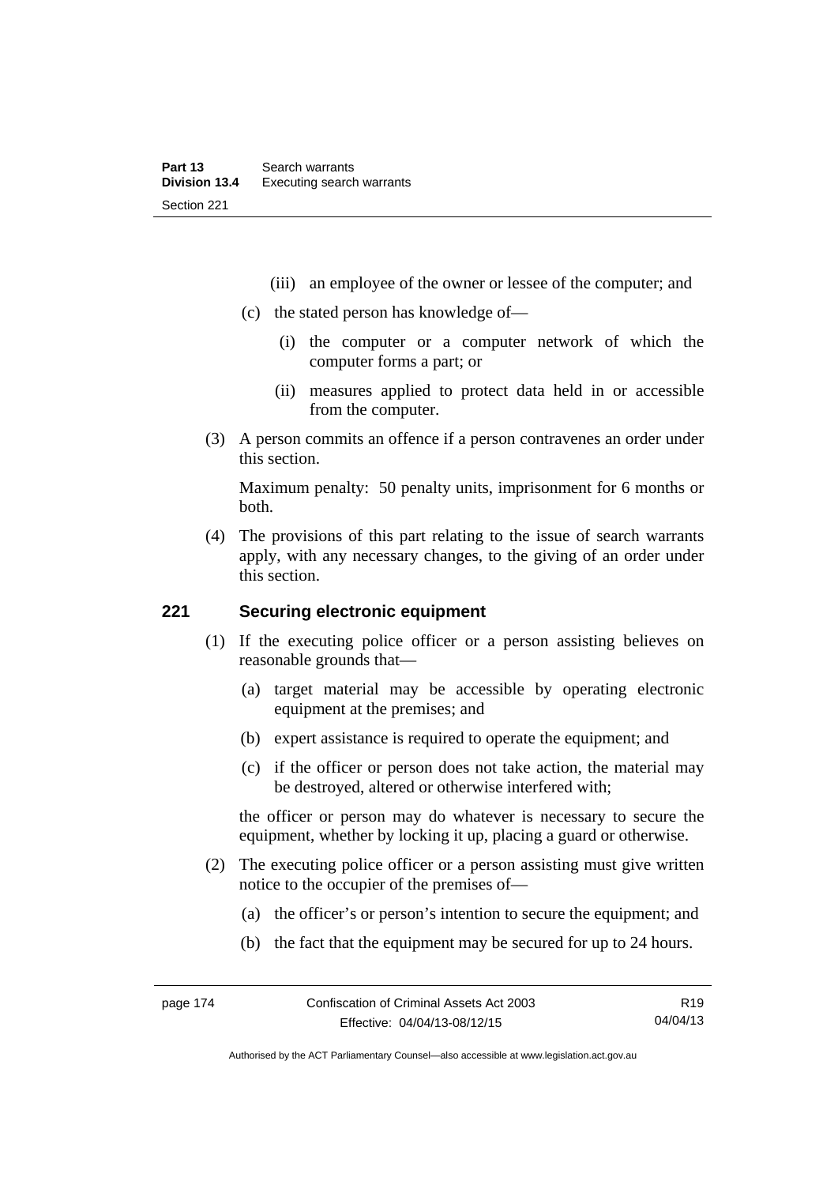(iii) an employee of the owner or lessee of the computer; and

(c) the stated person has knowledge of—

(i) the computer or a computer network of which the computer forms a part; or

(ii) measures applied to protect data held in or accessible from the computer.

(3) A person commits an offence if a person contravenes an order under this section.

Maximum penalty: 50 penalty units, imprisonment for 6 months or both.

(4) The provisions of this part relating to the issue of search warrants apply, with any necessary changes, to the giving of an order under this section.

## 221 Securing electronic equipment

(1) If the executing police officer or a person assisting believes on reasonable grounds that—

(a) target material may be accessible by operating electronic equipment at the premises; and

(b) expert assistance is required to operate the equipment; and

(c) if the officer or person does not take action, the material may be destroyed, altered or otherwise interfered with;

the officer or person may do whatever is necessary to secure the equipment, whether by locking it up, placing a guard or otherwise.

(2) The executing police officer or a person assisting must give written notice to the occupier of the premises of—

(a) the officer's or person's intention to secure the equipment; and

(b) the fact that the equipment may be secured for up to 24 hours.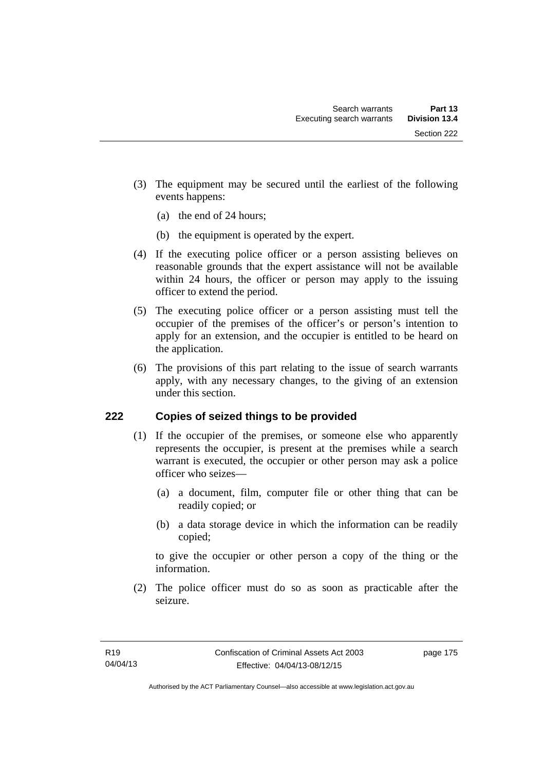(3) The equipment may be secured until the earliest of the following events happens:

(a) the end of 24 hours;

(b) the equipment is operated by the expert.

(4) If the executing police officer or a person assisting believes on reasonable grounds that the expert assistance will not be available within 24 hours, the officer or person may apply to the issuing officer to extend the period.

(5) The executing police officer or a person assisting must tell the occupier of the premises of the officer's or person's intention to apply for an extension, and the occupier is entitled to be heard on the application.

(6) The provisions of this part relating to the issue of search warrants apply, with any necessary changes, to the giving of an extension under this section.

## 222 Copies of seized things to be provided

(1) If the occupier of the premises, or someone else who apparently represents the occupier, is present at the premises while a search warrant is executed, the occupier or other person may ask a police officer who seizes—

(a) a document, film, computer file or other thing that can be readily copied; or

(b) a data storage device in which the information can be readily copied;

to give the occupier or other person a copy of the thing or the information.

(2) The police officer must do so as soon as practicable after the seizure.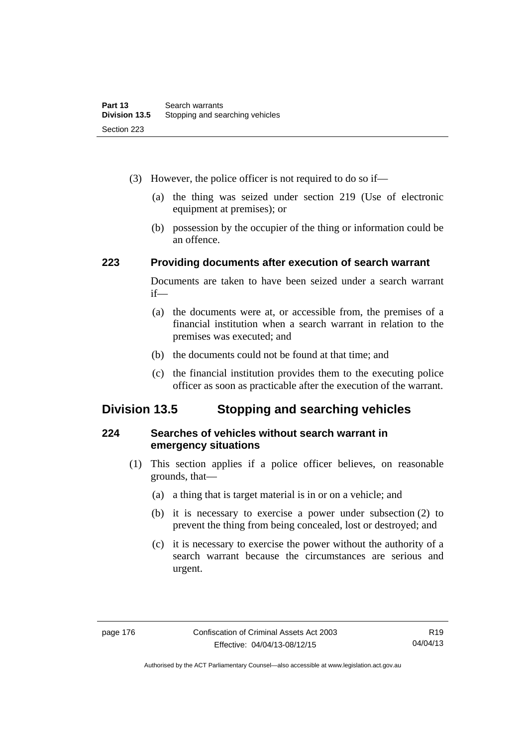(3) However, the police officer is not required to do so if—

(a) the thing was seized under section 219 (Use of electronic equipment at premises); or

(b) possession by the occupier of the thing or information could be an offence.

### 223 Providing documents after execution of search warrant

Documents are taken to have been seized under a search warrant if—

(a) the documents were at, or accessible from, the premises of a financial institution when a search warrant in relation to the premises was executed; and

(b) the documents could not be found at that time; and

(c) the financial institution provides them to the executing police officer as soon as practicable after the execution of the warrant.

## Division 13.5 Stopping and searching vehicles

### 224 Searches of vehicles without search warrant in emergency situations

(1) This section applies if a police officer believes, on reasonable grounds, that—

(a) a thing that is target material is in or on a vehicle; and

(b) it is necessary to exercise a power under subsection (2) to prevent the thing from being concealed, lost or destroyed; and

(c) it is necessary to exercise the power without the authority of a search warrant because the circumstances are serious and urgent.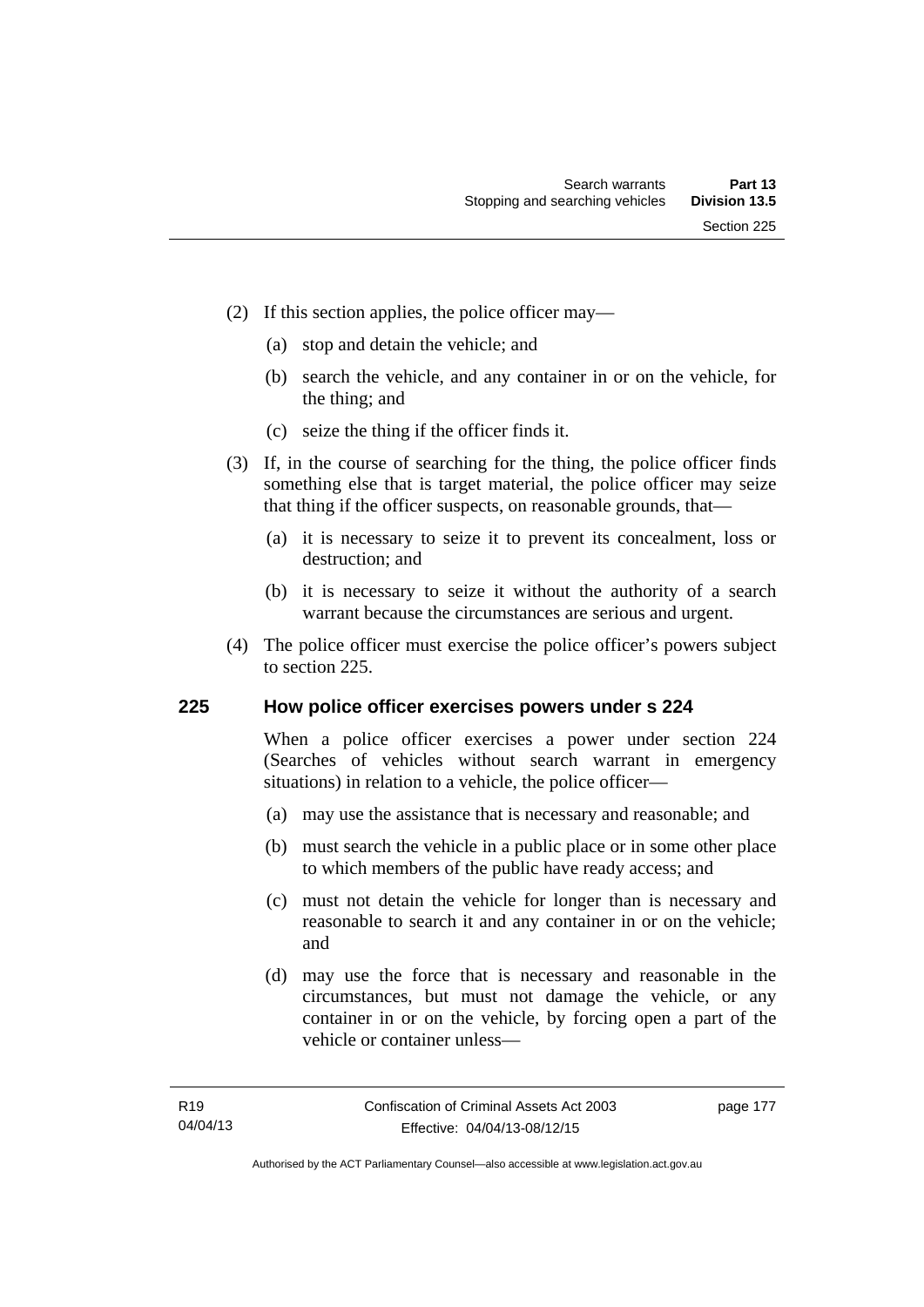(2) If this section applies, the police officer may—

(a) stop and detain the vehicle; and

(b) search the vehicle, and any container in or on the vehicle, for the thing; and

(c) seize the thing if the officer finds it.

(3) If, in the course of searching for the thing, the police officer finds something else that is target material, the police officer may seize that thing if the officer suspects, on reasonable grounds, that—

(a) it is necessary to seize it to prevent its concealment, loss or destruction; and

(b) it is necessary to seize it without the authority of a search warrant because the circumstances are serious and urgent.

(4) The police officer must exercise the police officer's powers subject to section 225.

## 225 How police officer exercises powers under s 224

When a police officer exercises a power under section 224 (Searches of vehicles without search warrant in emergency situations) in relation to a vehicle, the police officer—

(a) may use the assistance that is necessary and reasonable; and

(b) must search the vehicle in a public place or in some other place to which members of the public have ready access; and

(c) must not detain the vehicle for longer than is necessary and reasonable to search it and any container in or on the vehicle; and

(d) may use the force that is necessary and reasonable in the circumstances, but must not damage the vehicle, or any container in or on the vehicle, by forcing open a part of the vehicle or container unless—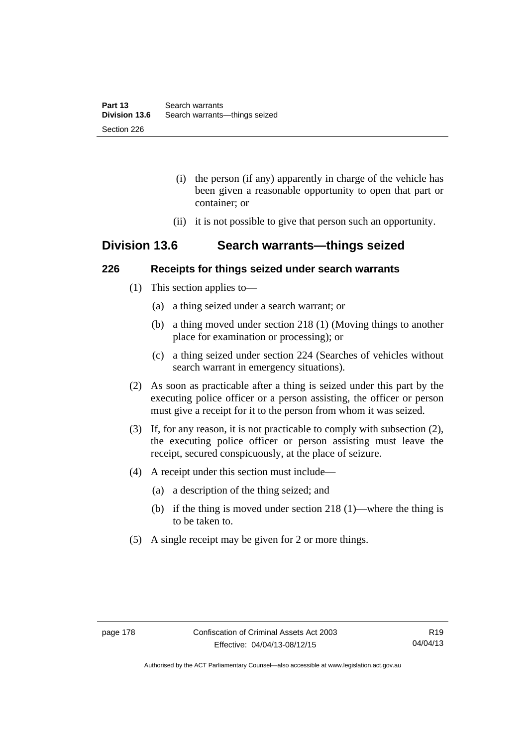(i) the person (if any) apparently in charge of the vehicle has been given a reasonable opportunity to open that part or container; or

(ii) it is not possible to give that person such an opportunity.

## Division 13.6 Search warrants—things seized

### 226 Receipts for things seized under search warrants

(1) This section applies to—

(a) a thing seized under a search warrant; or

(b) a thing moved under section 218 (1) (Moving things to another place for examination or processing); or

(c) a thing seized under section 224 (Searches of vehicles without search warrant in emergency situations).

(2) As soon as practicable after a thing is seized under this part by the executing police officer or a person assisting, the officer or person must give a receipt for it to the person from whom it was seized.

(3) If, for any reason, it is not practicable to comply with subsection (2), the executing police officer or person assisting must leave the receipt, secured conspicuously, at the place of seizure.

(4) A receipt under this section must include—

(a) a description of the thing seized; and

(b) if the thing is moved under section 218 (1)—where the thing is to be taken to.

(5) A single receipt may be given for 2 or more things.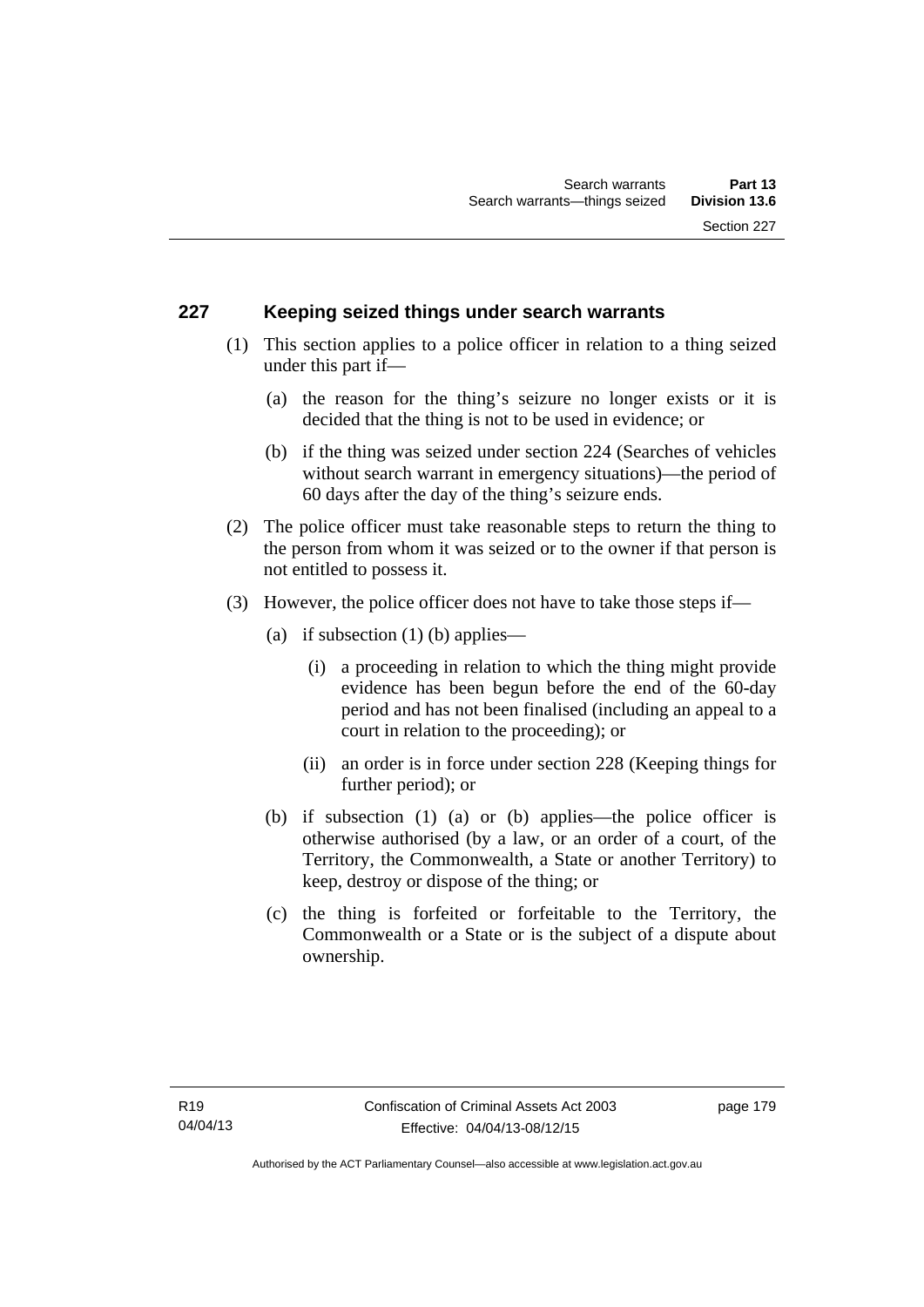## 227 Keeping seized things under search warrants

(1) This section applies to a police officer in relation to a thing seized under this part if—

(a) the reason for the thing's seizure no longer exists or it is decided that the thing is not to be used in evidence; or

(b) if the thing was seized under section 224 (Searches of vehicles without search warrant in emergency situations)—the period of 60 days after the day of the thing's seizure ends.

(2) The police officer must take reasonable steps to return the thing to the person from whom it was seized or to the owner if that person is not entitled to possess it.

(3) However, the police officer does not have to take those steps if—

(a) if subsection (1) (b) applies—

(i) a proceeding in relation to which the thing might provide evidence has been begun before the end of the 60-day period and has not been finalised (including an appeal to a court in relation to the proceeding); or

(ii) an order is in force under section 228 (Keeping things for further period); or

(b) if subsection (1) (a) or (b) applies—the police officer is otherwise authorised (by a law, or an order of a court, of the Territory, the Commonwealth, a State or another Territory) to keep, destroy or dispose of the thing; or

(c) the thing is forfeited or forfeitable to the Territory, the Commonwealth or a State or is the subject of a dispute about ownership.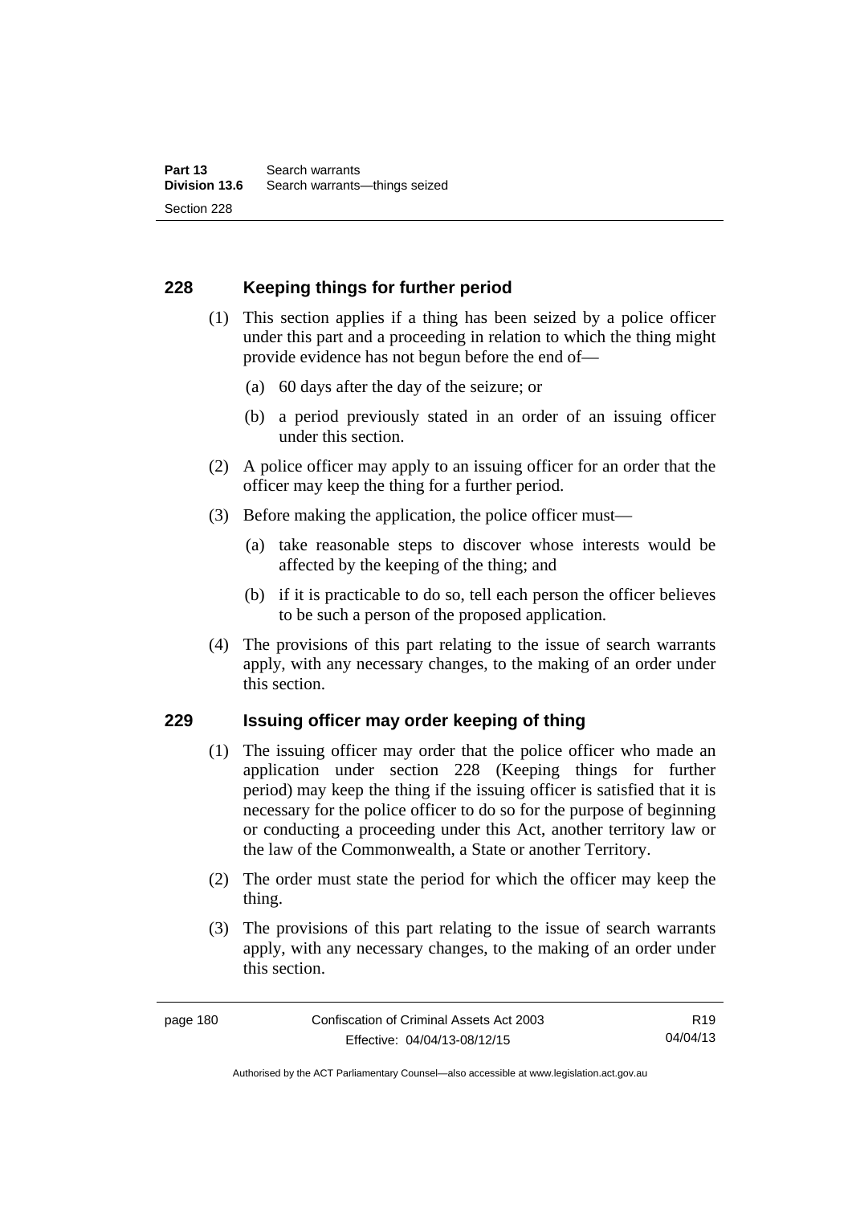## 228 Keeping things for further period

(1) This section applies if a thing has been seized by a police officer under this part and a proceeding in relation to which the thing might provide evidence has not begun before the end of—

(a) 60 days after the day of the seizure; or

(b) a period previously stated in an order of an issuing officer under this section.

(2) A police officer may apply to an issuing officer for an order that the officer may keep the thing for a further period.

(3) Before making the application, the police officer must—

(a) take reasonable steps to discover whose interests would be affected by the keeping of the thing; and

(b) if it is practicable to do so, tell each person the officer believes to be such a person of the proposed application.

(4) The provisions of this part relating to the issue of search warrants apply, with any necessary changes, to the making of an order under this section.

## 229 Issuing officer may order keeping of thing

(1) The issuing officer may order that the police officer who made an application under section 228 (Keeping things for further period) may keep the thing if the issuing officer is satisfied that it is necessary for the police officer to do so for the purpose of beginning or conducting a proceeding under this Act, another territory law or the law of the Commonwealth, a State or another Territory.

(2) The order must state the period for which the officer may keep the thing.

(3) The provisions of this part relating to the issue of search warrants apply, with any necessary changes, to the making of an order under this section.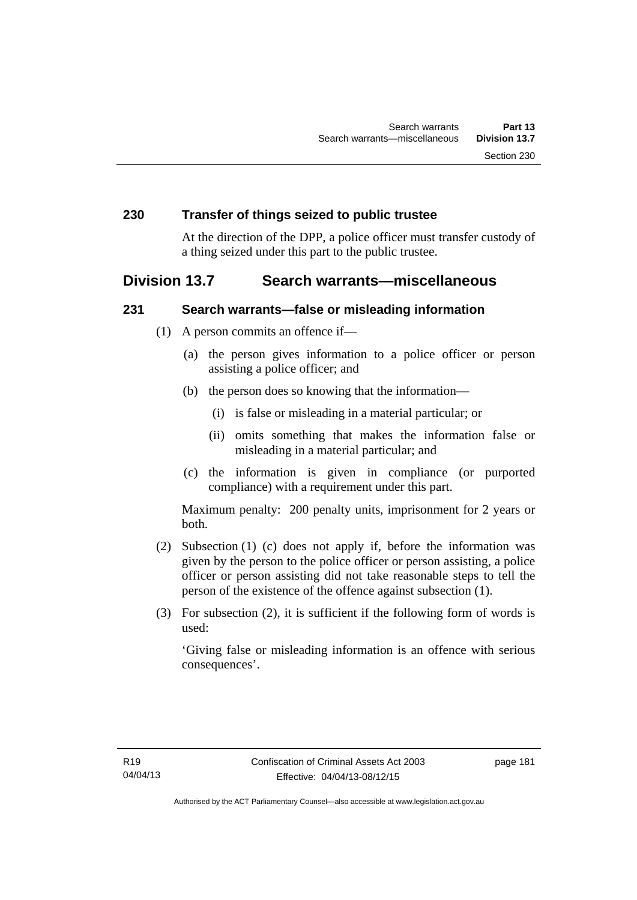### 230 Transfer of things seized to public trustee

At the direction of the DPP, a police officer must transfer custody of a thing seized under this part to the public trustee.

## Division 13.7 Search warrants—miscellaneous

### 231 Search warrants—false or misleading information

(1) A person commits an offence if—

(a) the person gives information to a police officer or person assisting a police officer; and

(b) the person does so knowing that the information—

(i) is false or misleading in a material particular; or

(ii) omits something that makes the information false or misleading in a material particular; and

(c) the information is given in compliance (or purported compliance) with a requirement under this part.

Maximum penalty: 200 penalty units, imprisonment for 2 years or both.

(2) Subsection (1) (c) does not apply if, before the information was given by the person to the police officer or person assisting, a police officer or person assisting did not take reasonable steps to tell the person of the existence of the offence against subsection (1).

(3) For subsection (2), it is sufficient if the following form of words is used:

'Giving false or misleading information is an offence with serious consequences'.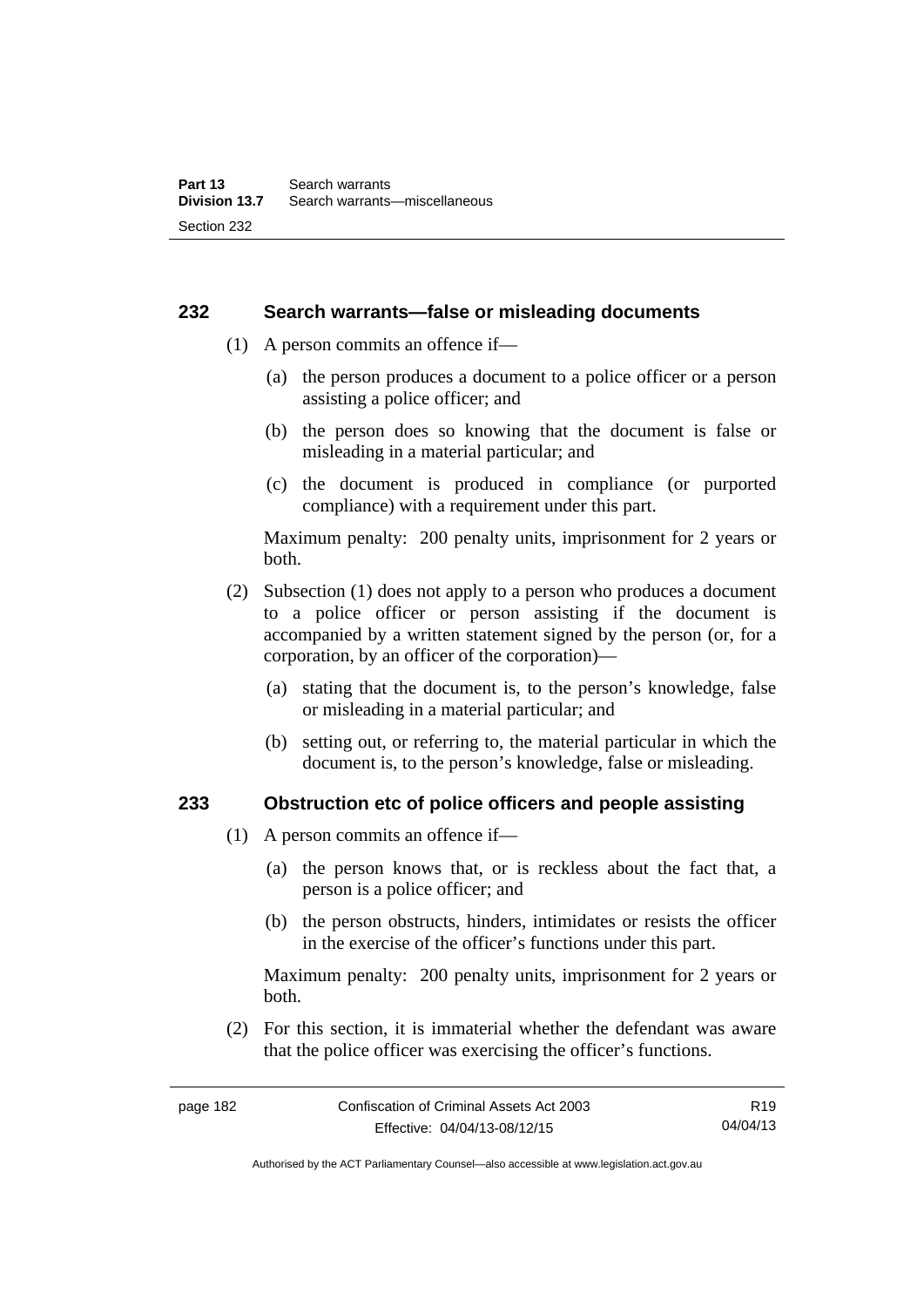### 232 Search warrants—false or misleading documents

(1) A person commits an offence if—

  (a) the person produces a document to a police officer or a person assisting a police officer; and

  (b) the person does so knowing that the document is false or misleading in a material particular; and

  (c) the document is produced in compliance (or purported compliance) with a requirement under this part.

Maximum penalty: 200 penalty units, imprisonment for 2 years or both.

(2) Subsection (1) does not apply to a person who produces a document to a police officer or person assisting if the document is accompanied by a written statement signed by the person (or, for a corporation, by an officer of the corporation)—

  (a) stating that the document is, to the person's knowledge, false or misleading in a material particular; and

  (b) setting out, or referring to, the material particular in which the document is, to the person's knowledge, false or misleading.

### 233 Obstruction etc of police officers and people assisting

(1) A person commits an offence if—

  (a) the person knows that, or is reckless about the fact that, a person is a police officer; and

  (b) the person obstructs, hinders, intimidates or resists the officer in the exercise of the officer's functions under this part.

Maximum penalty: 200 penalty units, imprisonment for 2 years or both.

(2) For this section, it is immaterial whether the defendant was aware that the police officer was exercising the officer's functions.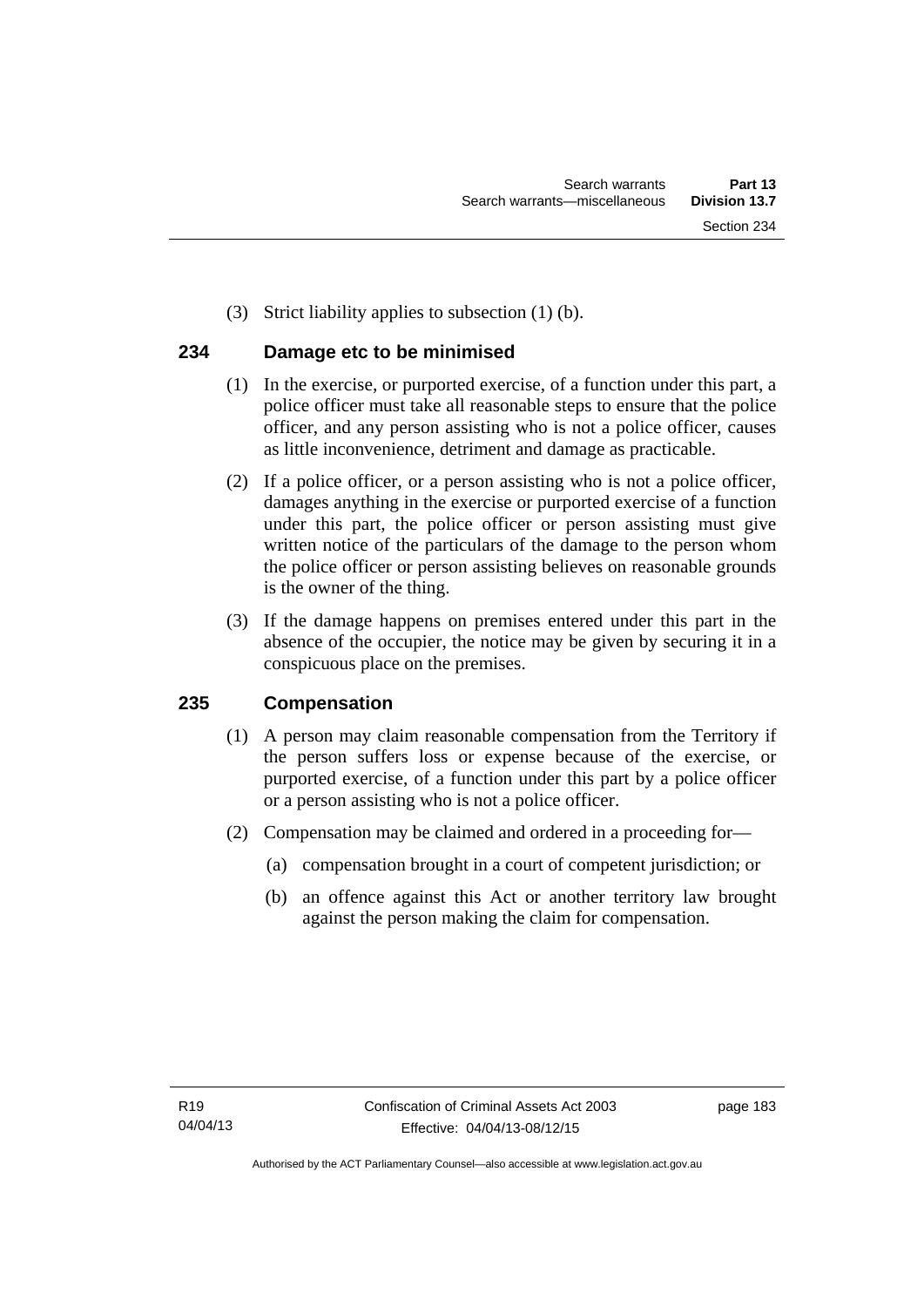(3) Strict liability applies to subsection (1) (b).

## 234 Damage etc to be minimised

(1) In the exercise, or purported exercise, of a function under this part, a police officer must take all reasonable steps to ensure that the police officer, and any person assisting who is not a police officer, causes as little inconvenience, detriment and damage as practicable.

(2) If a police officer, or a person assisting who is not a police officer, damages anything in the exercise or purported exercise of a function under this part, the police officer or person assisting must give written notice of the particulars of the damage to the person whom the police officer or person assisting believes on reasonable grounds is the owner of the thing.

(3) If the damage happens on premises entered under this part in the absence of the occupier, the notice may be given by securing it in a conspicuous place on the premises.

## 235 Compensation

(1) A person may claim reasonable compensation from the Territory if the person suffers loss or expense because of the exercise, or purported exercise, of a function under this part by a police officer or a person assisting who is not a police officer.

(2) Compensation may be claimed and ordered in a proceeding for—

(a) compensation brought in a court of competent jurisdiction; or

(b) an offence against this Act or another territory law brought against the person making the claim for compensation.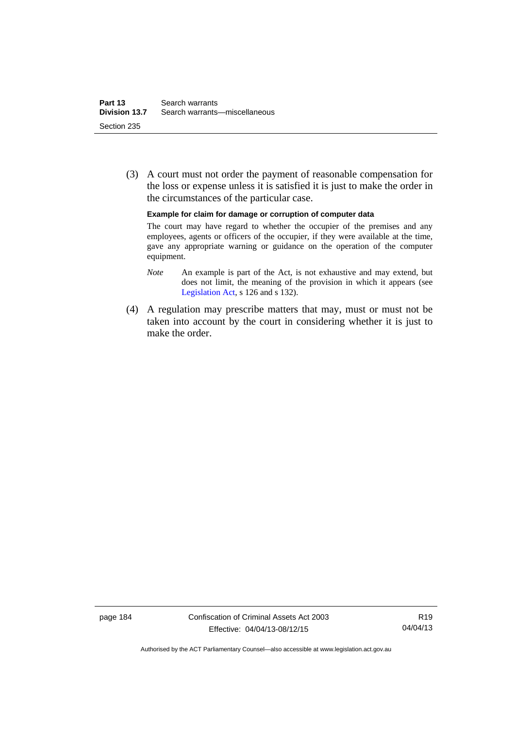(3) A court must not order the payment of reasonable compensation for the loss or expense unless it is satisfied it is just to make the order in the circumstances of the particular case.

**Example for claim for damage or corruption of computer data**

The court may have regard to whether the occupier of the premises and any employees, agents or officers of the occupier, if they were available at the time, gave any appropriate warning or guidance on the operation of the computer equipment.

*Note* An example is part of the Act, is not exhaustive and may extend, but does not limit, the meaning of the provision in which it appears (see Legislation Act, s 126 and s 132).

(4) A regulation may prescribe matters that may, must or must not be taken into account by the court in considering whether it is just to make the order.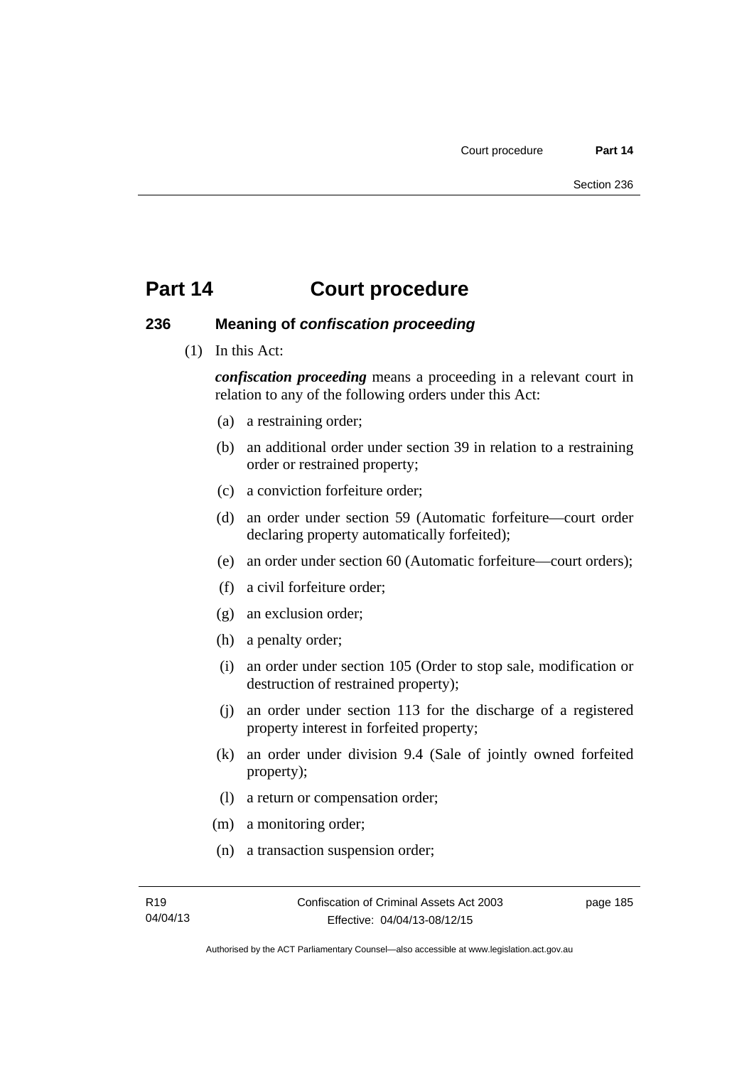# Part 14 Court procedure

## 236 Meaning of *confiscation proceeding*

(1) In this Act:

***confiscation proceeding*** means a proceeding in a relevant court in relation to any of the following orders under this Act:

(a) a restraining order;

(b) an additional order under section 39 in relation to a restraining order or restrained property;

(c) a conviction forfeiture order;

(d) an order under section 59 (Automatic forfeiture—court order declaring property automatically forfeited);

(e) an order under section 60 (Automatic forfeiture—court orders);

(f) a civil forfeiture order;

(g) an exclusion order;

(h) a penalty order;

(i) an order under section 105 (Order to stop sale, modification or destruction of restrained property);

(j) an order under section 113 for the discharge of a registered property interest in forfeited property;

(k) an order under division 9.4 (Sale of jointly owned forfeited property);

(l) a return or compensation order;

(m) a monitoring order;

(n) a transaction suspension order;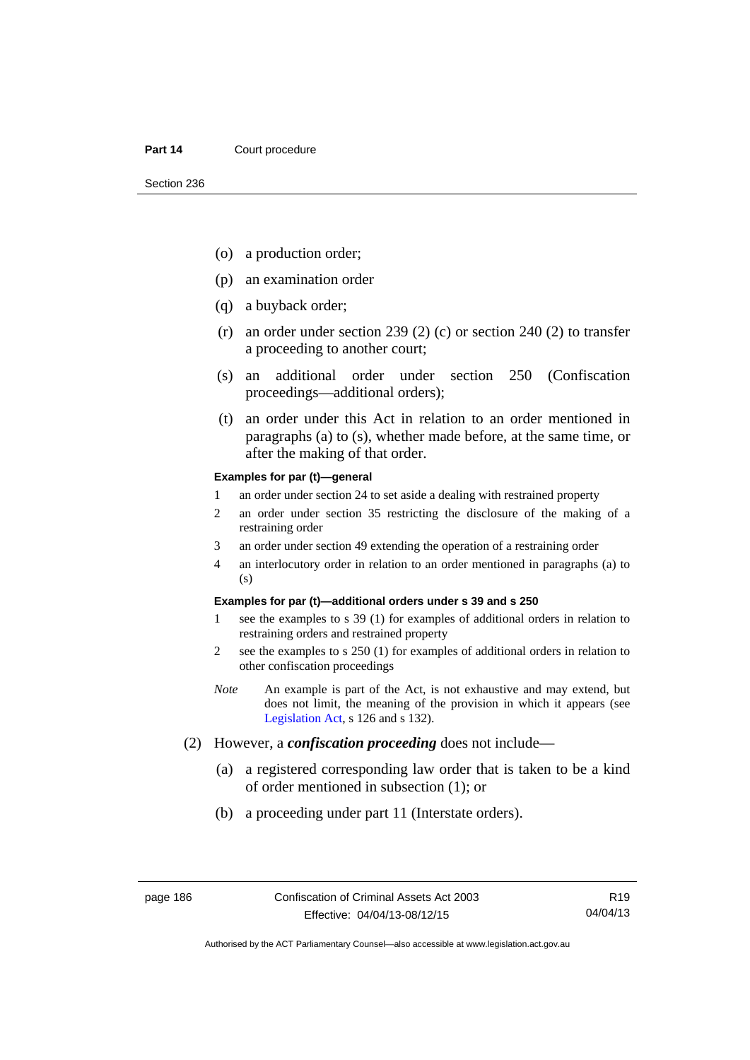(o) a production order;

(p) an examination order

(q) a buyback order;

(r) an order under section 239 (2) (c) or section 240 (2) to transfer a proceeding to another court;

(s) an additional order under section 250 (Confiscation proceedings—additional orders);

(t) an order under this Act in relation to an order mentioned in paragraphs (a) to (s), whether made before, at the same time, or after the making of that order.

**Examples for par (t)—general**

1 an order under section 24 to set aside a dealing with restrained property

2 an order under section 35 restricting the disclosure of the making of a restraining order

3 an order under section 49 extending the operation of a restraining order

4 an interlocutory order in relation to an order mentioned in paragraphs (a) to (s)

**Examples for par (t)—additional orders under s 39 and s 250**

1 see the examples to s 39 (1) for examples of additional orders in relation to restraining orders and restrained property

2 see the examples to s 250 (1) for examples of additional orders in relation to other confiscation proceedings

*Note* An example is part of the Act, is not exhaustive and may extend, but does not limit, the meaning of the provision in which it appears (see Legislation Act, s 126 and s 132).

(2) However, a ***confiscation proceeding*** does not include—

(a) a registered corresponding law order that is taken to be a kind of order mentioned in subsection (1); or

(b) a proceeding under part 11 (Interstate orders).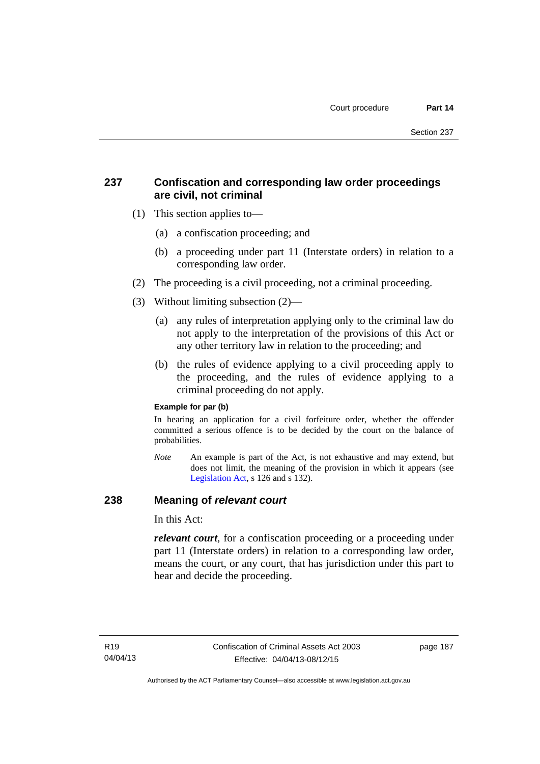## 237 Confiscation and corresponding law order proceedings are civil, not criminal

(1) This section applies to—

(a) a confiscation proceeding; and

(b) a proceeding under part 11 (Interstate orders) in relation to a corresponding law order.

(2) The proceeding is a civil proceeding, not a criminal proceeding.

(3) Without limiting subsection (2)—

(a) any rules of interpretation applying only to the criminal law do not apply to the interpretation of the provisions of this Act or any other territory law in relation to the proceeding; and

(b) the rules of evidence applying to a civil proceeding apply to the proceeding, and the rules of evidence applying to a criminal proceeding do not apply.

**Example for par (b)**

In hearing an application for a civil forfeiture order, whether the offender committed a serious offence is to be decided by the court on the balance of probabilities.

*Note* An example is part of the Act, is not exhaustive and may extend, but does not limit, the meaning of the provision in which it appears (see Legislation Act, s 126 and s 132).

## 238 Meaning of *relevant court*

In this Act:

***relevant court***, for a confiscation proceeding or a proceeding under part 11 (Interstate orders) in relation to a corresponding law order, means the court, or any court, that has jurisdiction under this part to hear and decide the proceeding.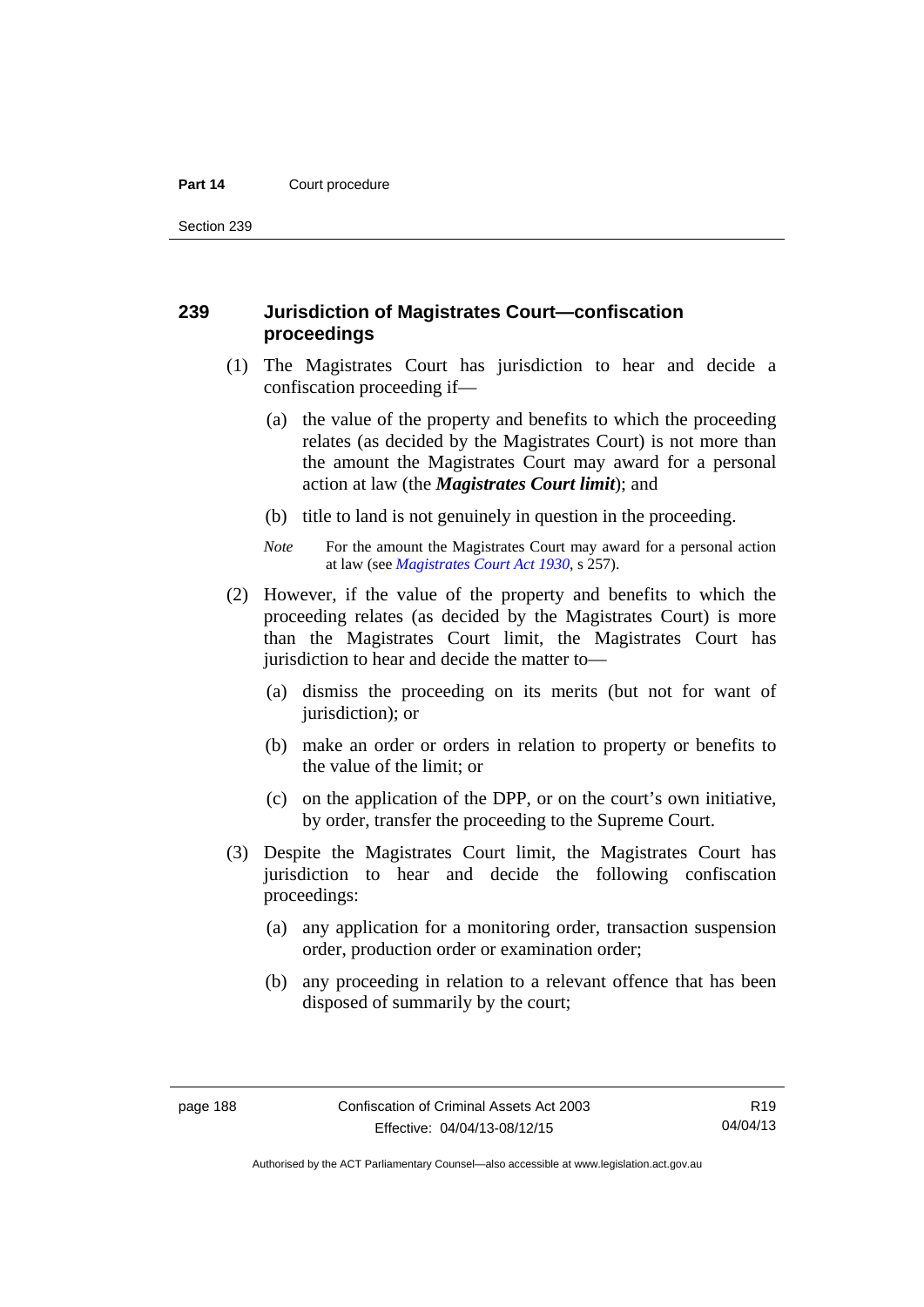## 239 Jurisdiction of Magistrates Court—confiscation proceedings

(1) The Magistrates Court has jurisdiction to hear and decide a confiscation proceeding if—

(a) the value of the property and benefits to which the proceeding relates (as decided by the Magistrates Court) is not more than the amount the Magistrates Court may award for a personal action at law (the ***Magistrates Court limit***); and

(b) title to land is not genuinely in question in the proceeding.

*Note* For the amount the Magistrates Court may award for a personal action at law (see *Magistrates Court Act 1930*, s 257).

(2) However, if the value of the property and benefits to which the proceeding relates (as decided by the Magistrates Court) is more than the Magistrates Court limit, the Magistrates Court has jurisdiction to hear and decide the matter to—

(a) dismiss the proceeding on its merits (but not for want of jurisdiction); or

(b) make an order or orders in relation to property or benefits to the value of the limit; or

(c) on the application of the DPP, or on the court's own initiative, by order, transfer the proceeding to the Supreme Court.

(3) Despite the Magistrates Court limit, the Magistrates Court has jurisdiction to hear and decide the following confiscation proceedings:

(a) any application for a monitoring order, transaction suspension order, production order or examination order;

(b) any proceeding in relation to a relevant offence that has been disposed of summarily by the court;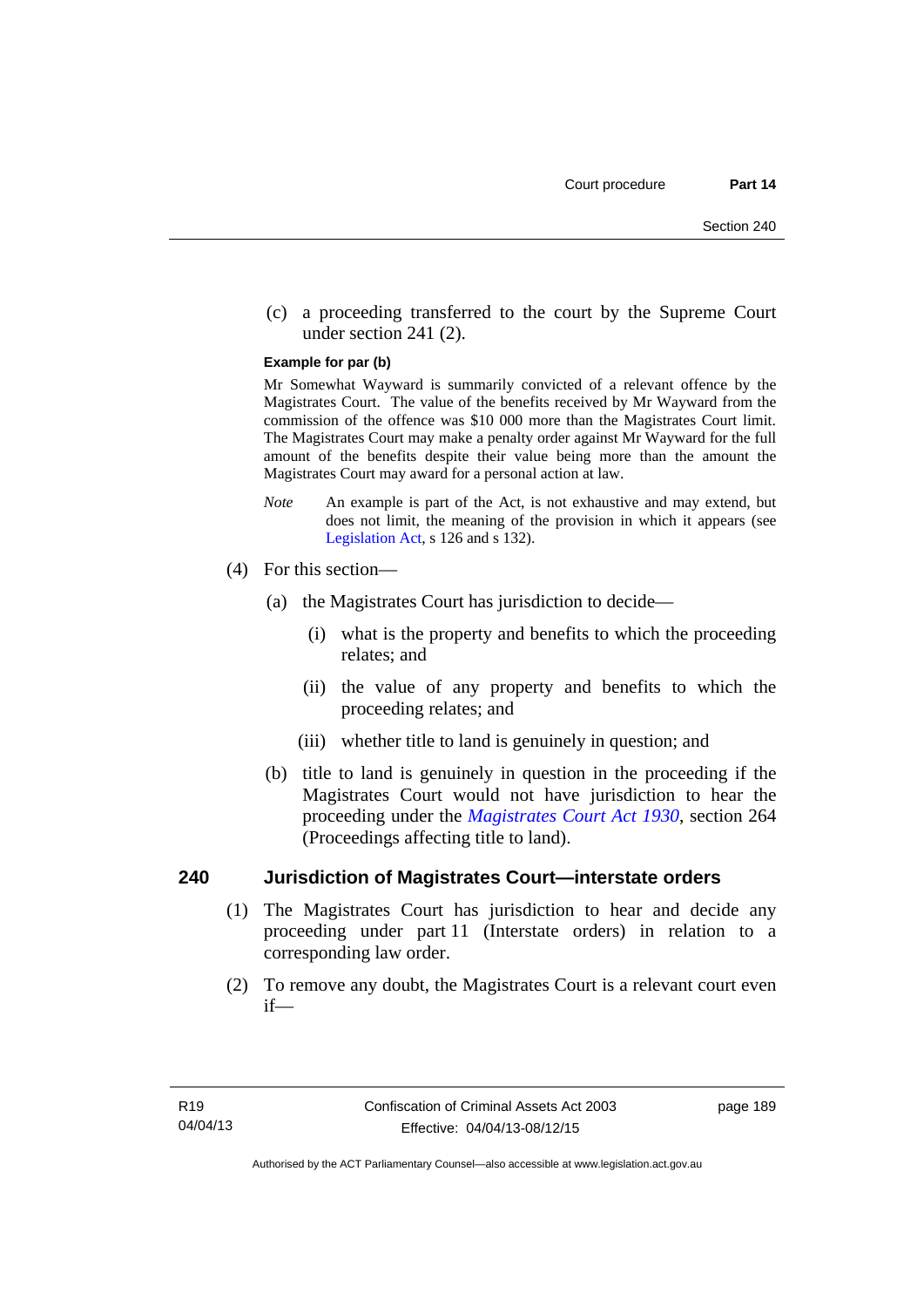(c) a proceeding transferred to the court by the Supreme Court under section 241 (2).

**Example for par (b)**

Mr Somewhat Wayward is summarily convicted of a relevant offence by the Magistrates Court. The value of the benefits received by Mr Wayward from the commission of the offence was $10 000 more than the Magistrates Court limit. The Magistrates Court may make a penalty order against Mr Wayward for the full amount of the benefits despite their value being more than the amount the Magistrates Court may award for a personal action at law.

*Note* An example is part of the Act, is not exhaustive and may extend, but does not limit, the meaning of the provision in which it appears (see Legislation Act, s 126 and s 132).

(4) For this section—

(a) the Magistrates Court has jurisdiction to decide—

(i) what is the property and benefits to which the proceeding relates; and

(ii) the value of any property and benefits to which the proceeding relates; and

(iii) whether title to land is genuinely in question; and

(b) title to land is genuinely in question in the proceeding if the Magistrates Court would not have jurisdiction to hear the proceeding under the *Magistrates Court Act 1930*, section 264 (Proceedings affecting title to land).

## 240 Jurisdiction of Magistrates Court—interstate orders

(1) The Magistrates Court has jurisdiction to hear and decide any proceeding under part 11 (Interstate orders) in relation to a corresponding law order.

(2) To remove any doubt, the Magistrates Court is a relevant court even if—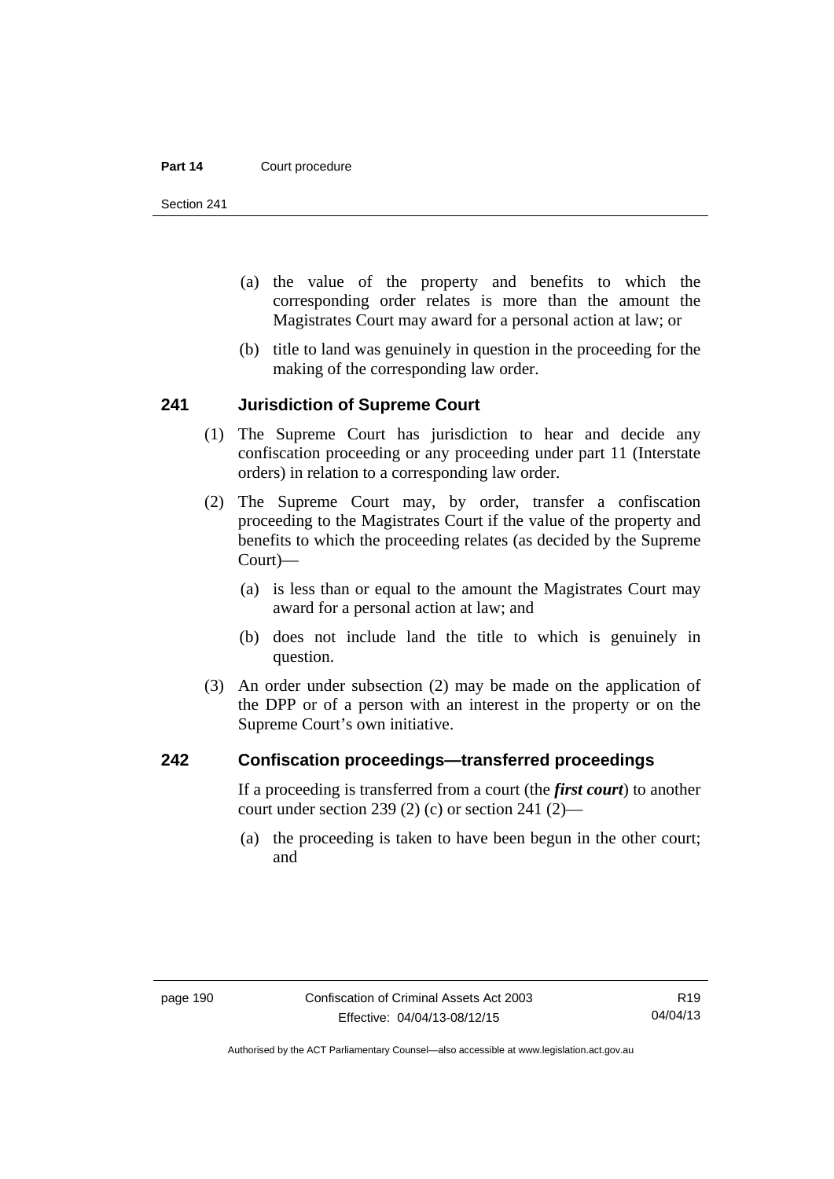(a) the value of the property and benefits to which the corresponding order relates is more than the amount the Magistrates Court may award for a personal action at law; or

(b) title to land was genuinely in question in the proceeding for the making of the corresponding law order.

### 241 Jurisdiction of Supreme Court

(1) The Supreme Court has jurisdiction to hear and decide any confiscation proceeding or any proceeding under part 11 (Interstate orders) in relation to a corresponding law order.

(2) The Supreme Court may, by order, transfer a confiscation proceeding to the Magistrates Court if the value of the property and benefits to which the proceeding relates (as decided by the Supreme Court)—

(a) is less than or equal to the amount the Magistrates Court may award for a personal action at law; and

(b) does not include land the title to which is genuinely in question.

(3) An order under subsection (2) may be made on the application of the DPP or of a person with an interest in the property or on the Supreme Court's own initiative.

### 242 Confiscation proceedings—transferred proceedings

If a proceeding is transferred from a court (the ***first court***) to another court under section 239 (2) (c) or section 241 (2)—

(a) the proceeding is taken to have been begun in the other court; and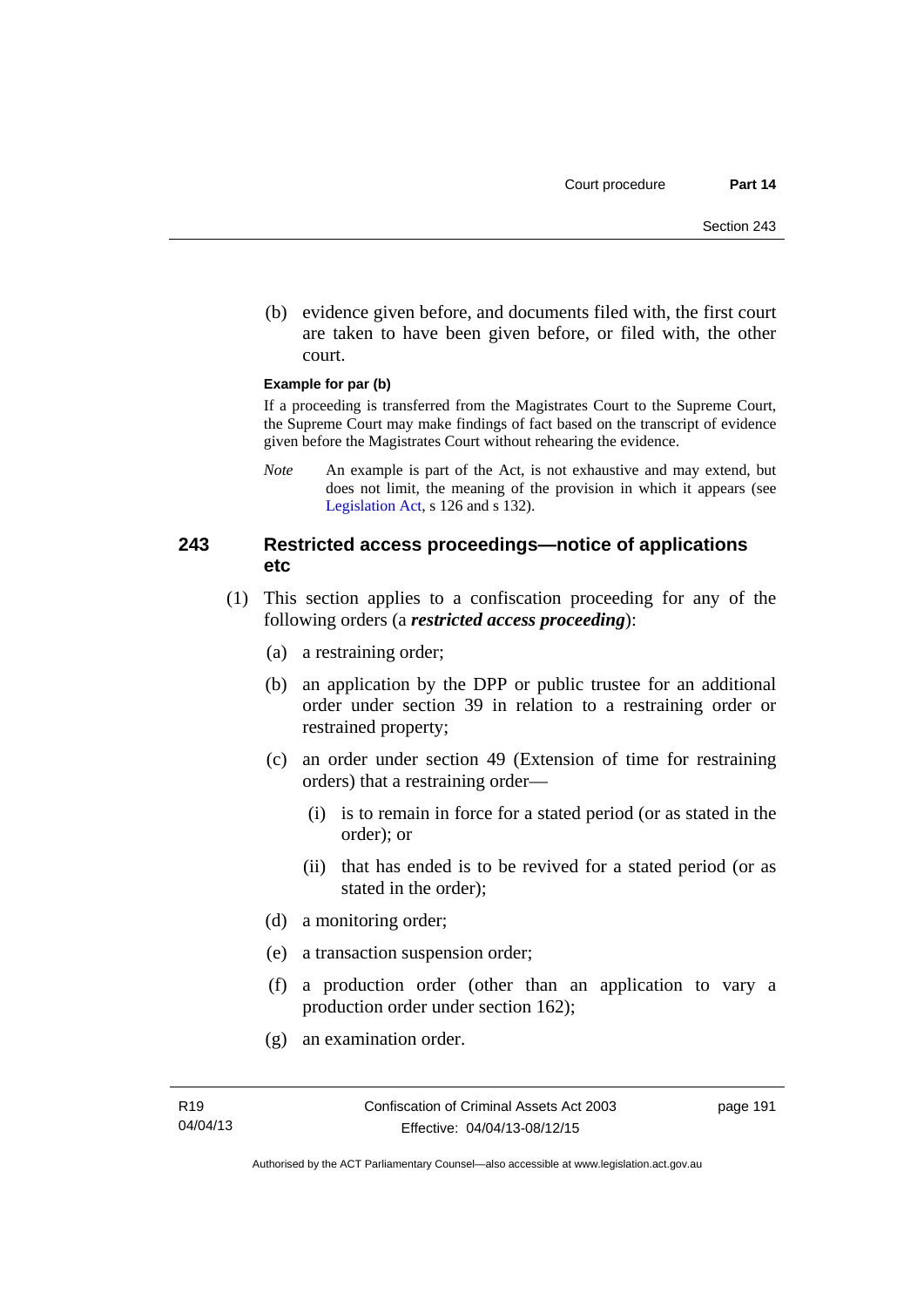(b) evidence given before, and documents filed with, the first court are taken to have been given before, or filed with, the other court.

**Example for par (b)**

If a proceeding is transferred from the Magistrates Court to the Supreme Court, the Supreme Court may make findings of fact based on the transcript of evidence given before the Magistrates Court without rehearing the evidence.

*Note* An example is part of the Act, is not exhaustive and may extend, but does not limit, the meaning of the provision in which it appears (see Legislation Act, s 126 and s 132).

## 243 Restricted access proceedings—notice of applications etc

(1) This section applies to a confiscation proceeding for any of the following orders (a ***restricted access proceeding***):

(a) a restraining order;

(b) an application by the DPP or public trustee for an additional order under section 39 in relation to a restraining order or restrained property;

(c) an order under section 49 (Extension of time for restraining orders) that a restraining order—

(i) is to remain in force for a stated period (or as stated in the order); or

(ii) that has ended is to be revived for a stated period (or as stated in the order);

(d) a monitoring order;

(e) a transaction suspension order;

(f) a production order (other than an application to vary a production order under section 162);

(g) an examination order.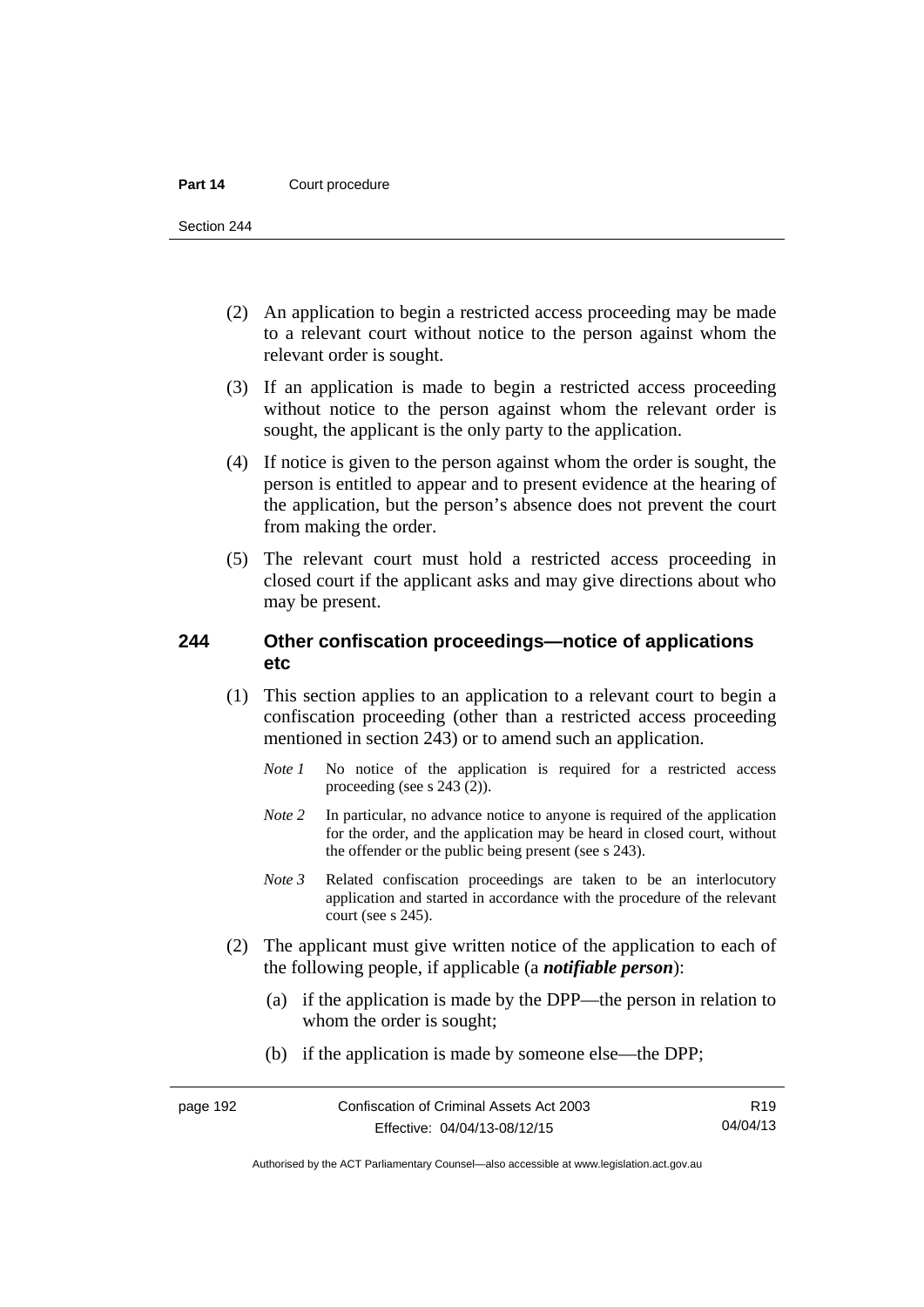(2) An application to begin a restricted access proceeding may be made to a relevant court without notice to the person against whom the relevant order is sought.

(3) If an application is made to begin a restricted access proceeding without notice to the person against whom the relevant order is sought, the applicant is the only party to the application.

(4) If notice is given to the person against whom the order is sought, the person is entitled to appear and to present evidence at the hearing of the application, but the person's absence does not prevent the court from making the order.

(5) The relevant court must hold a restricted access proceeding in closed court if the applicant asks and may give directions about who may be present.

## 244 Other confiscation proceedings—notice of applications etc

(1) This section applies to an application to a relevant court to begin a confiscation proceeding (other than a restricted access proceeding mentioned in section 243) or to amend such an application.

*Note 1* No notice of the application is required for a restricted access proceeding (see s 243 (2)).

*Note 2* In particular, no advance notice to anyone is required of the application for the order, and the application may be heard in closed court, without the offender or the public being present (see s 243).

*Note 3* Related confiscation proceedings are taken to be an interlocutory application and started in accordance with the procedure of the relevant court (see s 245).

(2) The applicant must give written notice of the application to each of the following people, if applicable (a ***notifiable person***):

(a) if the application is made by the DPP—the person in relation to whom the order is sought;

(b) if the application is made by someone else—the DPP;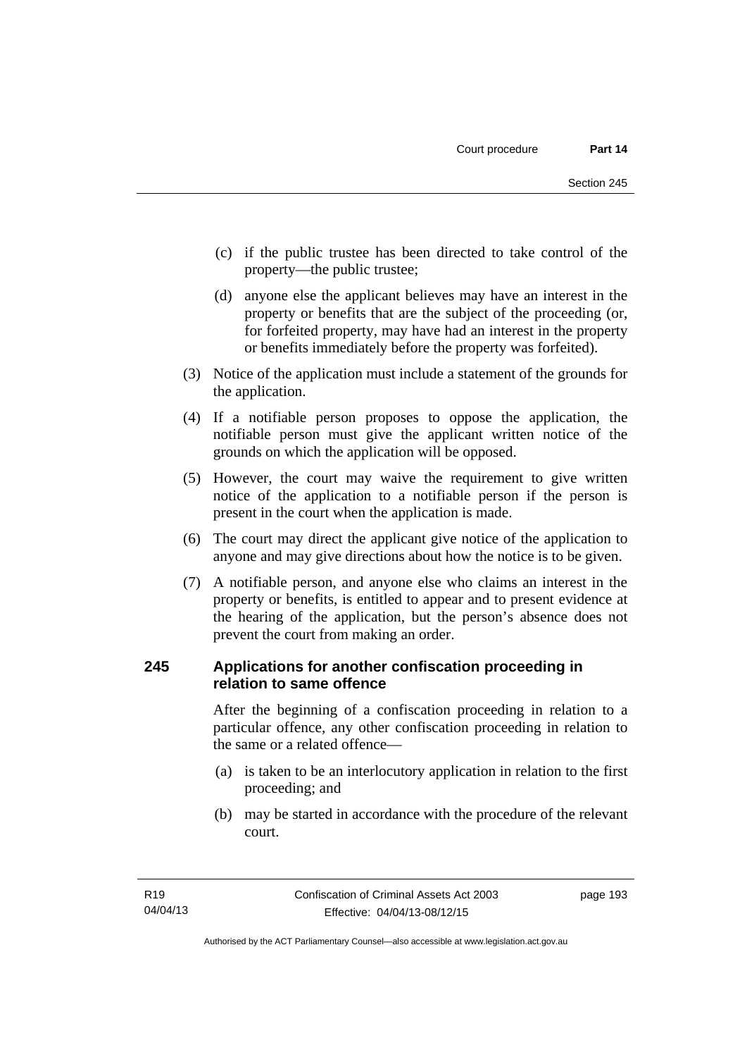(c) if the public trustee has been directed to take control of the property—the public trustee;

(d) anyone else the applicant believes may have an interest in the property or benefits that are the subject of the proceeding (or, for forfeited property, may have had an interest in the property or benefits immediately before the property was forfeited).

(3) Notice of the application must include a statement of the grounds for the application.

(4) If a notifiable person proposes to oppose the application, the notifiable person must give the applicant written notice of the grounds on which the application will be opposed.

(5) However, the court may waive the requirement to give written notice of the application to a notifiable person if the person is present in the court when the application is made.

(6) The court may direct the applicant give notice of the application to anyone and may give directions about how the notice is to be given.

(7) A notifiable person, and anyone else who claims an interest in the property or benefits, is entitled to appear and to present evidence at the hearing of the application, but the person's absence does not prevent the court from making an order.

### 245 Applications for another confiscation proceeding in relation to same offence

After the beginning of a confiscation proceeding in relation to a particular offence, any other confiscation proceeding in relation to the same or a related offence—

(a) is taken to be an interlocutory application in relation to the first proceeding; and

(b) may be started in accordance with the procedure of the relevant court.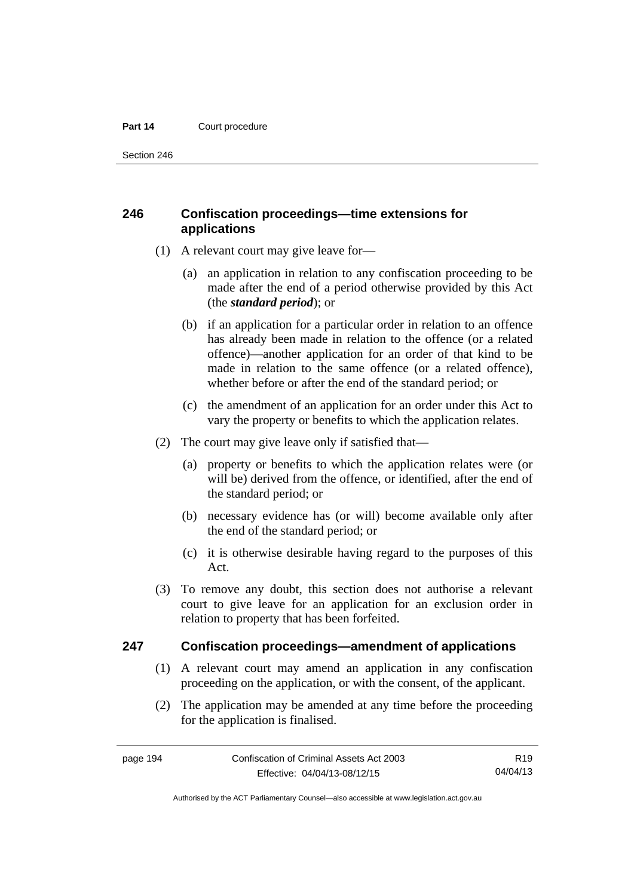## 246 Confiscation proceedings—time extensions for applications

(1) A relevant court may give leave for—

(a) an application in relation to any confiscation proceeding to be made after the end of a period otherwise provided by this Act (the ***standard period***); or

(b) if an application for a particular order in relation to an offence has already been made in relation to the offence (or a related offence)—another application for an order of that kind to be made in relation to the same offence (or a related offence), whether before or after the end of the standard period; or

(c) the amendment of an application for an order under this Act to vary the property or benefits to which the application relates.

(2) The court may give leave only if satisfied that—

(a) property or benefits to which the application relates were (or will be) derived from the offence, or identified, after the end of the standard period; or

(b) necessary evidence has (or will) become available only after the end of the standard period; or

(c) it is otherwise desirable having regard to the purposes of this Act.

(3) To remove any doubt, this section does not authorise a relevant court to give leave for an application for an exclusion order in relation to property that has been forfeited.

## 247 Confiscation proceedings—amendment of applications

(1) A relevant court may amend an application in any confiscation proceeding on the application, or with the consent, of the applicant.

(2) The application may be amended at any time before the proceeding for the application is finalised.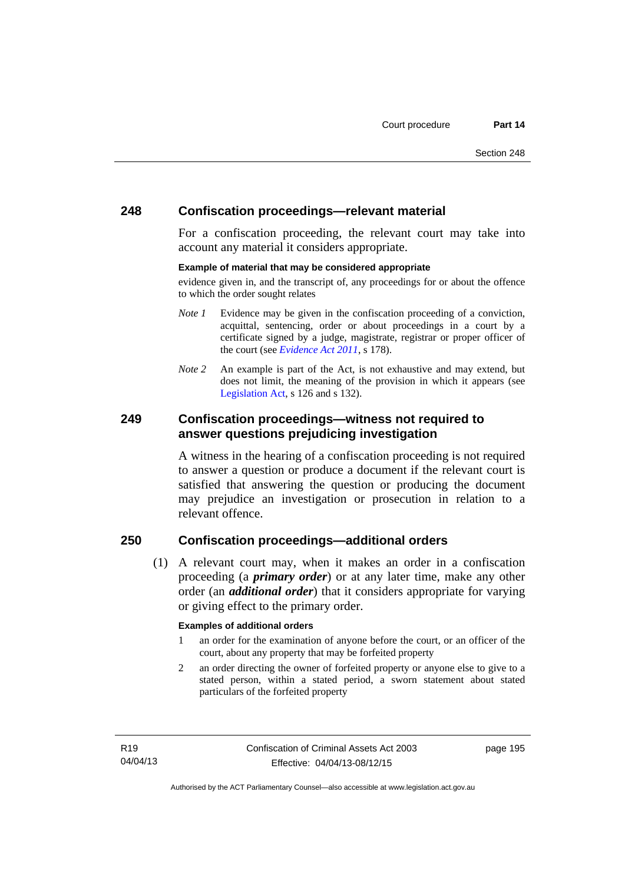## 248 Confiscation proceedings—relevant material

For a confiscation proceeding, the relevant court may take into account any material it considers appropriate.

**Example of material that may be considered appropriate**

evidence given in, and the transcript of, any proceedings for or about the offence to which the order sought relates

*Note 1* Evidence may be given in the confiscation proceeding of a conviction, acquittal, sentencing, order or about proceedings in a court by a certificate signed by a judge, magistrate, registrar or proper officer of the court (see *Evidence Act 2011*, s 178).

*Note 2* An example is part of the Act, is not exhaustive and may extend, but does not limit, the meaning of the provision in which it appears (see Legislation Act, s 126 and s 132).

## 249 Confiscation proceedings—witness not required to answer questions prejudicing investigation

A witness in the hearing of a confiscation proceeding is not required to answer a question or produce a document if the relevant court is satisfied that answering the question or producing the document may prejudice an investigation or prosecution in relation to a relevant offence.

## 250 Confiscation proceedings—additional orders

(1) A relevant court may, when it makes an order in a confiscation proceeding (a ***primary order***) or at any later time, make any other order (an ***additional order***) that it considers appropriate for varying or giving effect to the primary order.

**Examples of additional orders**

1 an order for the examination of anyone before the court, or an officer of the court, about any property that may be forfeited property

2 an order directing the owner of forfeited property or anyone else to give to a stated person, within a stated period, a sworn statement about stated particulars of the forfeited property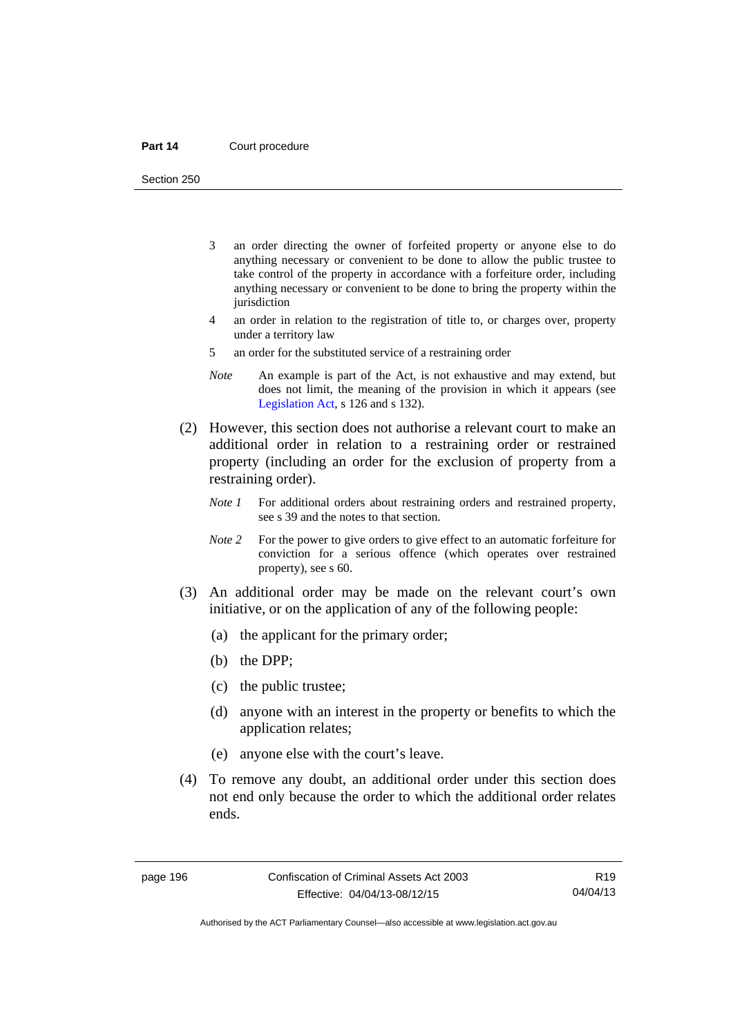3 an order directing the owner of forfeited property or anyone else to do anything necessary or convenient to be done to allow the public trustee to take control of the property in accordance with a forfeiture order, including anything necessary or convenient to be done to bring the property within the jurisdiction

4 an order in relation to the registration of title to, or charges over, property under a territory law

5 an order for the substituted service of a restraining order

*Note* An example is part of the Act, is not exhaustive and may extend, but does not limit, the meaning of the provision in which it appears (see Legislation Act, s 126 and s 132).

(2) However, this section does not authorise a relevant court to make an additional order in relation to a restraining order or restrained property (including an order for the exclusion of property from a restraining order).

*Note 1* For additional orders about restraining orders and restrained property, see s 39 and the notes to that section.

*Note 2* For the power to give orders to give effect to an automatic forfeiture for conviction for a serious offence (which operates over restrained property), see s 60.

(3) An additional order may be made on the relevant court's own initiative, or on the application of any of the following people:

(a) the applicant for the primary order;

(b) the DPP;

(c) the public trustee;

(d) anyone with an interest in the property or benefits to which the application relates;

(e) anyone else with the court's leave.

(4) To remove any doubt, an additional order under this section does not end only because the order to which the additional order relates ends.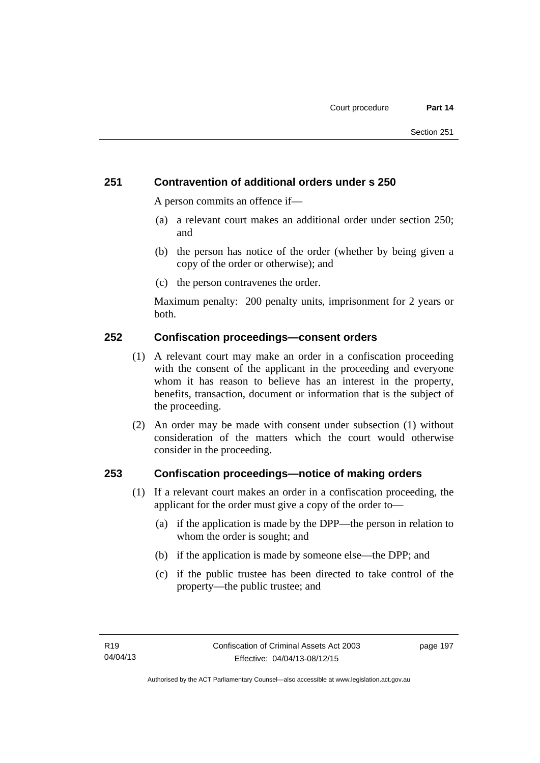## 251 Contravention of additional orders under s 250

A person commits an offence if—

(a) a relevant court makes an additional order under section 250; and

(b) the person has notice of the order (whether by being given a copy of the order or otherwise); and

(c) the person contravenes the order.

Maximum penalty: 200 penalty units, imprisonment for 2 years or both.

## 252 Confiscation proceedings—consent orders

(1) A relevant court may make an order in a confiscation proceeding with the consent of the applicant in the proceeding and everyone whom it has reason to believe has an interest in the property, benefits, transaction, document or information that is the subject of the proceeding.

(2) An order may be made with consent under subsection (1) without consideration of the matters which the court would otherwise consider in the proceeding.

## 253 Confiscation proceedings—notice of making orders

(1) If a relevant court makes an order in a confiscation proceeding, the applicant for the order must give a copy of the order to—

(a) if the application is made by the DPP—the person in relation to whom the order is sought; and

(b) if the application is made by someone else—the DPP; and

(c) if the public trustee has been directed to take control of the property—the public trustee; and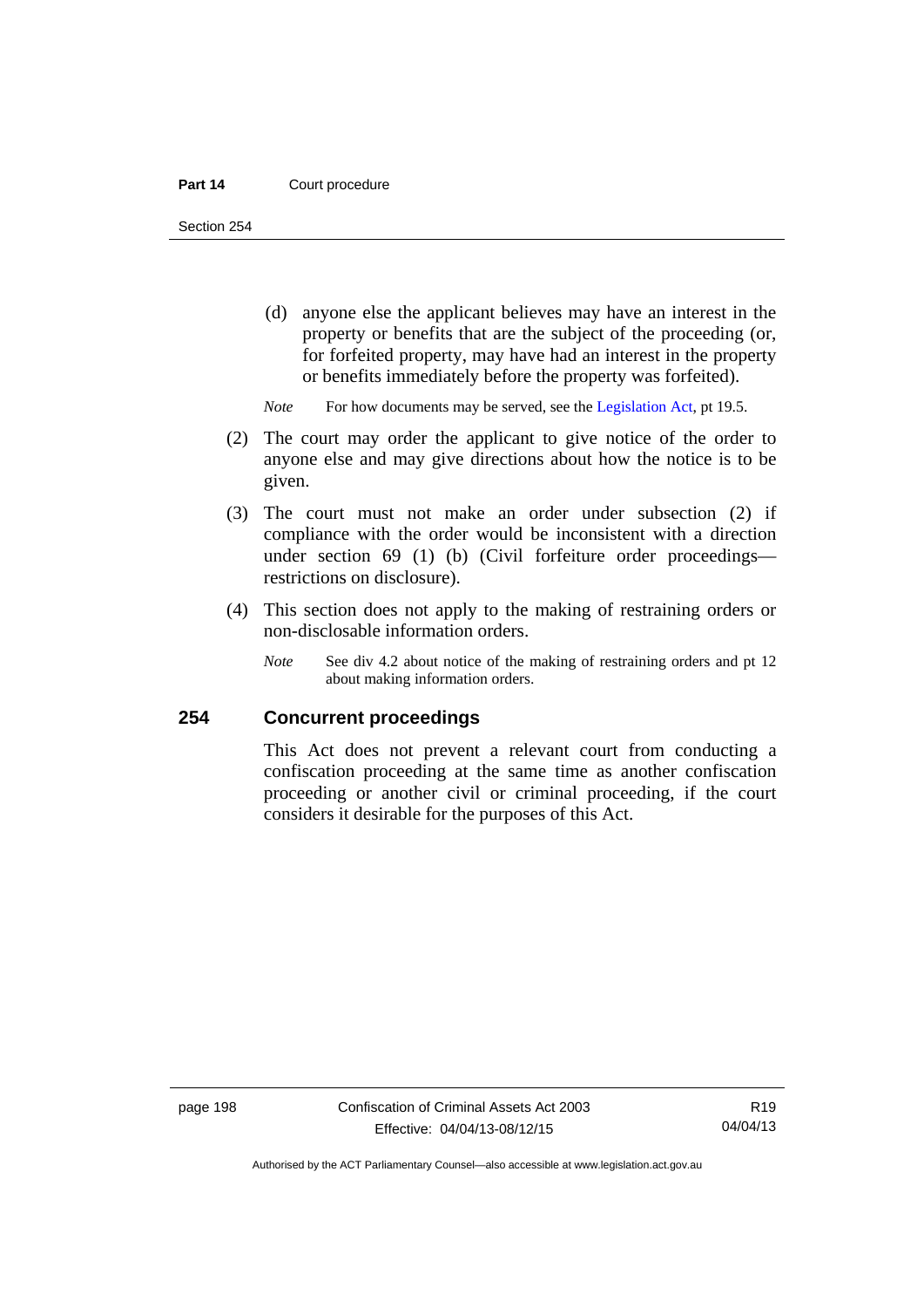(d) anyone else the applicant believes may have an interest in the property or benefits that are the subject of the proceeding (or, for forfeited property, may have had an interest in the property or benefits immediately before the property was forfeited).

*Note* For how documents may be served, see the Legislation Act, pt 19.5.

(2) The court may order the applicant to give notice of the order to anyone else and may give directions about how the notice is to be given.

(3) The court must not make an order under subsection (2) if compliance with the order would be inconsistent with a direction under section 69 (1) (b) (Civil forfeiture order proceedings—restrictions on disclosure).

(4) This section does not apply to the making of restraining orders or non-disclosable information orders.

*Note* See div 4.2 about notice of the making of restraining orders and pt 12 about making information orders.

## 254 Concurrent proceedings

This Act does not prevent a relevant court from conducting a confiscation proceeding at the same time as another confiscation proceeding or another civil or criminal proceeding, if the court considers it desirable for the purposes of this Act.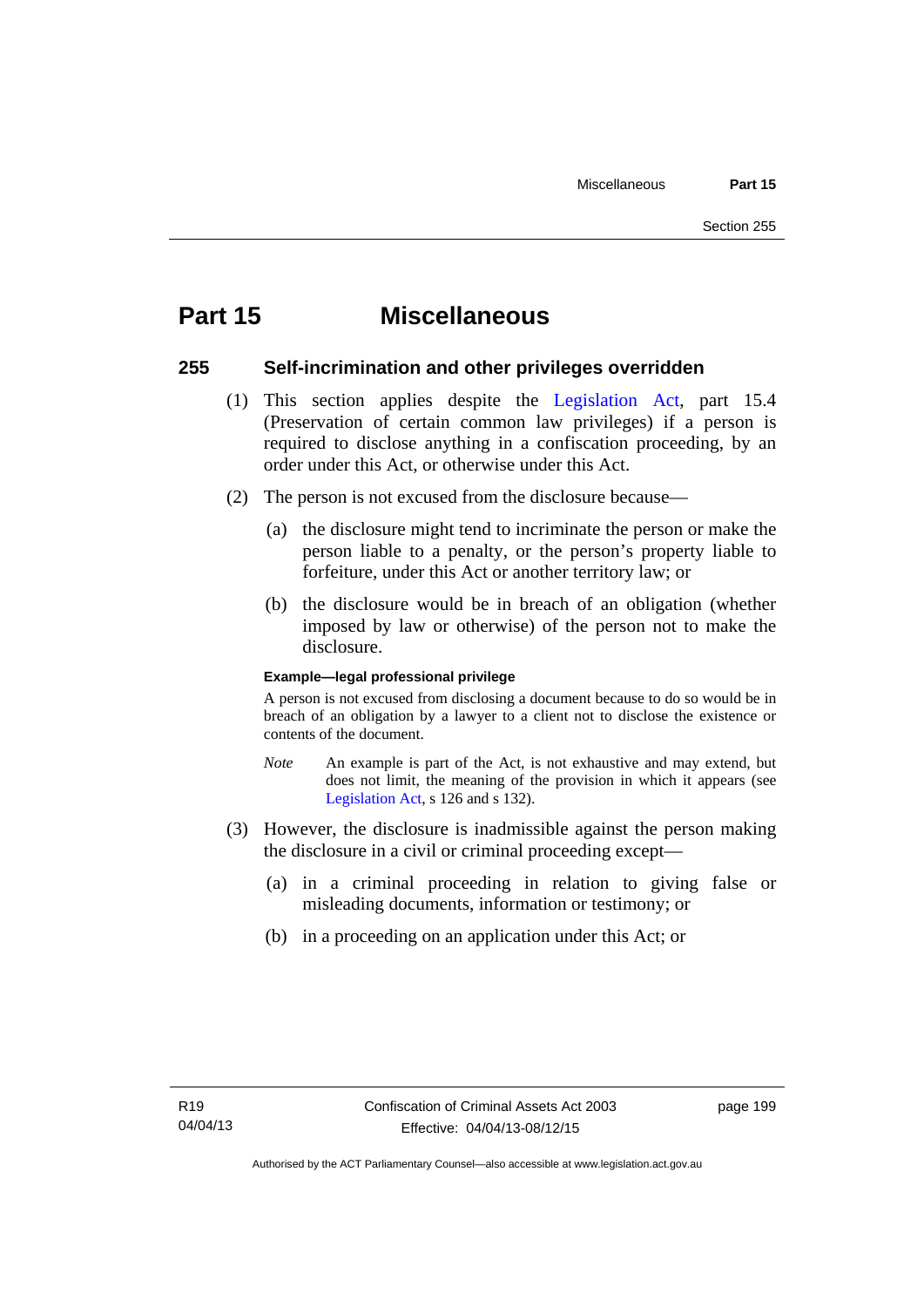# Part 15 Miscellaneous

## 255 Self-incrimination and other privileges overridden

(1) This section applies despite the Legislation Act, part 15.4 (Preservation of certain common law privileges) if a person is required to disclose anything in a confiscation proceeding, by an order under this Act, or otherwise under this Act.

(2) The person is not excused from the disclosure because—

(a) the disclosure might tend to incriminate the person or make the person liable to a penalty, or the person's property liable to forfeiture, under this Act or another territory law; or

(b) the disclosure would be in breach of an obligation (whether imposed by law or otherwise) of the person not to make the disclosure.

**Example—legal professional privilege**

A person is not excused from disclosing a document because to do so would be in breach of an obligation by a lawyer to a client not to disclose the existence or contents of the document.

*Note* An example is part of the Act, is not exhaustive and may extend, but does not limit, the meaning of the provision in which it appears (see Legislation Act, s 126 and s 132).

(3) However, the disclosure is inadmissible against the person making the disclosure in a civil or criminal proceeding except—

(a) in a criminal proceeding in relation to giving false or misleading documents, information or testimony; or

(b) in a proceeding on an application under this Act; or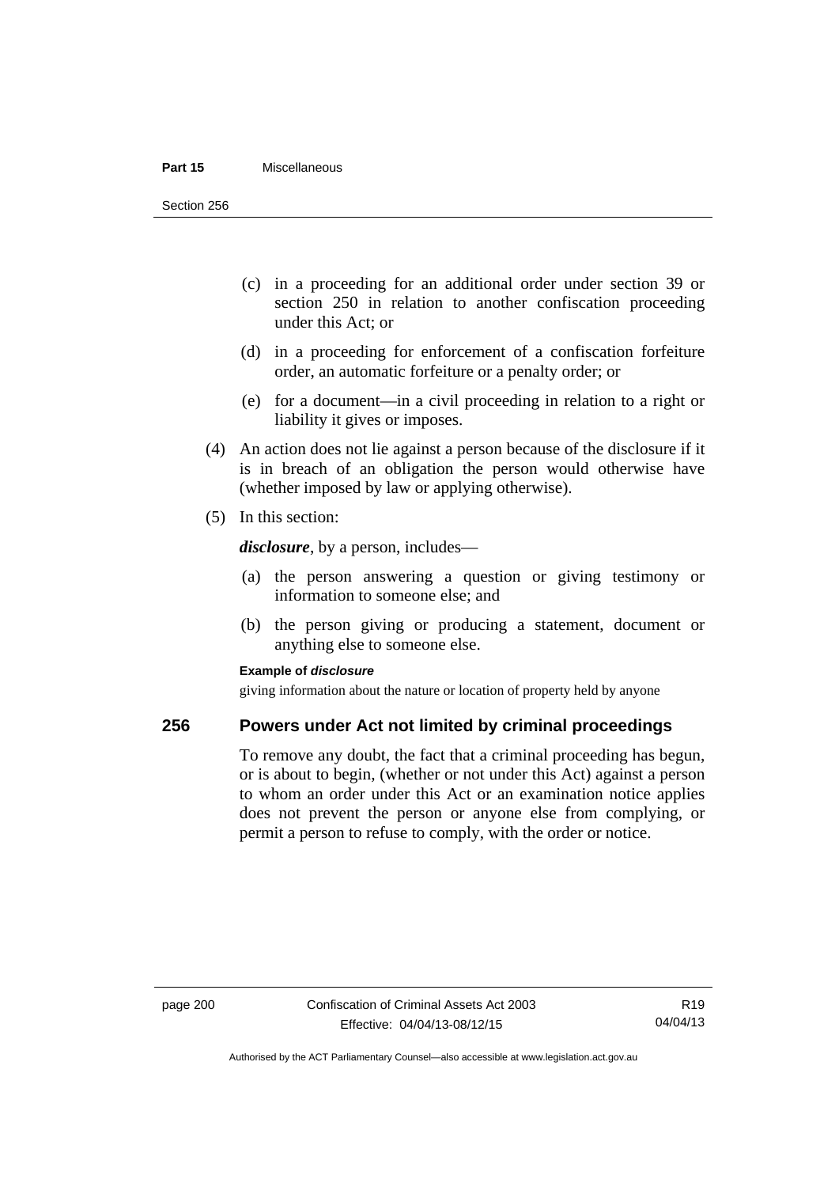(c) in a proceeding for an additional order under section 39 or section 250 in relation to another confiscation proceeding under this Act; or

(d) in a proceeding for enforcement of a confiscation forfeiture order, an automatic forfeiture or a penalty order; or

(e) for a document—in a civil proceeding in relation to a right or liability it gives or imposes.

(4) An action does not lie against a person because of the disclosure if it is in breach of an obligation the person would otherwise have (whether imposed by law or applying otherwise).

(5) In this section:

***disclosure***, by a person, includes—

(a) the person answering a question or giving testimony or information to someone else; and

(b) the person giving or producing a statement, document or anything else to someone else.

**Example of *disclosure***

giving information about the nature or location of property held by anyone

## 256 Powers under Act not limited by criminal proceedings

To remove any doubt, the fact that a criminal proceeding has begun, or is about to begin, (whether or not under this Act) against a person to whom an order under this Act or an examination notice applies does not prevent the person or anyone else from complying, or permit a person to refuse to comply, with the order or notice.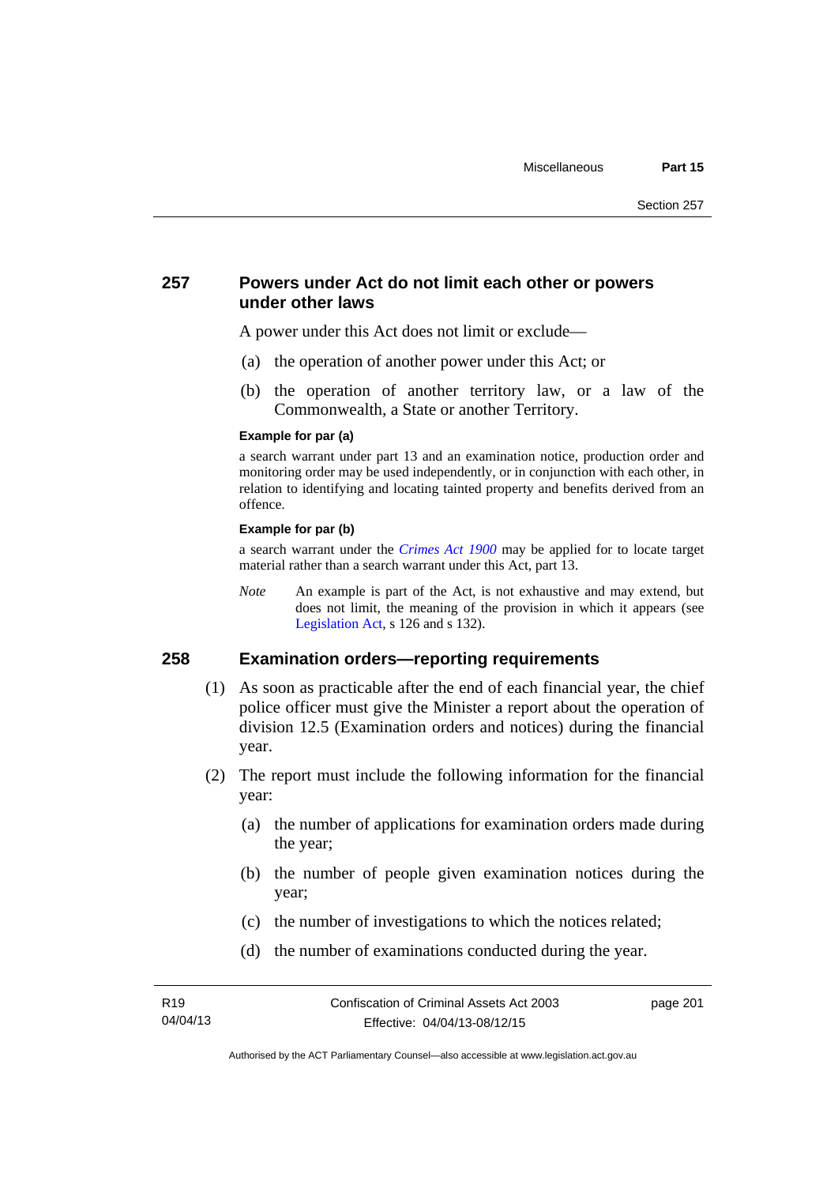## 257 Powers under Act do not limit each other or powers under other laws

A power under this Act does not limit or exclude—

(a) the operation of another power under this Act; or

(b) the operation of another territory law, or a law of the Commonwealth, a State or another Territory.

**Example for par (a)**

a search warrant under part 13 and an examination notice, production order and monitoring order may be used independently, or in conjunction with each other, in relation to identifying and locating tainted property and benefits derived from an offence.

**Example for par (b)**

a search warrant under the *Crimes Act 1900* may be applied for to locate target material rather than a search warrant under this Act, part 13.

*Note* An example is part of the Act, is not exhaustive and may extend, but does not limit, the meaning of the provision in which it appears (see Legislation Act, s 126 and s 132).

## 258 Examination orders—reporting requirements

(1) As soon as practicable after the end of each financial year, the chief police officer must give the Minister a report about the operation of division 12.5 (Examination orders and notices) during the financial year.

(2) The report must include the following information for the financial year:

(a) the number of applications for examination orders made during the year;

(b) the number of people given examination notices during the year;

(c) the number of investigations to which the notices related;

(d) the number of examinations conducted during the year.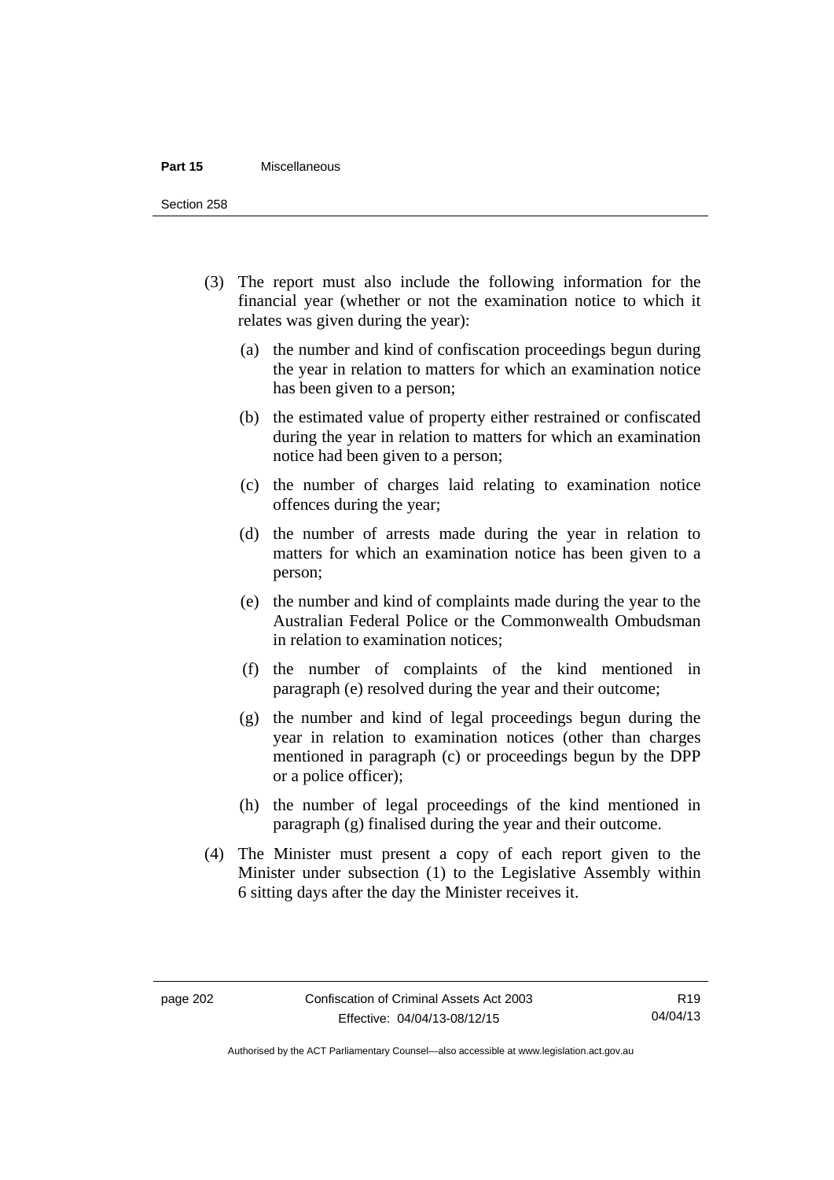(3) The report must also include the following information for the financial year (whether or not the examination notice to which it relates was given during the year):

(a) the number and kind of confiscation proceedings begun during the year in relation to matters for which an examination notice has been given to a person;

(b) the estimated value of property either restrained or confiscated during the year in relation to matters for which an examination notice had been given to a person;

(c) the number of charges laid relating to examination notice offences during the year;

(d) the number of arrests made during the year in relation to matters for which an examination notice has been given to a person;

(e) the number and kind of complaints made during the year to the Australian Federal Police or the Commonwealth Ombudsman in relation to examination notices;

(f) the number of complaints of the kind mentioned in paragraph (e) resolved during the year and their outcome;

(g) the number and kind of legal proceedings begun during the year in relation to examination notices (other than charges mentioned in paragraph (c) or proceedings begun by the DPP or a police officer);

(h) the number of legal proceedings of the kind mentioned in paragraph (g) finalised during the year and their outcome.

(4) The Minister must present a copy of each report given to the Minister under subsection (1) to the Legislative Assembly within 6 sitting days after the day the Minister receives it.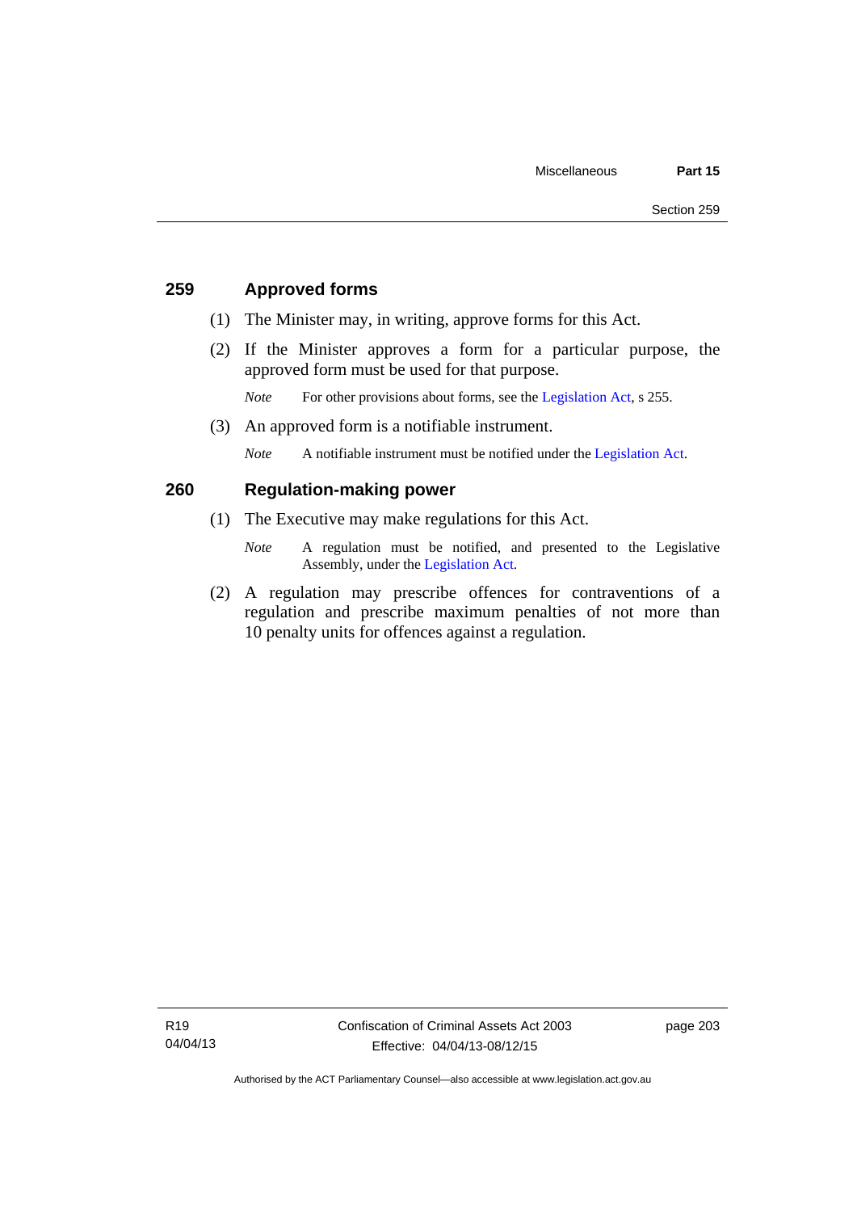## 259 Approved forms

(1) The Minister may, in writing, approve forms for this Act.

(2) If the Minister approves a form for a particular purpose, the approved form must be used for that purpose.

*Note* For other provisions about forms, see the Legislation Act, s 255.

(3) An approved form is a notifiable instrument.

*Note* A notifiable instrument must be notified under the Legislation Act.

## 260 Regulation-making power

(1) The Executive may make regulations for this Act.

*Note* A regulation must be notified, and presented to the Legislative Assembly, under the Legislation Act.

(2) A regulation may prescribe offences for contraventions of a regulation and prescribe maximum penalties of not more than 10 penalty units for offences against a regulation.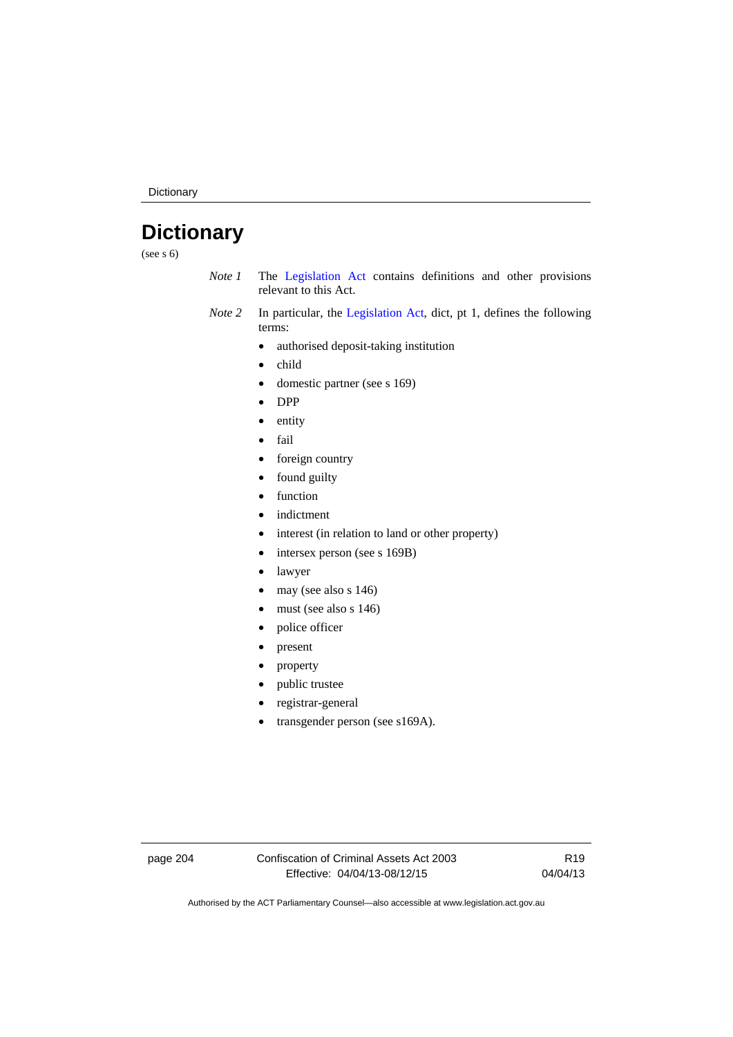# Dictionary

(see s 6)

*Note 1* The Legislation Act contains definitions and other provisions relevant to this Act.

*Note 2* In particular, the Legislation Act, dict, pt 1, defines the following terms:

- authorised deposit-taking institution
- child
- domestic partner (see s 169)
- DPP
- entity
- fail
- foreign country
- found guilty
- function
- indictment
- interest (in relation to land or other property)
- intersex person (see s 169B)
- lawyer
- may (see also s 146)
- must (see also s 146)
- police officer
- present
- property
- public trustee
- registrar-general
- transgender person (see s169A).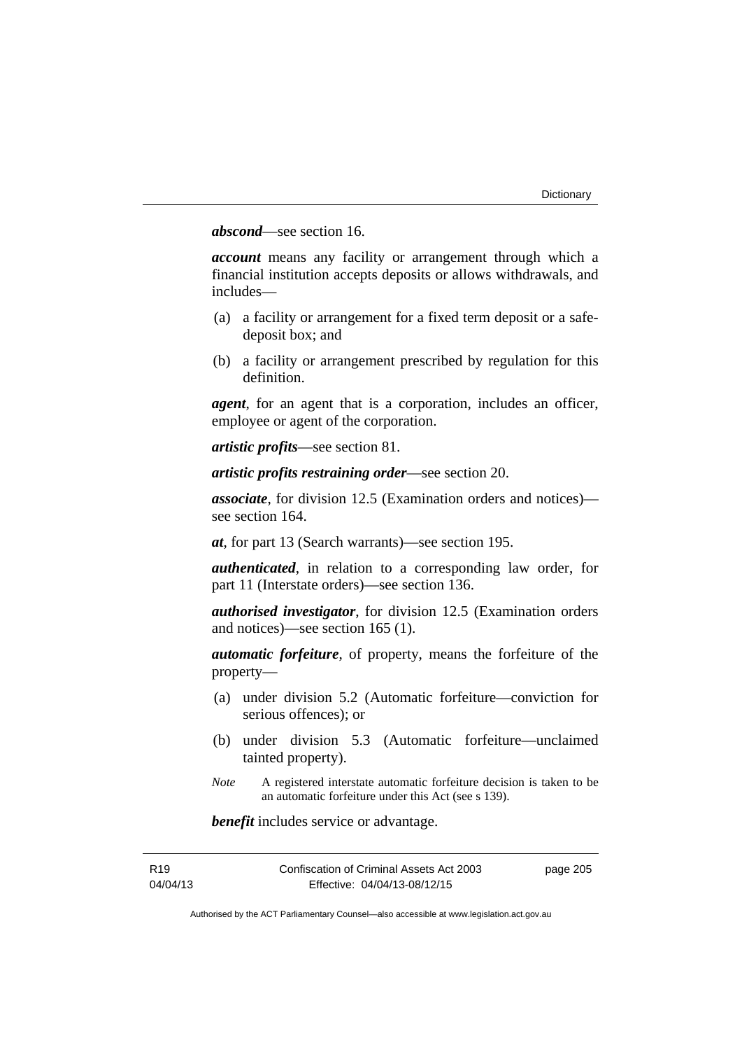***abscond***—see section 16.

***account*** means any facility or arrangement through which a financial institution accepts deposits or allows withdrawals, and includes—

(a) a facility or arrangement for a fixed term deposit or a safe-deposit box; and

(b) a facility or arrangement prescribed by regulation for this definition.

***agent***, for an agent that is a corporation, includes an officer, employee or agent of the corporation.

***artistic profits***—see section 81.

***artistic profits restraining order***—see section 20.

***associate***, for division 12.5 (Examination orders and notices)—see section 164.

***at***, for part 13 (Search warrants)—see section 195.

***authenticated***, in relation to a corresponding law order, for part 11 (Interstate orders)—see section 136.

***authorised investigator***, for division 12.5 (Examination orders and notices)—see section 165 (1).

***automatic forfeiture***, of property, means the forfeiture of the property—

(a) under division 5.2 (Automatic forfeiture—conviction for serious offences); or

(b) under division 5.3 (Automatic forfeiture—unclaimed tainted property).

*Note* A registered interstate automatic forfeiture decision is taken to be an automatic forfeiture under this Act (see s 139).

***benefit*** includes service or advantage.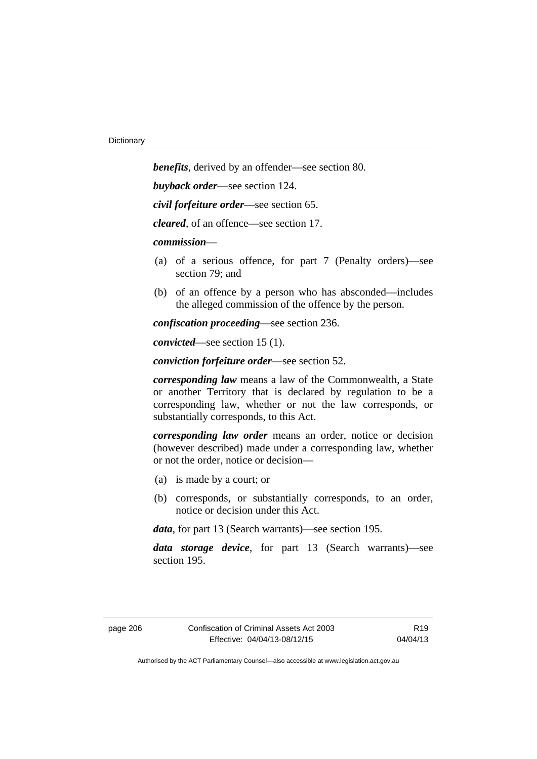***benefits***, derived by an offender—see section 80.

***buyback order***—see section 124.

***civil forfeiture order***—see section 65.

***cleared***, of an offence—see section 17.

***commission***—

(a) of a serious offence, for part 7 (Penalty orders)—see section 79; and

(b) of an offence by a person who has absconded—includes the alleged commission of the offence by the person.

***confiscation proceeding***—see section 236.

***convicted***—see section 15 (1).

***conviction forfeiture order***—see section 52.

***corresponding law*** means a law of the Commonwealth, a State or another Territory that is declared by regulation to be a corresponding law, whether or not the law corresponds, or substantially corresponds, to this Act.

***corresponding law order*** means an order, notice or decision (however described) made under a corresponding law, whether or not the order, notice or decision—

(a) is made by a court; or

(b) corresponds, or substantially corresponds, to an order, notice or decision under this Act.

***data***, for part 13 (Search warrants)—see section 195.

***data storage device***, for part 13 (Search warrants)—see section 195.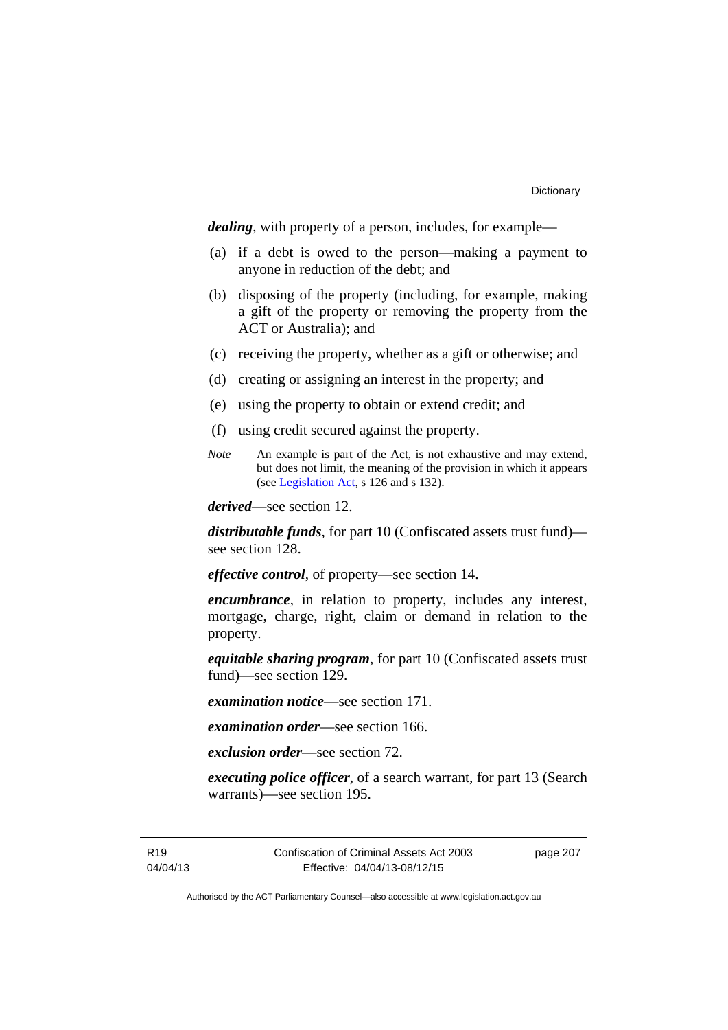***dealing***, with property of a person, includes, for example—

(a) if a debt is owed to the person—making a payment to anyone in reduction of the debt; and

(b) disposing of the property (including, for example, making a gift of the property or removing the property from the ACT or Australia); and

(c) receiving the property, whether as a gift or otherwise; and

(d) creating or assigning an interest in the property; and

(e) using the property to obtain or extend credit; and

(f) using credit secured against the property.

*Note* An example is part of the Act, is not exhaustive and may extend, but does not limit, the meaning of the provision in which it appears (see Legislation Act, s 126 and s 132).

***derived***—see section 12.

***distributable funds***, for part 10 (Confiscated assets trust fund)—see section 128.

***effective control***, of property—see section 14.

***encumbrance***, in relation to property, includes any interest, mortgage, charge, right, claim or demand in relation to the property.

***equitable sharing program***, for part 10 (Confiscated assets trust fund)—see section 129.

***examination notice***—see section 171.

***examination order***—see section 166.

***exclusion order***—see section 72.

***executing police officer***, of a search warrant, for part 13 (Search warrants)—see section 195.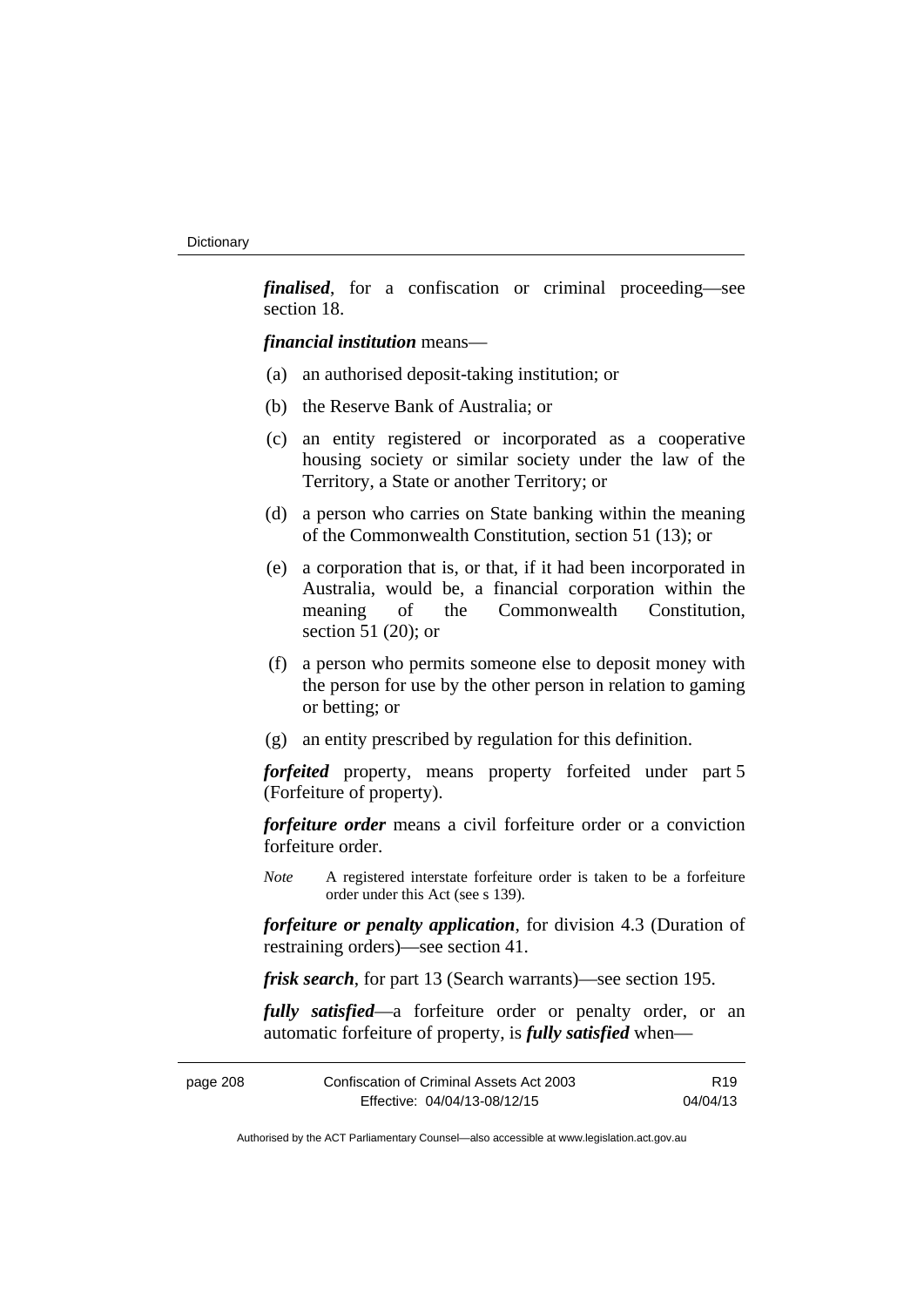***finalised***, for a confiscation or criminal proceeding—see section 18.

***financial institution*** means—

(a) an authorised deposit-taking institution; or

(b) the Reserve Bank of Australia; or

(c) an entity registered or incorporated as a cooperative housing society or similar society under the law of the Territory, a State or another Territory; or

(d) a person who carries on State banking within the meaning of the Commonwealth Constitution, section 51 (13); or

(e) a corporation that is, or that, if it had been incorporated in Australia, would be, a financial corporation within the meaning of the Commonwealth Constitution, section 51 (20); or

(f) a person who permits someone else to deposit money with the person for use by the other person in relation to gaming or betting; or

(g) an entity prescribed by regulation for this definition.

***forfeited*** property, means property forfeited under part 5 (Forfeiture of property).

***forfeiture order*** means a civil forfeiture order or a conviction forfeiture order.

*Note* A registered interstate forfeiture order is taken to be a forfeiture order under this Act (see s 139).

***forfeiture or penalty application***, for division 4.3 (Duration of restraining orders)—see section 41.

***frisk search***, for part 13 (Search warrants)—see section 195.

***fully satisfied***—a forfeiture order or penalty order, or an automatic forfeiture of property, is ***fully satisfied*** when—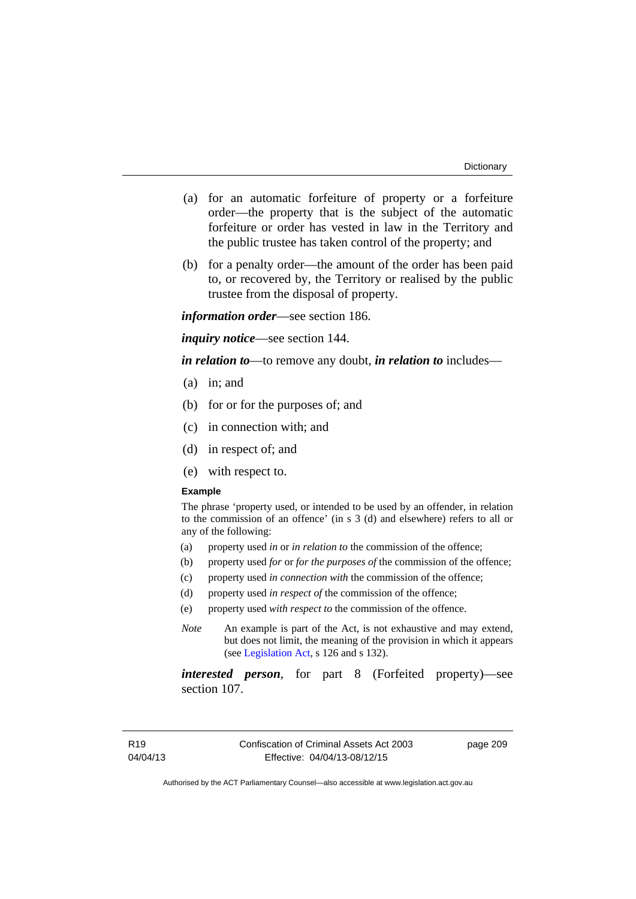(a) for an automatic forfeiture of property or a forfeiture order—the property that is the subject of the automatic forfeiture or order has vested in law in the Territory and the public trustee has taken control of the property; and

(b) for a penalty order—the amount of the order has been paid to, or recovered by, the Territory or realised by the public trustee from the disposal of property.

***information order***—see section 186.

***inquiry notice***—see section 144.

***in relation to***—to remove any doubt, ***in relation to*** includes—

(a) in; and

(b) for or for the purposes of; and

(c) in connection with; and

(d) in respect of; and

(e) with respect to.

**Example**

The phrase 'property used, or intended to be used by an offender, in relation to the commission of an offence' (in s 3 (d) and elsewhere) refers to all or any of the following:

(a) property used *in* or *in relation to* the commission of the offence;

(b) property used *for* or *for the purposes of* the commission of the offence;

(c) property used *in connection with* the commission of the offence;

(d) property used *in respect of* the commission of the offence;

(e) property used *with respect to* the commission of the offence.

*Note* An example is part of the Act, is not exhaustive and may extend, but does not limit, the meaning of the provision in which it appears (see Legislation Act, s 126 and s 132).

***interested person***, for part 8 (Forfeited property)—see section 107.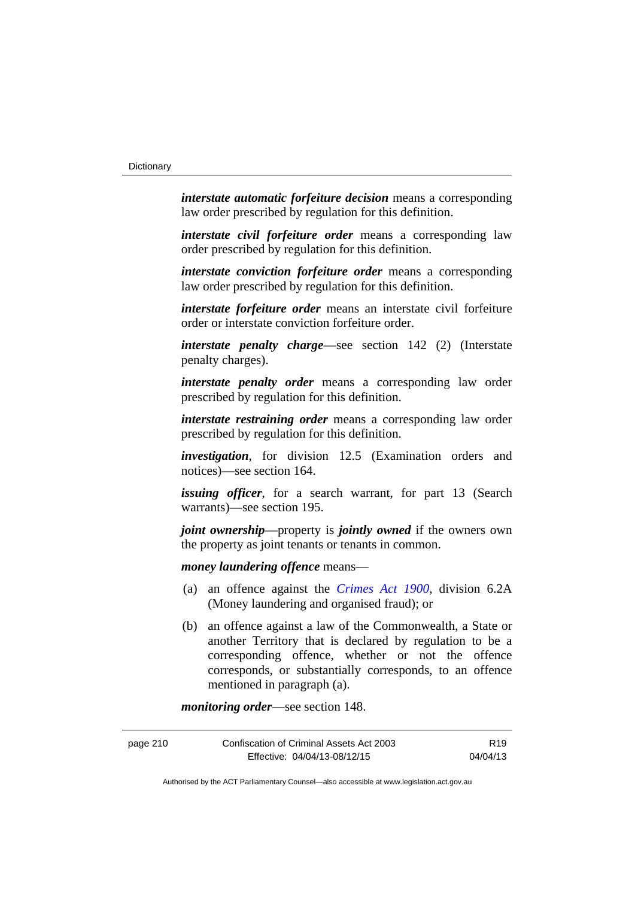***interstate automatic forfeiture decision*** means a corresponding law order prescribed by regulation for this definition.

***interstate civil forfeiture order*** means a corresponding law order prescribed by regulation for this definition.

***interstate conviction forfeiture order*** means a corresponding law order prescribed by regulation for this definition.

***interstate forfeiture order*** means an interstate civil forfeiture order or interstate conviction forfeiture order.

***interstate penalty charge***—see section 142 (2) (Interstate penalty charges).

***interstate penalty order*** means a corresponding law order prescribed by regulation for this definition.

***interstate restraining order*** means a corresponding law order prescribed by regulation for this definition.

***investigation***, for division 12.5 (Examination orders and notices)—see section 164.

***issuing officer***, for a search warrant, for part 13 (Search warrants)—see section 195.

***joint ownership***—property is ***jointly owned*** if the owners own the property as joint tenants or tenants in common.

***money laundering offence*** means—

(a) an offence against the *Crimes Act 1900*, division 6.2A (Money laundering and organised fraud); or

(b) an offence against a law of the Commonwealth, a State or another Territory that is declared by regulation to be a corresponding offence, whether or not the offence corresponds, or substantially corresponds, to an offence mentioned in paragraph (a).

***monitoring order***—see section 148.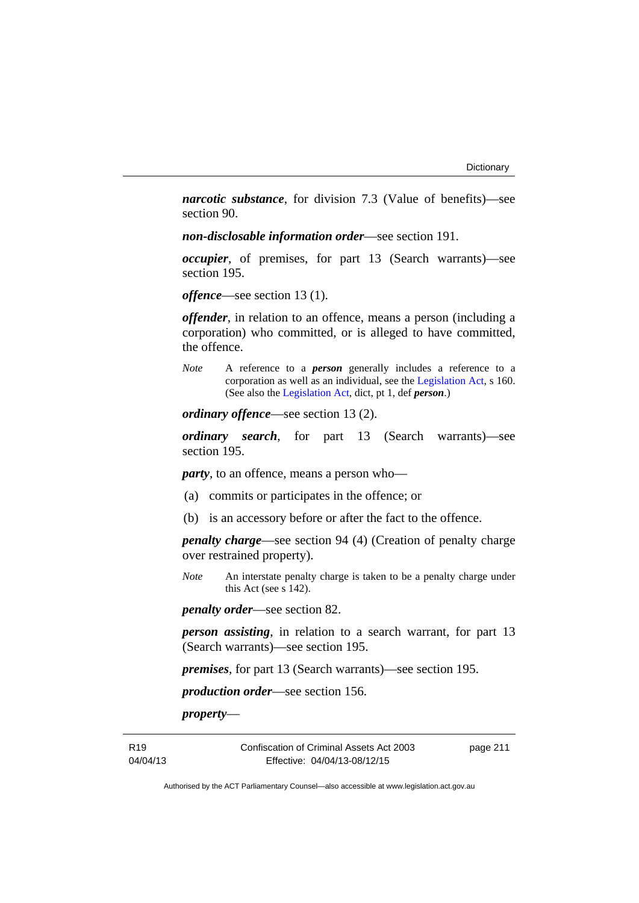***narcotic substance***, for division 7.3 (Value of benefits)—see section 90.

***non-disclosable information order***—see section 191.

***occupier***, of premises, for part 13 (Search warrants)—see section 195.

***offence***—see section 13 (1).

***offender***, in relation to an offence, means a person (including a corporation) who committed, or is alleged to have committed, the offence.

*Note* A reference to a ***person*** generally includes a reference to a corporation as well as an individual, see the Legislation Act, s 160. (See also the Legislation Act, dict, pt 1, def ***person***.)

***ordinary offence***—see section 13 (2).

***ordinary search***, for part 13 (Search warrants)—see section 195.

***party***, to an offence, means a person who—

(a) commits or participates in the offence; or

(b) is an accessory before or after the fact to the offence.

***penalty charge***—see section 94 (4) (Creation of penalty charge over restrained property).

*Note* An interstate penalty charge is taken to be a penalty charge under this Act (see s 142).

***penalty order***—see section 82.

***person assisting***, in relation to a search warrant, for part 13 (Search warrants)—see section 195.

***premises***, for part 13 (Search warrants)—see section 195.

***production order***—see section 156.

***property***—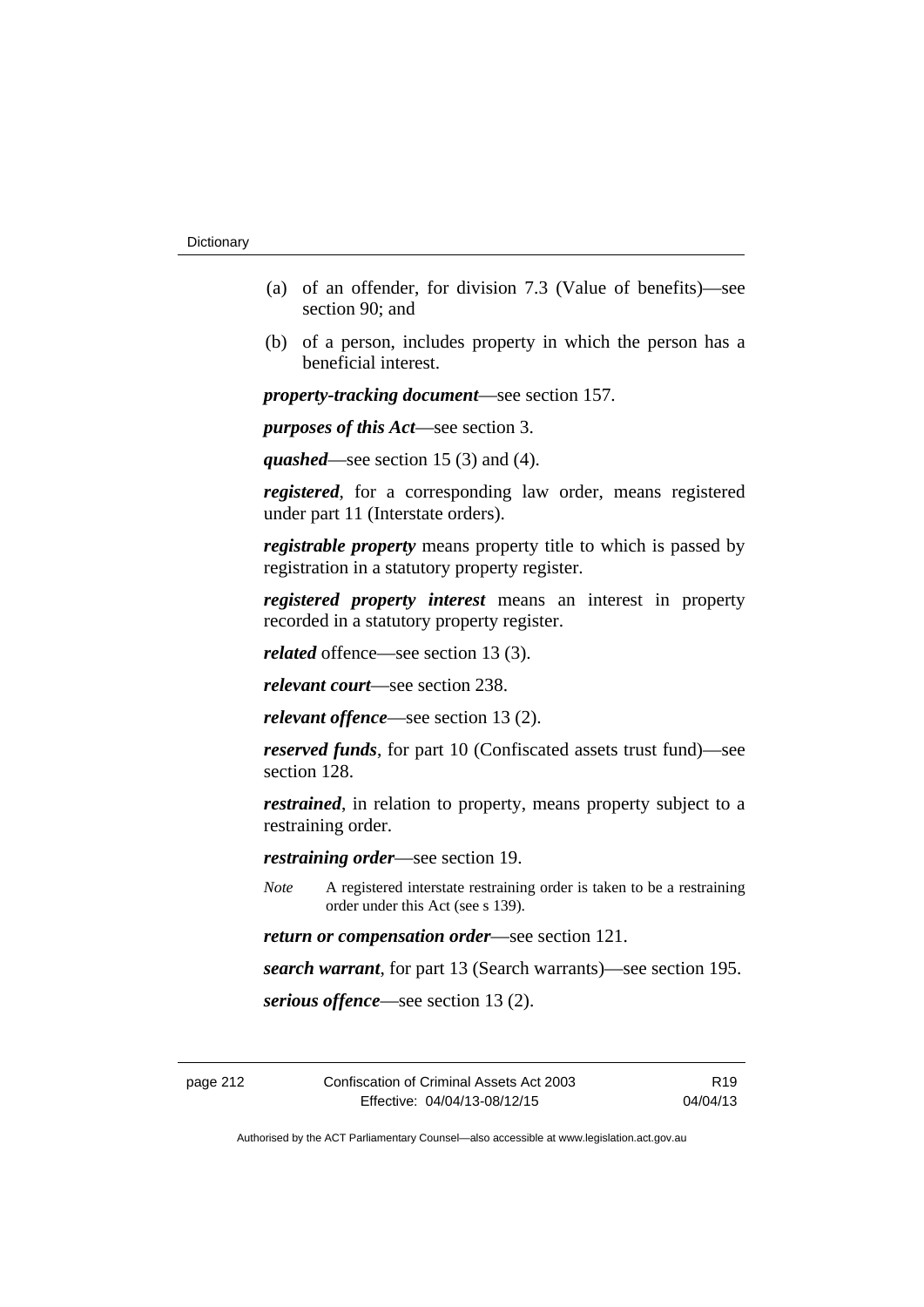(a) of an offender, for division 7.3 (Value of benefits)—see section 90; and

(b) of a person, includes property in which the person has a beneficial interest.

***property-tracking document***—see section 157.

***purposes of this Act***—see section 3.

***quashed***—see section 15 (3) and (4).

***registered***, for a corresponding law order, means registered under part 11 (Interstate orders).

***registrable property*** means property title to which is passed by registration in a statutory property register.

***registered property interest*** means an interest in property recorded in a statutory property register.

***related*** offence—see section 13 (3).

***relevant court***—see section 238.

***relevant offence***—see section 13 (2).

***reserved funds***, for part 10 (Confiscated assets trust fund)—see section 128.

***restrained***, in relation to property, means property subject to a restraining order.

***restraining order***—see section 19.

*Note* A registered interstate restraining order is taken to be a restraining order under this Act (see s 139).

***return or compensation order***—see section 121.

***search warrant***, for part 13 (Search warrants)—see section 195.

***serious offence***—see section 13 (2).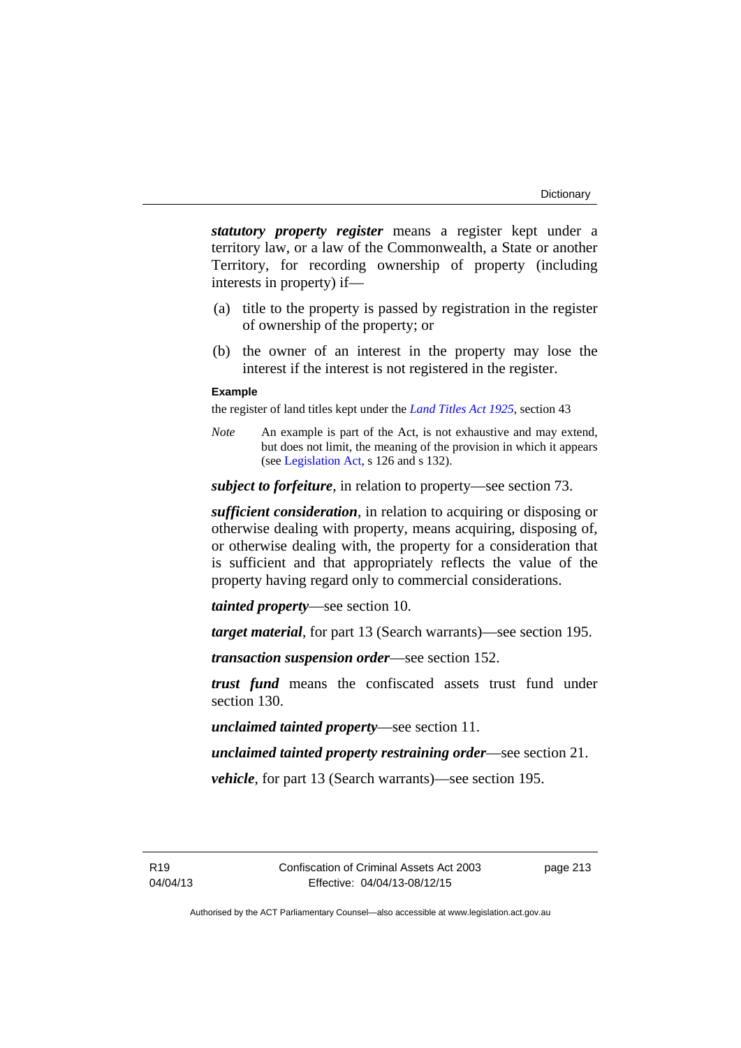***statutory property register*** means a register kept under a territory law, or a law of the Commonwealth, a State or another Territory, for recording ownership of property (including interests in property) if—

(a) title to the property is passed by registration in the register of ownership of the property; or

(b) the owner of an interest in the property may lose the interest if the interest is not registered in the register.

**Example**

the register of land titles kept under the *Land Titles Act 1925*, section 43

*Note* An example is part of the Act, is not exhaustive and may extend, but does not limit, the meaning of the provision in which it appears (see Legislation Act, s 126 and s 132).

***subject to forfeiture***, in relation to property—see section 73.

***sufficient consideration***, in relation to acquiring or disposing or otherwise dealing with property, means acquiring, disposing of, or otherwise dealing with, the property for a consideration that is sufficient and that appropriately reflects the value of the property having regard only to commercial considerations.

***tainted property***—see section 10.

***target material***, for part 13 (Search warrants)—see section 195.

***transaction suspension order***—see section 152.

***trust fund*** means the confiscated assets trust fund under section 130.

***unclaimed tainted property***—see section 11.

***unclaimed tainted property restraining order***—see section 21.

***vehicle***, for part 13 (Search warrants)—see section 195.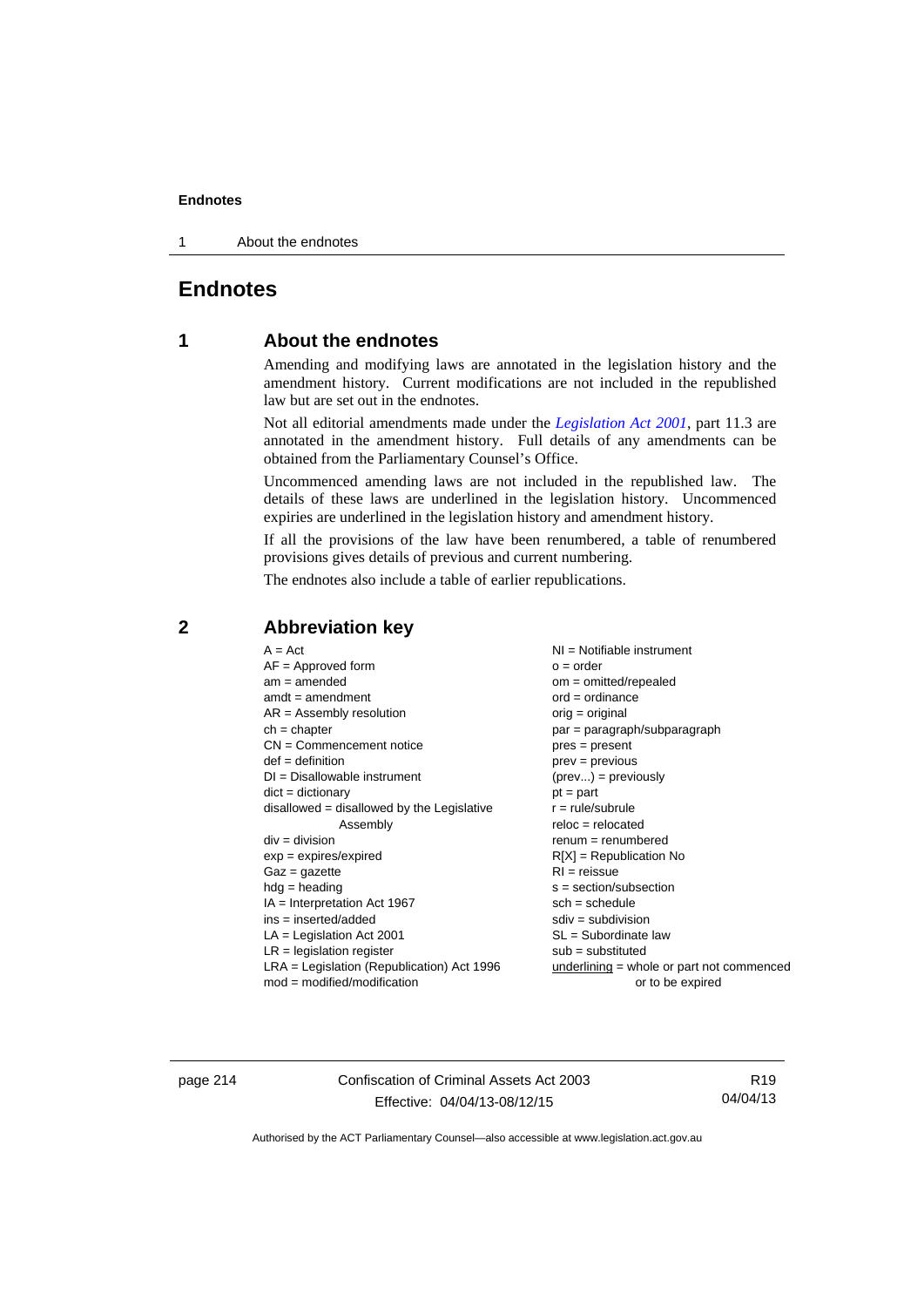# Endnotes

## 1 About the endnotes

Amending and modifying laws are annotated in the legislation history and the amendment history. Current modifications are not included in the republished law but are set out in the endnotes.

Not all editorial amendments made under the *Legislation Act 2001*, part 11.3 are annotated in the amendment history. Full details of any amendments can be obtained from the Parliamentary Counsel's Office.

Uncommenced amending laws are not included in the republished law. The details of these laws are underlined in the legislation history. Uncommenced expiries are underlined in the legislation history and amendment history.

If all the provisions of the law have been renumbered, a table of renumbered provisions gives details of previous and current numbering.

The endnotes also include a table of earlier republications.

## 2 Abbreviation key

A = Act
AF = Approved form
am = amended
amdt = amendment
AR = Assembly resolution
ch = chapter
CN = Commencement notice
def = definition
DI = Disallowable instrument
dict = dictionary
disallowed = disallowed by the Legislative Assembly
div = division
exp = expires/expired
Gaz = gazette
hdg = heading
IA = Interpretation Act 1967
ins = inserted/added
LA = Legislation Act 2001
LR = legislation register
LRA = Legislation (Republication) Act 1996
mod = modified/modification
NI = Notifiable instrument
o = order
om = omitted/repealed
ord = ordinance
orig = original
par = paragraph/subparagraph
pres = present
prev = previous
(prev...) = previously
pt = part
r = rule/subrule
reloc = relocated
renum = renumbered
R[X] = Republication No
RI = reissue
s = section/subsection
sch = schedule
sdiv = subdivision
SL = Subordinate law
sub = substituted
underlining = whole or part not commenced or to be expired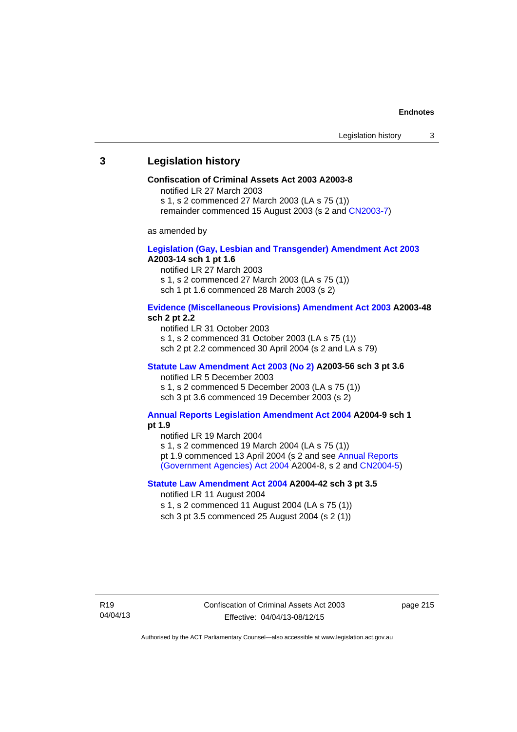## 3 Legislation history

**Confiscation of Criminal Assets Act 2003 A2003-8**

notified LR 27 March 2003
s 1, s 2 commenced 27 March 2003 (LA s 75 (1))
remainder commenced 15 August 2003 (s 2 and CN2003-7)

as amended by

**Legislation (Gay, Lesbian and Transgender) Amendment Act 2003 A2003-14 sch 1 pt 1.6**

notified LR 27 March 2003
s 1, s 2 commenced 27 March 2003 (LA s 75 (1))
sch 1 pt 1.6 commenced 28 March 2003 (s 2)

**Evidence (Miscellaneous Provisions) Amendment Act 2003 A2003-48 sch 2 pt 2.2**

notified LR 31 October 2003
s 1, s 2 commenced 31 October 2003 (LA s 75 (1))
sch 2 pt 2.2 commenced 30 April 2004 (s 2 and LA s 79)

**Statute Law Amendment Act 2003 (No 2) A2003-56 sch 3 pt 3.6**

notified LR 5 December 2003
s 1, s 2 commenced 5 December 2003 (LA s 75 (1))
sch 3 pt 3.6 commenced 19 December 2003 (s 2)

**Annual Reports Legislation Amendment Act 2004 A2004-9 sch 1 pt 1.9**

notified LR 19 March 2004
s 1, s 2 commenced 19 March 2004 (LA s 75 (1))
pt 1.9 commenced 13 April 2004 (s 2 and see Annual Reports (Government Agencies) Act 2004 A2004-8, s 2 and CN2004-5)

**Statute Law Amendment Act 2004 A2004-42 sch 3 pt 3.5**

notified LR 11 August 2004
s 1, s 2 commenced 11 August 2004 (LA s 75 (1))
sch 3 pt 3.5 commenced 25 August 2004 (s 2 (1))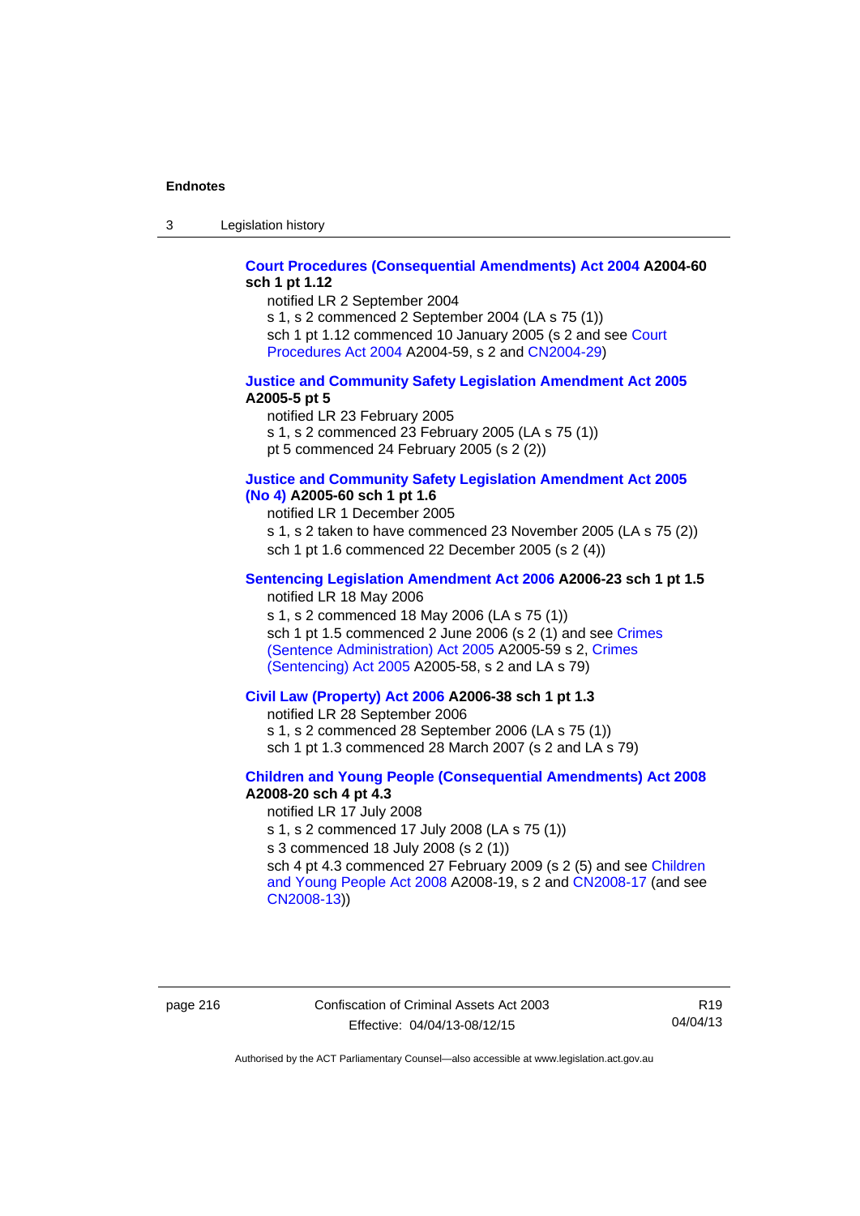**Court Procedures (Consequential Amendments) Act 2004 A2004-60 sch 1 pt 1.12**

notified LR 2 September 2004

s 1, s 2 commenced 2 September 2004 (LA s 75 (1))

sch 1 pt 1.12 commenced 10 January 2005 (s 2 and see Court Procedures Act 2004 A2004-59, s 2 and CN2004-29)

**Justice and Community Safety Legislation Amendment Act 2005 A2005-5 pt 5**

notified LR 23 February 2005

s 1, s 2 commenced 23 February 2005 (LA s 75 (1))

pt 5 commenced 24 February 2005 (s 2 (2))

**Justice and Community Safety Legislation Amendment Act 2005 (No 4) A2005-60 sch 1 pt 1.6**

notified LR 1 December 2005

s 1, s 2 taken to have commenced 23 November 2005 (LA s 75 (2))

sch 1 pt 1.6 commenced 22 December 2005 (s 2 (4))

**Sentencing Legislation Amendment Act 2006 A2006-23 sch 1 pt 1.5**

notified LR 18 May 2006

s 1, s 2 commenced 18 May 2006 (LA s 75 (1))

sch 1 pt 1.5 commenced 2 June 2006 (s 2 (1) and see Crimes (Sentence Administration) Act 2005 A2005-59 s 2, Crimes (Sentencing) Act 2005 A2005-58, s 2 and LA s 79)

**Civil Law (Property) Act 2006 A2006-38 sch 1 pt 1.3**

notified LR 28 September 2006

s 1, s 2 commenced 28 September 2006 (LA s 75 (1))

sch 1 pt 1.3 commenced 28 March 2007 (s 2 and LA s 79)

**Children and Young People (Consequential Amendments) Act 2008 A2008-20 sch 4 pt 4.3**

notified LR 17 July 2008

s 1, s 2 commenced 17 July 2008 (LA s 75 (1))

s 3 commenced 18 July 2008 (s 2 (1))

sch 4 pt 4.3 commenced 27 February 2009 (s 2 (5) and see Children and Young People Act 2008 A2008-19, s 2 and CN2008-17 (and see CN2008-13))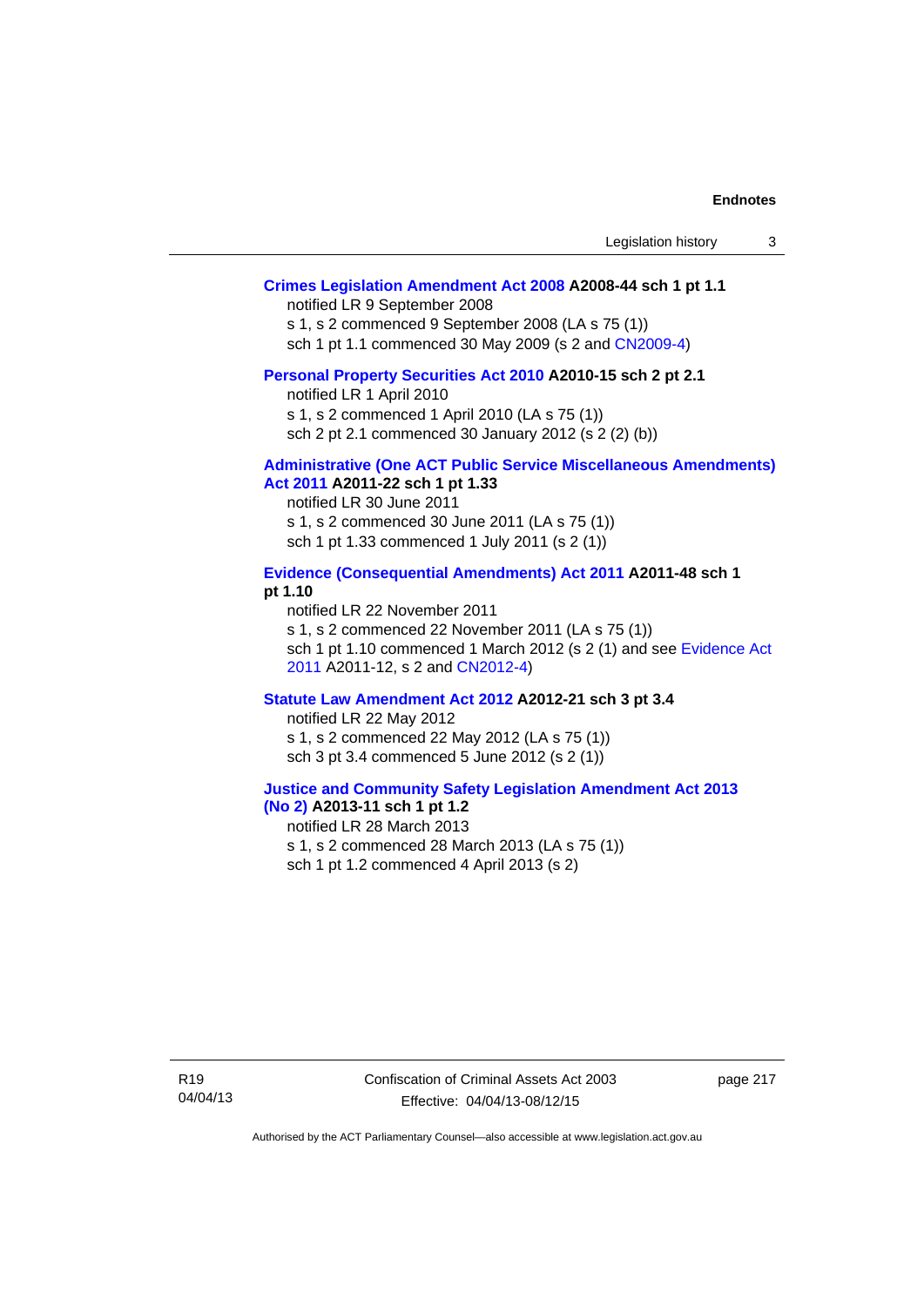**Crimes Legislation Amendment Act 2008 A2008-44 sch 1 pt 1.1**

notified LR 9 September 2008

s 1, s 2 commenced 9 September 2008 (LA s 75 (1))

sch 1 pt 1.1 commenced 30 May 2009 (s 2 and CN2009-4)

**Personal Property Securities Act 2010 A2010-15 sch 2 pt 2.1**

notified LR 1 April 2010

s 1, s 2 commenced 1 April 2010 (LA s 75 (1))

sch 2 pt 2.1 commenced 30 January 2012 (s 2 (2) (b))

**Administrative (One ACT Public Service Miscellaneous Amendments) Act 2011 A2011-22 sch 1 pt 1.33**

notified LR 30 June 2011

s 1, s 2 commenced 30 June 2011 (LA s 75 (1))

sch 1 pt 1.33 commenced 1 July 2011 (s 2 (1))

**Evidence (Consequential Amendments) Act 2011 A2011-48 sch 1 pt 1.10**

notified LR 22 November 2011

s 1, s 2 commenced 22 November 2011 (LA s 75 (1))

sch 1 pt 1.10 commenced 1 March 2012 (s 2 (1) and see Evidence Act 2011 A2011-12, s 2 and CN2012-4)

**Statute Law Amendment Act 2012 A2012-21 sch 3 pt 3.4**

notified LR 22 May 2012

s 1, s 2 commenced 22 May 2012 (LA s 75 (1))

sch 3 pt 3.4 commenced 5 June 2012 (s 2 (1))

**Justice and Community Safety Legislation Amendment Act 2013 (No 2) A2013-11 sch 1 pt 1.2**

notified LR 28 March 2013

s 1, s 2 commenced 28 March 2013 (LA s 75 (1))

sch 1 pt 1.2 commenced 4 April 2013 (s 2)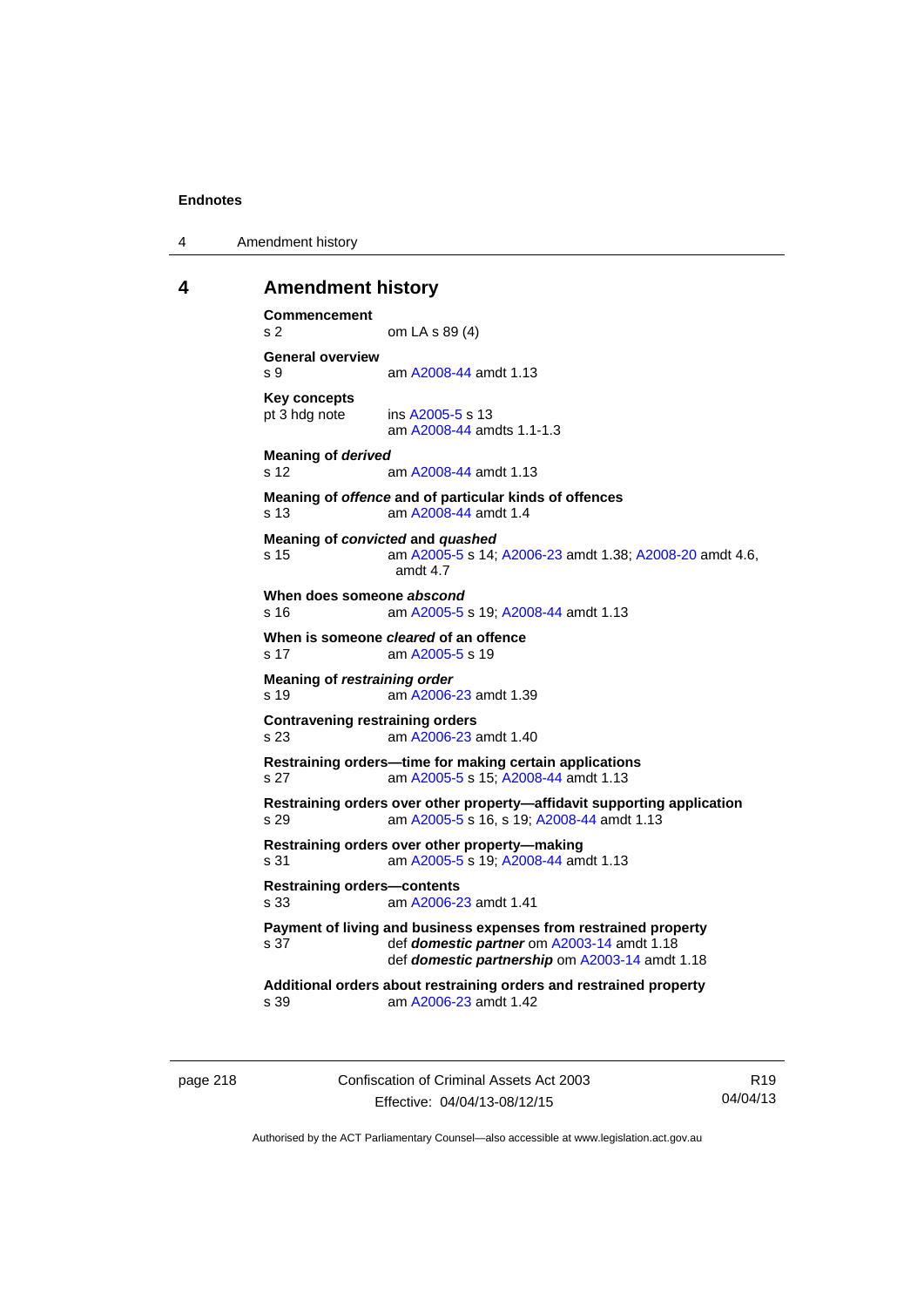# 4 Amendment history

**Commencement**
s 2 om LA s 89 (4)

**General overview**
s 9 am A2008-44 amdt 1.13

**Key concepts**
pt 3 hdg note ins A2005-5 s 13
am A2008-44 amdts 1.1-1.3

**Meaning of *derived***
s 12 am A2008-44 amdt 1.13

**Meaning of *offence* and of particular kinds of offences**
s 13 am A2008-44 amdt 1.4

**Meaning of *convicted* and *quashed***
s 15 am A2005-5 s 14; A2006-23 amdt 1.38; A2008-20 amdt 4.6, amdt 4.7

**When does someone *abscond***
s 16 am A2005-5 s 19; A2008-44 amdt 1.13

**When is someone *cleared* of an offence**
s 17 am A2005-5 s 19

**Meaning of *restraining order***
s 19 am A2006-23 amdt 1.39

**Contravening restraining orders**
s 23 am A2006-23 amdt 1.40

**Restraining orders—time for making certain applications**
s 27 am A2005-5 s 15; A2008-44 amdt 1.13

**Restraining orders over other property—affidavit supporting application**
s 29 am A2005-5 s 16, s 19; A2008-44 amdt 1.13

**Restraining orders over other property—making**
s 31 am A2005-5 s 19; A2008-44 amdt 1.13

**Restraining orders—contents**
s 33 am A2006-23 amdt 1.41

**Payment of living and business expenses from restrained property**
s 37 def ***domestic partner*** om A2003-14 amdt 1.18
def ***domestic partnership*** om A2003-14 amdt 1.18

**Additional orders about restraining orders and restrained property**
s 39 am A2006-23 amdt 1.42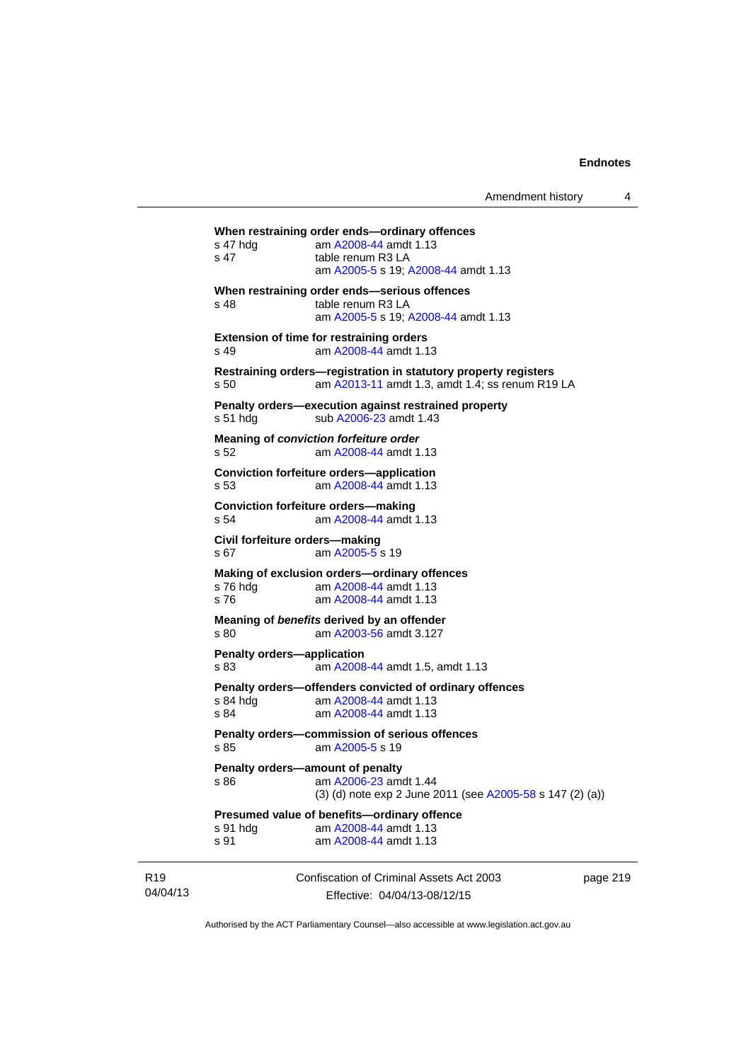**When restraining order ends—ordinary offences**

s 47 hdg am A2008-44 amdt 1.13

s 47 table renum R3 LA
am A2005-5 s 19; A2008-44 amdt 1.13

**When restraining order ends—serious offences**

s 48 table renum R3 LA
am A2005-5 s 19; A2008-44 amdt 1.13

**Extension of time for restraining orders**

s 49 am A2008-44 amdt 1.13

**Restraining orders—registration in statutory property registers**

s 50 am A2013-11 amdt 1.3, amdt 1.4; ss renum R19 LA

**Penalty orders—execution against restrained property**

s 51 hdg sub A2006-23 amdt 1.43

**Meaning of *conviction forfeiture order***

s 52 am A2008-44 amdt 1.13

**Conviction forfeiture orders—application**

s 53 am A2008-44 amdt 1.13

**Conviction forfeiture orders—making**

s 54 am A2008-44 amdt 1.13

**Civil forfeiture orders—making**

s 67 am A2005-5 s 19

**Making of exclusion orders—ordinary offences**

s 76 hdg am A2008-44 amdt 1.13

s 76 am A2008-44 amdt 1.13

**Meaning of *benefits* derived by an offender**

s 80 am A2003-56 amdt 3.127

**Penalty orders—application**

s 83 am A2008-44 amdt 1.5, amdt 1.13

**Penalty orders—offenders convicted of ordinary offences**

s 84 hdg am A2008-44 amdt 1.13

s 84 am A2008-44 amdt 1.13

**Penalty orders—commission of serious offences**

s 85 am A2005-5 s 19

**Penalty orders—amount of penalty**

s 86 am A2006-23 amdt 1.44
(3) (d) note exp 2 June 2011 (see A2005-58 s 147 (2) (a))

**Presumed value of benefits—ordinary offence**

s 91 hdg am A2008-44 amdt 1.13

s 91 am A2008-44 amdt 1.13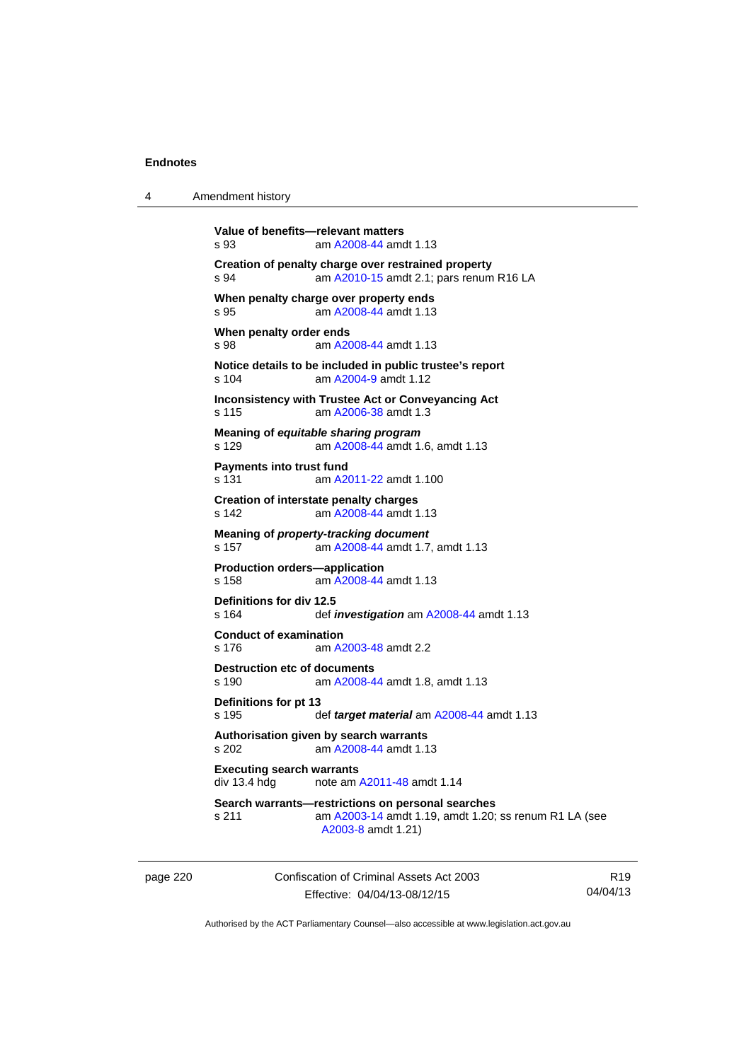**Value of benefits—relevant matters**
s 93 am A2008-44 amdt 1.13

**Creation of penalty charge over restrained property**
s 94 am A2010-15 amdt 2.1; pars renum R16 LA

**When penalty charge over property ends**
s 95 am A2008-44 amdt 1.13

**When penalty order ends**
s 98 am A2008-44 amdt 1.13

**Notice details to be included in public trustee's report**
s 104 am A2004-9 amdt 1.12

**Inconsistency with Trustee Act or Conveyancing Act**
s 115 am A2006-38 amdt 1.3

**Meaning of *equitable sharing program***
s 129 am A2008-44 amdt 1.6, amdt 1.13

**Payments into trust fund**
s 131 am A2011-22 amdt 1.100

**Creation of interstate penalty charges**
s 142 am A2008-44 amdt 1.13

**Meaning of *property-tracking document***
s 157 am A2008-44 amdt 1.7, amdt 1.13

**Production orders—application**
s 158 am A2008-44 amdt 1.13

**Definitions for div 12.5**
s 164 def ***investigation*** am A2008-44 amdt 1.13

**Conduct of examination**
s 176 am A2003-48 amdt 2.2

**Destruction etc of documents**
s 190 am A2008-44 amdt 1.8, amdt 1.13

**Definitions for pt 13**
s 195 def ***target material*** am A2008-44 amdt 1.13

**Authorisation given by search warrants**
s 202 am A2008-44 amdt 1.13

**Executing search warrants**
div 13.4 hdg note am A2011-48 amdt 1.14

**Search warrants—restrictions on personal searches**
s 211 am A2003-14 amdt 1.19, amdt 1.20; ss renum R1 LA (see A2003-8 amdt 1.21)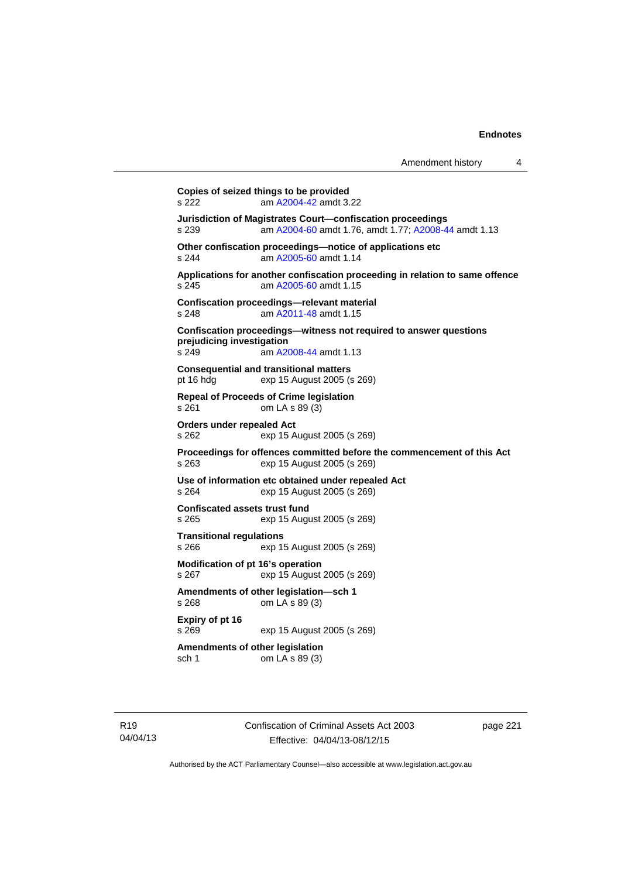**Copies of seized things to be provided**
s 222 am A2004-42 amdt 3.22

**Jurisdiction of Magistrates Court—confiscation proceedings**
s 239 am A2004-60 amdt 1.76, amdt 1.77; A2008-44 amdt 1.13

**Other confiscation proceedings—notice of applications etc**
s 244 am A2005-60 amdt 1.14

**Applications for another confiscation proceeding in relation to same offence**
s 245 am A2005-60 amdt 1.15

**Confiscation proceedings—relevant material**
s 248 am A2011-48 amdt 1.15

**Confiscation proceedings—witness not required to answer questions prejudicing investigation**
s 249 am A2008-44 amdt 1.13

**Consequential and transitional matters**
pt 16 hdg exp 15 August 2005 (s 269)

**Repeal of Proceeds of Crime legislation**
s 261 om LA s 89 (3)

**Orders under repealed Act**
s 262 exp 15 August 2005 (s 269)

**Proceedings for offences committed before the commencement of this Act**
s 263 exp 15 August 2005 (s 269)

**Use of information etc obtained under repealed Act**
s 264 exp 15 August 2005 (s 269)

**Confiscated assets trust fund**
s 265 exp 15 August 2005 (s 269)

**Transitional regulations**
s 266 exp 15 August 2005 (s 269)

**Modification of pt 16's operation**
s 267 exp 15 August 2005 (s 269)

**Amendments of other legislation—sch 1**
s 268 om LA s 89 (3)

**Expiry of pt 16**
s 269 exp 15 August 2005 (s 269)

**Amendments of other legislation**
sch 1 om LA s 89 (3)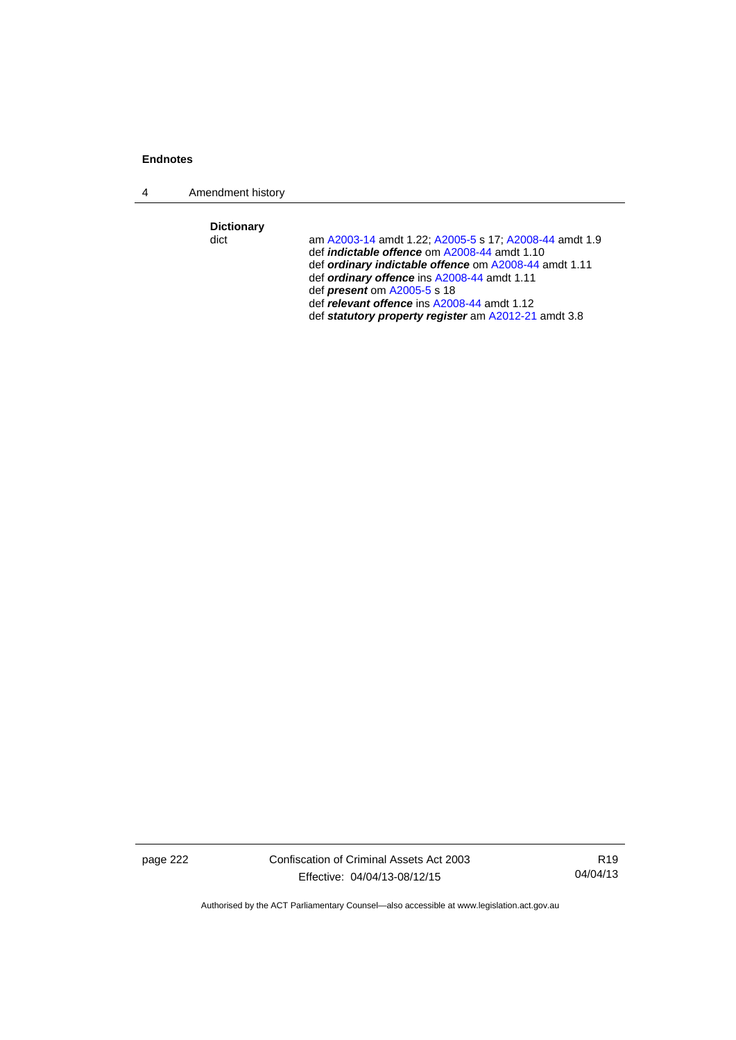**Dictionary**

dict am A2003-14 amdt 1.22; A2005-5 s 17; A2008-44 amdt 1.9
def ***indictable offence*** om A2008-44 amdt 1.10
def ***ordinary indictable offence*** om A2008-44 amdt 1.11
def ***ordinary offence*** ins A2008-44 amdt 1.11
def ***present*** om A2005-5 s 18
def ***relevant offence*** ins A2008-44 amdt 1.12
def ***statutory property register*** am A2012-21 amdt 3.8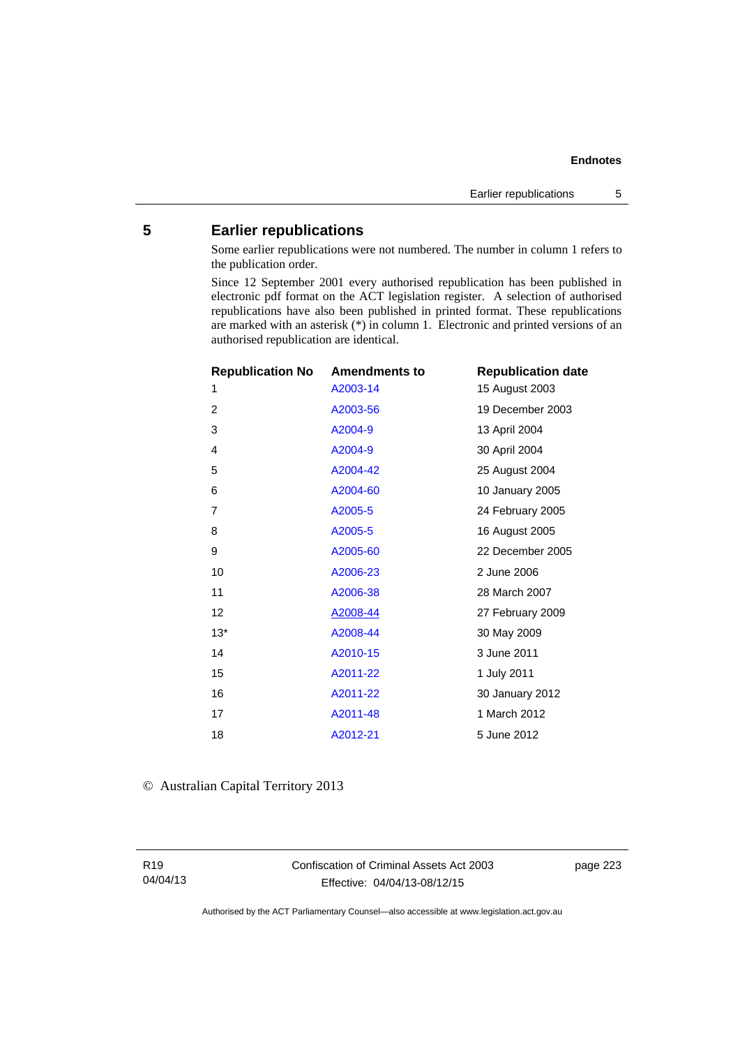## 5 Earlier republications

Some earlier republications were not numbered. The number in column 1 refers to the publication order.

Since 12 September 2001 every authorised republication has been published in electronic pdf format on the ACT legislation register. A selection of authorised republications have also been published in printed format. These republications are marked with an asterisk (*) in column 1. Electronic and printed versions of an authorised republication are identical.

| Republication No | Amendments to | Republication date |
|---|---|---|
| 1 | A2003-14 | 15 August 2003 |
| 2 | A2003-56 | 19 December 2003 |
| 3 | A2004-9 | 13 April 2004 |
| 4 | A2004-9 | 30 April 2004 |
| 5 | A2004-42 | 25 August 2004 |
| 6 | A2004-60 | 10 January 2005 |
| 7 | A2005-5 | 24 February 2005 |
| 8 | A2005-5 | 16 August 2005 |
| 9 | A2005-60 | 22 December 2005 |
| 10 | A2006-23 | 2 June 2006 |
| 11 | A2006-38 | 28 March 2007 |
| 12 | A2008-44 | 27 February 2009 |
| 13* | A2008-44 | 30 May 2009 |
| 14 | A2010-15 | 3 June 2011 |
| 15 | A2011-22 | 1 July 2011 |
| 16 | A2011-22 | 30 January 2012 |
| 17 | A2011-48 | 1 March 2012 |
| 18 | A2012-21 | 5 June 2012 |

© Australian Capital Territory 2013